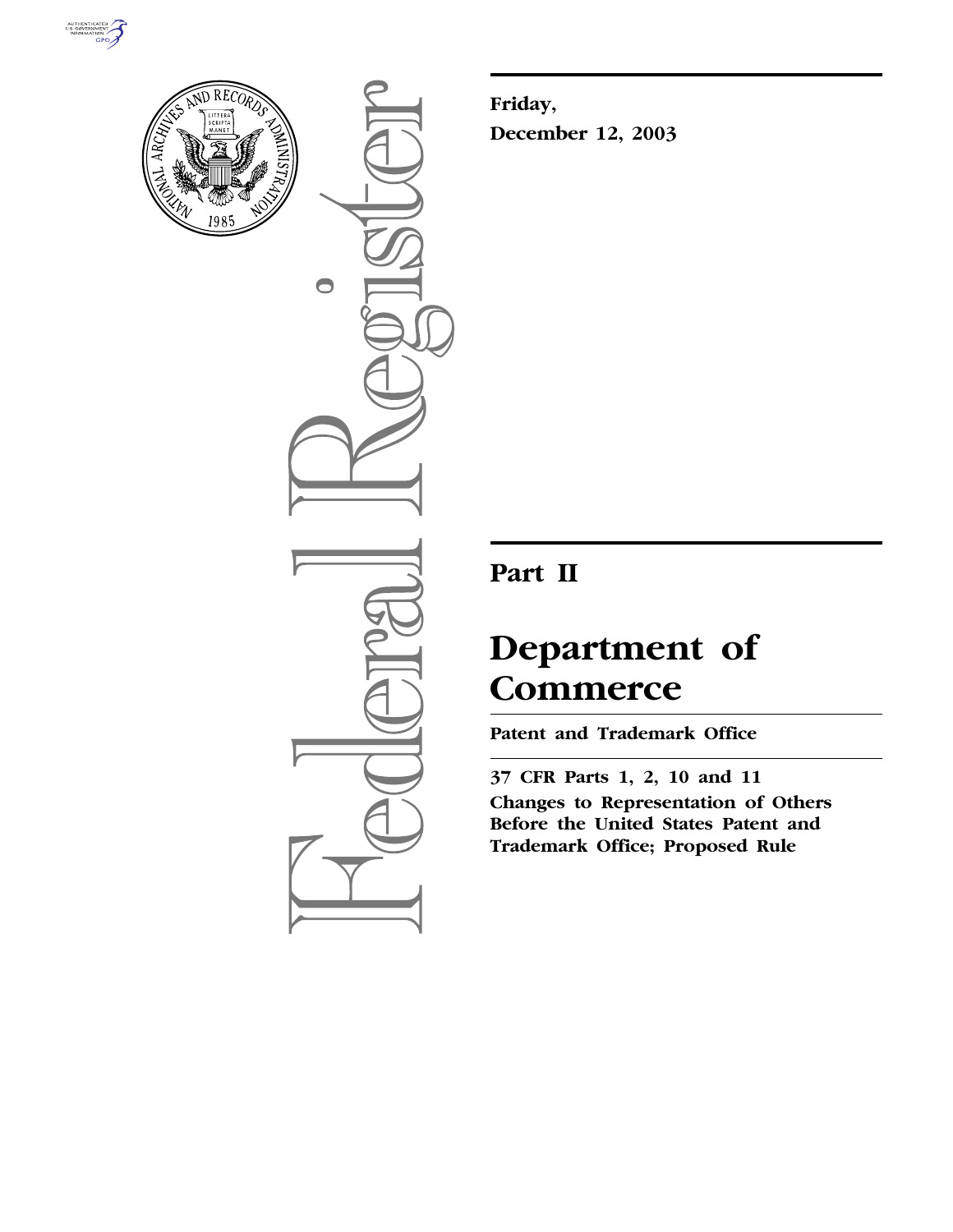**Friday,**

**December 12, 2003**

# Part II

# Department of Commerce

**Patent and Trademark Office**

**37 CFR Parts 1, 2, 10 and 11**

**Changes to Representation of Others Before the United States Patent and Trademark Office; Proposed Rule**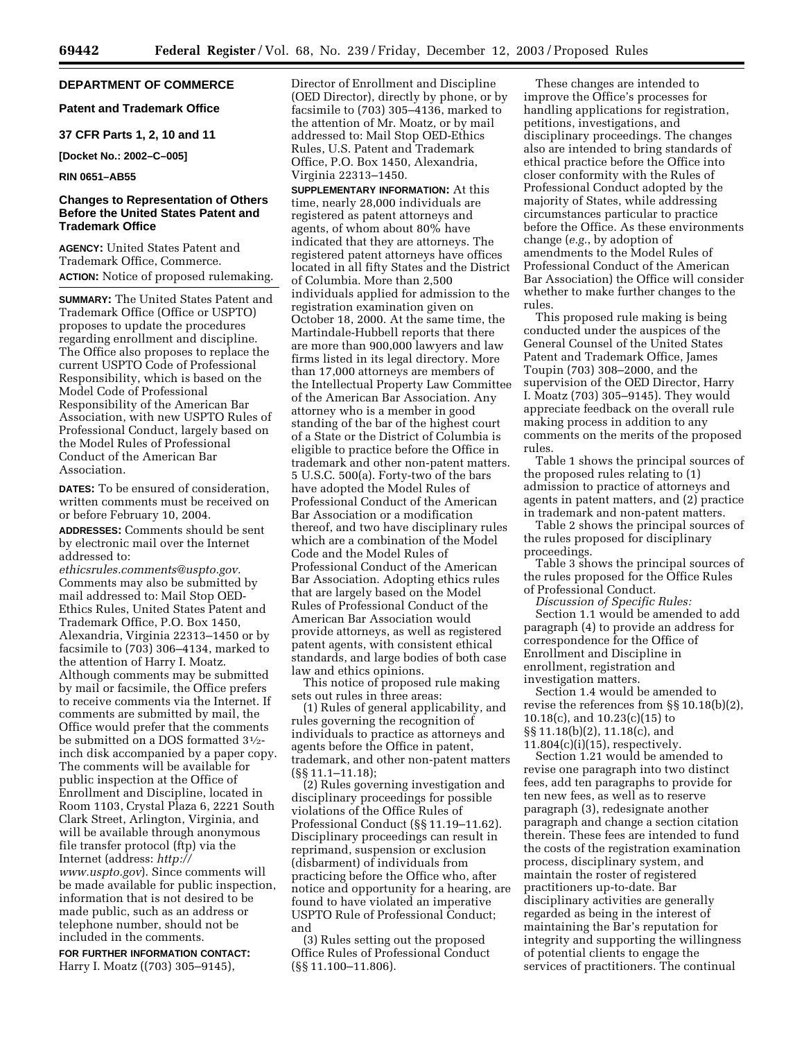**DEPARTMENT OF COMMERCE**

**Patent and Trademark Office**

**37 CFR Parts 1, 2, 10 and 11**

**[Docket No.: 2002–C–005]**

**RIN 0651–AB55**

## Changes to Representation of Others Before the United States Patent and Trademark Office

**AGENCY:** United States Patent and Trademark Office, Commerce.

**ACTION:** Notice of proposed rulemaking.

**SUMMARY:** The United States Patent and Trademark Office (Office or USPTO) proposes to update the procedures regarding enrollment and discipline. The Office also proposes to replace the current USPTO Code of Professional Responsibility, which is based on the Model Code of Professional Responsibility of the American Bar Association, with new USPTO Rules of Professional Conduct, largely based on the Model Rules of Professional Conduct of the American Bar Association.

**DATES:** To be ensured of consideration, written comments must be received on or before February 10, 2004.

**ADDRESSES:** Comments should be sent by electronic mail over the Internet addressed to: *ethicsrules.comments@uspto.gov.* Comments may also be submitted by mail addressed to: Mail Stop OED-Ethics Rules, United States Patent and Trademark Office, P.O. Box 1450, Alexandria, Virginia 22313–1450 or by facsimile to (703) 306–4134, marked to the attention of Harry I. Moatz. Although comments may be submitted by mail or facsimile, the Office prefers to receive comments via the Internet. If comments are submitted by mail, the Office would prefer that the comments be submitted on a DOS formatted 3½-inch disk accompanied by a paper copy. The comments will be available for public inspection at the Office of Enrollment and Discipline, located in Room 1103, Crystal Plaza 6, 2221 South Clark Street, Arlington, Virginia, and will be available through anonymous file transfer protocol (ftp) via the Internet (address: *http://www.uspto.gov*). Since comments will be made available for public inspection, information that is not desired to be made public, such as an address or telephone number, should not be included in the comments.

**FOR FURTHER INFORMATION CONTACT:** Harry I. Moatz ((703) 305–9145), Director of Enrollment and Discipline (OED Director), directly by phone, or by facsimile to (703) 305–4136, marked to the attention of Mr. Moatz, or by mail addressed to: Mail Stop OED-Ethics Rules, U.S. Patent and Trademark Office, P.O. Box 1450, Alexandria, Virginia 22313–1450.

**SUPPLEMENTARY INFORMATION:** At this time, nearly 28,000 individuals are registered as patent attorneys and agents, of whom about 80% have indicated that they are attorneys. The registered patent attorneys have offices located in all fifty States and the District of Columbia. More than 2,500 individuals applied for admission to the registration examination given on October 18, 2000. At the same time, the Martindale-Hubbell reports that there are more than 900,000 lawyers and law firms listed in its legal directory. More than 17,000 attorneys are members of the Intellectual Property Law Committee of the American Bar Association. Any attorney who is a member in good standing of the bar of the highest court of a State or the District of Columbia is eligible to practice before the Office in trademark and other non-patent matters. 5 U.S.C. 500(a). Forty-two of the bars have adopted the Model Rules of Professional Conduct of the American Bar Association or a modification thereof, and two have disciplinary rules which are a combination of the Model Code and the Model Rules of Professional Conduct of the American Bar Association. Adopting ethics rules that are largely based on the Model Rules of Professional Conduct of the American Bar Association would provide attorneys, as well as registered patent agents, with consistent ethical standards, and large bodies of both case law and ethics opinions.

This notice of proposed rule making sets out rules in three areas:

(1) Rules of general applicability, and rules governing the recognition of individuals to practice as attorneys and agents before the Office in patent, trademark, and other non-patent matters (§§ 11.1–11.18);

(2) Rules governing investigation and disciplinary proceedings for possible violations of the Office Rules of Professional Conduct (§§ 11.19–11.62). Disciplinary proceedings can result in reprimand, suspension or exclusion (disbarment) of individuals from practicing before the Office who, after notice and opportunity for a hearing, are found to have violated an imperative USPTO Rule of Professional Conduct; and

(3) Rules setting out the proposed Office Rules of Professional Conduct (§§ 11.100–11.806).

These changes are intended to improve the Office's processes for handling applications for registration, petitions, investigations, and disciplinary proceedings. The changes also are intended to bring standards of ethical practice before the Office into closer conformity with the Rules of Professional Conduct adopted by the majority of States, while addressing circumstances particular to practice before the Office. As these environments change (*e.g.*, by adoption of amendments to the Model Rules of Professional Conduct of the American Bar Association) the Office will consider whether to make further changes to the rules.

This proposed rule making is being conducted under the auspices of the General Counsel of the United States Patent and Trademark Office, James Toupin (703) 308–2000, and the supervision of the OED Director, Harry I. Moatz (703) 305–9145). They would appreciate feedback on the overall rule making process in addition to any comments on the merits of the proposed rules.

Table 1 shows the principal sources of the proposed rules relating to (1) admission to practice of attorneys and agents in patent matters, and (2) practice in trademark and non-patent matters.

Table 2 shows the principal sources of the rules proposed for disciplinary proceedings.

Table 3 shows the principal sources of the rules proposed for the Office Rules of Professional Conduct.

*Discussion of Specific Rules:*

Section 1.1 would be amended to add paragraph (4) to provide an address for correspondence for the Office of Enrollment and Discipline in enrollment, registration and investigation matters.

Section 1.4 would be amended to revise the references from §§ 10.18(b)(2), 10.18(c), and 10.23(c)(15) to §§ 11.18(b)(2), 11.18(c), and 11.804(c)(i)(15), respectively.

Section 1.21 would be amended to revise one paragraph into two distinct fees, add ten paragraphs to provide for ten new fees, as well as to reserve paragraph (3), redesignate another paragraph and change a section citation therein. These fees are intended to fund the costs of the registration examination process, disciplinary system, and maintain the roster of registered practitioners up-to-date. Bar disciplinary activities are generally regarded as being in the interest of maintaining the Bar's reputation for integrity and supporting the willingness of potential clients to engage the services of practitioners. The continual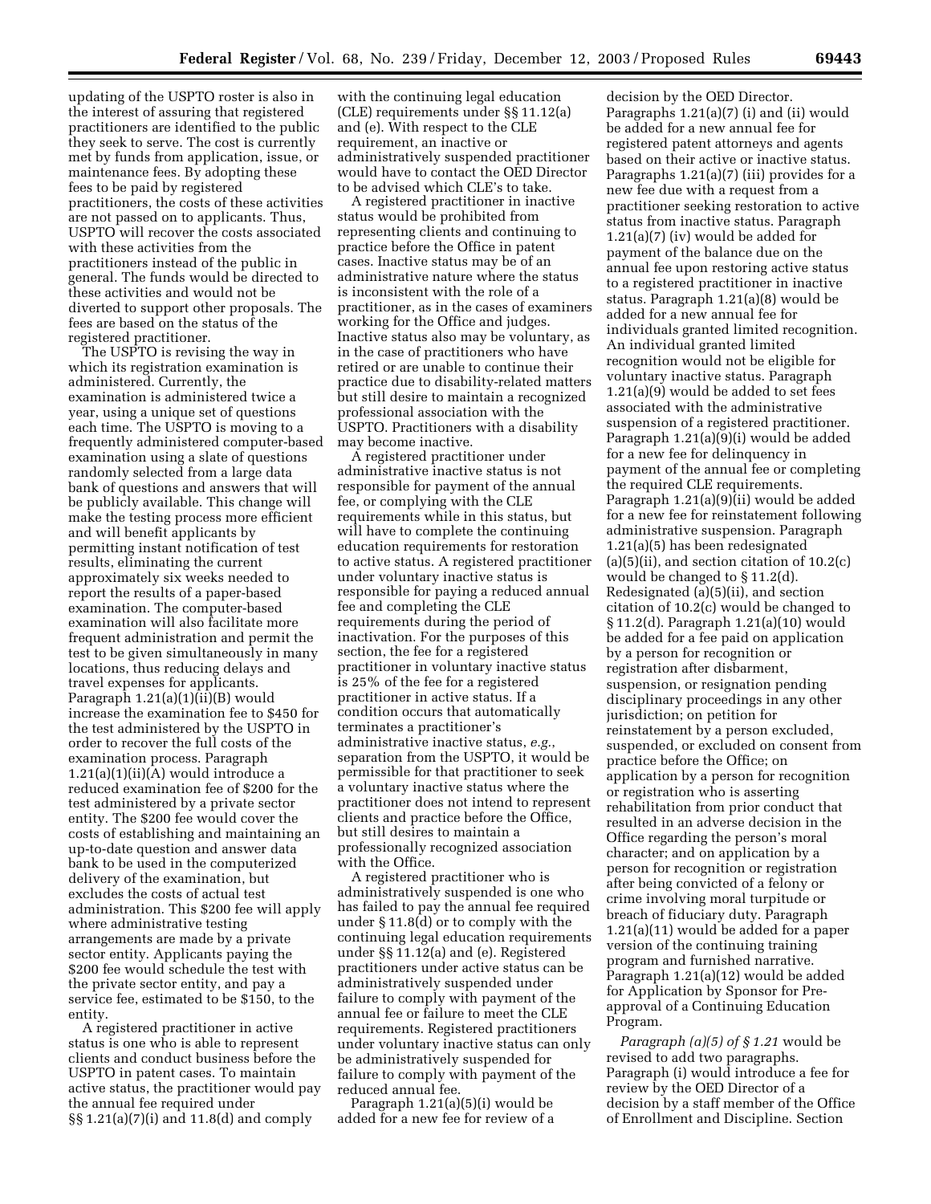updating of the USPTO roster is also in the interest of assuring that registered practitioners are identified to the public they seek to serve. The cost is currently met by funds from application, issue, or maintenance fees. By adopting these fees to be paid by registered practitioners, the costs of these activities are not passed on to applicants. Thus, USPTO will recover the costs associated with these activities from the practitioners instead of the public in general. The funds would be directed to these activities and would not be diverted to support other proposals. The fees are based on the status of the registered practitioner.

The USPTO is revising the way in which its registration examination is administered. Currently, the examination is administered twice a year, using a unique set of questions each time. The USPTO is moving to a frequently administered computer-based examination using a slate of questions randomly selected from a large data bank of questions and answers that will be publicly available. This change will make the testing process more efficient and will benefit applicants by permitting instant notification of test results, eliminating the current approximately six weeks needed to report the results of a paper-based examination. The computer-based examination will also facilitate more frequent administration and permit the test to be given simultaneously in many locations, thus reducing delays and travel expenses for applicants. Paragraph 1.21(a)(1)(ii)(B) would increase the examination fee to $450 for the test administered by the USPTO in order to recover the full costs of the examination process. Paragraph 1.21(a)(1)(ii)(A) would introduce a reduced examination fee of $200 for the test administered by a private sector entity. The $200 fee would cover the costs of establishing and maintaining an up-to-date question and answer data bank to be used in the computerized delivery of the examination, but excludes the costs of actual test administration. This $200 fee will apply where administrative testing arrangements are made by a private sector entity. Applicants paying the $200 fee would schedule the test with the private sector entity, and pay a service fee, estimated to be $150, to the entity.

A registered practitioner in active status is one who is able to represent clients and conduct business before the USPTO in patent cases. To maintain active status, the practitioner would pay the annual fee required under §§ 1.21(a)(7)(i) and 11.8(d) and comply with the continuing legal education (CLE) requirements under §§ 11.12(a) and (e). With respect to the CLE requirement, an inactive or administratively suspended practitioner would have to contact the OED Director to be advised which CLE's to take.

A registered practitioner in inactive status would be prohibited from representing clients and continuing to practice before the Office in patent cases. Inactive status may be of an administrative nature where the status is inconsistent with the role of a practitioner, as in the cases of examiners working for the Office and judges. Inactive status also may be voluntary, as in the case of practitioners who have retired or are unable to continue their practice due to disability-related matters but still desire to maintain a recognized professional association with the USPTO. Practitioners with a disability may become inactive.

A registered practitioner under administrative inactive status is not responsible for payment of the annual fee, or complying with the CLE requirements while in this status, but will have to complete the continuing education requirements for restoration to active status. A registered practitioner under voluntary inactive status is responsible for paying a reduced annual fee and completing the CLE requirements during the period of inactivation. For the purposes of this section, the fee for a registered practitioner in voluntary inactive status is 25% of the fee for a registered practitioner in active status. If a condition occurs that automatically terminates a practitioner's administrative inactive status, *e.g.*, separation from the USPTO, it would be permissible for that practitioner to seek a voluntary inactive status where the practitioner does not intend to represent clients and practice before the Office, but still desires to maintain a professionally recognized association with the Office.

A registered practitioner who is administratively suspended is one who has failed to pay the annual fee required under § 11.8(d) or to comply with the continuing legal education requirements under §§ 11.12(a) and (e). Registered practitioners under active status can be administratively suspended under failure to comply with payment of the annual fee or failure to meet the CLE requirements. Registered practitioners under voluntary inactive status can only be administratively suspended for failure to comply with payment of the reduced annual fee.

Paragraph 1.21(a)(5)(i) would be added for a new fee for review of a decision by the OED Director. Paragraphs 1.21(a)(7) (i) and (ii) would be added for a new annual fee for registered patent attorneys and agents based on their active or inactive status. Paragraphs 1.21(a)(7) (iii) provides for a new fee due with a request from a practitioner seeking restoration to active status from inactive status. Paragraph 1.21(a)(7) (iv) would be added for payment of the balance due on the annual fee upon restoring active status to a registered practitioner in inactive status. Paragraph 1.21(a)(8) would be added for a new annual fee for individuals granted limited recognition. An individual granted limited recognition would not be eligible for voluntary inactive status. Paragraph 1.21(a)(9) would be added to set fees associated with the administrative suspension of a registered practitioner. Paragraph 1.21(a)(9)(i) would be added for a new fee for delinquency in payment of the annual fee or completing the required CLE requirements. Paragraph 1.21(a)(9)(ii) would be added for a new fee for reinstatement following administrative suspension. Paragraph 1.21(a)(5) has been redesignated (a)(5)(ii), and section citation of 10.2(c) would be changed to § 11.2(d). Redesignated (a)(5)(ii), and section citation of 10.2(c) would be changed to § 11.2(d). Paragraph 1.21(a)(10) would be added for a fee paid on application by a person for recognition or registration after disbarment, suspension, or resignation pending disciplinary proceedings in any other jurisdiction; on petition for reinstatement by a person excluded, suspended, or excluded on consent from practice before the Office; on application by a person for recognition or registration who is asserting rehabilitation from prior conduct that resulted in an adverse decision in the Office regarding the person's moral character; and on application by a person for recognition or registration after being convicted of a felony or crime involving moral turpitude or breach of fiduciary duty. Paragraph 1.21(a)(11) would be added for a paper version of the continuing training program and furnished narrative. Paragraph 1.21(a)(12) would be added for Application by Sponsor for Pre-approval of a Continuing Education Program.

*Paragraph (a)(5) of § 1.21* would be revised to add two paragraphs. Paragraph (i) would introduce a fee for review by the OED Director of a decision by a staff member of the Office of Enrollment and Discipline. Section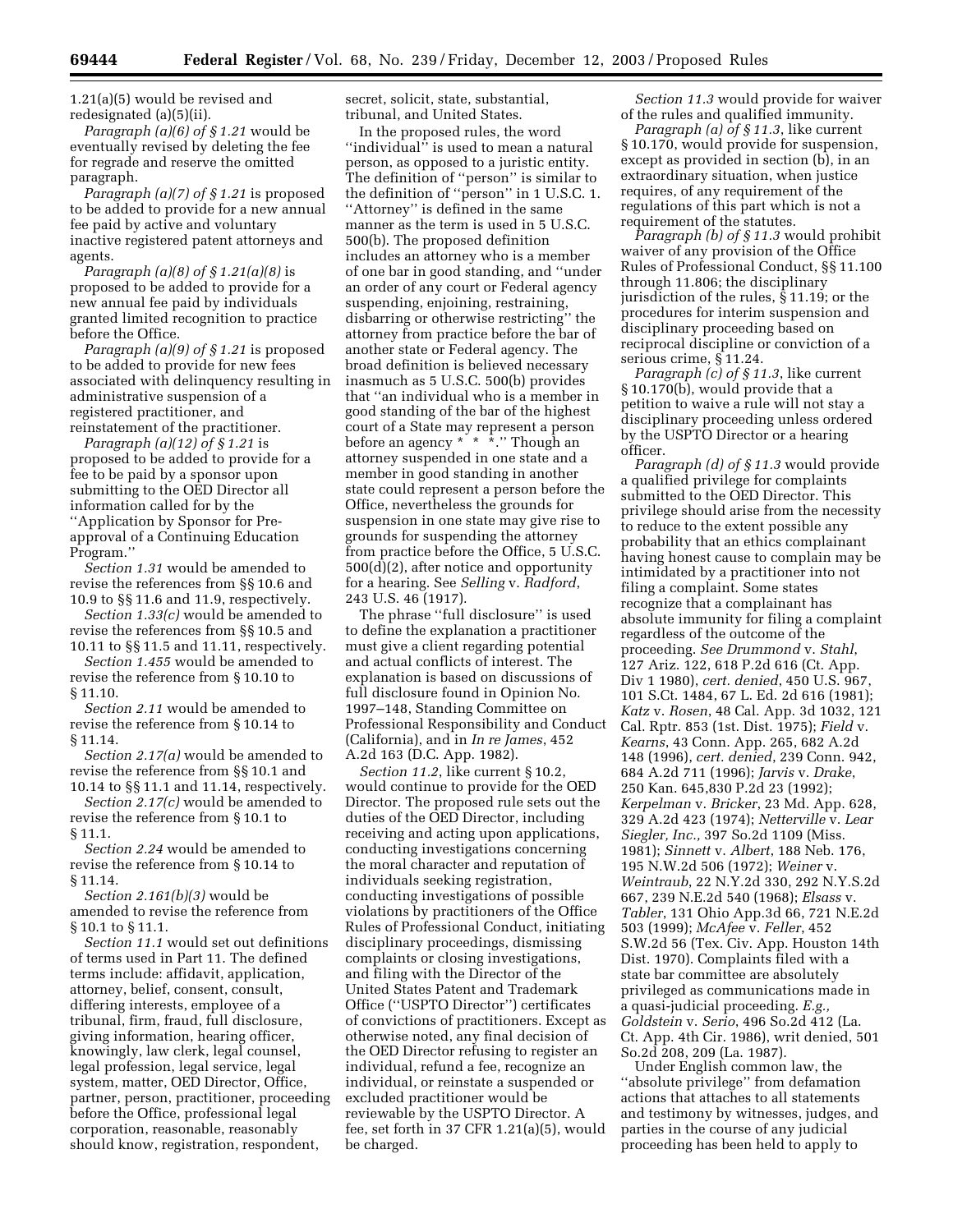1.21(a)(5) would be revised and redesignated (a)(5)(ii).

*Paragraph (a)(6) of § 1.21* would be eventually revised by deleting the fee for regrade and reserve the omitted paragraph.

*Paragraph (a)(7) of § 1.21* is proposed to be added to provide for a new annual fee paid by active and voluntary inactive registered patent attorneys and agents.

*Paragraph (a)(8) of § 1.21(a)(8)* is proposed to be added to provide for a new annual fee paid by individuals granted limited recognition to practice before the Office.

*Paragraph (a)(9) of § 1.21* is proposed to be added to provide for new fees associated with delinquency resulting in administrative suspension of a registered practitioner, and reinstatement of the practitioner.

*Paragraph (a)(12) of § 1.21* is proposed to be added to provide for a fee to be paid by a sponsor upon submitting to the OED Director all information called for by the ''Application by Sponsor for Pre-approval of a Continuing Education Program.''

*Section 1.31* would be amended to revise the references from §§ 10.6 and 10.9 to §§ 11.6 and 11.9, respectively.

*Section 1.33(c)* would be amended to revise the references from §§ 10.5 and 10.11 to §§ 11.5 and 11.11, respectively.

*Section 1.455* would be amended to revise the reference from § 10.10 to § 11.10.

*Section 2.11* would be amended to revise the reference from § 10.14 to § 11.14.

*Section 2.17(a)* would be amended to revise the reference from §§ 10.1 and 10.14 to §§ 11.1 and 11.14, respectively.

*Section 2.17(c)* would be amended to revise the reference from § 10.1 to § 11.1.

*Section 2.24* would be amended to revise the reference from § 10.14 to § 11.14.

*Section 2.161(b)(3)* would be amended to revise the reference from § 10.1 to § 11.1.

*Section 11.1* would set out definitions of terms used in Part 11. The defined terms include: affidavit, application, attorney, belief, consent, consult, differing interests, employee of a tribunal, firm, fraud, full disclosure, giving information, hearing officer, knowingly, law clerk, legal counsel, legal profession, legal service, legal system, matter, OED Director, Office, partner, person, practitioner, proceeding before the Office, professional legal corporation, reasonable, reasonably should know, registration, respondent, secret, solicit, state, substantial, tribunal, and United States.

In the proposed rules, the word ''individual'' is used to mean a natural person, as opposed to a juristic entity. The definition of ''person'' is similar to the definition of ''person'' in 1 U.S.C. 1. ''Attorney'' is defined in the same manner as the term is used in 5 U.S.C. 500(b). The proposed definition includes an attorney who is a member of one bar in good standing, and ''under an order of any court or Federal agency suspending, enjoining, restraining, disbarring or otherwise restricting'' the attorney from practice before the bar of another state or Federal agency. The broad definition is believed necessary inasmuch as 5 U.S.C. 500(b) provides that ''an individual who is a member in good standing of the bar of the highest court of a State may represent a person before an agency * * *.'' Though an attorney suspended in one state and a member in good standing in another state could represent a person before the Office, nevertheless the grounds for suspension in one state may give rise to grounds for suspending the attorney from practice before the Office, 5 U.S.C. 500(d)(2), after notice and opportunity for a hearing. See *Selling* v. *Radford*, 243 U.S. 46 (1917).

The phrase ''full disclosure'' is used to define the explanation a practitioner must give a client regarding potential and actual conflicts of interest. The explanation is based on discussions of full disclosure found in Opinion No. 1997–148, Standing Committee on Professional Responsibility and Conduct (California), and in *In re James*, 452 A.2d 163 (D.C. App. 1982).

*Section 11.2*, like current § 10.2, would continue to provide for the OED Director. The proposed rule sets out the duties of the OED Director, including receiving and acting upon applications, conducting investigations concerning the moral character and reputation of individuals seeking registration, conducting investigations of possible violations by practitioners of the Office Rules of Professional Conduct, initiating disciplinary proceedings, dismissing complaints or closing investigations, and filing with the Director of the United States Patent and Trademark Office (''USPTO Director'') certificates of convictions of practitioners. Except as otherwise noted, any final decision of the OED Director refusing to register an individual, refund a fee, recognize an individual, or reinstate a suspended or excluded practitioner would be reviewable by the USPTO Director. A fee, set forth in 37 CFR 1.21(a)(5), would be charged.

*Section 11.3* would provide for waiver of the rules and qualified immunity.

*Paragraph (a) of § 11.3*, like current § 10.170, would provide for suspension, except as provided in section (b), in an extraordinary situation, when justice requires, of any requirement of the regulations of this part which is not a requirement of the statutes.

*Paragraph (b) of § 11.3* would prohibit waiver of any provision of the Office Rules of Professional Conduct, §§ 11.100 through 11.806; the disciplinary jurisdiction of the rules, § 11.19; or the procedures for interim suspension and disciplinary proceeding based on reciprocal discipline or conviction of a serious crime, § 11.24.

*Paragraph (c) of § 11.3*, like current § 10.170(b), would provide that a petition to waive a rule will not stay a disciplinary proceeding unless ordered by the USPTO Director or a hearing officer.

*Paragraph (d) of § 11.3* would provide a qualified privilege for complaints submitted to the OED Director. This privilege should arise from the necessity to reduce to the extent possible any probability that an ethics complainant having honest cause to complain may be intimidated by a practitioner into not filing a complaint. Some states recognize that a complainant has absolute immunity for filing a complaint regardless of the outcome of the proceeding. *See Drummond* v. *Stahl*, 127 Ariz. 122, 618 P.2d 616 (Ct. App. Div 1 1980), *cert. denied*, 450 U.S. 967, 101 S.Ct. 1484, 67 L. Ed. 2d 616 (1981); *Katz* v. *Rosen*, 48 Cal. App. 3d 1032, 121 Cal. Rptr. 853 (1st. Dist. 1975); *Field* v. *Kearns*, 43 Conn. App. 265, 682 A.2d 148 (1996), *cert. denied*, 239 Conn. 942, 684 A.2d 711 (1996); *Jarvis* v. *Drake*, 250 Kan. 645,830 P.2d 23 (1992); *Kerpelman* v. *Bricker*, 23 Md. App. 628, 329 A.2d 423 (1974); *Netterville* v. *Lear Siegler, Inc.,* 397 So.2d 1109 (Miss. 1981); *Sinnett* v. *Albert*, 188 Neb. 176, 195 N.W.2d 506 (1972); *Weiner* v. *Weintraub*, 22 N.Y.2d 330, 292 N.Y.S.2d 667, 239 N.E.2d 540 (1968); *Elsass* v. *Tabler*, 131 Ohio App.3d 66, 721 N.E.2d 503 (1999); *McAfee* v. *Feller*, 452 S.W.2d 56 (Tex. Civ. App. Houston 14th Dist. 1970). Complaints filed with a state bar committee are absolutely privileged as communications made in a quasi-judicial proceeding. *E.g., Goldstein* v. *Serio*, 496 So.2d 412 (La. Ct. App. 4th Cir. 1986), writ denied, 501 So.2d 208, 209 (La. 1987).

Under English common law, the ''absolute privilege'' from defamation actions that attaches to all statements and testimony by witnesses, judges, and parties in the course of any judicial proceeding has been held to apply to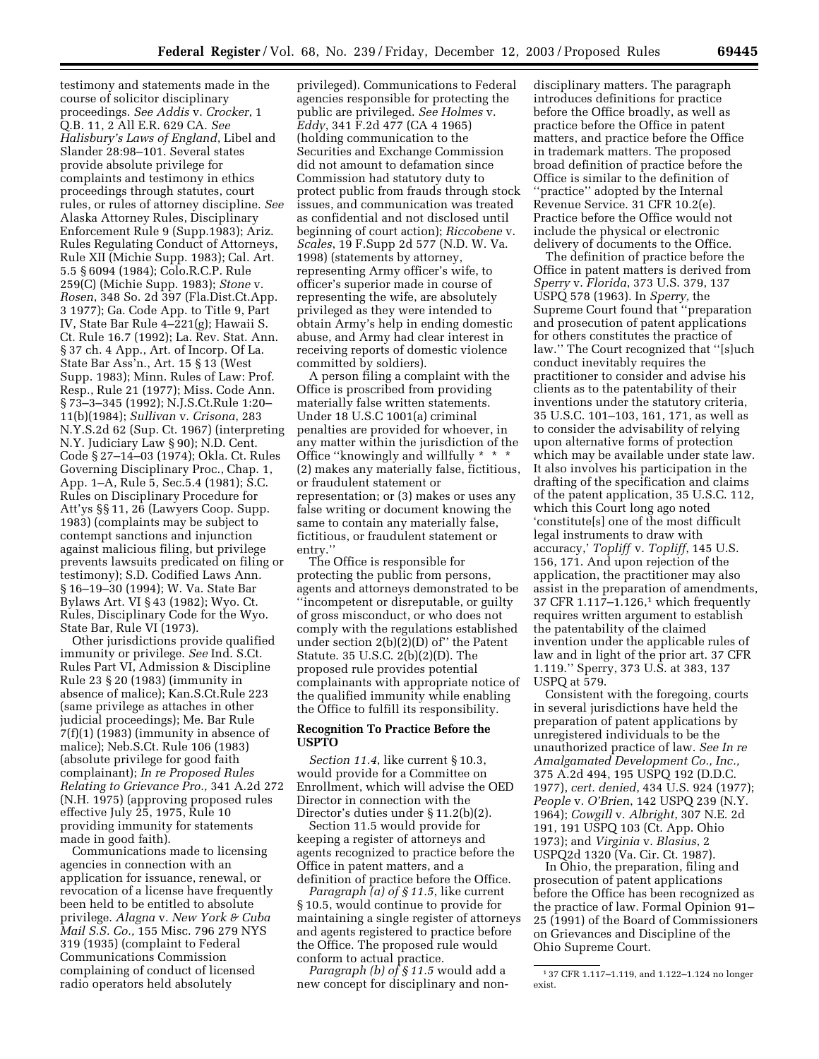testimony and statements made in the course of solicitor disciplinary proceedings. *See Addis* v. *Crocker*, 1 Q.B. 11, 2 All E.R. 629 CA. *See Halisbury's Laws of England*, Libel and Slander 28:98–101. Several states provide absolute privilege for complaints and testimony in ethics proceedings through statutes, court rules, or rules of attorney discipline. *See* Alaska Attorney Rules, Disciplinary Enforcement Rule 9 (Supp.1983); Ariz. Rules Regulating Conduct of Attorneys, Rule XII (Michie Supp. 1983); Cal. Art. 5.5 § 6094 (1984); Colo.R.C.P. Rule 259(C) (Michie Supp. 1983); *Stone* v. *Rosen*, 348 So. 2d 397 (Fla.Dist.Ct.App. 3 1977); Ga. Code App. to Title 9, Part IV, State Bar Rule 4–221(g); Hawaii S. Ct. Rule 16.7 (1992); La. Rev. Stat. Ann. § 37 ch. 4 App., Art. of Incorp. Of La. State Bar Ass'n., Art. 15 § 13 (West Supp. 1983); Minn. Rules of Law: Prof. Resp., Rule 21 (1977); Miss. Code Ann. § 73–3–345 (1992); N.J.S.Ct.Rule 1:20–11(b)(1984); *Sullivan* v. *Crisona*, 283 N.Y.S.2d 62 (Sup. Ct. 1967) (interpreting N.Y. Judiciary Law § 90); N.D. Cent. Code § 27–14–03 (1974); Okla. Ct. Rules Governing Disciplinary Proc., Chap. 1, App. 1–A, Rule 5, Sec.5.4 (1981); S.C. Rules on Disciplinary Procedure for Att'ys §§ 11, 26 (Lawyers Coop. Supp. 1983) (complaints may be subject to contempt sanctions and injunction against malicious filing, but privilege prevents lawsuits predicated on filing or testimony); S.D. Codified Laws Ann. § 16–19–30 (1994); W. Va. State Bar Bylaws Art. VI § 43 (1982); Wyo. Ct. Rules, Disciplinary Code for the Wyo. State Bar, Rule VI (1973).

Other jurisdictions provide qualified immunity or privilege. *See* Ind. S.Ct. Rules Part VI, Admission & Discipline Rule 23 § 20 (1983) (immunity in absence of malice); Kan.S.Ct.Rule 223 (same privilege as attaches in other judicial proceedings); Me. Bar Rule 7(f)(1) (1983) (immunity in absence of malice); Neb.S.Ct. Rule 106 (1983) (absolute privilege for good faith complainant); *In re Proposed Rules Relating to Grievance Pro.,* 341 A.2d 272 (N.H. 1975) (approving proposed rules effective July 25, 1975, Rule 10 providing immunity for statements made in good faith).

Communications made to licensing agencies in connection with an application for issuance, renewal, or revocation of a license have frequently been held to be entitled to absolute privilege. *Alagna* v. *New York & Cuba Mail S.S. Co.,* 155 Misc. 796 279 NYS 319 (1935) (complaint to Federal Communications Commission complaining of conduct of licensed radio operators held absolutely privileged). Communications to Federal agencies responsible for protecting the public are privileged. *See Holmes* v. *Eddy*, 341 F.2d 477 (CA 4 1965) (holding communication to the Securities and Exchange Commission did not amount to defamation since Commission had statutory duty to protect public from frauds through stock issues, and communication was treated as confidential and not disclosed until beginning of court action); *Riccobene* v. *Scales*, 19 F.Supp 2d 577 (N.D. W. Va. 1998) (statements by attorney, representing Army officer's wife, to officer's superior made in course of representing the wife, are absolutely privileged as they were intended to obtain Army's help in ending domestic abuse, and Army had clear interest in receiving reports of domestic violence committed by soldiers).

A person filing a complaint with the Office is proscribed from providing materially false written statements. Under 18 U.S.C 1001(a) criminal penalties are provided for whoever, in any matter within the jurisdiction of the Office "knowingly and willfully * * * (2) makes any materially false, fictitious, or fraudulent statement or representation; or (3) makes or uses any false writing or document knowing the same to contain any materially false, fictitious, or fraudulent statement or entry."

The Office is responsible for protecting the public from persons, agents and attorneys demonstrated to be "incompetent or disreputable, or guilty of gross misconduct, or who does not comply with the regulations established under section 2(b)(2)(D) of" the Patent Statute. 35 U.S.C. 2(b)(2)(D). The proposed rule provides potential complainants with appropriate notice of the qualified immunity while enabling the Office to fulfill its responsibility.

**Recognition To Practice Before the USPTO**

*Section 11.4*, like current § 10.3, would provide for a Committee on Enrollment, which will advise the OED Director in connection with the Director's duties under § 11.2(b)(2).

Section 11.5 would provide for keeping a register of attorneys and agents recognized to practice before the Office in patent matters, and a definition of practice before the Office.

*Paragraph (a) of § 11.5*, like current § 10.5, would continue to provide for maintaining a single register of attorneys and agents registered to practice before the Office. The proposed rule would conform to actual practice.

*Paragraph (b) of § 11.5* would add a new concept for disciplinary and non-disciplinary matters. The paragraph introduces definitions for practice before the Office broadly, as well as practice before the Office in patent matters, and practice before the Office in trademark matters. The proposed broad definition of practice before the Office is similar to the definition of "practice" adopted by the Internal Revenue Service. 31 CFR 10.2(e). Practice before the Office would not include the physical or electronic delivery of documents to the Office.

The definition of practice before the Office in patent matters is derived from *Sperry* v. *Florida*, 373 U.S. 379, 137 USPQ 578 (1963). In *Sperry,* the Supreme Court found that "preparation and prosecution of patent applications for others constitutes the practice of law." The Court recognized that "[s]uch conduct inevitably requires the practitioner to consider and advise his clients as to the patentability of their inventions under the statutory criteria, 35 U.S.C. 101–103, 161, 171, as well as to consider the advisability of relying upon alternative forms of protection which may be available under state law. It also involves his participation in the drafting of the specification and claims of the patent application, 35 U.S.C. 112, which this Court long ago noted 'constitute[s] one of the most difficult legal instruments to draw with accuracy,' *Topliff* v. *Topliff*, 145 U.S. 156, 171. And upon rejection of the application, the practitioner may also assist in the preparation of amendments, 37 CFR 1.117–1.126,[1] which frequently requires written argument to establish the patentability of the claimed invention under the applicable rules of law and in light of the prior art. 37 CFR 1.119." Sperry, 373 U.S. at 383, 137 USPQ at 579.

Consistent with the foregoing, courts in several jurisdictions have held the preparation of patent applications by unregistered individuals to be the unauthorized practice of law. *See In re Amalgamated Development Co., Inc.,* 375 A.2d 494, 195 USPQ 192 (D.D.C. 1977), *cert. denied*, 434 U.S. 924 (1977); *People* v. *O'Brien*, 142 USPQ 239 (N.Y. 1964); *Cowgill* v. *Albright*, 307 N.E. 2d 191, 191 USPQ 103 (Ct. App. Ohio 1973); and *Virginia* v. *Blasius*, 2 USPQ2d 1320 (Va. Cir. Ct. 1987).

In Ohio, the preparation, filing and prosecution of patent applications before the Office has been recognized as the practice of law. Formal Opinion 91–25 (1991) of the Board of Commissioners on Grievances and Discipline of the Ohio Supreme Court.

[1] 37 CFR 1.117–1.119, and 1.122–1.124 no longer exist.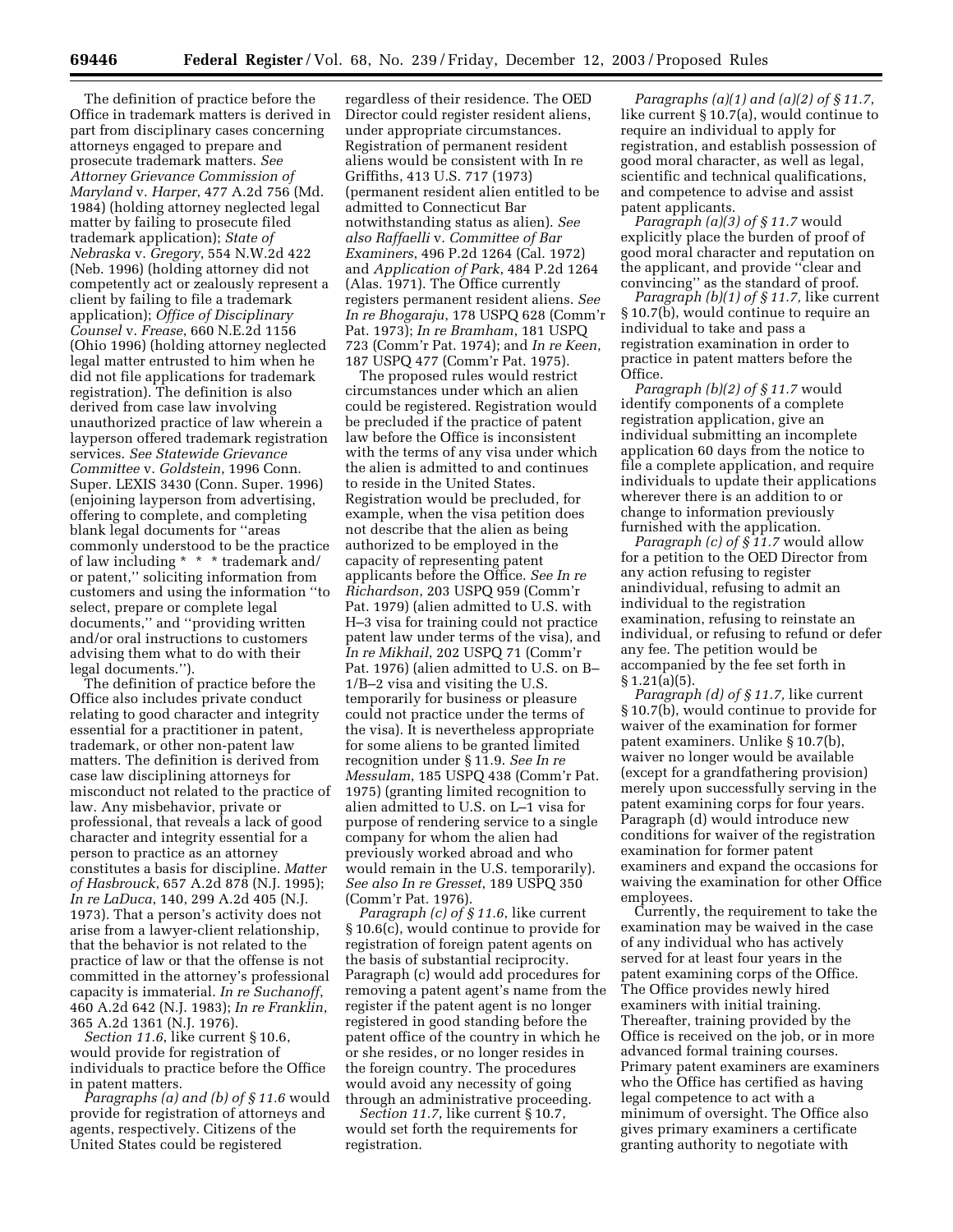The definition of practice before the Office in trademark matters is derived in part from disciplinary cases concerning attorneys engaged to prepare and prosecute trademark matters. *See Attorney Grievance Commission of Maryland* v. *Harper*, 477 A.2d 756 (Md. 1984) (holding attorney neglected legal matter by failing to prosecute filed trademark application); *State of Nebraska* v. *Gregory*, 554 N.W.2d 422 (Neb. 1996) (holding attorney did not competently act or zealously represent a client by failing to file a trademark application); *Office of Disciplinary Counsel* v. *Frease*, 660 N.E.2d 1156 (Ohio 1996) (holding attorney neglected legal matter entrusted to him when he did not file applications for trademark registration). The definition is also derived from case law involving unauthorized practice of law wherein a layperson offered trademark registration services. *See Statewide Grievance Committee* v. *Goldstein*, 1996 Conn. Super. LEXIS 3430 (Conn. Super. 1996) (enjoining layperson from advertising, offering to complete, and completing blank legal documents for ''areas commonly understood to be the practice of law including * * * trademark and/or patent,'' soliciting information from customers and using the information ''to select, prepare or complete legal documents,'' and ''providing written and/or oral instructions to customers advising them what to do with their legal documents.'').

The definition of practice before the Office also includes private conduct relating to good character and integrity essential for a practitioner in patent, trademark, or other non-patent law matters. The definition is derived from case law disciplining attorneys for misconduct not related to the practice of law. Any misbehavior, private or professional, that reveals a lack of good character and integrity essential for a person to practice as an attorney constitutes a basis for discipline. *Matter of Hasbrouck*, 657 A.2d 878 (N.J. 1995); *In re LaDuca*, 140, 299 A.2d 405 (N.J. 1973). That a person's activity does not arise from a lawyer-client relationship, that the behavior is not related to the practice of law or that the offense is not committed in the attorney's professional capacity is immaterial. *In re Suchanoff*, 460 A.2d 642 (N.J. 1983); *In re Franklin*, 365 A.2d 1361 (N.J. 1976).

*Section 11.6*, like current § 10.6, would provide for registration of individuals to practice before the Office in patent matters.

*Paragraphs (a) and (b) of § 11.6* would provide for registration of attorneys and agents, respectively. Citizens of the United States could be registered regardless of their residence. The OED Director could register resident aliens, under appropriate circumstances. Registration of permanent resident aliens would be consistent with In re Griffiths, 413 U.S. 717 (1973) (permanent resident alien entitled to be admitted to Connecticut Bar notwithstanding status as alien). *See also Raffaelli* v. *Committee of Bar Examiners*, 496 P.2d 1264 (Cal. 1972) and *Application of Park*, 484 P.2d 1264 (Alas. 1971). The Office currently registers permanent resident aliens. *See In re Bhogaraju*, 178 USPQ 628 (Comm'r Pat. 1973); *In re Bramham*, 181 USPQ 723 (Comm'r Pat. 1974); and *In re Keen*, 187 USPQ 477 (Comm'r Pat. 1975).

The proposed rules would restrict circumstances under which an alien could be registered. Registration would be precluded if the practice of patent law before the Office is inconsistent with the terms of any visa under which the alien is admitted to and continues to reside in the United States. Registration would be precluded, for example, when the visa petition does not describe that the alien as being authorized to be employed in the capacity of representing patent applicants before the Office. *See In re Richardson*, 203 USPQ 959 (Comm'r Pat. 1979) (alien admitted to U.S. with H–3 visa for training could not practice patent law under terms of the visa), and *In re Mikhail*, 202 USPQ 71 (Comm'r Pat. 1976) (alien admitted to U.S. on B–1/B–2 visa and visiting the U.S. temporarily for business or pleasure could not practice under the terms of the visa). It is nevertheless appropriate for some aliens to be granted limited recognition under § 11.9. *See In re Messulam*, 185 USPQ 438 (Comm'r Pat. 1975) (granting limited recognition to alien admitted to U.S. on L–1 visa for purpose of rendering service to a single company for whom the alien had previously worked abroad and who would remain in the U.S. temporarily). *See also In re Gresset*, 189 USPQ 350 (Comm'r Pat. 1976).

*Paragraph (c) of § 11.6*, like current § 10.6(c), would continue to provide for registration of foreign patent agents on the basis of substantial reciprocity. Paragraph (c) would add procedures for removing a patent agent's name from the register if the patent agent is no longer registered in good standing before the patent office of the country in which he or she resides, or no longer resides in the foreign country. The procedures would avoid any necessity of going through an administrative proceeding.

*Section 11.7*, like current § 10.7, would set forth the requirements for registration.

*Paragraphs (a)(1) and (a)(2) of § 11.7*, like current § 10.7(a), would continue to require an individual to apply for registration, and establish possession of good moral character, as well as legal, scientific and technical qualifications, and competence to advise and assist patent applicants.

*Paragraph (a)(3) of § 11.7* would explicitly place the burden of proof of good moral character and reputation on the applicant, and provide ''clear and convincing'' as the standard of proof.

*Paragraph (b)(1) of § 11.7,* like current § 10.7(b), would continue to require an individual to take and pass a registration examination in order to practice in patent matters before the Office.

*Paragraph (b)(2) of § 11.7* would identify components of a complete registration application, give an individual submitting an incomplete application 60 days from the notice to file a complete application, and require individuals to update their applications wherever there is an addition to or change to information previously furnished with the application.

*Paragraph (c) of § 11.7* would allow for a petition to the OED Director from any action refusing to register anindividual, refusing to admit an individual to the registration examination, refusing to reinstate an individual, or refusing to refund or defer any fee. The petition would be accompanied by the fee set forth in § 1.21(a)(5).

*Paragraph (d) of § 11.7,* like current § 10.7(b), would continue to provide for waiver of the examination for former patent examiners. Unlike § 10.7(b), waiver no longer would be available (except for a grandfathering provision) merely upon successfully serving in the patent examining corps for four years. Paragraph (d) would introduce new conditions for waiver of the registration examination for former patent examiners and expand the occasions for waiving the examination for other Office employees.

Currently, the requirement to take the examination may be waived in the case of any individual who has actively served for at least four years in the patent examining corps of the Office. The Office provides newly hired examiners with initial training. Thereafter, training provided by the Office is received on the job, or in more advanced formal training courses. Primary patent examiners are examiners who the Office has certified as having legal competence to act with a minimum of oversight. The Office also gives primary examiners a certificate granting authority to negotiate with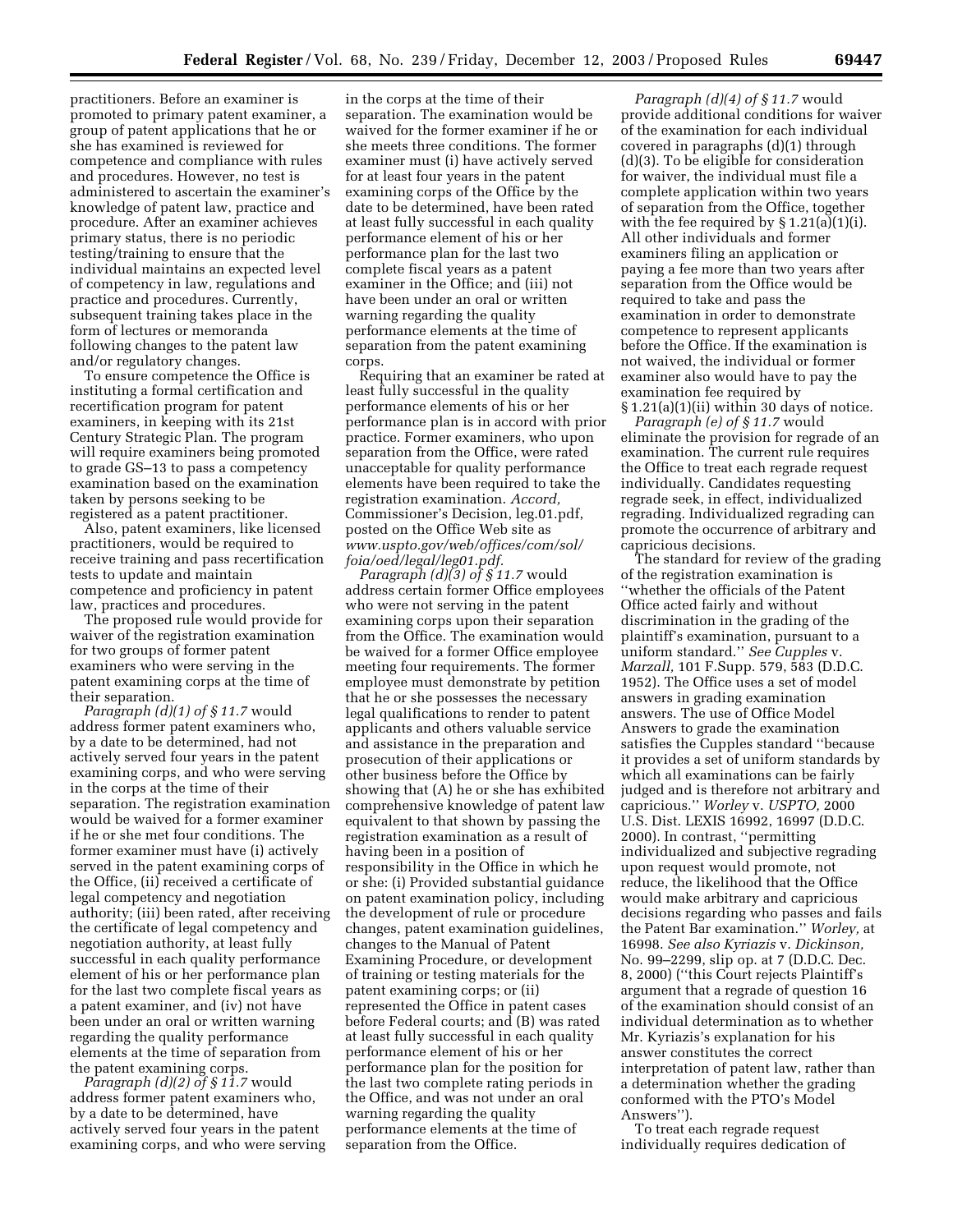practitioners. Before an examiner is promoted to primary patent examiner, a group of patent applications that he or she has examined is reviewed for competence and compliance with rules and procedures. However, no test is administered to ascertain the examiner's knowledge of patent law, practice and procedure. After an examiner achieves primary status, there is no periodic testing/training to ensure that the individual maintains an expected level of competency in law, regulations and practice and procedures. Currently, subsequent training takes place in the form of lectures or memoranda following changes to the patent law and/or regulatory changes.

To ensure competence the Office is instituting a formal certification and recertification program for patent examiners, in keeping with its 21st Century Strategic Plan. The program will require examiners being promoted to grade GS–13 to pass a competency examination based on the examination taken by persons seeking to be registered as a patent practitioner.

Also, patent examiners, like licensed practitioners, would be required to receive training and pass recertification tests to update and maintain competence and proficiency in patent law, practices and procedures.

The proposed rule would provide for waiver of the registration examination for two groups of former patent examiners who were serving in the patent examining corps at the time of their separation.

*Paragraph (d)(1) of § 11.7* would address former patent examiners who, by a date to be determined, had not actively served four years in the patent examining corps, and who were serving in the corps at the time of their separation. The registration examination would be waived for a former examiner if he or she met four conditions. The former examiner must have (i) actively served in the patent examining corps of the Office, (ii) received a certificate of legal competency and negotiation authority; (iii) been rated, after receiving the certificate of legal competency and negotiation authority, at least fully successful in each quality performance element of his or her performance plan for the last two complete fiscal years as a patent examiner, and (iv) not have been under an oral or written warning regarding the quality performance elements at the time of separation from the patent examining corps.

*Paragraph (d)(2) of § 11.7* would address former patent examiners who, by a date to be determined, have actively served four years in the patent examining corps, and who were serving in the corps at the time of their separation. The examination would be waived for the former examiner if he or she meets three conditions. The former examiner must (i) have actively served for at least four years in the patent examining corps of the Office by the date to be determined, have been rated at least fully successful in each quality performance element of his or her performance plan for the last two complete fiscal years as a patent examiner in the Office; and (iii) not have been under an oral or written warning regarding the quality performance elements at the time of separation from the patent examining corps.

Requiring that an examiner be rated at least fully successful in the quality performance elements of his or her performance plan is in accord with prior practice. Former examiners, who upon separation from the Office, were rated unacceptable for quality performance elements have been required to take the registration examination. *Accord,* Commissioner's Decision, leg.01.pdf, posted on the Office Web site as *www.uspto.gov/web/offices/com/sol/foia/oed/legal/leg01.pdf.*

*Paragraph (d)(3) of § 11.7* would address certain former Office employees who were not serving in the patent examining corps upon their separation from the Office. The examination would be waived for a former Office employee meeting four requirements. The former employee must demonstrate by petition that he or she possesses the necessary legal qualifications to render to patent applicants and others valuable service and assistance in the preparation and prosecution of their applications or other business before the Office by showing that (A) he or she has exhibited comprehensive knowledge of patent law equivalent to that shown by passing the registration examination as a result of having been in a position of responsibility in the Office in which he or she: (i) Provided substantial guidance on patent examination policy, including the development of rule or procedure changes, patent examination guidelines, changes to the Manual of Patent Examining Procedure, or development of training or testing materials for the patent examining corps; or (ii) represented the Office in patent cases before Federal courts; and (B) was rated at least fully successful in each quality performance element of his or her performance plan for the position for the last two complete rating periods in the Office, and was not under an oral warning regarding the quality performance elements at the time of separation from the Office.

*Paragraph (d)(4) of § 11.7* would provide additional conditions for waiver of the examination for each individual covered in paragraphs (d)(1) through (d)(3). To be eligible for consideration for waiver, the individual must file a complete application within two years of separation from the Office, together with the fee required by § 1.21(a)(1)(i). All other individuals and former examiners filing an application or paying a fee more than two years after separation from the Office would be required to take and pass the examination in order to demonstrate competence to represent applicants before the Office. If the examination is not waived, the individual or former examiner also would have to pay the examination fee required by § 1.21(a)(1)(ii) within 30 days of notice.

*Paragraph (e) of § 11.7* would eliminate the provision for regrade of an examination. The current rule requires the Office to treat each regrade request individually. Candidates requesting regrade seek, in effect, individualized regrading. Individualized regrading can promote the occurrence of arbitrary and capricious decisions.

The standard for review of the grading of the registration examination is "whether the officials of the Patent Office acted fairly and without discrimination in the grading of the plaintiff's examination, pursuant to a uniform standard." *See Cupples* v. *Marzall,* 101 F.Supp. 579, 583 (D.D.C. 1952). The Office uses a set of model answers in grading examination answers. The use of Office Model Answers to grade the examination satisfies the Cupples standard "because it provides a set of uniform standards by which all examinations can be fairly judged and is therefore not arbitrary and capricious." *Worley* v. *USPTO,* 2000 U.S. Dist. LEXIS 16992, 16997 (D.D.C. 2000). In contrast, "permitting individualized and subjective regrading upon request would promote, not reduce, the likelihood that the Office would make arbitrary and capricious decisions regarding who passes and fails the Patent Bar examination." *Worley,* at 16998. *See also Kyriazis* v. *Dickinson,* No. 99–2299, slip op. at 7 (D.D.C. Dec. 8, 2000) ("this Court rejects Plaintiff's argument that a regrade of question 16 of the examination should consist of an individual determination as to whether Mr. Kyriazis's explanation for his answer constitutes the correct interpretation of patent law, rather than a determination whether the grading conformed with the PTO's Model Answers").

To treat each regrade request individually requires dedication of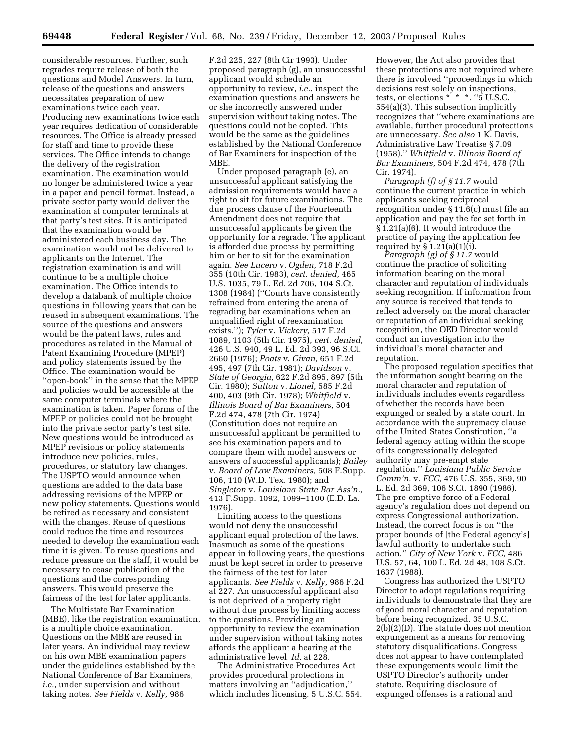considerable resources. Further, such regrades require release of both the questions and Model Answers. In turn, release of the questions and answers necessitates preparation of new examinations twice each year. Producing new examinations twice each year requires dedication of considerable resources. The Office is already pressed for staff and time to provide these services. The Office intends to change the delivery of the registration examination. The examination would no longer be administered twice a year in a paper and pencil format. Instead, a private sector party would deliver the examination at computer terminals at that party's test sites. It is anticipated that the examination would be administered each business day. The examination would not be delivered to applicants on the Internet. The registration examination is and will continue to be a multiple choice examination. The Office intends to develop a databank of multiple choice questions in following years that can be reused in subsequent examinations. The source of the questions and answers would be the patent laws, rules and procedures as related in the Manual of Patent Examining Procedure (MPEP) and policy statements issued by the Office. The examination would be "open-book" in the sense that the MPEP and policies would be accessible at the same computer terminals where the examination is taken. Paper forms of the MPEP or policies could not be brought into the private sector party's test site. New questions would be introduced as MPEP revisions or policy statements introduce new policies, rules, procedures, or statutory law changes. The USPTO would announce when questions are added to the data base addressing revisions of the MPEP or new policy statements. Questions would be retired as necessary and consistent with the changes. Reuse of questions could reduce the time and resources needed to develop the examination each time it is given. To reuse questions and reduce pressure on the staff, it would be necessary to cease publication of the questions and the corresponding answers. This would preserve the fairness of the test for later applicants.

The Multistate Bar Examination (MBE), like the registration examination, is a multiple choice examination. Questions on the MBE are reused in later years. An individual may review on his own MBE examination papers under the guidelines established by the National Conference of Bar Examiners, *i.e.*, under supervision and without taking notes. *See Fields* v. *Kelly,* 986 F.2d 225, 227 (8th Cir 1993). Under proposed paragraph (g), an unsuccessful applicant would schedule an opportunity to review, *i.e.*, inspect the examination questions and answers he or she incorrectly answered under supervision without taking notes. The questions could not be copied. This would be the same as the guidelines established by the National Conference of Bar Examiners for inspection of the MBE.

Under proposed paragraph (e), an unsuccessful applicant satisfying the admission requirements would have a right to sit for future examinations. The due process clause of the Fourteenth Amendment does not require that unsuccessful applicants be given the opportunity for a regrade. The applicant is afforded due process by permitting him or her to sit for the examination again. *See Lucero* v. *Ogden,* 718 F.2d 355 (10th Cir. 1983), *cert. denied,* 465 U.S. 1035, 79 L. Ed. 2d 706, 104 S.Ct. 1308 (1984) ("Courts have consistently refrained from entering the arena of regrading bar examinations when an unqualified right of reexamination exists."); *Tyler* v. *Vickery,* 517 F.2d 1089, 1103 (5th Cir. 1975), *cert. denied,* 426 U.S. 940, 49 L. Ed. 2d 393, 96 S.Ct. 2660 (1976); *Poats* v. *Givan,* 651 F.2d 495, 497 (7th Cir. 1981); *Davidson* v. *State of Georgia,* 622 F.2d 895, 897 (5th Cir. 1980); *Sutton* v. *Lionel,* 585 F.2d 400, 403 (9th Cir. 1978); *Whitfield* v. *Illinois Board of Bar Examiners,* 504 F.2d 474, 478 (7th Cir. 1974) (Constitution does not require an unsuccessful applicant be permitted to see his examination papers and to compare them with model answers or answers of successful applicants); *Bailey* v. *Board of Law Examiners,* 508 F.Supp. 106, 110 (W.D. Tex. 1980); and *Singleton* v. *Louisiana State Bar Ass'n.,* 413 F.Supp. 1092, 1099–1100 (E.D. La. 1976).

Limiting access to the questions would not deny the unsuccessful applicant equal protection of the laws. Inasmuch as some of the questions appear in following years, the questions must be kept secret in order to preserve the fairness of the test for later applicants. *See Fields* v. *Kelly,* 986 F.2d at 227. An unsuccessful applicant also is not deprived of a property right without due process by limiting access to the questions. Providing an opportunity to review the examination under supervision without taking notes affords the applicant a hearing at the administrative level. *Id.* at 228.

The Administrative Procedures Act provides procedural protections in matters involving an "adjudication," which includes licensing. 5 U.S.C. 554. However, the Act also provides that these protections are not required where there is involved "proceedings in which decisions rest solely on inspections, tests, or elections * * *. "5 U.S.C. 554(a)(3). This subsection implicitly recognizes that "where examinations are available, further procedural protections are unnecessary. *See also* 1 K. Davis, Administrative Law Treatise § 7.09 (1958)." *Whitfield* v. *Illinois Board of Bar Examiners,* 504 F.2d 474, 478 (7th Cir. 1974).

*Paragraph (f) of § 11.7* would continue the current practice in which applicants seeking reciprocal recognition under § 11.6(c) must file an application and pay the fee set forth in § 1.21(a)(6). It would introduce the practice of paying the application fee required by § 1.21(a)(1)(i).

*Paragraph (g) of § 11.7* would continue the practice of soliciting information bearing on the moral character and reputation of individuals seeking recognition. If information from any source is received that tends to reflect adversely on the moral character or reputation of an individual seeking recognition, the OED Director would conduct an investigation into the individual's moral character and reputation.

The proposed regulation specifies that the information sought bearing on the moral character and reputation of individuals includes events regardless of whether the records have been expunged or sealed by a state court. In accordance with the supremacy clause of the United States Constitution, "a federal agency acting within the scope of its congressionally delegated authority may pre-empt state regulation." *Louisiana Public Service Comm'n.* v. *FCC,* 476 U.S. 355, 369, 90 L. Ed. 2d 369, 106 S.Ct. 1890 (1986). The pre-emptive force of a Federal agency's regulation does not depend on express Congressional authorization. Instead, the correct focus is on "the proper bounds of [the Federal agency's] lawful authority to undertake such action." *City of New York* v. *FCC,* 486 U.S. 57, 64, 100 L. Ed. 2d 48, 108 S.Ct. 1637 (1988).

Congress has authorized the USPTO Director to adopt regulations requiring individuals to demonstrate that they are of good moral character and reputation before being recognized. 35 U.S.C. 2(b)(2)(D). The statute does not mention expungement as a means for removing statutory disqualifications. Congress does not appear to have contemplated these expungements would limit the USPTO Director's authority under statute. Requiring disclosure of expunged offenses is a rational and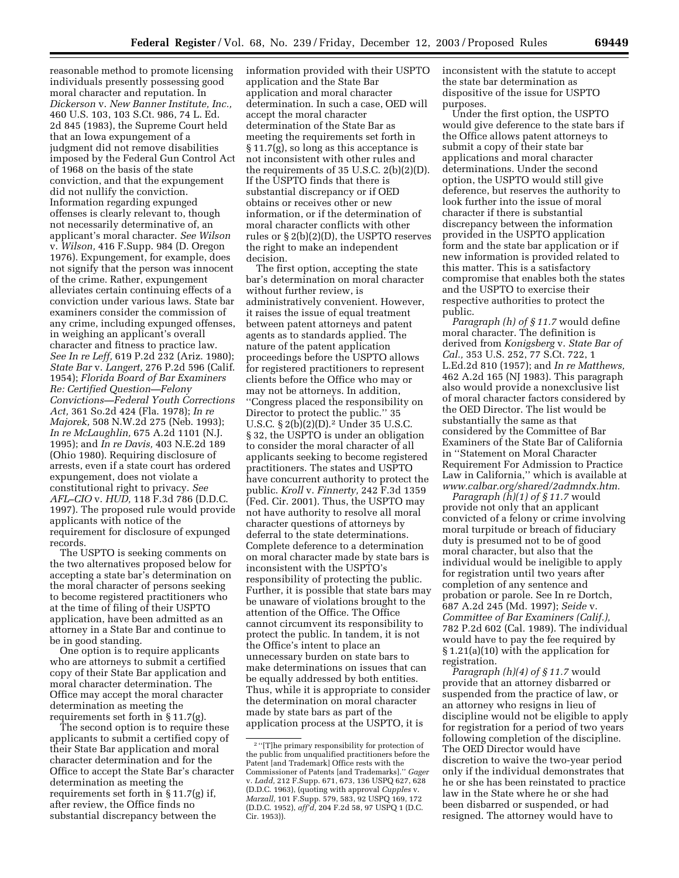reasonable method to promote licensing individuals presently possessing good moral character and reputation. In *Dickerson* v. *New Banner Institute, Inc.,* 460 U.S. 103, 103 S.Ct. 986, 74 L. Ed. 2d 845 (1983), the Supreme Court held that an Iowa expungement of a judgment did not remove disabilities imposed by the Federal Gun Control Act of 1968 on the basis of the state conviction, and that the expungement did not nullify the conviction. Information regarding expunged offenses is clearly relevant to, though not necessarily determinative of, an applicant's moral character. *See Wilson* v. *Wilson,* 416 F.Supp. 984 (D. Oregon 1976). Expungement, for example, does not signify that the person was innocent of the crime. Rather, expungement alleviates certain continuing effects of a conviction under various laws. State bar examiners consider the commission of any crime, including expunged offenses, in weighing an applicant's overall character and fitness to practice law. *See In re Leff,* 619 P.2d 232 (Ariz. 1980); *State Bar* v. *Langert,* 276 P.2d 596 (Calif. 1954); *Florida Board of Bar Examiners Re: Certified Question—Felony Convictions—Federal Youth Corrections Act,* 361 So.2d 424 (Fla. 1978); *In re Majorek,* 508 N.W.2d 275 (Neb. 1993); *In re McLaughlin,* 675 A.2d 1101 (N.J. 1995); and *In re Davis,* 403 N.E.2d 189 (Ohio 1980). Requiring disclosure of arrests, even if a state court has ordered expungement, does not violate a constitutional right to privacy. *See AFL–CIO* v. *HUD,* 118 F.3d 786 (D.D.C. 1997). The proposed rule would provide applicants with notice of the requirement for disclosure of expunged records.

The USPTO is seeking comments on the two alternatives proposed below for accepting a state bar's determination on the moral character of persons seeking to become registered practitioners who at the time of filing of their USPTO application, have been admitted as an attorney in a State Bar and continue to be in good standing.

One option is to require applicants who are attorneys to submit a certified copy of their State Bar application and moral character determination. The Office may accept the moral character determination as meeting the requirements set forth in § 11.7(g).

The second option is to require these applicants to submit a certified copy of their State Bar application and moral character determination and for the Office to accept the State Bar's character determination as meeting the requirements set forth in § 11.7(g) if, after review, the Office finds no substantial discrepancy between the information provided with their USPTO application and the State Bar application and moral character determination. In such a case, OED will accept the moral character determination of the State Bar as meeting the requirements set forth in § 11.7(g), so long as this acceptance is not inconsistent with other rules and the requirements of 35 U.S.C. 2(b)(2)(D). If the USPTO finds that there is substantial discrepancy or if OED obtains or receives other or new information, or if the determination of moral character conflicts with other rules or § 2(b)(2)(D), the USPTO reserves the right to make an independent decision.

The first option, accepting the state bar's determination on moral character without further review, is administratively convenient. However, it raises the issue of equal treatment between patent attorneys and patent agents as to standards applied. The nature of the patent application proceedings before the USPTO allows for registered practitioners to represent clients before the Office who may or may not be attorneys. In addition, ''Congress placed the responsibility on Director to protect the public.'' 35 U.S.C. § 2(b)(2)(D).[2] Under 35 U.S.C. § 32, the USPTO is under an obligation to consider the moral character of all applicants seeking to become registered practitioners. The states and USPTO have concurrent authority to protect the public. *Kroll* v. *Finnerty,* 242 F.3d 1359 (Fed. Cir. 2001). Thus, the USPTO may not have authority to resolve all moral character questions of attorneys by deferral to the state determinations. Complete deference to a determination on moral character made by state bars is inconsistent with the USPTO's responsibility of protecting the public. Further, it is possible that state bars may be unaware of violations brought to the attention of the Office. The Office cannot circumvent its responsibility to protect the public. In tandem, it is not the Office's intent to place an unnecessary burden on state bars to make determinations on issues that can be equally addressed by both entities. Thus, while it is appropriate to consider the determination on moral character made by state bars as part of the application process at the USPTO, it is inconsistent with the statute to accept the state bar determination as dispositive of the issue for USPTO purposes.

Under the first option, the USPTO would give deference to the state bars if the Office allows patent attorneys to submit a copy of their state bar applications and moral character determinations. Under the second option, the USPTO would still give deference, but reserves the authority to look further into the issue of moral character if there is substantial discrepancy between the information provided in the USPTO application form and the state bar application or if new information is provided related to this matter. This is a satisfactory compromise that enables both the states and the USPTO to exercise their respective authorities to protect the public.

*Paragraph (h) of § 11.7* would define moral character. The definition is derived from *Konigsberg* v. *State Bar of Cal.,* 353 U.S. 252, 77 S.Ct. 722, 1 L.Ed.2d 810 (1957); and *In re Matthews,* 462 A.2d 165 (NJ 1983). This paragraph also would provide a nonexclusive list of moral character factors considered by the OED Director. The list would be substantially the same as that considered by the Committee of Bar Examiners of the State Bar of California in ''Statement on Moral Character Requirement For Admission to Practice Law in California,'' which is available at *www.calbar.org/shared/2admndx.htm.*

*Paragraph (h)(1) of § 11.7* would provide not only that an applicant convicted of a felony or crime involving moral turpitude or breach of fiduciary duty is presumed not to be of good moral character, but also that the individual would be ineligible to apply for registration until two years after completion of any sentence and probation or parole. See In re Dortch, 687 A.2d 245 (Md. 1997); *Seide* v. *Committee of Bar Examiners (Calif.),* 782 P.2d 602 (Cal. 1989). The individual would have to pay the fee required by § 1.21(a)(10) with the application for registration.

*Paragraph (h)(4) of § 11.7* would provide that an attorney disbarred or suspended from the practice of law, or an attorney who resigns in lieu of discipline would not be eligible to apply for registration for a period of two years following completion of the discipline. The OED Director would have discretion to waive the two-year period only if the individual demonstrates that he or she has been reinstated to practice law in the State where he or she had been disbarred or suspended, or had resigned. The attorney would have to

[2] ''[T]he primary responsibility for protection of the public from unqualified practitioners before the Patent [and Trademark] Office rests with the Commissioner of Patents [and Trademarks].'' *Gager* v. *Ladd,* 212 F.Supp. 671, 673, 136 USPQ 627, 628 (D.D.C. 1963), (quoting with approval *Cupples* v. *Marzall,* 101 F.Supp. 579, 583, 92 USPQ 169, 172 (D.D.C. 1952), *aff'd,* 204 F.2d 58, 97 USPQ 1 (D.C. Cir. 1953)).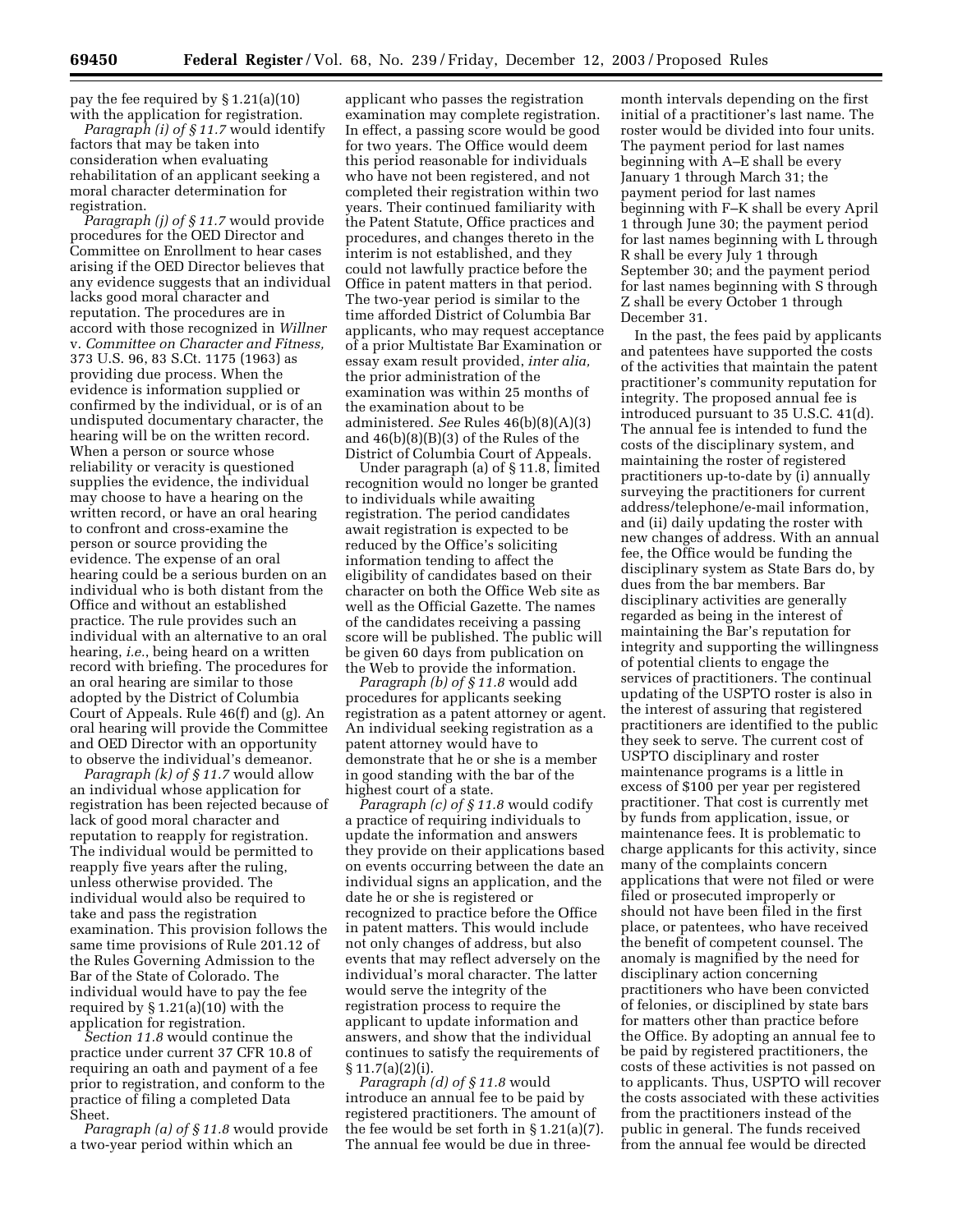pay the fee required by § 1.21(a)(10) with the application for registration.

*Paragraph (i) of § 11.7* would identify factors that may be taken into consideration when evaluating rehabilitation of an applicant seeking a moral character determination for registration.

*Paragraph (j) of § 11.7* would provide procedures for the OED Director and Committee on Enrollment to hear cases arising if the OED Director believes that any evidence suggests that an individual lacks good moral character and reputation. The procedures are in accord with those recognized in *Willner* v. *Committee on Character and Fitness,* 373 U.S. 96, 83 S.Ct. 1175 (1963) as providing due process. When the evidence is information supplied or confirmed by the individual, or is of an undisputed documentary character, the hearing will be on the written record. When a person or source whose reliability or veracity is questioned supplies the evidence, the individual may choose to have a hearing on the written record, or have an oral hearing to confront and cross-examine the person or source providing the evidence. The expense of an oral hearing could be a serious burden on an individual who is both distant from the Office and without an established practice. The rule provides such an individual with an alternative to an oral hearing, *i.e.*, being heard on a written record with briefing. The procedures for an oral hearing are similar to those adopted by the District of Columbia Court of Appeals. Rule 46(f) and (g). An oral hearing will provide the Committee and OED Director with an opportunity to observe the individual's demeanor.

*Paragraph (k) of § 11.7* would allow an individual whose application for registration has been rejected because of lack of good moral character and reputation to reapply for registration. The individual would be permitted to reapply five years after the ruling, unless otherwise provided. The individual would also be required to take and pass the registration examination. This provision follows the same time provisions of Rule 201.12 of the Rules Governing Admission to the Bar of the State of Colorado. The individual would have to pay the fee required by § 1.21(a)(10) with the application for registration.

*Section 11.8* would continue the practice under current 37 CFR 10.8 of requiring an oath and payment of a fee prior to registration, and conform to the practice of filing a completed Data Sheet.

*Paragraph (a) of § 11.8* would provide a two-year period within which an applicant who passes the registration examination may complete registration. In effect, a passing score would be good for two years. The Office would deem this period reasonable for individuals who have not been registered, and not completed their registration within two years. Their continued familiarity with the Patent Statute, Office practices and procedures, and changes thereto in the interim is not established, and they could not lawfully practice before the Office in patent matters in that period. The two-year period is similar to the time afforded District of Columbia Bar applicants, who may request acceptance of a prior Multistate Bar Examination or essay exam result provided, *inter alia,* the prior administration of the examination was within 25 months of the examination about to be administered. *See* Rules 46(b)(8)(A)(3) and 46(b)(8)(B)(3) of the Rules of the District of Columbia Court of Appeals.

Under paragraph (a) of § 11.8, limited recognition would no longer be granted to individuals while awaiting registration. The period candidates await registration is expected to be reduced by the Office's soliciting information tending to affect the eligibility of candidates based on their character on both the Office Web site as well as the Official Gazette. The names of the candidates receiving a passing score will be published. The public will be given 60 days from publication on the Web to provide the information.

*Paragraph (b) of § 11.8* would add procedures for applicants seeking registration as a patent attorney or agent. An individual seeking registration as a patent attorney would have to demonstrate that he or she is a member in good standing with the bar of the highest court of a state.

*Paragraph (c) of § 11.8* would codify a practice of requiring individuals to update the information and answers they provide on their applications based on events occurring between the date an individual signs an application, and the date he or she is registered or recognized to practice before the Office in patent matters. This would include not only changes of address, but also events that may reflect adversely on the individual's moral character. The latter would serve the integrity of the registration process to require the applicant to update information and answers, and show that the individual continues to satisfy the requirements of § 11.7(a)(2)(i).

*Paragraph (d) of § 11.8* would introduce an annual fee to be paid by registered practitioners. The amount of the fee would be set forth in § 1.21(a)(7). The annual fee would be due in three-month intervals depending on the first initial of a practitioner's last name. The roster would be divided into four units. The payment period for last names beginning with A–E shall be every January 1 through March 31; the payment period for last names beginning with F–K shall be every April 1 through June 30; the payment period for last names beginning with L through R shall be every July 1 through September 30; and the payment period for last names beginning with S through Z shall be every October 1 through December 31.

In the past, the fees paid by applicants and patentees have supported the costs of the activities that maintain the patent practitioner's community reputation for integrity. The proposed annual fee is introduced pursuant to 35 U.S.C. 41(d). The annual fee is intended to fund the costs of the disciplinary system, and maintaining the roster of registered practitioners up-to-date by (i) annually surveying the practitioners for current address/telephone/e-mail information, and (ii) daily updating the roster with new changes of address. With an annual fee, the Office would be funding the disciplinary system as State Bars do, by dues from the bar members. Bar disciplinary activities are generally regarded as being in the interest of maintaining the Bar's reputation for integrity and supporting the willingness of potential clients to engage the services of practitioners. The continual updating of the USPTO roster is also in the interest of assuring that registered practitioners are identified to the public they seek to serve. The current cost of USPTO disciplinary and roster maintenance programs is a little in excess of $100 per year per registered practitioner. That cost is currently met by funds from application, issue, or maintenance fees. It is problematic to charge applicants for this activity, since many of the complaints concern applications that were not filed or were filed or prosecuted improperly or should not have been filed in the first place, or patentees, who have received the benefit of competent counsel. The anomaly is magnified by the need for disciplinary action concerning practitioners who have been convicted of felonies, or disciplined by state bars for matters other than practice before the Office. By adopting an annual fee to be paid by registered practitioners, the costs of these activities is not passed on to applicants. Thus, USPTO will recover the costs associated with these activities from the practitioners instead of the public in general. The funds received from the annual fee would be directed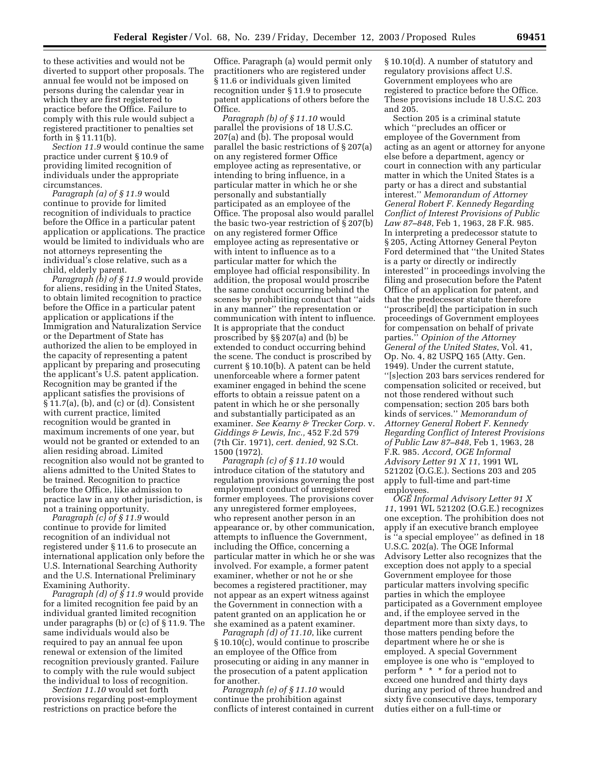to these activities and would not be diverted to support other proposals. The annual fee would not be imposed on persons during the calendar year in which they are first registered to practice before the Office. Failure to comply with this rule would subject a registered practitioner to penalties set forth in § 11.11(b).

*Section 11.9* would continue the same practice under current § 10.9 of providing limited recognition of individuals under the appropriate circumstances.

*Paragraph (a) of § 11.9* would continue to provide for limited recognition of individuals to practice before the Office in a particular patent application or applications. The practice would be limited to individuals who are not attorneys representing the individual's close relative, such as a child, elderly parent.

*Paragraph (b) of § 11.9* would provide for aliens, residing in the United States, to obtain limited recognition to practice before the Office in a particular patent application or applications if the Immigration and Naturalization Service or the Department of State has authorized the alien to be employed in the capacity of representing a patent applicant by preparing and prosecuting the applicant's U.S. patent application. Recognition may be granted if the applicant satisfies the provisions of § 11.7(a), (b), and (c) or (d). Consistent with current practice, limited recognition would be granted in maximum increments of one year, but would not be granted or extended to an alien residing abroad. Limited recognition also would not be granted to aliens admitted to the United States to be trained. Recognition to practice before the Office, like admission to practice law in any other jurisdiction, is not a training opportunity.

*Paragraph (c) of § 11.9* would continue to provide for limited recognition of an individual not registered under § 11.6 to prosecute an international application only before the U.S. International Searching Authority and the U.S. International Preliminary Examining Authority.

*Paragraph (d) of § 11.9* would provide for a limited recognition fee paid by an individual granted limited recognition under paragraphs (b) or (c) of § 11.9. The same individuals would also be required to pay an annual fee upon renewal or extension of the limited recognition previously granted. Failure to comply with the rule would subject the individual to loss of recognition.

*Section 11.10* would set forth provisions regarding post-employment restrictions on practice before the Office. Paragraph (a) would permit only practitioners who are registered under § 11.6 or individuals given limited recognition under § 11.9 to prosecute patent applications of others before the Office.

*Paragraph (b) of § 11.10* would parallel the provisions of 18 U.S.C. 207(a) and (b). The proposal would parallel the basic restrictions of § 207(a) on any registered former Office employee acting as representative, or intending to bring influence, in a particular matter in which he or she personally and substantially participated as an employee of the Office. The proposal also would parallel the basic two-year restriction of § 207(b) on any registered former Office employee acting as representative or with intent to influence as to a particular matter for which the employee had official responsibility. In addition, the proposal would proscribe the same conduct occurring behind the scenes by prohibiting conduct that "aids in any manner" the representation or communication with intent to influence. It is appropriate that the conduct proscribed by §§ 207(a) and (b) be extended to conduct occurring behind the scene. The conduct is proscribed by current § 10.10(b). A patent can be held unenforceable where a former patent examiner engaged in behind the scene efforts to obtain a reissue patent on a patent in which he or she personally and substantially participated as an examiner. *See Kearny & Trecker Corp.* v. *Giddings & Lewis, Inc.,* 452 F.2d 579 (7th Cir. 1971), *cert. denied,* 92 S.Ct. 1500 (1972).

*Paragraph (c) of § 11.10* would introduce citation of the statutory and regulation provisions governing the post employment conduct of unregistered former employees. The provisions cover any unregistered former employees, who represent another person in an appearance or, by other communication, attempts to influence the Government, including the Office, concerning a particular matter in which he or she was involved. For example, a former patent examiner, whether or not he or she becomes a registered practitioner, may not appear as an expert witness against the Government in connection with a patent granted on an application he or she examined as a patent examiner.

*Paragraph (d) of 11.10*, like current § 10.10(c), would continue to proscribe an employee of the Office from prosecuting or aiding in any manner in the prosecution of a patent application for another.

*Paragraph (e) of § 11.10* would continue the prohibition against conflicts of interest contained in current § 10.10(d). A number of statutory and regulatory provisions affect U.S. Government employees who are registered to practice before the Office. These provisions include 18 U.S.C. 203 and 205.

Section 205 is a criminal statute which "precludes an officer or employee of the Government from acting as an agent or attorney for anyone else before a department, agency or court in connection with any particular matter in which the United States is a party or has a direct and substantial interest." *Memorandum of Attorney General Robert F. Kennedy Regarding Conflict of Interest Provisions of Public Law 87–848*, Feb 1, 1963, 28 F.R. 985. In interpreting a predecessor statute to § 205, Acting Attorney General Peyton Ford determined that "the United States is a party or directly or indirectly interested" in proceedings involving the filing and prosecution before the Patent Office of an application for patent, and that the predecessor statute therefore "proscribe[d] the participation in such proceedings of Government employees for compensation on behalf of private parties." *Opinion of the Attorney General of the United States*, Vol. 41, Op. No. 4, 82 USPQ 165 (Atty. Gen. 1949). Under the current statute, "[s]ection 203 bars services rendered for compensation solicited or received, but not those rendered without such compensation; section 205 bars both kinds of services." *Memorandum of Attorney General Robert F. Kennedy Regarding Conflict of Interest Provisions of Public Law 87–848*, Feb 1, 1963, 28 F.R. 985. *Accord, OGE Informal Advisory Letter 91 X 11*, 1991 WL 521202 (O.G.E.). Sections 203 and 205 apply to full-time and part-time employees.

*OGE Informal Advisory Letter 91 X 11*, 1991 WL 521202 (O.G.E.) recognizes one exception. The prohibition does not apply if an executive branch employee is "a special employee" as defined in 18 U.S.C. 202(a). The OGE Informal Advisory Letter also recognizes that the exception does not apply to a special Government employee for those particular matters involving specific parties in which the employee participated as a Government employee and, if the employee served in the department more than sixty days, to those matters pending before the department where he or she is employed. A special Government employee is one who is "employed to perform * * * for a period not to exceed one hundred and thirty days during any period of three hundred and sixty five consecutive days, temporary duties either on a full-time or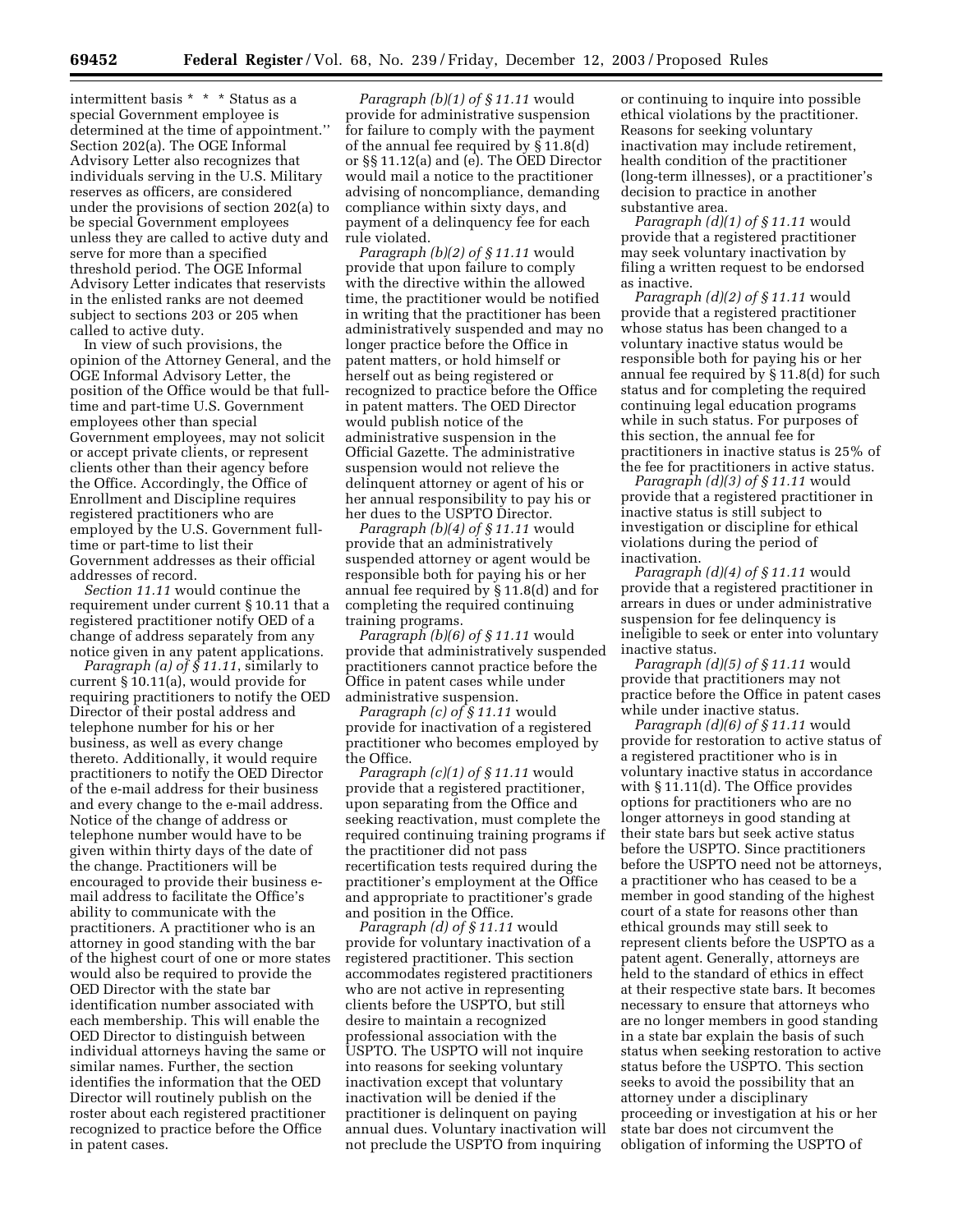intermittent basis * * * Status as a special Government employee is determined at the time of appointment.'' Section 202(a). The OGE Informal Advisory Letter also recognizes that individuals serving in the U.S. Military reserves as officers, are considered under the provisions of section 202(a) to be special Government employees unless they are called to active duty and serve for more than a specified threshold period. The OGE Informal Advisory Letter indicates that reservists in the enlisted ranks are not deemed subject to sections 203 or 205 when called to active duty.

In view of such provisions, the opinion of the Attorney General, and the OGE Informal Advisory Letter, the position of the Office would be that full-time and part-time U.S. Government employees other than special Government employees, may not solicit or accept private clients, or represent clients other than their agency before the Office. Accordingly, the Office of Enrollment and Discipline requires registered practitioners who are employed by the U.S. Government full-time or part-time to list their Government addresses as their official addresses of record.

*Section 11.11* would continue the requirement under current § 10.11 that a registered practitioner notify OED of a change of address separately from any notice given in any patent applications.

*Paragraph (a) of § 11.11*, similarly to current § 10.11(a), would provide for requiring practitioners to notify the OED Director of their postal address and telephone number for his or her business, as well as every change thereto. Additionally, it would require practitioners to notify the OED Director of the e-mail address for their business and every change to the e-mail address. Notice of the change of address or telephone number would have to be given within thirty days of the date of the change. Practitioners will be encouraged to provide their business e-mail address to facilitate the Office's ability to communicate with the practitioners. A practitioner who is an attorney in good standing with the bar of the highest court of one or more states would also be required to provide the OED Director with the state bar identification number associated with each membership. This will enable the OED Director to distinguish between individual attorneys having the same or similar names. Further, the section identifies the information that the OED Director will routinely publish on the roster about each registered practitioner recognized to practice before the Office in patent cases.

*Paragraph (b)(1) of § 11.11* would provide for administrative suspension for failure to comply with the payment of the annual fee required by § 11.8(d) or §§ 11.12(a) and (e). The OED Director would mail a notice to the practitioner advising of noncompliance, demanding compliance within sixty days, and payment of a delinquency fee for each rule violated.

*Paragraph (b)(2) of § 11.11* would provide that upon failure to comply with the directive within the allowed time, the practitioner would be notified in writing that the practitioner has been administratively suspended and may no longer practice before the Office in patent matters, or hold himself or herself out as being registered or recognized to practice before the Office in patent matters. The OED Director would publish notice of the administrative suspension in the Official Gazette. The administrative suspension would not relieve the delinquent attorney or agent of his or her annual responsibility to pay his or her dues to the USPTO Director.

*Paragraph (b)(4) of § 11.11* would provide that an administratively suspended attorney or agent would be responsible both for paying his or her annual fee required by § 11.8(d) and for completing the required continuing training programs.

*Paragraph (b)(6) of § 11.11* would provide that administratively suspended practitioners cannot practice before the Office in patent cases while under administrative suspension.

*Paragraph (c) of § 11.11* would provide for inactivation of a registered practitioner who becomes employed by the Office.

*Paragraph (c)(1) of § 11.11* would provide that a registered practitioner, upon separating from the Office and seeking reactivation, must complete the required continuing training programs if the practitioner did not pass recertification tests required during the practitioner's employment at the Office and appropriate to practitioner's grade and position in the Office.

*Paragraph (d) of § 11.11* would provide for voluntary inactivation of a registered practitioner. This section accommodates registered practitioners who are not active in representing clients before the USPTO, but still desire to maintain a recognized professional association with the USPTO. The USPTO will not inquire into reasons for seeking voluntary inactivation except that voluntary inactivation will be denied if the practitioner is delinquent on paying annual dues. Voluntary inactivation will not preclude the USPTO from inquiring or continuing to inquire into possible ethical violations by the practitioner. Reasons for seeking voluntary inactivation may include retirement, health condition of the practitioner (long-term illnesses), or a practitioner's decision to practice in another substantive area.

*Paragraph (d)(1) of § 11.11* would provide that a registered practitioner may seek voluntary inactivation by filing a written request to be endorsed as inactive.

*Paragraph (d)(2) of § 11.11* would provide that a registered practitioner whose status has been changed to a voluntary inactive status would be responsible both for paying his or her annual fee required by § 11.8(d) for such status and for completing the required continuing legal education programs while in such status. For purposes of this section, the annual fee for practitioners in inactive status is 25% of the fee for practitioners in active status.

*Paragraph (d)(3) of § 11.11* would provide that a registered practitioner in inactive status is still subject to investigation or discipline for ethical violations during the period of inactivation.

*Paragraph (d)(4) of § 11.11* would provide that a registered practitioner in arrears in dues or under administrative suspension for fee delinquency is ineligible to seek or enter into voluntary inactive status.

*Paragraph (d)(5) of § 11.11* would provide that practitioners may not practice before the Office in patent cases while under inactive status.

*Paragraph (d)(6) of § 11.11* would provide for restoration to active status of a registered practitioner who is in voluntary inactive status in accordance with § 11.11(d). The Office provides options for practitioners who are no longer attorneys in good standing at their state bars but seek active status before the USPTO. Since practitioners before the USPTO need not be attorneys, a practitioner who has ceased to be a member in good standing of the highest court of a state for reasons other than ethical grounds may still seek to represent clients before the USPTO as a patent agent. Generally, attorneys are held to the standard of ethics in effect at their respective state bars. It becomes necessary to ensure that attorneys who are no longer members in good standing in a state bar explain the basis of such status when seeking restoration to active status before the USPTO. This section seeks to avoid the possibility that an attorney under a disciplinary proceeding or investigation at his or her state bar does not circumvent the obligation of informing the USPTO of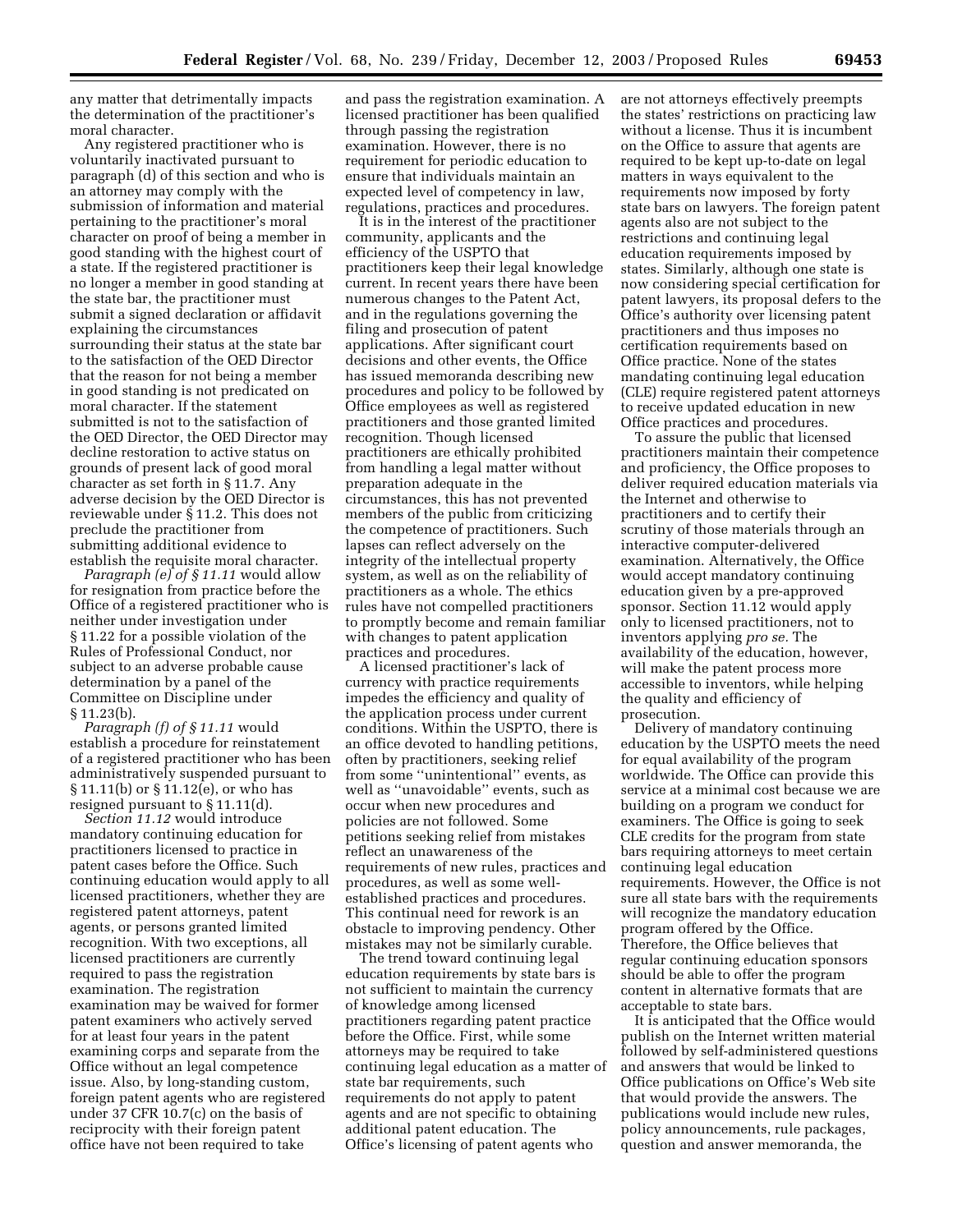any matter that detrimentally impacts the determination of the practitioner's moral character.

Any registered practitioner who is voluntarily inactivated pursuant to paragraph (d) of this section and who is an attorney may comply with the submission of information and material pertaining to the practitioner's moral character on proof of being a member in good standing with the highest court of a state. If the registered practitioner is no longer a member in good standing at the state bar, the practitioner must submit a signed declaration or affidavit explaining the circumstances surrounding their status at the state bar to the satisfaction of the OED Director that the reason for not being a member in good standing is not predicated on moral character. If the statement submitted is not to the satisfaction of the OED Director, the OED Director may decline restoration to active status on grounds of present lack of good moral character as set forth in § 11.7. Any adverse decision by the OED Director is reviewable under § 11.2. This does not preclude the practitioner from submitting additional evidence to establish the requisite moral character.

*Paragraph (e) of § 11.11* would allow for resignation from practice before the Office of a registered practitioner who is neither under investigation under § 11.22 for a possible violation of the Rules of Professional Conduct, nor subject to an adverse probable cause determination by a panel of the Committee on Discipline under § 11.23(b).

*Paragraph (f) of § 11.11* would establish a procedure for reinstatement of a registered practitioner who has been administratively suspended pursuant to § 11.11(b) or § 11.12(e), or who has resigned pursuant to § 11.11(d).

*Section 11.12* would introduce mandatory continuing education for practitioners licensed to practice in patent cases before the Office. Such continuing education would apply to all licensed practitioners, whether they are registered patent attorneys, patent agents, or persons granted limited recognition. With two exceptions, all licensed practitioners are currently required to pass the registration examination. The registration examination may be waived for former patent examiners who actively served for at least four years in the patent examining corps and separate from the Office without an legal competence issue. Also, by long-standing custom, foreign patent agents who are registered under 37 CFR 10.7(c) on the basis of reciprocity with their foreign patent office have not been required to take and pass the registration examination. A licensed practitioner has been qualified through passing the registration examination. However, there is no requirement for periodic education to ensure that individuals maintain an expected level of competency in law, regulations, practices and procedures.

It is in the interest of the practitioner community, applicants and the efficiency of the USPTO that practitioners keep their legal knowledge current. In recent years there have been numerous changes to the Patent Act, and in the regulations governing the filing and prosecution of patent applications. After significant court decisions and other events, the Office has issued memoranda describing new procedures and policy to be followed by Office employees as well as registered practitioners and those granted limited recognition. Though licensed practitioners are ethically prohibited from handling a legal matter without preparation adequate in the circumstances, this has not prevented members of the public from criticizing the competence of practitioners. Such lapses can reflect adversely on the integrity of the intellectual property system, as well as on the reliability of practitioners as a whole. The ethics rules have not compelled practitioners to promptly become and remain familiar with changes to patent application practices and procedures.

A licensed practitioner's lack of currency with practice requirements impedes the efficiency and quality of the application process under current conditions. Within the USPTO, there is an office devoted to handling petitions, often by practitioners, seeking relief from some "unintentional" events, as well as "unavoidable" events, such as occur when new procedures and policies are not followed. Some petitions seeking relief from mistakes reflect an unawareness of the requirements of new rules, practices and procedures, as well as some well-established practices and procedures. This continual need for rework is an obstacle to improving pendency. Other mistakes may not be similarly curable.

The trend toward continuing legal education requirements by state bars is not sufficient to maintain the currency of knowledge among licensed practitioners regarding patent practice before the Office. First, while some attorneys may be required to take continuing legal education as a matter of state bar requirements, such requirements do not apply to patent agents and are not specific to obtaining additional patent education. The Office's licensing of patent agents who are not attorneys effectively preempts the states' restrictions on practicing law without a license. Thus it is incumbent on the Office to assure that agents are required to be kept up-to-date on legal matters in ways equivalent to the requirements now imposed by forty state bars on lawyers. The foreign patent agents also are not subject to the restrictions and continuing legal education requirements imposed by states. Similarly, although one state is now considering special certification for patent lawyers, its proposal defers to the Office's authority over licensing patent practitioners and thus imposes no certification requirements based on Office practice. None of the states mandating continuing legal education (CLE) require registered patent attorneys to receive updated education in new Office practices and procedures.

To assure the public that licensed practitioners maintain their competence and proficiency, the Office proposes to deliver required education materials via the Internet and otherwise to practitioners and to certify their scrutiny of those materials through an interactive computer-delivered examination. Alternatively, the Office would accept mandatory continuing education given by a pre-approved sponsor. Section 11.12 would apply only to licensed practitioners, not to inventors applying *pro se.* The availability of the education, however, will make the patent process more accessible to inventors, while helping the quality and efficiency of prosecution.

Delivery of mandatory continuing education by the USPTO meets the need for equal availability of the program worldwide. The Office can provide this service at a minimal cost because we are building on a program we conduct for examiners. The Office is going to seek CLE credits for the program from state bars requiring attorneys to meet certain continuing legal education requirements. However, the Office is not sure all state bars with the requirements will recognize the mandatory education program offered by the Office. Therefore, the Office believes that regular continuing education sponsors should be able to offer the program content in alternative formats that are acceptable to state bars.

It is anticipated that the Office would publish on the Internet written material followed by self-administered questions and answers that would be linked to Office publications on Office's Web site that would provide the answers. The publications would include new rules, policy announcements, rule packages, question and answer memoranda, the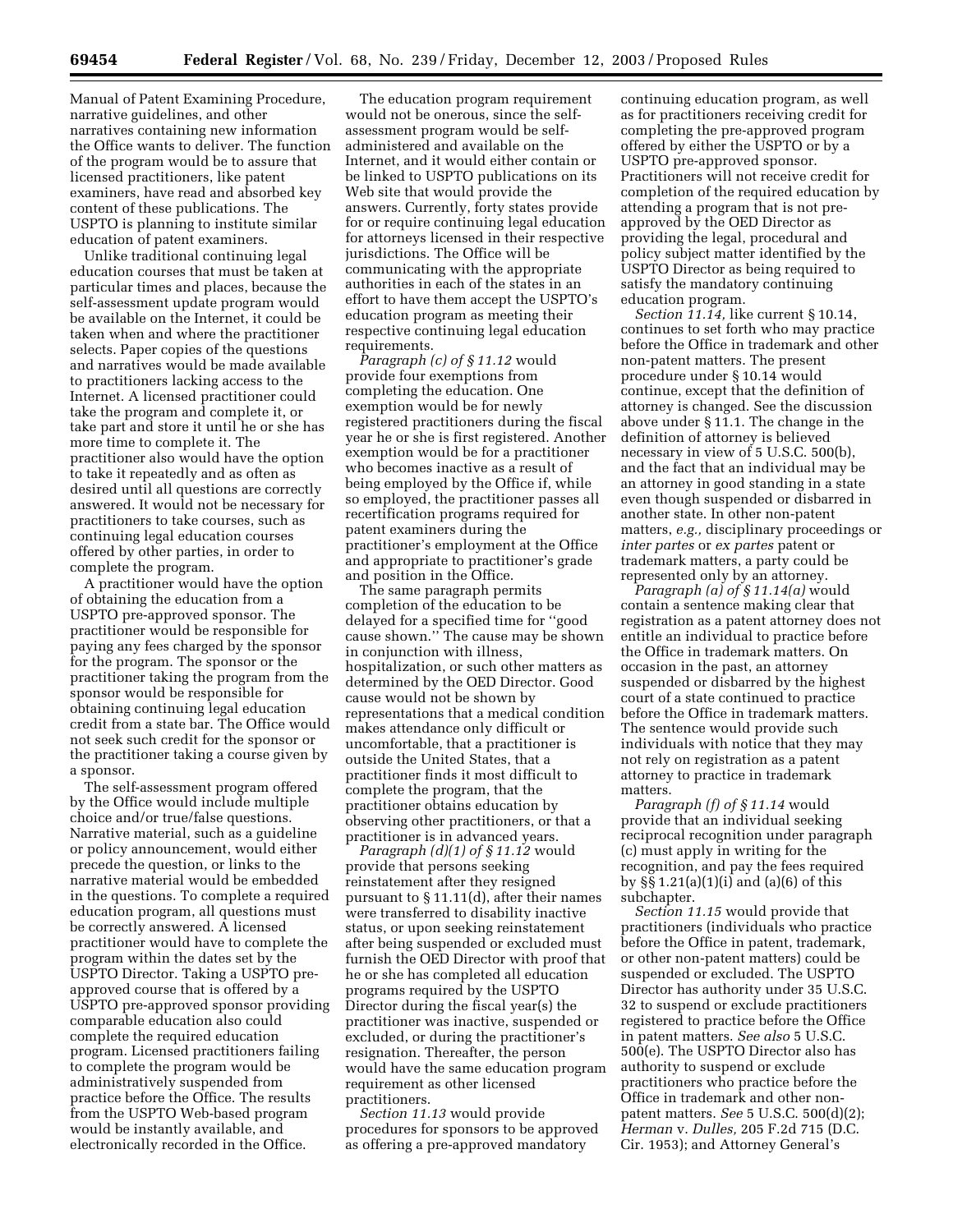Manual of Patent Examining Procedure, narrative guidelines, and other narratives containing new information the Office wants to deliver. The function of the program would be to assure that licensed practitioners, like patent examiners, have read and absorbed key content of these publications. The USPTO is planning to institute similar education of patent examiners.

Unlike traditional continuing legal education courses that must be taken at particular times and places, because the self-assessment update program would be available on the Internet, it could be taken when and where the practitioner selects. Paper copies of the questions and narratives would be made available to practitioners lacking access to the Internet. A licensed practitioner could take the program and complete it, or take part and store it until he or she has more time to complete it. The practitioner also would have the option to take it repeatedly and as often as desired until all questions are correctly answered. It would not be necessary for practitioners to take courses, such as continuing legal education courses offered by other parties, in order to complete the program.

A practitioner would have the option of obtaining the education from a USPTO pre-approved sponsor. The practitioner would be responsible for paying any fees charged by the sponsor for the program. The sponsor or the practitioner taking the program from the sponsor would be responsible for obtaining continuing legal education credit from a state bar. The Office would not seek such credit for the sponsor or the practitioner taking a course given by a sponsor.

The self-assessment program offered by the Office would include multiple choice and/or true/false questions. Narrative material, such as a guideline or policy announcement, would either precede the question, or links to the narrative material would be embedded in the questions. To complete a required education program, all questions must be correctly answered. A licensed practitioner would have to complete the program within the dates set by the USPTO Director. Taking a USPTO pre-approved course that is offered by a USPTO pre-approved sponsor providing comparable education also could complete the required education program. Licensed practitioners failing to complete the program would be administratively suspended from practice before the Office. The results from the USPTO Web-based program would be instantly available, and electronically recorded in the Office.

The education program requirement would not be onerous, since the self-assessment program would be self-administered and available on the Internet, and it would either contain or be linked to USPTO publications on its Web site that would provide the answers. Currently, forty states provide for or require continuing legal education for attorneys licensed in their respective jurisdictions. The Office will be communicating with the appropriate authorities in each of the states in an effort to have them accept the USPTO's education program as meeting their respective continuing legal education requirements.

*Paragraph (c) of § 11.12* would provide four exemptions from completing the education. One exemption would be for newly registered practitioners during the fiscal year he or she is first registered. Another exemption would be for a practitioner who becomes inactive as a result of being employed by the Office if, while so employed, the practitioner passes all recertification programs required for patent examiners during the practitioner's employment at the Office and appropriate to practitioner's grade and position in the Office.

The same paragraph permits completion of the education to be delayed for a specified time for "good cause shown." The cause may be shown in conjunction with illness, hospitalization, or such other matters as determined by the OED Director. Good cause would not be shown by representations that a medical condition makes attendance only difficult or uncomfortable, that a practitioner is outside the United States, that a practitioner finds it most difficult to complete the program, that the practitioner obtains education by observing other practitioners, or that a practitioner is in advanced years.

*Paragraph (d)(1) of § 11.12* would provide that persons seeking reinstatement after they resigned pursuant to § 11.11(d), after their names were transferred to disability inactive status, or upon seeking reinstatement after being suspended or excluded must furnish the OED Director with proof that he or she has completed all education programs required by the USPTO Director during the fiscal year(s) the practitioner was inactive, suspended or excluded, or during the practitioner's resignation. Thereafter, the person would have the same education program requirement as other licensed practitioners.

*Section 11.13* would provide procedures for sponsors to be approved as offering a pre-approved mandatory continuing education program, as well as for practitioners receiving credit for completing the pre-approved program offered by either the USPTO or by a USPTO pre-approved sponsor. Practitioners will not receive credit for completion of the required education by attending a program that is not pre-approved by the OED Director as providing the legal, procedural and policy subject matter identified by the USPTO Director as being required to satisfy the mandatory continuing education program.

*Section 11.14,* like current § 10.14, continues to set forth who may practice before the Office in trademark and other non-patent matters. The present procedure under § 10.14 would continue, except that the definition of attorney is changed. See the discussion above under § 11.1. The change in the definition of attorney is believed necessary in view of 5 U.S.C. 500(b), and the fact that an individual may be an attorney in good standing in a state even though suspended or disbarred in another state. In other non-patent matters, *e.g.,* disciplinary proceedings or *inter partes* or *ex partes* patent or trademark matters, a party could be represented only by an attorney.

*Paragraph (a) of § 11.14(a)* would contain a sentence making clear that registration as a patent attorney does not entitle an individual to practice before the Office in trademark matters. On occasion in the past, an attorney suspended or disbarred by the highest court of a state continued to practice before the Office in trademark matters. The sentence would provide such individuals with notice that they may not rely on registration as a patent attorney to practice in trademark matters.

*Paragraph (f) of § 11.14* would provide that an individual seeking reciprocal recognition under paragraph (c) must apply in writing for the recognition, and pay the fees required by §§ 1.21(a)(1)(i) and (a)(6) of this subchapter.

*Section 11.15* would provide that practitioners (individuals who practice before the Office in patent, trademark, or other non-patent matters) could be suspended or excluded. The USPTO Director has authority under 35 U.S.C. 32 to suspend or exclude practitioners registered to practice before the Office in patent matters. *See also* 5 U.S.C. 500(e). The USPTO Director also has authority to suspend or exclude practitioners who practice before the Office in trademark and other non-patent matters. *See* 5 U.S.C. 500(d)(2); *Herman* v. *Dulles,* 205 F.2d 715 (D.C. Cir. 1953); and Attorney General's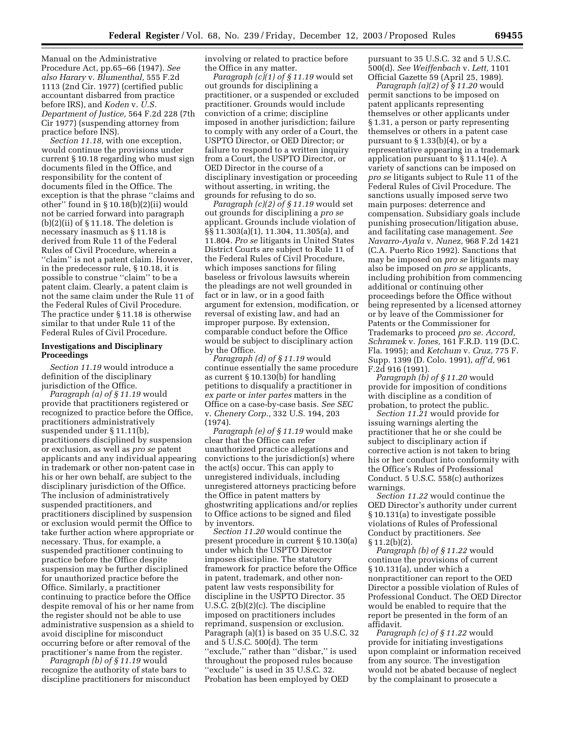Manual on the Administrative Procedure Act, pp.65–66 (1947). *See also Harary* v. *Blumenthal,* 555 F.2d 1113 (2nd Cir. 1977) (certified public accountant disbarred from practice before IRS), and *Koden* v. *U.S. Department of Justice,* 564 F.2d 228 (7th Cir 1977) (suspending attorney from practice before INS).

*Section 11.18,* with one exception, would continue the provisions under current § 10.18 regarding who must sign documents filed in the Office, and responsibility for the content of documents filed in the Office. The exception is that the phrase ''claims and other'' found in § 10.18(b)(2)(ii) would not be carried forward into paragraph (b)(2)(ii) of § 11.18. The deletion is necessary inasmuch as § 11.18 is derived from Rule 11 of the Federal Rules of Civil Procedure, wherein a ''claim'' is not a patent claim. However, in the predecessor rule, § 10.18, it is possible to construe ''claim'' to be a patent claim. Clearly, a patent claim is not the same claim under the Rule 11 of the Federal Rules of Civil Procedure. The practice under § 11.18 is otherwise similar to that under Rule 11 of the Federal Rules of Civil Procedure.

### Investigations and Disciplinary Proceedings

*Section 11.19* would introduce a definition of the disciplinary jurisdiction of the Office.

*Paragraph (a) of § 11.19* would provide that practitioners registered or recognized to practice before the Office, practitioners administratively suspended under § 11.11(b), practitioners disciplined by suspension or exclusion, as well as *pro se* patent applicants and any individual appearing in trademark or other non-patent case in his or her own behalf, are subject to the disciplinary jurisdiction of the Office. The inclusion of administratively suspended practitioners, and practitioners disciplined by suspension or exclusion would permit the Office to take further action where appropriate or necessary. Thus, for example, a suspended practitioner continuing to practice before the Office despite suspension may be further disciplined for unauthorized practice before the Office. Similarly, a practitioner continuing to practice before the Office despite removal of his or her name from the register should not be able to use administrative suspension as a shield to avoid discipline for misconduct occurring before or after removal of the practitioner's name from the register.

*Paragraph (b) of § 11.19* would recognize the authority of state bars to discipline practitioners for misconduct involving or related to practice before the Office in any matter.

*Paragraph (c)(1) of § 11.19* would set out grounds for disciplining a practitioner, or a suspended or excluded practitioner. Grounds would include conviction of a crime; discipline imposed in another jurisdiction; failure to comply with any order of a Court, the USPTO Director, or OED Director; or failure to respond to a written inquiry from a Court, the USPTO Director, or OED Director in the course of a disciplinary investigation or proceeding without asserting, in writing, the grounds for refusing to do so.

*Paragraph (c)(2) of § 11.19* would set out grounds for disciplining a *pro se* applicant. Grounds include violation of §§ 11.303(a)(1), 11.304, 11.305(a), and 11.804. *Pro se* litigants in United States District Courts are subject to Rule 11 of the Federal Rules of Civil Procedure, which imposes sanctions for filing baseless or frivolous lawsuits wherein the pleadings are not well grounded in fact or in law, or in a good faith argument for extension, modification, or reversal of existing law, and had an improper purpose. By extension, comparable conduct before the Office would be subject to disciplinary action by the Office.

*Paragraph (d) of § 11.19* would continue essentially the same procedure as current § 10.130(b) for handling petitions to disqualify a practitioner in *ex parte* or *inter partes* matters in the Office on a case-by-case basis. *See SEC* v. *Chenery Corp.,* 332 U.S. 194, 203 (1974).

*Paragraph (e) of § 11.19* would make clear that the Office can refer unauthorized practice allegations and convictions to the jurisdiction(s) where the act(s) occur. This can apply to unregistered individuals, including unregistered attorneys practicing before the Office in patent matters by ghostwriting applications and/or replies to Office actions to be signed and filed by inventors.

*Section 11.20* would continue the present procedure in current § 10.130(a) under which the USPTO Director imposes discipline. The statutory framework for practice before the Office in patent, trademark, and other non-patent law vests responsibility for discipline in the USPTO Director. 35 U.S.C. 2(b)(2)(c). The discipline imposed on practitioners includes reprimand, suspension or exclusion. Paragraph (a)(1) is based on 35 U.S.C. 32 and 5 U.S.C. 500(d). The term ''exclude,'' rather than ''disbar,'' is used throughout the proposed rules because ''exclude'' is used in 35 U.S.C. 32. Probation has been employed by OED pursuant to 35 U.S.C. 32 and 5 U.S.C. 500(d). *See Weiffenbach* v. *Lett,* 1101 Official Gazette 59 (April 25, 1989).

*Paragraph (a)(2) of § 11.20* would permit sanctions to be imposed on patent applicants representing themselves or other applicants under § 1.31, a person or party representing themselves or others in a patent case pursuant to § 1.33(b)(4), or by a representative appearing in a trademark application pursuant to § 11.14(e). A variety of sanctions can be imposed on *pro se* litigants subject to Rule 11 of the Federal Rules of Civil Procedure. The sanctions usually imposed serve two main purposes: deterrence and compensation. Subsidiary goals include punishing prosecution/litigation abuse, and facilitating case management. *See Navarro-Ayala* v. *Nunez,* 968 F.2d 1421 (C.A. Puerto Rico 1992). Sanctions that may be imposed on *pro se* litigants may also be imposed on *pro se* applicants, including prohibition from commencing additional or continuing other proceedings before the Office without being represented by a licensed attorney or by leave of the Commissioner for Patents or the Commissioner for Trademarks to proceed *pro se. Accord, Schramek* v. *Jones,* 161 F.R.D. 119 (D.C. Fla. 1995); and *Ketchum* v. *Cruz,* 775 F. Supp. 1399 (D. Colo. 1991), *aff'd,* 961 F.2d 916 (1991).

*Paragraph (b) of § 11.20* would provide for imposition of conditions with discipline as a condition of probation, to protect the public.

*Section 11.21* would provide for issuing warnings alerting the practitioner that he or she could be subject to disciplinary action if corrective action is not taken to bring his or her conduct into conformity with the Office's Rules of Professional Conduct. 5 U.S.C. 558(c) authorizes warnings.

*Section 11.22* would continue the OED Director's authority under current § 10.131(a) to investigate possible violations of Rules of Professional Conduct by practitioners. *See* § 11.2(b)(2).

*Paragraph (b) of § 11.22* would continue the provisions of current § 10.131(a), under which a nonpractitioner can report to the OED Director a possible violation of Rules of Professional Conduct. The OED Director would be enabled to require that the report be presented in the form of an affidavit.

*Paragraph (c) of § 11.22* would provide for initiating investigations upon complaint or information received from any source. The investigation would not be abated because of neglect by the complainant to prosecute a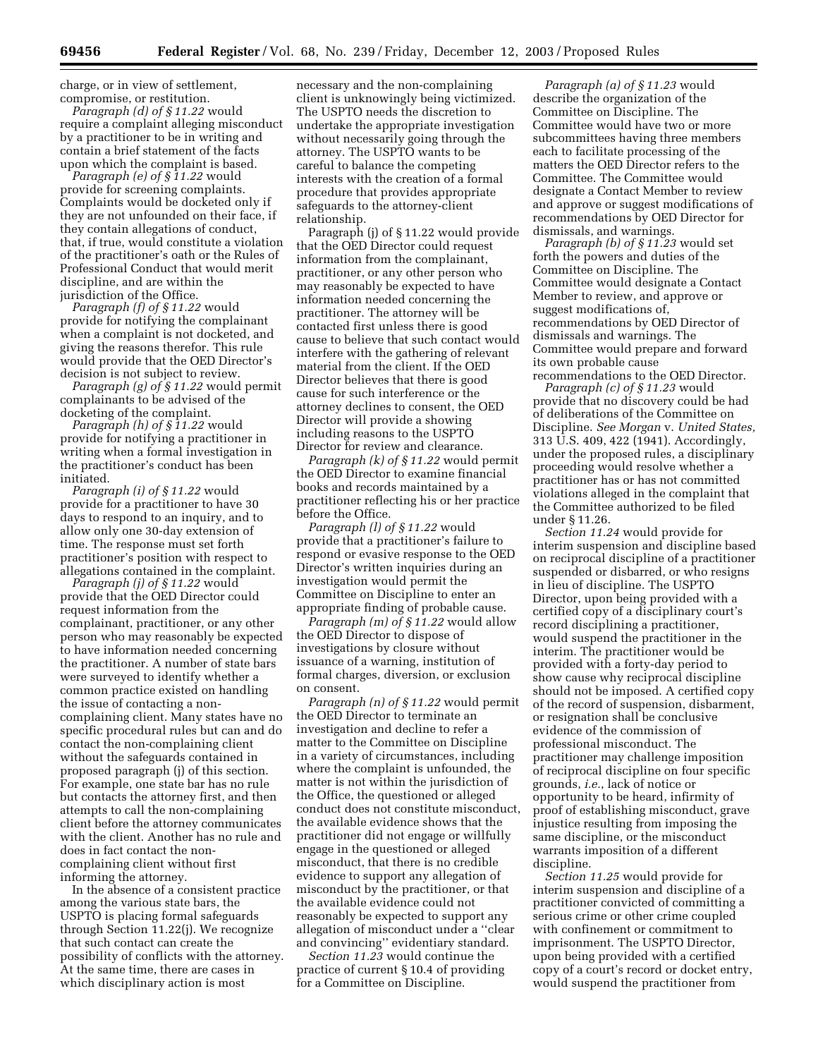charge, or in view of settlement, compromise, or restitution.

*Paragraph (d) of § 11.22* would require a complaint alleging misconduct by a practitioner to be in writing and contain a brief statement of the facts upon which the complaint is based.

*Paragraph (e) of § 11.22* would provide for screening complaints. Complaints would be docketed only if they are not unfounded on their face, if they contain allegations of conduct, that, if true, would constitute a violation of the practitioner's oath or the Rules of Professional Conduct that would merit discipline, and are within the jurisdiction of the Office.

*Paragraph (f) of § 11.22* would provide for notifying the complainant when a complaint is not docketed, and giving the reasons therefor. This rule would provide that the OED Director's decision is not subject to review.

*Paragraph (g) of § 11.22* would permit complainants to be advised of the docketing of the complaint.

*Paragraph (h) of § 11.22* would provide for notifying a practitioner in writing when a formal investigation in the practitioner's conduct has been initiated.

*Paragraph (i) of § 11.22* would provide for a practitioner to have 30 days to respond to an inquiry, and to allow only one 30-day extension of time. The response must set forth practitioner's position with respect to allegations contained in the complaint.

*Paragraph (j) of § 11.22* would provide that the OED Director could request information from the complainant, practitioner, or any other person who may reasonably be expected to have information needed concerning the practitioner. A number of state bars were surveyed to identify whether a common practice existed on handling the issue of contacting a non-complaining client. Many states have no specific procedural rules but can and do contact the non-complaining client without the safeguards contained in proposed paragraph (j) of this section. For example, one state bar has no rule but contacts the attorney first, and then attempts to call the non-complaining client before the attorney communicates with the client. Another has no rule and does in fact contact the non-complaining client without first informing the attorney.

In the absence of a consistent practice among the various state bars, the USPTO is placing formal safeguards through Section 11.22(j). We recognize that such contact can create the possibility of conflicts with the attorney. At the same time, there are cases in which disciplinary action is most necessary and the non-complaining client is unknowingly being victimized. The USPTO needs the discretion to undertake the appropriate investigation without necessarily going through the attorney. The USPTO wants to be careful to balance the competing interests with the creation of a formal procedure that provides appropriate safeguards to the attorney-client relationship.

Paragraph (j) of § 11.22 would provide that the OED Director could request information from the complainant, practitioner, or any other person who may reasonably be expected to have information needed concerning the practitioner. The attorney will be contacted first unless there is good cause to believe that such contact would interfere with the gathering of relevant material from the client. If the OED Director believes that there is good cause for such interference or the attorney declines to consent, the OED Director will provide a showing including reasons to the USPTO Director for review and clearance.

*Paragraph (k) of § 11.22* would permit the OED Director to examine financial books and records maintained by a practitioner reflecting his or her practice before the Office.

*Paragraph (l) of § 11.22* would provide that a practitioner's failure to respond or evasive response to the OED Director's written inquiries during an investigation would permit the Committee on Discipline to enter an appropriate finding of probable cause.

*Paragraph (m) of § 11.22* would allow the OED Director to dispose of investigations by closure without issuance of a warning, institution of formal charges, diversion, or exclusion on consent.

*Paragraph (n) of § 11.22* would permit the OED Director to terminate an investigation and decline to refer a matter to the Committee on Discipline in a variety of circumstances, including where the complaint is unfounded, the matter is not within the jurisdiction of the Office, the questioned or alleged conduct does not constitute misconduct, the available evidence shows that the practitioner did not engage or willfully engage in the questioned or alleged misconduct, that there is no credible evidence to support any allegation of misconduct by the practitioner, or that the available evidence could not reasonably be expected to support any allegation of misconduct under a "clear and convincing" evidentiary standard.

*Section 11.23* would continue the practice of current § 10.4 of providing for a Committee on Discipline.

*Paragraph (a) of § 11.23* would describe the organization of the Committee on Discipline. The Committee would have two or more subcommittees having three members each to facilitate processing of the matters the OED Director refers to the Committee. The Committee would designate a Contact Member to review and approve or suggest modifications of recommendations by OED Director for dismissals, and warnings.

*Paragraph (b) of § 11.23* would set forth the powers and duties of the Committee on Discipline. The Committee would designate a Contact Member to review, and approve or suggest modifications of, recommendations by OED Director of dismissals and warnings. The Committee would prepare and forward its own probable cause recommendations to the OED Director.

*Paragraph (c) of § 11.23* would provide that no discovery could be had of deliberations of the Committee on Discipline. *See Morgan* v. *United States,* 313 U.S. 409, 422 (1941). Accordingly, under the proposed rules, a disciplinary proceeding would resolve whether a practitioner has or has not committed violations alleged in the complaint that the Committee authorized to be filed under § 11.26.

*Section 11.24* would provide for interim suspension and discipline based on reciprocal discipline of a practitioner suspended or disbarred, or who resigns in lieu of discipline. The USPTO Director, upon being provided with a certified copy of a disciplinary court's record disciplining a practitioner, would suspend the practitioner in the interim. The practitioner would be provided with a forty-day period to show cause why reciprocal discipline should not be imposed. A certified copy of the record of suspension, disbarment, or resignation shall be conclusive evidence of the commission of professional misconduct. The practitioner may challenge imposition of reciprocal discipline on four specific grounds, *i.e.*, lack of notice or opportunity to be heard, infirmity of proof of establishing misconduct, grave injustice resulting from imposing the same discipline, or the misconduct warrants imposition of a different discipline.

*Section 11.25* would provide for interim suspension and discipline of a practitioner convicted of committing a serious crime or other crime coupled with confinement or commitment to imprisonment. The USPTO Director, upon being provided with a certified copy of a court's record or docket entry, would suspend the practitioner from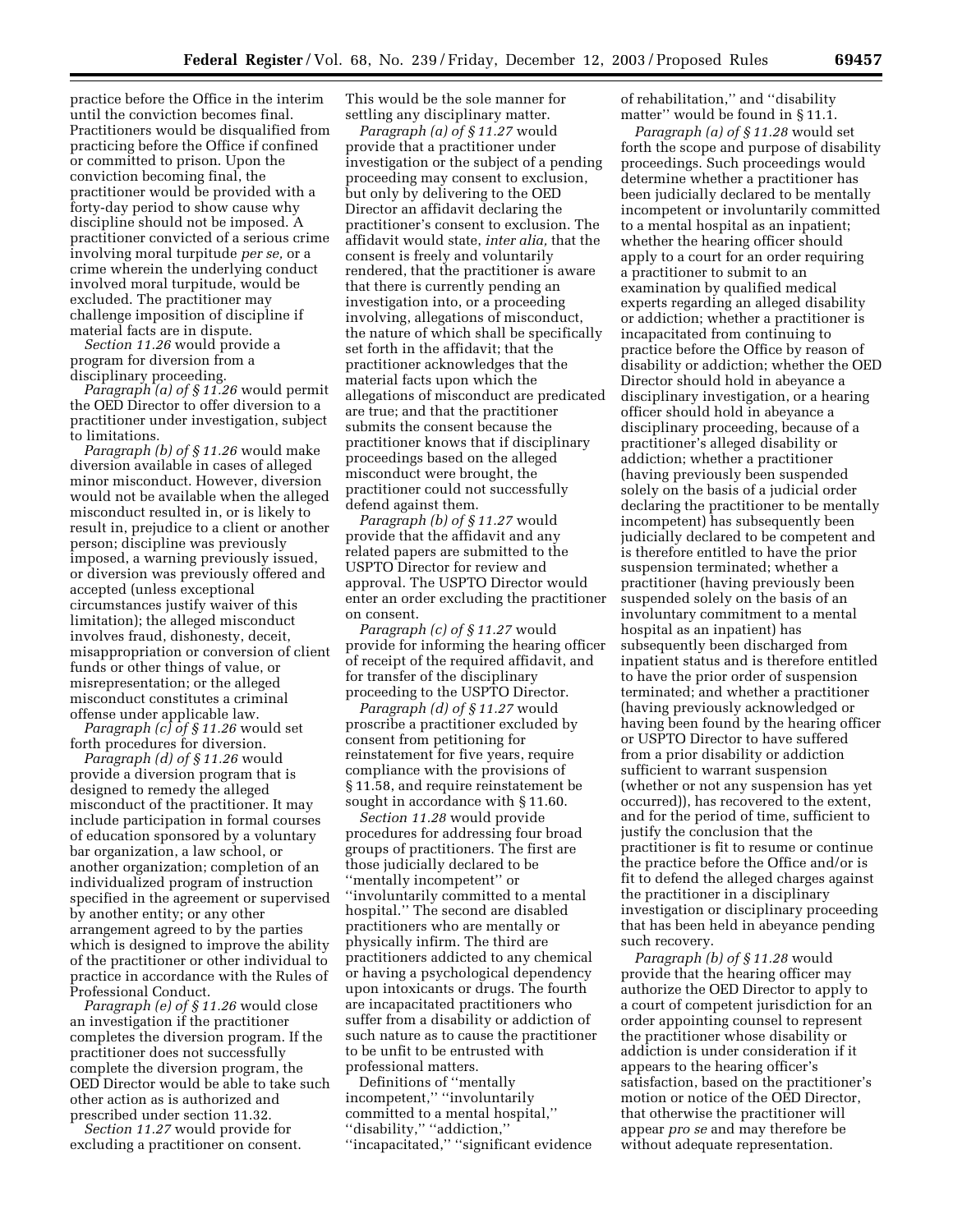practice before the Office in the interim until the conviction becomes final. Practitioners would be disqualified from practicing before the Office if confined or committed to prison. Upon the conviction becoming final, the practitioner would be provided with a forty-day period to show cause why discipline should not be imposed. A practitioner convicted of a serious crime involving moral turpitude *per se,* or a crime wherein the underlying conduct involved moral turpitude, would be excluded. The practitioner may challenge imposition of discipline if material facts are in dispute.

*Section 11.26* would provide a program for diversion from a disciplinary proceeding.

*Paragraph (a) of § 11.26* would permit the OED Director to offer diversion to a practitioner under investigation, subject to limitations.

*Paragraph (b) of § 11.26* would make diversion available in cases of alleged minor misconduct. However, diversion would not be available when the alleged misconduct resulted in, or is likely to result in, prejudice to a client or another person; discipline was previously imposed, a warning previously issued, or diversion was previously offered and accepted (unless exceptional circumstances justify waiver of this limitation); the alleged misconduct involves fraud, dishonesty, deceit, misappropriation or conversion of client funds or other things of value, or misrepresentation; or the alleged misconduct constitutes a criminal offense under applicable law.

*Paragraph (c) of § 11.26* would set forth procedures for diversion.

*Paragraph (d) of § 11.26* would provide a diversion program that is designed to remedy the alleged misconduct of the practitioner. It may include participation in formal courses of education sponsored by a voluntary bar organization, a law school, or another organization; completion of an individualized program of instruction specified in the agreement or supervised by another entity; or any other arrangement agreed to by the parties which is designed to improve the ability of the practitioner or other individual to practice in accordance with the Rules of Professional Conduct.

*Paragraph (e) of § 11.26* would close an investigation if the practitioner completes the diversion program. If the practitioner does not successfully complete the diversion program, the OED Director would be able to take such other action as is authorized and prescribed under section 11.32.

*Section 11.27* would provide for excluding a practitioner on consent. This would be the sole manner for settling any disciplinary matter.

*Paragraph (a) of § 11.27* would provide that a practitioner under investigation or the subject of a pending proceeding may consent to exclusion, but only by delivering to the OED Director an affidavit declaring the practitioner's consent to exclusion. The affidavit would state, *inter alia,* that the consent is freely and voluntarily rendered, that the practitioner is aware that there is currently pending an investigation into, or a proceeding involving, allegations of misconduct, the nature of which shall be specifically set forth in the affidavit; that the practitioner acknowledges that the material facts upon which the allegations of misconduct are predicated are true; and that the practitioner submits the consent because the practitioner knows that if disciplinary proceedings based on the alleged misconduct were brought, the practitioner could not successfully defend against them.

*Paragraph (b) of § 11.27* would provide that the affidavit and any related papers are submitted to the USPTO Director for review and approval. The USPTO Director would enter an order excluding the practitioner on consent.

*Paragraph (c) of § 11.27* would provide for informing the hearing officer of receipt of the required affidavit, and for transfer of the disciplinary proceeding to the USPTO Director.

*Paragraph (d) of § 11.27* would proscribe a practitioner excluded by consent from petitioning for reinstatement for five years, require compliance with the provisions of § 11.58, and require reinstatement be sought in accordance with § 11.60.

*Section 11.28* would provide procedures for addressing four broad groups of practitioners. The first are those judicially declared to be ''mentally incompetent'' or ''involuntarily committed to a mental hospital.'' The second are disabled practitioners who are mentally or physically infirm. The third are practitioners addicted to any chemical or having a psychological dependency upon intoxicants or drugs. The fourth are incapacitated practitioners who suffer from a disability or addiction of such nature as to cause the practitioner to be unfit to be entrusted with professional matters.

Definitions of ''mentally incompetent,'' ''involuntarily committed to a mental hospital,'' ''disability,'' ''addiction,'' ''incapacitated,'' ''significant evidence of rehabilitation,'' and ''disability matter'' would be found in § 11.1.

*Paragraph (a) of § 11.28* would set forth the scope and purpose of disability proceedings. Such proceedings would determine whether a practitioner has been judicially declared to be mentally incompetent or involuntarily committed to a mental hospital as an inpatient; whether the hearing officer should apply to a court for an order requiring a practitioner to submit to an examination by qualified medical experts regarding an alleged disability or addiction; whether a practitioner is incapacitated from continuing to practice before the Office by reason of disability or addiction; whether the OED Director should hold in abeyance a disciplinary investigation, or a hearing officer should hold in abeyance a disciplinary proceeding, because of a practitioner's alleged disability or addiction; whether a practitioner (having previously been suspended solely on the basis of a judicial order declaring the practitioner to be mentally incompetent) has subsequently been judicially declared to be competent and is therefore entitled to have the prior suspension terminated; whether a practitioner (having previously been suspended solely on the basis of an involuntary commitment to a mental hospital as an inpatient) has subsequently been discharged from inpatient status and is therefore entitled to have the prior order of suspension terminated; and whether a practitioner (having previously acknowledged or having been found by the hearing officer or USPTO Director to have suffered from a prior disability or addiction sufficient to warrant suspension (whether or not any suspension has yet occurred)), has recovered to the extent, and for the period of time, sufficient to justify the conclusion that the practitioner is fit to resume or continue the practice before the Office and/or is fit to defend the alleged charges against the practitioner in a disciplinary investigation or disciplinary proceeding that has been held in abeyance pending such recovery.

*Paragraph (b) of § 11.28* would provide that the hearing officer may authorize the OED Director to apply to a court of competent jurisdiction for an order appointing counsel to represent the practitioner whose disability or addiction is under consideration if it appears to the hearing officer's satisfaction, based on the practitioner's motion or notice of the OED Director, that otherwise the practitioner will appear *pro se* and may therefore be without adequate representation.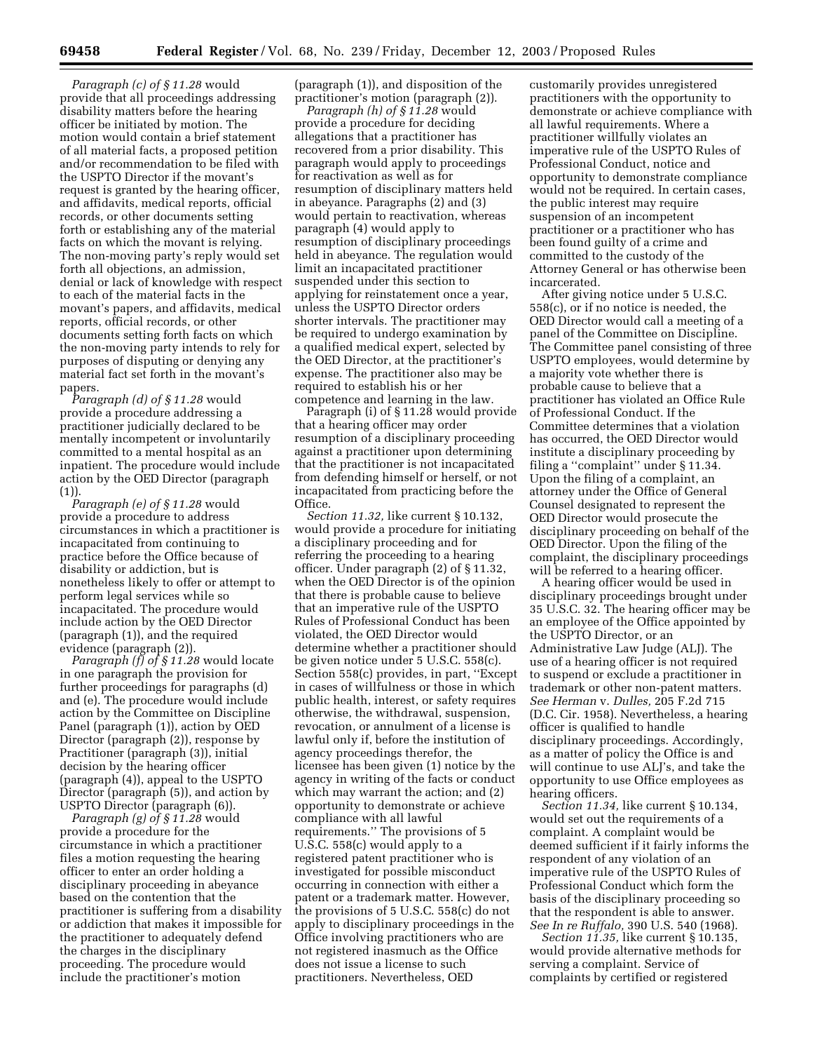*Paragraph (c) of § 11.28* would provide that all proceedings addressing disability matters before the hearing officer be initiated by motion. The motion would contain a brief statement of all material facts, a proposed petition and/or recommendation to be filed with the USPTO Director if the movant's request is granted by the hearing officer, and affidavits, medical reports, official records, or other documents setting forth or establishing any of the material facts on which the movant is relying. The non-moving party's reply would set forth all objections, an admission, denial or lack of knowledge with respect to each of the material facts in the movant's papers, and affidavits, medical reports, official records, or other documents setting forth facts on which the non-moving party intends to rely for purposes of disputing or denying any material fact set forth in the movant's papers.

*Paragraph (d) of § 11.28* would provide a procedure addressing a practitioner judicially declared to be mentally incompetent or involuntarily committed to a mental hospital as an inpatient. The procedure would include action by the OED Director (paragraph (1)).

*Paragraph (e) of § 11.28* would provide a procedure to address circumstances in which a practitioner is incapacitated from continuing to practice before the Office because of disability or addiction, but is nonetheless likely to offer or attempt to perform legal services while so incapacitated. The procedure would include action by the OED Director (paragraph (1)), and the required evidence (paragraph (2)).

*Paragraph (f) of § 11.28* would locate in one paragraph the provision for further proceedings for paragraphs (d) and (e). The procedure would include action by the Committee on Discipline Panel (paragraph (1)), action by OED Director (paragraph (2)), response by Practitioner (paragraph (3)), initial decision by the hearing officer (paragraph (4)), appeal to the USPTO Director (paragraph (5)), and action by USPTO Director (paragraph (6)).

*Paragraph (g) of § 11.28* would provide a procedure for the circumstance in which a practitioner files a motion requesting the hearing officer to enter an order holding a disciplinary proceeding in abeyance based on the contention that the practitioner is suffering from a disability or addiction that makes it impossible for the practitioner to adequately defend the charges in the disciplinary proceeding. The procedure would include the practitioner's motion (paragraph (1)), and disposition of the practitioner's motion (paragraph (2)).

*Paragraph (h) of § 11.28* would provide a procedure for deciding allegations that a practitioner has recovered from a prior disability. This paragraph would apply to proceedings for reactivation as well as for resumption of disciplinary matters held in abeyance. Paragraphs (2) and (3) would pertain to reactivation, whereas paragraph (4) would apply to resumption of disciplinary proceedings held in abeyance. The regulation would limit an incapacitated practitioner suspended under this section to applying for reinstatement once a year, unless the USPTO Director orders shorter intervals. The practitioner may be required to undergo examination by a qualified medical expert, selected by the OED Director, at the practitioner's expense. The practitioner also may be required to establish his or her competence and learning in the law.

Paragraph (i) of § 11.28 would provide that a hearing officer may order resumption of a disciplinary proceeding against a practitioner upon determining that the practitioner is not incapacitated from defending himself or herself, or not incapacitated from practicing before the Office.

*Section 11.32,* like current § 10.132, would provide a procedure for initiating a disciplinary proceeding and for referring the proceeding to a hearing officer. Under paragraph (2) of § 11.32, when the OED Director is of the opinion that there is probable cause to believe that an imperative rule of the USPTO Rules of Professional Conduct has been violated, the OED Director would determine whether a practitioner should be given notice under 5 U.S.C. 558(c). Section 558(c) provides, in part, ''Except in cases of willfulness or those in which public health, interest, or safety requires otherwise, the withdrawal, suspension, revocation, or annulment of a license is lawful only if, before the institution of agency proceedings therefor, the licensee has been given (1) notice by the agency in writing of the facts or conduct which may warrant the action; and (2) opportunity to demonstrate or achieve compliance with all lawful requirements.'' The provisions of 5 U.S.C. 558(c) would apply to a registered patent practitioner who is investigated for possible misconduct occurring in connection with either a patent or a trademark matter. However, the provisions of 5 U.S.C. 558(c) do not apply to disciplinary proceedings in the Office involving practitioners who are not registered inasmuch as the Office does not issue a license to such practitioners. Nevertheless, OED customarily provides unregistered practitioners with the opportunity to demonstrate or achieve compliance with all lawful requirements. Where a practitioner willfully violates an imperative rule of the USPTO Rules of Professional Conduct, notice and opportunity to demonstrate compliance would not be required. In certain cases, the public interest may require suspension of an incompetent practitioner or a practitioner who has been found guilty of a crime and committed to the custody of the Attorney General or has otherwise been incarcerated.

After giving notice under 5 U.S.C. 558(c), or if no notice is needed, the OED Director would call a meeting of a panel of the Committee on Discipline. The Committee panel consisting of three USPTO employees, would determine by a majority vote whether there is probable cause to believe that a practitioner has violated an Office Rule of Professional Conduct. If the Committee determines that a violation has occurred, the OED Director would institute a disciplinary proceeding by filing a ''complaint'' under § 11.34. Upon the filing of a complaint, an attorney under the Office of General Counsel designated to represent the OED Director would prosecute the disciplinary proceeding on behalf of the OED Director. Upon the filing of the complaint, the disciplinary proceedings will be referred to a hearing officer.

A hearing officer would be used in disciplinary proceedings brought under 35 U.S.C. 32. The hearing officer may be an employee of the Office appointed by the USPTO Director, or an Administrative Law Judge (ALJ). The use of a hearing officer is not required to suspend or exclude a practitioner in trademark or other non-patent matters. *See Herman* v. *Dulles,* 205 F.2d 715 (D.C. Cir. 1958). Nevertheless, a hearing officer is qualified to handle disciplinary proceedings. Accordingly, as a matter of policy the Office is and will continue to use ALJ's, and take the opportunity to use Office employees as hearing officers.

*Section 11.34,* like current § 10.134, would set out the requirements of a complaint. A complaint would be deemed sufficient if it fairly informs the respondent of any violation of an imperative rule of the USPTO Rules of Professional Conduct which form the basis of the disciplinary proceeding so that the respondent is able to answer. *See In re Ruffalo,* 390 U.S. 540 (1968).

*Section 11.35,* like current § 10.135, would provide alternative methods for serving a complaint. Service of complaints by certified or registered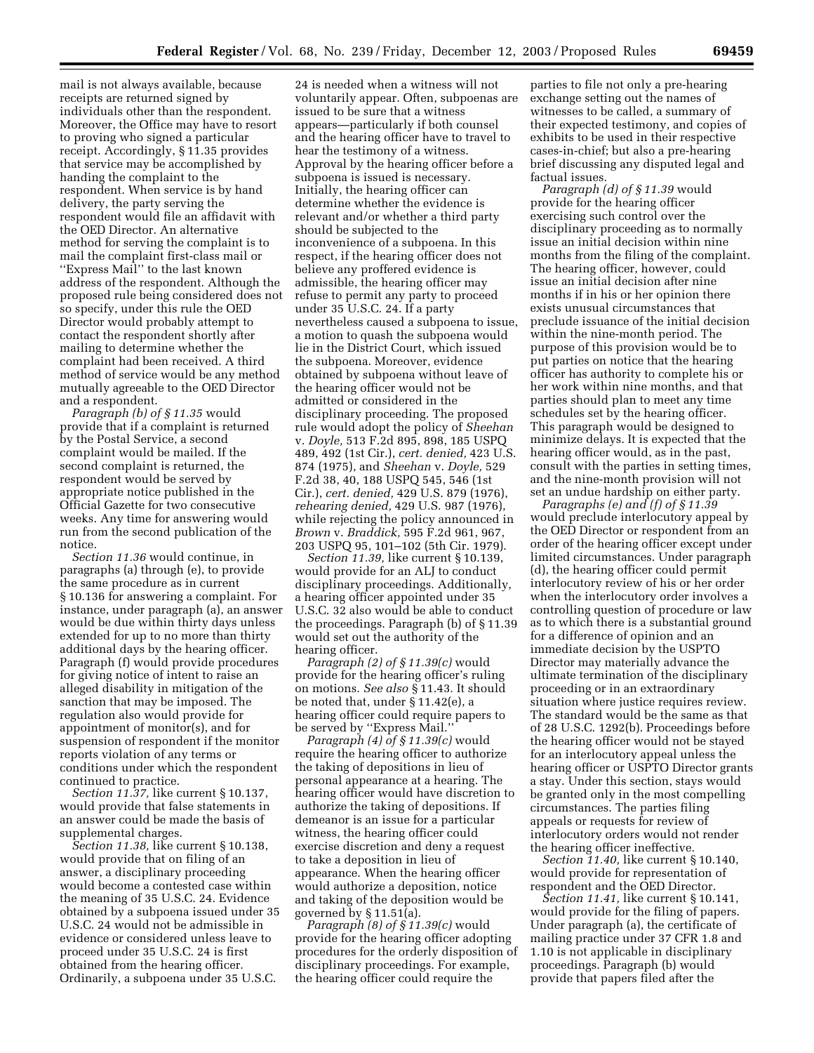mail is not always available, because receipts are returned signed by individuals other than the respondent. Moreover, the Office may have to resort to proving who signed a particular receipt. Accordingly, § 11.35 provides that service may be accomplished by handing the complaint to the respondent. When service is by hand delivery, the party serving the respondent would file an affidavit with the OED Director. An alternative method for serving the complaint is to mail the complaint first-class mail or ''Express Mail'' to the last known address of the respondent. Although the proposed rule being considered does not so specify, under this rule the OED Director would probably attempt to contact the respondent shortly after mailing to determine whether the complaint had been received. A third method of service would be any method mutually agreeable to the OED Director and a respondent.

*Paragraph (b) of § 11.35* would provide that if a complaint is returned by the Postal Service, a second complaint would be mailed. If the second complaint is returned, the respondent would be served by appropriate notice published in the Official Gazette for two consecutive weeks. Any time for answering would run from the second publication of the notice.

*Section 11.36* would continue, in paragraphs (a) through (e), to provide the same procedure as in current § 10.136 for answering a complaint. For instance, under paragraph (a), an answer would be due within thirty days unless extended for up to no more than thirty additional days by the hearing officer. Paragraph (f) would provide procedures for giving notice of intent to raise an alleged disability in mitigation of the sanction that may be imposed. The regulation also would provide for appointment of monitor(s), and for suspension of respondent if the monitor reports violation of any terms or conditions under which the respondent continued to practice.

*Section 11.37,* like current § 10.137, would provide that false statements in an answer could be made the basis of supplemental charges.

*Section 11.38,* like current § 10.138, would provide that on filing of an answer, a disciplinary proceeding would become a contested case within the meaning of 35 U.S.C. 24. Evidence obtained by a subpoena issued under 35 U.S.C. 24 would not be admissible in evidence or considered unless leave to proceed under 35 U.S.C. 24 is first obtained from the hearing officer. Ordinarily, a subpoena under 35 U.S.C. 24 is needed when a witness will not voluntarily appear. Often, subpoenas are issued to be sure that a witness appears—particularly if both counsel and the hearing officer have to travel to hear the testimony of a witness. Approval by the hearing officer before a subpoena is issued is necessary. Initially, the hearing officer can determine whether the evidence is relevant and/or whether a third party should be subjected to the inconvenience of a subpoena. In this respect, if the hearing officer does not believe any proffered evidence is admissible, the hearing officer may refuse to permit any party to proceed under 35 U.S.C. 24. If a party nevertheless caused a subpoena to issue, a motion to quash the subpoena would lie in the District Court, which issued the subpoena. Moreover, evidence obtained by subpoena without leave of the hearing officer would not be admitted or considered in the disciplinary proceeding. The proposed rule would adopt the policy of *Sheehan* v. *Doyle,* 513 F.2d 895, 898, 185 USPQ 489, 492 (1st Cir.), *cert. denied,* 423 U.S. 874 (1975), and *Sheehan* v. *Doyle,* 529 F.2d 38, 40, 188 USPQ 545, 546 (1st Cir.), *cert. denied,* 429 U.S. 879 (1976), *rehearing denied,* 429 U.S. 987 (1976), while rejecting the policy announced in *Brown* v. *Braddick,* 595 F.2d 961, 967, 203 USPQ 95, 101–102 (5th Cir. 1979).

*Section 11.39,* like current § 10.139, would provide for an ALJ to conduct disciplinary proceedings. Additionally, a hearing officer appointed under 35 U.S.C. 32 also would be able to conduct the proceedings. Paragraph (b) of § 11.39 would set out the authority of the hearing officer.

*Paragraph (2) of § 11.39(c)* would provide for the hearing officer's ruling on motions. *See also* § 11.43. It should be noted that, under § 11.42(e), a hearing officer could require papers to be served by ''Express Mail.''

*Paragraph (4) of § 11.39(c)* would require the hearing officer to authorize the taking of depositions in lieu of personal appearance at a hearing. The hearing officer would have discretion to authorize the taking of depositions. If demeanor is an issue for a particular witness, the hearing officer could exercise discretion and deny a request to take a deposition in lieu of appearance. When the hearing officer would authorize a deposition, notice and taking of the deposition would be governed by § 11.51(a).

*Paragraph (8) of § 11.39(c)* would provide for the hearing officer adopting procedures for the orderly disposition of disciplinary proceedings. For example, the hearing officer could require the parties to file not only a pre-hearing exchange setting out the names of witnesses to be called, a summary of their expected testimony, and copies of exhibits to be used in their respective cases-in-chief; but also a pre-hearing brief discussing any disputed legal and factual issues.

*Paragraph (d) of § 11.39* would provide for the hearing officer exercising such control over the disciplinary proceeding as to normally issue an initial decision within nine months from the filing of the complaint. The hearing officer, however, could issue an initial decision after nine months if in his or her opinion there exists unusual circumstances that preclude issuance of the initial decision within the nine-month period. The purpose of this provision would be to put parties on notice that the hearing officer has authority to complete his or her work within nine months, and that parties should plan to meet any time schedules set by the hearing officer. This paragraph would be designed to minimize delays. It is expected that the hearing officer would, as in the past, consult with the parties in setting times, and the nine-month provision will not set an undue hardship on either party.

*Paragraphs (e) and (f) of § 11.39* would preclude interlocutory appeal by the OED Director or respondent from an order of the hearing officer except under limited circumstances. Under paragraph (d), the hearing officer could permit interlocutory review of his or her order when the interlocutory order involves a controlling question of procedure or law as to which there is a substantial ground for a difference of opinion and an immediate decision by the USPTO Director may materially advance the ultimate termination of the disciplinary proceeding or in an extraordinary situation where justice requires review. The standard would be the same as that of 28 U.S.C. 1292(b). Proceedings before the hearing officer would not be stayed for an interlocutory appeal unless the hearing officer or USPTO Director grants a stay. Under this section, stays would be granted only in the most compelling circumstances. The parties filing appeals or requests for review of interlocutory orders would not render the hearing officer ineffective.

*Section 11.40,* like current § 10.140, would provide for representation of respondent and the OED Director.

*Section 11.41,* like current § 10.141, would provide for the filing of papers. Under paragraph (a), the certificate of mailing practice under 37 CFR 1.8 and 1.10 is not applicable in disciplinary proceedings. Paragraph (b) would provide that papers filed after the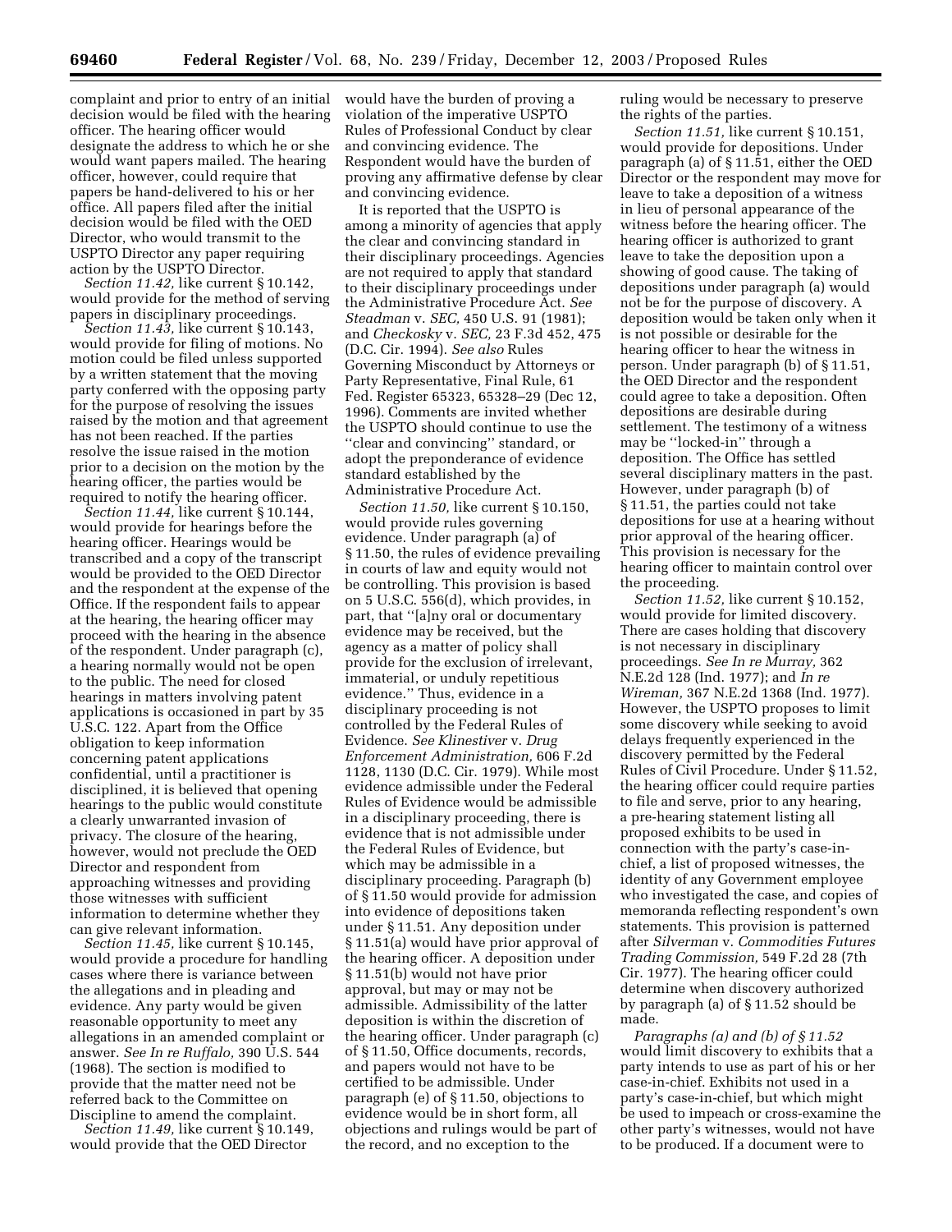complaint and prior to entry of an initial decision would be filed with the hearing officer. The hearing officer would designate the address to which he or she would want papers mailed. The hearing officer, however, could require that papers be hand-delivered to his or her office. All papers filed after the initial decision would be filed with the OED Director, who would transmit to the USPTO Director any paper requiring action by the USPTO Director.

*Section 11.42,* like current § 10.142, would provide for the method of serving papers in disciplinary proceedings.

*Section 11.43,* like current § 10.143, would provide for filing of motions. No motion could be filed unless supported by a written statement that the moving party conferred with the opposing party for the purpose of resolving the issues raised by the motion and that agreement has not been reached. If the parties resolve the issue raised in the motion prior to a decision on the motion by the hearing officer, the parties would be required to notify the hearing officer.

*Section 11.44,* like current § 10.144, would provide for hearings before the hearing officer. Hearings would be transcribed and a copy of the transcript would be provided to the OED Director and the respondent at the expense of the Office. If the respondent fails to appear at the hearing, the hearing officer may proceed with the hearing in the absence of the respondent. Under paragraph (c), a hearing normally would not be open to the public. The need for closed hearings in matters involving patent applications is occasioned in part by 35 U.S.C. 122. Apart from the Office obligation to keep information concerning patent applications confidential, until a practitioner is disciplined, it is believed that opening hearings to the public would constitute a clearly unwarranted invasion of privacy. The closure of the hearing, however, would not preclude the OED Director and respondent from approaching witnesses and providing those witnesses with sufficient information to determine whether they can give relevant information.

*Section 11.45,* like current § 10.145, would provide a procedure for handling cases where there is variance between the allegations and in pleading and evidence. Any party would be given reasonable opportunity to meet any allegations in an amended complaint or answer. *See In re Ruffalo,* 390 U.S. 544 (1968). The section is modified to provide that the matter need not be referred back to the Committee on Discipline to amend the complaint.

*Section 11.49,* like current § 10.149, would provide that the OED Director would have the burden of proving a violation of the imperative USPTO Rules of Professional Conduct by clear and convincing evidence. The Respondent would have the burden of proving any affirmative defense by clear and convincing evidence.

It is reported that the USPTO is among a minority of agencies that apply the clear and convincing standard in their disciplinary proceedings. Agencies are not required to apply that standard to their disciplinary proceedings under the Administrative Procedure Act. *See Steadman* v. *SEC,* 450 U.S. 91 (1981); and *Checkosky* v. *SEC,* 23 F.3d 452, 475 (D.C. Cir. 1994). *See also* Rules Governing Misconduct by Attorneys or Party Representative, Final Rule, 61 Fed. Register 65323, 65328–29 (Dec 12, 1996). Comments are invited whether the USPTO should continue to use the "clear and convincing" standard, or adopt the preponderance of evidence standard established by the Administrative Procedure Act.

*Section 11.50,* like current § 10.150, would provide rules governing evidence. Under paragraph (a) of § 11.50, the rules of evidence prevailing in courts of law and equity would not be controlling. This provision is based on 5 U.S.C. 556(d), which provides, in part, that "[a]ny oral or documentary evidence may be received, but the agency as a matter of policy shall provide for the exclusion of irrelevant, immaterial, or unduly repetitious evidence." Thus, evidence in a disciplinary proceeding is not controlled by the Federal Rules of Evidence. *See Klinestiver* v. *Drug Enforcement Administration,* 606 F.2d 1128, 1130 (D.C. Cir. 1979). While most evidence admissible under the Federal Rules of Evidence would be admissible in a disciplinary proceeding, there is evidence that is not admissible under the Federal Rules of Evidence, but which may be admissible in a disciplinary proceeding. Paragraph (b) of § 11.50 would provide for admission into evidence of depositions taken under § 11.51. Any deposition under § 11.51(a) would have prior approval of the hearing officer. A deposition under § 11.51(b) would not have prior approval, but may or may not be admissible. Admissibility of the latter deposition is within the discretion of the hearing officer. Under paragraph (c) of § 11.50, Office documents, records, and papers would not have to be certified to be admissible. Under paragraph (e) of § 11.50, objections to evidence would be in short form, all objections and rulings would be part of the record, and no exception to the ruling would be necessary to preserve the rights of the parties.

*Section 11.51,* like current § 10.151, would provide for depositions. Under paragraph (a) of § 11.51, either the OED Director or the respondent may move for leave to take a deposition of a witness in lieu of personal appearance of the witness before the hearing officer. The hearing officer is authorized to grant leave to take the deposition upon a showing of good cause. The taking of depositions under paragraph (a) would not be for the purpose of discovery. A deposition would be taken only when it is not possible or desirable for the hearing officer to hear the witness in person. Under paragraph (b) of § 11.51, the OED Director and the respondent could agree to take a deposition. Often depositions are desirable during settlement. The testimony of a witness may be "locked-in" through a deposition. The Office has settled several disciplinary matters in the past. However, under paragraph (b) of § 11.51, the parties could not take depositions for use at a hearing without prior approval of the hearing officer. This provision is necessary for the hearing officer to maintain control over the proceeding.

*Section 11.52,* like current § 10.152, would provide for limited discovery. There are cases holding that discovery is not necessary in disciplinary proceedings. *See In re Murray,* 362 N.E.2d 128 (Ind. 1977); and *In re Wireman,* 367 N.E.2d 1368 (Ind. 1977). However, the USPTO proposes to limit some discovery while seeking to avoid delays frequently experienced in the discovery permitted by the Federal Rules of Civil Procedure. Under § 11.52, the hearing officer could require parties to file and serve, prior to any hearing, a pre-hearing statement listing all proposed exhibits to be used in connection with the party's case-in-chief, a list of proposed witnesses, the identity of any Government employee who investigated the case, and copies of memoranda reflecting respondent's own statements. This provision is patterned after *Silverman* v. *Commodities Futures Trading Commission,* 549 F.2d 28 (7th Cir. 1977). The hearing officer could determine when discovery authorized by paragraph (a) of § 11.52 should be made.

*Paragraphs (a) and (b) of § 11.52* would limit discovery to exhibits that a party intends to use as part of his or her case-in-chief. Exhibits not used in a party's case-in-chief, but which might be used to impeach or cross-examine the other party's witnesses, would not have to be produced. If a document were to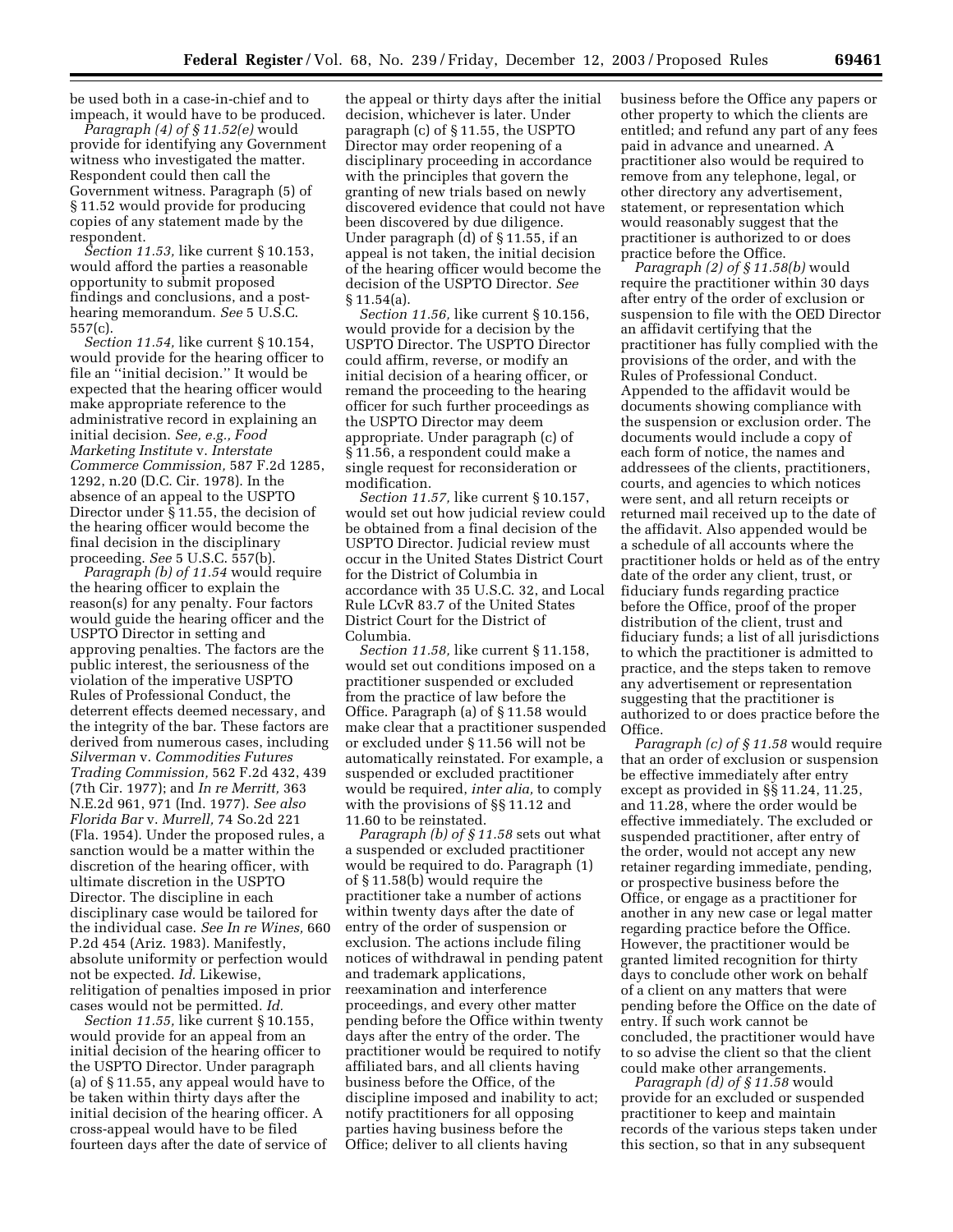be used both in a case-in-chief and to impeach, it would have to be produced.

*Paragraph (4) of § 11.52(e)* would provide for identifying any Government witness who investigated the matter. Respondent could then call the Government witness. Paragraph (5) of § 11.52 would provide for producing copies of any statement made by the respondent.

*Section 11.53,* like current § 10.153, would afford the parties a reasonable opportunity to submit proposed findings and conclusions, and a post-hearing memorandum. *See* 5 U.S.C. 557(c).

*Section 11.54,* like current § 10.154, would provide for the hearing officer to file an ''initial decision.'' It would be expected that the hearing officer would make appropriate reference to the administrative record in explaining an initial decision. *See, e.g., Food Marketing Institute* v. *Interstate Commerce Commission,* 587 F.2d 1285, 1292, n.20 (D.C. Cir. 1978). In the absence of an appeal to the USPTO Director under § 11.55, the decision of the hearing officer would become the final decision in the disciplinary proceeding. *See* 5 U.S.C. 557(b).

*Paragraph (b) of 11.54* would require the hearing officer to explain the reason(s) for any penalty. Four factors would guide the hearing officer and the USPTO Director in setting and approving penalties. The factors are the public interest, the seriousness of the violation of the imperative USPTO Rules of Professional Conduct, the deterrent effects deemed necessary, and the integrity of the bar. These factors are derived from numerous cases, including *Silverman* v. *Commodities Futures Trading Commission,* 562 F.2d 432, 439 (7th Cir. 1977); and *In re Merritt,* 363 N.E.2d 961, 971 (Ind. 1977). *See also Florida Bar* v. *Murrell,* 74 So.2d 221 (Fla. 1954). Under the proposed rules, a sanction would be a matter within the discretion of the hearing officer, with ultimate discretion in the USPTO Director. The discipline in each disciplinary case would be tailored for the individual case. *See In re Wines,* 660 P.2d 454 (Ariz. 1983). Manifestly, absolute uniformity or perfection would not be expected. *Id.* Likewise, relitigation of penalties imposed in prior cases would not be permitted. *Id.*

*Section 11.55,* like current § 10.155, would provide for an appeal from an initial decision of the hearing officer to the USPTO Director. Under paragraph (a) of § 11.55, any appeal would have to be taken within thirty days after the initial decision of the hearing officer. A cross-appeal would have to be filed fourteen days after the date of service of the appeal or thirty days after the initial decision, whichever is later. Under paragraph (c) of § 11.55, the USPTO Director may order reopening of a disciplinary proceeding in accordance with the principles that govern the granting of new trials based on newly discovered evidence that could not have been discovered by due diligence. Under paragraph (d) of § 11.55, if an appeal is not taken, the initial decision of the hearing officer would become the decision of the USPTO Director. *See* § 11.54(a).

*Section 11.56,* like current § 10.156, would provide for a decision by the USPTO Director. The USPTO Director could affirm, reverse, or modify an initial decision of a hearing officer, or remand the proceeding to the hearing officer for such further proceedings as the USPTO Director may deem appropriate. Under paragraph (c) of § 11.56, a respondent could make a single request for reconsideration or modification.

*Section 11.57,* like current § 10.157, would set out how judicial review could be obtained from a final decision of the USPTO Director. Judicial review must occur in the United States District Court for the District of Columbia in accordance with 35 U.S.C. 32, and Local Rule LCvR 83.7 of the United States District Court for the District of Columbia.

*Section 11.58,* like current § 11.158, would set out conditions imposed on a practitioner suspended or excluded from the practice of law before the Office. Paragraph (a) of § 11.58 would make clear that a practitioner suspended or excluded under § 11.56 will not be automatically reinstated. For example, a suspended or excluded practitioner would be required, *inter alia,* to comply with the provisions of §§ 11.12 and 11.60 to be reinstated.

*Paragraph (b) of § 11.58* sets out what a suspended or excluded practitioner would be required to do. Paragraph (1) of § 11.58(b) would require the practitioner take a number of actions within twenty days after the date of entry of the order of suspension or exclusion. The actions include filing notices of withdrawal in pending patent and trademark applications, reexamination and interference proceedings, and every other matter pending before the Office within twenty days after the entry of the order. The practitioner would be required to notify affiliated bars, and all clients having business before the Office, of the discipline imposed and inability to act; notify practitioners for all opposing parties having business before the Office; deliver to all clients having business before the Office any papers or other property to which the clients are entitled; and refund any part of any fees paid in advance and unearned. A practitioner also would be required to remove from any telephone, legal, or other directory any advertisement, statement, or representation which would reasonably suggest that the practitioner is authorized to or does practice before the Office.

*Paragraph (2) of § 11.58(b)* would require the practitioner within 30 days after entry of the order of exclusion or suspension to file with the OED Director an affidavit certifying that the practitioner has fully complied with the provisions of the order, and with the Rules of Professional Conduct. Appended to the affidavit would be documents showing compliance with the suspension or exclusion order. The documents would include a copy of each form of notice, the names and addressees of the clients, practitioners, courts, and agencies to which notices were sent, and all return receipts or returned mail received up to the date of the affidavit. Also appended would be a schedule of all accounts where the practitioner holds or held as of the entry date of the order any client, trust, or fiduciary funds regarding practice before the Office, proof of the proper distribution of the client, trust and fiduciary funds; a list of all jurisdictions to which the practitioner is admitted to practice, and the steps taken to remove any advertisement or representation suggesting that the practitioner is authorized to or does practice before the Office.

*Paragraph (c) of § 11.58* would require that an order of exclusion or suspension be effective immediately after entry except as provided in §§ 11.24, 11.25, and 11.28, where the order would be effective immediately. The excluded or suspended practitioner, after entry of the order, would not accept any new retainer regarding immediate, pending, or prospective business before the Office, or engage as a practitioner for another in any new case or legal matter regarding practice before the Office. However, the practitioner would be granted limited recognition for thirty days to conclude other work on behalf of a client on any matters that were pending before the Office on the date of entry. If such work cannot be concluded, the practitioner would have to so advise the client so that the client could make other arrangements.

*Paragraph (d) of § 11.58* would provide for an excluded or suspended practitioner to keep and maintain records of the various steps taken under this section, so that in any subsequent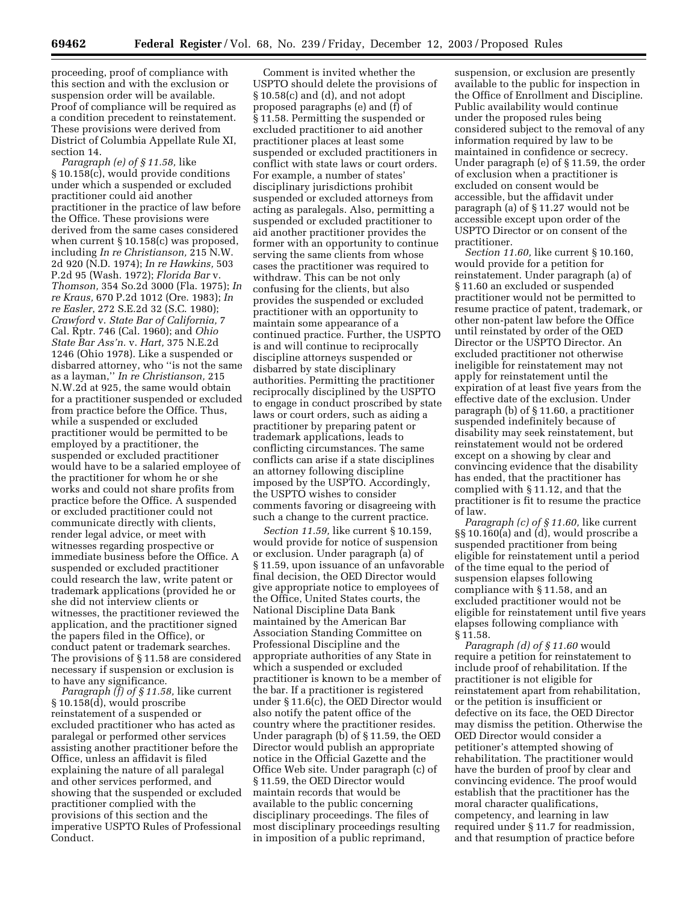proceeding, proof of compliance with this section and with the exclusion or suspension order will be available. Proof of compliance will be required as a condition precedent to reinstatement. These provisions were derived from District of Columbia Appellate Rule XI, section 14.

*Paragraph (e) of § 11.58,* like § 10.158(c), would provide conditions under which a suspended or excluded practitioner could aid another practitioner in the practice of law before the Office. These provisions were derived from the same cases considered when current § 10.158(c) was proposed, including *In re Christianson,* 215 N.W. 2d 920 (N.D. 1974); *In re Hawkins,* 503 P.2d 95 (Wash. 1972); *Florida Bar* v. *Thomson,* 354 So.2d 3000 (Fla. 1975); *In re Kraus,* 670 P.2d 1012 (Ore. 1983); *In re Easler*, 272 S.E.2d 32 (S.C. 1980); *Crawford* v. *State Bar of California,* 7 Cal. Rptr. 746 (Cal. 1960); and *Ohio State Bar Ass'n.* v. *Hart,* 375 N.E.2d 1246 (Ohio 1978). Like a suspended or disbarred attorney, who "is not the same as a layman," *In re Christianson,* 215 N.W.2d at 925, the same would obtain for a practitioner suspended or excluded from practice before the Office. Thus, while a suspended or excluded practitioner would be permitted to be employed by a practitioner, the suspended or excluded practitioner would have to be a salaried employee of the practitioner for whom he or she works and could not share profits from practice before the Office. A suspended or excluded practitioner could not communicate directly with clients, render legal advice, or meet with witnesses regarding prospective or immediate business before the Office. A suspended or excluded practitioner could research the law, write patent or trademark applications (provided he or she did not interview clients or witnesses, the practitioner reviewed the application, and the practitioner signed the papers filed in the Office), or conduct patent or trademark searches. The provisions of § 11.58 are considered necessary if suspension or exclusion is to have any significance.

*Paragraph (f) of § 11.58,* like current § 10.158(d), would proscribe reinstatement of a suspended or excluded practitioner who has acted as paralegal or performed other services assisting another practitioner before the Office, unless an affidavit is filed explaining the nature of all paralegal and other services performed, and showing that the suspended or excluded practitioner complied with the provisions of this section and the imperative USPTO Rules of Professional Conduct.

Comment is invited whether the USPTO should delete the provisions of § 10.58(c) and (d), and not adopt proposed paragraphs (e) and (f) of § 11.58. Permitting the suspended or excluded practitioner to aid another practitioner places at least some suspended or excluded practitioners in conflict with state laws or court orders. For example, a number of states' disciplinary jurisdictions prohibit suspended or excluded attorneys from acting as paralegals. Also, permitting a suspended or excluded practitioner to aid another practitioner provides the former with an opportunity to continue serving the same clients from whose cases the practitioner was required to withdraw. This can be not only confusing for the clients, but also provides the suspended or excluded practitioner with an opportunity to maintain some appearance of a continued practice. Further, the USPTO is and will continue to reciprocally discipline attorneys suspended or disbarred by state disciplinary authorities. Permitting the practitioner reciprocally disciplined by the USPTO to engage in conduct proscribed by state laws or court orders, such as aiding a practitioner by preparing patent or trademark applications, leads to conflicting circumstances. The same conflicts can arise if a state disciplines an attorney following discipline imposed by the USPTO. Accordingly, the USPTO wishes to consider comments favoring or disagreeing with such a change to the current practice.

*Section 11.59,* like current § 10.159, would provide for notice of suspension or exclusion. Under paragraph (a) of § 11.59, upon issuance of an unfavorable final decision, the OED Director would give appropriate notice to employees of the Office, United States courts, the National Discipline Data Bank maintained by the American Bar Association Standing Committee on Professional Discipline and the appropriate authorities of any State in which a suspended or excluded practitioner is known to be a member of the bar. If a practitioner is registered under § 11.6(c), the OED Director would also notify the patent office of the country where the practitioner resides. Under paragraph (b) of § 11.59, the OED Director would publish an appropriate notice in the Official Gazette and the Office Web site. Under paragraph (c) of § 11.59, the OED Director would maintain records that would be available to the public concerning disciplinary proceedings. The files of most disciplinary proceedings resulting in imposition of a public reprimand, suspension, or exclusion are presently available to the public for inspection in the Office of Enrollment and Discipline. Public availability would continue under the proposed rules being considered subject to the removal of any information required by law to be maintained in confidence or secrecy. Under paragraph (e) of § 11.59, the order of exclusion when a practitioner is excluded on consent would be accessible, but the affidavit under paragraph (a) of § 11.27 would not be accessible except upon order of the USPTO Director or on consent of the practitioner.

*Section 11.60,* like current § 10.160, would provide for a petition for reinstatement. Under paragraph (a) of § 11.60 an excluded or suspended practitioner would not be permitted to resume practice of patent, trademark, or other non-patent law before the Office until reinstated by order of the OED Director or the USPTO Director. An excluded practitioner not otherwise ineligible for reinstatement may not apply for reinstatement until the expiration of at least five years from the effective date of the exclusion. Under paragraph (b) of § 11.60, a practitioner suspended indefinitely because of disability may seek reinstatement, but reinstatement would not be ordered except on a showing by clear and convincing evidence that the disability has ended, that the practitioner has complied with § 11.12, and that the practitioner is fit to resume the practice of law.

*Paragraph (c) of § 11.60,* like current §§ 10.160(a) and (d), would proscribe a suspended practitioner from being eligible for reinstatement until a period of the time equal to the period of suspension elapses following compliance with § 11.58, and an excluded practitioner would not be eligible for reinstatement until five years elapses following compliance with § 11.58.

*Paragraph (d) of § 11.60* would require a petition for reinstatement to include proof of rehabilitation. If the practitioner is not eligible for reinstatement apart from rehabilitation, or the petition is insufficient or defective on its face, the OED Director may dismiss the petition. Otherwise the OED Director would consider a petitioner's attempted showing of rehabilitation. The practitioner would have the burden of proof by clear and convincing evidence. The proof would establish that the practitioner has the moral character qualifications, competency, and learning in law required under § 11.7 for readmission, and that resumption of practice before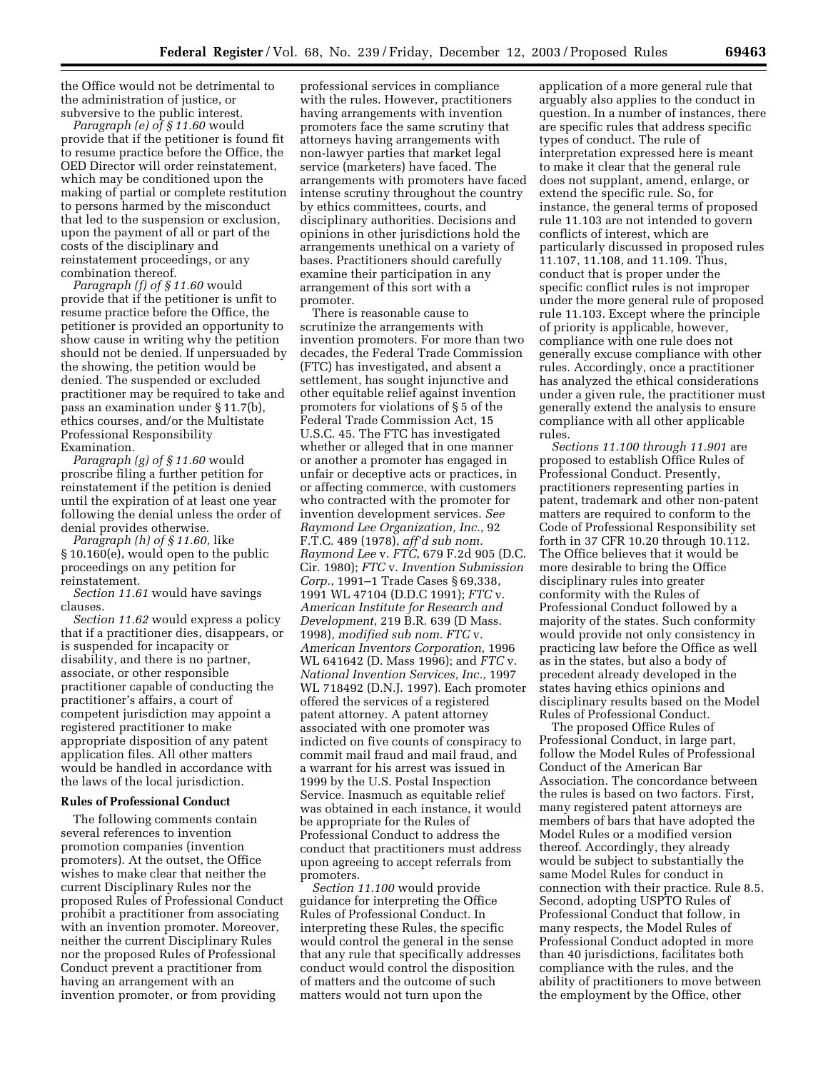the Office would not be detrimental to the administration of justice, or subversive to the public interest.

*Paragraph (e) of § 11.60* would provide that if the petitioner is found fit to resume practice before the Office, the OED Director will order reinstatement, which may be conditioned upon the making of partial or complete restitution to persons harmed by the misconduct that led to the suspension or exclusion, upon the payment of all or part of the costs of the disciplinary and reinstatement proceedings, or any combination thereof.

*Paragraph (f) of § 11.60* would provide that if the petitioner is unfit to resume practice before the Office, the petitioner is provided an opportunity to show cause in writing why the petition should not be denied. If unpersuaded by the showing, the petition would be denied. The suspended or excluded practitioner may be required to take and pass an examination under § 11.7(b), ethics courses, and/or the Multistate Professional Responsibility Examination.

*Paragraph (g) of § 11.60* would proscribe filing a further petition for reinstatement if the petition is denied until the expiration of at least one year following the denial unless the order of denial provides otherwise.

*Paragraph (h) of § 11.60,* like § 10.160(e), would open to the public proceedings on any petition for reinstatement.

*Section 11.61* would have savings clauses.

*Section 11.62* would express a policy that if a practitioner dies, disappears, or is suspended for incapacity or disability, and there is no partner, associate, or other responsible practitioner capable of conducting the practitioner's affairs, a court of competent jurisdiction may appoint a registered practitioner to make appropriate disposition of any patent application files. All other matters would be handled in accordance with the laws of the local jurisdiction.

**Rules of Professional Conduct**

The following comments contain several references to invention promotion companies (invention promoters). At the outset, the Office wishes to make clear that neither the current Disciplinary Rules nor the proposed Rules of Professional Conduct prohibit a practitioner from associating with an invention promoter. Moreover, neither the current Disciplinary Rules nor the proposed Rules of Professional Conduct prevent a practitioner from having an arrangement with an invention promoter, or from providing professional services in compliance with the rules. However, practitioners having arrangements with invention promoters face the same scrutiny that attorneys having arrangements with non-lawyer parties that market legal service (marketers) have faced. The arrangements with promoters have faced intense scrutiny throughout the country by ethics committees, courts, and disciplinary authorities. Decisions and opinions in other jurisdictions hold the arrangements unethical on a variety of bases. Practitioners should carefully examine their participation in any arrangement of this sort with a promoter.

There is reasonable cause to scrutinize the arrangements with invention promoters. For more than two decades, the Federal Trade Commission (FTC) has investigated, and absent a settlement, has sought injunctive and other equitable relief against invention promoters for violations of § 5 of the Federal Trade Commission Act, 15 U.S.C. 45. The FTC has investigated whether or alleged that in one manner or another a promoter has engaged in unfair or deceptive acts or practices, in or affecting commerce, with customers who contracted with the promoter for invention development services. *See Raymond Lee Organization, Inc.*, 92 F.T.C. 489 (1978), *aff'd sub nom. Raymond Lee* v. *FTC*, 679 F.2d 905 (D.C. Cir. 1980); *FTC* v. *Invention Submission Corp.*, 1991–1 Trade Cases § 69,338, 1991 WL 47104 (D.D.C 1991); *FTC* v. *American Institute for Research and Development*, 219 B.R. 639 (D Mass. 1998), *modified sub nom. FTC* v. *American Inventors Corporation*, 1996 WL 641642 (D. Mass 1996); and *FTC* v. *National Invention Services, Inc.*, 1997 WL 718492 (D.N.J. 1997). Each promoter offered the services of a registered patent attorney. A patent attorney associated with one promoter was indicted on five counts of conspiracy to commit mail fraud and mail fraud, and a warrant for his arrest was issued in 1999 by the U.S. Postal Inspection Service. Inasmuch as equitable relief was obtained in each instance, it would be appropriate for the Rules of Professional Conduct to address the conduct that practitioners must address upon agreeing to accept referrals from promoters.

*Section 11.100* would provide guidance for interpreting the Office Rules of Professional Conduct. In interpreting these Rules, the specific would control the general in the sense that any rule that specifically addresses conduct would control the disposition of matters and the outcome of such matters would not turn upon the application of a more general rule that arguably also applies to the conduct in question. In a number of instances, there are specific rules that address specific types of conduct. The rule of interpretation expressed here is meant to make it clear that the general rule does not supplant, amend, enlarge, or extend the specific rule. So, for instance, the general terms of proposed rule 11.103 are not intended to govern conflicts of interest, which are particularly discussed in proposed rules 11.107, 11.108, and 11.109. Thus, conduct that is proper under the specific conflict rules is not improper under the more general rule of proposed rule 11.103. Except where the principle of priority is applicable, however, compliance with one rule does not generally excuse compliance with other rules. Accordingly, once a practitioner has analyzed the ethical considerations under a given rule, the practitioner must generally extend the analysis to ensure compliance with all other applicable rules.

*Sections 11.100 through 11.901* are proposed to establish Office Rules of Professional Conduct. Presently, practitioners representing parties in patent, trademark and other non-patent matters are required to conform to the Code of Professional Responsibility set forth in 37 CFR 10.20 through 10.112. The Office believes that it would be more desirable to bring the Office disciplinary rules into greater conformity with the Rules of Professional Conduct followed by a majority of the states. Such conformity would provide not only consistency in practicing law before the Office as well as in the states, but also a body of precedent already developed in the states having ethics opinions and disciplinary results based on the Model Rules of Professional Conduct.

The proposed Office Rules of Professional Conduct, in large part, follow the Model Rules of Professional Conduct of the American Bar Association. The concordance between the rules is based on two factors. First, many registered patent attorneys are members of bars that have adopted the Model Rules or a modified version thereof. Accordingly, they already would be subject to substantially the same Model Rules for conduct in connection with their practice. Rule 8.5. Second, adopting USPTO Rules of Professional Conduct that follow, in many respects, the Model Rules of Professional Conduct adopted in more than 40 jurisdictions, facilitates both compliance with the rules, and the ability of practitioners to move between the employment by the Office, other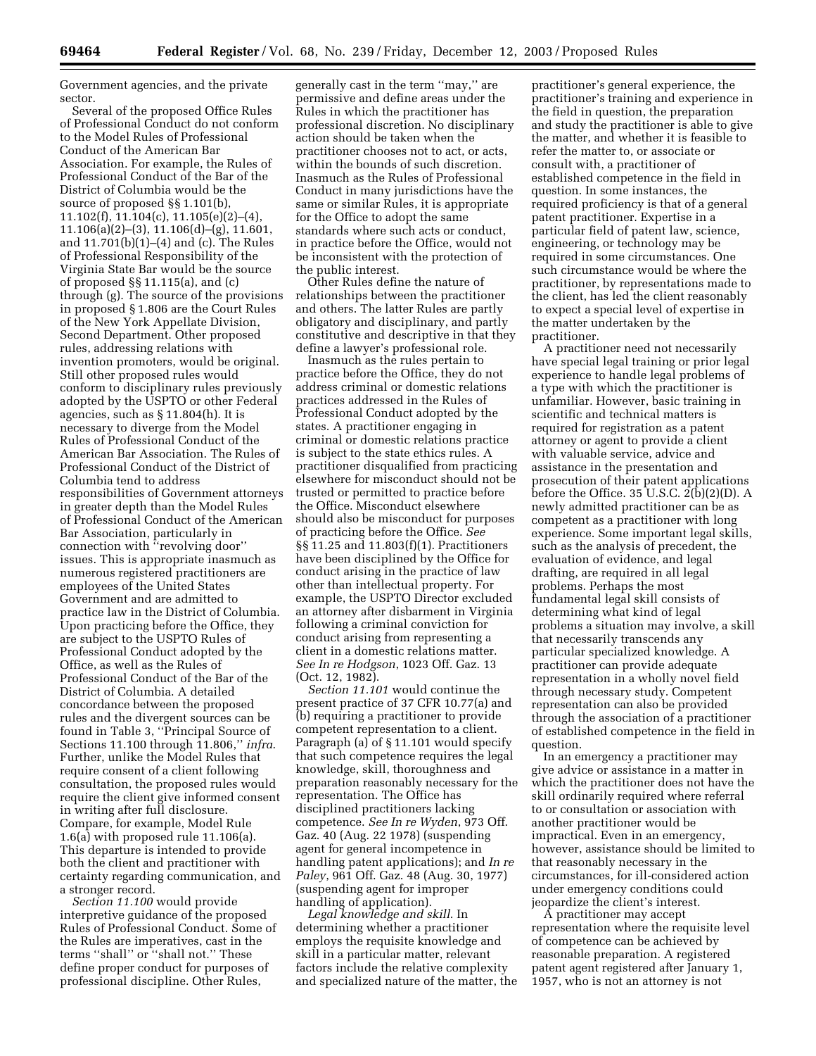Government agencies, and the private sector.

Several of the proposed Office Rules of Professional Conduct do not conform to the Model Rules of Professional Conduct of the American Bar Association. For example, the Rules of Professional Conduct of the Bar of the District of Columbia would be the source of proposed §§ 1.101(b), 11.102(f), 11.104(c), 11.105(e)(2)–(4), 11.106(a)(2)–(3), 11.106(d)–(g), 11.601, and 11.701(b)(1)–(4) and (c). The Rules of Professional Responsibility of the Virginia State Bar would be the source of proposed §§ 11.115(a), and (c) through (g). The source of the provisions in proposed § 1.806 are the Court Rules of the New York Appellate Division, Second Department. Other proposed rules, addressing relations with invention promoters, would be original. Still other proposed rules would conform to disciplinary rules previously adopted by the USPTO or other Federal agencies, such as § 11.804(h). It is necessary to diverge from the Model Rules of Professional Conduct of the American Bar Association. The Rules of Professional Conduct of the District of Columbia tend to address responsibilities of Government attorneys in greater depth than the Model Rules of Professional Conduct of the American Bar Association, particularly in connection with ''revolving door'' issues. This is appropriate inasmuch as numerous registered practitioners are employees of the United States Government and are admitted to practice law in the District of Columbia. Upon practicing before the Office, they are subject to the USPTO Rules of Professional Conduct adopted by the Office, as well as the Rules of Professional Conduct of the Bar of the District of Columbia. A detailed concordance between the proposed rules and the divergent sources can be found in Table 3, ''Principal Source of Sections 11.100 through 11.806,'' *infra*. Further, unlike the Model Rules that require consent of a client following consultation, the proposed rules would require the client give informed consent in writing after full disclosure. Compare, for example, Model Rule 1.6(a) with proposed rule 11.106(a). This departure is intended to provide both the client and practitioner with certainty regarding communication, and a stronger record.

*Section 11.100* would provide interpretive guidance of the proposed Rules of Professional Conduct. Some of the Rules are imperatives, cast in the terms ''shall'' or ''shall not.'' These define proper conduct for purposes of professional discipline. Other Rules, generally cast in the term ''may,'' are permissive and define areas under the Rules in which the practitioner has professional discretion. No disciplinary action should be taken when the practitioner chooses not to act, or acts, within the bounds of such discretion. Inasmuch as the Rules of Professional Conduct in many jurisdictions have the same or similar Rules, it is appropriate for the Office to adopt the same standards where such acts or conduct, in practice before the Office, would not be inconsistent with the protection of the public interest.

Other Rules define the nature of relationships between the practitioner and others. The latter Rules are partly obligatory and disciplinary, and partly constitutive and descriptive in that they define a lawyer's professional role.

Inasmuch as the rules pertain to practice before the Office, they do not address criminal or domestic relations practices addressed in the Rules of Professional Conduct adopted by the states. A practitioner engaging in criminal or domestic relations practice is subject to the state ethics rules. A practitioner disqualified from practicing elsewhere for misconduct should not be trusted or permitted to practice before the Office. Misconduct elsewhere should also be misconduct for purposes of practicing before the Office. *See* §§ 11.25 and 11.803(f)(1). Practitioners have been disciplined by the Office for conduct arising in the practice of law other than intellectual property. For example, the USPTO Director excluded an attorney after disbarment in Virginia following a criminal conviction for conduct arising from representing a client in a domestic relations matter. *See In re Hodgson*, 1023 Off. Gaz. 13 (Oct. 12, 1982).

*Section 11.101* would continue the present practice of 37 CFR 10.77(a) and (b) requiring a practitioner to provide competent representation to a client. Paragraph (a) of § 11.101 would specify that such competence requires the legal knowledge, skill, thoroughness and preparation reasonably necessary for the representation. The Office has disciplined practitioners lacking competence. *See In re Wyden*, 973 Off. Gaz. 40 (Aug. 22 1978) (suspending agent for general incompetence in handling patent applications); and *In re Paley*, 961 Off. Gaz. 48 (Aug. 30, 1977) (suspending agent for improper handling of application).

*Legal knowledge and skill*. In determining whether a practitioner employs the requisite knowledge and skill in a particular matter, relevant factors include the relative complexity and specialized nature of the matter, the practitioner's general experience, the practitioner's training and experience in the field in question, the preparation and study the practitioner is able to give the matter, and whether it is feasible to refer the matter to, or associate or consult with, a practitioner of established competence in the field in question. In some instances, the required proficiency is that of a general patent practitioner. Expertise in a particular field of patent law, science, engineering, or technology may be required in some circumstances. One such circumstance would be where the practitioner, by representations made to the client, has led the client reasonably to expect a special level of expertise in the matter undertaken by the practitioner.

A practitioner need not necessarily have special legal training or prior legal experience to handle legal problems of a type with which the practitioner is unfamiliar. However, basic training in scientific and technical matters is required for registration as a patent attorney or agent to provide a client with valuable service, advice and assistance in the presentation and prosecution of their patent applications before the Office. 35 U.S.C. 2(b)(2)(D). A newly admitted practitioner can be as competent as a practitioner with long experience. Some important legal skills, such as the analysis of precedent, the evaluation of evidence, and legal drafting, are required in all legal problems. Perhaps the most fundamental legal skill consists of determining what kind of legal problems a situation may involve, a skill that necessarily transcends any particular specialized knowledge. A practitioner can provide adequate representation in a wholly novel field through necessary study. Competent representation can also be provided through the association of a practitioner of established competence in the field in question.

In an emergency a practitioner may give advice or assistance in a matter in which the practitioner does not have the skill ordinarily required where referral to or consultation or association with another practitioner would be impractical. Even in an emergency, however, assistance should be limited to that reasonably necessary in the circumstances, for ill-considered action under emergency conditions could jeopardize the client's interest.

A practitioner may accept representation where the requisite level of competence can be achieved by reasonable preparation. A registered patent agent registered after January 1, 1957, who is not an attorney is not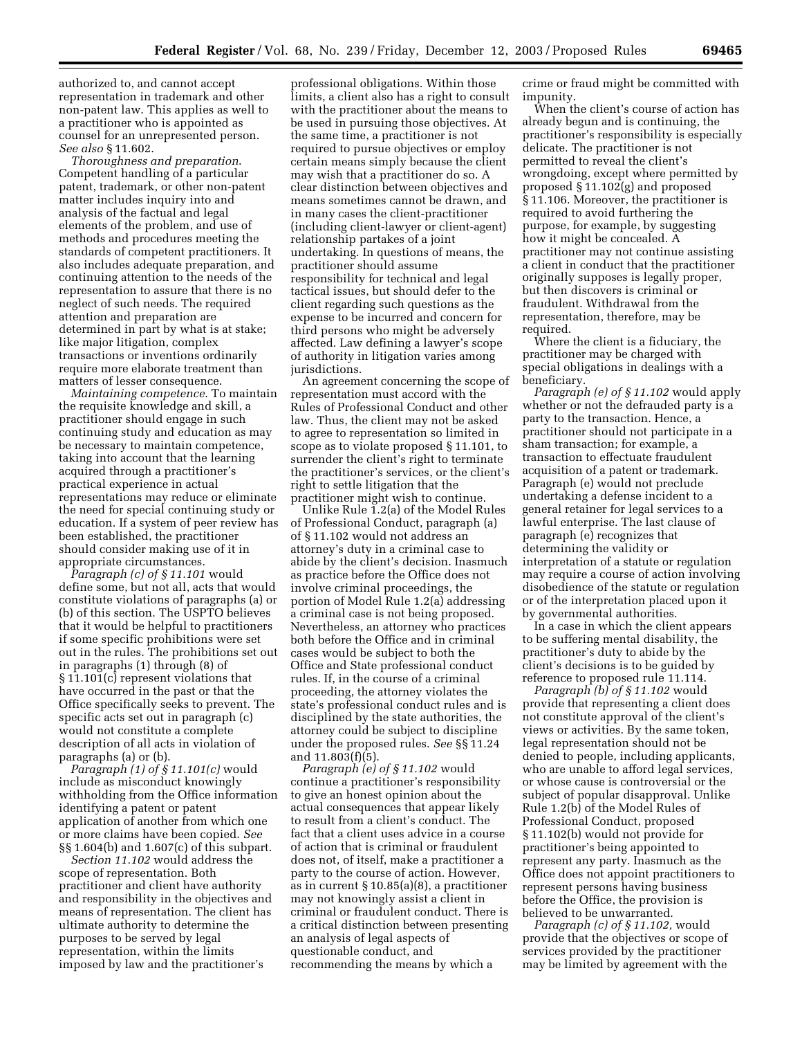authorized to, and cannot accept representation in trademark and other non-patent law. This applies as well to a practitioner who is appointed as counsel for an unrepresented person. *See also* § 11.602.

*Thoroughness and preparation.* Competent handling of a particular patent, trademark, or other non-patent matter includes inquiry into and analysis of the factual and legal elements of the problem, and use of methods and procedures meeting the standards of competent practitioners. It also includes adequate preparation, and continuing attention to the needs of the representation to assure that there is no neglect of such needs. The required attention and preparation are determined in part by what is at stake; like major litigation, complex transactions or inventions ordinarily require more elaborate treatment than matters of lesser consequence.

*Maintaining competence.* To maintain the requisite knowledge and skill, a practitioner should engage in such continuing study and education as may be necessary to maintain competence, taking into account that the learning acquired through a practitioner's practical experience in actual representations may reduce or eliminate the need for special continuing study or education. If a system of peer review has been established, the practitioner should consider making use of it in appropriate circumstances.

*Paragraph (c) of § 11.101* would define some, but not all, acts that would constitute violations of paragraphs (a) or (b) of this section. The USPTO believes that it would be helpful to practitioners if some specific prohibitions were set out in the rules. The prohibitions set out in paragraphs (1) through (8) of § 11.101(c) represent violations that have occurred in the past or that the Office specifically seeks to prevent. The specific acts set out in paragraph (c) would not constitute a complete description of all acts in violation of paragraphs (a) or (b).

*Paragraph (1) of § 11.101(c)* would include as misconduct knowingly withholding from the Office information identifying a patent or patent application of another from which one or more claims have been copied. *See* §§ 1.604(b) and 1.607(c) of this subpart.

*Section 11.102* would address the scope of representation. Both practitioner and client have authority and responsibility in the objectives and means of representation. The client has ultimate authority to determine the purposes to be served by legal representation, within the limits imposed by law and the practitioner's professional obligations. Within those limits, a client also has a right to consult with the practitioner about the means to be used in pursuing those objectives. At the same time, a practitioner is not required to pursue objectives or employ certain means simply because the client may wish that a practitioner do so. A clear distinction between objectives and means sometimes cannot be drawn, and in many cases the client-practitioner (including client-lawyer or client-agent) relationship partakes of a joint undertaking. In questions of means, the practitioner should assume responsibility for technical and legal tactical issues, but should defer to the client regarding such questions as the expense to be incurred and concern for third persons who might be adversely affected. Law defining a lawyer's scope of authority in litigation varies among jurisdictions.

An agreement concerning the scope of representation must accord with the Rules of Professional Conduct and other law. Thus, the client may not be asked to agree to representation so limited in scope as to violate proposed § 11.101, to surrender the client's right to terminate the practitioner's services, or the client's right to settle litigation that the practitioner might wish to continue.

Unlike Rule 1.2(a) of the Model Rules of Professional Conduct, paragraph (a) of § 11.102 would not address an attorney's duty in a criminal case to abide by the client's decision. Inasmuch as practice before the Office does not involve criminal proceedings, the portion of Model Rule 1.2(a) addressing a criminal case is not being proposed. Nevertheless, an attorney who practices both before the Office and in criminal cases would be subject to both the Office and State professional conduct rules. If, in the course of a criminal proceeding, the attorney violates the state's professional conduct rules and is disciplined by the state authorities, the attorney could be subject to discipline under the proposed rules. *See* §§ 11.24 and 11.803(f)(5).

*Paragraph (e) of § 11.102* would continue a practitioner's responsibility to give an honest opinion about the actual consequences that appear likely to result from a client's conduct. The fact that a client uses advice in a course of action that is criminal or fraudulent does not, of itself, make a practitioner a party to the course of action. However, as in current § 10.85(a)(8), a practitioner may not knowingly assist a client in criminal or fraudulent conduct. There is a critical distinction between presenting an analysis of legal aspects of questionable conduct, and recommending the means by which a crime or fraud might be committed with impunity.

When the client's course of action has already begun and is continuing, the practitioner's responsibility is especially delicate. The practitioner is not permitted to reveal the client's wrongdoing, except where permitted by proposed § 11.102(g) and proposed § 11.106. Moreover, the practitioner is required to avoid furthering the purpose, for example, by suggesting how it might be concealed. A practitioner may not continue assisting a client in conduct that the practitioner originally supposes is legally proper, but then discovers is criminal or fraudulent. Withdrawal from the representation, therefore, may be required.

Where the client is a fiduciary, the practitioner may be charged with special obligations in dealings with a beneficiary.

*Paragraph (e) of § 11.102* would apply whether or not the defrauded party is a party to the transaction. Hence, a practitioner should not participate in a sham transaction; for example, a transaction to effectuate fraudulent acquisition of a patent or trademark. Paragraph (e) would not preclude undertaking a defense incident to a general retainer for legal services to a lawful enterprise. The last clause of paragraph (e) recognizes that determining the validity or interpretation of a statute or regulation may require a course of action involving disobedience of the statute or regulation or of the interpretation placed upon it by governmental authorities.

In a case in which the client appears to be suffering mental disability, the practitioner's duty to abide by the client's decisions is to be guided by reference to proposed rule 11.114.

*Paragraph (b) of § 11.102* would provide that representing a client does not constitute approval of the client's views or activities. By the same token, legal representation should not be denied to people, including applicants, who are unable to afford legal services, or whose cause is controversial or the subject of popular disapproval. Unlike Rule 1.2(b) of the Model Rules of Professional Conduct, proposed § 11.102(b) would not provide for practitioner's being appointed to represent any party. Inasmuch as the Office does not appoint practitioners to represent persons having business before the Office, the provision is believed to be unwarranted.

*Paragraph (c) of § 11.102,* would provide that the objectives or scope of services provided by the practitioner may be limited by agreement with the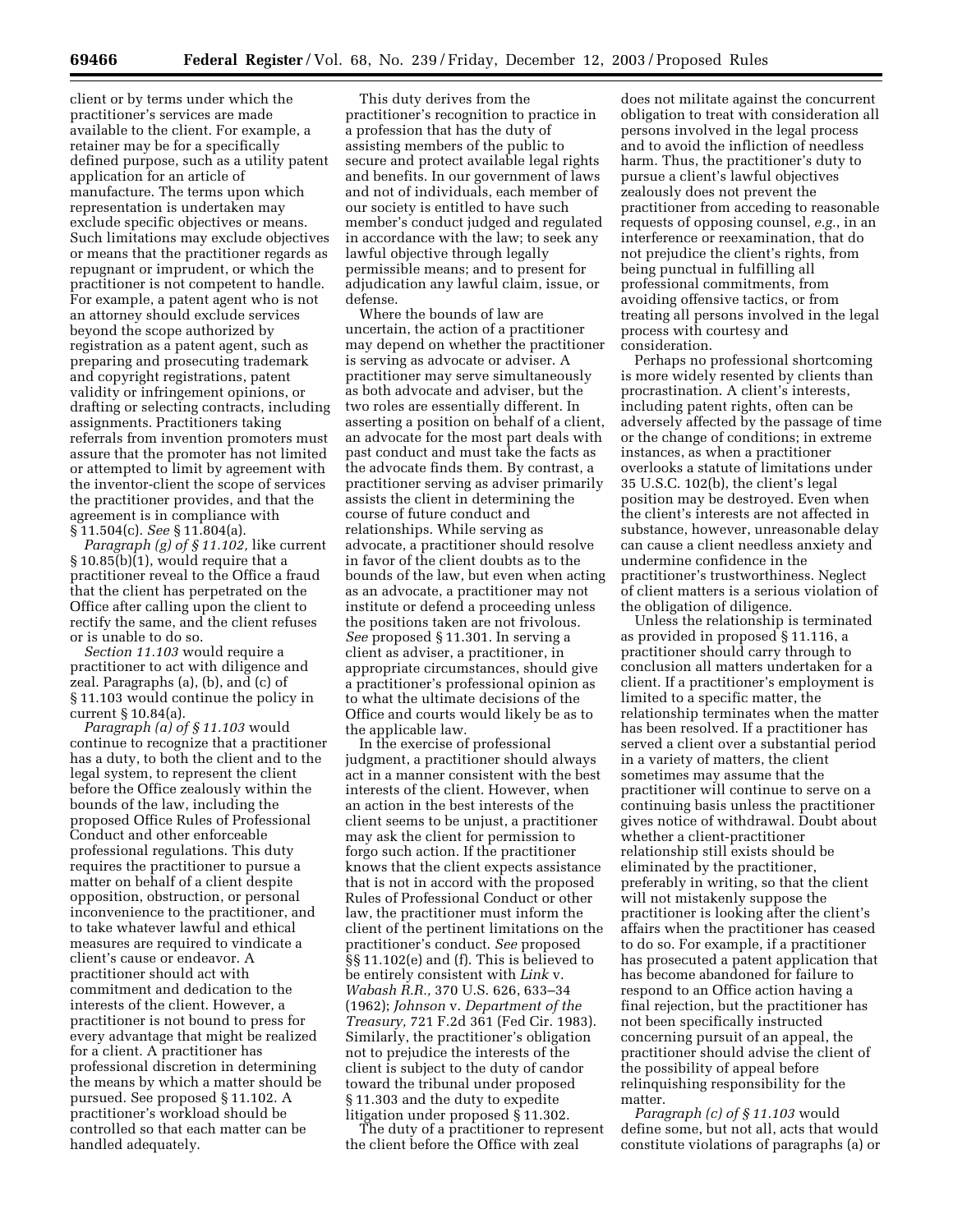client or by terms under which the practitioner's services are made available to the client. For example, a retainer may be for a specifically defined purpose, such as a utility patent application for an article of manufacture. The terms upon which representation is undertaken may exclude specific objectives or means. Such limitations may exclude objectives or means that the practitioner regards as repugnant or imprudent, or which the practitioner is not competent to handle. For example, a patent agent who is not an attorney should exclude services beyond the scope authorized by registration as a patent agent, such as preparing and prosecuting trademark and copyright registrations, patent validity or infringement opinions, or drafting or selecting contracts, including assignments. Practitioners taking referrals from invention promoters must assure that the promoter has not limited or attempted to limit by agreement with the inventor-client the scope of services the practitioner provides, and that the agreement is in compliance with § 11.504(c). *See* § 11.804(a).

*Paragraph (g) of § 11.102,* like current § 10.85(b)(1), would require that a practitioner reveal to the Office a fraud that the client has perpetrated on the Office after calling upon the client to rectify the same, and the client refuses or is unable to do so.

*Section 11.103* would require a practitioner to act with diligence and zeal. Paragraphs (a), (b), and (c) of § 11.103 would continue the policy in current § 10.84(a).

*Paragraph (a) of § 11.103* would continue to recognize that a practitioner has a duty, to both the client and to the legal system, to represent the client before the Office zealously within the bounds of the law, including the proposed Office Rules of Professional Conduct and other enforceable professional regulations. This duty requires the practitioner to pursue a matter on behalf of a client despite opposition, obstruction, or personal inconvenience to the practitioner, and to take whatever lawful and ethical measures are required to vindicate a client's cause or endeavor. A practitioner should act with commitment and dedication to the interests of the client. However, a practitioner is not bound to press for every advantage that might be realized for a client. A practitioner has professional discretion in determining the means by which a matter should be pursued. See proposed § 11.102. A practitioner's workload should be controlled so that each matter can be handled adequately.

This duty derives from the practitioner's recognition to practice in a profession that has the duty of assisting members of the public to secure and protect available legal rights and benefits. In our government of laws and not of individuals, each member of our society is entitled to have such member's conduct judged and regulated in accordance with the law; to seek any lawful objective through legally permissible means; and to present for adjudication any lawful claim, issue, or defense.

Where the bounds of law are uncertain, the action of a practitioner may depend on whether the practitioner is serving as advocate or adviser. A practitioner may serve simultaneously as both advocate and adviser, but the two roles are essentially different. In asserting a position on behalf of a client, an advocate for the most part deals with past conduct and must take the facts as the advocate finds them. By contrast, a practitioner serving as adviser primarily assists the client in determining the course of future conduct and relationships. While serving as advocate, a practitioner should resolve in favor of the client doubts as to the bounds of the law, but even when acting as an advocate, a practitioner may not institute or defend a proceeding unless the positions taken are not frivolous. *See* proposed § 11.301. In serving a client as adviser, a practitioner, in appropriate circumstances, should give a practitioner's professional opinion as to what the ultimate decisions of the Office and courts would likely be as to the applicable law.

In the exercise of professional judgment, a practitioner should always act in a manner consistent with the best interests of the client. However, when an action in the best interests of the client seems to be unjust, a practitioner may ask the client for permission to forgo such action. If the practitioner knows that the client expects assistance that is not in accord with the proposed Rules of Professional Conduct or other law, the practitioner must inform the client of the pertinent limitations on the practitioner's conduct. *See* proposed §§ 11.102(e) and (f). This is believed to be entirely consistent with *Link* v. *Wabash R.R.,* 370 U.S. 626, 633–34 (1962); *Johnson* v. *Department of the Treasury,* 721 F.2d 361 (Fed Cir. 1983). Similarly, the practitioner's obligation not to prejudice the interests of the client is subject to the duty of candor toward the tribunal under proposed § 11.303 and the duty to expedite litigation under proposed § 11.302.

The duty of a practitioner to represent the client before the Office with zeal does not militate against the concurrent obligation to treat with consideration all persons involved in the legal process and to avoid the infliction of needless harm. Thus, the practitioner's duty to pursue a client's lawful objectives zealously does not prevent the practitioner from acceding to reasonable requests of opposing counsel, *e.g.*, in an interference or reexamination, that do not prejudice the client's rights, from being punctual in fulfilling all professional commitments, from avoiding offensive tactics, or from treating all persons involved in the legal process with courtesy and consideration.

Perhaps no professional shortcoming is more widely resented by clients than procrastination. A client's interests, including patent rights, often can be adversely affected by the passage of time or the change of conditions; in extreme instances, as when a practitioner overlooks a statute of limitations under 35 U.S.C. 102(b), the client's legal position may be destroyed. Even when the client's interests are not affected in substance, however, unreasonable delay can cause a client needless anxiety and undermine confidence in the practitioner's trustworthiness. Neglect of client matters is a serious violation of the obligation of diligence.

Unless the relationship is terminated as provided in proposed § 11.116, a practitioner should carry through to conclusion all matters undertaken for a client. If a practitioner's employment is limited to a specific matter, the relationship terminates when the matter has been resolved. If a practitioner has served a client over a substantial period in a variety of matters, the client sometimes may assume that the practitioner will continue to serve on a continuing basis unless the practitioner gives notice of withdrawal. Doubt about whether a client-practitioner relationship still exists should be eliminated by the practitioner, preferably in writing, so that the client will not mistakenly suppose the practitioner is looking after the client's affairs when the practitioner has ceased to do so. For example, if a practitioner has prosecuted a patent application that has become abandoned for failure to respond to an Office action having a final rejection, but the practitioner has not been specifically instructed concerning pursuit of an appeal, the practitioner should advise the client of the possibility of appeal before relinquishing responsibility for the matter.

*Paragraph (c) of § 11.103* would define some, but not all, acts that would constitute violations of paragraphs (a) or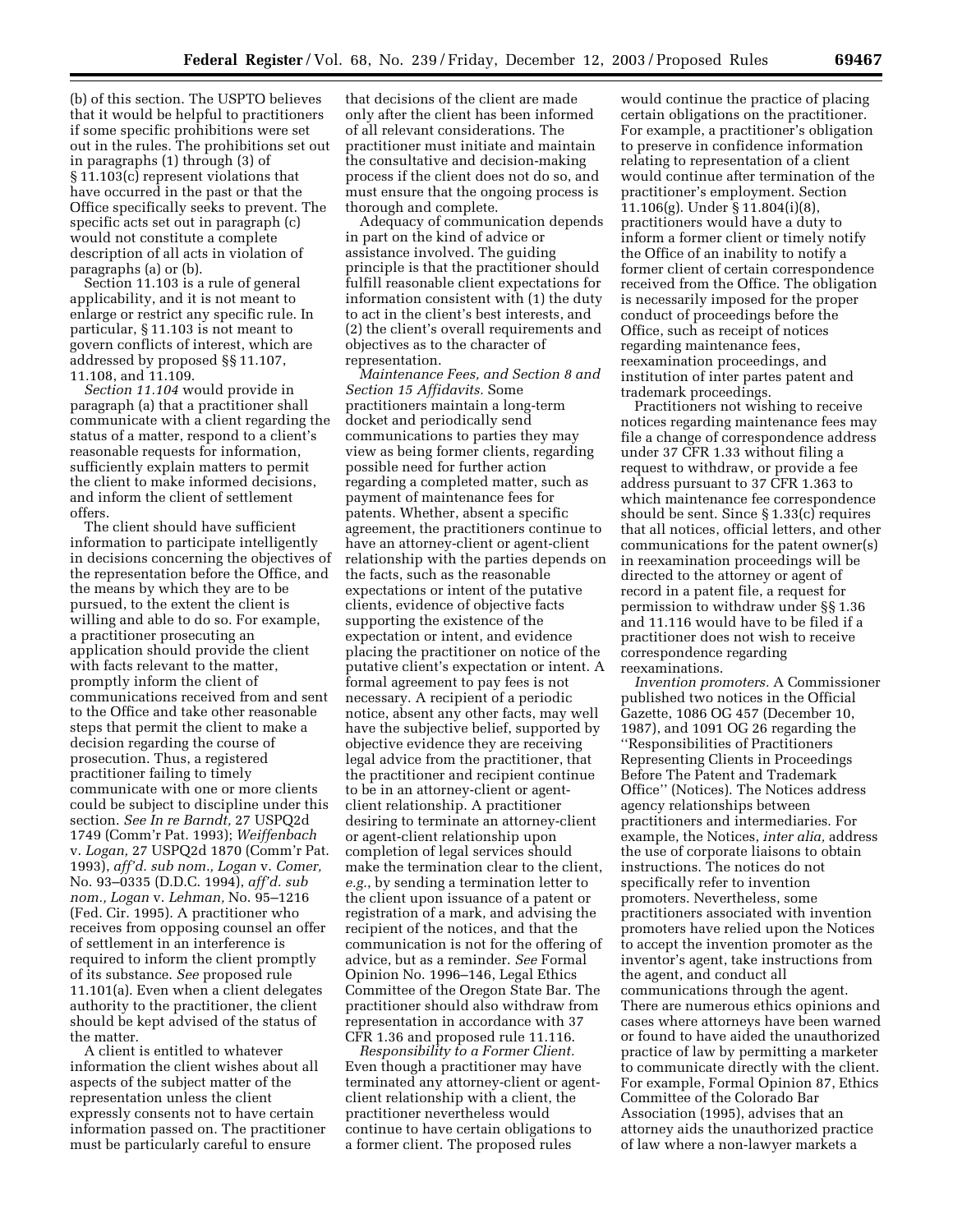(b) of this section. The USPTO believes that it would be helpful to practitioners if some specific prohibitions were set out in the rules. The prohibitions set out in paragraphs (1) through (3) of § 11.103(c) represent violations that have occurred in the past or that the Office specifically seeks to prevent. The specific acts set out in paragraph (c) would not constitute a complete description of all acts in violation of paragraphs (a) or (b).

Section 11.103 is a rule of general applicability, and it is not meant to enlarge or restrict any specific rule. In particular, § 11.103 is not meant to govern conflicts of interest, which are addressed by proposed §§ 11.107, 11.108, and 11.109.

*Section 11.104* would provide in paragraph (a) that a practitioner shall communicate with a client regarding the status of a matter, respond to a client's reasonable requests for information, sufficiently explain matters to permit the client to make informed decisions, and inform the client of settlement offers.

The client should have sufficient information to participate intelligently in decisions concerning the objectives of the representation before the Office, and the means by which they are to be pursued, to the extent the client is willing and able to do so. For example, a practitioner prosecuting an application should provide the client with facts relevant to the matter, promptly inform the client of communications received from and sent to the Office and take other reasonable steps that permit the client to make a decision regarding the course of prosecution. Thus, a registered practitioner failing to timely communicate with one or more clients could be subject to discipline under this section. *See In re Barndt,* 27 USPQ2d 1749 (Comm'r Pat. 1993); *Weiffenbach* v. *Logan,* 27 USPQ2d 1870 (Comm'r Pat. 1993), *aff'd. sub nom., Logan* v. *Comer,* No. 93–0335 (D.D.C. 1994), *aff'd. sub nom., Logan* v. *Lehman,* No. 95–1216 (Fed. Cir. 1995). A practitioner who receives from opposing counsel an offer of settlement in an interference is required to inform the client promptly of its substance. *See* proposed rule 11.101(a). Even when a client delegates authority to the practitioner, the client should be kept advised of the status of the matter.

A client is entitled to whatever information the client wishes about all aspects of the subject matter of the representation unless the client expressly consents not to have certain information passed on. The practitioner must be particularly careful to ensure that decisions of the client are made only after the client has been informed of all relevant considerations. The practitioner must initiate and maintain the consultative and decision-making process if the client does not do so, and must ensure that the ongoing process is thorough and complete.

Adequacy of communication depends in part on the kind of advice or assistance involved. The guiding principle is that the practitioner should fulfill reasonable client expectations for information consistent with (1) the duty to act in the client's best interests, and (2) the client's overall requirements and objectives as to the character of representation.

*Maintenance Fees, and Section 8 and Section 15 Affidavits.* Some practitioners maintain a long-term docket and periodically send communications to parties they may view as being former clients, regarding possible need for further action regarding a completed matter, such as payment of maintenance fees for patents. Whether, absent a specific agreement, the practitioners continue to have an attorney-client or agent-client relationship with the parties depends on the facts, such as the reasonable expectations or intent of the putative clients, evidence of objective facts supporting the existence of the expectation or intent, and evidence placing the practitioner on notice of the putative client's expectation or intent. A formal agreement to pay fees is not necessary. A recipient of a periodic notice, absent any other facts, may well have the subjective belief, supported by objective evidence they are receiving legal advice from the practitioner, that the practitioner and recipient continue to be in an attorney-client or agent-client relationship. A practitioner desiring to terminate an attorney-client or agent-client relationship upon completion of legal services should make the termination clear to the client, *e.g.*, by sending a termination letter to the client upon issuance of a patent or registration of a mark, and advising the recipient of the notices, and that the communication is not for the offering of advice, but as a reminder. *See* Formal Opinion No. 1996–146, Legal Ethics Committee of the Oregon State Bar. The practitioner should also withdraw from representation in accordance with 37 CFR 1.36 and proposed rule 11.116.

*Responsibility to a Former Client.* Even though a practitioner may have terminated any attorney-client or agent-client relationship with a client, the practitioner nevertheless would continue to have certain obligations to a former client. The proposed rules would continue the practice of placing certain obligations on the practitioner. For example, a practitioner's obligation to preserve in confidence information relating to representation of a client would continue after termination of the practitioner's employment. Section 11.106(g). Under § 11.804(i)(8), practitioners would have a duty to inform a former client or timely notify the Office of an inability to notify a former client of certain correspondence received from the Office. The obligation is necessarily imposed for the proper conduct of proceedings before the Office, such as receipt of notices regarding maintenance fees, reexamination proceedings, and institution of inter partes patent and trademark proceedings.

Practitioners not wishing to receive notices regarding maintenance fees may file a change of correspondence address under 37 CFR 1.33 without filing a request to withdraw, or provide a fee address pursuant to 37 CFR 1.363 to which maintenance fee correspondence should be sent. Since § 1.33(c) requires that all notices, official letters, and other communications for the patent owner(s) in reexamination proceedings will be directed to the attorney or agent of record in a patent file, a request for permission to withdraw under §§ 1.36 and 11.116 would have to be filed if a practitioner does not wish to receive correspondence regarding reexaminations.

*Invention promoters.* A Commissioner published two notices in the Official Gazette, 1086 OG 457 (December 10, 1987), and 1091 OG 26 regarding the ''Responsibilities of Practitioners Representing Clients in Proceedings Before The Patent and Trademark Office'' (Notices). The Notices address agency relationships between practitioners and intermediaries. For example, the Notices, *inter alia,* address the use of corporate liaisons to obtain instructions. The notices do not specifically refer to invention promoters. Nevertheless, some practitioners associated with invention promoters have relied upon the Notices to accept the invention promoter as the inventor's agent, take instructions from the agent, and conduct all communications through the agent. There are numerous ethics opinions and cases where attorneys have been warned or found to have aided the unauthorized practice of law by permitting a marketer to communicate directly with the client. For example, Formal Opinion 87, Ethics Committee of the Colorado Bar Association (1995), advises that an attorney aids the unauthorized practice of law where a non-lawyer markets a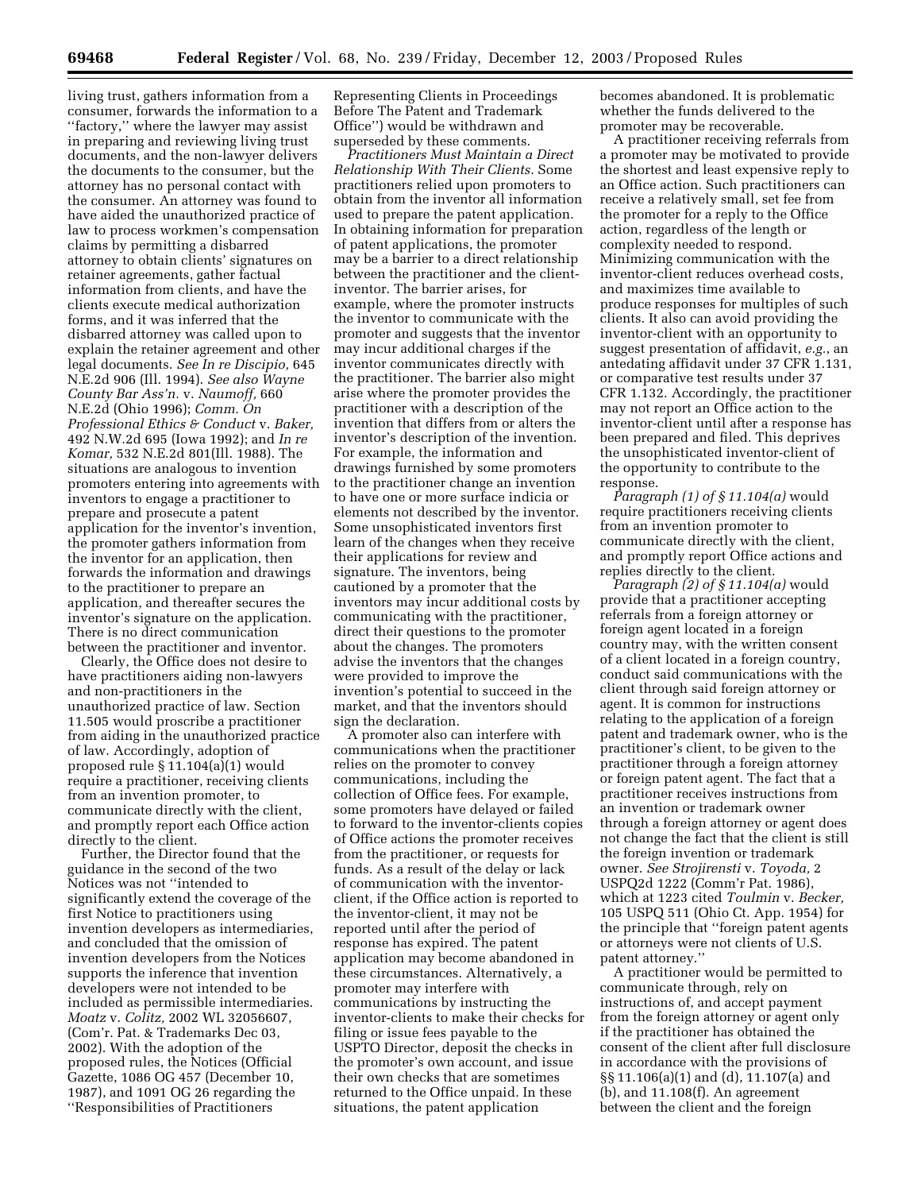living trust, gathers information from a consumer, forwards the information to a ''factory,'' where the lawyer may assist in preparing and reviewing living trust documents, and the non-lawyer delivers the documents to the consumer, but the attorney has no personal contact with the consumer. An attorney was found to have aided the unauthorized practice of law to process workmen's compensation claims by permitting a disbarred attorney to obtain clients' signatures on retainer agreements, gather factual information from clients, and have the clients execute medical authorization forms, and it was inferred that the disbarred attorney was called upon to explain the retainer agreement and other legal documents. *See In re Discipio,* 645 N.E.2d 906 (Ill. 1994). *See also Wayne County Bar Ass'n.* v. *Naumoff,* 660 N.E.2d (Ohio 1996); *Comm. On Professional Ethics & Conduct* v. *Baker,* 492 N.W.2d 695 (Iowa 1992); and *In re Komar,* 532 N.E.2d 801(Ill. 1988). The situations are analogous to invention promoters entering into agreements with inventors to engage a practitioner to prepare and prosecute a patent application for the inventor's invention, the promoter gathers information from the inventor for an application, then forwards the information and drawings to the practitioner to prepare an application, and thereafter secures the inventor's signature on the application. There is no direct communication between the practitioner and inventor.

Clearly, the Office does not desire to have practitioners aiding non-lawyers and non-practitioners in the unauthorized practice of law. Section 11.505 would proscribe a practitioner from aiding in the unauthorized practice of law. Accordingly, adoption of proposed rule § 11.104(a)(1) would require a practitioner, receiving clients from an invention promoter, to communicate directly with the client, and promptly report each Office action directly to the client.

Further, the Director found that the guidance in the second of the two Notices was not ''intended to significantly extend the coverage of the first Notice to practitioners using invention developers as intermediaries, and concluded that the omission of invention developers from the Notices supports the inference that invention developers were not intended to be included as permissible intermediaries. *Moatz* v. *Colitz,* 2002 WL 32056607, (Com'r. Pat. & Trademarks Dec 03, 2002). With the adoption of the proposed rules, the Notices (Official Gazette, 1086 OG 457 (December 10, 1987), and 1091 OG 26 regarding the ''Responsibilities of Practitioners Representing Clients in Proceedings Before The Patent and Trademark Office'') would be withdrawn and superseded by these comments.

*Practitioners Must Maintain a Direct Relationship With Their Clients.* Some practitioners relied upon promoters to obtain from the inventor all information used to prepare the patent application. In obtaining information for preparation of patent applications, the promoter may be a barrier to a direct relationship between the practitioner and the client-inventor. The barrier arises, for example, where the promoter instructs the inventor to communicate with the promoter and suggests that the inventor may incur additional charges if the inventor communicates directly with the practitioner. The barrier also might arise where the promoter provides the practitioner with a description of the invention that differs from or alters the inventor's description of the invention. For example, the information and drawings furnished by some promoters to the practitioner change an invention to have one or more surface indicia or elements not described by the inventor. Some unsophisticated inventors first learn of the changes when they receive their applications for review and signature. The inventors, being cautioned by a promoter that the inventors may incur additional costs by communicating with the practitioner, direct their questions to the promoter about the changes. The promoters advise the inventors that the changes were provided to improve the invention's potential to succeed in the market, and that the inventors should sign the declaration.

A promoter also can interfere with communications when the practitioner relies on the promoter to convey communications, including the collection of Office fees. For example, some promoters have delayed or failed to forward to the inventor-clients copies of Office actions the promoter receives from the practitioner, or requests for funds. As a result of the delay or lack of communication with the inventor-client, if the Office action is reported to the inventor-client, it may not be reported until after the period of response has expired. The patent application may become abandoned in these circumstances. Alternatively, a promoter may interfere with communications by instructing the inventor-clients to make their checks for filing or issue fees payable to the USPTO Director, deposit the checks in the promoter's own account, and issue their own checks that are sometimes returned to the Office unpaid. In these situations, the patent application becomes abandoned. It is problematic whether the funds delivered to the promoter may be recoverable.

A practitioner receiving referrals from a promoter may be motivated to provide the shortest and least expensive reply to an Office action. Such practitioners can receive a relatively small, set fee from the promoter for a reply to the Office action, regardless of the length or complexity needed to respond. Minimizing communication with the inventor-client reduces overhead costs, and maximizes time available to produce responses for multiples of such clients. It also can avoid providing the inventor-client with an opportunity to suggest presentation of affidavit, *e.g.*, an antedating affidavit under 37 CFR 1.131, or comparative test results under 37 CFR 1.132. Accordingly, the practitioner may not report an Office action to the inventor-client until after a response has been prepared and filed. This deprives the unsophisticated inventor-client of the opportunity to contribute to the response.

*Paragraph (1) of § 11.104(a)* would require practitioners receiving clients from an invention promoter to communicate directly with the client, and promptly report Office actions and replies directly to the client.

*Paragraph (2) of § 11.104(a)* would provide that a practitioner accepting referrals from a foreign attorney or foreign agent located in a foreign country may, with the written consent of a client located in a foreign country, conduct said communications with the client through said foreign attorney or agent. It is common for instructions relating to the application of a foreign patent and trademark owner, who is the practitioner's client, to be given to the practitioner through a foreign attorney or foreign patent agent. The fact that a practitioner receives instructions from an invention or trademark owner through a foreign attorney or agent does not change the fact that the client is still the foreign invention or trademark owner. *See Strojirensti* v. *Toyoda,* 2 USPQ2d 1222 (Comm'r Pat. 1986), which at 1223 cited *Toulmin* v. *Becker,* 105 USPQ 511 (Ohio Ct. App. 1954) for the principle that ''foreign patent agents or attorneys were not clients of U.S. patent attorney.''

A practitioner would be permitted to communicate through, rely on instructions of, and accept payment from the foreign attorney or agent only if the practitioner has obtained the consent of the client after full disclosure in accordance with the provisions of §§ 11.106(a)(1) and (d), 11.107(a) and (b), and 11.108(f). An agreement between the client and the foreign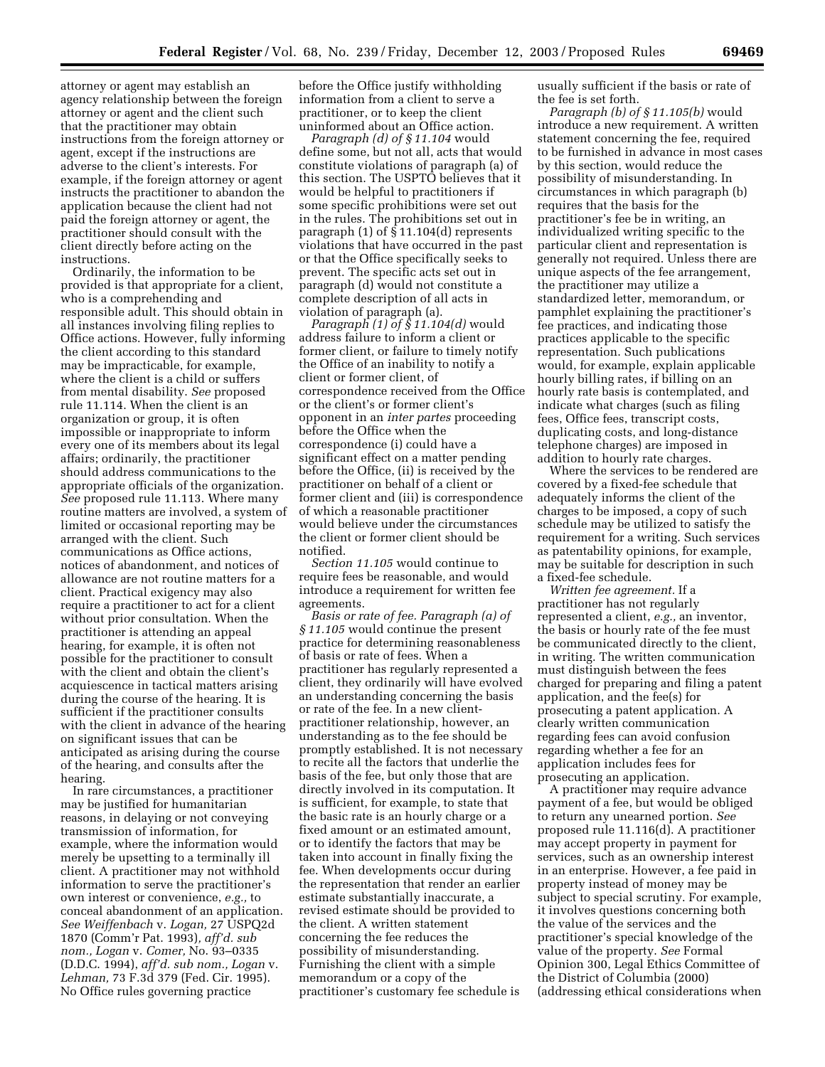attorney or agent may establish an agency relationship between the foreign attorney or agent and the client such that the practitioner may obtain instructions from the foreign attorney or agent, except if the instructions are adverse to the client's interests. For example, if the foreign attorney or agent instructs the practitioner to abandon the application because the client had not paid the foreign attorney or agent, the practitioner should consult with the client directly before acting on the instructions.

Ordinarily, the information to be provided is that appropriate for a client, who is a comprehending and responsible adult. This should obtain in all instances involving filing replies to Office actions. However, fully informing the client according to this standard may be impracticable, for example, where the client is a child or suffers from mental disability. *See* proposed rule 11.114. When the client is an organization or group, it is often impossible or inappropriate to inform every one of its members about its legal affairs; ordinarily, the practitioner should address communications to the appropriate officials of the organization. *See* proposed rule 11.113. Where many routine matters are involved, a system of limited or occasional reporting may be arranged with the client. Such communications as Office actions, notices of abandonment, and notices of allowance are not routine matters for a client. Practical exigency may also require a practitioner to act for a client without prior consultation. When the practitioner is attending an appeal hearing, for example, it is often not possible for the practitioner to consult with the client and obtain the client's acquiescence in tactical matters arising during the course of the hearing. It is sufficient if the practitioner consults with the client in advance of the hearing on significant issues that can be anticipated as arising during the course of the hearing, and consults after the hearing.

In rare circumstances, a practitioner may be justified for humanitarian reasons, in delaying or not conveying transmission of information, for example, where the information would merely be upsetting to a terminally ill client. A practitioner may not withhold information to serve the practitioner's own interest or convenience, *e.g.,* to conceal abandonment of an application. *See Weiffenbach* v. *Logan,* 27 USPQ2d 1870 (Comm'r Pat. 1993), *aff'd. sub nom., Logan* v. *Comer,* No. 93–0335 (D.D.C. 1994), *aff'd. sub nom., Logan* v. *Lehman,* 73 F.3d 379 (Fed. Cir. 1995). No Office rules governing practice before the Office justify withholding information from a client to serve a practitioner, or to keep the client uninformed about an Office action.

*Paragraph (d) of § 11.104* would define some, but not all, acts that would constitute violations of paragraph (a) of this section. The USPTO believes that it would be helpful to practitioners if some specific prohibitions were set out in the rules. The prohibitions set out in paragraph (1) of § 11.104(d) represents violations that have occurred in the past or that the Office specifically seeks to prevent. The specific acts set out in paragraph (d) would not constitute a complete description of all acts in violation of paragraph (a).

*Paragraph (1) of § 11.104(d)* would address failure to inform a client or former client, or failure to timely notify the Office of an inability to notify a client or former client, of correspondence received from the Office or the client's or former client's opponent in an *inter partes* proceeding before the Office when the correspondence (i) could have a significant effect on a matter pending before the Office, (ii) is received by the practitioner on behalf of a client or former client and (iii) is correspondence of which a reasonable practitioner would believe under the circumstances the client or former client should be notified.

*Section 11.105* would continue to require fees be reasonable, and would introduce a requirement for written fee agreements.

*Basis or rate of fee. Paragraph (a) of § 11.105* would continue the present practice for determining reasonableness of basis or rate of fees. When a practitioner has regularly represented a client, they ordinarily will have evolved an understanding concerning the basis or rate of the fee. In a new client-practitioner relationship, however, an understanding as to the fee should be promptly established. It is not necessary to recite all the factors that underlie the basis of the fee, but only those that are directly involved in its computation. It is sufficient, for example, to state that the basic rate is an hourly charge or a fixed amount or an estimated amount, or to identify the factors that may be taken into account in finally fixing the fee. When developments occur during the representation that render an earlier estimate substantially inaccurate, a revised estimate should be provided to the client. A written statement concerning the fee reduces the possibility of misunderstanding. Furnishing the client with a simple memorandum or a copy of the practitioner's customary fee schedule is usually sufficient if the basis or rate of the fee is set forth.

*Paragraph (b) of § 11.105(b)* would introduce a new requirement. A written statement concerning the fee, required to be furnished in advance in most cases by this section, would reduce the possibility of misunderstanding. In circumstances in which paragraph (b) requires that the basis for the practitioner's fee be in writing, an individualized writing specific to the particular client and representation is generally not required. Unless there are unique aspects of the fee arrangement, the practitioner may utilize a standardized letter, memorandum, or pamphlet explaining the practitioner's fee practices, and indicating those practices applicable to the specific representation. Such publications would, for example, explain applicable hourly billing rates, if billing on an hourly rate basis is contemplated, and indicate what charges (such as filing fees, Office fees, transcript costs, duplicating costs, and long-distance telephone charges) are imposed in addition to hourly rate charges.

Where the services to be rendered are covered by a fixed-fee schedule that adequately informs the client of the charges to be imposed, a copy of such schedule may be utilized to satisfy the requirement for a writing. Such services as patentability opinions, for example, may be suitable for description in such a fixed-fee schedule.

*Written fee agreement.* If a practitioner has not regularly represented a client, *e.g.,* an inventor, the basis or hourly rate of the fee must be communicated directly to the client, in writing. The written communication must distinguish between the fees charged for preparing and filing a patent application, and the fee(s) for prosecuting a patent application. A clearly written communication regarding fees can avoid confusion regarding whether a fee for an application includes fees for prosecuting an application.

A practitioner may require advance payment of a fee, but would be obliged to return any unearned portion. *See* proposed rule 11.116(d). A practitioner may accept property in payment for services, such as an ownership interest in an enterprise. However, a fee paid in property instead of money may be subject to special scrutiny. For example, it involves questions concerning both the value of the services and the practitioner's special knowledge of the value of the property. *See* Formal Opinion 300, Legal Ethics Committee of the District of Columbia (2000) (addressing ethical considerations when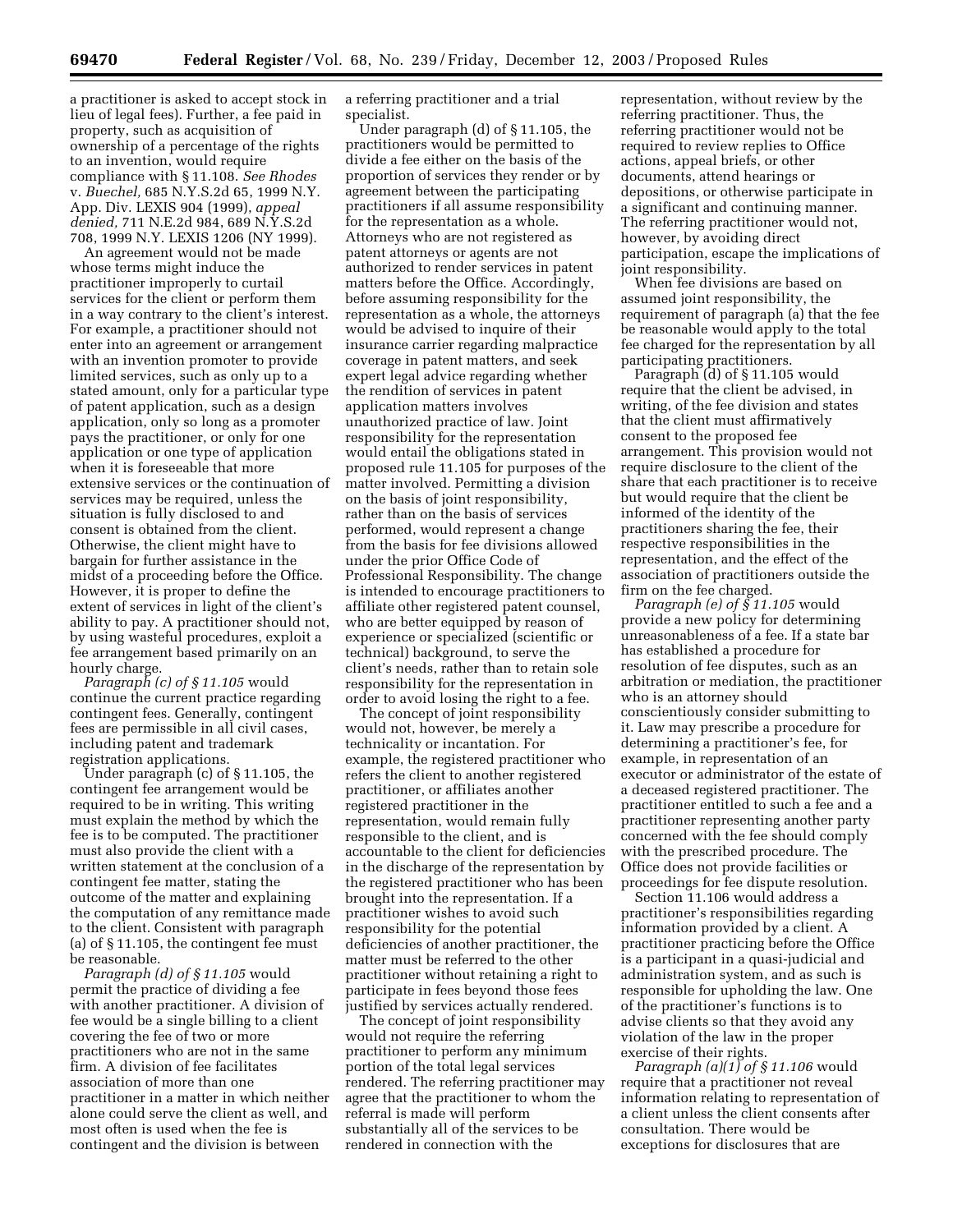a practitioner is asked to accept stock in lieu of legal fees). Further, a fee paid in property, such as acquisition of ownership of a percentage of the rights to an invention, would require compliance with § 11.108. *See Rhodes* v. *Buechel,* 685 N.Y.S.2d 65, 1999 N.Y. App. Div. LEXIS 904 (1999), *appeal denied,* 711 N.E.2d 984, 689 N.Y.S.2d 708, 1999 N.Y. LEXIS 1206 (NY 1999).

An agreement would not be made whose terms might induce the practitioner improperly to curtail services for the client or perform them in a way contrary to the client's interest. For example, a practitioner should not enter into an agreement or arrangement with an invention promoter to provide limited services, such as only up to a stated amount, only for a particular type of patent application, such as a design application, only so long as a promoter pays the practitioner, or only for one application or one type of application when it is foreseeable that more extensive services or the continuation of services may be required, unless the situation is fully disclosed to and consent is obtained from the client. Otherwise, the client might have to bargain for further assistance in the midst of a proceeding before the Office. However, it is proper to define the extent of services in light of the client's ability to pay. A practitioner should not, by using wasteful procedures, exploit a fee arrangement based primarily on an hourly charge.

*Paragraph (c) of § 11.105* would continue the current practice regarding contingent fees. Generally, contingent fees are permissible in all civil cases, including patent and trademark registration applications.

Under paragraph (c) of § 11.105, the contingent fee arrangement would be required to be in writing. This writing must explain the method by which the fee is to be computed. The practitioner must also provide the client with a written statement at the conclusion of a contingent fee matter, stating the outcome of the matter and explaining the computation of any remittance made to the client. Consistent with paragraph (a) of § 11.105, the contingent fee must be reasonable.

*Paragraph (d) of § 11.105* would permit the practice of dividing a fee with another practitioner. A division of fee would be a single billing to a client covering the fee of two or more practitioners who are not in the same firm. A division of fee facilitates association of more than one practitioner in a matter in which neither alone could serve the client as well, and most often is used when the fee is contingent and the division is between a referring practitioner and a trial specialist.

Under paragraph (d) of § 11.105, the practitioners would be permitted to divide a fee either on the basis of the proportion of services they render or by agreement between the participating practitioners if all assume responsibility for the representation as a whole. Attorneys who are not registered as patent attorneys or agents are not authorized to render services in patent matters before the Office. Accordingly, before assuming responsibility for the representation as a whole, the attorneys would be advised to inquire of their insurance carrier regarding malpractice coverage in patent matters, and seek expert legal advice regarding whether the rendition of services in patent application matters involves unauthorized practice of law. Joint responsibility for the representation would entail the obligations stated in proposed rule 11.105 for purposes of the matter involved. Permitting a division on the basis of joint responsibility, rather than on the basis of services performed, would represent a change from the basis for fee divisions allowed under the prior Office Code of Professional Responsibility. The change is intended to encourage practitioners to affiliate other registered patent counsel, who are better equipped by reason of experience or specialized (scientific or technical) background, to serve the client's needs, rather than to retain sole responsibility for the representation in order to avoid losing the right to a fee.

The concept of joint responsibility would not, however, be merely a technicality or incantation. For example, the registered practitioner who refers the client to another registered practitioner, or affiliates another registered practitioner in the representation, would remain fully responsible to the client, and is accountable to the client for deficiencies in the discharge of the representation by the registered practitioner who has been brought into the representation. If a practitioner wishes to avoid such responsibility for the potential deficiencies of another practitioner, the matter must be referred to the other practitioner without retaining a right to participate in fees beyond those fees justified by services actually rendered.

The concept of joint responsibility would not require the referring practitioner to perform any minimum portion of the total legal services rendered. The referring practitioner may agree that the practitioner to whom the referral is made will perform substantially all of the services to be rendered in connection with the representation, without review by the referring practitioner. Thus, the referring practitioner would not be required to review replies to Office actions, appeal briefs, or other documents, attend hearings or depositions, or otherwise participate in a significant and continuing manner. The referring practitioner would not, however, by avoiding direct participation, escape the implications of joint responsibility.

When fee divisions are based on assumed joint responsibility, the requirement of paragraph (a) that the fee be reasonable would apply to the total fee charged for the representation by all participating practitioners.

Paragraph (d) of § 11.105 would require that the client be advised, in writing, of the fee division and states that the client must affirmatively consent to the proposed fee arrangement. This provision would not require disclosure to the client of the share that each practitioner is to receive but would require that the client be informed of the identity of the practitioners sharing the fee, their respective responsibilities in the representation, and the effect of the association of practitioners outside the firm on the fee charged.

*Paragraph (e) of § 11.105* would provide a new policy for determining unreasonableness of a fee. If a state bar has established a procedure for resolution of fee disputes, such as an arbitration or mediation, the practitioner who is an attorney should conscientiously consider submitting to it. Law may prescribe a procedure for determining a practitioner's fee, for example, in representation of an executor or administrator of the estate of a deceased registered practitioner. The practitioner entitled to such a fee and a practitioner representing another party concerned with the fee should comply with the prescribed procedure. The Office does not provide facilities or proceedings for fee dispute resolution.

Section 11.106 would address a practitioner's responsibilities regarding information provided by a client. A practitioner practicing before the Office is a participant in a quasi-judicial and administration system, and as such is responsible for upholding the law. One of the practitioner's functions is to advise clients so that they avoid any violation of the law in the proper exercise of their rights.

*Paragraph (a)(1) of § 11.106* would require that a practitioner not reveal information relating to representation of a client unless the client consents after consultation. There would be exceptions for disclosures that are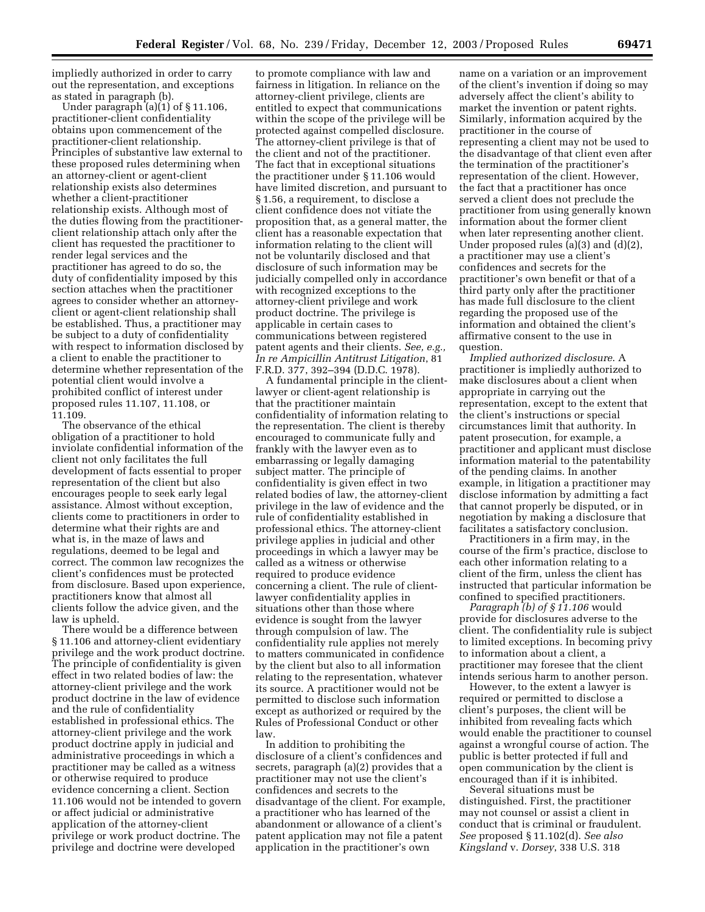impliedly authorized in order to carry out the representation, and exceptions as stated in paragraph (b).

Under paragraph (a)(1) of § 11.106, practitioner-client confidentiality obtains upon commencement of the practitioner-client relationship. Principles of substantive law external to these proposed rules determining when an attorney-client or agent-client relationship exists also determines whether a client-practitioner relationship exists. Although most of the duties flowing from the practitioner-client relationship attach only after the client has requested the practitioner to render legal services and the practitioner has agreed to do so, the duty of confidentiality imposed by this section attaches when the practitioner agrees to consider whether an attorney-client or agent-client relationship shall be established. Thus, a practitioner may be subject to a duty of confidentiality with respect to information disclosed by a client to enable the practitioner to determine whether representation of the potential client would involve a prohibited conflict of interest under proposed rules 11.107, 11.108, or 11.109.

The observance of the ethical obligation of a practitioner to hold inviolate confidential information of the client not only facilitates the full development of facts essential to proper representation of the client but also encourages people to seek early legal assistance. Almost without exception, clients come to practitioners in order to determine what their rights are and what is, in the maze of laws and regulations, deemed to be legal and correct. The common law recognizes the client's confidences must be protected from disclosure. Based upon experience, practitioners know that almost all clients follow the advice given, and the law is upheld.

There would be a difference between § 11.106 and attorney-client evidentiary privilege and the work product doctrine. The principle of confidentiality is given effect in two related bodies of law: the attorney-client privilege and the work product doctrine in the law of evidence and the rule of confidentiality established in professional ethics. The attorney-client privilege and the work product doctrine apply in judicial and administrative proceedings in which a practitioner may be called as a witness or otherwise required to produce evidence concerning a client. Section 11.106 would not be intended to govern or affect judicial or administrative application of the attorney-client privilege or work product doctrine. The privilege and doctrine were developed to promote compliance with law and fairness in litigation. In reliance on the attorney-client privilege, clients are entitled to expect that communications within the scope of the privilege will be protected against compelled disclosure. The attorney-client privilege is that of the client and not of the practitioner. The fact that in exceptional situations the practitioner under § 11.106 would have limited discretion, and pursuant to § 1.56, a requirement, to disclose a client confidence does not vitiate the proposition that, as a general matter, the client has a reasonable expectation that information relating to the client will not be voluntarily disclosed and that disclosure of such information may be judicially compelled only in accordance with recognized exceptions to the attorney-client privilege and work product doctrine. The privilege is applicable in certain cases to communications between registered patent agents and their clients. *See, e.g., In re Ampicillin Antitrust Litigation*, 81 F.R.D. 377, 392–394 (D.D.C. 1978).

A fundamental principle in the client-lawyer or client-agent relationship is that the practitioner maintain confidentiality of information relating to the representation. The client is thereby encouraged to communicate fully and frankly with the lawyer even as to embarrassing or legally damaging subject matter. The principle of confidentiality is given effect in two related bodies of law, the attorney-client privilege in the law of evidence and the rule of confidentiality established in professional ethics. The attorney-client privilege applies in judicial and other proceedings in which a lawyer may be called as a witness or otherwise required to produce evidence concerning a client. The rule of client-lawyer confidentiality applies in situations other than those where evidence is sought from the lawyer through compulsion of law. The confidentiality rule applies not merely to matters communicated in confidence by the client but also to all information relating to the representation, whatever its source. A practitioner would not be permitted to disclose such information except as authorized or required by the Rules of Professional Conduct or other law.

In addition to prohibiting the disclosure of a client's confidences and secrets, paragraph (a)(2) provides that a practitioner may not use the client's confidences and secrets to the disadvantage of the client. For example, a practitioner who has learned of the abandonment or allowance of a client's patent application may not file a patent application in the practitioner's own name on a variation or an improvement of the client's invention if doing so may adversely affect the client's ability to market the invention or patent rights. Similarly, information acquired by the practitioner in the course of representing a client may not be used to the disadvantage of that client even after the termination of the practitioner's representation of the client. However, the fact that a practitioner has once served a client does not preclude the practitioner from using generally known information about the former client when later representing another client. Under proposed rules (a)(3) and (d)(2), a practitioner may use a client's confidences and secrets for the practitioner's own benefit or that of a third party only after the practitioner has made full disclosure to the client regarding the proposed use of the information and obtained the client's affirmative consent to the use in question.

*Implied authorized disclosure*. A practitioner is impliedly authorized to make disclosures about a client when appropriate in carrying out the representation, except to the extent that the client's instructions or special circumstances limit that authority. In patent prosecution, for example, a practitioner and applicant must disclose information material to the patentability of the pending claims. In another example, in litigation a practitioner may disclose information by admitting a fact that cannot properly be disputed, or in negotiation by making a disclosure that facilitates a satisfactory conclusion.

Practitioners in a firm may, in the course of the firm's practice, disclose to each other information relating to a client of the firm, unless the client has instructed that particular information be confined to specified practitioners.

*Paragraph (b) of § 11.106* would provide for disclosures adverse to the client. The confidentiality rule is subject to limited exceptions. In becoming privy to information about a client, a practitioner may foresee that the client intends serious harm to another person.

However, to the extent a lawyer is required or permitted to disclose a client's purposes, the client will be inhibited from revealing facts which would enable the practitioner to counsel against a wrongful course of action. The public is better protected if full and open communication by the client is encouraged than if it is inhibited.

Several situations must be distinguished. First, the practitioner may not counsel or assist a client in conduct that is criminal or fraudulent. *See* proposed § 11.102(d). *See also Kingsland* v. *Dorsey*, 338 U.S. 318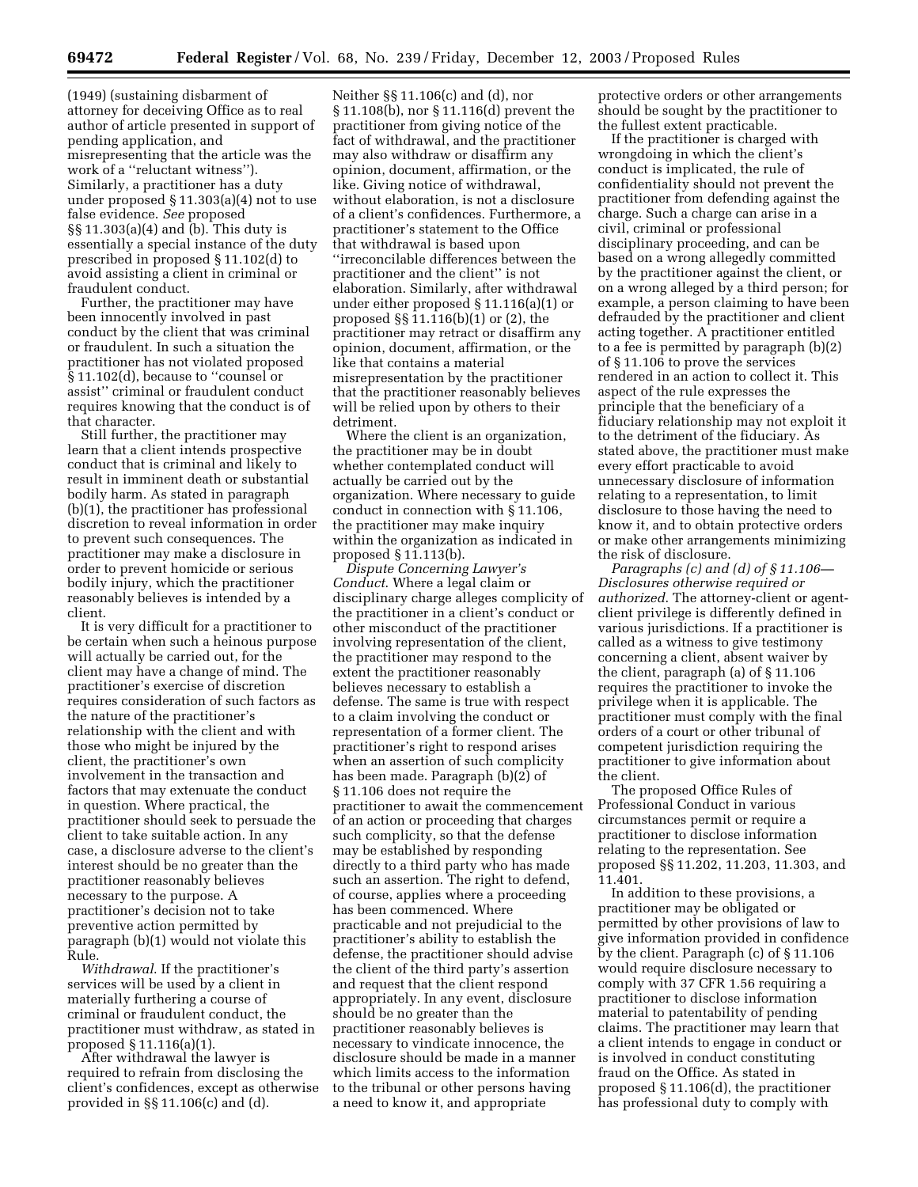(1949) (sustaining disbarment of attorney for deceiving Office as to real author of article presented in support of pending application, and misrepresenting that the article was the work of a ''reluctant witness''). Similarly, a practitioner has a duty under proposed § 11.303(a)(4) not to use false evidence. *See* proposed §§ 11.303(a)(4) and (b). This duty is essentially a special instance of the duty prescribed in proposed § 11.102(d) to avoid assisting a client in criminal or fraudulent conduct.

Further, the practitioner may have been innocently involved in past conduct by the client that was criminal or fraudulent. In such a situation the practitioner has not violated proposed § 11.102(d), because to ''counsel or assist'' criminal or fraudulent conduct requires knowing that the conduct is of that character.

Still further, the practitioner may learn that a client intends prospective conduct that is criminal and likely to result in imminent death or substantial bodily harm. As stated in paragraph (b)(1), the practitioner has professional discretion to reveal information in order to prevent such consequences. The practitioner may make a disclosure in order to prevent homicide or serious bodily injury, which the practitioner reasonably believes is intended by a client.

It is very difficult for a practitioner to be certain when such a heinous purpose will actually be carried out, for the client may have a change of mind. The practitioner's exercise of discretion requires consideration of such factors as the nature of the practitioner's relationship with the client and with those who might be injured by the client, the practitioner's own involvement in the transaction and factors that may extenuate the conduct in question. Where practical, the practitioner should seek to persuade the client to take suitable action. In any case, a disclosure adverse to the client's interest should be no greater than the practitioner reasonably believes necessary to the purpose. A practitioner's decision not to take preventive action permitted by paragraph (b)(1) would not violate this Rule.

*Withdrawal.* If the practitioner's services will be used by a client in materially furthering a course of criminal or fraudulent conduct, the practitioner must withdraw, as stated in proposed § 11.116(a)(1).

After withdrawal the lawyer is required to refrain from disclosing the client's confidences, except as otherwise provided in §§ 11.106(c) and (d). Neither §§ 11.106(c) and (d), nor § 11.108(b), nor § 11.116(d) prevent the practitioner from giving notice of the fact of withdrawal, and the practitioner may also withdraw or disaffirm any opinion, document, affirmation, or the like. Giving notice of withdrawal, without elaboration, is not a disclosure of a client's confidences. Furthermore, a practitioner's statement to the Office that withdrawal is based upon ''irreconcilable differences between the practitioner and the client'' is not elaboration. Similarly, after withdrawal under either proposed § 11.116(a)(1) or proposed §§ 11.116(b)(1) or (2), the practitioner may retract or disaffirm any opinion, document, affirmation, or the like that contains a material misrepresentation by the practitioner that the practitioner reasonably believes will be relied upon by others to their detriment.

Where the client is an organization, the practitioner may be in doubt whether contemplated conduct will actually be carried out by the organization. Where necessary to guide conduct in connection with § 11.106, the practitioner may make inquiry within the organization as indicated in proposed § 11.113(b).

*Dispute Concerning Lawyer's Conduct.* Where a legal claim or disciplinary charge alleges complicity of the practitioner in a client's conduct or other misconduct of the practitioner involving representation of the client, the practitioner may respond to the extent the practitioner reasonably believes necessary to establish a defense. The same is true with respect to a claim involving the conduct or representation of a former client. The practitioner's right to respond arises when an assertion of such complicity has been made. Paragraph (b)(2) of § 11.106 does not require the practitioner to await the commencement of an action or proceeding that charges such complicity, so that the defense may be established by responding directly to a third party who has made such an assertion. The right to defend, of course, applies where a proceeding has been commenced. Where practicable and not prejudicial to the practitioner's ability to establish the defense, the practitioner should advise the client of the third party's assertion and request that the client respond appropriately. In any event, disclosure should be no greater than the practitioner reasonably believes is necessary to vindicate innocence, the disclosure should be made in a manner which limits access to the information to the tribunal or other persons having a need to know it, and appropriate protective orders or other arrangements should be sought by the practitioner to the fullest extent practicable.

If the practitioner is charged with wrongdoing in which the client's conduct is implicated, the rule of confidentiality should not prevent the practitioner from defending against the charge. Such a charge can arise in a civil, criminal or professional disciplinary proceeding, and can be based on a wrong allegedly committed by the practitioner against the client, or on a wrong alleged by a third person; for example, a person claiming to have been defrauded by the practitioner and client acting together. A practitioner entitled to a fee is permitted by paragraph (b)(2) of § 11.106 to prove the services rendered in an action to collect it. This aspect of the rule expresses the principle that the beneficiary of a fiduciary relationship may not exploit it to the detriment of the fiduciary. As stated above, the practitioner must make every effort practicable to avoid unnecessary disclosure of information relating to a representation, to limit disclosure to those having the need to know it, and to obtain protective orders or make other arrangements minimizing the risk of disclosure.

*Paragraphs (c) and (d) of § 11.106—Disclosures otherwise required or authorized.* The attorney-client or agent-client privilege is differently defined in various jurisdictions. If a practitioner is called as a witness to give testimony concerning a client, absent waiver by the client, paragraph (a) of § 11.106 requires the practitioner to invoke the privilege when it is applicable. The practitioner must comply with the final orders of a court or other tribunal of competent jurisdiction requiring the practitioner to give information about the client.

The proposed Office Rules of Professional Conduct in various circumstances permit or require a practitioner to disclose information relating to the representation. See proposed §§ 11.202, 11.203, 11.303, and 11.401.

In addition to these provisions, a practitioner may be obligated or permitted by other provisions of law to give information provided in confidence by the client. Paragraph (c) of § 11.106 would require disclosure necessary to comply with 37 CFR 1.56 requiring a practitioner to disclose information material to patentability of pending claims. The practitioner may learn that a client intends to engage in conduct or is involved in conduct constituting fraud on the Office. As stated in proposed § 11.106(d), the practitioner has professional duty to comply with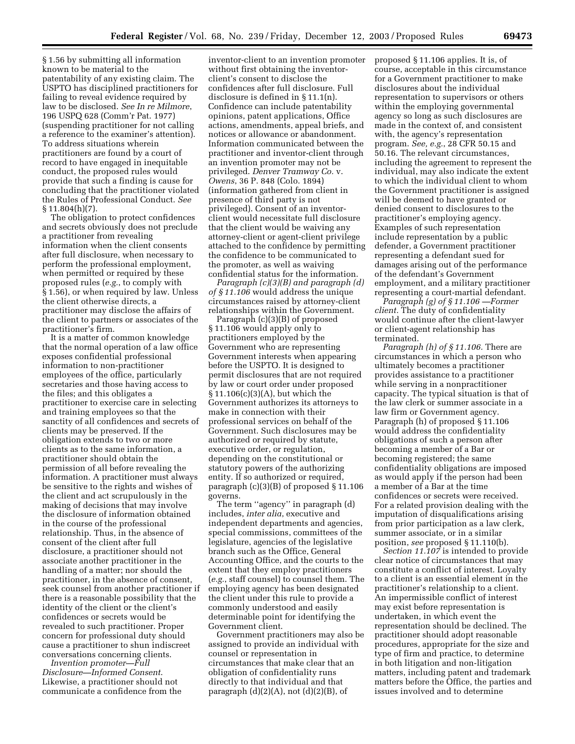§ 1.56 by submitting all information known to be material to the patentability of any existing claim. The USPTO has disciplined practitioners for failing to reveal evidence required by law to be disclosed. *See In re Milmore*, 196 USPQ 628 (Comm'r Pat. 1977) (suspending practitioner for not calling a reference to the examiner's attention). To address situations wherein practitioners are found by a court of record to have engaged in inequitable conduct, the proposed rules would provide that such a finding is cause for concluding that the practitioner violated the Rules of Professional Conduct. *See* § 11.804(h)(7).

The obligation to protect confidences and secrets obviously does not preclude a practitioner from revealing information when the client consents after full disclosure, when necessary to perform the professional employment, when permitted or required by these proposed rules (*e.g.*, to comply with § 1.56), or when required by law. Unless the client otherwise directs, a practitioner may disclose the affairs of the client to partners or associates of the practitioner's firm.

It is a matter of common knowledge that the normal operation of a law office exposes confidential professional information to non-practitioner employees of the office, particularly secretaries and those having access to the files; and this obligates a practitioner to exercise care in selecting and training employees so that the sanctity of all confidences and secrets of clients may be preserved. If the obligation extends to two or more clients as to the same information, a practitioner should obtain the permission of all before revealing the information. A practitioner must always be sensitive to the rights and wishes of the client and act scrupulously in the making of decisions that may involve the disclosure of information obtained in the course of the professional relationship. Thus, in the absence of consent of the client after full disclosure, a practitioner should not associate another practitioner in the handling of a matter; nor should the practitioner, in the absence of consent, seek counsel from another practitioner if there is a reasonable possibility that the identity of the client or the client's confidences or secrets would be revealed to such practitioner. Proper concern for professional duty should cause a practitioner to shun indiscreet conversations concerning clients.

*Invention promoter—Full Disclosure—Informed Consent.* Likewise, a practitioner should not communicate a confidence from the inventor-client to an invention promoter without first obtaining the inventor-client's consent to disclose the confidences after full disclosure. Full disclosure is defined in § 11.1(n). Confidence can include patentability opinions, patent applications, Office actions, amendments, appeal briefs, and notices or allowance or abandonment. Information communicated between the practitioner and inventor-client through an invention promoter may not be privileged. *Denver Tramway Co.* v. *Owens*, 36 P. 848 (Colo. 1894) (information gathered from client in presence of third party is not privileged). Consent of an inventor-client would necessitate full disclosure that the client would be waiving any attorney-client or agent-client privilege attached to the confidence by permitting the confidence to be communicated to the promoter, as well as waiving confidential status for the information.

*Paragraph (c)(3)(B) and paragraph (d) of § 11.106* would address the unique circumstances raised by attorney-client relationships within the Government.

Paragraph (c)(3)(B) of proposed § 11.106 would apply only to practitioners employed by the Government who are representing Government interests when appearing before the USPTO. It is designed to permit disclosures that are not required by law or court order under proposed § 11.106(c)(3)(A), but which the Government authorizes its attorneys to make in connection with their professional services on behalf of the Government. Such disclosures may be authorized or required by statute, executive order, or regulation, depending on the constitutional or statutory powers of the authorizing entity. If so authorized or required, paragraph (c)(3)(B) of proposed § 11.106 governs.

The term ''agency'' in paragraph (d) includes, *inter alia*, executive and independent departments and agencies, special commissions, committees of the legislature, agencies of the legislative branch such as the Office, General Accounting Office, and the courts to the extent that they employ practitioners (*e.g.*, staff counsel) to counsel them. The employing agency has been designated the client under this rule to provide a commonly understood and easily determinable point for identifying the Government client.

Government practitioners may also be assigned to provide an individual with counsel or representation in circumstances that make clear that an obligation of confidentiality runs directly to that individual and that paragraph (d)(2)(A), not (d)(2)(B), of proposed § 11.106 applies. It is, of course, acceptable in this circumstance for a Government practitioner to make disclosures about the individual representation to supervisors or others within the employing governmental agency so long as such disclosures are made in the context of, and consistent with, the agency's representation program. *See, e.g.*, 28 CFR 50.15 and 50.16. The relevant circumstances, including the agreement to represent the individual, may also indicate the extent to which the individual client to whom the Government practitioner is assigned will be deemed to have granted or denied consent to disclosures to the practitioner's employing agency. Examples of such representation include representation by a public defender, a Government practitioner representing a defendant sued for damages arising out of the performance of the defendant's Government employment, and a military practitioner representing a court-martial defendant.

*Paragraph (g) of § 11.106 —Former client.* The duty of confidentiality would continue after the client-lawyer or client-agent relationship has terminated.

*Paragraph (h) of § 11.106.* There are circumstances in which a person who ultimately becomes a practitioner provides assistance to a practitioner while serving in a nonpractitioner capacity. The typical situation is that of the law clerk or summer associate in a law firm or Government agency. Paragraph (h) of proposed § 11.106 would address the confidentiality obligations of such a person after becoming a member of a Bar or becoming registered; the same confidentiality obligations are imposed as would apply if the person had been a member of a Bar at the time confidences or secrets were received. For a related provision dealing with the imputation of disqualifications arising from prior participation as a law clerk, summer associate, or in a similar position, *see* proposed § 11.110(b).

*Section 11.107* is intended to provide clear notice of circumstances that may constitute a conflict of interest. Loyalty to a client is an essential element in the practitioner's relationship to a client. An impermissible conflict of interest may exist before representation is undertaken, in which event the representation should be declined. The practitioner should adopt reasonable procedures, appropriate for the size and type of firm and practice, to determine in both litigation and non-litigation matters, including patent and trademark matters before the Office, the parties and issues involved and to determine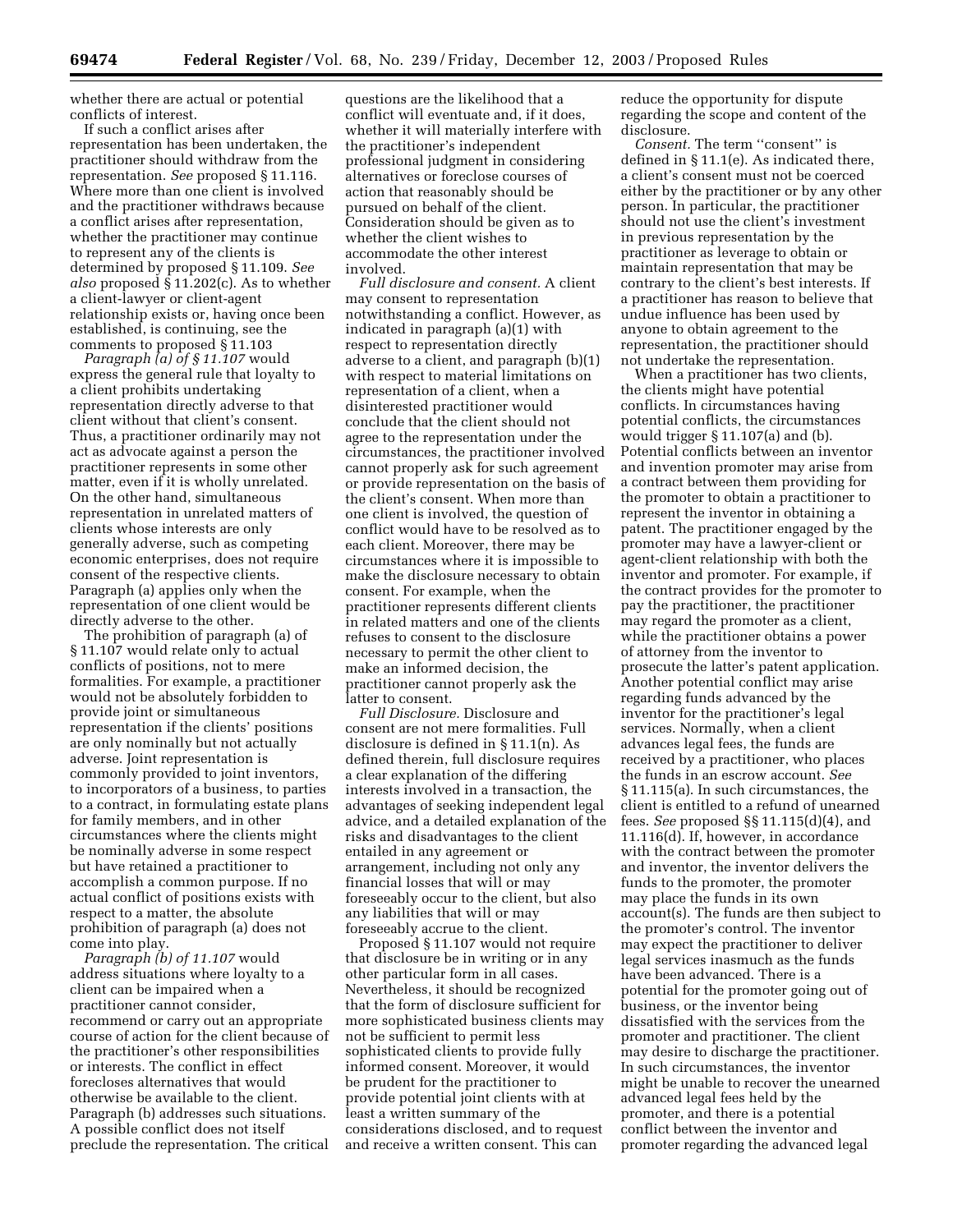whether there are actual or potential conflicts of interest.

If such a conflict arises after representation has been undertaken, the practitioner should withdraw from the representation. *See* proposed § 11.116. Where more than one client is involved and the practitioner withdraws because a conflict arises after representation, whether the practitioner may continue to represent any of the clients is determined by proposed § 11.109. *See also* proposed § 11.202(c). As to whether a client-lawyer or client-agent relationship exists or, having once been established, is continuing, see the comments to proposed § 11.103

*Paragraph (a) of § 11.107* would express the general rule that loyalty to a client prohibits undertaking representation directly adverse to that client without that client's consent. Thus, a practitioner ordinarily may not act as advocate against a person the practitioner represents in some other matter, even if it is wholly unrelated. On the other hand, simultaneous representation in unrelated matters of clients whose interests are only generally adverse, such as competing economic enterprises, does not require consent of the respective clients. Paragraph (a) applies only when the representation of one client would be directly adverse to the other.

The prohibition of paragraph (a) of § 11.107 would relate only to actual conflicts of positions, not to mere formalities. For example, a practitioner would not be absolutely forbidden to provide joint or simultaneous representation if the clients' positions are only nominally but not actually adverse. Joint representation is commonly provided to joint inventors, to incorporators of a business, to parties to a contract, in formulating estate plans for family members, and in other circumstances where the clients might be nominally adverse in some respect but have retained a practitioner to accomplish a common purpose. If no actual conflict of positions exists with respect to a matter, the absolute prohibition of paragraph (a) does not come into play.

*Paragraph (b) of 11.107* would address situations where loyalty to a client can be impaired when a practitioner cannot consider, recommend or carry out an appropriate course of action for the client because of the practitioner's other responsibilities or interests. The conflict in effect forecloses alternatives that would otherwise be available to the client. Paragraph (b) addresses such situations. A possible conflict does not itself preclude the representation. The critical questions are the likelihood that a conflict will eventuate and, if it does, whether it will materially interfere with the practitioner's independent professional judgment in considering alternatives or foreclose courses of action that reasonably should be pursued on behalf of the client. Consideration should be given as to whether the client wishes to accommodate the other interest involved.

*Full disclosure and consent.* A client may consent to representation notwithstanding a conflict. However, as indicated in paragraph (a)(1) with respect to representation directly adverse to a client, and paragraph (b)(1) with respect to material limitations on representation of a client, when a disinterested practitioner would conclude that the client should not agree to the representation under the circumstances, the practitioner involved cannot properly ask for such agreement or provide representation on the basis of the client's consent. When more than one client is involved, the question of conflict would have to be resolved as to each client. Moreover, there may be circumstances where it is impossible to make the disclosure necessary to obtain consent. For example, when the practitioner represents different clients in related matters and one of the clients refuses to consent to the disclosure necessary to permit the other client to make an informed decision, the practitioner cannot properly ask the latter to consent.

*Full Disclosure.* Disclosure and consent are not mere formalities. Full disclosure is defined in § 11.1(n). As defined therein, full disclosure requires a clear explanation of the differing interests involved in a transaction, the advantages of seeking independent legal advice, and a detailed explanation of the risks and disadvantages to the client entailed in any agreement or arrangement, including not only any financial losses that will or may foreseeably occur to the client, but also any liabilities that will or may foreseeably accrue to the client.

Proposed § 11.107 would not require that disclosure be in writing or in any other particular form in all cases. Nevertheless, it should be recognized that the form of disclosure sufficient for more sophisticated business clients may not be sufficient to permit less sophisticated clients to provide fully informed consent. Moreover, it would be prudent for the practitioner to provide potential joint clients with at least a written summary of the considerations disclosed, and to request and receive a written consent. This can reduce the opportunity for dispute regarding the scope and content of the disclosure.

*Consent.* The term "consent" is defined in § 11.1(e). As indicated there, a client's consent must not be coerced either by the practitioner or by any other person. In particular, the practitioner should not use the client's investment in previous representation by the practitioner as leverage to obtain or maintain representation that may be contrary to the client's best interests. If a practitioner has reason to believe that undue influence has been used by anyone to obtain agreement to the representation, the practitioner should not undertake the representation.

When a practitioner has two clients, the clients might have potential conflicts. In circumstances having potential conflicts, the circumstances would trigger § 11.107(a) and (b). Potential conflicts between an inventor and invention promoter may arise from a contract between them providing for the promoter to obtain a practitioner to represent the inventor in obtaining a patent. The practitioner engaged by the promoter may have a lawyer-client or agent-client relationship with both the inventor and promoter. For example, if the contract provides for the promoter to pay the practitioner, the practitioner may regard the promoter as a client, while the practitioner obtains a power of attorney from the inventor to prosecute the latter's patent application. Another potential conflict may arise regarding funds advanced by the inventor for the practitioner's legal services. Normally, when a client advances legal fees, the funds are received by a practitioner, who places the funds in an escrow account. *See* § 11.115(a). In such circumstances, the client is entitled to a refund of unearned fees. *See* proposed §§ 11.115(d)(4), and 11.116(d). If, however, in accordance with the contract between the promoter and inventor, the inventor delivers the funds to the promoter, the promoter may place the funds in its own account(s). The funds are then subject to the promoter's control. The inventor may expect the practitioner to deliver legal services inasmuch as the funds have been advanced. There is a potential for the promoter going out of business, or the inventor being dissatisfied with the services from the promoter and practitioner. The client may desire to discharge the practitioner. In such circumstances, the inventor might be unable to recover the unearned advanced legal fees held by the promoter, and there is a potential conflict between the inventor and promoter regarding the advanced legal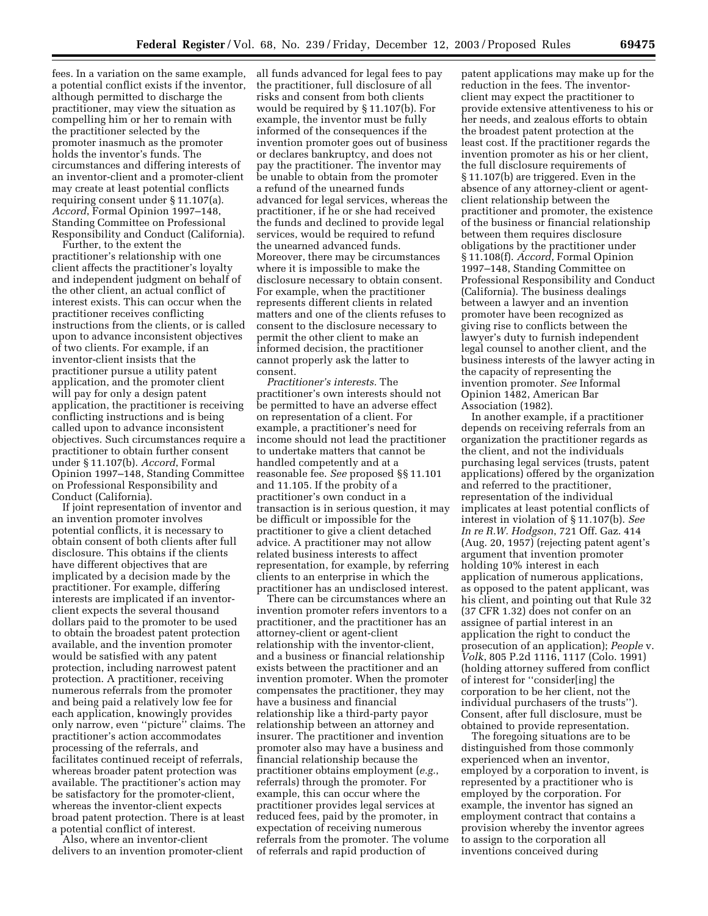fees. In a variation on the same example, a potential conflict exists if the inventor, although permitted to discharge the practitioner, may view the situation as compelling him or her to remain with the practitioner selected by the promoter inasmuch as the promoter holds the inventor's funds. The circumstances and differing interests of an inventor-client and a promoter-client may create at least potential conflicts requiring consent under § 11.107(a). *Accord*, Formal Opinion 1997–148, Standing Committee on Professional Responsibility and Conduct (California).

Further, to the extent the practitioner's relationship with one client affects the practitioner's loyalty and independent judgment on behalf of the other client, an actual conflict of interest exists. This can occur when the practitioner receives conflicting instructions from the clients, or is called upon to advance inconsistent objectives of two clients. For example, if an inventor-client insists that the practitioner pursue a utility patent application, and the promoter client will pay for only a design patent application, the practitioner is receiving conflicting instructions and is being called upon to advance inconsistent objectives. Such circumstances require a practitioner to obtain further consent under § 11.107(b). *Accord*, Formal Opinion 1997–148, Standing Committee on Professional Responsibility and Conduct (California).

If joint representation of inventor and an invention promoter involves potential conflicts, it is necessary to obtain consent of both clients after full disclosure. This obtains if the clients have different objectives that are implicated by a decision made by the practitioner. For example, differing interests are implicated if an inventor-client expects the several thousand dollars paid to the promoter to be used to obtain the broadest patent protection available, and the invention promoter would be satisfied with any patent protection, including narrowest patent protection. A practitioner, receiving numerous referrals from the promoter and being paid a relatively low fee for each application, knowingly provides only narrow, even "picture" claims. The practitioner's action accommodates processing of the referrals, and facilitates continued receipt of referrals, whereas broader patent protection was available. The practitioner's action may be satisfactory for the promoter-client, whereas the inventor-client expects broad patent protection. There is at least a potential conflict of interest.

Also, where an inventor-client delivers to an invention promoter-client all funds advanced for legal fees to pay the practitioner, full disclosure of all risks and consent from both clients would be required by § 11.107(b). For example, the inventor must be fully informed of the consequences if the invention promoter goes out of business or declares bankruptcy, and does not pay the practitioner. The inventor may be unable to obtain from the promoter a refund of the unearned funds advanced for legal services, whereas the practitioner, if he or she had received the funds and declined to provide legal services, would be required to refund the unearned advanced funds. Moreover, there may be circumstances where it is impossible to make the disclosure necessary to obtain consent. For example, when the practitioner represents different clients in related matters and one of the clients refuses to consent to the disclosure necessary to permit the other client to make an informed decision, the practitioner cannot properly ask the latter to consent.

*Practitioner's interests.* The practitioner's own interests should not be permitted to have an adverse effect on representation of a client. For example, a practitioner's need for income should not lead the practitioner to undertake matters that cannot be handled competently and at a reasonable fee. *See* proposed §§ 11.101 and 11.105. If the probity of a practitioner's own conduct in a transaction is in serious question, it may be difficult or impossible for the practitioner to give a client detached advice. A practitioner may not allow related business interests to affect representation, for example, by referring clients to an enterprise in which the practitioner has an undisclosed interest.

There can be circumstances where an invention promoter refers inventors to a practitioner, and the practitioner has an attorney-client or agent-client relationship with the inventor-client, and a business or financial relationship exists between the practitioner and an invention promoter. When the promoter compensates the practitioner, they may have a business and financial relationship like a third-party payor relationship between an attorney and insurer. The practitioner and invention promoter also may have a business and financial relationship because the practitioner obtains employment (*e.g.*, referrals) through the promoter. For example, this can occur where the practitioner provides legal services at reduced fees, paid by the promoter, in expectation of receiving numerous referrals from the promoter. The volume of referrals and rapid production of patent applications may make up for the reduction in the fees. The inventor-client may expect the practitioner to provide extensive attentiveness to his or her needs, and zealous efforts to obtain the broadest patent protection at the least cost. If the practitioner regards the invention promoter as his or her client, the full disclosure requirements of § 11.107(b) are triggered. Even in the absence of any attorney-client or agent-client relationship between the practitioner and promoter, the existence of the business or financial relationship between them requires disclosure obligations by the practitioner under § 11.108(f). *Accord*, Formal Opinion 1997–148, Standing Committee on Professional Responsibility and Conduct (California). The business dealings between a lawyer and an invention promoter have been recognized as giving rise to conflicts between the lawyer's duty to furnish independent legal counsel to another client, and the business interests of the lawyer acting in the capacity of representing the invention promoter. *See* Informal Opinion 1482, American Bar Association (1982).

In another example, if a practitioner depends on receiving referrals from an organization the practitioner regards as the client, and not the individuals purchasing legal services (trusts, patent applications) offered by the organization and referred to the practitioner, representation of the individual implicates at least potential conflicts of interest in violation of § 11.107(b). *See In re R.W. Hodgson*, 721 Off. Gaz. 414 (Aug. 20, 1957) (rejecting patent agent's argument that invention promoter holding 10% interest in each application of numerous applications, as opposed to the patent applicant, was his client, and pointing out that Rule 32 (37 CFR 1.32) does not confer on an assignee of partial interest in an application the right to conduct the prosecution of an application); *People* v. *Volk*, 805 P.2d 1116, 1117 (Colo. 1991) (holding attorney suffered from conflict of interest for "consider[ing] the corporation to be her client, not the individual purchasers of the trusts"). Consent, after full disclosure, must be obtained to provide representation.

The foregoing situations are to be distinguished from those commonly experienced when an inventor, employed by a corporation to invent, is represented by a practitioner who is employed by the corporation. For example, the inventor has signed an employment contract that contains a provision whereby the inventor agrees to assign to the corporation all inventions conceived during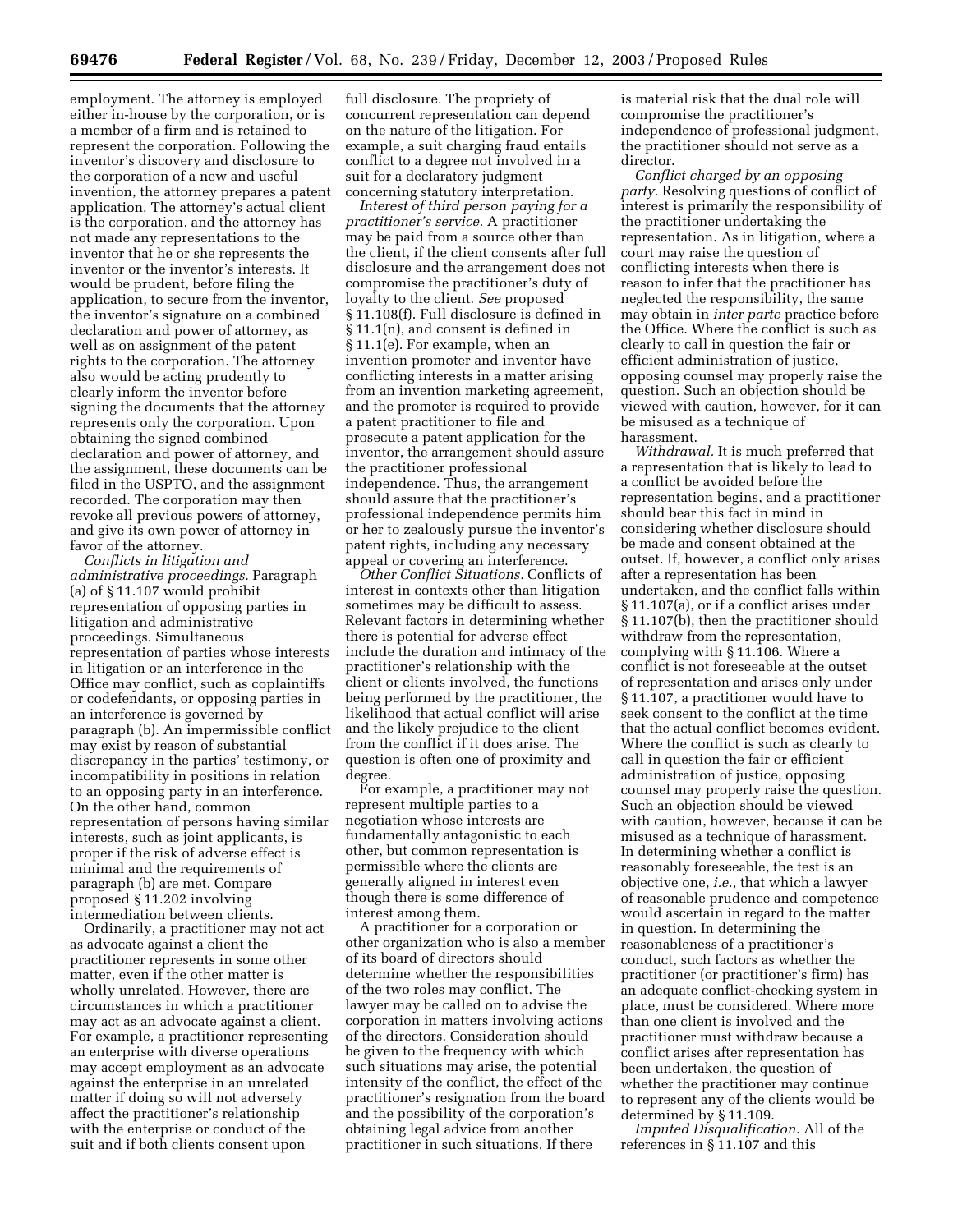employment. The attorney is employed either in-house by the corporation, or is a member of a firm and is retained to represent the corporation. Following the inventor's discovery and disclosure to the corporation of a new and useful invention, the attorney prepares a patent application. The attorney's actual client is the corporation, and the attorney has not made any representations to the inventor that he or she represents the inventor or the inventor's interests. It would be prudent, before filing the application, to secure from the inventor, the inventor's signature on a combined declaration and power of attorney, as well as on assignment of the patent rights to the corporation. The attorney also would be acting prudently to clearly inform the inventor before signing the documents that the attorney represents only the corporation. Upon obtaining the signed combined declaration and power of attorney, and the assignment, these documents can be filed in the USPTO, and the assignment recorded. The corporation may then revoke all previous powers of attorney, and give its own power of attorney in favor of the attorney.

*Conflicts in litigation and administrative proceedings.* Paragraph (a) of § 11.107 would prohibit representation of opposing parties in litigation and administrative proceedings. Simultaneous representation of parties whose interests in litigation or an interference in the Office may conflict, such as coplaintiffs or codefendants, or opposing parties in an interference is governed by paragraph (b). An impermissible conflict may exist by reason of substantial discrepancy in the parties' testimony, or incompatibility in positions in relation to an opposing party in an interference. On the other hand, common representation of persons having similar interests, such as joint applicants, is proper if the risk of adverse effect is minimal and the requirements of paragraph (b) are met. Compare proposed § 11.202 involving intermediation between clients.

Ordinarily, a practitioner may not act as advocate against a client the practitioner represents in some other matter, even if the other matter is wholly unrelated. However, there are circumstances in which a practitioner may act as an advocate against a client. For example, a practitioner representing an enterprise with diverse operations may accept employment as an advocate against the enterprise in an unrelated matter if doing so will not adversely affect the practitioner's relationship with the enterprise or conduct of the suit and if both clients consent upon full disclosure. The propriety of concurrent representation can depend on the nature of the litigation. For example, a suit charging fraud entails conflict to a degree not involved in a suit for a declaratory judgment concerning statutory interpretation.

*Interest of third person paying for a practitioner's service.* A practitioner may be paid from a source other than the client, if the client consents after full disclosure and the arrangement does not compromise the practitioner's duty of loyalty to the client. *See* proposed § 11.108(f). Full disclosure is defined in § 11.1(n), and consent is defined in § 11.1(e). For example, when an invention promoter and inventor have conflicting interests in a matter arising from an invention marketing agreement, and the promoter is required to provide a patent practitioner to file and prosecute a patent application for the inventor, the arrangement should assure the practitioner professional independence. Thus, the arrangement should assure that the practitioner's professional independence permits him or her to zealously pursue the inventor's patent rights, including any necessary appeal or covering an interference.

*Other Conflict Situations.* Conflicts of interest in contexts other than litigation sometimes may be difficult to assess. Relevant factors in determining whether there is potential for adverse effect include the duration and intimacy of the practitioner's relationship with the client or clients involved, the functions being performed by the practitioner, the likelihood that actual conflict will arise and the likely prejudice to the client from the conflict if it does arise. The question is often one of proximity and degree.

For example, a practitioner may not represent multiple parties to a negotiation whose interests are fundamentally antagonistic to each other, but common representation is permissible where the clients are generally aligned in interest even though there is some difference of interest among them.

A practitioner for a corporation or other organization who is also a member of its board of directors should determine whether the responsibilities of the two roles may conflict. The lawyer may be called on to advise the corporation in matters involving actions of the directors. Consideration should be given to the frequency with which such situations may arise, the potential intensity of the conflict, the effect of the practitioner's resignation from the board and the possibility of the corporation's obtaining legal advice from another practitioner in such situations. If there is material risk that the dual role will compromise the practitioner's independence of professional judgment, the practitioner should not serve as a director.

*Conflict charged by an opposing party.* Resolving questions of conflict of interest is primarily the responsibility of the practitioner undertaking the representation. As in litigation, where a court may raise the question of conflicting interests when there is reason to infer that the practitioner has neglected the responsibility, the same may obtain in *inter parte* practice before the Office. Where the conflict is such as clearly to call in question the fair or efficient administration of justice, opposing counsel may properly raise the question. Such an objection should be viewed with caution, however, for it can be misused as a technique of harassment.

*Withdrawal.* It is much preferred that a representation that is likely to lead to a conflict be avoided before the representation begins, and a practitioner should bear this fact in mind in considering whether disclosure should be made and consent obtained at the outset. If, however, a conflict only arises after a representation has been undertaken, and the conflict falls within § 11.107(a), or if a conflict arises under § 11.107(b), then the practitioner should withdraw from the representation, complying with § 11.106. Where a conflict is not foreseeable at the outset of representation and arises only under § 11.107, a practitioner would have to seek consent to the conflict at the time that the actual conflict becomes evident. Where the conflict is such as clearly to call in question the fair or efficient administration of justice, opposing counsel may properly raise the question. Such an objection should be viewed with caution, however, because it can be misused as a technique of harassment. In determining whether a conflict is reasonably foreseeable, the test is an objective one, *i.e.*, that which a lawyer of reasonable prudence and competence would ascertain in regard to the matter in question. In determining the reasonableness of a practitioner's conduct, such factors as whether the practitioner (or practitioner's firm) has an adequate conflict-checking system in place, must be considered. Where more than one client is involved and the practitioner must withdraw because a conflict arises after representation has been undertaken, the question of whether the practitioner may continue to represent any of the clients would be determined by § 11.109.

*Imputed Disqualification.* All of the references in § 11.107 and this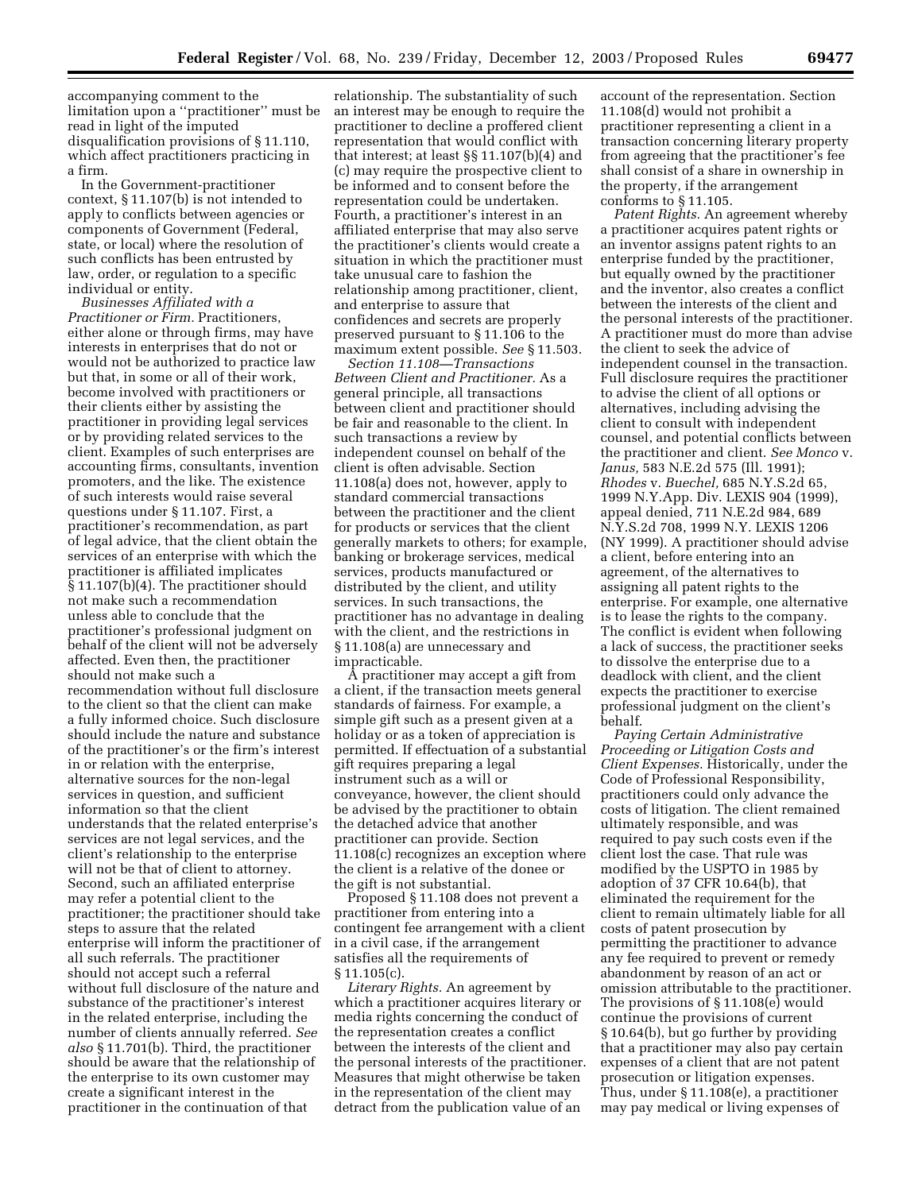accompanying comment to the limitation upon a ''practitioner'' must be read in light of the imputed disqualification provisions of § 11.110, which affect practitioners practicing in a firm.

In the Government-practitioner context, § 11.107(b) is not intended to apply to conflicts between agencies or components of Government (Federal, state, or local) where the resolution of such conflicts has been entrusted by law, order, or regulation to a specific individual or entity.

*Businesses Affiliated with a Practitioner or Firm.* Practitioners, either alone or through firms, may have interests in enterprises that do not or would not be authorized to practice law but that, in some or all of their work, become involved with practitioners or their clients either by assisting the practitioner in providing legal services or by providing related services to the client. Examples of such enterprises are accounting firms, consultants, invention promoters, and the like. The existence of such interests would raise several questions under § 11.107. First, a practitioner's recommendation, as part of legal advice, that the client obtain the services of an enterprise with which the practitioner is affiliated implicates § 11.107(b)(4). The practitioner should not make such a recommendation unless able to conclude that the practitioner's professional judgment on behalf of the client will not be adversely affected. Even then, the practitioner should not make such a recommendation without full disclosure to the client so that the client can make a fully informed choice. Such disclosure should include the nature and substance of the practitioner's or the firm's interest in or relation with the enterprise, alternative sources for the non-legal services in question, and sufficient information so that the client understands that the related enterprise's services are not legal services, and the client's relationship to the enterprise will not be that of client to attorney. Second, such an affiliated enterprise may refer a potential client to the practitioner; the practitioner should take steps to assure that the related enterprise will inform the practitioner of all such referrals. The practitioner should not accept such a referral without full disclosure of the nature and substance of the practitioner's interest in the related enterprise, including the number of clients annually referred. *See also* § 11.701(b). Third, the practitioner should be aware that the relationship of the enterprise to its own customer may create a significant interest in the practitioner in the continuation of that relationship. The substantiality of such an interest may be enough to require the practitioner to decline a proffered client representation that would conflict with that interest; at least §§ 11.107(b)(4) and (c) may require the prospective client to be informed and to consent before the representation could be undertaken. Fourth, a practitioner's interest in an affiliated enterprise that may also serve the practitioner's clients would create a situation in which the practitioner must take unusual care to fashion the relationship among practitioner, client, and enterprise to assure that confidences and secrets are properly preserved pursuant to § 11.106 to the maximum extent possible. *See* § 11.503.

*Section 11.108—Transactions Between Client and Practitioner.* As a general principle, all transactions between client and practitioner should be fair and reasonable to the client. In such transactions a review by independent counsel on behalf of the client is often advisable. Section 11.108(a) does not, however, apply to standard commercial transactions between the practitioner and the client for products or services that the client generally markets to others; for example, banking or brokerage services, medical services, products manufactured or distributed by the client, and utility services. In such transactions, the practitioner has no advantage in dealing with the client, and the restrictions in § 11.108(a) are unnecessary and impracticable.

A practitioner may accept a gift from a client, if the transaction meets general standards of fairness. For example, a simple gift such as a present given at a holiday or as a token of appreciation is permitted. If effectuation of a substantial gift requires preparing a legal instrument such as a will or conveyance, however, the client should be advised by the practitioner to obtain the detached advice that another practitioner can provide. Section 11.108(c) recognizes an exception where the client is a relative of the donee or the gift is not substantial.

Proposed § 11.108 does not prevent a practitioner from entering into a contingent fee arrangement with a client in a civil case, if the arrangement satisfies all the requirements of § 11.105(c).

*Literary Rights.* An agreement by which a practitioner acquires literary or media rights concerning the conduct of the representation creates a conflict between the interests of the client and the personal interests of the practitioner. Measures that might otherwise be taken in the representation of the client may detract from the publication value of an account of the representation. Section 11.108(d) would not prohibit a practitioner representing a client in a transaction concerning literary property from agreeing that the practitioner's fee shall consist of a share in ownership in the property, if the arrangement conforms to § 11.105.

*Patent Rights.* An agreement whereby a practitioner acquires patent rights or an inventor assigns patent rights to an enterprise funded by the practitioner, but equally owned by the practitioner and the inventor, also creates a conflict between the interests of the client and the personal interests of the practitioner. A practitioner must do more than advise the client to seek the advice of independent counsel in the transaction. Full disclosure requires the practitioner to advise the client of all options or alternatives, including advising the client to consult with independent counsel, and potential conflicts between the practitioner and client. *See Monco* v. *Janus,* 583 N.E.2d 575 (Ill. 1991); *Rhodes* v. *Buechel,* 685 N.Y.S.2d 65, 1999 N.Y.App. Div. LEXIS 904 (1999), appeal denied, 711 N.E.2d 984, 689 N.Y.S.2d 708, 1999 N.Y. LEXIS 1206 (NY 1999). A practitioner should advise a client, before entering into an agreement, of the alternatives to assigning all patent rights to the enterprise. For example, one alternative is to lease the rights to the company. The conflict is evident when following a lack of success, the practitioner seeks to dissolve the enterprise due to a deadlock with client, and the client expects the practitioner to exercise professional judgment on the client's behalf.

*Paying Certain Administrative Proceeding or Litigation Costs and Client Expenses.* Historically, under the Code of Professional Responsibility, practitioners could only advance the costs of litigation. The client remained ultimately responsible, and was required to pay such costs even if the client lost the case. That rule was modified by the USPTO in 1985 by adoption of 37 CFR 10.64(b), that eliminated the requirement for the client to remain ultimately liable for all costs of patent prosecution by permitting the practitioner to advance any fee required to prevent or remedy abandonment by reason of an act or omission attributable to the practitioner. The provisions of § 11.108(e) would continue the provisions of current § 10.64(b), but go further by providing that a practitioner may also pay certain expenses of a client that are not patent prosecution or litigation expenses. Thus, under § 11.108(e), a practitioner may pay medical or living expenses of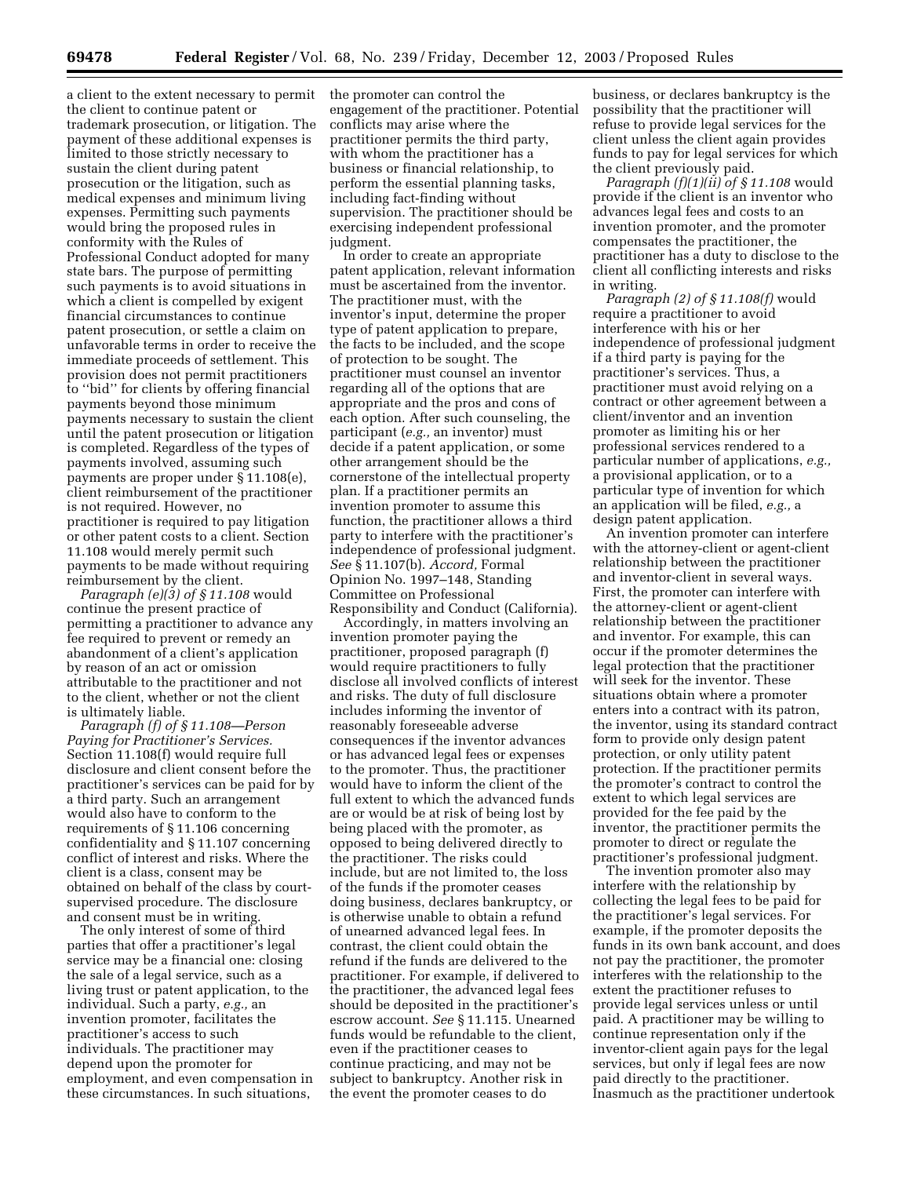a client to the extent necessary to permit the client to continue patent or trademark prosecution, or litigation. The payment of these additional expenses is limited to those strictly necessary to sustain the client during patent prosecution or the litigation, such as medical expenses and minimum living expenses. Permitting such payments would bring the proposed rules in conformity with the Rules of Professional Conduct adopted for many state bars. The purpose of permitting such payments is to avoid situations in which a client is compelled by exigent financial circumstances to continue patent prosecution, or settle a claim on unfavorable terms in order to receive the immediate proceeds of settlement. This provision does not permit practitioners to ''bid'' for clients by offering financial payments beyond those minimum payments necessary to sustain the client until the patent prosecution or litigation is completed. Regardless of the types of payments involved, assuming such payments are proper under § 11.108(e), client reimbursement of the practitioner is not required. However, no practitioner is required to pay litigation or other patent costs to a client. Section 11.108 would merely permit such payments to be made without requiring reimbursement by the client.

*Paragraph (e)(3) of § 11.108* would continue the present practice of permitting a practitioner to advance any fee required to prevent or remedy an abandonment of a client's application by reason of an act or omission attributable to the practitioner and not to the client, whether or not the client is ultimately liable.

*Paragraph (f) of § 11.108—Person Paying for Practitioner's Services.* Section 11.108(f) would require full disclosure and client consent before the practitioner's services can be paid for by a third party. Such an arrangement would also have to conform to the requirements of § 11.106 concerning confidentiality and § 11.107 concerning conflict of interest and risks. Where the client is a class, consent may be obtained on behalf of the class by court-supervised procedure. The disclosure and consent must be in writing.

The only interest of some of third parties that offer a practitioner's legal service may be a financial one: closing the sale of a legal service, such as a living trust or patent application, to the individual. Such a party, *e.g.,* an invention promoter, facilitates the practitioner's access to such individuals. The practitioner may depend upon the promoter for employment, and even compensation in these circumstances. In such situations, the promoter can control the engagement of the practitioner. Potential conflicts may arise where the practitioner permits the third party, with whom the practitioner has a business or financial relationship, to perform the essential planning tasks, including fact-finding without supervision. The practitioner should be exercising independent professional judgment.

In order to create an appropriate patent application, relevant information must be ascertained from the inventor. The practitioner must, with the inventor's input, determine the proper type of patent application to prepare, the facts to be included, and the scope of protection to be sought. The practitioner must counsel an inventor regarding all of the options that are appropriate and the pros and cons of each option. After such counseling, the participant (*e.g.,* an inventor) must decide if a patent application, or some other arrangement should be the cornerstone of the intellectual property plan. If a practitioner permits an invention promoter to assume this function, the practitioner allows a third party to interfere with the practitioner's independence of professional judgment. *See* § 11.107(b). *Accord,* Formal Opinion No. 1997–148, Standing Committee on Professional Responsibility and Conduct (California).

Accordingly, in matters involving an invention promoter paying the practitioner, proposed paragraph (f) would require practitioners to fully disclose all involved conflicts of interest and risks. The duty of full disclosure includes informing the inventor of reasonably foreseeable adverse consequences if the inventor advances or has advanced legal fees or expenses to the promoter. Thus, the practitioner would have to inform the client of the full extent to which the advanced funds are or would be at risk of being lost by being placed with the promoter, as opposed to being delivered directly to the practitioner. The risks could include, but are not limited to, the loss of the funds if the promoter ceases doing business, declares bankruptcy, or is otherwise unable to obtain a refund of unearned advanced legal fees. In contrast, the client could obtain the refund if the funds are delivered to the practitioner. For example, if delivered to the practitioner, the advanced legal fees should be deposited in the practitioner's escrow account. *See* § 11.115. Unearned funds would be refundable to the client, even if the practitioner ceases to continue practicing, and may not be subject to bankruptcy. Another risk in the event the promoter ceases to do business, or declares bankruptcy is the possibility that the practitioner will refuse to provide legal services for the client unless the client again provides funds to pay for legal services for which the client previously paid.

*Paragraph (f)(1)(ii) of § 11.108* would provide if the client is an inventor who advances legal fees and costs to an invention promoter, and the promoter compensates the practitioner, the practitioner has a duty to disclose to the client all conflicting interests and risks in writing.

*Paragraph (2) of § 11.108(f)* would require a practitioner to avoid interference with his or her independence of professional judgment if a third party is paying for the practitioner's services. Thus, a practitioner must avoid relying on a contract or other agreement between a client/inventor and an invention promoter as limiting his or her professional services rendered to a particular number of applications, *e.g.,* a provisional application, or to a particular type of invention for which an application will be filed, *e.g.,* a design patent application.

An invention promoter can interfere with the attorney-client or agent-client relationship between the practitioner and inventor-client in several ways. First, the promoter can interfere with the attorney-client or agent-client relationship between the practitioner and inventor. For example, this can occur if the promoter determines the legal protection that the practitioner will seek for the inventor. These situations obtain where a promoter enters into a contract with its patron, the inventor, using its standard contract form to provide only design patent protection, or only utility patent protection. If the practitioner permits the promoter's contract to control the extent to which legal services are provided for the fee paid by the inventor, the practitioner permits the promoter to direct or regulate the practitioner's professional judgment.

The invention promoter also may interfere with the relationship by collecting the legal fees to be paid for the practitioner's legal services. For example, if the promoter deposits the funds in its own bank account, and does not pay the practitioner, the promoter interferes with the relationship to the extent the practitioner refuses to provide legal services unless or until paid. A practitioner may be willing to continue representation only if the inventor-client again pays for the legal services, but only if legal fees are now paid directly to the practitioner. Inasmuch as the practitioner undertook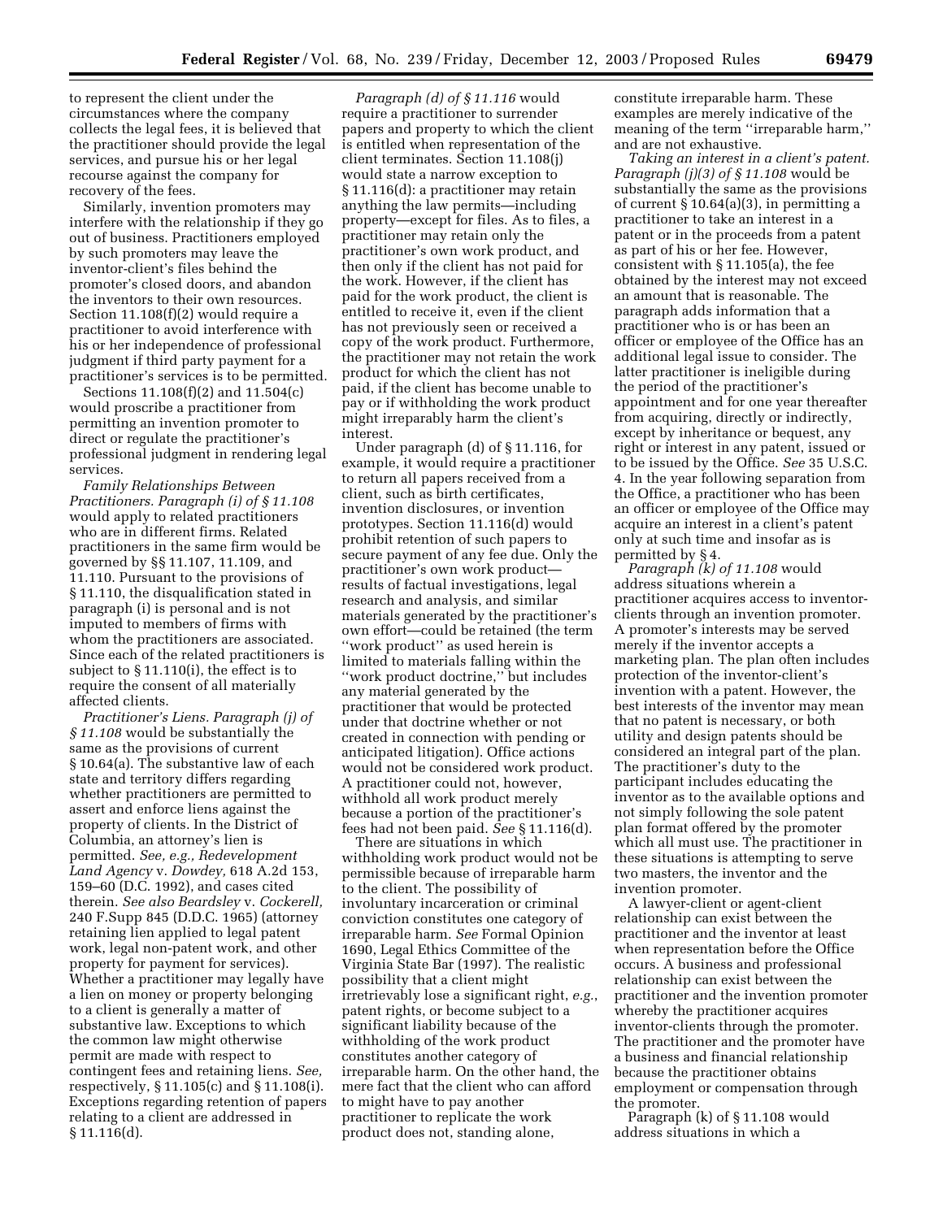to represent the client under the circumstances where the company collects the legal fees, it is believed that the practitioner should provide the legal services, and pursue his or her legal recourse against the company for recovery of the fees.

Similarly, invention promoters may interfere with the relationship if they go out of business. Practitioners employed by such promoters may leave the inventor-client's files behind the promoter's closed doors, and abandon the inventors to their own resources. Section 11.108(f)(2) would require a practitioner to avoid interference with his or her independence of professional judgment if third party payment for a practitioner's services is to be permitted.

Sections 11.108(f)(2) and 11.504(c) would proscribe a practitioner from permitting an invention promoter to direct or regulate the practitioner's professional judgment in rendering legal services.

*Family Relationships Between Practitioners. Paragraph (i) of § 11.108* would apply to related practitioners who are in different firms. Related practitioners in the same firm would be governed by §§ 11.107, 11.109, and 11.110. Pursuant to the provisions of § 11.110, the disqualification stated in paragraph (i) is personal and is not imputed to members of firms with whom the practitioners are associated. Since each of the related practitioners is subject to § 11.110(i), the effect is to require the consent of all materially affected clients.

*Practitioner's Liens. Paragraph (j) of § 11.108* would be substantially the same as the provisions of current § 10.64(a). The substantive law of each state and territory differs regarding whether practitioners are permitted to assert and enforce liens against the property of clients. In the District of Columbia, an attorney's lien is permitted. *See, e.g., Redevelopment Land Agency* v. *Dowdey,* 618 A.2d 153, 159–60 (D.C. 1992), and cases cited therein. *See also Beardsley* v. *Cockerell,* 240 F.Supp 845 (D.D.C. 1965) (attorney retaining lien applied to legal patent work, legal non-patent work, and other property for payment for services). Whether a practitioner may legally have a lien on money or property belonging to a client is generally a matter of substantive law. Exceptions to which the common law might otherwise permit are made with respect to contingent fees and retaining liens. *See,* respectively, § 11.105(c) and § 11.108(i). Exceptions regarding retention of papers relating to a client are addressed in § 11.116(d).

*Paragraph (d) of § 11.116* would require a practitioner to surrender papers and property to which the client is entitled when representation of the client terminates. Section 11.108(j) would state a narrow exception to § 11.116(d): a practitioner may retain anything the law permits—including property—except for files. As to files, a practitioner may retain only the practitioner's own work product, and then only if the client has not paid for the work. However, if the client has paid for the work product, the client is entitled to receive it, even if the client has not previously seen or received a copy of the work product. Furthermore, the practitioner may not retain the work product for which the client has not paid, if the client has become unable to pay or if withholding the work product might irreparably harm the client's interest.

Under paragraph (d) of § 11.116, for example, it would require a practitioner to return all papers received from a client, such as birth certificates, invention disclosures, or invention prototypes. Section 11.116(d) would prohibit retention of such papers to secure payment of any fee due. Only the practitioner's own work product—results of factual investigations, legal research and analysis, and similar materials generated by the practitioner's own effort—could be retained (the term ''work product'' as used herein is limited to materials falling within the ''work product doctrine,'' but includes any material generated by the practitioner that would be protected under that doctrine whether or not created in connection with pending or anticipated litigation). Office actions would not be considered work product. A practitioner could not, however, withhold all work product merely because a portion of the practitioner's fees had not been paid. *See* § 11.116(d).

There are situations in which withholding work product would not be permissible because of irreparable harm to the client. The possibility of involuntary incarceration or criminal conviction constitutes one category of irreparable harm. *See* Formal Opinion 1690, Legal Ethics Committee of the Virginia State Bar (1997). The realistic possibility that a client might irretrievably lose a significant right, *e.g.*, patent rights, or become subject to a significant liability because of the withholding of the work product constitutes another category of irreparable harm. On the other hand, the mere fact that the client who can afford to might have to pay another practitioner to replicate the work product does not, standing alone, constitute irreparable harm. These examples are merely indicative of the meaning of the term ''irreparable harm,'' and are not exhaustive.

*Taking an interest in a client's patent. Paragraph (j)(3) of § 11.108* would be substantially the same as the provisions of current § 10.64(a)(3), in permitting a practitioner to take an interest in a patent or in the proceeds from a patent as part of his or her fee. However, consistent with § 11.105(a), the fee obtained by the interest may not exceed an amount that is reasonable. The paragraph adds information that a practitioner who is or has been an officer or employee of the Office has an additional legal issue to consider. The latter practitioner is ineligible during the period of the practitioner's appointment and for one year thereafter from acquiring, directly or indirectly, except by inheritance or bequest, any right or interest in any patent, issued or to be issued by the Office. *See* 35 U.S.C. 4. In the year following separation from the Office, a practitioner who has been an officer or employee of the Office may acquire an interest in a client's patent only at such time and insofar as is permitted by § 4.

*Paragraph (k) of 11.108* would address situations wherein a practitioner acquires access to inventor-clients through an invention promoter. A promoter's interests may be served merely if the inventor accepts a marketing plan. The plan often includes protection of the inventor-client's invention with a patent. However, the best interests of the inventor may mean that no patent is necessary, or both utility and design patents should be considered an integral part of the plan. The practitioner's duty to the participant includes educating the inventor as to the available options and not simply following the sole patent plan format offered by the promoter which all must use. The practitioner in these situations is attempting to serve two masters, the inventor and the invention promoter.

A lawyer-client or agent-client relationship can exist between the practitioner and the inventor at least when representation before the Office occurs. A business and professional relationship can exist between the practitioner and the invention promoter whereby the practitioner acquires inventor-clients through the promoter. The practitioner and the promoter have a business and financial relationship because the practitioner obtains employment or compensation through the promoter.

Paragraph (k) of § 11.108 would address situations in which a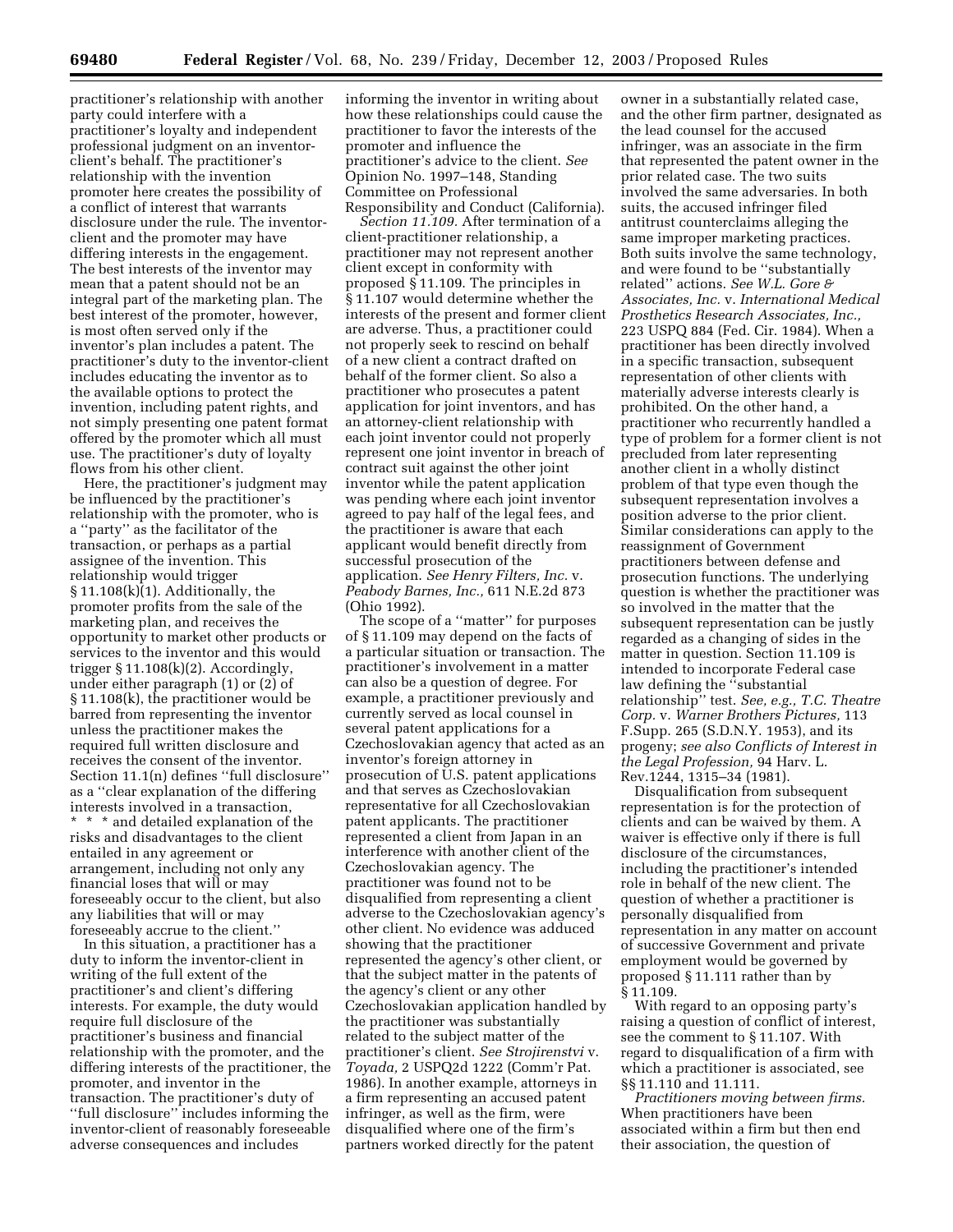practitioner's relationship with another party could interfere with a practitioner's loyalty and independent professional judgment on an inventor-client's behalf. The practitioner's relationship with the invention promoter here creates the possibility of a conflict of interest that warrants disclosure under the rule. The inventor-client and the promoter may have differing interests in the engagement. The best interests of the inventor may mean that a patent should not be an integral part of the marketing plan. The best interest of the promoter, however, is most often served only if the inventor's plan includes a patent. The practitioner's duty to the inventor-client includes educating the inventor as to the available options to protect the invention, including patent rights, and not simply presenting one patent format offered by the promoter which all must use. The practitioner's duty of loyalty flows from his other client.

Here, the practitioner's judgment may be influenced by the practitioner's relationship with the promoter, who is a "party" as the facilitator of the transaction, or perhaps as a partial assignee of the invention. This relationship would trigger § 11.108(k)(1). Additionally, the promoter profits from the sale of the marketing plan, and receives the opportunity to market other products or services to the inventor and this would trigger § 11.108(k)(2). Accordingly, under either paragraph (1) or (2) of § 11.108(k), the practitioner would be barred from representing the inventor unless the practitioner makes the required full written disclosure and receives the consent of the inventor. Section 11.1(n) defines "full disclosure" as a "clear explanation of the differing interests involved in a transaction, * * * and detailed explanation of the risks and disadvantages to the client entailed in any agreement or arrangement, including not only any financial loses that will or may foreseeably occur to the client, but also any liabilities that will or may foreseeably accrue to the client."

In this situation, a practitioner has a duty to inform the inventor-client in writing of the full extent of the practitioner's and client's differing interests. For example, the duty would require full disclosure of the practitioner's business and financial relationship with the promoter, and the differing interests of the practitioner, the promoter, and inventor in the transaction. The practitioner's duty of "full disclosure" includes informing the inventor-client of reasonably foreseeable adverse consequences and includes informing the inventor in writing about how these relationships could cause the practitioner to favor the interests of the promoter and influence the practitioner's advice to the client. *See* Opinion No. 1997–148, Standing Committee on Professional Responsibility and Conduct (California).

*Section 11.109.* After termination of a client-practitioner relationship, a practitioner may not represent another client except in conformity with proposed § 11.109. The principles in § 11.107 would determine whether the interests of the present and former client are adverse. Thus, a practitioner could not properly seek to rescind on behalf of a new client a contract drafted on behalf of the former client. So also a practitioner who prosecutes a patent application for joint inventors, and has an attorney-client relationship with each joint inventor could not properly represent one joint inventor in breach of contract suit against the other joint inventor while the patent application was pending where each joint inventor agreed to pay half of the legal fees, and the practitioner is aware that each applicant would benefit directly from successful prosecution of the application. *See Henry Filters, Inc.* v. *Peabody Barnes, Inc.,* 611 N.E.2d 873 (Ohio 1992).

The scope of a "matter" for purposes of § 11.109 may depend on the facts of a particular situation or transaction. The practitioner's involvement in a matter can also be a question of degree. For example, a practitioner previously and currently served as local counsel in several patent applications for a Czechoslovakian agency that acted as an inventor's foreign attorney in prosecution of U.S. patent applications and that serves as Czechoslovakian representative for all Czechoslovakian patent applicants. The practitioner represented a client from Japan in an interference with another client of the Czechoslovakian agency. The practitioner was found not to be disqualified from representing a client adverse to the Czechoslovakian agency's other client. No evidence was adduced showing that the practitioner represented the agency's other client, or that the subject matter in the patents of the agency's client or any other Czechoslovakian application handled by the practitioner was substantially related to the subject matter of the practitioner's client. *See Strojirenstvi* v. *Toyada,* 2 USPQ2d 1222 (Comm'r Pat. 1986). In another example, attorneys in a firm representing an accused patent infringer, as well as the firm, were disqualified where one of the firm's partners worked directly for the patent owner in a substantially related case, and the other firm partner, designated as the lead counsel for the accused infringer, was an associate in the firm that represented the patent owner in the prior related case. The two suits involved the same adversaries. In both suits, the accused infringer filed antitrust counterclaims alleging the same improper marketing practices. Both suits involve the same technology, and were found to be "substantially related" actions. *See W.L. Gore & Associates, Inc.* v. *International Medical Prosthetics Research Associates, Inc.,* 223 USPQ 884 (Fed. Cir. 1984). When a practitioner has been directly involved in a specific transaction, subsequent representation of other clients with materially adverse interests clearly is prohibited. On the other hand, a practitioner who recurrently handled a type of problem for a former client is not precluded from later representing another client in a wholly distinct problem of that type even though the subsequent representation involves a position adverse to the prior client. Similar considerations can apply to the reassignment of Government practitioners between defense and prosecution functions. The underlying question is whether the practitioner was so involved in the matter that the subsequent representation can be justly regarded as a changing of sides in the matter in question. Section 11.109 is intended to incorporate Federal case law defining the "substantial relationship" test. *See, e.g., T.C. Theatre Corp.* v. *Warner Brothers Pictures,* 113 F.Supp. 265 (S.D.N.Y. 1953), and its progeny; *see also Conflicts of Interest in the Legal Profession,* 94 Harv. L. Rev.1244, 1315–34 (1981).

Disqualification from subsequent representation is for the protection of clients and can be waived by them. A waiver is effective only if there is full disclosure of the circumstances, including the practitioner's intended role in behalf of the new client. The question of whether a practitioner is personally disqualified from representation in any matter on account of successive Government and private employment would be governed by proposed § 11.111 rather than by § 11.109.

With regard to an opposing party's raising a question of conflict of interest, see the comment to § 11.107. With regard to disqualification of a firm with which a practitioner is associated, see §§ 11.110 and 11.111.

*Practitioners moving between firms.* When practitioners have been associated within a firm but then end their association, the question of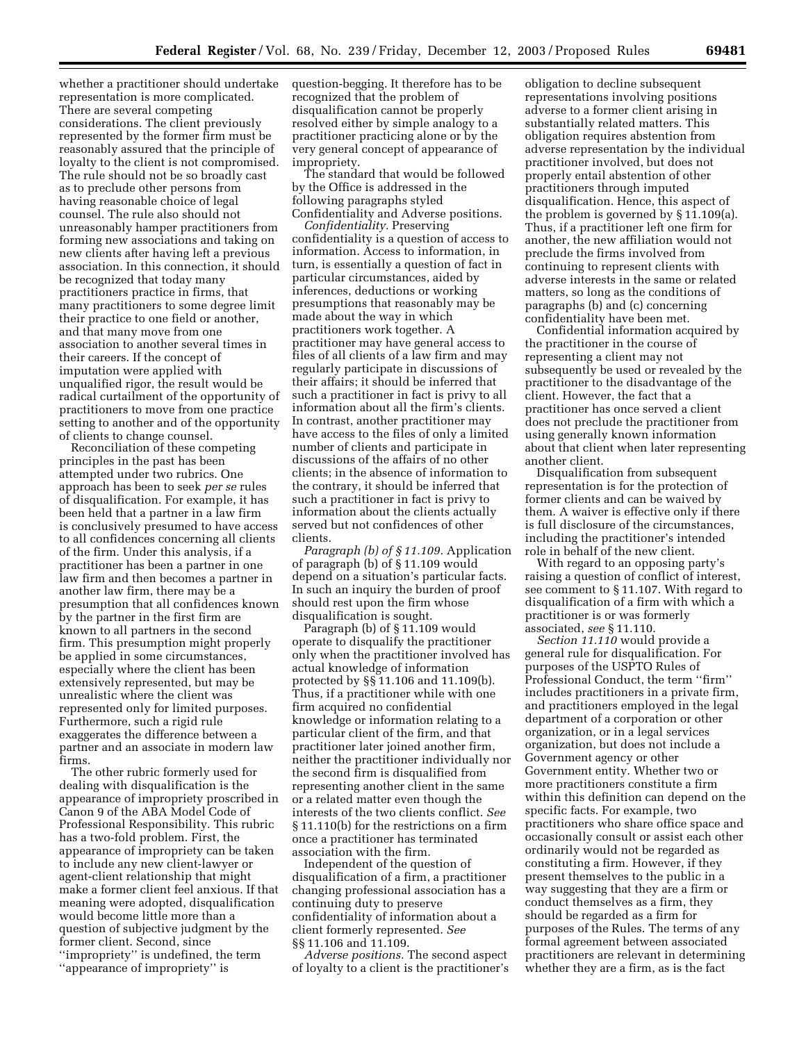whether a practitioner should undertake representation is more complicated. There are several competing considerations. The client previously represented by the former firm must be reasonably assured that the principle of loyalty to the client is not compromised. The rule should not be so broadly cast as to preclude other persons from having reasonable choice of legal counsel. The rule also should not unreasonably hamper practitioners from forming new associations and taking on new clients after having left a previous association. In this connection, it should be recognized that today many practitioners practice in firms, that many practitioners to some degree limit their practice to one field or another, and that many move from one association to another several times in their careers. If the concept of imputation were applied with unqualified rigor, the result would be radical curtailment of the opportunity of practitioners to move from one practice setting to another and of the opportunity of clients to change counsel.

Reconciliation of these competing principles in the past has been attempted under two rubrics. One approach has been to seek *per se* rules of disqualification. For example, it has been held that a partner in a law firm is conclusively presumed to have access to all confidences concerning all clients of the firm. Under this analysis, if a practitioner has been a partner in one law firm and then becomes a partner in another law firm, there may be a presumption that all confidences known by the partner in the first firm are known to all partners in the second firm. This presumption might properly be applied in some circumstances, especially where the client has been extensively represented, but may be unrealistic where the client was represented only for limited purposes. Furthermore, such a rigid rule exaggerates the difference between a partner and an associate in modern law firms.

The other rubric formerly used for dealing with disqualification is the appearance of impropriety proscribed in Canon 9 of the ABA Model Code of Professional Responsibility. This rubric has a two-fold problem. First, the appearance of impropriety can be taken to include any new client-lawyer or agent-client relationship that might make a former client feel anxious. If that meaning were adopted, disqualification would become little more than a question of subjective judgment by the former client. Second, since "impropriety" is undefined, the term "appearance of impropriety" is question-begging. It therefore has to be recognized that the problem of disqualification cannot be properly resolved either by simple analogy to a practitioner practicing alone or by the very general concept of appearance of impropriety.

The standard that would be followed by the Office is addressed in the following paragraphs styled Confidentiality and Adverse positions.

*Confidentiality.* Preserving confidentiality is a question of access to information. Access to information, in turn, is essentially a question of fact in particular circumstances, aided by inferences, deductions or working presumptions that reasonably may be made about the way in which practitioners work together. A practitioner may have general access to files of all clients of a law firm and may regularly participate in discussions of their affairs; it should be inferred that such a practitioner in fact is privy to all information about all the firm's clients. In contrast, another practitioner may have access to the files of only a limited number of clients and participate in discussions of the affairs of no other clients; in the absence of information to the contrary, it should be inferred that such a practitioner in fact is privy to information about the clients actually served but not confidences of other clients.

*Paragraph (b) of § 11.109.* Application of paragraph (b) of § 11.109 would depend on a situation's particular facts. In such an inquiry the burden of proof should rest upon the firm whose disqualification is sought.

Paragraph (b) of § 11.109 would operate to disqualify the practitioner only when the practitioner involved has actual knowledge of information protected by §§ 11.106 and 11.109(b). Thus, if a practitioner while with one firm acquired no confidential knowledge or information relating to a particular client of the firm, and that practitioner later joined another firm, neither the practitioner individually nor the second firm is disqualified from representing another client in the same or a related matter even though the interests of the two clients conflict. *See* § 11.110(b) for the restrictions on a firm once a practitioner has terminated association with the firm.

Independent of the question of disqualification of a firm, a practitioner changing professional association has a continuing duty to preserve confidentiality of information about a client formerly represented. *See* §§ 11.106 and 11.109.

*Adverse positions.* The second aspect of loyalty to a client is the practitioner's obligation to decline subsequent representations involving positions adverse to a former client arising in substantially related matters. This obligation requires abstention from adverse representation by the individual practitioner involved, but does not properly entail abstention of other practitioners through imputed disqualification. Hence, this aspect of the problem is governed by § 11.109(a). Thus, if a practitioner left one firm for another, the new affiliation would not preclude the firms involved from continuing to represent clients with adverse interests in the same or related matters, so long as the conditions of paragraphs (b) and (c) concerning confidentiality have been met.

Confidential information acquired by the practitioner in the course of representing a client may not subsequently be used or revealed by the practitioner to the disadvantage of the client. However, the fact that a practitioner has once served a client does not preclude the practitioner from using generally known information about that client when later representing another client.

Disqualification from subsequent representation is for the protection of former clients and can be waived by them. A waiver is effective only if there is full disclosure of the circumstances, including the practitioner's intended role in behalf of the new client.

With regard to an opposing party's raising a question of conflict of interest, see comment to § 11.107. With regard to disqualification of a firm with which a practitioner is or was formerly associated, *see* § 11.110.

*Section 11.110* would provide a general rule for disqualification. For purposes of the USPTO Rules of Professional Conduct, the term "firm" includes practitioners in a private firm, and practitioners employed in the legal department of a corporation or other organization, or in a legal services organization, but does not include a Government agency or other Government entity. Whether two or more practitioners constitute a firm within this definition can depend on the specific facts. For example, two practitioners who share office space and occasionally consult or assist each other ordinarily would not be regarded as constituting a firm. However, if they present themselves to the public in a way suggesting that they are a firm or conduct themselves as a firm, they should be regarded as a firm for purposes of the Rules. The terms of any formal agreement between associated practitioners are relevant in determining whether they are a firm, as is the fact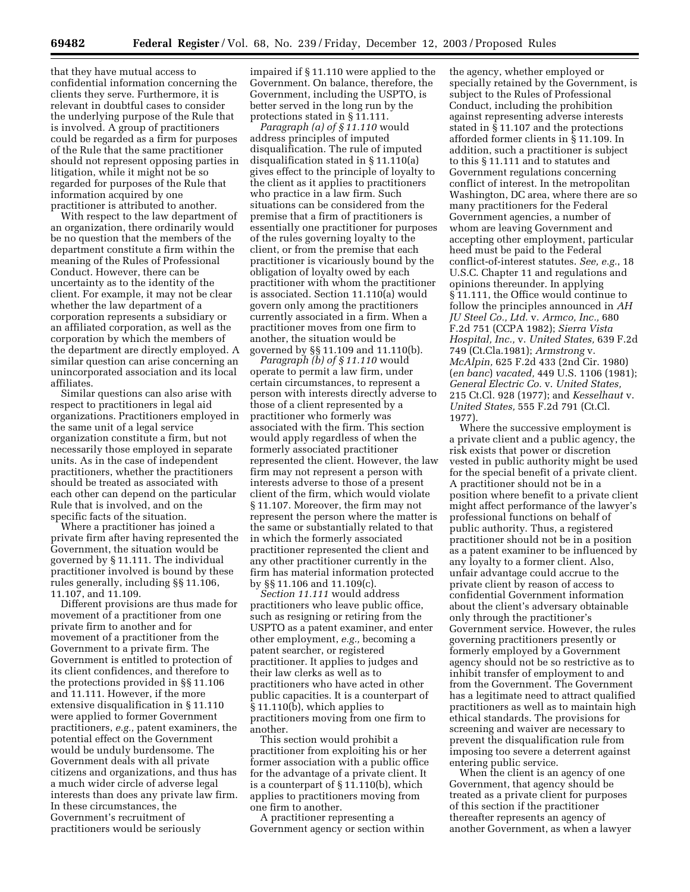that they have mutual access to confidential information concerning the clients they serve. Furthermore, it is relevant in doubtful cases to consider the underlying purpose of the Rule that is involved. A group of practitioners could be regarded as a firm for purposes of the Rule that the same practitioner should not represent opposing parties in litigation, while it might not be so regarded for purposes of the Rule that information acquired by one practitioner is attributed to another.

With respect to the law department of an organization, there ordinarily would be no question that the members of the department constitute a firm within the meaning of the Rules of Professional Conduct. However, there can be uncertainty as to the identity of the client. For example, it may not be clear whether the law department of a corporation represents a subsidiary or an affiliated corporation, as well as the corporation by which the members of the department are directly employed. A similar question can arise concerning an unincorporated association and its local affiliates.

Similar questions can also arise with respect to practitioners in legal aid organizations. Practitioners employed in the same unit of a legal service organization constitute a firm, but not necessarily those employed in separate units. As in the case of independent practitioners, whether the practitioners should be treated as associated with each other can depend on the particular Rule that is involved, and on the specific facts of the situation.

Where a practitioner has joined a private firm after having represented the Government, the situation would be governed by § 11.111. The individual practitioner involved is bound by these rules generally, including §§ 11.106, 11.107, and 11.109.

Different provisions are thus made for movement of a practitioner from one private firm to another and for movement of a practitioner from the Government to a private firm. The Government is entitled to protection of its client confidences, and therefore to the protections provided in §§ 11.106 and 11.111. However, if the more extensive disqualification in § 11.110 were applied to former Government practitioners, *e.g.,* patent examiners, the potential effect on the Government would be unduly burdensome. The Government deals with all private citizens and organizations, and thus has a much wider circle of adverse legal interests than does any private law firm. In these circumstances, the Government's recruitment of practitioners would be seriously impaired if § 11.110 were applied to the Government. On balance, therefore, the Government, including the USPTO, is better served in the long run by the protections stated in § 11.111.

*Paragraph (a) of § 11.110* would address principles of imputed disqualification. The rule of imputed disqualification stated in § 11.110(a) gives effect to the principle of loyalty to the client as it applies to practitioners who practice in a law firm. Such situations can be considered from the premise that a firm of practitioners is essentially one practitioner for purposes of the rules governing loyalty to the client, or from the premise that each practitioner is vicariously bound by the obligation of loyalty owed by each practitioner with whom the practitioner is associated. Section 11.110(a) would govern only among the practitioners currently associated in a firm. When a practitioner moves from one firm to another, the situation would be governed by §§ 11.109 and 11.110(b).

*Paragraph (b) of § 11.110* would operate to permit a law firm, under certain circumstances, to represent a person with interests directly adverse to those of a client represented by a practitioner who formerly was associated with the firm. This section would apply regardless of when the formerly associated practitioner represented the client. However, the law firm may not represent a person with interests adverse to those of a present client of the firm, which would violate § 11.107. Moreover, the firm may not represent the person where the matter is the same or substantially related to that in which the formerly associated practitioner represented the client and any other practitioner currently in the firm has material information protected by §§ 11.106 and 11.109(c).

*Section 11.111* would address practitioners who leave public office, such as resigning or retiring from the USPTO as a patent examiner, and enter other employment, *e.g.,* becoming a patent searcher, or registered practitioner. It applies to judges and their law clerks as well as to practitioners who have acted in other public capacities. It is a counterpart of § 11.110(b), which applies to practitioners moving from one firm to another.

This section would prohibit a practitioner from exploiting his or her former association with a public office for the advantage of a private client. It is a counterpart of § 11.110(b), which applies to practitioners moving from one firm to another.

A practitioner representing a Government agency or section within the agency, whether employed or specially retained by the Government, is subject to the Rules of Professional Conduct, including the prohibition against representing adverse interests stated in § 11.107 and the protections afforded former clients in § 11.109. In addition, such a practitioner is subject to this § 11.111 and to statutes and Government regulations concerning conflict of interest. In the metropolitan Washington, DC area, where there are so many practitioners for the Federal Government agencies, a number of whom are leaving Government and accepting other employment, particular heed must be paid to the Federal conflict-of-interest statutes. *See, e.g.*, 18 U.S.C. Chapter 11 and regulations and opinions thereunder. In applying § 11.111, the Office would continue to follow the principles announced in *AH JU Steel Co., Ltd.* v. *Armco, Inc.,* 680 F.2d 751 (CCPA 1982); *Sierra Vista Hospital, Inc.,* v. *United States,* 639 F.2d 749 (Ct.Cla.1981); *Armstrong* v. *McAlpin,* 625 F.2d 433 (2nd Cir. 1980) (*en banc*) *vacated,* 449 U.S. 1106 (1981); *General Electric Co.* v. *United States,* 215 Ct.Cl. 928 (1977); and *Kesselhaut* v. *United States,* 555 F.2d 791 (Ct.Cl. 1977).

Where the successive employment is a private client and a public agency, the risk exists that power or discretion vested in public authority might be used for the special benefit of a private client. A practitioner should not be in a position where benefit to a private client might affect performance of the lawyer's professional functions on behalf of public authority. Thus, a registered practitioner should not be in a position as a patent examiner to be influenced by any loyalty to a former client. Also, unfair advantage could accrue to the private client by reason of access to confidential Government information about the client's adversary obtainable only through the practitioner's Government service. However, the rules governing practitioners presently or formerly employed by a Government agency should not be so restrictive as to inhibit transfer of employment to and from the Government. The Government has a legitimate need to attract qualified practitioners as well as to maintain high ethical standards. The provisions for screening and waiver are necessary to prevent the disqualification rule from imposing too severe a deterrent against entering public service.

When the client is an agency of one Government, that agency should be treated as a private client for purposes of this section if the practitioner thereafter represents an agency of another Government, as when a lawyer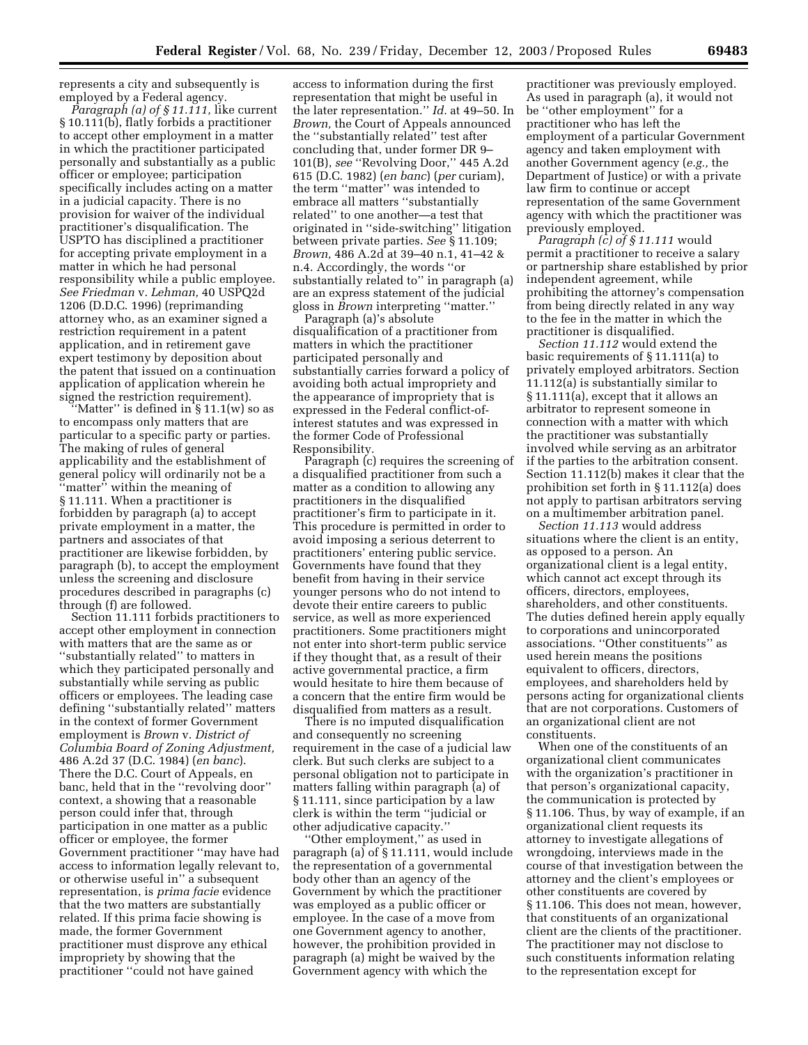represents a city and subsequently is employed by a Federal agency.

*Paragraph (a) of § 11.111,* like current § 10.111(b), flatly forbids a practitioner to accept other employment in a matter in which the practitioner participated personally and substantially as a public officer or employee; participation specifically includes acting on a matter in a judicial capacity. There is no provision for waiver of the individual practitioner's disqualification. The USPTO has disciplined a practitioner for accepting private employment in a matter in which he had personal responsibility while a public employee. *See Friedman* v. *Lehman,* 40 USPQ2d 1206 (D.D.C. 1996) (reprimanding attorney who, as an examiner signed a restriction requirement in a patent application, and in retirement gave expert testimony by deposition about the patent that issued on a continuation application of application wherein he signed the restriction requirement).

''Matter'' is defined in § 11.1(w) so as to encompass only matters that are particular to a specific party or parties. The making of rules of general applicability and the establishment of general policy will ordinarily not be a ''matter'' within the meaning of § 11.111. When a practitioner is forbidden by paragraph (a) to accept private employment in a matter, the partners and associates of that practitioner are likewise forbidden, by paragraph (b), to accept the employment unless the screening and disclosure procedures described in paragraphs (c) through (f) are followed.

Section 11.111 forbids practitioners to accept other employment in connection with matters that are the same as or ''substantially related'' to matters in which they participated personally and substantially while serving as public officers or employees. The leading case defining ''substantially related'' matters in the context of former Government employment is *Brown* v. *District of Columbia Board of Zoning Adjustment,* 486 A.2d 37 (D.C. 1984) (*en banc*). There the D.C. Court of Appeals, en banc, held that in the ''revolving door'' context, a showing that a reasonable person could infer that, through participation in one matter as a public officer or employee, the former Government practitioner ''may have had access to information legally relevant to, or otherwise useful in'' a subsequent representation, is *prima facie* evidence that the two matters are substantially related. If this prima facie showing is made, the former Government practitioner must disprove any ethical impropriety by showing that the practitioner ''could not have gained access to information during the first representation that might be useful in the later representation.'' *Id.* at 49–50. In *Brown,* the Court of Appeals announced the ''substantially related'' test after concluding that, under former DR 9–101(B), *see* ''Revolving Door,'' 445 A.2d 615 (D.C. 1982) (*en banc*) (*per* curiam), the term ''matter'' was intended to embrace all matters ''substantially related'' to one another—a test that originated in ''side-switching'' litigation between private parties. *See* § 11.109; *Brown,* 486 A.2d at 39–40 n.1, 41–42 & n.4. Accordingly, the words ''or substantially related to'' in paragraph (a) are an express statement of the judicial gloss in *Brown* interpreting ''matter.''

Paragraph (a)'s absolute disqualification of a practitioner from matters in which the practitioner participated personally and substantially carries forward a policy of avoiding both actual impropriety and the appearance of impropriety that is expressed in the Federal conflict-of-interest statutes and was expressed in the former Code of Professional Responsibility.

Paragraph (c) requires the screening of a disqualified practitioner from such a matter as a condition to allowing any practitioners in the disqualified practitioner's firm to participate in it. This procedure is permitted in order to avoid imposing a serious deterrent to practitioners' entering public service. Governments have found that they benefit from having in their service younger persons who do not intend to devote their entire careers to public service, as well as more experienced practitioners. Some practitioners might not enter into short-term public service if they thought that, as a result of their active governmental practice, a firm would hesitate to hire them because of a concern that the entire firm would be disqualified from matters as a result.

There is no imputed disqualification and consequently no screening requirement in the case of a judicial law clerk. But such clerks are subject to a personal obligation not to participate in matters falling within paragraph (a) of § 11.111, since participation by a law clerk is within the term ''judicial or other adjudicative capacity.''

''Other employment,'' as used in paragraph (a) of § 11.111, would include the representation of a governmental body other than an agency of the Government by which the practitioner was employed as a public officer or employee. In the case of a move from one Government agency to another, however, the prohibition provided in paragraph (a) might be waived by the Government agency with which the practitioner was previously employed. As used in paragraph (a), it would not be ''other employment'' for a practitioner who has left the employment of a particular Government agency and taken employment with another Government agency (*e.g.,* the Department of Justice) or with a private law firm to continue or accept representation of the same Government agency with which the practitioner was previously employed.

*Paragraph (c) of § 11.111* would permit a practitioner to receive a salary or partnership share established by prior independent agreement, while prohibiting the attorney's compensation from being directly related in any way to the fee in the matter in which the practitioner is disqualified.

*Section 11.112* would extend the basic requirements of § 11.111(a) to privately employed arbitrators. Section 11.112(a) is substantially similar to § 11.111(a), except that it allows an arbitrator to represent someone in connection with a matter with which the practitioner was substantially involved while serving as an arbitrator if the parties to the arbitration consent. Section 11.112(b) makes it clear that the prohibition set forth in § 11.112(a) does not apply to partisan arbitrators serving on a multimember arbitration panel.

*Section 11.113* would address situations where the client is an entity, as opposed to a person. An organizational client is a legal entity, which cannot act except through its officers, directors, employees, shareholders, and other constituents. The duties defined herein apply equally to corporations and unincorporated associations. ''Other constituents'' as used herein means the positions equivalent to officers, directors, employees, and shareholders held by persons acting for organizational clients that are not corporations. Customers of an organizational client are not constituents.

When one of the constituents of an organizational client communicates with the organization's practitioner in that person's organizational capacity, the communication is protected by § 11.106. Thus, by way of example, if an organizational client requests its attorney to investigate allegations of wrongdoing, interviews made in the course of that investigation between the attorney and the client's employees or other constituents are covered by § 11.106. This does not mean, however, that constituents of an organizational client are the clients of the practitioner. The practitioner may not disclose to such constituents information relating to the representation except for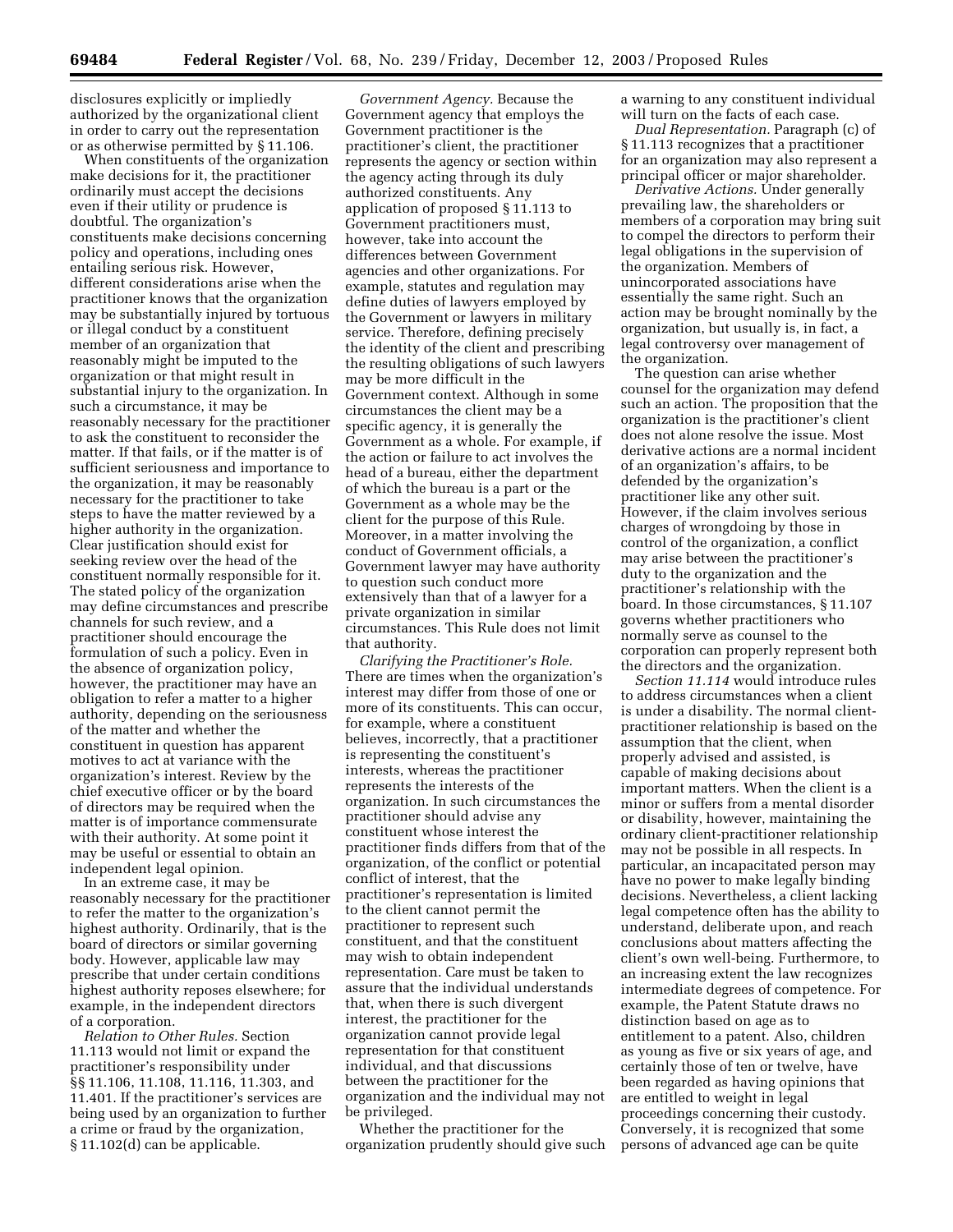disclosures explicitly or impliedly authorized by the organizational client in order to carry out the representation or as otherwise permitted by § 11.106.

When constituents of the organization make decisions for it, the practitioner ordinarily must accept the decisions even if their utility or prudence is doubtful. The organization's constituents make decisions concerning policy and operations, including ones entailing serious risk. However, different considerations arise when the practitioner knows that the organization may be substantially injured by tortuous or illegal conduct by a constituent member of an organization that reasonably might be imputed to the organization or that might result in substantial injury to the organization. In such a circumstance, it may be reasonably necessary for the practitioner to ask the constituent to reconsider the matter. If that fails, or if the matter is of sufficient seriousness and importance to the organization, it may be reasonably necessary for the practitioner to take steps to have the matter reviewed by a higher authority in the organization. Clear justification should exist for seeking review over the head of the constituent normally responsible for it. The stated policy of the organization may define circumstances and prescribe channels for such review, and a practitioner should encourage the formulation of such a policy. Even in the absence of organization policy, however, the practitioner may have an obligation to refer a matter to a higher authority, depending on the seriousness of the matter and whether the constituent in question has apparent motives to act at variance with the organization's interest. Review by the chief executive officer or by the board of directors may be required when the matter is of importance commensurate with their authority. At some point it may be useful or essential to obtain an independent legal opinion.

In an extreme case, it may be reasonably necessary for the practitioner to refer the matter to the organization's highest authority. Ordinarily, that is the board of directors or similar governing body. However, applicable law may prescribe that under certain conditions highest authority reposes elsewhere; for example, in the independent directors of a corporation.

*Relation to Other Rules.* Section 11.113 would not limit or expand the practitioner's responsibility under §§ 11.106, 11.108, 11.116, 11.303, and 11.401. If the practitioner's services are being used by an organization to further a crime or fraud by the organization, § 11.102(d) can be applicable.

*Government Agency.* Because the Government agency that employs the Government practitioner is the practitioner's client, the practitioner represents the agency or section within the agency acting through its duly authorized constituents. Any application of proposed § 11.113 to Government practitioners must, however, take into account the differences between Government agencies and other organizations. For example, statutes and regulation may define duties of lawyers employed by the Government or lawyers in military service. Therefore, defining precisely the identity of the client and prescribing the resulting obligations of such lawyers may be more difficult in the Government context. Although in some circumstances the client may be a specific agency, it is generally the Government as a whole. For example, if the action or failure to act involves the head of a bureau, either the department of which the bureau is a part or the Government as a whole may be the client for the purpose of this Rule. Moreover, in a matter involving the conduct of Government officials, a Government lawyer may have authority to question such conduct more extensively than that of a lawyer for a private organization in similar circumstances. This Rule does not limit that authority.

*Clarifying the Practitioner's Role.* There are times when the organization's interest may differ from those of one or more of its constituents. This can occur, for example, where a constituent believes, incorrectly, that a practitioner is representing the constituent's interests, whereas the practitioner represents the interests of the organization. In such circumstances the practitioner should advise any constituent whose interest the practitioner finds differs from that of the organization, of the conflict or potential conflict of interest, that the practitioner's representation is limited to the client cannot permit the practitioner to represent such constituent, and that the constituent may wish to obtain independent representation. Care must be taken to assure that the individual understands that, when there is such divergent interest, the practitioner for the organization cannot provide legal representation for that constituent individual, and that discussions between the practitioner for the organization and the individual may not be privileged.

Whether the practitioner for the organization prudently should give such a warning to any constituent individual will turn on the facts of each case.

*Dual Representation.* Paragraph (c) of § 11.113 recognizes that a practitioner for an organization may also represent a principal officer or major shareholder.

*Derivative Actions.* Under generally prevailing law, the shareholders or members of a corporation may bring suit to compel the directors to perform their legal obligations in the supervision of the organization. Members of unincorporated associations have essentially the same right. Such an action may be brought nominally by the organization, but usually is, in fact, a legal controversy over management of the organization.

The question can arise whether counsel for the organization may defend such an action. The proposition that the organization is the practitioner's client does not alone resolve the issue. Most derivative actions are a normal incident of an organization's affairs, to be defended by the organization's practitioner like any other suit. However, if the claim involves serious charges of wrongdoing by those in control of the organization, a conflict may arise between the practitioner's duty to the organization and the practitioner's relationship with the board. In those circumstances, § 11.107 governs whether practitioners who normally serve as counsel to the corporation can properly represent both the directors and the organization.

*Section 11.114* would introduce rules to address circumstances when a client is under a disability. The normal client-practitioner relationship is based on the assumption that the client, when properly advised and assisted, is capable of making decisions about important matters. When the client is a minor or suffers from a mental disorder or disability, however, maintaining the ordinary client-practitioner relationship may not be possible in all respects. In particular, an incapacitated person may have no power to make legally binding decisions. Nevertheless, a client lacking legal competence often has the ability to understand, deliberate upon, and reach conclusions about matters affecting the client's own well-being. Furthermore, to an increasing extent the law recognizes intermediate degrees of competence. For example, the Patent Statute draws no distinction based on age as to entitlement to a patent. Also, children as young as five or six years of age, and certainly those of ten or twelve, have been regarded as having opinions that are entitled to weight in legal proceedings concerning their custody. Conversely, it is recognized that some persons of advanced age can be quite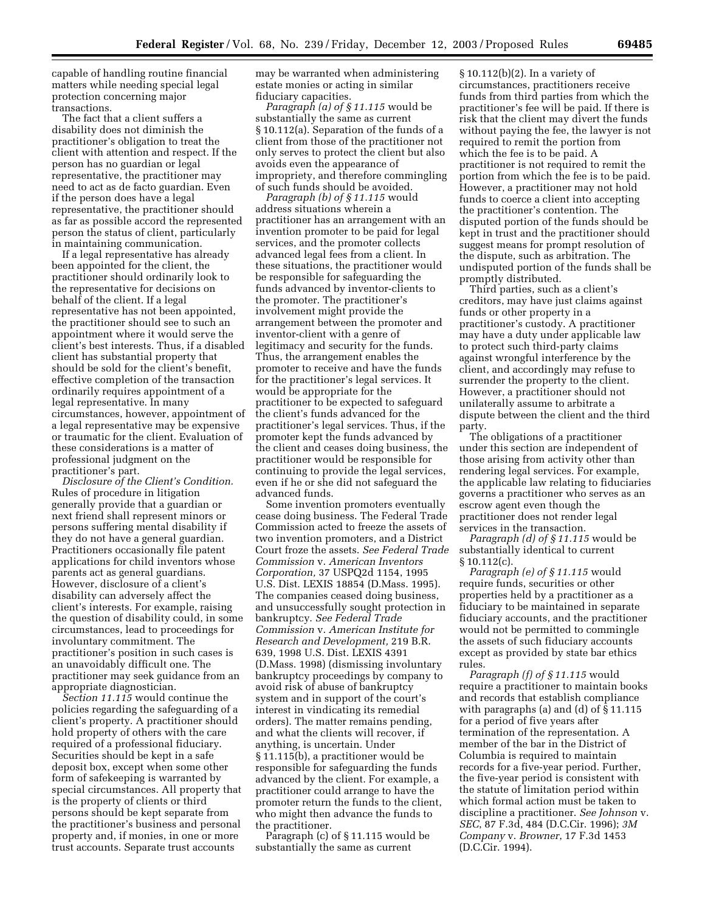capable of handling routine financial matters while needing special legal protection concerning major transactions.

The fact that a client suffers a disability does not diminish the practitioner's obligation to treat the client with attention and respect. If the person has no guardian or legal representative, the practitioner may need to act as de facto guardian. Even if the person does have a legal representative, the practitioner should as far as possible accord the represented person the status of client, particularly in maintaining communication.

If a legal representative has already been appointed for the client, the practitioner should ordinarily look to the representative for decisions on behalf of the client. If a legal representative has not been appointed, the practitioner should see to such an appointment where it would serve the client's best interests. Thus, if a disabled client has substantial property that should be sold for the client's benefit, effective completion of the transaction ordinarily requires appointment of a legal representative. In many circumstances, however, appointment of a legal representative may be expensive or traumatic for the client. Evaluation of these considerations is a matter of professional judgment on the practitioner's part.

*Disclosure of the Client's Condition.* Rules of procedure in litigation generally provide that a guardian or next friend shall represent minors or persons suffering mental disability if they do not have a general guardian. Practitioners occasionally file patent applications for child inventors whose parents act as general guardians. However, disclosure of a client's disability can adversely affect the client's interests. For example, raising the question of disability could, in some circumstances, lead to proceedings for involuntary commitment. The practitioner's position in such cases is an unavoidably difficult one. The practitioner may seek guidance from an appropriate diagnostician.

*Section 11.115* would continue the policies regarding the safeguarding of a client's property. A practitioner should hold property of others with the care required of a professional fiduciary. Securities should be kept in a safe deposit box, except when some other form of safekeeping is warranted by special circumstances. All property that is the property of clients or third persons should be kept separate from the practitioner's business and personal property and, if monies, in one or more trust accounts. Separate trust accounts may be warranted when administering estate monies or acting in similar fiduciary capacities.

*Paragraph (a) of § 11.115* would be substantially the same as current § 10.112(a). Separation of the funds of a client from those of the practitioner not only serves to protect the client but also avoids even the appearance of impropriety, and therefore commingling of such funds should be avoided.

*Paragraph (b) of § 11.115* would address situations wherein a practitioner has an arrangement with an invention promoter to be paid for legal services, and the promoter collects advanced legal fees from a client. In these situations, the practitioner would be responsible for safeguarding the funds advanced by inventor-clients to the promoter. The practitioner's involvement might provide the arrangement between the promoter and inventor-client with a genre of legitimacy and security for the funds. Thus, the arrangement enables the promoter to receive and have the funds for the practitioner's legal services. It would be appropriate for the practitioner to be expected to safeguard the client's funds advanced for the practitioner's legal services. Thus, if the promoter kept the funds advanced by the client and ceases doing business, the practitioner would be responsible for continuing to provide the legal services, even if he or she did not safeguard the advanced funds.

Some invention promoters eventually cease doing business. The Federal Trade Commission acted to freeze the assets of two invention promoters, and a District Court froze the assets. *See Federal Trade Commission* v. *American Inventors Corporation,* 37 USPQ2d 1154, 1995 U.S. Dist. LEXIS 18854 (D.Mass. 1995). The companies ceased doing business, and unsuccessfully sought protection in bankruptcy. *See Federal Trade Commission* v. *American Institute for Research and Development,* 219 B.R. 639, 1998 U.S. Dist. LEXIS 4391 (D.Mass. 1998) (dismissing involuntary bankruptcy proceedings by company to avoid risk of abuse of bankruptcy system and in support of the court's interest in vindicating its remedial orders). The matter remains pending, and what the clients will recover, if anything, is uncertain. Under § 11.115(b), a practitioner would be responsible for safeguarding the funds advanced by the client. For example, a practitioner could arrange to have the promoter return the funds to the client, who might then advance the funds to the practitioner.

Paragraph (c) of § 11.115 would be substantially the same as current § 10.112(b)(2). In a variety of circumstances, practitioners receive funds from third parties from which the practitioner's fee will be paid. If there is risk that the client may divert the funds without paying the fee, the lawyer is not required to remit the portion from which the fee is to be paid. A practitioner is not required to remit the portion from which the fee is to be paid. However, a practitioner may not hold funds to coerce a client into accepting the practitioner's contention. The disputed portion of the funds should be kept in trust and the practitioner should suggest means for prompt resolution of the dispute, such as arbitration. The undisputed portion of the funds shall be promptly distributed.

Third parties, such as a client's creditors, may have just claims against funds or other property in a practitioner's custody. A practitioner may have a duty under applicable law to protect such third-party claims against wrongful interference by the client, and accordingly may refuse to surrender the property to the client. However, a practitioner should not unilaterally assume to arbitrate a dispute between the client and the third party.

The obligations of a practitioner under this section are independent of those arising from activity other than rendering legal services. For example, the applicable law relating to fiduciaries governs a practitioner who serves as an escrow agent even though the practitioner does not render legal services in the transaction.

*Paragraph (d) of § 11.115* would be substantially identical to current § 10.112(c).

*Paragraph (e) of § 11.115* would require funds, securities or other properties held by a practitioner as a fiduciary to be maintained in separate fiduciary accounts, and the practitioner would not be permitted to commingle the assets of such fiduciary accounts except as provided by state bar ethics rules.

*Paragraph (f) of § 11.115* would require a practitioner to maintain books and records that establish compliance with paragraphs (a) and (d) of § 11.115 for a period of five years after termination of the representation. A member of the bar in the District of Columbia is required to maintain records for a five-year period. Further, the five-year period is consistent with the statute of limitation period within which formal action must be taken to discipline a practitioner. *See Johnson* v. *SEC*, 87 F.3d, 484 (D.C.Cir. 1996); *3M Company* v. *Browner*, 17 F.3d 1453 (D.C.Cir. 1994).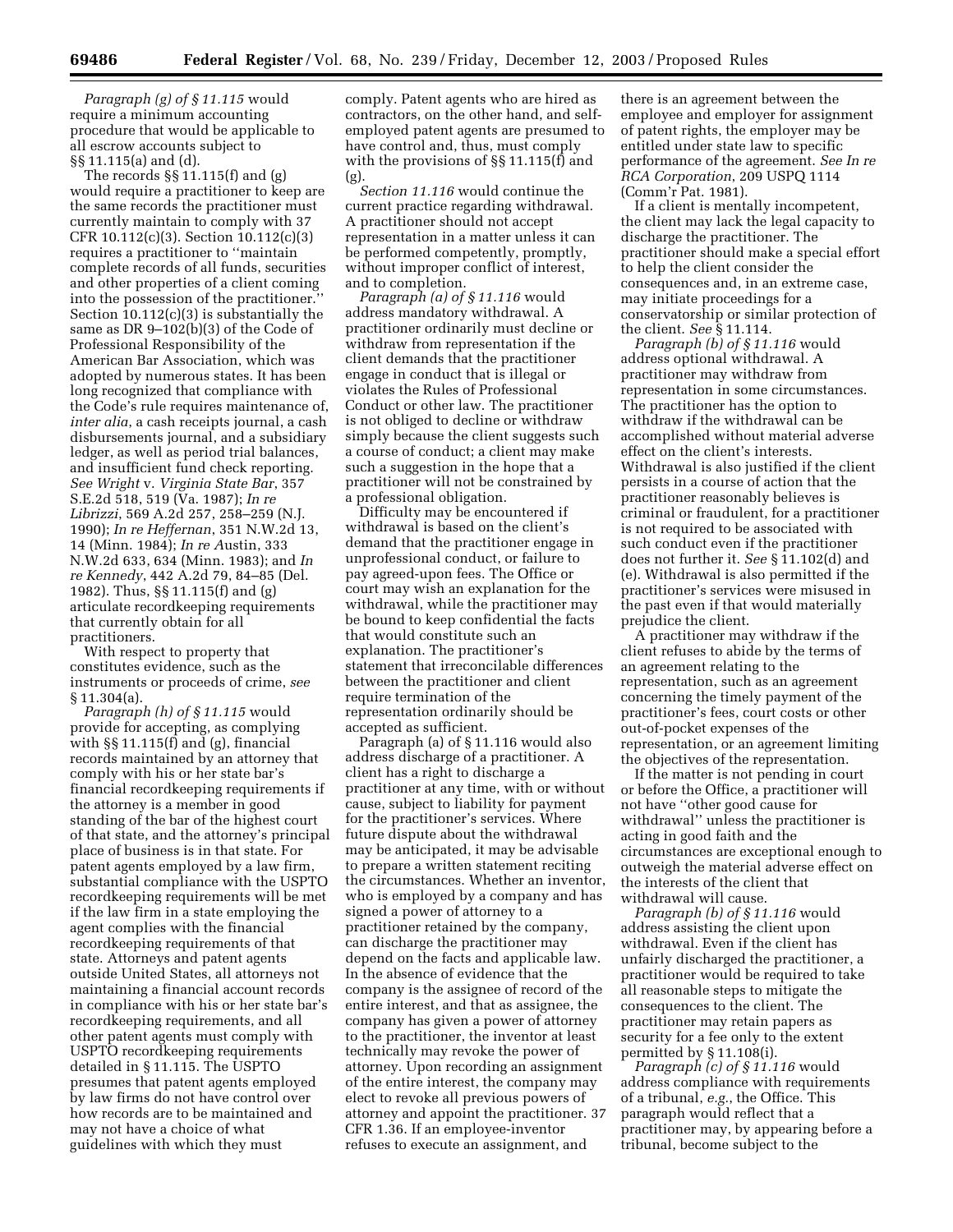*Paragraph (g) of § 11.115* would require a minimum accounting procedure that would be applicable to all escrow accounts subject to §§ 11.115(a) and (d).

The records §§ 11.115(f) and (g) would require a practitioner to keep are the same records the practitioner must currently maintain to comply with 37 CFR 10.112(c)(3). Section 10.112(c)(3) requires a practitioner to ''maintain complete records of all funds, securities and other properties of a client coming into the possession of the practitioner.'' Section 10.112(c)(3) is substantially the same as DR 9–102(b)(3) of the Code of Professional Responsibility of the American Bar Association, which was adopted by numerous states. It has been long recognized that compliance with the Code's rule requires maintenance of, *inter alia*, a cash receipts journal, a cash disbursements journal, and a subsidiary ledger, as well as period trial balances, and insufficient fund check reporting. *See Wright* v. *Virginia State Bar*, 357 S.E.2d 518, 519 (Va. 1987); *In re Librizzi*, 569 A.2d 257, 258–259 (N.J. 1990); *In re Heffernan*, 351 N.W.2d 13, 14 (Minn. 1984); *In re A*ustin, 333 N.W.2d 633, 634 (Minn. 1983); and *In re Kennedy*, 442 A.2d 79, 84–85 (Del. 1982). Thus, §§ 11.115(f) and (g) articulate recordkeeping requirements that currently obtain for all practitioners.

With respect to property that constitutes evidence, such as the instruments or proceeds of crime, *see* § 11.304(a).

*Paragraph (h) of § 11.115* would provide for accepting, as complying with §§ 11.115(f) and (g), financial records maintained by an attorney that comply with his or her state bar's financial recordkeeping requirements if the attorney is a member in good standing of the bar of the highest court of that state, and the attorney's principal place of business is in that state. For patent agents employed by a law firm, substantial compliance with the USPTO recordkeeping requirements will be met if the law firm in a state employing the agent complies with the financial recordkeeping requirements of that state. Attorneys and patent agents outside United States, all attorneys not maintaining a financial account records in compliance with his or her state bar's recordkeeping requirements, and all other patent agents must comply with USPTO recordkeeping requirements detailed in § 11.115. The USPTO presumes that patent agents employed by law firms do not have control over how records are to be maintained and may not have a choice of what guidelines with which they must comply. Patent agents who are hired as contractors, on the other hand, and self-employed patent agents are presumed to have control and, thus, must comply with the provisions of §§ 11.115(f) and (g).

*Section 11.116* would continue the current practice regarding withdrawal. A practitioner should not accept representation in a matter unless it can be performed competently, promptly, without improper conflict of interest, and to completion.

*Paragraph (a) of § 11.116* would address mandatory withdrawal. A practitioner ordinarily must decline or withdraw from representation if the client demands that the practitioner engage in conduct that is illegal or violates the Rules of Professional Conduct or other law. The practitioner is not obliged to decline or withdraw simply because the client suggests such a course of conduct; a client may make such a suggestion in the hope that a practitioner will not be constrained by a professional obligation.

Difficulty may be encountered if withdrawal is based on the client's demand that the practitioner engage in unprofessional conduct, or failure to pay agreed-upon fees. The Office or court may wish an explanation for the withdrawal, while the practitioner may be bound to keep confidential the facts that would constitute such an explanation. The practitioner's statement that irreconcilable differences between the practitioner and client require termination of the representation ordinarily should be accepted as sufficient.

Paragraph (a) of § 11.116 would also address discharge of a practitioner. A client has a right to discharge a practitioner at any time, with or without cause, subject to liability for payment for the practitioner's services. Where future dispute about the withdrawal may be anticipated, it may be advisable to prepare a written statement reciting the circumstances. Whether an inventor, who is employed by a company and has signed a power of attorney to a practitioner retained by the company, can discharge the practitioner may depend on the facts and applicable law. In the absence of evidence that the company is the assignee of record of the entire interest, and that as assignee, the company has given a power of attorney to the practitioner, the inventor at least technically may revoke the power of attorney. Upon recording an assignment of the entire interest, the company may elect to revoke all previous powers of attorney and appoint the practitioner. 37 CFR 1.36. If an employee-inventor refuses to execute an assignment, and there is an agreement between the employee and employer for assignment of patent rights, the employer may be entitled under state law to specific performance of the agreement. *See In re RCA Corporation*, 209 USPQ 1114 (Comm'r Pat. 1981).

If a client is mentally incompetent, the client may lack the legal capacity to discharge the practitioner. The practitioner should make a special effort to help the client consider the consequences and, in an extreme case, may initiate proceedings for a conservatorship or similar protection of the client. *See* § 11.114.

*Paragraph (b) of § 11.116* would address optional withdrawal. A practitioner may withdraw from representation in some circumstances. The practitioner has the option to withdraw if the withdrawal can be accomplished without material adverse effect on the client's interests. Withdrawal is also justified if the client persists in a course of action that the practitioner reasonably believes is criminal or fraudulent, for a practitioner is not required to be associated with such conduct even if the practitioner does not further it. *See* § 11.102(d) and (e). Withdrawal is also permitted if the practitioner's services were misused in the past even if that would materially prejudice the client.

A practitioner may withdraw if the client refuses to abide by the terms of an agreement relating to the representation, such as an agreement concerning the timely payment of the practitioner's fees, court costs or other out-of-pocket expenses of the representation, or an agreement limiting the objectives of the representation.

If the matter is not pending in court or before the Office, a practitioner will not have ''other good cause for withdrawal'' unless the practitioner is acting in good faith and the circumstances are exceptional enough to outweigh the material adverse effect on the interests of the client that withdrawal will cause.

*Paragraph (b) of § 11.116* would address assisting the client upon withdrawal. Even if the client has unfairly discharged the practitioner, a practitioner would be required to take all reasonable steps to mitigate the consequences to the client. The practitioner may retain papers as security for a fee only to the extent permitted by § 11.108(i).

*Paragraph (c) of § 11.116* would address compliance with requirements of a tribunal, *e.g.*, the Office. This paragraph would reflect that a practitioner may, by appearing before a tribunal, become subject to the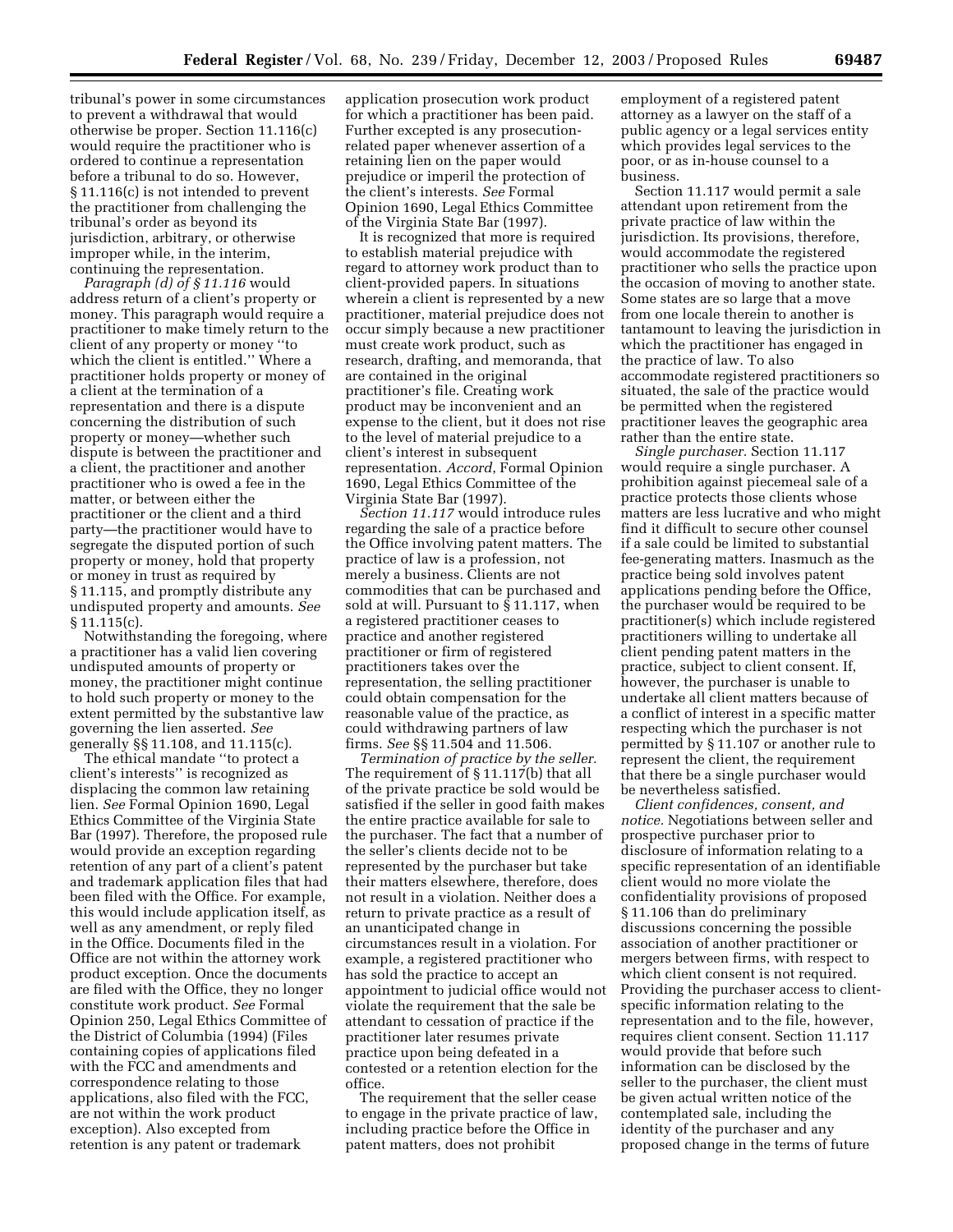tribunal's power in some circumstances to prevent a withdrawal that would otherwise be proper. Section 11.116(c) would require the practitioner who is ordered to continue a representation before a tribunal to do so. However, § 11.116(c) is not intended to prevent the practitioner from challenging the tribunal's order as beyond its jurisdiction, arbitrary, or otherwise improper while, in the interim, continuing the representation.

*Paragraph (d) of § 11.116* would address return of a client's property or money. This paragraph would require a practitioner to make timely return to the client of any property or money ''to which the client is entitled.'' Where a practitioner holds property or money of a client at the termination of a representation and there is a dispute concerning the distribution of such property or money—whether such dispute is between the practitioner and a client, the practitioner and another practitioner who is owed a fee in the matter, or between either the practitioner or the client and a third party—the practitioner would have to segregate the disputed portion of such property or money, hold that property or money in trust as required by § 11.115, and promptly distribute any undisputed property and amounts. *See* § 11.115(c).

Notwithstanding the foregoing, where a practitioner has a valid lien covering undisputed amounts of property or money, the practitioner might continue to hold such property or money to the extent permitted by the substantive law governing the lien asserted. *See* generally §§ 11.108, and 11.115(c).

The ethical mandate ''to protect a client's interests'' is recognized as displacing the common law retaining lien. *See* Formal Opinion 1690, Legal Ethics Committee of the Virginia State Bar (1997). Therefore, the proposed rule would provide an exception regarding retention of any part of a client's patent and trademark application files that had been filed with the Office. For example, this would include application itself, as well as any amendment, or reply filed in the Office. Documents filed in the Office are not within the attorney work product exception. Once the documents are filed with the Office, they no longer constitute work product. *See* Formal Opinion 250, Legal Ethics Committee of the District of Columbia (1994) (Files containing copies of applications filed with the FCC and amendments and correspondence relating to those applications, also filed with the FCC, are not within the work product exception). Also excepted from retention is any patent or trademark application prosecution work product for which a practitioner has been paid. Further excepted is any prosecution-related paper whenever assertion of a retaining lien on the paper would prejudice or imperil the protection of the client's interests. *See* Formal Opinion 1690, Legal Ethics Committee of the Virginia State Bar (1997).

It is recognized that more is required to establish material prejudice with regard to attorney work product than to client-provided papers. In situations wherein a client is represented by a new practitioner, material prejudice does not occur simply because a new practitioner must create work product, such as research, drafting, and memoranda, that are contained in the original practitioner's file. Creating work product may be inconvenient and an expense to the client, but it does not rise to the level of material prejudice to a client's interest in subsequent representation. *Accord*, Formal Opinion 1690, Legal Ethics Committee of the Virginia State Bar (1997).

*Section 11.117* would introduce rules regarding the sale of a practice before the Office involving patent matters. The practice of law is a profession, not merely a business. Clients are not commodities that can be purchased and sold at will. Pursuant to § 11.117, when a registered practitioner ceases to practice and another registered practitioner or firm of registered practitioners takes over the representation, the selling practitioner could obtain compensation for the reasonable value of the practice, as could withdrawing partners of law firms. *See* §§ 11.504 and 11.506.

*Termination of practice by the seller.* The requirement of § 11.117(b) that all of the private practice be sold would be satisfied if the seller in good faith makes the entire practice available for sale to the purchaser. The fact that a number of the seller's clients decide not to be represented by the purchaser but take their matters elsewhere, therefore, does not result in a violation. Neither does a return to private practice as a result of an unanticipated change in circumstances result in a violation. For example, a registered practitioner who has sold the practice to accept an appointment to judicial office would not violate the requirement that the sale be attendant to cessation of practice if the practitioner later resumes private practice upon being defeated in a contested or a retention election for the office.

The requirement that the seller cease to engage in the private practice of law, including practice before the Office in patent matters, does not prohibit employment of a registered patent attorney as a lawyer on the staff of a public agency or a legal services entity which provides legal services to the poor, or as in-house counsel to a business.

Section 11.117 would permit a sale attendant upon retirement from the private practice of law within the jurisdiction. Its provisions, therefore, would accommodate the registered practitioner who sells the practice upon the occasion of moving to another state. Some states are so large that a move from one locale therein to another is tantamount to leaving the jurisdiction in which the practitioner has engaged in the practice of law. To also accommodate registered practitioners so situated, the sale of the practice would be permitted when the registered practitioner leaves the geographic area rather than the entire state.

*Single purchaser.* Section 11.117 would require a single purchaser. A prohibition against piecemeal sale of a practice protects those clients whose matters are less lucrative and who might find it difficult to secure other counsel if a sale could be limited to substantial fee-generating matters. Inasmuch as the practice being sold involves patent applications pending before the Office, the purchaser would be required to be practitioner(s) which include registered practitioners willing to undertake all client pending patent matters in the practice, subject to client consent. If, however, the purchaser is unable to undertake all client matters because of a conflict of interest in a specific matter respecting which the purchaser is not permitted by § 11.107 or another rule to represent the client, the requirement that there be a single purchaser would be nevertheless satisfied.

*Client confidences, consent, and notice.* Negotiations between seller and prospective purchaser prior to disclosure of information relating to a specific representation of an identifiable client would no more violate the confidentiality provisions of proposed § 11.106 than do preliminary discussions concerning the possible association of another practitioner or mergers between firms, with respect to which client consent is not required. Providing the purchaser access to client-specific information relating to the representation and to the file, however, requires client consent. Section 11.117 would provide that before such information can be disclosed by the seller to the purchaser, the client must be given actual written notice of the contemplated sale, including the identity of the purchaser and any proposed change in the terms of future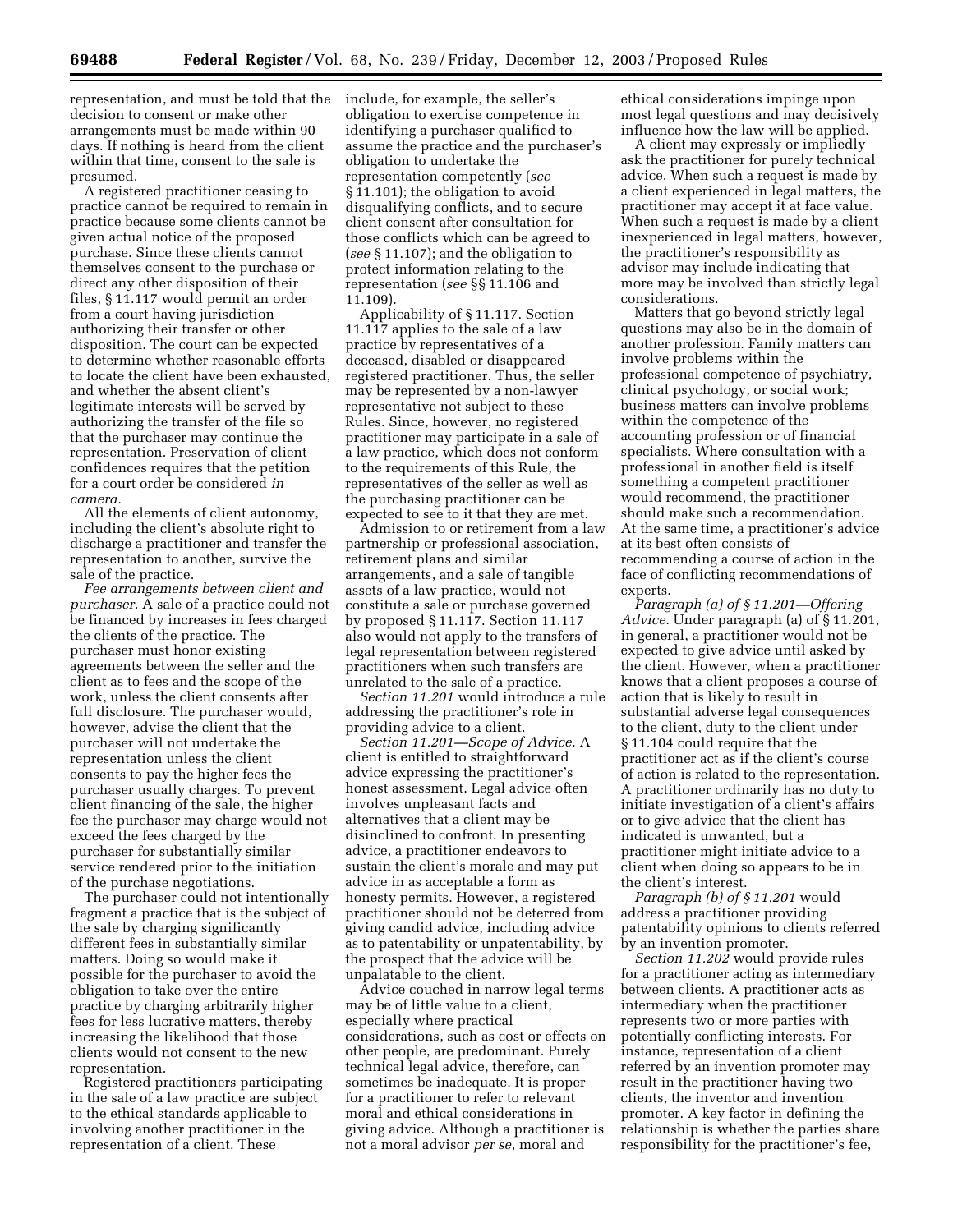representation, and must be told that the decision to consent or make other arrangements must be made within 90 days. If nothing is heard from the client within that time, consent to the sale is presumed.

A registered practitioner ceasing to practice cannot be required to remain in practice because some clients cannot be given actual notice of the proposed purchase. Since these clients cannot themselves consent to the purchase or direct any other disposition of their files, § 11.117 would permit an order from a court having jurisdiction authorizing their transfer or other disposition. The court can be expected to determine whether reasonable efforts to locate the client have been exhausted, and whether the absent client's legitimate interests will be served by authorizing the transfer of the file so that the purchaser may continue the representation. Preservation of client confidences requires that the petition for a court order be considered *in camera*.

All the elements of client autonomy, including the client's absolute right to discharge a practitioner and transfer the representation to another, survive the sale of the practice.

*Fee arrangements between client and purchaser.* A sale of a practice could not be financed by increases in fees charged the clients of the practice. The purchaser must honor existing agreements between the seller and the client as to fees and the scope of the work, unless the client consents after full disclosure. The purchaser would, however, advise the client that the purchaser will not undertake the representation unless the client consents to pay the higher fees the purchaser usually charges. To prevent client financing of the sale, the higher fee the purchaser may charge would not exceed the fees charged by the purchaser for substantially similar service rendered prior to the initiation of the purchase negotiations.

The purchaser could not intentionally fragment a practice that is the subject of the sale by charging significantly different fees in substantially similar matters. Doing so would make it possible for the purchaser to avoid the obligation to take over the entire practice by charging arbitrarily higher fees for less lucrative matters, thereby increasing the likelihood that those clients would not consent to the new representation.

Registered practitioners participating in the sale of a law practice are subject to the ethical standards applicable to involving another practitioner in the representation of a client. These include, for example, the seller's obligation to exercise competence in identifying a purchaser qualified to assume the practice and the purchaser's obligation to undertake the representation competently (*see* § 11.101); the obligation to avoid disqualifying conflicts, and to secure client consent after consultation for those conflicts which can be agreed to (*see* § 11.107); and the obligation to protect information relating to the representation (*see* §§ 11.106 and 11.109).

Applicability of § 11.117. Section 11.117 applies to the sale of a law practice by representatives of a deceased, disabled or disappeared registered practitioner. Thus, the seller may be represented by a non-lawyer representative not subject to these Rules. Since, however, no registered practitioner may participate in a sale of a law practice, which does not conform to the requirements of this Rule, the representatives of the seller as well as the purchasing practitioner can be expected to see to it that they are met.

Admission to or retirement from a law partnership or professional association, retirement plans and similar arrangements, and a sale of tangible assets of a law practice, would not constitute a sale or purchase governed by proposed § 11.117. Section 11.117 also would not apply to the transfers of legal representation between registered practitioners when such transfers are unrelated to the sale of a practice.

*Section 11.201* would introduce a rule addressing the practitioner's role in providing advice to a client.

*Section 11.201—Scope of Advice.* A client is entitled to straightforward advice expressing the practitioner's honest assessment. Legal advice often involves unpleasant facts and alternatives that a client may be disinclined to confront. In presenting advice, a practitioner endeavors to sustain the client's morale and may put advice in as acceptable a form as honesty permits. However, a registered practitioner should not be deterred from giving candid advice, including advice as to patentability or unpatentability, by the prospect that the advice will be unpalatable to the client.

Advice couched in narrow legal terms may be of little value to a client, especially where practical considerations, such as cost or effects on other people, are predominant. Purely technical legal advice, therefore, can sometimes be inadequate. It is proper for a practitioner to refer to relevant moral and ethical considerations in giving advice. Although a practitioner is not a moral advisor *per se*, moral and ethical considerations impinge upon most legal questions and may decisively influence how the law will be applied.

A client may expressly or impliedly ask the practitioner for purely technical advice. When such a request is made by a client experienced in legal matters, the practitioner may accept it at face value. When such a request is made by a client inexperienced in legal matters, however, the practitioner's responsibility as advisor may include indicating that more may be involved than strictly legal considerations.

Matters that go beyond strictly legal questions may also be in the domain of another profession. Family matters can involve problems within the professional competence of psychiatry, clinical psychology, or social work; business matters can involve problems within the competence of the accounting profession or of financial specialists. Where consultation with a professional in another field is itself something a competent practitioner would recommend, the practitioner should make such a recommendation. At the same time, a practitioner's advice at its best often consists of recommending a course of action in the face of conflicting recommendations of experts.

*Paragraph (a) of § 11.201—Offering Advice.* Under paragraph (a) of § 11.201, in general, a practitioner would not be expected to give advice until asked by the client. However, when a practitioner knows that a client proposes a course of action that is likely to result in substantial adverse legal consequences to the client, duty to the client under § 11.104 could require that the practitioner act as if the client's course of action is related to the representation. A practitioner ordinarily has no duty to initiate investigation of a client's affairs or to give advice that the client has indicated is unwanted, but a practitioner might initiate advice to a client when doing so appears to be in the client's interest.

*Paragraph (b) of § 11.201* would address a practitioner providing patentability opinions to clients referred by an invention promoter.

*Section 11.202* would provide rules for a practitioner acting as intermediary between clients. A practitioner acts as intermediary when the practitioner represents two or more parties with potentially conflicting interests. For instance, representation of a client referred by an invention promoter may result in the practitioner having two clients, the inventor and invention promoter. A key factor in defining the relationship is whether the parties share responsibility for the practitioner's fee,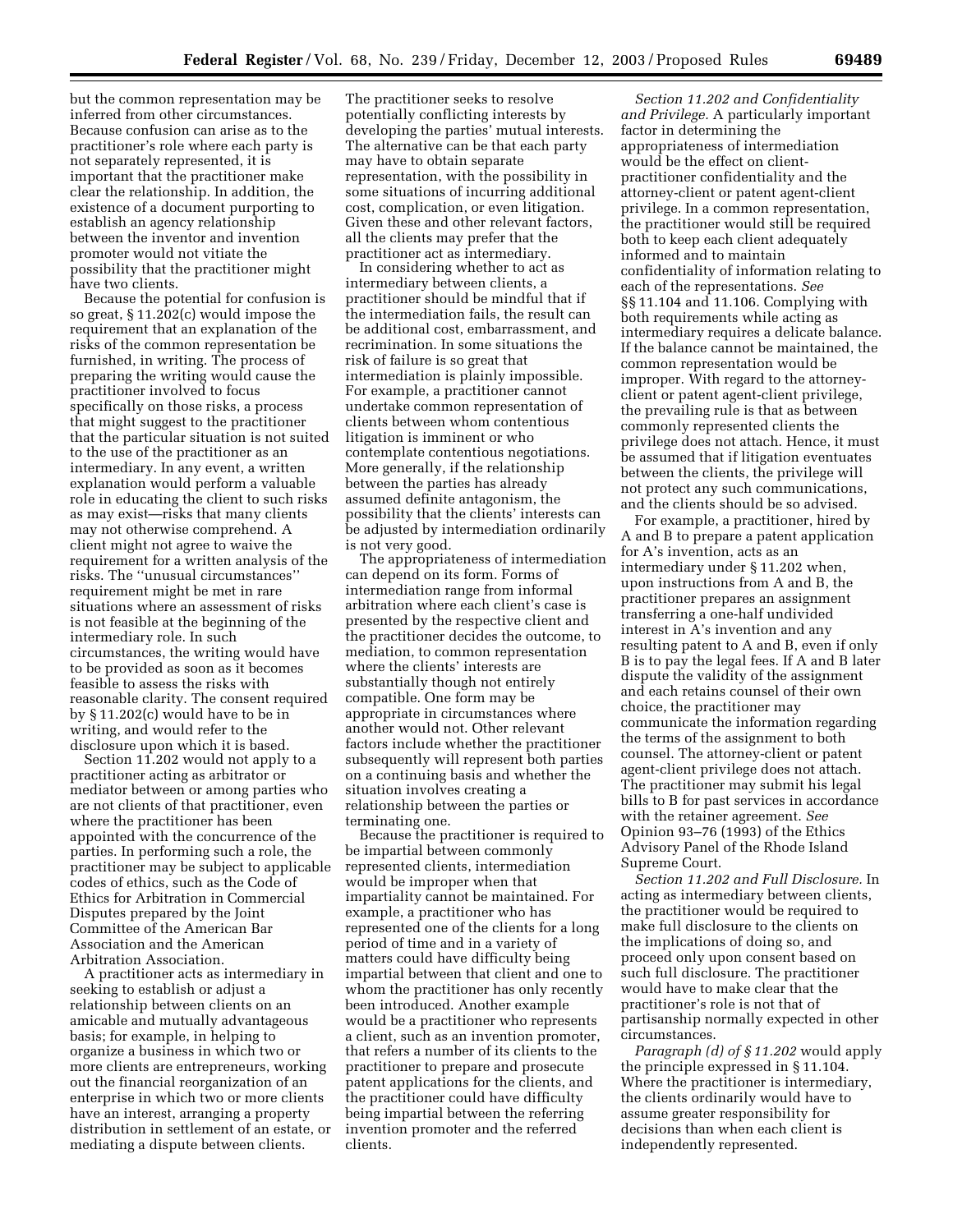but the common representation may be inferred from other circumstances. Because confusion can arise as to the practitioner's role where each party is not separately represented, it is important that the practitioner make clear the relationship. In addition, the existence of a document purporting to establish an agency relationship between the inventor and invention promoter would not vitiate the possibility that the practitioner might have two clients.

Because the potential for confusion is so great, § 11.202(c) would impose the requirement that an explanation of the risks of the common representation be furnished, in writing. The process of preparing the writing would cause the practitioner involved to focus specifically on those risks, a process that might suggest to the practitioner that the particular situation is not suited to the use of the practitioner as an intermediary. In any event, a written explanation would perform a valuable role in educating the client to such risks as may exist—risks that many clients may not otherwise comprehend. A client might not agree to waive the requirement for a written analysis of the risks. The ''unusual circumstances'' requirement might be met in rare situations where an assessment of risks is not feasible at the beginning of the intermediary role. In such circumstances, the writing would have to be provided as soon as it becomes feasible to assess the risks with reasonable clarity. The consent required by § 11.202(c) would have to be in writing, and would refer to the disclosure upon which it is based.

Section 11.202 would not apply to a practitioner acting as arbitrator or mediator between or among parties who are not clients of that practitioner, even where the practitioner has been appointed with the concurrence of the parties. In performing such a role, the practitioner may be subject to applicable codes of ethics, such as the Code of Ethics for Arbitration in Commercial Disputes prepared by the Joint Committee of the American Bar Association and the American Arbitration Association.

A practitioner acts as intermediary in seeking to establish or adjust a relationship between clients on an amicable and mutually advantageous basis; for example, in helping to organize a business in which two or more clients are entrepreneurs, working out the financial reorganization of an enterprise in which two or more clients have an interest, arranging a property distribution in settlement of an estate, or mediating a dispute between clients. The practitioner seeks to resolve potentially conflicting interests by developing the parties' mutual interests. The alternative can be that each party may have to obtain separate representation, with the possibility in some situations of incurring additional cost, complication, or even litigation. Given these and other relevant factors, all the clients may prefer that the practitioner act as intermediary.

In considering whether to act as intermediary between clients, a practitioner should be mindful that if the intermediation fails, the result can be additional cost, embarrassment, and recrimination. In some situations the risk of failure is so great that intermediation is plainly impossible. For example, a practitioner cannot undertake common representation of clients between whom contentious litigation is imminent or who contemplate contentious negotiations. More generally, if the relationship between the parties has already assumed definite antagonism, the possibility that the clients' interests can be adjusted by intermediation ordinarily is not very good.

The appropriateness of intermediation can depend on its form. Forms of intermediation range from informal arbitration where each client's case is presented by the respective client and the practitioner decides the outcome, to mediation, to common representation where the clients' interests are substantially though not entirely compatible. One form may be appropriate in circumstances where another would not. Other relevant factors include whether the practitioner subsequently will represent both parties on a continuing basis and whether the situation involves creating a relationship between the parties or terminating one.

Because the practitioner is required to be impartial between commonly represented clients, intermediation would be improper when that impartiality cannot be maintained. For example, a practitioner who has represented one of the clients for a long period of time and in a variety of matters could have difficulty being impartial between that client and one to whom the practitioner has only recently been introduced. Another example would be a practitioner who represents a client, such as an invention promoter, that refers a number of its clients to the practitioner to prepare and prosecute patent applications for the clients, and the practitioner could have difficulty being impartial between the referring invention promoter and the referred clients.

*Section 11.202 and Confidentiality and Privilege.* A particularly important factor in determining the appropriateness of intermediation would be the effect on client-practitioner confidentiality and the attorney-client or patent agent-client privilege. In a common representation, the practitioner would still be required both to keep each client adequately informed and to maintain confidentiality of information relating to each of the representations. *See* §§ 11.104 and 11.106. Complying with both requirements while acting as intermediary requires a delicate balance. If the balance cannot be maintained, the common representation would be improper. With regard to the attorney-client or patent agent-client privilege, the prevailing rule is that as between commonly represented clients the privilege does not attach. Hence, it must be assumed that if litigation eventuates between the clients, the privilege will not protect any such communications, and the clients should be so advised.

For example, a practitioner, hired by A and B to prepare a patent application for A's invention, acts as an intermediary under § 11.202 when, upon instructions from A and B, the practitioner prepares an assignment transferring a one-half undivided interest in A's invention and any resulting patent to A and B, even if only B is to pay the legal fees. If A and B later dispute the validity of the assignment and each retains counsel of their own choice, the practitioner may communicate the information regarding the terms of the assignment to both counsel. The attorney-client or patent agent-client privilege does not attach. The practitioner may submit his legal bills to B for past services in accordance with the retainer agreement. *See* Opinion 93–76 (1993) of the Ethics Advisory Panel of the Rhode Island Supreme Court.

*Section 11.202 and Full Disclosure.* In acting as intermediary between clients, the practitioner would be required to make full disclosure to the clients on the implications of doing so, and proceed only upon consent based on such full disclosure. The practitioner would have to make clear that the practitioner's role is not that of partisanship normally expected in other circumstances.

*Paragraph (d) of § 11.202* would apply the principle expressed in § 11.104. Where the practitioner is intermediary, the clients ordinarily would have to assume greater responsibility for decisions than when each client is independently represented.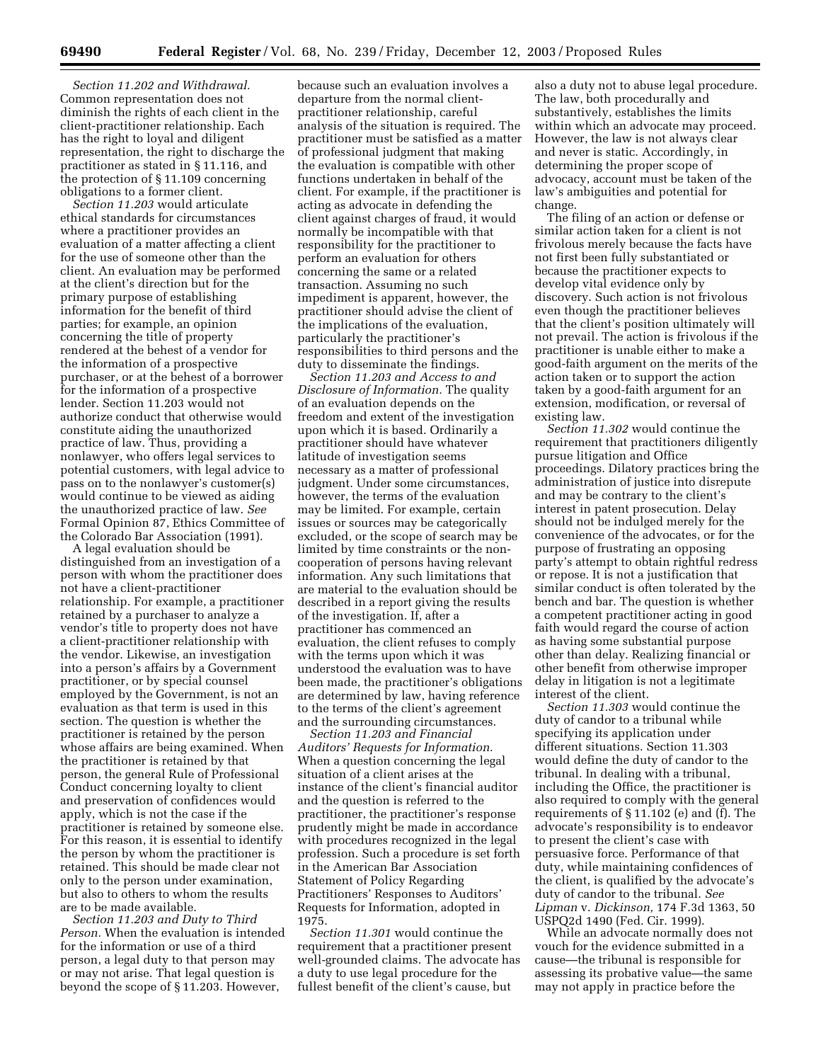*Section 11.202 and Withdrawal.* Common representation does not diminish the rights of each client in the client-practitioner relationship. Each has the right to loyal and diligent representation, the right to discharge the practitioner as stated in § 11.116, and the protection of § 11.109 concerning obligations to a former client.

*Section 11.203* would articulate ethical standards for circumstances where a practitioner provides an evaluation of a matter affecting a client for the use of someone other than the client. An evaluation may be performed at the client's direction but for the primary purpose of establishing information for the benefit of third parties; for example, an opinion concerning the title of property rendered at the behest of a vendor for the information of a prospective purchaser, or at the behest of a borrower for the information of a prospective lender. Section 11.203 would not authorize conduct that otherwise would constitute aiding the unauthorized practice of law. Thus, providing a nonlawyer, who offers legal services to potential customers, with legal advice to pass on to the nonlawyer's customer(s) would continue to be viewed as aiding the unauthorized practice of law. *See* Formal Opinion 87, Ethics Committee of the Colorado Bar Association (1991).

A legal evaluation should be distinguished from an investigation of a person with whom the practitioner does not have a client-practitioner relationship. For example, a practitioner retained by a purchaser to analyze a vendor's title to property does not have a client-practitioner relationship with the vendor. Likewise, an investigation into a person's affairs by a Government practitioner, or by special counsel employed by the Government, is not an evaluation as that term is used in this section. The question is whether the practitioner is retained by the person whose affairs are being examined. When the practitioner is retained by that person, the general Rule of Professional Conduct concerning loyalty to client and preservation of confidences would apply, which is not the case if the practitioner is retained by someone else. For this reason, it is essential to identify the person by whom the practitioner is retained. This should be made clear not only to the person under examination, but also to others to whom the results are to be made available.

*Section 11.203 and Duty to Third Person.* When the evaluation is intended for the information or use of a third person, a legal duty to that person may or may not arise. That legal question is beyond the scope of § 11.203. However, because such an evaluation involves a departure from the normal client-practitioner relationship, careful analysis of the situation is required. The practitioner must be satisfied as a matter of professional judgment that making the evaluation is compatible with other functions undertaken in behalf of the client. For example, if the practitioner is acting as advocate in defending the client against charges of fraud, it would normally be incompatible with that responsibility for the practitioner to perform an evaluation for others concerning the same or a related transaction. Assuming no such impediment is apparent, however, the practitioner should advise the client of the implications of the evaluation, particularly the practitioner's responsibilities to third persons and the duty to disseminate the findings.

*Section 11.203 and Access to and Disclosure of Information.* The quality of an evaluation depends on the freedom and extent of the investigation upon which it is based. Ordinarily a practitioner should have whatever latitude of investigation seems necessary as a matter of professional judgment. Under some circumstances, however, the terms of the evaluation may be limited. For example, certain issues or sources may be categorically excluded, or the scope of search may be limited by time constraints or the non-cooperation of persons having relevant information. Any such limitations that are material to the evaluation should be described in a report giving the results of the investigation. If, after a practitioner has commenced an evaluation, the client refuses to comply with the terms upon which it was understood the evaluation was to have been made, the practitioner's obligations are determined by law, having reference to the terms of the client's agreement and the surrounding circumstances.

*Section 11.203 and Financial Auditors' Requests for Information.* When a question concerning the legal situation of a client arises at the instance of the client's financial auditor and the question is referred to the practitioner, the practitioner's response prudently might be made in accordance with procedures recognized in the legal profession. Such a procedure is set forth in the American Bar Association Statement of Policy Regarding Practitioners' Responses to Auditors' Requests for Information, adopted in 1975.

*Section 11.301* would continue the requirement that a practitioner present well-grounded claims. The advocate has a duty to use legal procedure for the fullest benefit of the client's cause, but also a duty not to abuse legal procedure. The law, both procedurally and substantively, establishes the limits within which an advocate may proceed. However, the law is not always clear and never is static. Accordingly, in determining the proper scope of advocacy, account must be taken of the law's ambiguities and potential for change.

The filing of an action or defense or similar action taken for a client is not frivolous merely because the facts have not first been fully substantiated or because the practitioner expects to develop vital evidence only by discovery. Such action is not frivolous even though the practitioner believes that the client's position ultimately will not prevail. The action is frivolous if the practitioner is unable either to make a good-faith argument on the merits of the action taken or to support the action taken by a good-faith argument for an extension, modification, or reversal of existing law.

*Section 11.302* would continue the requirement that practitioners diligently pursue litigation and Office proceedings. Dilatory practices bring the administration of justice into disrepute and may be contrary to the client's interest in patent prosecution. Delay should not be indulged merely for the convenience of the advocates, or for the purpose of frustrating an opposing party's attempt to obtain rightful redress or repose. It is not a justification that similar conduct is often tolerated by the bench and bar. The question is whether a competent practitioner acting in good faith would regard the course of action as having some substantial purpose other than delay. Realizing financial or other benefit from otherwise improper delay in litigation is not a legitimate interest of the client.

*Section 11.303* would continue the duty of candor to a tribunal while specifying its application under different situations. Section 11.303 would define the duty of candor to the tribunal. In dealing with a tribunal, including the Office, the practitioner is also required to comply with the general requirements of § 11.102 (e) and (f). The advocate's responsibility is to endeavor to present the client's case with persuasive force. Performance of that duty, while maintaining confidences of the client, is qualified by the advocate's duty of candor to the tribunal. *See Lipman* v. *Dickinson,* 174 F.3d 1363, 50 USPQ2d 1490 (Fed. Cir. 1999).

While an advocate normally does not vouch for the evidence submitted in a cause—the tribunal is responsible for assessing its probative value—the same may not apply in practice before the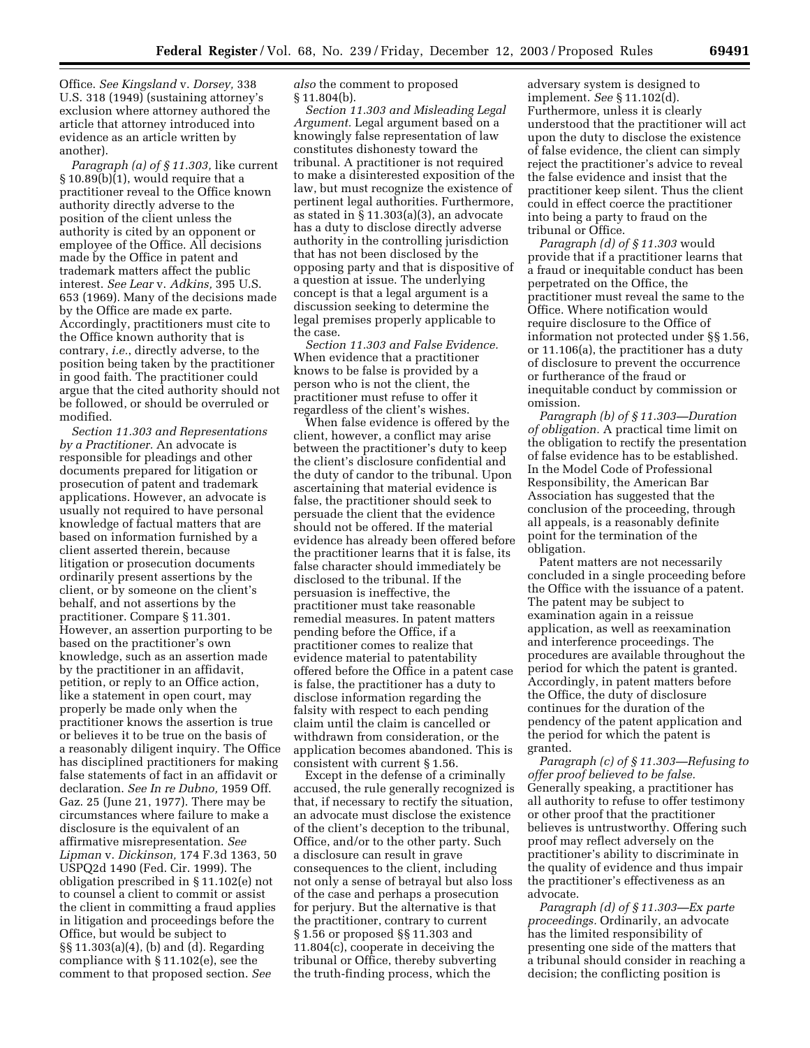Office. *See Kingsland* v. *Dorsey,* 338 U.S. 318 (1949) (sustaining attorney's exclusion where attorney authored the article that attorney introduced into evidence as an article written by another).

*Paragraph (a) of § 11.303,* like current § 10.89(b)(1), would require that a practitioner reveal to the Office known authority directly adverse to the position of the client unless the authority is cited by an opponent or employee of the Office. All decisions made by the Office in patent and trademark matters affect the public interest. *See Lear* v. *Adkins,* 395 U.S. 653 (1969). Many of the decisions made by the Office are made ex parte. Accordingly, practitioners must cite to the Office known authority that is contrary, *i.e.*, directly adverse, to the position being taken by the practitioner in good faith. The practitioner could argue that the cited authority should not be followed, or should be overruled or modified.

*Section 11.303 and Representations by a Practitioner.* An advocate is responsible for pleadings and other documents prepared for litigation or prosecution of patent and trademark applications. However, an advocate is usually not required to have personal knowledge of factual matters that are based on information furnished by a client asserted therein, because litigation or prosecution documents ordinarily present assertions by the client, or by someone on the client's behalf, and not assertions by the practitioner. Compare § 11.301. However, an assertion purporting to be based on the practitioner's own knowledge, such as an assertion made by the practitioner in an affidavit, petition, or reply to an Office action, like a statement in open court, may properly be made only when the practitioner knows the assertion is true or believes it to be true on the basis of a reasonably diligent inquiry. The Office has disciplined practitioners for making false statements of fact in an affidavit or declaration. *See In re Dubno,* 1959 Off. Gaz. 25 (June 21, 1977). There may be circumstances where failure to make a disclosure is the equivalent of an affirmative misrepresentation. *See Lipman* v. *Dickinson,* 174 F.3d 1363, 50 USPQ2d 1490 (Fed. Cir. 1999). The obligation prescribed in § 11.102(e) not to counsel a client to commit or assist the client in committing a fraud applies in litigation and proceedings before the Office, but would be subject to §§ 11.303(a)(4), (b) and (d). Regarding compliance with § 11.102(e), see the comment to that proposed section. *See also* the comment to proposed § 11.804(b).

*Section 11.303 and Misleading Legal Argument.* Legal argument based on a knowingly false representation of law constitutes dishonesty toward the tribunal. A practitioner is not required to make a disinterested exposition of the law, but must recognize the existence of pertinent legal authorities. Furthermore, as stated in § 11.303(a)(3), an advocate has a duty to disclose directly adverse authority in the controlling jurisdiction that has not been disclosed by the opposing party and that is dispositive of a question at issue. The underlying concept is that a legal argument is a discussion seeking to determine the legal premises properly applicable to the case.

*Section 11.303 and False Evidence.* When evidence that a practitioner knows to be false is provided by a person who is not the client, the practitioner must refuse to offer it regardless of the client's wishes.

When false evidence is offered by the client, however, a conflict may arise between the practitioner's duty to keep the client's disclosure confidential and the duty of candor to the tribunal. Upon ascertaining that material evidence is false, the practitioner should seek to persuade the client that the evidence should not be offered. If the material evidence has already been offered before the practitioner learns that it is false, its false character should immediately be disclosed to the tribunal. If the persuasion is ineffective, the practitioner must take reasonable remedial measures. In patent matters pending before the Office, if a practitioner comes to realize that evidence material to patentability offered before the Office in a patent case is false, the practitioner has a duty to disclose information regarding the falsity with respect to each pending claim until the claim is cancelled or withdrawn from consideration, or the application becomes abandoned. This is consistent with current § 1.56.

Except in the defense of a criminally accused, the rule generally recognized is that, if necessary to rectify the situation, an advocate must disclose the existence of the client's deception to the tribunal, Office, and/or to the other party. Such a disclosure can result in grave consequences to the client, including not only a sense of betrayal but also loss of the case and perhaps a prosecution for perjury. But the alternative is that the practitioner, contrary to current § 1.56 or proposed §§ 11.303 and 11.804(c), cooperate in deceiving the tribunal or Office, thereby subverting the truth-finding process, which the adversary system is designed to implement. *See* § 11.102(d). Furthermore, unless it is clearly understood that the practitioner will act upon the duty to disclose the existence of false evidence, the client can simply reject the practitioner's advice to reveal the false evidence and insist that the practitioner keep silent. Thus the client could in effect coerce the practitioner into being a party to fraud on the tribunal or Office.

*Paragraph (d) of § 11.303* would provide that if a practitioner learns that a fraud or inequitable conduct has been perpetrated on the Office, the practitioner must reveal the same to the Office. Where notification would require disclosure to the Office of information not protected under §§ 1.56, or 11.106(a), the practitioner has a duty of disclosure to prevent the occurrence or furtherance of the fraud or inequitable conduct by commission or omission.

*Paragraph (b) of § 11.303—Duration of obligation.* A practical time limit on the obligation to rectify the presentation of false evidence has to be established. In the Model Code of Professional Responsibility, the American Bar Association has suggested that the conclusion of the proceeding, through all appeals, is a reasonably definite point for the termination of the obligation.

Patent matters are not necessarily concluded in a single proceeding before the Office with the issuance of a patent. The patent may be subject to examination again in a reissue application, as well as reexamination and interference proceedings. The procedures are available throughout the period for which the patent is granted. Accordingly, in patent matters before the Office, the duty of disclosure continues for the duration of the pendency of the patent application and the period for which the patent is granted.

*Paragraph (c) of § 11.303—Refusing to offer proof believed to be false.* Generally speaking, a practitioner has all authority to refuse to offer testimony or other proof that the practitioner believes is untrustworthy. Offering such proof may reflect adversely on the practitioner's ability to discriminate in the quality of evidence and thus impair the practitioner's effectiveness as an advocate.

*Paragraph (d) of § 11.303—Ex parte proceedings.* Ordinarily, an advocate has the limited responsibility of presenting one side of the matters that a tribunal should consider in reaching a decision; the conflicting position is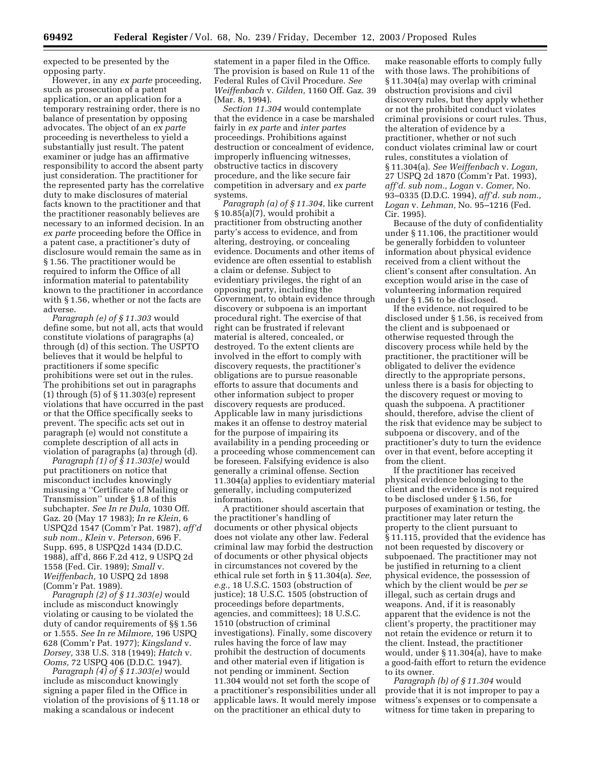expected to be presented by the opposing party.

However, in any *ex parte* proceeding, such as prosecution of a patent application, or an application for a temporary restraining order, there is no balance of presentation by opposing advocates. The object of an *ex parte* proceeding is nevertheless to yield a substantially just result. The patent examiner or judge has an affirmative responsibility to accord the absent party just consideration. The practitioner for the represented party has the correlative duty to make disclosures of material facts known to the practitioner and that the practitioner reasonably believes are necessary to an informed decision. In an *ex parte* proceeding before the Office in a patent case, a practitioner's duty of disclosure would remain the same as in § 1.56. The practitioner would be required to inform the Office of all information material to patentability known to the practitioner in accordance with § 1.56, whether or not the facts are adverse.

*Paragraph (e) of § 11.303* would define some, but not all, acts that would constitute violations of paragraphs (a) through (d) of this section. The USPTO believes that it would be helpful to practitioners if some specific prohibitions were set out in the rules. The prohibitions set out in paragraphs (1) through (5) of § 11.303(e) represent violations that have occurred in the past or that the Office specifically seeks to prevent. The specific acts set out in paragraph (e) would not constitute a complete description of all acts in violation of paragraphs (a) through (d).

*Paragraph (1) of § 11.303(e)* would put practitioners on notice that misconduct includes knowingly misusing a "Certificate of Mailing or Transmission" under § 1.8 of this subchapter. *See In re Dula,* 1030 Off. Gaz. 20 (May 17 1983); *In re Klein,* 6 USPQ2d 1547 (Comm'r Pat. 1987), *aff'd sub nom., Klein* v. *Peterson,* 696 F. Supp. 695, 8 USPQ2d 1434 (D.D.C. 1988), aff'd, 866 F.2d 412, 9 USPQ 2d 1558 (Fed. Cir. 1989); *Small* v. *Weiffenbach,* 10 USPQ 2d 1898 (Comm'r Pat. 1989).

*Paragraph (2) of § 11.303(e)* would include as misconduct knowingly violating or causing to be violated the duty of candor requirements of §§ 1.56 or 1.555. *See In re Milmore,* 196 USPQ 628 (Comm'r Pat. 1977); *Kingsland* v. *Dorsey,* 338 U.S. 318 (1949); *Hatch* v. *Ooms,* 72 USPQ 406 (D.D.C. 1947).

*Paragraph (4) of § 11.303(e)* would include as misconduct knowingly signing a paper filed in the Office in violation of the provisions of § 11.18 or making a scandalous or indecent statement in a paper filed in the Office. The provision is based on Rule 11 of the Federal Rules of Civil Procedure. *See Weiffenbach* v. *Gilden,* 1160 Off. Gaz. 39 (Mar. 8, 1994).

*Section 11.304* would contemplate that the evidence in a case be marshaled fairly in *ex parte* and *inter partes* proceedings. Prohibitions against destruction or concealment of evidence, improperly influencing witnesses, obstructive tactics in discovery procedure, and the like secure fair competition in adversary and *ex parte* systems.

*Paragraph (a) of § 11.304,* like current § 10.85(a)(7), would prohibit a practitioner from obstructing another party's access to evidence, and from altering, destroying, or concealing evidence. Documents and other items of evidence are often essential to establish a claim or defense. Subject to evidentiary privileges, the right of an opposing party, including the Government, to obtain evidence through discovery or subpoena is an important procedural right. The exercise of that right can be frustrated if relevant material is altered, concealed, or destroyed. To the extent clients are involved in the effort to comply with discovery requests, the practitioner's obligations are to pursue reasonable efforts to assure that documents and other information subject to proper discovery requests are produced. Applicable law in many jurisdictions makes it an offense to destroy material for the purpose of impairing its availability in a pending proceeding or a proceeding whose commencement can be foreseen. Falsifying evidence is also generally a criminal offense. Section 11.304(a) applies to evidentiary material generally, including computerized information.

A practitioner should ascertain that the practitioner's handling of documents or other physical objects does not violate any other law. Federal criminal law may forbid the destruction of documents or other physical objects in circumstances not covered by the ethical rule set forth in § 11.304(a). *See, e.g.,* 18 U.S.C. 1503 (obstruction of justice); 18 U.S.C. 1505 (obstruction of proceedings before departments, agencies, and committees); 18 U.S.C. 1510 (obstruction of criminal investigations). Finally, some discovery rules having the force of law may prohibit the destruction of documents and other material even if litigation is not pending or imminent. Section 11.304 would not set forth the scope of a practitioner's responsibilities under all applicable laws. It would merely impose on the practitioner an ethical duty to make reasonable efforts to comply fully with those laws. The prohibitions of § 11.304(a) may overlap with criminal obstruction provisions and civil discovery rules, but they apply whether or not the prohibited conduct violates criminal provisions or court rules. Thus, the alteration of evidence by a practitioner, whether or not such conduct violates criminal law or court rules, constitutes a violation of § 11.304(a). *See Weiffenbach* v. *Logan,* 27 USPQ 2d 1870 (Comm'r Pat. 1993), *aff'd. sub nom., Logan* v. *Comer,* No. 93–0335 (D.D.C. 1994), *aff'd. sub nom., Logan* v. *Lehman,* No. 95–1216 (Fed. Cir. 1995).

Because of the duty of confidentiality under § 11.106, the practitioner would be generally forbidden to volunteer information about physical evidence received from a client without the client's consent after consultation. An exception would arise in the case of volunteering information required under § 1.56 to be disclosed.

If the evidence, not required to be disclosed under § 1.56, is received from the client and is subpoenaed or otherwise requested through the discovery process while held by the practitioner, the practitioner will be obligated to deliver the evidence directly to the appropriate persons, unless there is a basis for objecting to the discovery request or moving to quash the subpoena. A practitioner should, therefore, advise the client of the risk that evidence may be subject to subpoena or discovery, and of the practitioner's duty to turn the evidence over in that event, before accepting it from the client.

If the practitioner has received physical evidence belonging to the client and the evidence is not required to be disclosed under § 1.56, for purposes of examination or testing, the practitioner may later return the property to the client pursuant to § 11.115, provided that the evidence has not been requested by discovery or subpoenaed. The practitioner may not be justified in returning to a client physical evidence, the possession of which by the client would be *per se* illegal, such as certain drugs and weapons. And, if it is reasonably apparent that the evidence is not the client's property, the practitioner may not retain the evidence or return it to the client. Instead, the practitioner would, under § 11.304(a), have to make a good-faith effort to return the evidence to its owner.

*Paragraph (b) of § 11.304* would provide that it is not improper to pay a witness's expenses or to compensate a witness for time taken in preparing to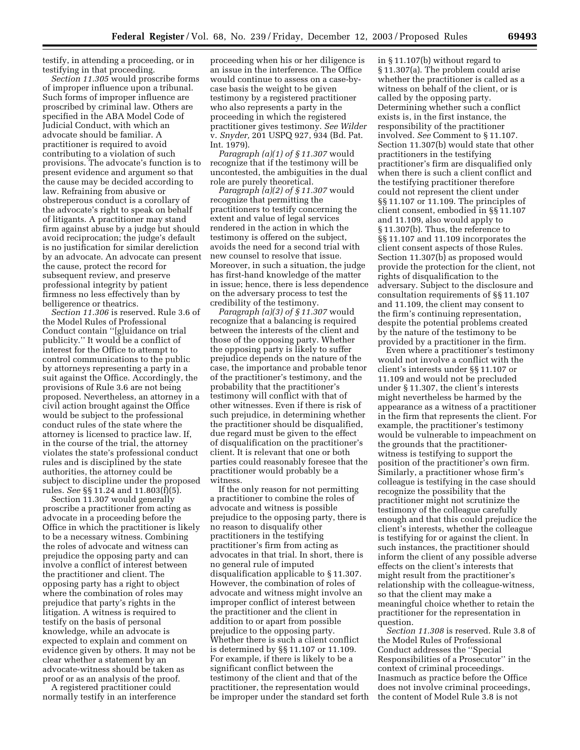testify, in attending a proceeding, or in testifying in that proceeding.

*Section 11.305* would proscribe forms of improper influence upon a tribunal. Such forms of improper influence are proscribed by criminal law. Others are specified in the ABA Model Code of Judicial Conduct, with which an advocate should be familiar. A practitioner is required to avoid contributing to a violation of such provisions. The advocate's function is to present evidence and argument so that the cause may be decided according to law. Refraining from abusive or obstreperous conduct is a corollary of the advocate's right to speak on behalf of litigants. A practitioner may stand firm against abuse by a judge but should avoid reciprocation; the judge's default is no justification for similar dereliction by an advocate. An advocate can present the cause, protect the record for subsequent review, and preserve professional integrity by patient firmness no less effectively than by belligerence or theatrics.

*Section 11.306* is reserved. Rule 3.6 of the Model Rules of Professional Conduct contain "[g]uidance on trial publicity." It would be a conflict of interest for the Office to attempt to control communications to the public by attorneys representing a party in a suit against the Office. Accordingly, the provisions of Rule 3.6 are not being proposed. Nevertheless, an attorney in a civil action brought against the Office would be subject to the professional conduct rules of the state where the attorney is licensed to practice law. If, in the course of the trial, the attorney violates the state's professional conduct rules and is disciplined by the state authorities, the attorney could be subject to discipline under the proposed rules. *See* §§ 11.24 and 11.803(f)(5).

Section 11.307 would generally proscribe a practitioner from acting as advocate in a proceeding before the Office in which the practitioner is likely to be a necessary witness. Combining the roles of advocate and witness can prejudice the opposing party and can involve a conflict of interest between the practitioner and client. The opposing party has a right to object where the combination of roles may prejudice that party's rights in the litigation. A witness is required to testify on the basis of personal knowledge, while an advocate is expected to explain and comment on evidence given by others. It may not be clear whether a statement by an advocate-witness should be taken as proof or as an analysis of the proof.

A registered practitioner could normally testify in an interference proceeding when his or her diligence is an issue in the interference. The Office would continue to assess on a case-by-case basis the weight to be given testimony by a registered practitioner who also represents a party in the proceeding in which the registered practitioner gives testimony. *See Wilder* v. *Snyder,* 201 USPQ 927, 934 (Bd. Pat. Int. 1979).

*Paragraph (a)(1) of § 11.307* would recognize that if the testimony will be uncontested, the ambiguities in the dual role are purely theoretical.

*Paragraph (a)(2) of § 11.307* would recognize that permitting the practitioners to testify concerning the extent and value of legal services rendered in the action in which the testimony is offered on the subject, avoids the need for a second trial with new counsel to resolve that issue. Moreover, in such a situation, the judge has first-hand knowledge of the matter in issue; hence, there is less dependence on the adversary process to test the credibility of the testimony.

*Paragraph (a)(3) of § 11.307* would recognize that a balancing is required between the interests of the client and those of the opposing party. Whether the opposing party is likely to suffer prejudice depends on the nature of the case, the importance and probable tenor of the practitioner's testimony, and the probability that the practitioner's testimony will conflict with that of other witnesses. Even if there is risk of such prejudice, in determining whether the practitioner should be disqualified, due regard must be given to the effect of disqualification on the practitioner's client. It is relevant that one or both parties could reasonably foresee that the practitioner would probably be a witness.

If the only reason for not permitting a practitioner to combine the roles of advocate and witness is possible prejudice to the opposing party, there is no reason to disqualify other practitioners in the testifying practitioner's firm from acting as advocates in that trial. In short, there is no general rule of imputed disqualification applicable to § 11.307. However, the combination of roles of advocate and witness might involve an improper conflict of interest between the practitioner and the client in addition to or apart from possible prejudice to the opposing party. Whether there is such a client conflict is determined by §§ 11.107 or 11.109. For example, if there is likely to be a significant conflict between the testimony of the client and that of the practitioner, the representation would be improper under the standard set forth in § 11.107(b) without regard to § 11.307(a). The problem could arise whether the practitioner is called as a witness on behalf of the client, or is called by the opposing party. Determining whether such a conflict exists is, in the first instance, the responsibility of the practitioner involved. *See* Comment to § 11.107. Section 11.307(b) would state that other practitioners in the testifying practitioner's firm are disqualified only when there is such a client conflict and the testifying practitioner therefore could not represent the client under §§ 11.107 or 11.109. The principles of client consent, embodied in §§ 11.107 and 11.109, also would apply to § 11.307(b). Thus, the reference to §§ 11.107 and 11.109 incorporates the client consent aspects of those Rules. Section 11.307(b) as proposed would provide the protection for the client, not rights of disqualification to the adversary. Subject to the disclosure and consultation requirements of §§ 11.107 and 11.109, the client may consent to the firm's continuing representation, despite the potential problems created by the nature of the testimony to be provided by a practitioner in the firm.

Even where a practitioner's testimony would not involve a conflict with the client's interests under §§ 11.107 or 11.109 and would not be precluded under § 11.307, the client's interests might nevertheless be harmed by the appearance as a witness of a practitioner in the firm that represents the client. For example, the practitioner's testimony would be vulnerable to impeachment on the grounds that the practitioner-witness is testifying to support the position of the practitioner's own firm. Similarly, a practitioner whose firm's colleague is testifying in the case should recognize the possibility that the practitioner might not scrutinize the testimony of the colleague carefully enough and that this could prejudice the client's interests, whether the colleague is testifying for or against the client. In such instances, the practitioner should inform the client of any possible adverse effects on the client's interests that might result from the practitioner's relationship with the colleague-witness, so that the client may make a meaningful choice whether to retain the practitioner for the representation in question.

*Section 11.308* is reserved. Rule 3.8 of the Model Rules of Professional Conduct addresses the "Special Responsibilities of a Prosecutor" in the context of criminal proceedings. Inasmuch as practice before the Office does not involve criminal proceedings, the content of Model Rule 3.8 is not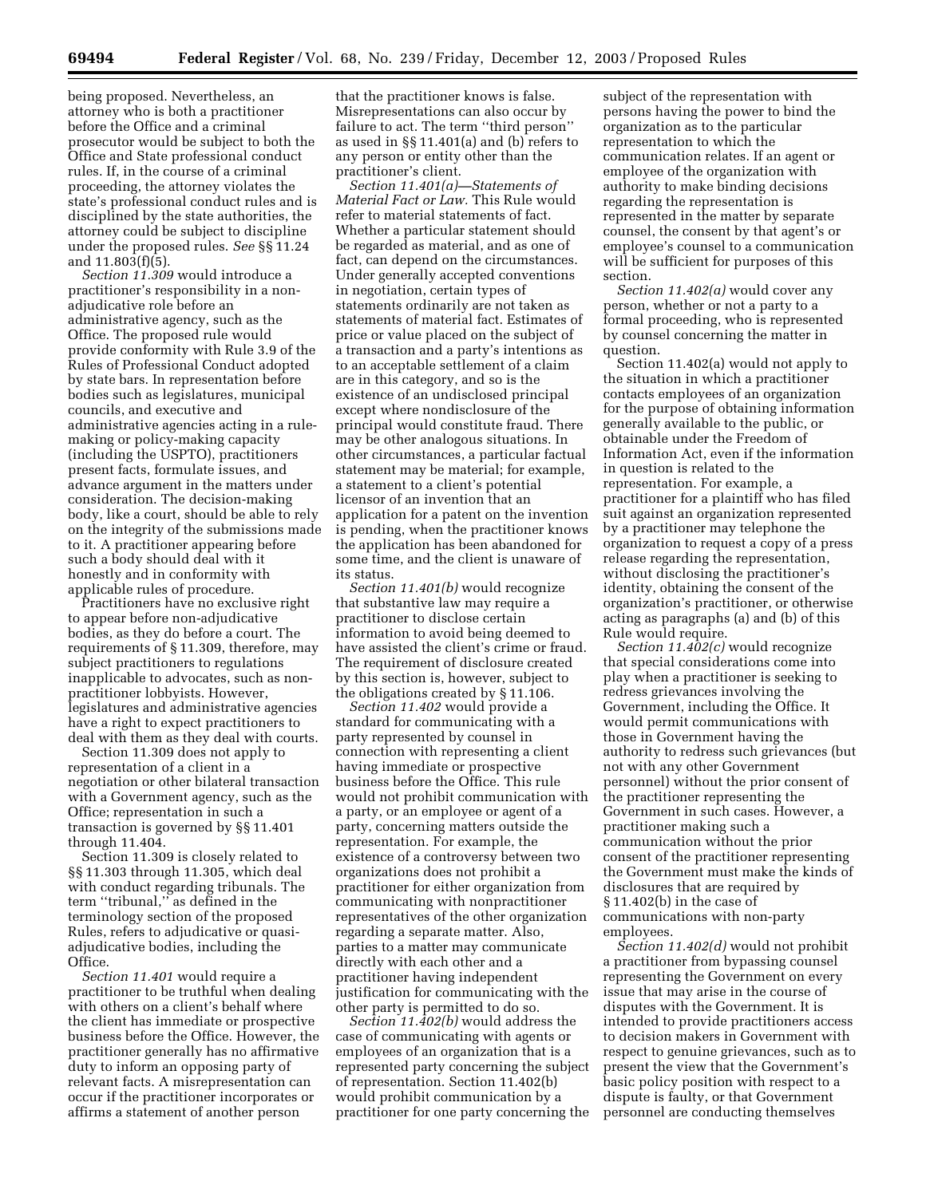being proposed. Nevertheless, an attorney who is both a practitioner before the Office and a criminal prosecutor would be subject to both the Office and State professional conduct rules. If, in the course of a criminal proceeding, the attorney violates the state's professional conduct rules and is disciplined by the state authorities, the attorney could be subject to discipline under the proposed rules. *See* §§ 11.24 and 11.803(f)(5).

*Section 11.309* would introduce a practitioner's responsibility in a non-adjudicative role before an administrative agency, such as the Office. The proposed rule would provide conformity with Rule 3.9 of the Rules of Professional Conduct adopted by state bars. In representation before bodies such as legislatures, municipal councils, and executive and administrative agencies acting in a rule-making or policy-making capacity (including the USPTO), practitioners present facts, formulate issues, and advance argument in the matters under consideration. The decision-making body, like a court, should be able to rely on the integrity of the submissions made to it. A practitioner appearing before such a body should deal with it honestly and in conformity with applicable rules of procedure.

Practitioners have no exclusive right to appear before non-adjudicative bodies, as they do before a court. The requirements of § 11.309, therefore, may subject practitioners to regulations inapplicable to advocates, such as non-practitioner lobbyists. However, legislatures and administrative agencies have a right to expect practitioners to deal with them as they deal with courts.

Section 11.309 does not apply to representation of a client in a negotiation or other bilateral transaction with a Government agency, such as the Office; representation in such a transaction is governed by §§ 11.401 through 11.404.

Section 11.309 is closely related to §§ 11.303 through 11.305, which deal with conduct regarding tribunals. The term "tribunal," as defined in the terminology section of the proposed Rules, refers to adjudicative or quasi-adjudicative bodies, including the Office.

*Section 11.401* would require a practitioner to be truthful when dealing with others on a client's behalf where the client has immediate or prospective business before the Office. However, the practitioner generally has no affirmative duty to inform an opposing party of relevant facts. A misrepresentation can occur if the practitioner incorporates or affirms a statement of another person that the practitioner knows is false. Misrepresentations can also occur by failure to act. The term "third person" as used in §§ 11.401(a) and (b) refers to any person or entity other than the practitioner's client.

*Section 11.401(a)—Statements of Material Fact or Law.* This Rule would refer to material statements of fact. Whether a particular statement should be regarded as material, and as one of fact, can depend on the circumstances. Under generally accepted conventions in negotiation, certain types of statements ordinarily are not taken as statements of material fact. Estimates of price or value placed on the subject of a transaction and a party's intentions as to an acceptable settlement of a claim are in this category, and so is the existence of an undisclosed principal except where nondisclosure of the principal would constitute fraud. There may be other analogous situations. In other circumstances, a particular factual statement may be material; for example, a statement to a client's potential licensor of an invention that an application for a patent on the invention is pending, when the practitioner knows the application has been abandoned for some time, and the client is unaware of its status.

*Section 11.401(b)* would recognize that substantive law may require a practitioner to disclose certain information to avoid being deemed to have assisted the client's crime or fraud. The requirement of disclosure created by this section is, however, subject to the obligations created by § 11.106.

*Section 11.402* would provide a standard for communicating with a party represented by counsel in connection with representing a client having immediate or prospective business before the Office. This rule would not prohibit communication with a party, or an employee or agent of a party, concerning matters outside the representation. For example, the existence of a controversy between two organizations does not prohibit a practitioner for either organization from communicating with nonpractitioner representatives of the other organization regarding a separate matter. Also, parties to a matter may communicate directly with each other and a practitioner having independent justification for communicating with the other party is permitted to do so.

*Section 11.402(b)* would address the case of communicating with agents or employees of an organization that is a represented party concerning the subject of representation. Section 11.402(b) would prohibit communication by a practitioner for one party concerning the subject of the representation with persons having the power to bind the organization as to the particular representation to which the communication relates. If an agent or employee of the organization with authority to make binding decisions regarding the representation is represented in the matter by separate counsel, the consent by that agent's or employee's counsel to a communication will be sufficient for purposes of this section.

*Section 11.402(a)* would cover any person, whether or not a party to a formal proceeding, who is represented by counsel concerning the matter in question.

Section 11.402(a) would not apply to the situation in which a practitioner contacts employees of an organization for the purpose of obtaining information generally available to the public, or obtainable under the Freedom of Information Act, even if the information in question is related to the representation. For example, a practitioner for a plaintiff who has filed suit against an organization represented by a practitioner may telephone the organization to request a copy of a press release regarding the representation, without disclosing the practitioner's identity, obtaining the consent of the organization's practitioner, or otherwise acting as paragraphs (a) and (b) of this Rule would require.

*Section 11.402(c)* would recognize that special considerations come into play when a practitioner is seeking to redress grievances involving the Government, including the Office. It would permit communications with those in Government having the authority to redress such grievances (but not with any other Government personnel) without the prior consent of the practitioner representing the Government in such cases. However, a practitioner making such a communication without the prior consent of the practitioner representing the Government must make the kinds of disclosures that are required by § 11.402(b) in the case of communications with non-party employees.

*Section 11.402(d)* would not prohibit a practitioner from bypassing counsel representing the Government on every issue that may arise in the course of disputes with the Government. It is intended to provide practitioners access to decision makers in Government with respect to genuine grievances, such as to present the view that the Government's basic policy position with respect to a dispute is faulty, or that Government personnel are conducting themselves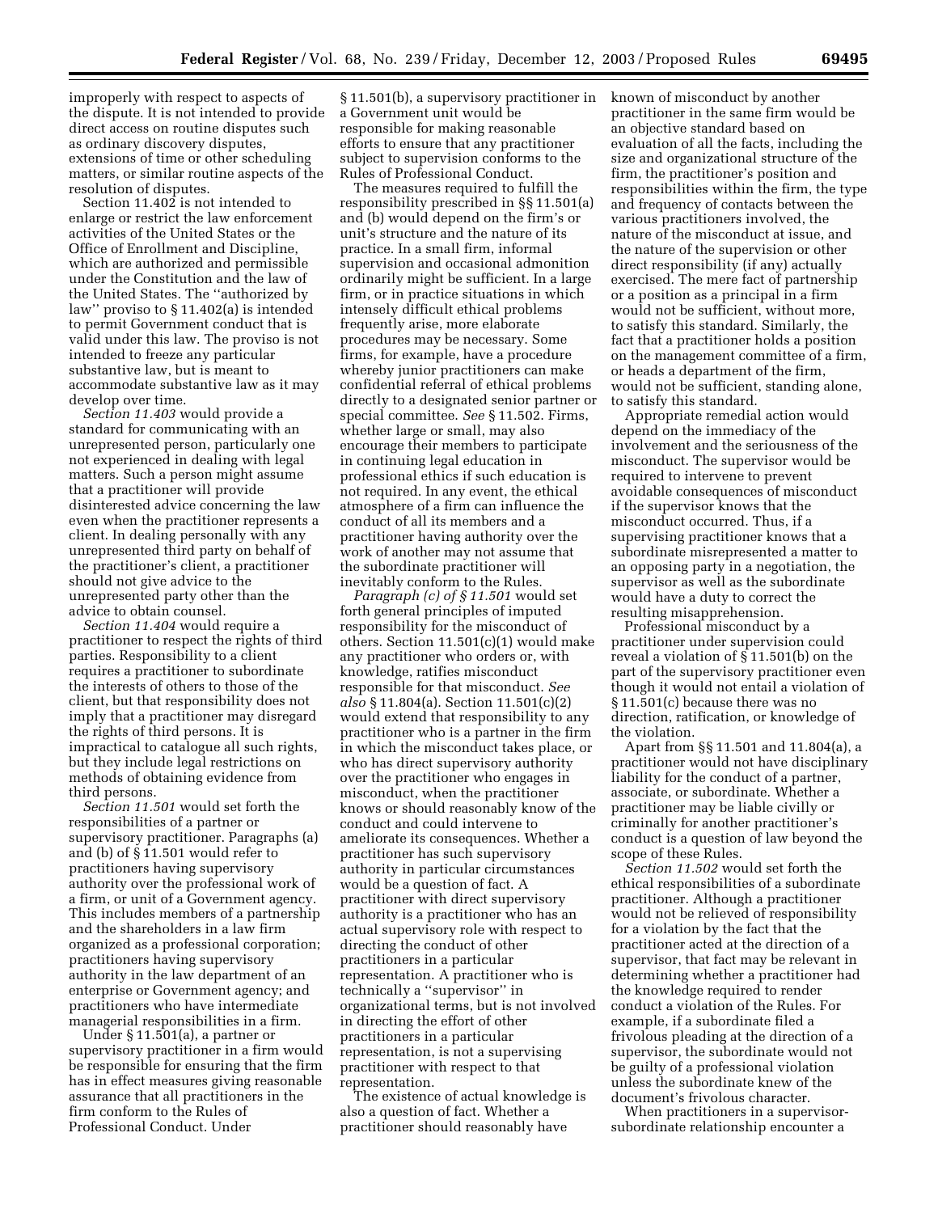improperly with respect to aspects of the dispute. It is not intended to provide direct access on routine disputes such as ordinary discovery disputes, extensions of time or other scheduling matters, or similar routine aspects of the resolution of disputes.

Section 11.402 is not intended to enlarge or restrict the law enforcement activities of the United States or the Office of Enrollment and Discipline, which are authorized and permissible under the Constitution and the law of the United States. The "authorized by law" proviso to § 11.402(a) is intended to permit Government conduct that is valid under this law. The proviso is not intended to freeze any particular substantive law, but is meant to accommodate substantive law as it may develop over time.

*Section 11.403* would provide a standard for communicating with an unrepresented person, particularly one not experienced in dealing with legal matters. Such a person might assume that a practitioner will provide disinterested advice concerning the law even when the practitioner represents a client. In dealing personally with any unrepresented third party on behalf of the practitioner's client, a practitioner should not give advice to the unrepresented party other than the advice to obtain counsel.

*Section 11.404* would require a practitioner to respect the rights of third parties. Responsibility to a client requires a practitioner to subordinate the interests of others to those of the client, but that responsibility does not imply that a practitioner may disregard the rights of third persons. It is impractical to catalogue all such rights, but they include legal restrictions on methods of obtaining evidence from third persons.

*Section 11.501* would set forth the responsibilities of a partner or supervisory practitioner. Paragraphs (a) and (b) of § 11.501 would refer to practitioners having supervisory authority over the professional work of a firm, or unit of a Government agency. This includes members of a partnership and the shareholders in a law firm organized as a professional corporation; practitioners having supervisory authority in the law department of an enterprise or Government agency; and practitioners who have intermediate managerial responsibilities in a firm.

Under § 11.501(a), a partner or supervisory practitioner in a firm would be responsible for ensuring that the firm has in effect measures giving reasonable assurance that all practitioners in the firm conform to the Rules of Professional Conduct. Under § 11.501(b), a supervisory practitioner in a Government unit would be responsible for making reasonable efforts to ensure that any practitioner subject to supervision conforms to the Rules of Professional Conduct.

The measures required to fulfill the responsibility prescribed in §§ 11.501(a) and (b) would depend on the firm's or unit's structure and the nature of its practice. In a small firm, informal supervision and occasional admonition ordinarily might be sufficient. In a large firm, or in practice situations in which intensely difficult ethical problems frequently arise, more elaborate procedures may be necessary. Some firms, for example, have a procedure whereby junior practitioners can make confidential referral of ethical problems directly to a designated senior partner or special committee. *See* § 11.502. Firms, whether large or small, may also encourage their members to participate in continuing legal education in professional ethics if such education is not required. In any event, the ethical atmosphere of a firm can influence the conduct of all its members and a practitioner having authority over the work of another may not assume that the subordinate practitioner will inevitably conform to the Rules.

*Paragraph (c) of § 11.501* would set forth general principles of imputed responsibility for the misconduct of others. Section 11.501(c)(1) would make any practitioner who orders or, with knowledge, ratifies misconduct responsible for that misconduct. *See also* § 11.804(a). Section 11.501(c)(2) would extend that responsibility to any practitioner who is a partner in the firm in which the misconduct takes place, or who has direct supervisory authority over the practitioner who engages in misconduct, when the practitioner knows or should reasonably know of the conduct and could intervene to ameliorate its consequences. Whether a practitioner has such supervisory authority in particular circumstances would be a question of fact. A practitioner with direct supervisory authority is a practitioner who has an actual supervisory role with respect to directing the conduct of other practitioners in a particular representation. A practitioner who is technically a "supervisor" in organizational terms, but is not involved in directing the effort of other practitioners in a particular representation, is not a supervising practitioner with respect to that representation.

The existence of actual knowledge is also a question of fact. Whether a practitioner should reasonably have known of misconduct by another practitioner in the same firm would be an objective standard based on evaluation of all the facts, including the size and organizational structure of the firm, the practitioner's position and responsibilities within the firm, the type and frequency of contacts between the various practitioners involved, the nature of the misconduct at issue, and the nature of the supervision or other direct responsibility (if any) actually exercised. The mere fact of partnership or a position as a principal in a firm would not be sufficient, without more, to satisfy this standard. Similarly, the fact that a practitioner holds a position on the management committee of a firm, or heads a department of the firm, would not be sufficient, standing alone, to satisfy this standard.

Appropriate remedial action would depend on the immediacy of the involvement and the seriousness of the misconduct. The supervisor would be required to intervene to prevent avoidable consequences of misconduct if the supervisor knows that the misconduct occurred. Thus, if a supervising practitioner knows that a subordinate misrepresented a matter to an opposing party in a negotiation, the supervisor as well as the subordinate would have a duty to correct the resulting misapprehension.

Professional misconduct by a practitioner under supervision could reveal a violation of § 11.501(b) on the part of the supervisory practitioner even though it would not entail a violation of § 11.501(c) because there was no direction, ratification, or knowledge of the violation.

Apart from §§ 11.501 and 11.804(a), a practitioner would not have disciplinary liability for the conduct of a partner, associate, or subordinate. Whether a practitioner may be liable civilly or criminally for another practitioner's conduct is a question of law beyond the scope of these Rules.

*Section 11.502* would set forth the ethical responsibilities of a subordinate practitioner. Although a practitioner would not be relieved of responsibility for a violation by the fact that the practitioner acted at the direction of a supervisor, that fact may be relevant in determining whether a practitioner had the knowledge required to render conduct a violation of the Rules. For example, if a subordinate filed a frivolous pleading at the direction of a supervisor, the subordinate would not be guilty of a professional violation unless the subordinate knew of the document's frivolous character.

When practitioners in a supervisor-subordinate relationship encounter a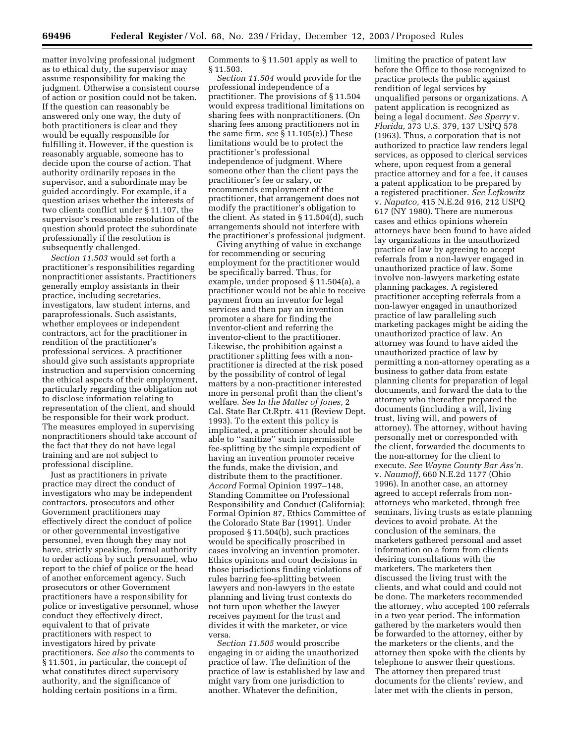matter involving professional judgment as to ethical duty, the supervisor may assume responsibility for making the judgment. Otherwise a consistent course of action or position could not be taken. If the question can reasonably be answered only one way, the duty of both practitioners is clear and they would be equally responsible for fulfilling it. However, if the question is reasonably arguable, someone has to decide upon the course of action. That authority ordinarily reposes in the supervisor, and a subordinate may be guided accordingly. For example, if a question arises whether the interests of two clients conflict under § 11.107, the supervisor's reasonable resolution of the question should protect the subordinate professionally if the resolution is subsequently challenged.

*Section 11.503* would set forth a practitioner's responsibilities regarding nonpractitioner assistants. Practitioners generally employ assistants in their practice, including secretaries, investigators, law student interns, and paraprofessionals. Such assistants, whether employees or independent contractors, act for the practitioner in rendition of the practitioner's professional services. A practitioner should give such assistants appropriate instruction and supervision concerning the ethical aspects of their employment, particularly regarding the obligation not to disclose information relating to representation of the client, and should be responsible for their work product. The measures employed in supervising nonpractitioners should take account of the fact that they do not have legal training and are not subject to professional discipline.

Just as practitioners in private practice may direct the conduct of investigators who may be independent contractors, prosecutors and other Government practitioners may effectively direct the conduct of police or other governmental investigative personnel, even though they may not have, strictly speaking, formal authority to order actions by such personnel, who report to the chief of police or the head of another enforcement agency. Such prosecutors or other Government practitioners have a responsibility for police or investigative personnel, whose conduct they effectively direct, equivalent to that of private practitioners with respect to investigators hired by private practitioners. *See also* the comments to § 11.501, in particular, the concept of what constitutes direct supervisory authority, and the significance of holding certain positions in a firm. Comments to § 11.501 apply as well to § 11.503.

*Section 11.504* would provide for the professional independence of a practitioner. The provisions of § 11.504 would express traditional limitations on sharing fees with nonpractitioners. (On sharing fees among practitioners not in the same firm, *see* § 11.105(e).) These limitations would be to protect the practitioner's professional independence of judgment. Where someone other than the client pays the practitioner's fee or salary, or recommends employment of the practitioner, that arrangement does not modify the practitioner's obligation to the client. As stated in § 11.504(d), such arrangements should not interfere with the practitioner's professional judgment.

Giving anything of value in exchange for recommending or securing employment for the practitioner would be specifically barred. Thus, for example, under proposed § 11.504(a), a practitioner would not be able to receive payment from an inventor for legal services and then pay an invention promoter a share for finding the inventor-client and referring the inventor-client to the practitioner. Likewise, the prohibition against a practitioner splitting fees with a non-practitioner is directed at the risk posed by the possibility of control of legal matters by a non-practitioner interested more in personal profit than the client's welfare. *See In the Matter of Jones,* 2 Cal. State Bar Ct.Rptr. 411 (Review Dept. 1993). To the extent this policy is implicated, a practitioner should not be able to ''sanitize'' such impermissible fee-splitting by the simple expedient of having an invention promoter receive the funds, make the division, and distribute them to the practitioner. *Accord* Formal Opinion 1997–148, Standing Committee on Professional Responsibility and Conduct (California); Formal Opinion 87, Ethics Committee of the Colorado State Bar (1991). Under proposed § 11.504(b), such practices would be specifically proscribed in cases involving an invention promoter. Ethics opinions and court decisions in those jurisdictions finding violations of rules barring fee-splitting between lawyers and non-lawyers in the estate planning and living trust contexts do not turn upon whether the lawyer receives payment for the trust and divides it with the marketer, or vice versa.

*Section 11.505* would proscribe engaging in or aiding the unauthorized practice of law. The definition of the practice of law is established by law and might vary from one jurisdiction to another. Whatever the definition, limiting the practice of patent law before the Office to those recognized to practice protects the public against rendition of legal services by unqualified persons or organizations. A patent application is recognized as being a legal document. *See Sperry* v. *Florida,* 373 U.S. 379, 137 USPQ 578 (1963). Thus, a corporation that is not authorized to practice law renders legal services, as opposed to clerical services where, upon request from a general practice attorney and for a fee, it causes a patent application to be prepared by a registered practitioner. *See Lefkowitz* v. *Napatco,* 415 N.E.2d 916, 212 USPQ 617 (NY 1980). There are numerous cases and ethics opinions wherein attorneys have been found to have aided lay organizations in the unauthorized practice of law by agreeing to accept referrals from a non-lawyer engaged in unauthorized practice of law. Some involve non-lawyers marketing estate planning packages. A registered practitioner accepting referrals from a non-lawyer engaged in unauthorized practice of law paralleling such marketing packages might be aiding the unauthorized practice of law. An attorney was found to have aided the unauthorized practice of law by permitting a non-attorney operating as a business to gather data from estate planning clients for preparation of legal documents, and forward the data to the attorney who thereafter prepared the documents (including a will, living trust, living will, and powers of attorney). The attorney, without having personally met or corresponded with the client, forwarded the documents to the non-attorney for the client to execute. *See Wayne County Bar Ass'n.* v. *Naumoff,* 660 N.E.2d 1177 (Ohio 1996). In another case, an attorney agreed to accept referrals from non-attorneys who marketed, through free seminars, living trusts as estate planning devices to avoid probate. At the conclusion of the seminars, the marketers gathered personal and asset information on a form from clients desiring consultations with the marketers. The marketers then discussed the living trust with the clients, and what could and could not be done. The marketers recommended the attorney, who accepted 100 referrals in a two year period. The information gathered by the marketers would then be forwarded to the attorney, either by the marketers or the clients, and the attorney then spoke with the clients by telephone to answer their questions. The attorney then prepared trust documents for the clients' review, and later met with the clients in person,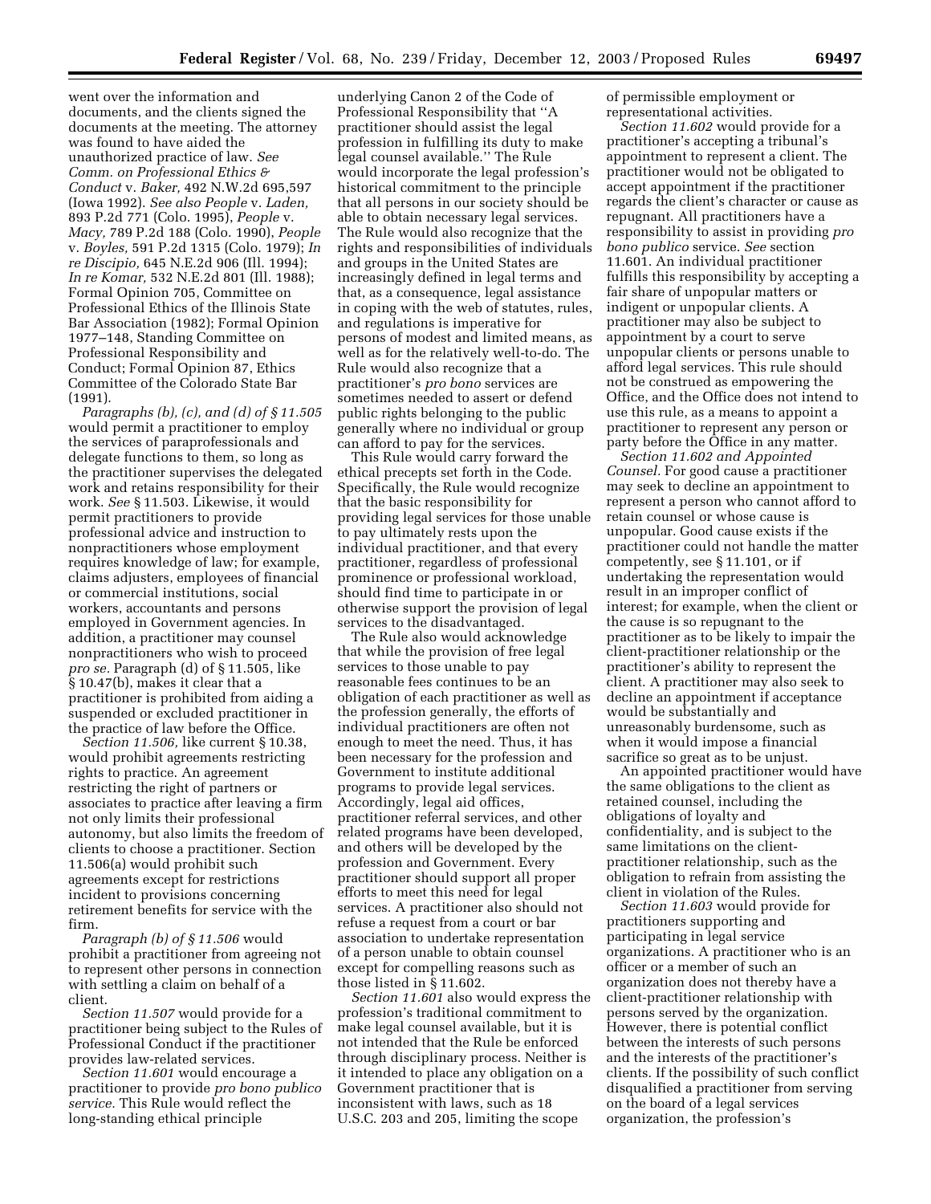went over the information and documents, and the clients signed the documents at the meeting. The attorney was found to have aided the unauthorized practice of law. *See Comm. on Professional Ethics & Conduct* v. *Baker,* 492 N.W.2d 695,597 (Iowa 1992). *See also People* v. *Laden,* 893 P.2d 771 (Colo. 1995), *People* v. *Macy,* 789 P.2d 188 (Colo. 1990), *People* v. *Boyles,* 591 P.2d 1315 (Colo. 1979); *In re Discipio,* 645 N.E.2d 906 (Ill. 1994); *In re Komar,* 532 N.E.2d 801 (Ill. 1988); Formal Opinion 705, Committee on Professional Ethics of the Illinois State Bar Association (1982); Formal Opinion 1977–148, Standing Committee on Professional Responsibility and Conduct; Formal Opinion 87, Ethics Committee of the Colorado State Bar (1991).

*Paragraphs (b), (c), and (d) of § 11.505* would permit a practitioner to employ the services of paraprofessionals and delegate functions to them, so long as the practitioner supervises the delegated work and retains responsibility for their work. *See* § 11.503. Likewise, it would permit practitioners to provide professional advice and instruction to nonpractitioners whose employment requires knowledge of law; for example, claims adjusters, employees of financial or commercial institutions, social workers, accountants and persons employed in Government agencies. In addition, a practitioner may counsel nonpractitioners who wish to proceed *pro se.* Paragraph (d) of § 11.505, like § 10.47(b), makes it clear that a practitioner is prohibited from aiding a suspended or excluded practitioner in the practice of law before the Office.

*Section 11.506,* like current § 10.38, would prohibit agreements restricting rights to practice. An agreement restricting the right of partners or associates to practice after leaving a firm not only limits their professional autonomy, but also limits the freedom of clients to choose a practitioner. Section 11.506(a) would prohibit such agreements except for restrictions incident to provisions concerning retirement benefits for service with the firm.

*Paragraph (b) of § 11.506* would prohibit a practitioner from agreeing not to represent other persons in connection with settling a claim on behalf of a client.

*Section 11.507* would provide for a practitioner being subject to the Rules of Professional Conduct if the practitioner provides law-related services.

*Section 11.601* would encourage a practitioner to provide *pro bono publico service.* This Rule would reflect the long-standing ethical principle underlying Canon 2 of the Code of Professional Responsibility that ''A practitioner should assist the legal profession in fulfilling its duty to make legal counsel available.'' The Rule would incorporate the legal profession's historical commitment to the principle that all persons in our society should be able to obtain necessary legal services. The Rule would also recognize that the rights and responsibilities of individuals and groups in the United States are increasingly defined in legal terms and that, as a consequence, legal assistance in coping with the web of statutes, rules, and regulations is imperative for persons of modest and limited means, as well as for the relatively well-to-do. The Rule would also recognize that a practitioner's *pro bono* services are sometimes needed to assert or defend public rights belonging to the public generally where no individual or group can afford to pay for the services.

This Rule would carry forward the ethical precepts set forth in the Code. Specifically, the Rule would recognize that the basic responsibility for providing legal services for those unable to pay ultimately rests upon the individual practitioner, and that every practitioner, regardless of professional prominence or professional workload, should find time to participate in or otherwise support the provision of legal services to the disadvantaged.

The Rule also would acknowledge that while the provision of free legal services to those unable to pay reasonable fees continues to be an obligation of each practitioner as well as the profession generally, the efforts of individual practitioners are often not enough to meet the need. Thus, it has been necessary for the profession and Government to institute additional programs to provide legal services. Accordingly, legal aid offices, practitioner referral services, and other related programs have been developed, and others will be developed by the profession and Government. Every practitioner should support all proper efforts to meet this need for legal services. A practitioner also should not refuse a request from a court or bar association to undertake representation of a person unable to obtain counsel except for compelling reasons such as those listed in § 11.602.

*Section 11.601* also would express the profession's traditional commitment to make legal counsel available, but it is not intended that the Rule be enforced through disciplinary process. Neither is it intended to place any obligation on a Government practitioner that is inconsistent with laws, such as 18 U.S.C. 203 and 205, limiting the scope of permissible employment or representational activities.

*Section 11.602* would provide for a practitioner's accepting a tribunal's appointment to represent a client. The practitioner would not be obligated to accept appointment if the practitioner regards the client's character or cause as repugnant. All practitioners have a responsibility to assist in providing *pro bono publico* service. *See* section 11.601. An individual practitioner fulfills this responsibility by accepting a fair share of unpopular matters or indigent or unpopular clients. A practitioner may also be subject to appointment by a court to serve unpopular clients or persons unable to afford legal services. This rule should not be construed as empowering the Office, and the Office does not intend to use this rule, as a means to appoint a practitioner to represent any person or party before the Office in any matter.

*Section 11.602 and Appointed Counsel.* For good cause a practitioner may seek to decline an appointment to represent a person who cannot afford to retain counsel or whose cause is unpopular. Good cause exists if the practitioner could not handle the matter competently, see § 11.101, or if undertaking the representation would result in an improper conflict of interest; for example, when the client or the cause is so repugnant to the practitioner as to be likely to impair the client-practitioner relationship or the practitioner's ability to represent the client. A practitioner may also seek to decline an appointment if acceptance would be substantially and unreasonably burdensome, such as when it would impose a financial sacrifice so great as to be unjust.

An appointed practitioner would have the same obligations to the client as retained counsel, including the obligations of loyalty and confidentiality, and is subject to the same limitations on the client-practitioner relationship, such as the obligation to refrain from assisting the client in violation of the Rules.

*Section 11.603* would provide for practitioners supporting and participating in legal service organizations. A practitioner who is an officer or a member of such an organization does not thereby have a client-practitioner relationship with persons served by the organization. However, there is potential conflict between the interests of such persons and the interests of the practitioner's clients. If the possibility of such conflict disqualified a practitioner from serving on the board of a legal services organization, the profession's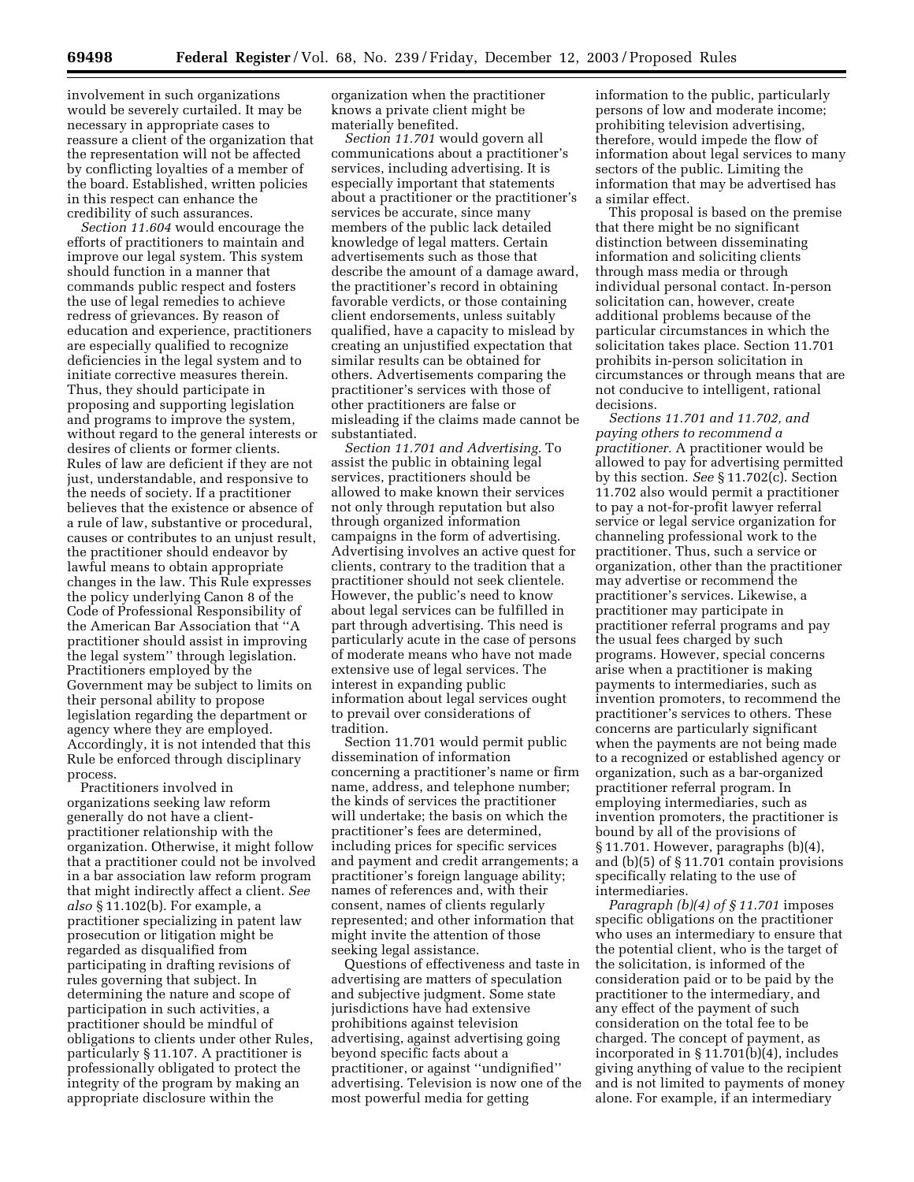involvement in such organizations would be severely curtailed. It may be necessary in appropriate cases to reassure a client of the organization that the representation will not be affected by conflicting loyalties of a member of the board. Established, written policies in this respect can enhance the credibility of such assurances.

*Section 11.604* would encourage the efforts of practitioners to maintain and improve our legal system. This system should function in a manner that commands public respect and fosters the use of legal remedies to achieve redress of grievances. By reason of education and experience, practitioners are especially qualified to recognize deficiencies in the legal system and to initiate corrective measures therein. Thus, they should participate in proposing and supporting legislation and programs to improve the system, without regard to the general interests or desires of clients or former clients. Rules of law are deficient if they are not just, understandable, and responsive to the needs of society. If a practitioner believes that the existence or absence of a rule of law, substantive or procedural, causes or contributes to an unjust result, the practitioner should endeavor by lawful means to obtain appropriate changes in the law. This Rule expresses the policy underlying Canon 8 of the Code of Professional Responsibility of the American Bar Association that ''A practitioner should assist in improving the legal system'' through legislation. Practitioners employed by the Government may be subject to limits on their personal ability to propose legislation regarding the department or agency where they are employed. Accordingly, it is not intended that this Rule be enforced through disciplinary process.

Practitioners involved in organizations seeking law reform generally do not have a client-practitioner relationship with the organization. Otherwise, it might follow that a practitioner could not be involved in a bar association law reform program that might indirectly affect a client. *See also* § 11.102(b). For example, a practitioner specializing in patent law prosecution or litigation might be regarded as disqualified from participating in drafting revisions of rules governing that subject. In determining the nature and scope of participation in such activities, a practitioner should be mindful of obligations to clients under other Rules, particularly § 11.107. A practitioner is professionally obligated to protect the integrity of the program by making an appropriate disclosure within the organization when the practitioner knows a private client might be materially benefited.

*Section 11.701* would govern all communications about a practitioner's services, including advertising. It is especially important that statements about a practitioner or the practitioner's services be accurate, since many members of the public lack detailed knowledge of legal matters. Certain advertisements such as those that describe the amount of a damage award, the practitioner's record in obtaining favorable verdicts, or those containing client endorsements, unless suitably qualified, have a capacity to mislead by creating an unjustified expectation that similar results can be obtained for others. Advertisements comparing the practitioner's services with those of other practitioners are false or misleading if the claims made cannot be substantiated.

*Section 11.701 and Advertising.* To assist the public in obtaining legal services, practitioners should be allowed to make known their services not only through reputation but also through organized information campaigns in the form of advertising. Advertising involves an active quest for clients, contrary to the tradition that a practitioner should not seek clientele. However, the public's need to know about legal services can be fulfilled in part through advertising. This need is particularly acute in the case of persons of moderate means who have not made extensive use of legal services. The interest in expanding public information about legal services ought to prevail over considerations of tradition.

Section 11.701 would permit public dissemination of information concerning a practitioner's name or firm name, address, and telephone number; the kinds of services the practitioner will undertake; the basis on which the practitioner's fees are determined, including prices for specific services and payment and credit arrangements; a practitioner's foreign language ability; names of references and, with their consent, names of clients regularly represented; and other information that might invite the attention of those seeking legal assistance.

Questions of effectiveness and taste in advertising are matters of speculation and subjective judgment. Some state jurisdictions have had extensive prohibitions against television advertising, against advertising going beyond specific facts about a practitioner, or against ''undignified'' advertising. Television is now one of the most powerful media for getting information to the public, particularly persons of low and moderate income; prohibiting television advertising, therefore, would impede the flow of information about legal services to many sectors of the public. Limiting the information that may be advertised has a similar effect.

This proposal is based on the premise that there might be no significant distinction between disseminating information and soliciting clients through mass media or through individual personal contact. In-person solicitation can, however, create additional problems because of the particular circumstances in which the solicitation takes place. Section 11.701 prohibits in-person solicitation in circumstances or through means that are not conducive to intelligent, rational decisions.

*Sections 11.701 and 11.702, and paying others to recommend a practitioner.* A practitioner would be allowed to pay for advertising permitted by this section. *See* § 11.702(c). Section 11.702 also would permit a practitioner to pay a not-for-profit lawyer referral service or legal service organization for channeling professional work to the practitioner. Thus, such a service or organization, other than the practitioner may advertise or recommend the practitioner's services. Likewise, a practitioner may participate in practitioner referral programs and pay the usual fees charged by such programs. However, special concerns arise when a practitioner is making payments to intermediaries, such as invention promoters, to recommend the practitioner's services to others. These concerns are particularly significant when the payments are not being made to a recognized or established agency or organization, such as a bar-organized practitioner referral program. In employing intermediaries, such as invention promoters, the practitioner is bound by all of the provisions of § 11.701. However, paragraphs (b)(4), and (b)(5) of § 11.701 contain provisions specifically relating to the use of intermediaries.

*Paragraph (b)(4) of § 11.701* imposes specific obligations on the practitioner who uses an intermediary to ensure that the potential client, who is the target of the solicitation, is informed of the consideration paid or to be paid by the practitioner to the intermediary, and any effect of the payment of such consideration on the total fee to be charged. The concept of payment, as incorporated in § 11.701(b)(4), includes giving anything of value to the recipient and is not limited to payments of money alone. For example, if an intermediary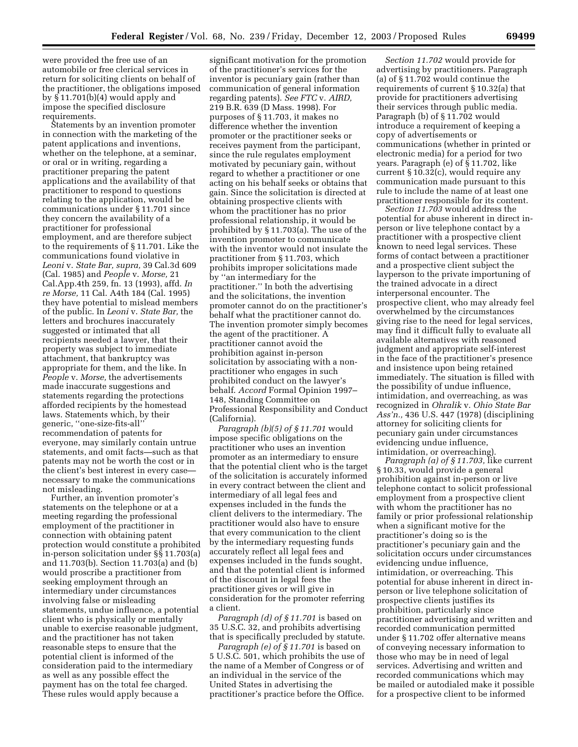were provided the free use of an automobile or free clerical services in return for soliciting clients on behalf of the practitioner, the obligations imposed by § 11.701(b)(4) would apply and impose the specified disclosure requirements.

Statements by an invention promoter in connection with the marketing of the patent applications and inventions, whether on the telephone, at a seminar, or oral or in writing, regarding a practitioner preparing the patent applications and the availability of that practitioner to respond to questions relating to the application, would be communications under § 11.701 since they concern the availability of a practitioner for professional employment, and are therefore subject to the requirements of § 11.701. Like the communications found violative in *Leoni* v. *State Bar, supra,* 39 Cal.3d 609 (Cal. 1985) and *People* v. *Morse,* 21 Cal.App.4th 259, fn. 13 (1993), affd. *In re Morse,* 11 Cal. A4th 184 (Cal. 1995) they have potential to mislead members of the public. In *Leoni* v. *State Bar,* the letters and brochures inaccurately suggested or intimated that all recipients needed a lawyer, that their property was subject to immediate attachment, that bankruptcy was appropriate for them, and the like. In *People* v. *Morse,* the advertisements made inaccurate suggestions and statements regarding the protections afforded recipients by the homestead laws. Statements which, by their generic, ''one-size-fits-all'' recommendation of patents for everyone, may similarly contain untrue statements, and omit facts—such as that patents may not be worth the cost or in the client's best interest in every case—necessary to make the communications not misleading.

Further, an invention promoter's statements on the telephone or at a meeting regarding the professional employment of the practitioner in connection with obtaining patent protection would constitute a prohibited in-person solicitation under §§ 11.703(a) and 11.703(b). Section 11.703(a) and (b) would proscribe a practitioner from seeking employment through an intermediary under circumstances involving false or misleading statements, undue influence, a potential client who is physically or mentally unable to exercise reasonable judgment, and the practitioner has not taken reasonable steps to ensure that the potential client is informed of the consideration paid to the intermediary as well as any possible effect the payment has on the total fee charged. These rules would apply because a significant motivation for the promotion of the practitioner's services for the inventor is pecuniary gain (rather than communication of general information regarding patents). *See FTC* v. *AIRD,* 219 B.R. 639 (D Mass. 1998). For purposes of § 11.703, it makes no difference whether the invention promoter or the practitioner seeks or receives payment from the participant, since the rule regulates employment motivated by pecuniary gain, without regard to whether a practitioner or one acting on his behalf seeks or obtains that gain. Since the solicitation is directed at obtaining prospective clients with whom the practitioner has no prior professional relationship, it would be prohibited by § 11.703(a). The use of the invention promoter to communicate with the inventor would not insulate the practitioner from § 11.703, which prohibits improper solicitations made by ''an intermediary for the practitioner.'' In both the advertising and the solicitations, the invention promoter cannot do on the practitioner's behalf what the practitioner cannot do. The invention promoter simply becomes the agent of the practitioner. A practitioner cannot avoid the prohibition against in-person solicitation by associating with a non-practitioner who engages in such prohibited conduct on the lawyer's behalf. *Accord* Formal Opinion 1997–148, Standing Committee on Professional Responsibility and Conduct (California).

*Paragraph (b)(5) of § 11.701* would impose specific obligations on the practitioner who uses an invention promoter as an intermediary to ensure that the potential client who is the target of the solicitation is accurately informed in every contract between the client and intermediary of all legal fees and expenses included in the funds the client delivers to the intermediary. The practitioner would also have to ensure that every communication to the client by the intermediary requesting funds accurately reflect all legal fees and expenses included in the funds sought, and that the potential client is informed of the discount in legal fees the practitioner gives or will give in consideration for the promoter referring a client.

*Paragraph (d) of § 11.701* is based on 35 U.S.C. 32, and prohibits advertising that is specifically precluded by statute.

*Paragraph (e) of § 11.701* is based on 5 U.S.C. 501, which prohibits the use of the name of a Member of Congress or of an individual in the service of the United States in advertising the practitioner's practice before the Office.

*Section 11.702* would provide for advertising by practitioners. Paragraph (a) of § 11.702 would continue the requirements of current § 10.32(a) that provide for practitioners advertising their services through public media. Paragraph (b) of § 11.702 would introduce a requirement of keeping a copy of advertisements or communications (whether in printed or electronic media) for a period for two years. Paragraph (e) of § 11.702, like current § 10.32(c), would require any communication made pursuant to this rule to include the name of at least one practitioner responsible for its content.

*Section 11.703* would address the potential for abuse inherent in direct in-person or live telephone contact by a practitioner with a prospective client known to need legal services. These forms of contact between a practitioner and a prospective client subject the layperson to the private importuning of the trained advocate in a direct interpersonal encounter. The prospective client, who may already feel overwhelmed by the circumstances giving rise to the need for legal services, may find it difficult fully to evaluate all available alternatives with reasoned judgment and appropriate self-interest in the face of the practitioner's presence and insistence upon being retained immediately. The situation is filled with the possibility of undue influence, intimidation, and overreaching, as was recognized in *Ohralik* v. *Ohio State Bar Ass'n.,* 436 U.S. 447 (1978) (disciplining attorney for soliciting clients for pecuniary gain under circumstances evidencing undue influence, intimidation, or overreaching).

*Paragraph (a) of § 11.703,* like current § 10.33, would provide a general prohibition against in-person or live telephone contact to solicit professional employment from a prospective client with whom the practitioner has no family or prior professional relationship when a significant motive for the practitioner's doing so is the practitioner's pecuniary gain and the solicitation occurs under circumstances evidencing undue influence, intimidation, or overreaching. This potential for abuse inherent in direct in-person or live telephone solicitation of prospective clients justifies its prohibition, particularly since practitioner advertising and written and recorded communication permitted under § 11.702 offer alternative means of conveying necessary information to those who may be in need of legal services. Advertising and written and recorded communications which may be mailed or autodialed make it possible for a prospective client to be informed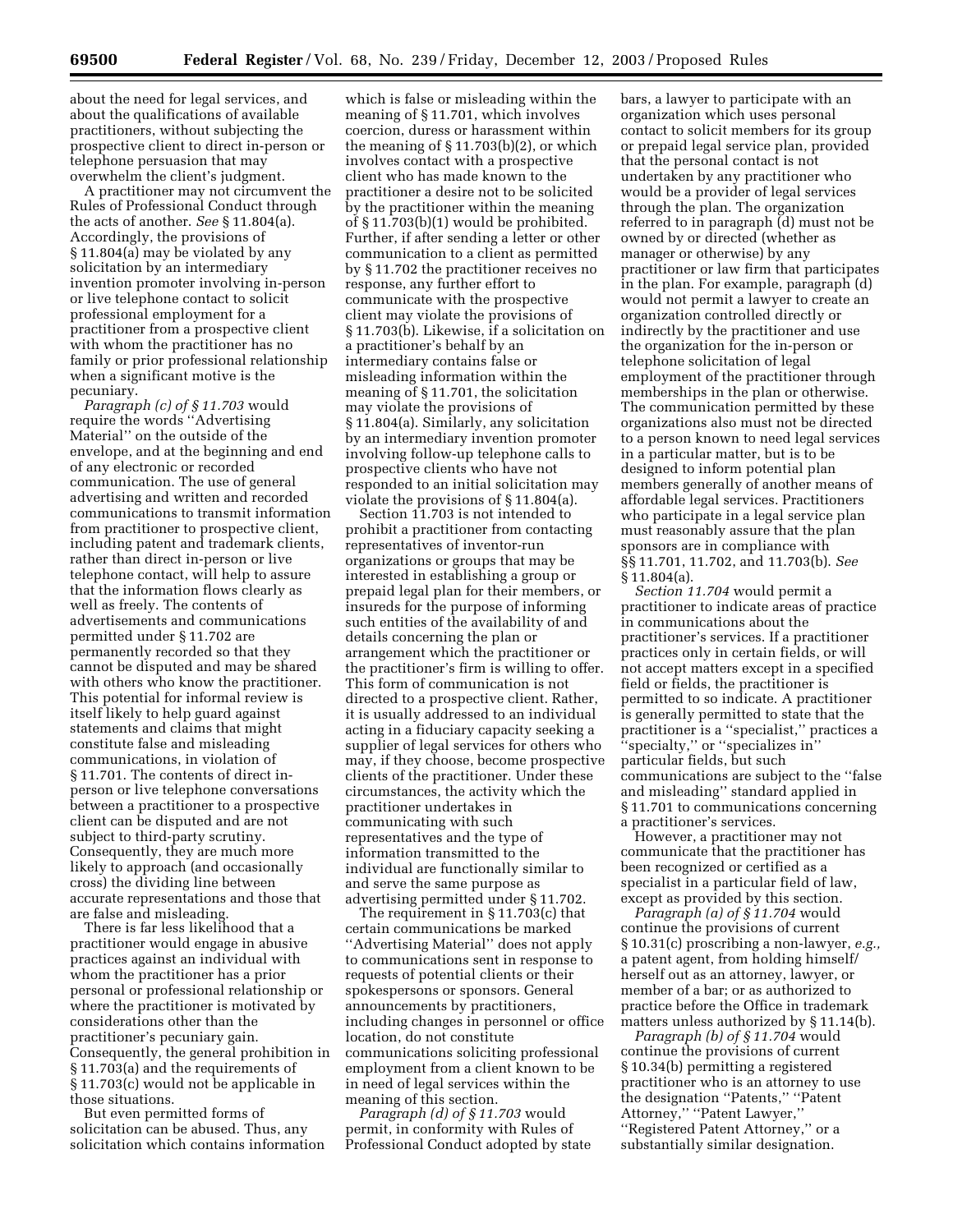about the need for legal services, and about the qualifications of available practitioners, without subjecting the prospective client to direct in-person or telephone persuasion that may overwhelm the client's judgment.

A practitioner may not circumvent the Rules of Professional Conduct through the acts of another. *See* § 11.804(a). Accordingly, the provisions of § 11.804(a) may be violated by any solicitation by an intermediary invention promoter involving in-person or live telephone contact to solicit professional employment for a practitioner from a prospective client with whom the practitioner has no family or prior professional relationship when a significant motive is the pecuniary.

*Paragraph (c) of § 11.703* would require the words ''Advertising Material'' on the outside of the envelope, and at the beginning and end of any electronic or recorded communication. The use of general advertising and written and recorded communications to transmit information from practitioner to prospective client, including patent and trademark clients, rather than direct in-person or live telephone contact, will help to assure that the information flows clearly as well as freely. The contents of advertisements and communications permitted under § 11.702 are permanently recorded so that they cannot be disputed and may be shared with others who know the practitioner. This potential for informal review is itself likely to help guard against statements and claims that might constitute false and misleading communications, in violation of § 11.701. The contents of direct in-person or live telephone conversations between a practitioner to a prospective client can be disputed and are not subject to third-party scrutiny. Consequently, they are much more likely to approach (and occasionally cross) the dividing line between accurate representations and those that are false and misleading.

There is far less likelihood that a practitioner would engage in abusive practices against an individual with whom the practitioner has a prior personal or professional relationship or where the practitioner is motivated by considerations other than the practitioner's pecuniary gain. Consequently, the general prohibition in § 11.703(a) and the requirements of § 11.703(c) would not be applicable in those situations.

But even permitted forms of solicitation can be abused. Thus, any solicitation which contains information which is false or misleading within the meaning of § 11.701, which involves coercion, duress or harassment within the meaning of § 11.703(b)(2), or which involves contact with a prospective client who has made known to the practitioner a desire not to be solicited by the practitioner within the meaning of § 11.703(b)(1) would be prohibited. Further, if after sending a letter or other communication to a client as permitted by § 11.702 the practitioner receives no response, any further effort to communicate with the prospective client may violate the provisions of § 11.703(b). Likewise, if a solicitation on a practitioner's behalf by an intermediary contains false or misleading information within the meaning of § 11.701, the solicitation may violate the provisions of § 11.804(a). Similarly, any solicitation by an intermediary invention promoter involving follow-up telephone calls to prospective clients who have not responded to an initial solicitation may violate the provisions of § 11.804(a).

Section 11.703 is not intended to prohibit a practitioner from contacting representatives of inventor-run organizations or groups that may be interested in establishing a group or prepaid legal plan for their members, or insureds for the purpose of informing such entities of the availability of and details concerning the plan or arrangement which the practitioner or the practitioner's firm is willing to offer. This form of communication is not directed to a prospective client. Rather, it is usually addressed to an individual acting in a fiduciary capacity seeking a supplier of legal services for others who may, if they choose, become prospective clients of the practitioner. Under these circumstances, the activity which the practitioner undertakes in communicating with such representatives and the type of information transmitted to the individual are functionally similar to and serve the same purpose as advertising permitted under § 11.702.

The requirement in § 11.703(c) that certain communications be marked ''Advertising Material'' does not apply to communications sent in response to requests of potential clients or their spokespersons or sponsors. General announcements by practitioners, including changes in personnel or office location, do not constitute communications soliciting professional employment from a client known to be in need of legal services within the meaning of this section.

*Paragraph (d) of § 11.703* would permit, in conformity with Rules of Professional Conduct adopted by state bars, a lawyer to participate with an organization which uses personal contact to solicit members for its group or prepaid legal service plan, provided that the personal contact is not undertaken by any practitioner who would be a provider of legal services through the plan. The organization referred to in paragraph (d) must not be owned by or directed (whether as manager or otherwise) by any practitioner or law firm that participates in the plan. For example, paragraph (d) would not permit a lawyer to create an organization controlled directly or indirectly by the practitioner and use the organization for the in-person or telephone solicitation of legal employment of the practitioner through memberships in the plan or otherwise. The communication permitted by these organizations also must not be directed to a person known to need legal services in a particular matter, but is to be designed to inform potential plan members generally of another means of affordable legal services. Practitioners who participate in a legal service plan must reasonably assure that the plan sponsors are in compliance with §§ 11.701, 11.702, and 11.703(b). *See* § 11.804(a).

*Section 11.704* would permit a practitioner to indicate areas of practice in communications about the practitioner's services. If a practitioner practices only in certain fields, or will not accept matters except in a specified field or fields, the practitioner is permitted to so indicate. A practitioner is generally permitted to state that the practitioner is a ''specialist,'' practices a ''specialty,'' or ''specializes in'' particular fields, but such communications are subject to the ''false and misleading'' standard applied in § 11.701 to communications concerning a practitioner's services.

However, a practitioner may not communicate that the practitioner has been recognized or certified as a specialist in a particular field of law, except as provided by this section.

*Paragraph (a) of § 11.704* would continue the provisions of current § 10.31(c) proscribing a non-lawyer, *e.g.,* a patent agent, from holding himself/herself out as an attorney, lawyer, or member of a bar; or as authorized to practice before the Office in trademark matters unless authorized by § 11.14(b).

*Paragraph (b) of § 11.704* would continue the provisions of current § 10.34(b) permitting a registered practitioner who is an attorney to use the designation ''Patents,'' ''Patent Attorney,'' ''Patent Lawyer,'' ''Registered Patent Attorney,'' or a substantially similar designation.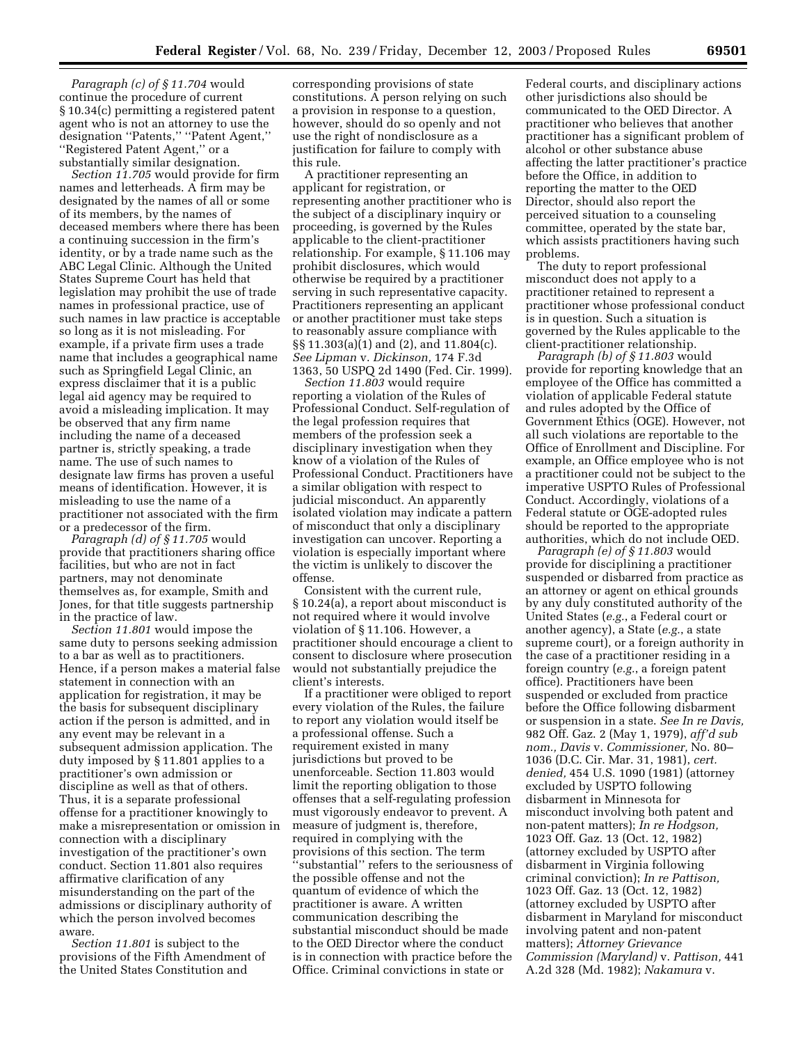*Paragraph (c) of § 11.704* would continue the procedure of current § 10.34(c) permitting a registered patent agent who is not an attorney to use the designation ''Patents,'' ''Patent Agent,'' ''Registered Patent Agent,'' or a substantially similar designation.

*Section 11.705* would provide for firm names and letterheads. A firm may be designated by the names of all or some of its members, by the names of deceased members where there has been a continuing succession in the firm's identity, or by a trade name such as the ABC Legal Clinic. Although the United States Supreme Court has held that legislation may prohibit the use of trade names in professional practice, use of such names in law practice is acceptable so long as it is not misleading. For example, if a private firm uses a trade name that includes a geographical name such as Springfield Legal Clinic, an express disclaimer that it is a public legal aid agency may be required to avoid a misleading implication. It may be observed that any firm name including the name of a deceased partner is, strictly speaking, a trade name. The use of such names to designate law firms has proven a useful means of identification. However, it is misleading to use the name of a practitioner not associated with the firm or a predecessor of the firm.

*Paragraph (d) of § 11.705* would provide that practitioners sharing office facilities, but who are not in fact partners, may not denominate themselves as, for example, Smith and Jones, for that title suggests partnership in the practice of law.

*Section 11.801* would impose the same duty to persons seeking admission to a bar as well as to practitioners. Hence, if a person makes a material false statement in connection with an application for registration, it may be the basis for subsequent disciplinary action if the person is admitted, and in any event may be relevant in a subsequent admission application. The duty imposed by § 11.801 applies to a practitioner's own admission or discipline as well as that of others. Thus, it is a separate professional offense for a practitioner knowingly to make a misrepresentation or omission in connection with a disciplinary investigation of the practitioner's own conduct. Section 11.801 also requires affirmative clarification of any misunderstanding on the part of the admissions or disciplinary authority of which the person involved becomes aware.

*Section 11.801* is subject to the provisions of the Fifth Amendment of the United States Constitution and corresponding provisions of state constitutions. A person relying on such a provision in response to a question, however, should do so openly and not use the right of nondisclosure as a justification for failure to comply with this rule.

A practitioner representing an applicant for registration, or representing another practitioner who is the subject of a disciplinary inquiry or proceeding, is governed by the Rules applicable to the client-practitioner relationship. For example, § 11.106 may prohibit disclosures, which would otherwise be required by a practitioner serving in such representative capacity. Practitioners representing an applicant or another practitioner must take steps to reasonably assure compliance with §§ 11.303(a)(1) and (2), and 11.804(c). *See Lipman* v. *Dickinson,* 174 F.3d 1363, 50 USPQ 2d 1490 (Fed. Cir. 1999).

*Section 11.803* would require reporting a violation of the Rules of Professional Conduct. Self-regulation of the legal profession requires that members of the profession seek a disciplinary investigation when they know of a violation of the Rules of Professional Conduct. Practitioners have a similar obligation with respect to judicial misconduct. An apparently isolated violation may indicate a pattern of misconduct that only a disciplinary investigation can uncover. Reporting a violation is especially important where the victim is unlikely to discover the offense.

Consistent with the current rule, § 10.24(a), a report about misconduct is not required where it would involve violation of § 11.106. However, a practitioner should encourage a client to consent to disclosure where prosecution would not substantially prejudice the client's interests.

If a practitioner were obliged to report every violation of the Rules, the failure to report any violation would itself be a professional offense. Such a requirement existed in many jurisdictions but proved to be unenforceable. Section 11.803 would limit the reporting obligation to those offenses that a self-regulating profession must vigorously endeavor to prevent. A measure of judgment is, therefore, required in complying with the provisions of this section. The term ''substantial'' refers to the seriousness of the possible offense and not the quantum of evidence of which the practitioner is aware. A written communication describing the substantial misconduct should be made to the OED Director where the conduct is in connection with practice before the Office. Criminal convictions in state or Federal courts, and disciplinary actions other jurisdictions also should be communicated to the OED Director. A practitioner who believes that another practitioner has a significant problem of alcohol or other substance abuse affecting the latter practitioner's practice before the Office, in addition to reporting the matter to the OED Director, should also report the perceived situation to a counseling committee, operated by the state bar, which assists practitioners having such problems.

The duty to report professional misconduct does not apply to a practitioner retained to represent a practitioner whose professional conduct is in question. Such a situation is governed by the Rules applicable to the client-practitioner relationship.

*Paragraph (b) of § 11.803* would provide for reporting knowledge that an employee of the Office has committed a violation of applicable Federal statute and rules adopted by the Office of Government Ethics (OGE). However, not all such violations are reportable to the Office of Enrollment and Discipline. For example, an Office employee who is not a practitioner could not be subject to the imperative USPTO Rules of Professional Conduct. Accordingly, violations of a Federal statute or OGE-adopted rules should be reported to the appropriate authorities, which do not include OED.

*Paragraph (e) of § 11.803* would provide for disciplining a practitioner suspended or disbarred from practice as an attorney or agent on ethical grounds by any duly constituted authority of the United States (*e.g.*, a Federal court or another agency), a State (*e.g.*, a state supreme court), or a foreign authority in the case of a practitioner residing in a foreign country (*e.g.*, a foreign patent office). Practitioners have been suspended or excluded from practice before the Office following disbarment or suspension in a state. *See In re Davis,* 982 Off. Gaz. 2 (May 1, 1979), *aff'd sub nom., Davis* v. *Commissioner,* No. 80–1036 (D.C. Cir. Mar. 31, 1981), *cert. denied,* 454 U.S. 1090 (1981) (attorney excluded by USPTO following disbarment in Minnesota for misconduct involving both patent and non-patent matters); *In re Hodgson,* 1023 Off. Gaz. 13 (Oct. 12, 1982) (attorney excluded by USPTO after disbarment in Virginia following criminal conviction); *In re Pattison,* 1023 Off. Gaz. 13 (Oct. 12, 1982) (attorney excluded by USPTO after disbarment in Maryland for misconduct involving patent and non-patent matters); *Attorney Grievance Commission (Maryland)* v. *Pattison,* 441 A.2d 328 (Md. 1982); *Nakamura* v.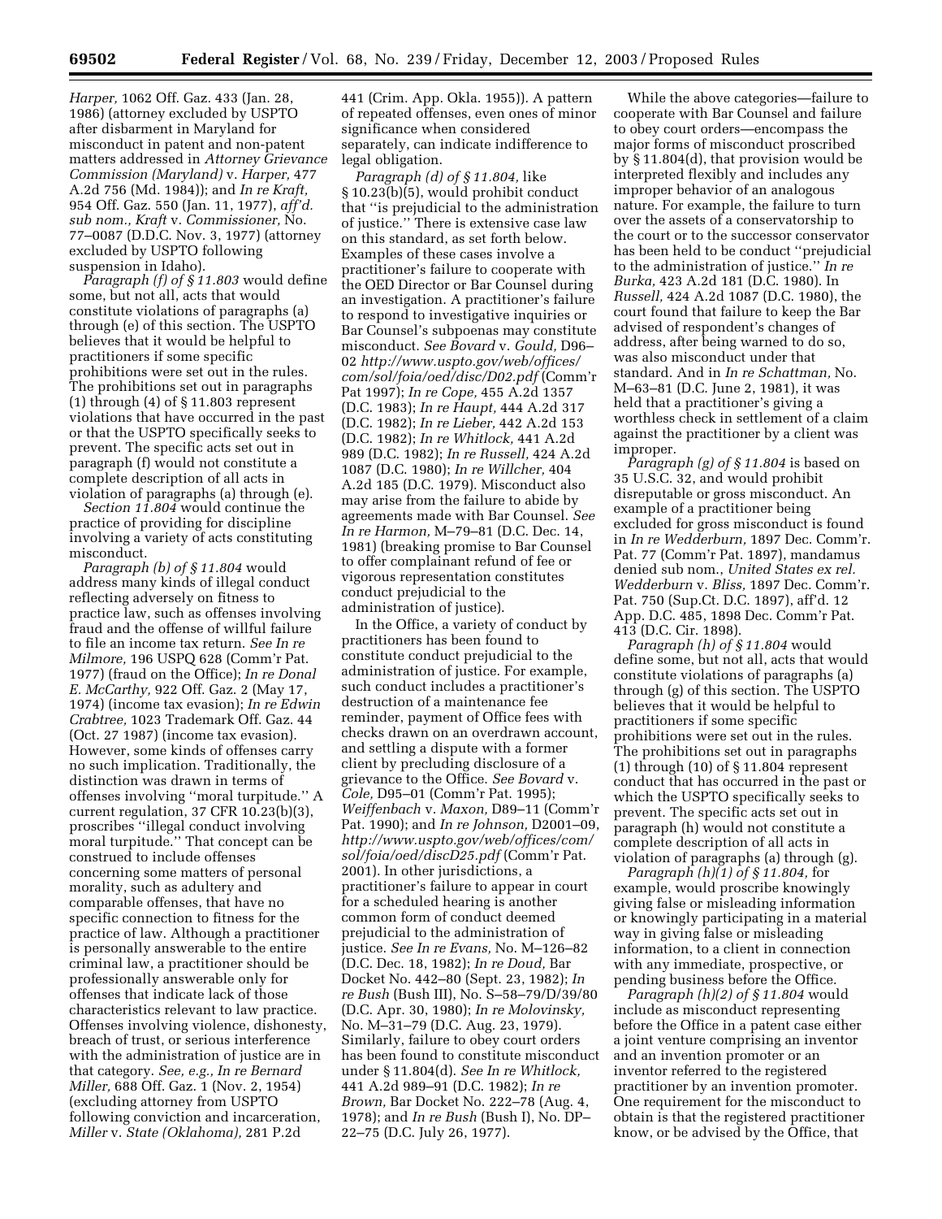*Harper,* 1062 Off. Gaz. 433 (Jan. 28, 1986) (attorney excluded by USPTO after disbarment in Maryland for misconduct in patent and non-patent matters addressed in *Attorney Grievance Commission (Maryland)* v. *Harper,* 477 A.2d 756 (Md. 1984)); and *In re Kraft,* 954 Off. Gaz. 550 (Jan. 11, 1977), *aff'd. sub nom., Kraft* v. *Commissioner,* No. 77–0087 (D.D.C. Nov. 3, 1977) (attorney excluded by USPTO following suspension in Idaho).

*Paragraph (f) of § 11.803* would define some, but not all, acts that would constitute violations of paragraphs (a) through (e) of this section. The USPTO believes that it would be helpful to practitioners if some specific prohibitions were set out in the rules. The prohibitions set out in paragraphs (1) through (4) of § 11.803 represent violations that have occurred in the past or that the USPTO specifically seeks to prevent. The specific acts set out in paragraph (f) would not constitute a complete description of all acts in violation of paragraphs (a) through (e).

*Section 11.804* would continue the practice of providing for discipline involving a variety of acts constituting misconduct.

*Paragraph (b) of § 11.804* would address many kinds of illegal conduct reflecting adversely on fitness to practice law, such as offenses involving fraud and the offense of willful failure to file an income tax return. *See In re Milmore,* 196 USPQ 628 (Comm'r Pat. 1977) (fraud on the Office); *In re Donal E. McCarthy,* 922 Off. Gaz. 2 (May 17, 1974) (income tax evasion); *In re Edwin Crabtree,* 1023 Trademark Off. Gaz. 44 (Oct. 27 1987) (income tax evasion). However, some kinds of offenses carry no such implication. Traditionally, the distinction was drawn in terms of offenses involving ''moral turpitude.'' A current regulation, 37 CFR 10.23(b)(3), proscribes ''illegal conduct involving moral turpitude.'' That concept can be construed to include offenses concerning some matters of personal morality, such as adultery and comparable offenses, that have no specific connection to fitness for the practice of law. Although a practitioner is personally answerable to the entire criminal law, a practitioner should be professionally answerable only for offenses that indicate lack of those characteristics relevant to law practice. Offenses involving violence, dishonesty, breach of trust, or serious interference with the administration of justice are in that category. *See, e.g., In re Bernard Miller,* 688 Off. Gaz. 1 (Nov. 2, 1954) (excluding attorney from USPTO following conviction and incarceration, *Miller* v. *State (Oklahoma),* 281 P.2d 441 (Crim. App. Okla. 1955)). A pattern of repeated offenses, even ones of minor significance when considered separately, can indicate indifference to legal obligation.

*Paragraph (d) of § 11.804,* like § 10.23(b)(5), would prohibit conduct that ''is prejudicial to the administration of justice.'' There is extensive case law on this standard, as set forth below. Examples of these cases involve a practitioner's failure to cooperate with the OED Director or Bar Counsel during an investigation. A practitioner's failure to respond to investigative inquiries or Bar Counsel's subpoenas may constitute misconduct. *See Bovard* v. *Gould,* D96–02 *http://www.uspto.gov/web/offices/com/sol/foia/oed/disc/D02.pdf* (Comm'r Pat 1997); *In re Cope,* 455 A.2d 1357 (D.C. 1983); *In re Haupt,* 444 A.2d 317 (D.C. 1982); *In re Lieber,* 442 A.2d 153 (D.C. 1982); *In re Whitlock,* 441 A.2d 989 (D.C. 1982); *In re Russell,* 424 A.2d 1087 (D.C. 1980); *In re Willcher,* 404 A.2d 185 (D.C. 1979). Misconduct also may arise from the failure to abide by agreements made with Bar Counsel. *See In re Harmon,* M–79–81 (D.C. Dec. 14, 1981) (breaking promise to Bar Counsel to offer complainant refund of fee or vigorous representation constitutes conduct prejudicial to the administration of justice).

In the Office, a variety of conduct by practitioners has been found to constitute conduct prejudicial to the administration of justice. For example, such conduct includes a practitioner's destruction of a maintenance fee reminder, payment of Office fees with checks drawn on an overdrawn account, and settling a dispute with a former client by precluding disclosure of a grievance to the Office. *See Bovard* v. *Cole,* D95–01 (Comm'r Pat. 1995); *Weiffenbach* v. *Maxon,* D89–11 (Comm'r Pat. 1990); and *In re Johnson,* D2001–09, *http://www.uspto.gov/web/offices/com/sol/foia/oed/discD25.pdf* (Comm'r Pat. 2001). In other jurisdictions, a practitioner's failure to appear in court for a scheduled hearing is another common form of conduct deemed prejudicial to the administration of justice. *See In re Evans,* No. M–126–82 (D.C. Dec. 18, 1982); *In re Doud,* Bar Docket No. 442–80 (Sept. 23, 1982); *In re Bush* (Bush III), No. S–58–79/D/39/80 (D.C. Apr. 30, 1980); *In re Molovinsky,* No. M–31–79 (D.C. Aug. 23, 1979). Similarly, failure to obey court orders has been found to constitute misconduct under § 11.804(d). *See In re Whitlock,* 441 A.2d 989–91 (D.C. 1982); *In re Brown,* Bar Docket No. 222–78 (Aug. 4, 1978); and *In re Bush* (Bush I), No. DP–22–75 (D.C. July 26, 1977).

While the above categories—failure to cooperate with Bar Counsel and failure to obey court orders—encompass the major forms of misconduct proscribed by § 11.804(d), that provision would be interpreted flexibly and includes any improper behavior of an analogous nature. For example, the failure to turn over the assets of a conservatorship to the court or to the successor conservator has been held to be conduct ''prejudicial to the administration of justice.'' *In re Burka,* 423 A.2d 181 (D.C. 1980). In *Russell,* 424 A.2d 1087 (D.C. 1980), the court found that failure to keep the Bar advised of respondent's changes of address, after being warned to do so, was also misconduct under that standard. And in *In re Schattman,* No. M–63–81 (D.C. June 2, 1981), it was held that a practitioner's giving a worthless check in settlement of a claim against the practitioner by a client was improper.

*Paragraph (g) of § 11.804* is based on 35 U.S.C. 32, and would prohibit disreputable or gross misconduct. An example of a practitioner being excluded for gross misconduct is found in *In re Wedderburn,* 1897 Dec. Comm'r. Pat. 77 (Comm'r Pat. 1897), mandamus denied sub nom., *United States ex rel. Wedderburn* v. *Bliss,* 1897 Dec. Comm'r. Pat. 750 (Sup.Ct. D.C. 1897), aff'd. 12 App. D.C. 485, 1898 Dec. Comm'r Pat. 413 (D.C. Cir. 1898).

*Paragraph (h) of § 11.804* would define some, but not all, acts that would constitute violations of paragraphs (a) through (g) of this section. The USPTO believes that it would be helpful to practitioners if some specific prohibitions were set out in the rules. The prohibitions set out in paragraphs (1) through (10) of § 11.804 represent conduct that has occurred in the past or which the USPTO specifically seeks to prevent. The specific acts set out in paragraph (h) would not constitute a complete description of all acts in violation of paragraphs (a) through (g).

*Paragraph (h)(1) of § 11.804,* for example, would proscribe knowingly giving false or misleading information or knowingly participating in a material way in giving false or misleading information, to a client in connection with any immediate, prospective, or pending business before the Office.

*Paragraph (h)(2) of § 11.804* would include as misconduct representing before the Office in a patent case either a joint venture comprising an inventor and an invention promoter or an inventor referred to the registered practitioner by an invention promoter. One requirement for the misconduct to obtain is that the registered practitioner know, or be advised by the Office, that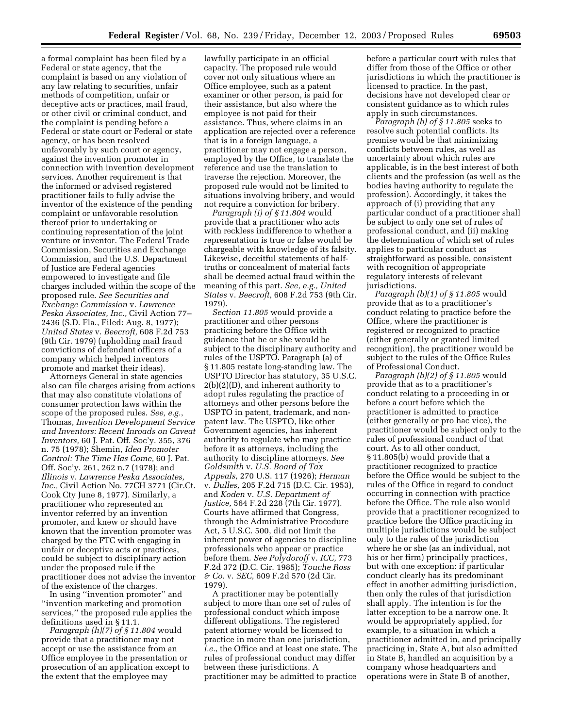a formal complaint has been filed by a Federal or state agency, that the complaint is based on any violation of any law relating to securities, unfair methods of competition, unfair or deceptive acts or practices, mail fraud, or other civil or criminal conduct, and the complaint is pending before a Federal or state court or Federal or state agency, or has been resolved unfavorably by such court or agency, against the invention promoter in connection with invention development services. Another requirement is that the informed or advised registered practitioner fails to fully advise the inventor of the existence of the pending complaint or unfavorable resolution thereof prior to undertaking or continuing representation of the joint venture or inventor. The Federal Trade Commission, Securities and Exchange Commission, and the U.S. Department of Justice are Federal agencies empowered to investigate and file charges included within the scope of the proposed rule. *See Securities and Exchange Commission* v. *Lawrence Peska Associates, Inc.,* Civil Action 77–2436 (S.D. Fla., Filed: Aug. 8, 1977); *United States* v. *Beecroft,* 608 F.2d 753 (9th Cir. 1979) (upholding mail fraud convictions of defendant officers of a company which helped inventors promote and market their ideas).

Attorneys General in state agencies also can file charges arising from actions that may also constitute violations of consumer protection laws within the scope of the proposed rules. *See, e.g.*, Thomas, *Invention Development Service and Inventors: Recent Inroads on Caveat Inventors,* 60 J. Pat. Off. Soc'y. 355, 376 n. 75 (1978); Shemin, *Idea Promoter Control: The Time Has Come,* 60 J. Pat. Off. Soc'y. 261, 262 n.7 (1978); and *Illinois* v. *Lawrence Peska Associates, Inc.,* Civil Action No. 77CH 3771 (Cir.Ct. Cook Cty June 8, 1977). Similarly, a practitioner who represented an inventor referred by an invention promoter, and knew or should have known that the invention promoter was charged by the FTC with engaging in unfair or deceptive acts or practices, could be subject to disciplinary action under the proposed rule if the practitioner does not advise the inventor of the existence of the charges.

In using ''invention promoter'' and ''invention marketing and promotion services,'' the proposed rule applies the definitions used in § 11.1.

*Paragraph (h)(7) of § 11.804* would provide that a practitioner may not accept or use the assistance from an Office employee in the presentation or prosecution of an application except to the extent that the employee may lawfully participate in an official capacity. The proposed rule would cover not only situations where an Office employee, such as a patent examiner or other person, is paid for their assistance, but also where the employee is not paid for their assistance. Thus, where claims in an application are rejected over a reference that is in a foreign language, a practitioner may not engage a person, employed by the Office, to translate the reference and use the translation to traverse the rejection. Moreover, the proposed rule would not be limited to situations involving bribery, and would not require a conviction for bribery.

*Paragraph (i) of § 11.804* would provide that a practitioner who acts with reckless indifference to whether a representation is true or false would be chargeable with knowledge of its falsity. Likewise, deceitful statements of half-truths or concealment of material facts shall be deemed actual fraud within the meaning of this part. *See, e.g., United States* v. *Beecroft,* 608 F.2d 753 (9th Cir. 1979).

*Section 11.805* would provide a practitioner and other persons practicing before the Office with guidance that he or she would be subject to the disciplinary authority and rules of the USPTO. Paragraph (a) of § 11.805 restate long-standing law. The USPTO Director has statutory, 35 U.S.C. 2(b)(2)(D), and inherent authority to adopt rules regulating the practice of attorneys and other persons before the USPTO in patent, trademark, and non-patent law. The USPTO, like other Government agencies, has inherent authority to regulate who may practice before it as attorneys, including the authority to discipline attorneys. *See Goldsmith* v. *U.S. Board of Tax Appeals,* 270 U.S. 117 (1926); *Herman* v. *Dulles,* 205 F.2d 715 (D.C. Cir. 1953), and *Koden* v. *U.S. Department of Justice,* 564 F.2d 228 (7th Cir. 1977). Courts have affirmed that Congress, through the Administrative Procedure Act, 5 U.S.C. 500, did not limit the inherent power of agencies to discipline professionals who appear or practice before them. *See Polydoroff* v. *ICC,* 773 F.2d 372 (D.C. Cir. 1985); *Touche Ross & Co.* v. *SEC,* 609 F.2d 570 (2d Cir. 1979).

A practitioner may be potentially subject to more than one set of rules of professional conduct which impose different obligations. The registered patent attorney would be licensed to practice in more than one jurisdiction, *i.e.*, the Office and at least one state. The rules of professional conduct may differ between these jurisdictions. A practitioner may be admitted to practice before a particular court with rules that differ from those of the Office or other jurisdictions in which the practitioner is licensed to practice. In the past, decisions have not developed clear or consistent guidance as to which rules apply in such circumstances.

*Paragraph (b) of § 11.805* seeks to resolve such potential conflicts. Its premise would be that minimizing conflicts between rules, as well as uncertainty about which rules are applicable, is in the best interest of both clients and the profession (as well as the bodies having authority to regulate the profession). Accordingly, it takes the approach of (i) providing that any particular conduct of a practitioner shall be subject to only one set of rules of professional conduct, and (ii) making the determination of which set of rules applies to particular conduct as straightforward as possible, consistent with recognition of appropriate regulatory interests of relevant jurisdictions.

*Paragraph (b)(1) of § 11.805* would provide that as to a practitioner's conduct relating to practice before the Office, where the practitioner is registered or recognized to practice (either generally or granted limited recognition), the practitioner would be subject to the rules of the Office Rules of Professional Conduct.

*Paragraph (b)(2) of § 11.805* would provide that as to a practitioner's conduct relating to a proceeding in or before a court before which the practitioner is admitted to practice (either generally or pro hac vice), the practitioner would be subject only to the rules of professional conduct of that court. As to all other conduct, § 11.805(b) would provide that a practitioner recognized to practice before the Office would be subject to the rules of the Office in regard to conduct occurring in connection with practice before the Office. The rule also would provide that a practitioner recognized to practice before the Office practicing in multiple jurisdictions would be subject only to the rules of the jurisdiction where he or she (as an individual, not his or her firm) principally practices, but with one exception: if particular conduct clearly has its predominant effect in another admitting jurisdiction, then only the rules of that jurisdiction shall apply. The intention is for the latter exception to be a narrow one. It would be appropriately applied, for example, to a situation in which a practitioner admitted in, and principally practicing in, State A, but also admitted in State B, handled an acquisition by a company whose headquarters and operations were in State B of another,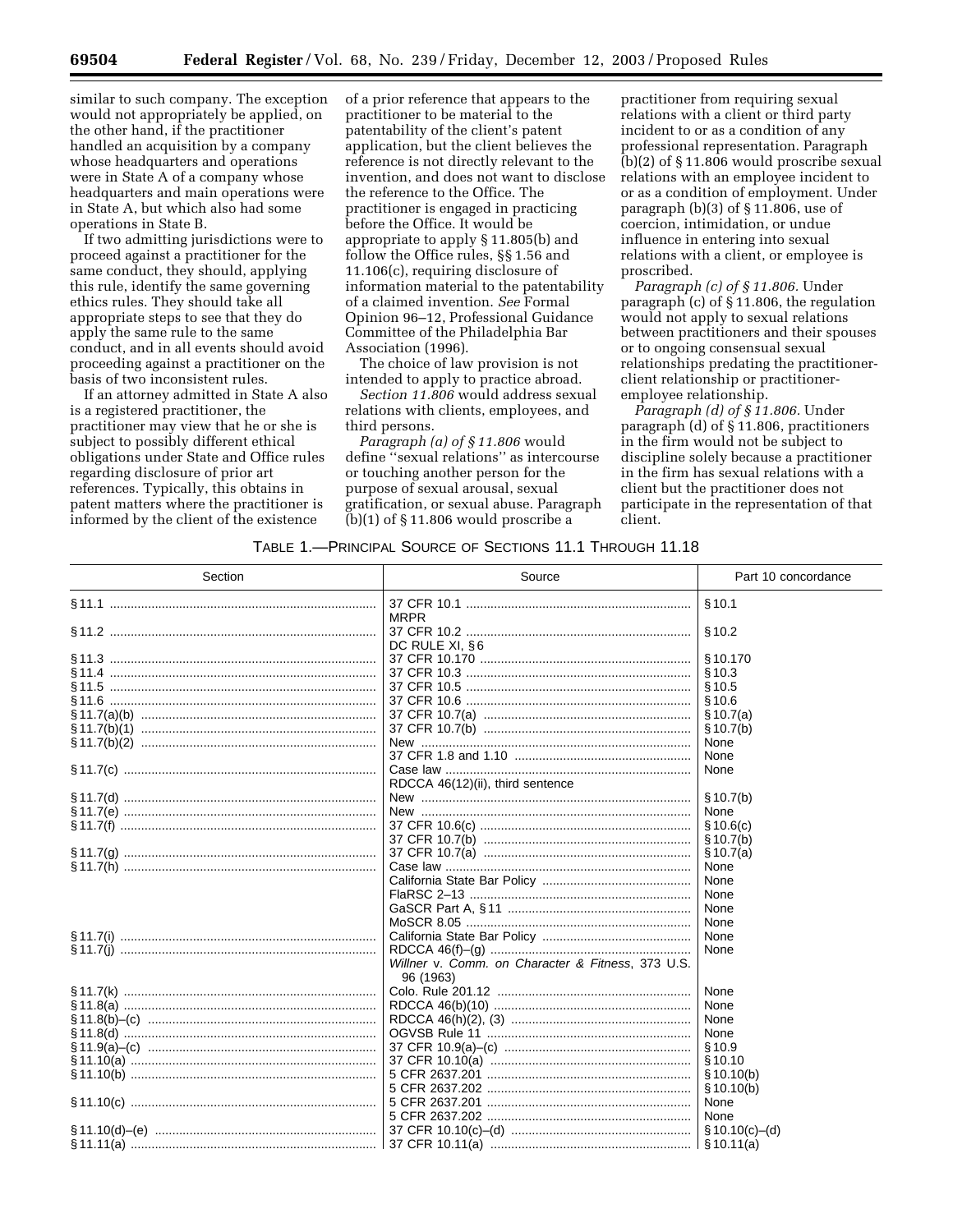similar to such company. The exception would not appropriately be applied, on the other hand, if the practitioner handled an acquisition by a company whose headquarters and operations were in State A of a company whose headquarters and main operations were in State A, but which also had some operations in State B.

If two admitting jurisdictions were to proceed against a practitioner for the same conduct, they should, applying this rule, identify the same governing ethics rules. They should take all appropriate steps to see that they do apply the same rule to the same conduct, and in all events should avoid proceeding against a practitioner on the basis of two inconsistent rules.

If an attorney admitted in State A also is a registered practitioner, the practitioner may view that he or she is subject to possibly different ethical obligations under State and Office rules regarding disclosure of prior art references. Typically, this obtains in patent matters where the practitioner is informed by the client of the existence of a prior reference that appears to the practitioner to be material to the patentability of the client's patent application, but the client believes the reference is not directly relevant to the invention, and does not want to disclose the reference to the Office. The practitioner is engaged in practicing before the Office. It would be appropriate to apply § 11.805(b) and follow the Office rules, §§ 1.56 and 11.106(c), requiring disclosure of information material to the patentability of a claimed invention. *See* Formal Opinion 96–12, Professional Guidance Committee of the Philadelphia Bar Association (1996).

The choice of law provision is not intended to apply to practice abroad.

*Section 11.806* would address sexual relations with clients, employees, and third persons.

*Paragraph (a) of § 11.806* would define ''sexual relations'' as intercourse or touching another person for the purpose of sexual arousal, sexual gratification, or sexual abuse. Paragraph (b)(1) of § 11.806 would proscribe a practitioner from requiring sexual relations with a client or third party incident to or as a condition of any professional representation. Paragraph (b)(2) of § 11.806 would proscribe sexual relations with an employee incident to or as a condition of employment. Under paragraph (b)(3) of § 11.806, use of coercion, intimidation, or undue influence in entering into sexual relations with a client, or employee is proscribed.

*Paragraph (c) of § 11.806.* Under paragraph (c) of § 11.806, the regulation would not apply to sexual relations between practitioners and their spouses or to ongoing consensual sexual relationships predating the practitioner-client relationship or practitioner-employee relationship.

*Paragraph (d) of § 11.806.* Under paragraph (d) of § 11.806, practitioners in the firm would not be subject to discipline solely because a practitioner in the firm has sexual relations with a client but the practitioner does not participate in the representation of that client.

TABLE 1.—PRINCIPAL SOURCE OF SECTIONS 11.1 THROUGH 11.18

| Section | Source | Part 10 concordance |
|---|---|---|
| § 11.1 | 37 CFR 10.1 | § 10.1 |
| | MRPR | |
| § 11.2 | 37 CFR 10.2 | § 10.2 |
| | DC RULE XI, § 6 | |
| § 11.3 | 37 CFR 10.170 | § 10.170 |
| § 11.4 | 37 CFR 10.3 | § 10.3 |
| § 11.5 | 37 CFR 10.5 | § 10.5 |
| § 11.6 | 37 CFR 10.6 | § 10.6 |
| § 11.7(a)(b) | 37 CFR 10.7(a) | § 10.7(a) |
| § 11.7(b)(1) | 37 CFR 10.7(b) | § 10.7(b) |
| § 11.7(b)(2) | New | None |
| | 37 CFR 1.8 and 1.10 | None |
| § 11.7(c) | Case law | None |
| | RDCCA 46(12)(ii), third sentence | |
| § 11.7(d) | New | § 10.7(b) |
| § 11.7(e) | New | None |
| § 11.7(f) | 37 CFR 10.6(c) | § 10.6(c) |
| | 37 CFR 10.7(b) | § 10.7(b) |
| § 11.7(g) | 37 CFR 10.7(a) | § 10.7(a) |
| § 11.7(h) | Case law | None |
| | California State Bar Policy | None |
| | FlaRSC 2–13 | None |
| | GaSCR Part A, § 11 | None |
| | MoSCR 8.05 | None |
| § 11.7(i) | California State Bar Policy | None |
| § 11.7(j) | RDCCA 46(f)–(g) | None |
| | *Willner* v. *Comm. on Character & Fitness*, 373 U.S. 96 (1963) | |
| § 11.7(k) | Colo. Rule 201.12 | None |
| § 11.8(a) | RDCCA 46(b)(10) | None |
| § 11.8(b)–(c) | RDCCA 46(h)(2), (3) | None |
| § 11.8(d) | OGVSB Rule 11 | None |
| § 11.9(a)–(c) | 37 CFR 10.9(a)–(c) | § 10.9 |
| § 11.10(a) | 37 CFR 10.10(a) | § 10.10 |
| § 11.10(b) | 5 CFR 2637.201 | § 10.10(b) |
| | 5 CFR 2637.202 | § 10.10(b) |
| § 11.10(c) | 5 CFR 2637.201 | None |
| | 5 CFR 2637.202 | None |
| § 11.10(d)–(e) | 37 CFR 10.10(c)–(d) | § 10.10(c)–(d) |
| § 11.11(a) | 37 CFR 10.11(a) | § 10.11(a) |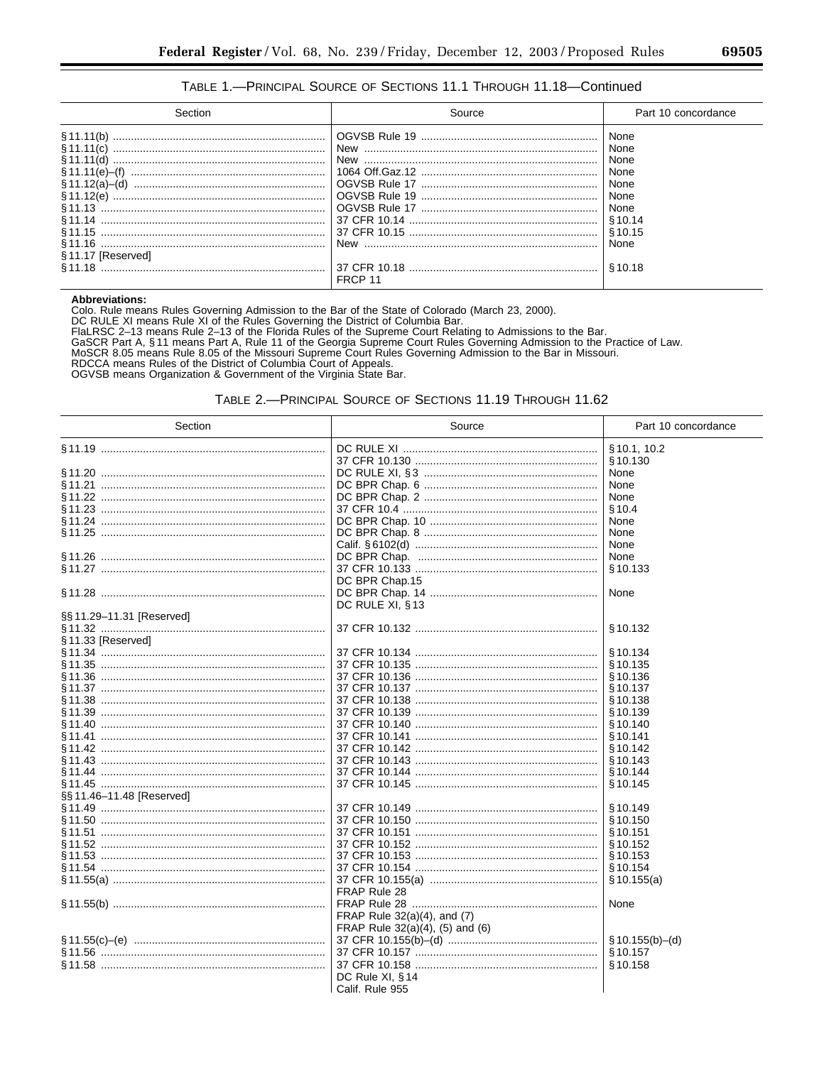TABLE 1.—PRINCIPAL SOURCE OF SECTIONS 11.1 THROUGH 11.18—Continued

| Section | Source | Part 10 concordance |
|---|---|---|
| § 11.11(b) | OGVSB Rule 19 | None |
| § 11.11(c) | New | None |
| § 11.11(d) | New | None |
| § 11.11(e)–(f) | 1064 Off.Gaz.12 | None |
| § 11.12(a)–(d) | OGVSB Rule 17 | None |
| § 11.12(e) | OGVSB Rule 19 | None |
| § 11.13 | OGVSB Rule 17 | None |
| § 11.14 | 37 CFR 10.14 | § 10.14 |
| § 11.15 | 37 CFR 10.15 | § 10.15 |
| § 11.16 | New | None |
| § 11.17 [Reserved] | | |
| § 11.18 | 37 CFR 10.18 | § 10.18 |
| | FRCP 11 | |

**Abbreviations:**
Colo. Rule means Rules Governing Admission to the Bar of the State of Colorado (March 23, 2000).
DC RULE XI means Rule XI of the Rules Governing the District of Columbia Bar.
FlaLRSC 2–13 means Rule 2–13 of the Florida Rules of the Supreme Court Relating to Admissions to the Bar.
GaSCR Part A, § 11 means Part A, Rule 11 of the Georgia Supreme Court Rules Governing Admission to the Practice of Law.
MoSCR 8.05 means Rule 8.05 of the Missouri Supreme Court Rules Governing Admission to the Bar in Missouri.
RDCCA means Rules of the District of Columbia Court of Appeals.
OGVSB means Organization & Government of the Virginia State Bar.

TABLE 2.—PRINCIPAL SOURCE OF SECTIONS 11.19 THROUGH 11.62

| Section | Source | Part 10 concordance |
|---|---|---|
| § 11.19 | DC RULE XI | § 10.1, 10.2 |
| | 37 CFR 10.130 | § 10.130 |
| § 11.20 | DC RULE XI, § 3 | None |
| § 11.21 | DC BPR Chap. 6 | None |
| § 11.22 | DC BPR Chap. 2 | None |
| § 11.23 | 37 CFR 10.4 | § 10.4 |
| § 11.24 | DC BPR Chap. 10 | None |
| § 11.25 | DC BPR Chap. 8 | None |
| | Calif. § 6102(d) | None |
| § 11.26 | DC BPR Chap. | None |
| § 11.27 | 37 CFR 10.133 | § 10.133 |
| | DC BPR Chap.15 | |
| § 11.28 | DC BPR Chap. 14 | None |
| | DC RULE XI, § 13 | |
| §§ 11.29–11.31 [Reserved] | | |
| § 11.32 | 37 CFR 10.132 | § 10.132 |
| § 11.33 [Reserved] | | |
| § 11.34 | 37 CFR 10.134 | § 10.134 |
| § 11.35 | 37 CFR 10.135 | § 10.135 |
| § 11.36 | 37 CFR 10.136 | § 10.136 |
| § 11.37 | 37 CFR 10.137 | § 10.137 |
| § 11.38 | 37 CFR 10.138 | § 10.138 |
| § 11.39 | 37 CFR 10.139 | § 10.139 |
| § 11.40 | 37 CFR 10.140 | § 10.140 |
| § 11.41 | 37 CFR 10.141 | § 10.141 |
| § 11.42 | 37 CFR 10.142 | § 10.142 |
| § 11.43 | 37 CFR 10.143 | § 10.143 |
| § 11.44 | 37 CFR 10.144 | § 10.144 |
| § 11.45 | 37 CFR 10.145 | § 10.145 |
| §§ 11.46–11.48 [Reserved] | | |
| § 11.49 | 37 CFR 10.149 | § 10.149 |
| § 11.50 | 37 CFR 10.150 | § 10.150 |
| § 11.51 | 37 CFR 10.151 | § 10.151 |
| § 11.52 | 37 CFR 10.152 | § 10.152 |
| § 11.53 | 37 CFR 10.153 | § 10.153 |
| § 11.54 | 37 CFR 10.154 | § 10.154 |
| § 11.55(a) | 37 CFR 10.155(a) | § 10.155(a) |
| | FRAP Rule 28 | |
| § 11.55(b) | FRAP Rule 28 | None |
| | FRAP Rule 32(a)(4), and (7) | |
| | FRAP Rule 32(a)(4), (5) and (6) | |
| § 11.55(c)–(e) | 37 CFR 10.155(b)–(d) | § 10.155(b)–(d) |
| § 11.56 | 37 CFR 10.157 | § 10.157 |
| § 11.58 | 37 CFR 10.158 | § 10.158 |
| | DC Rule XI, § 14 | |
| | Calif. Rule 955 | |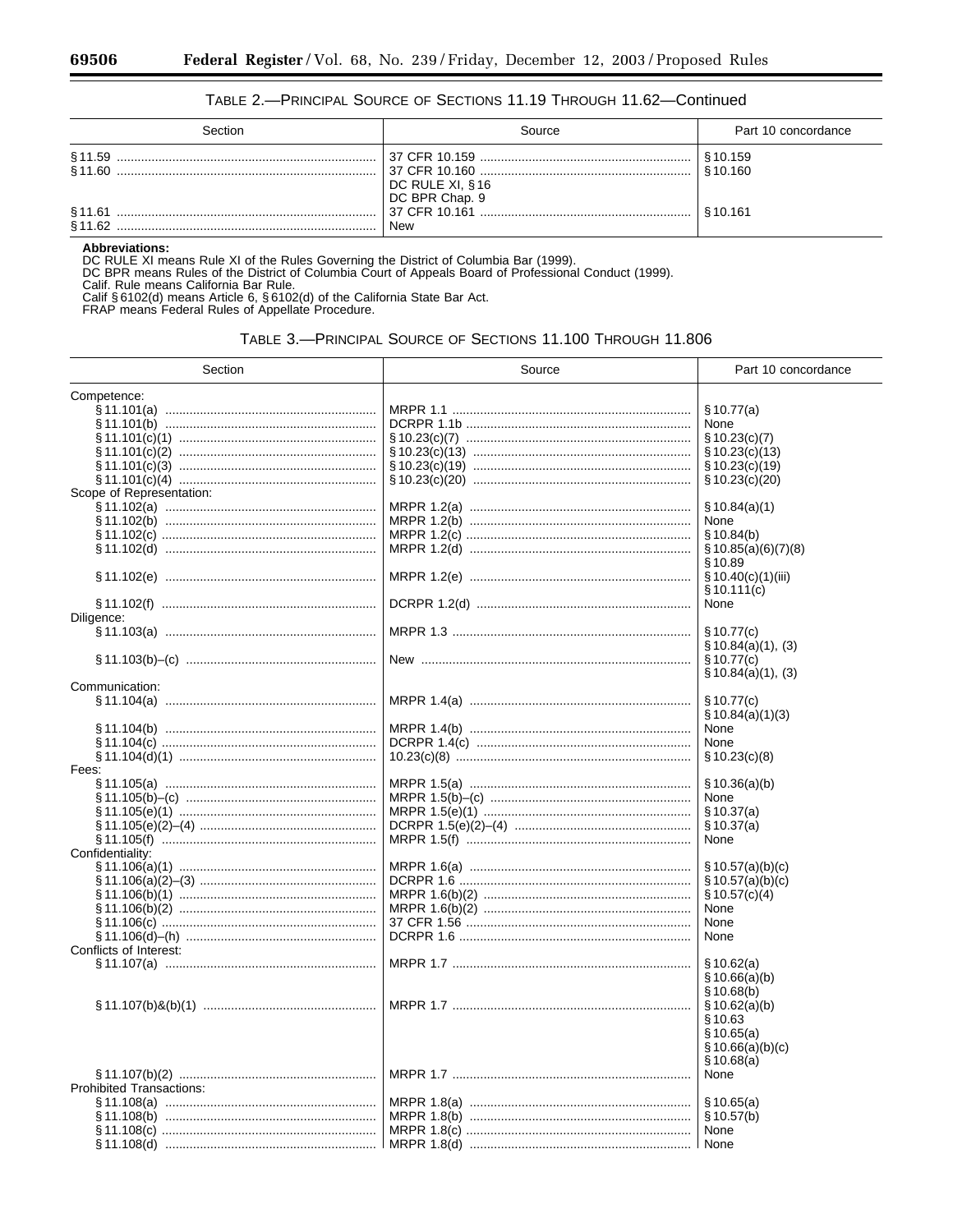### TABLE 2.—PRINCIPAL SOURCE OF SECTIONS 11.19 THROUGH 11.62—Continued

| Section | Source | Part 10 concordance |
|---|---|---|
| § 11.59 | 37 CFR 10.159 | § 10.159 |
| § 11.60 | 37 CFR 10.160 | § 10.160 |
| | DC RULE XI, § 16 | |
| | DC BPR Chap. 9 | |
| § 11.61 | 37 CFR 10.161 | § 10.161 |
| § 11.62 | New | |

**Abbreviations:**

DC RULE XI means Rule XI of the Rules Governing the District of Columbia Bar (1999).
DC BPR means Rules of the District of Columbia Court of Appeals Board of Professional Conduct (1999).
Calif. Rule means California Bar Rule.
Calif § 6102(d) means Article 6, § 6102(d) of the California State Bar Act.
FRAP means Federal Rules of Appellate Procedure.

### TABLE 3.—PRINCIPAL SOURCE OF SECTIONS 11.100 THROUGH 11.806

| Section | Source | Part 10 concordance |
|---|---|---|
| Competence: | | |
| § 11.101(a) | MRPR 1.1 | § 10.77(a) |
| § 11.101(b) | DCRPR 1.1b | None |
| § 11.101(c)(1) | § 10.23(c)(7) | § 10.23(c)(7) |
| § 11.101(c)(2) | § 10.23(c)(13) | § 10.23(c)(13) |
| § 11.101(c)(3) | § 10.23(c)(19) | § 10.23(c)(19) |
| § 11.101(c)(4) | § 10.23(c)(20) | § 10.23(c)(20) |
| Scope of Representation: | | |
| § 11.102(a) | MRPR 1.2(a) | § 10.84(a)(1) |
| § 11.102(b) | MRPR 1.2(b) | None |
| § 11.102(c) | MRPR 1.2(c) | § 10.84(b) |
| § 11.102(d) | MRPR 1.2(d) | § 10.85(a)(6)(7)(8)<br>§ 10.89 |
| § 11.102(e) | MRPR 1.2(e) | § 10.40(c)(1)(iii)<br>§ 10.111(c) |
| § 11.102(f) | DCRPR 1.2(d) | None |
| Diligence: | | |
| § 11.103(a) | MRPR 1.3 | § 10.77(c)<br>§ 10.84(a)(1), (3) |
| § 11.103(b)–(c) | New | § 10.77(c)<br>§ 10.84(a)(1), (3) |
| Communication: | | |
| § 11.104(a) | MRPR 1.4(a) | § 10.77(c)<br>§ 10.84(a)(1)(3) |
| § 11.104(b) | MRPR 1.4(b) | None |
| § 11.104(c) | DCRPR 1.4(c) | None |
| § 11.104(d)(1) | 10.23(c)(8) | § 10.23(c)(8) |
| Fees: | | |
| § 11.105(a) | MRPR 1.5(a) | § 10.36(a)(b) |
| § 11.105(b)–(c) | MRPR 1.5(b)–(c) | None |
| § 11.105(e)(1) | MRPR 1.5(e)(1) | § 10.37(a) |
| § 11.105(e)(2)–(4) | DCRPR 1.5(e)(2)–(4) | § 10.37(a) |
| § 11.105(f) | MRPR 1.5(f) | None |
| Confidentiality: | | |
| § 11.106(a)(1) | MRPR 1.6(a) | § 10.57(a)(b)(c) |
| § 11.106(a)(2)–(3) | DCRPR 1.6 | § 10.57(a)(b)(c) |
| § 11.106(b)(1) | MRPR 1.6(b)(2) | § 10.57(c)(4) |
| § 11.106(b)(2) | MRPR 1.6(b)(2) | None |
| § 11.106(c) | 37 CFR 1.56 | None |
| § 11.106(d)–(h) | DCRPR 1.6 | None |
| Conflicts of Interest: | | |
| § 11.107(a) | MRPR 1.7 | § 10.62(a)<br>§ 10.66(a)(b)<br>§ 10.68(b) |
| § 11.107(b)&(b)(1) | MRPR 1.7 | § 10.62(a)(b)<br>§ 10.63<br>§ 10.65(a)<br>§ 10.66(a)(b)(c)<br>§ 10.68(a) |
| § 11.107(b)(2) | MRPR 1.7 | None |
| Prohibited Transactions: | | |
| § 11.108(a) | MRPR 1.8(a) | § 10.65(a) |
| § 11.108(b) | MRPR 1.8(b) | § 10.57(b) |
| § 11.108(c) | MRPR 1.8(c) | None |
| § 11.108(d) | MRPR 1.8(d) | None |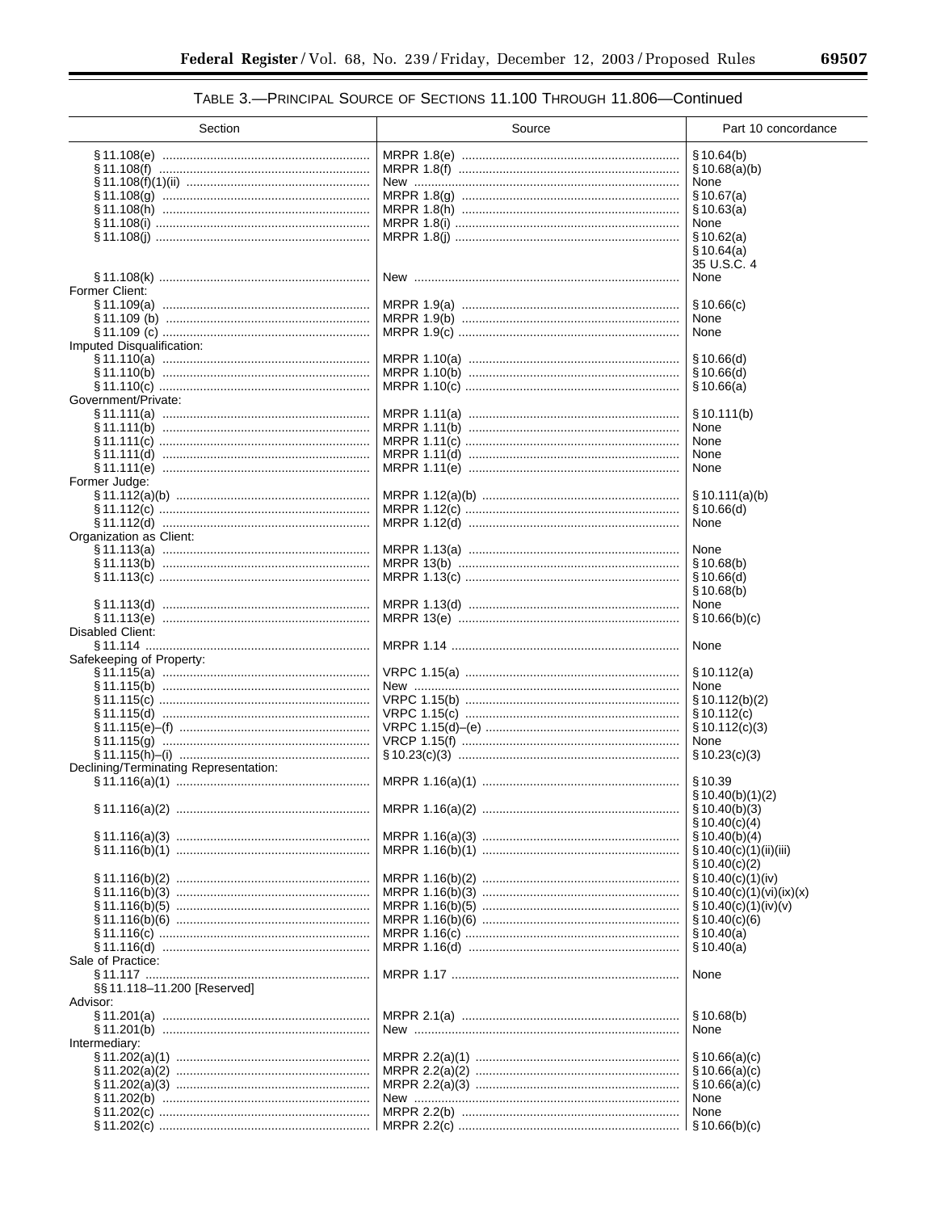TABLE 3.—PRINCIPAL SOURCE OF SECTIONS 11.100 THROUGH 11.806—Continued

| Section | Source | Part 10 concordance |
| --- | --- | --- |
| § 11.108(e) | MRPR 1.8(e) | § 10.64(b) |
| § 11.108(f) | MRPR 1.8(f) | § 10.68(a)(b) |
| § 11.108(f)(1)(ii) | New | None |
| § 11.108(g) | MRPR 1.8(g) | § 10.67(a) |
| § 11.108(h) | MRPR 1.8(h) | § 10.63(a) |
| § 11.108(i) | MRPR 1.8(i) | None |
| § 11.108(j) | MRPR 1.8(j) | § 10.62(a) § 10.64(a) 35 U.S.C. 4 |
| § 11.108(k) | New | None |
| Former Client: | | |
| § 11.109(a) | MRPR 1.9(a) | § 10.66(c) |
| § 11.109 (b) | MRPR 1.9(b) | None |
| § 11.109 (c) | MRPR 1.9(c) | None |
| Imputed Disqualification: | | |
| § 11.110(a) | MRPR 1.10(a) | § 10.66(d) |
| § 11.110(b) | MRPR 1.10(b) | § 10.66(d) |
| § 11.110(c) | MRPR 1.10(c) | § 10.66(a) |
| Government/Private: | | |
| § 11.111(a) | MRPR 1.11(a) | § 10.111(b) |
| § 11.111(b) | MRPR 1.11(b) | None |
| § 11.111(c) | MRPR 1.11(c) | None |
| § 11.111(d) | MRPR 1.11(d) | None |
| § 11.111(e) | MRPR 1.11(e) | None |
| Former Judge: | | |
| § 11.112(a)(b) | MRPR 1.12(a)(b) | § 10.111(a)(b) |
| § 11.112(c) | MRPR 1.12(c) | § 10.66(d) |
| § 11.112(d) | MRPR 1.12(d) | None |
| Organization as Client: | | |
| § 11.113(a) | MRPR 1.13(a) | None |
| § 11.113(b) | MRPR 13(b) | § 10.68(b) |
| § 11.113(c) | MRPR 1.13(c) | § 10.66(d) § 10.68(b) |
| § 11.113(d) | MRPR 1.13(d) | None |
| § 11.113(e) | MRPR 13(e) | § 10.66(b)(c) |
| Disabled Client: | | |
| § 11.114 | MRPR 1.14 | None |
| Safekeeping of Property: | | |
| § 11.115(a) | VRPC 1.15(a) | § 10.112(a) |
| § 11.115(b) | New | None |
| § 11.115(c) | VRPC 1.15(b) | § 10.112(b)(2) |
| § 11.115(d) | VRPC 1.15(c) | § 10.112(c) |
| § 11.115(e)–(f) | VRPC 1.15(d)–(e) | § 10.112(c)(3) |
| § 11.115(g) | VRCP 1.15(f) | None |
| § 11.115(h)–(i) | § 10.23(c)(3) | § 10.23(c)(3) |
| Declining/Terminating Representation: | | |
| § 11.116(a)(1) | MRPR 1.16(a)(1) | § 10.39 § 10.40(b)(1)(2) |
| § 11.116(a)(2) | MRPR 1.16(a)(2) | § 10.40(b)(3) § 10.40(c)(4) |
| § 11.116(a)(3) | MRPR 1.16(a)(3) | § 10.40(b)(4) |
| § 11.116(b)(1) | MRPR 1.16(b)(1) | § 10.40(c)(1)(ii)(iii) § 10.40(c)(2) |
| § 11.116(b)(2) | MRPR 1.16(b)(2) | § 10.40(c)(1)(iv) |
| § 11.116(b)(3) | MRPR 1.16(b)(3) | § 10.40(c)(1)(vi)(ix)(x) |
| § 11.116(b)(5) | MRPR 1.16(b)(5) | § 10.40(c)(1)(iv)(v) |
| § 11.116(b)(6) | MRPR 1.16(b)(6) | § 10.40(c)(6) |
| § 11.116(c) | MRPR 1.16(c) | § 10.40(a) |
| § 11.116(d) | MRPR 1.16(d) | § 10.40(a) |
| Sale of Practice: | | |
| § 11.117 | MRPR 1.17 | None |
| §§ 11.118–11.200 [Reserved] | | |
| Advisor: | | |
| § 11.201(a) | MRPR 2.1(a) | § 10.68(b) |
| § 11.201(b) | New | None |
| Intermediary: | | |
| § 11.202(a)(1) | MRPR 2.2(a)(1) | § 10.66(a)(c) |
| § 11.202(a)(2) | MRPR 2.2(a)(2) | § 10.66(a)(c) |
| § 11.202(a)(3) | MRPR 2.2(a)(3) | § 10.66(a)(c) |
| § 11.202(b) | New | None |
| § 11.202(c) | MRPR 2.2(b) | None |
| § 11.202(c) | MRPR 2.2(c) | § 10.66(b)(c) |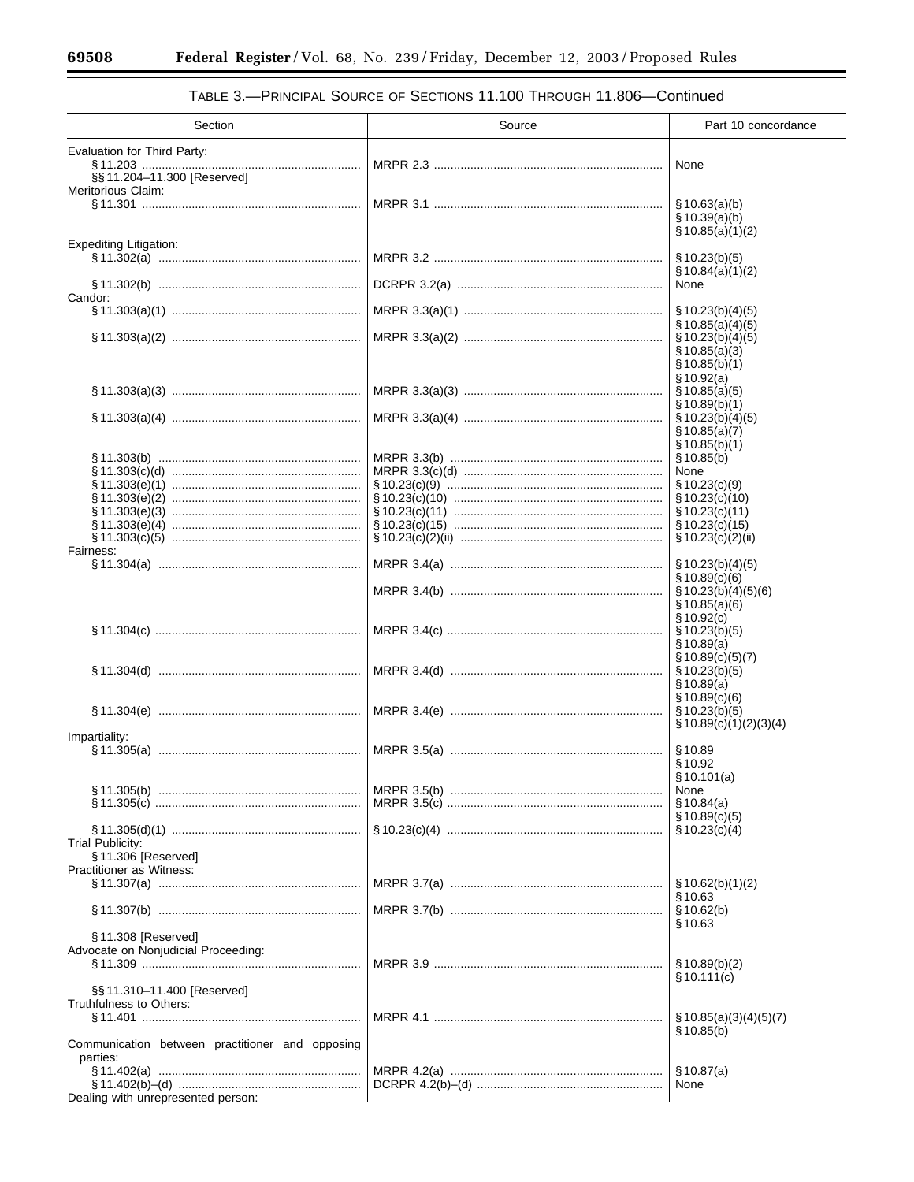TABLE 3.—PRINCIPAL SOURCE OF SECTIONS 11.100 THROUGH 11.806—Continued

| Section | Source | Part 10 concordance |
| --- | --- | --- |
| Evaluation for Third Party: | | |
| § 11.203 | MRPR 2.3 | None |
| §§ 11.204–11.300 [Reserved] | | |
| Meritorious Claim: | | |
| § 11.301 | MRPR 3.1 | § 10.63(a)(b)<br>§ 10.39(a)(b)<br>§ 10.85(a)(1)(2) |
| Expediting Litigation: | | |
| § 11.302(a) | MRPR 3.2 | § 10.23(b)(5)<br>§ 10.84(a)(1)(2) |
| § 11.302(b) | DCRPR 3.2(a) | None |
| Candor: | | |
| § 11.303(a)(1) | MRPR 3.3(a)(1) | § 10.23(b)(4)(5)<br>§ 10.85(a)(4)(5) |
| § 11.303(a)(2) | MRPR 3.3(a)(2) | § 10.23(b)(4)(5)<br>§ 10.85(a)(3)<br>§ 10.85(b)(1)<br>§ 10.92(a) |
| § 11.303(a)(3) | MRPR 3.3(a)(3) | § 10.85(a)(5)<br>§ 10.89(b)(1) |
| § 11.303(a)(4) | MRPR 3.3(a)(4) | § 10.23(b)(4)(5)<br>§ 10.85(a)(7)<br>§ 10.85(b)(1) |
| § 11.303(b) | MRPR 3.3(b) | § 10.85(b) |
| § 11.303(c)(d) | MRPR 3.3(c)(d) | None |
| § 11.303(e)(1) | § 10.23(c)(9) | § 10.23(c)(9) |
| § 11.303(e)(2) | § 10.23(c)(10) | § 10.23(c)(10) |
| § 11.303(e)(3) | § 10.23(c)(11) | § 10.23(c)(11) |
| § 11.303(e)(4) | § 10.23(c)(15) | § 10.23(c)(15) |
| § 11.303(c)(5) | § 10.23(c)(2)(ii) | § 10.23(c)(2)(ii) |
| Fairness: | | |
| § 11.304(a) | MRPR 3.4(a) | § 10.23(b)(4)(5)<br>§ 10.89(c)(6) |
| | MRPR 3.4(b) | § 10.23(b)(4)(5)(6)<br>§ 10.85(a)(6)<br>§ 10.92(c) |
| § 11.304(c) | MRPR 3.4(c) | § 10.23(b)(5)<br>§ 10.89(a)<br>§ 10.89(c)(5)(7) |
| § 11.304(d) | MRPR 3.4(d) | § 10.23(b)(5)<br>§ 10.89(a)<br>§ 10.89(c)(6) |
| § 11.304(e) | MRPR 3.4(e) | § 10.23(b)(5)<br>§ 10.89(c)(1)(2)(3)(4) |
| Impartiality: | | |
| § 11.305(a) | MRPR 3.5(a) | § 10.89<br>§ 10.92<br>§ 10.101(a) |
| § 11.305(b) | MRPR 3.5(b) | None |
| § 11.305(c) | MRPR 3.5(c) | § 10.84(a)<br>§ 10.89(c)(5) |
| § 11.305(d)(1) | § 10.23(c)(4) | § 10.23(c)(4) |
| Trial Publicity: | | |
| § 11.306 [Reserved] | | |
| Practitioner as Witness: | | |
| § 11.307(a) | MRPR 3.7(a) | § 10.62(b)(1)(2)<br>§ 10.63 |
| § 11.307(b) | MRPR 3.7(b) | § 10.62(b)<br>§ 10.63 |
| § 11.308 [Reserved] | | |
| Advocate on Nonjudicial Proceeding: | | |
| § 11.309 | MRPR 3.9 | § 10.89(b)(2)<br>§ 10.111(c) |
| §§ 11.310–11.400 [Reserved] | | |
| Truthfulness to Others: | | |
| § 11.401 | MRPR 4.1 | § 10.85(a)(3)(4)(5)(7)<br>§ 10.85(b) |
| Communication between practitioner and opposing parties: | | |
| § 11.402(a) | MRPR 4.2(a) | § 10.87(a) |
| § 11.402(b)–(d) | DCRPR 4.2(b)–(d) | None |
| Dealing with unrepresented person: | | |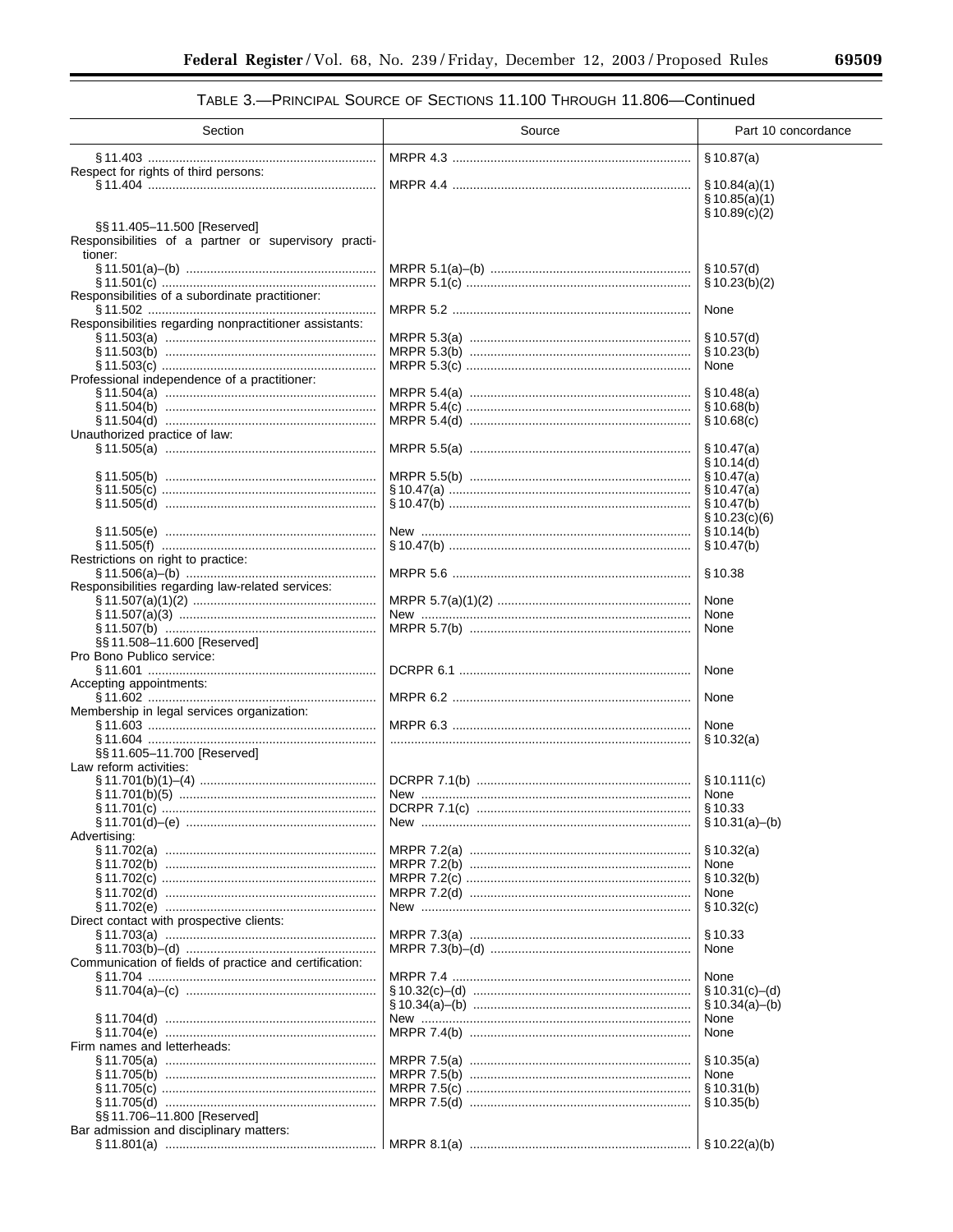TABLE 3.—PRINCIPAL SOURCE OF SECTIONS 11.100 THROUGH 11.806—Continued

| Section | Source | Part 10 concordance |
|---|---|---|
| § 11.403 | MRPR 4.3 | § 10.87(a) |
| Respect for rights of third persons: | | |
| § 11.404 | MRPR 4.4 | § 10.84(a)(1)<br>§ 10.85(a)(1)<br>§ 10.89(c)(2) |
| §§ 11.405–11.500 [Reserved] | | |
| Responsibilities of a partner or supervisory practitioner: | | |
| § 11.501(a)–(b) | MRPR 5.1(a)–(b) | § 10.57(d) |
| § 11.501(c) | MRPR 5.1(c) | § 10.23(b)(2) |
| Responsibilities of a subordinate practitioner: | | |
| § 11.502 | MRPR 5.2 | None |
| Responsibilities regarding nonpractitioner assistants: | | |
| § 11.503(a) | MRPR 5.3(a) | § 10.57(d) |
| § 11.503(b) | MRPR 5.3(b) | § 10.23(b) |
| § 11.503(c) | MRPR 5.3(c) | None |
| Professional independence of a practitioner: | | |
| § 11.504(a) | MRPR 5.4(a) | § 10.48(a) |
| § 11.504(b) | MRPR 5.4(c) | § 10.68(b) |
| § 11.504(d) | MRPR 5.4(d) | § 10.68(c) |
| Unauthorized practice of law: | | |
| § 11.505(a) | MRPR 5.5(a) | § 10.47(a)<br>§ 10.14(d) |
| § 11.505(b) | MRPR 5.5(b) | § 10.47(a) |
| § 11.505(c) | § 10.47(a) | § 10.47(a) |
| § 11.505(d) | § 10.47(b) | § 10.47(b)<br>§ 10.23(c)(6) |
| § 11.505(e) | New | § 10.14(b) |
| § 11.505(f) | § 10.47(b) | § 10.47(b) |
| Restrictions on right to practice: | | |
| § 11.506(a)–(b) | MRPR 5.6 | § 10.38 |
| Responsibilities regarding law-related services: | | |
| § 11.507(a)(1)(2) | MRPR 5.7(a)(1)(2) | None |
| § 11.507(a)(3) | New | None |
| § 11.507(b) | MRPR 5.7(b) | None |
| §§ 11.508–11.600 [Reserved] | | |
| Pro Bono Publico service: | | |
| § 11.601 | DCRPR 6.1 | None |
| Accepting appointments: | | |
| § 11.602 | MRPR 6.2 | None |
| Membership in legal services organization: | | |
| § 11.603 | MRPR 6.3 | None |
| § 11.604 | | § 10.32(a) |
| §§ 11.605–11.700 [Reserved] | | |
| Law reform activities: | | |
| § 11.701(b)(1)–(4) | DCRPR 7.1(b) | § 10.111(c) |
| § 11.701(b)(5) | New | None |
| § 11.701(c) | DCRPR 7.1(c) | § 10.33 |
| § 11.701(d)–(e) | New | § 10.31(a)–(b) |
| Advertising: | | |
| § 11.702(a) | MRPR 7.2(a) | § 10.32(a) |
| § 11.702(b) | MRPR 7.2(b) | None |
| § 11.702(c) | MRPR 7.2(c) | § 10.32(b) |
| § 11.702(d) | MRPR 7.2(d) | None |
| § 11.702(e) | New | § 10.32(c) |
| Direct contact with prospective clients: | | |
| § 11.703(a) | MRPR 7.3(a) | § 10.33 |
| § 11.703(b)–(d) | MRPR 7.3(b)–(d) | None |
| Communication of fields of practice and certification: | | |
| § 11.704 | MRPR 7.4 | None |
| § 11.704(a)–(c) | § 10.32(c)–(d)<br>§ 10.34(a)–(b) | § 10.31(c)–(d)<br>§ 10.34(a)–(b) |
| § 11.704(d) | New | None |
| § 11.704(e) | MRPR 7.4(b) | None |
| Firm names and letterheads: | | |
| § 11.705(a) | MRPR 7.5(a) | § 10.35(a) |
| § 11.705(b) | MRPR 7.5(b) | None |
| § 11.705(c) | MRPR 7.5(c) | § 10.31(b) |
| § 11.705(d) | MRPR 7.5(d) | § 10.35(b) |
| §§ 11.706–11.800 [Reserved] | | |
| Bar admission and disciplinary matters: | | |
| § 11.801(a) | MRPR 8.1(a) | § 10.22(a)(b) |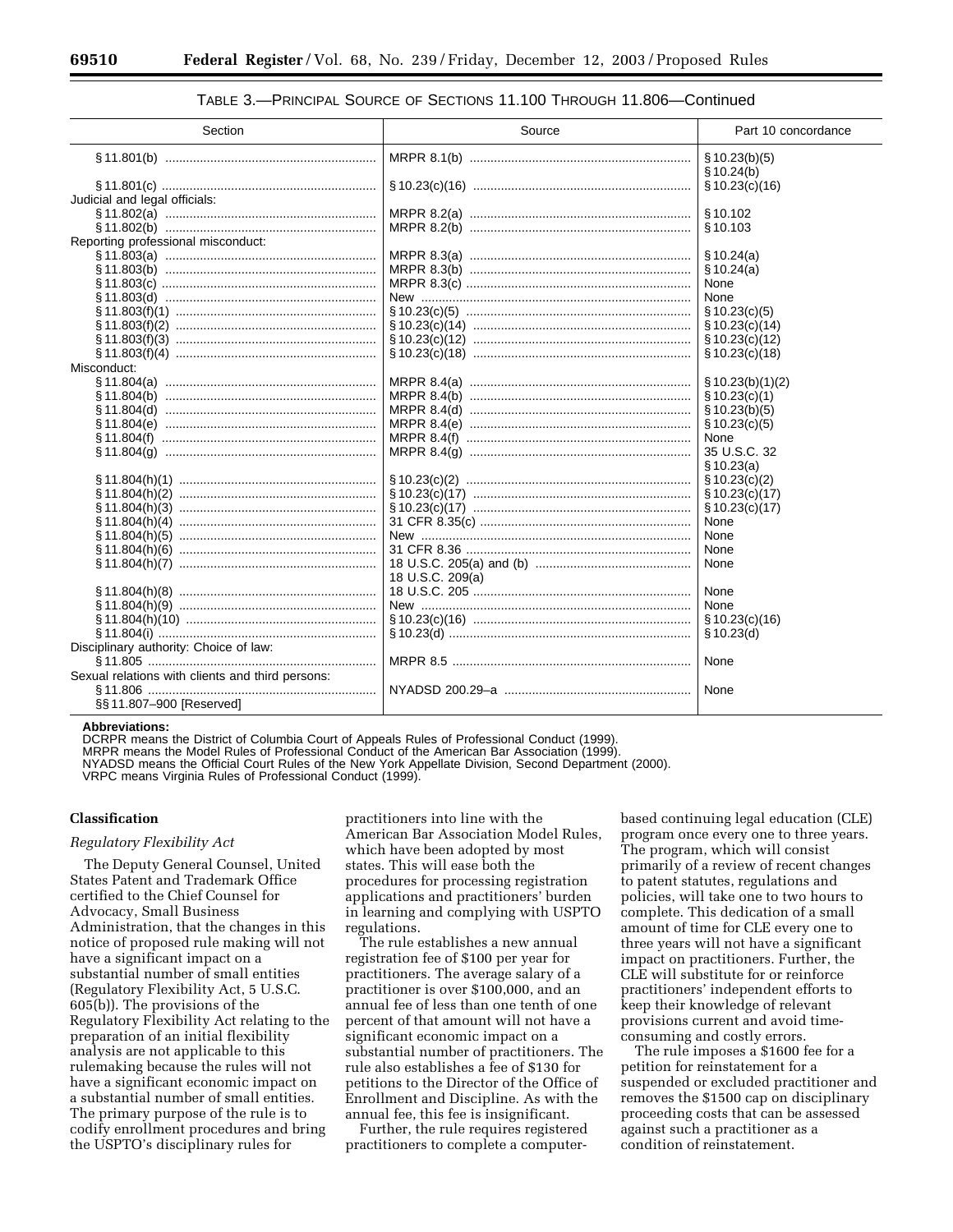TABLE 3.—PRINCIPAL SOURCE OF SECTIONS 11.100 THROUGH 11.806—Continued

| Section | Source | Part 10 concordance |
|---|---|---|
| § 11.801(b) | MRPR 8.1(b) | § 10.23(b)(5)<br>§ 10.24(b) |
| § 11.801(c) | § 10.23(c)(16) | § 10.23(c)(16) |
| Judicial and legal officials: | | |
| § 11.802(a) | MRPR 8.2(a) | § 10.102 |
| § 11.802(b) | MRPR 8.2(b) | § 10.103 |
| Reporting professional misconduct: | | |
| § 11.803(a) | MRPR 8.3(a) | § 10.24(a) |
| § 11.803(b) | MRPR 8.3(b) | § 10.24(a) |
| § 11.803(c) | MRPR 8.3(c) | None |
| § 11.803(d) | New | None |
| § 11.803(f)(1) | § 10.23(c)(5) | § 10.23(c)(5) |
| § 11.803(f)(2) | § 10.23(c)(14) | § 10.23(c)(14) |
| § 11.803(f)(3) | § 10.23(c)(12) | § 10.23(c)(12) |
| § 11.803(f)(4) | § 10.23(c)(18) | § 10.23(c)(18) |
| Misconduct: | | |
| § 11.804(a) | MRPR 8.4(a) | § 10.23(b)(1)(2) |
| § 11.804(b) | MRPR 8.4(b) | § 10.23(c)(1) |
| § 11.804(d) | MRPR 8.4(d) | § 10.23(b)(5) |
| § 11.804(e) | MRPR 8.4(e) | § 10.23(c)(5) |
| § 11.804(f) | MRPR 8.4(f) | None |
| § 11.804(g) | MRPR 8.4(g) | 35 U.S.C. 32<br>§ 10.23(a) |
| § 11.804(h)(1) | § 10.23(c)(2) | § 10.23(c)(2) |
| § 11.804(h)(2) | § 10.23(c)(17) | § 10.23(c)(17) |
| § 11.804(h)(3) | § 10.23(c)(17) | § 10.23(c)(17) |
| § 11.804(h)(4) | 31 CFR 8.35(c) | None |
| § 11.804(h)(5) | New | None |
| § 11.804(h)(6) | 31 CFR 8.36 | None |
| § 11.804(h)(7) | 18 U.S.C. 205(a) and (b)<br>18 U.S.C. 209(a) | None |
| § 11.804(h)(8) | 18 U.S.C. 205 | None |
| § 11.804(h)(9) | New | None |
| § 11.804(h)(10) | § 10.23(c)(16) | § 10.23(c)(16) |
| § 11.804(i) | § 10.23(d) | § 10.23(d) |
| Disciplinary authority: Choice of law: | | |
| § 11.805 | MRPR 8.5 | None |
| Sexual relations with clients and third persons: | | |
| § 11.806 | NYADSD 200.29–a | None |
| §§ 11.807–900 [Reserved] | | |

**Abbreviations:**
DCRPR means the District of Columbia Court of Appeals Rules of Professional Conduct (1999).
MRPR means the Model Rules of Professional Conduct of the American Bar Association (1999).
NYADSD means the Official Court Rules of the New York Appellate Division, Second Department (2000).
VRPC means Virginia Rules of Professional Conduct (1999).

## Classification

### *Regulatory Flexibility Act*

The Deputy General Counsel, United States Patent and Trademark Office certified to the Chief Counsel for Advocacy, Small Business Administration, that the changes in this notice of proposed rule making will not have a significant impact on a substantial number of small entities (Regulatory Flexibility Act, 5 U.S.C. 605(b)). The provisions of the Regulatory Flexibility Act relating to the preparation of an initial flexibility analysis are not applicable to this rulemaking because the rules will not have a significant economic impact on a substantial number of small entities. The primary purpose of the rule is to codify enrollment procedures and bring the USPTO's disciplinary rules for practitioners into line with the American Bar Association Model Rules, which have been adopted by most states. This will ease both the procedures for processing registration applications and practitioners' burden in learning and complying with USPTO regulations.

The rule establishes a new annual registration fee of $100 per year for practitioners. The average salary of a practitioner is over $100,000, and an annual fee of less than one tenth of one percent of that amount will not have a significant economic impact on a substantial number of practitioners. The rule also establishes a fee of $130 for petitions to the Director of the Office of Enrollment and Discipline. As with the annual fee, this fee is insignificant.

Further, the rule requires registered practitioners to complete a computer-based continuing legal education (CLE) program once every one to three years. The program, which will consist primarily of a review of recent changes to patent statutes, regulations and policies, will take one to two hours to complete. This dedication of a small amount of time for CLE every one to three years will not have a significant impact on practitioners. Further, the CLE will substitute for or reinforce practitioners' independent efforts to keep their knowledge of relevant provisions current and avoid time-consuming and costly errors.

The rule imposes a $1600 fee for a petition for reinstatement for a suspended or excluded practitioner and removes the $1500 cap on disciplinary proceeding costs that can be assessed against such a practitioner as a condition of reinstatement.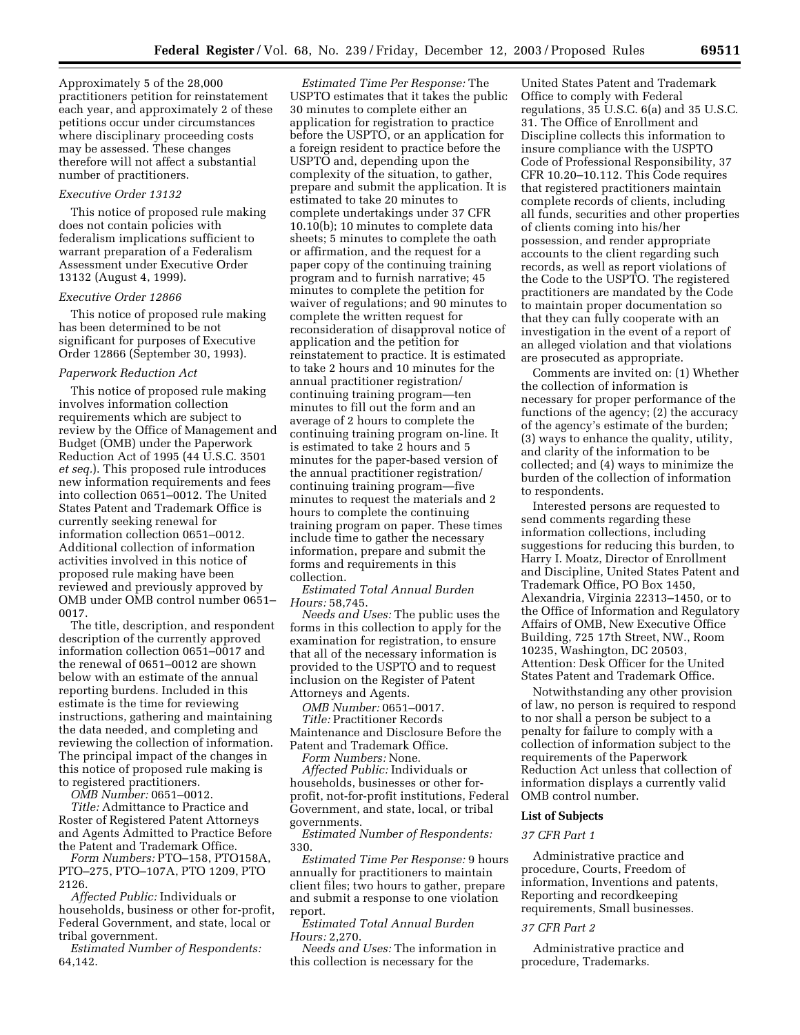Approximately 5 of the 28,000 practitioners petition for reinstatement each year, and approximately 2 of these petitions occur under circumstances where disciplinary proceeding costs may be assessed. These changes therefore will not affect a substantial number of practitioners.

### *Executive Order 13132*

This notice of proposed rule making does not contain policies with federalism implications sufficient to warrant preparation of a Federalism Assessment under Executive Order 13132 (August 4, 1999).

### *Executive Order 12866*

This notice of proposed rule making has been determined to be not significant for purposes of Executive Order 12866 (September 30, 1993).

### *Paperwork Reduction Act*

This notice of proposed rule making involves information collection requirements which are subject to review by the Office of Management and Budget (OMB) under the Paperwork Reduction Act of 1995 (44 U.S.C. 3501 *et seq.*). This proposed rule introduces new information requirements and fees into collection 0651–0012. The United States Patent and Trademark Office is currently seeking renewal for information collection 0651–0012. Additional collection of information activities involved in this notice of proposed rule making have been reviewed and previously approved by OMB under OMB control number 0651–0017.

The title, description, and respondent description of the currently approved information collection 0651–0017 and the renewal of 0651–0012 are shown below with an estimate of the annual reporting burdens. Included in this estimate is the time for reviewing instructions, gathering and maintaining the data needed, and completing and reviewing the collection of information. The principal impact of the changes in this notice of proposed rule making is to registered practitioners.

*OMB Number:* 0651–0012.

*Title:* Admittance to Practice and Roster of Registered Patent Attorneys and Agents Admitted to Practice Before the Patent and Trademark Office.

*Form Numbers:* PTO–158, PTO158A, PTO–275, PTO–107A, PTO 1209, PTO 2126.

*Affected Public:* Individuals or households, business or other for-profit, Federal Government, and state, local or tribal government.

*Estimated Number of Respondents:* 64,142.

*Estimated Time Per Response:* The USPTO estimates that it takes the public 30 minutes to complete either an application for registration to practice before the USPTO, or an application for a foreign resident to practice before the USPTO and, depending upon the complexity of the situation, to gather, prepare and submit the application. It is estimated to take 20 minutes to complete undertakings under 37 CFR 10.10(b); 10 minutes to complete data sheets; 5 minutes to complete the oath or affirmation, and the request for a paper copy of the continuing training program and to furnish narrative; 45 minutes to complete the petition for waiver of regulations; and 90 minutes to complete the written request for reconsideration of disapproval notice of application and the petition for reinstatement to practice. It is estimated to take 2 hours and 10 minutes for the annual practitioner registration/continuing training program—ten minutes to fill out the form and an average of 2 hours to complete the continuing training program on-line. It is estimated to take 2 hours and 5 minutes for the paper-based version of the annual practitioner registration/continuing training program—five minutes to request the materials and 2 hours to complete the continuing training program on paper. These times include time to gather the necessary information, prepare and submit the forms and requirements in this collection.

*Estimated Total Annual Burden Hours:* 58,745.

*Needs and Uses:* The public uses the forms in this collection to apply for the examination for registration, to ensure that all of the necessary information is provided to the USPTO and to request inclusion on the Register of Patent Attorneys and Agents.

*OMB Number:* 0651–0017.

*Title:* Practitioner Records Maintenance and Disclosure Before the Patent and Trademark Office.

*Form Numbers:* None.

*Affected Public:* Individuals or households, businesses or other for-profit, not-for-profit institutions, Federal Government, and state, local, or tribal governments.

*Estimated Number of Respondents:* 330.

*Estimated Time Per Response:* 9 hours annually for practitioners to maintain client files; two hours to gather, prepare and submit a response to one violation report.

*Estimated Total Annual Burden Hours:* 2,270.

*Needs and Uses:* The information in this collection is necessary for the United States Patent and Trademark Office to comply with Federal regulations, 35 U.S.C. 6(a) and 35 U.S.C. 31. The Office of Enrollment and Discipline collects this information to insure compliance with the USPTO Code of Professional Responsibility, 37 CFR 10.20–10.112. This Code requires that registered practitioners maintain complete records of clients, including all funds, securities and other properties of clients coming into his/her possession, and render appropriate accounts to the client regarding such records, as well as report violations of the Code to the USPTO. The registered practitioners are mandated by the Code to maintain proper documentation so that they can fully cooperate with an investigation in the event of a report of an alleged violation and that violations are prosecuted as appropriate.

Comments are invited on: (1) Whether the collection of information is necessary for proper performance of the functions of the agency; (2) the accuracy of the agency's estimate of the burden; (3) ways to enhance the quality, utility, and clarity of the information to be collected; and (4) ways to minimize the burden of the collection of information to respondents.

Interested persons are requested to send comments regarding these information collections, including suggestions for reducing this burden, to Harry I. Moatz, Director of Enrollment and Discipline, United States Patent and Trademark Office, PO Box 1450, Alexandria, Virginia 22313–1450, or to the Office of Information and Regulatory Affairs of OMB, New Executive Office Building, 725 17th Street, NW., Room 10235, Washington, DC 20503, Attention: Desk Officer for the United States Patent and Trademark Office.

Notwithstanding any other provision of law, no person is required to respond to nor shall a person be subject to a penalty for failure to comply with a collection of information subject to the requirements of the Paperwork Reduction Act unless that collection of information displays a currently valid OMB control number.

**List of Subjects**

### *37 CFR Part 1*

Administrative practice and procedure, Courts, Freedom of information, Inventions and patents, Reporting and recordkeeping requirements, Small businesses.

### *37 CFR Part 2*

Administrative practice and procedure, Trademarks.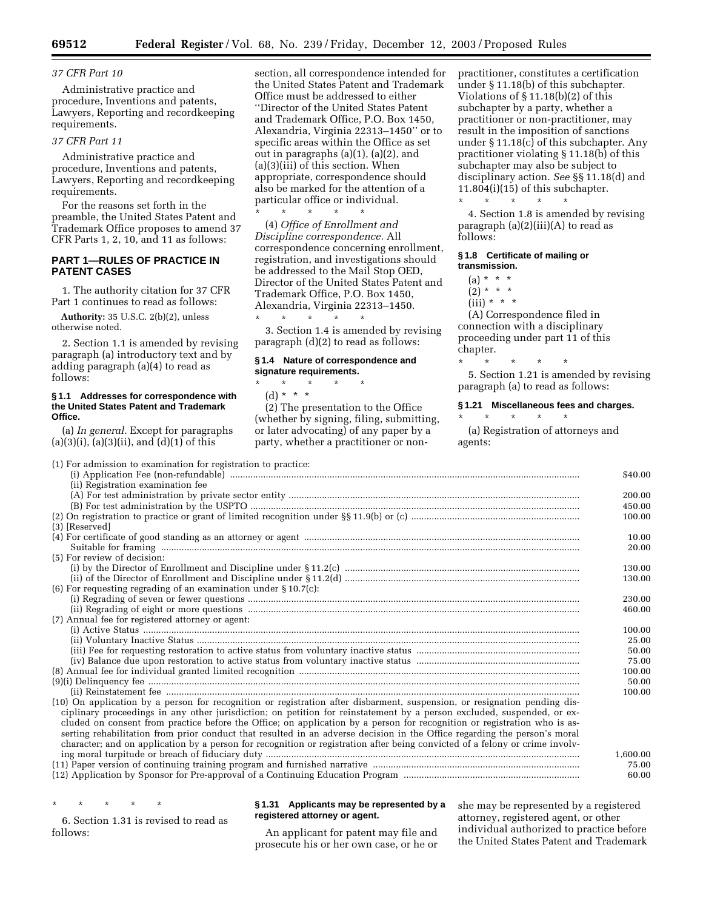*37 CFR Part 10*

Administrative practice and procedure, Inventions and patents, Lawyers, Reporting and recordkeeping requirements.

*37 CFR Part 11*

Administrative practice and procedure, Inventions and patents, Lawyers, Reporting and recordkeeping requirements.

For the reasons set forth in the preamble, the United States Patent and Trademark Office proposes to amend 37 CFR Parts 1, 2, 10, and 11 as follows:

## PART 1—RULES OF PRACTICE IN PATENT CASES

1. The authority citation for 37 CFR Part 1 continues to read as follows:

**Authority:** 35 U.S.C. 2(b)(2), unless otherwise noted.

2. Section 1.1 is amended by revising paragraph (a) introductory text and by adding paragraph (a)(4) to read as follows:

### § 1.1 Addresses for correspondence with the United States Patent and Trademark Office.

(a) *In general.* Except for paragraphs (a)(3)(i), (a)(3)(ii), and (d)(1) of this section, all correspondence intended for the United States Patent and Trademark Office must be addressed to either "Director of the United States Patent and Trademark Office, P.O. Box 1450, Alexandria, Virginia 22313–1450" or to specific areas within the Office as set out in paragraphs (a)(1), (a)(2), and (a)(3)(iii) of this section. When appropriate, correspondence should also be marked for the attention of a particular office or individual.

\* \* \* \* \*

(4) *Office of Enrollment and Discipline correspondence.* All correspondence concerning enrollment, registration, and investigations should be addressed to the Mail Stop OED, Director of the United States Patent and Trademark Office, P.O. Box 1450, Alexandria, Virginia 22313–1450.

\* \* \* \* \*

3. Section 1.4 is amended by revising paragraph (d)(2) to read as follows:

### § 1.4 Nature of correspondence and signature requirements.

\* \* \* \* \*

(d) \* \* \*

(2) The presentation to the Office (whether by signing, filing, submitting, or later advocating) of any paper by a party, whether a practitioner or non-practitioner, constitutes a certification under § 11.18(b) of this subchapter. Violations of § 11.18(b)(2) of this subchapter by a party, whether a practitioner or non-practitioner, may result in the imposition of sanctions under § 11.18(c) of this subchapter. Any practitioner violating § 11.18(b) of this subchapter may also be subject to disciplinary action. *See* §§ 11.18(d) and 11.804(i)(15) of this subchapter.

\* \* \* \* \*

4. Section 1.8 is amended by revising paragraph (a)(2)(iii)(A) to read as follows:

### § 1.8 Certificate of mailing or transmission.

(a) \* \* \*

(2) \* \* \*

(iii) \* \* \*

(A) Correspondence filed in connection with a disciplinary proceeding under part 11 of this chapter.

\* \* \* \* \*

5. Section 1.21 is amended by revising paragraph (a) to read as follows:

### § 1.21 Miscellaneous fees and charges.

\* \* \* \* \*

(a) Registration of attorneys and agents:

| | |
|---|---|
| (1) For admission to examination for registration to practice: | |
| (i) Application Fee (non-refundable) | $40.00 |
| (ii) Registration examination fee | |
| (A) For test administration by private sector entity | 200.00 |
| (B) For test administration by the USPTO | 450.00 |
| (2) On registration to practice or grant of limited recognition under §§ 11.9(b) or (c) | 100.00 |
| (3) [Reserved] | |
| (4) For certificate of good standing as an attorney or agent | 10.00 |
| Suitable for framing | 20.00 |
| (5) For review of decision: | |
| (i) by the Director of Enrollment and Discipline under § 11.2(c) | 130.00 |
| (ii) of the Director of Enrollment and Discipline under § 11.2(d) | 130.00 |
| (6) For requesting regrading of an examination under § 10.7(c): | |
| (i) Regrading of seven or fewer questions | 230.00 |
| (ii) Regrading of eight or more questions | 460.00 |
| (7) Annual fee for registered attorney or agent: | |
| (i) Active Status | 100.00 |
| (ii) Voluntary Inactive Status | 25.00 |
| (iii) Fee for requesting restoration to active status from voluntary inactive status | 50.00 |
| (iv) Balance due upon restoration to active status from voluntary inactive status | 75.00 |
| (8) Annual fee for individual granted limited recognition | 100.00 |
| (9)(i) Delinquency fee | 50.00 |
| (ii) Reinstatement fee | 100.00 |
| (10) On application by a person for recognition or registration after disbarment, suspension, or resignation pending disciplinary proceedings in any other jurisdiction; on petition for reinstatement by a person excluded, suspended, or excluded on consent from practice before the Office; on application by a person for recognition or registration who is asserting rehabilitation from prior conduct that resulted in an adverse decision in the Office regarding the person's moral character; and on application by a person for recognition or registration after being convicted of a felony or crime involving moral turpitude or breach of fiduciary duty | 1,600.00 |
| (11) Paper version of continuing training program and furnished narrative | 75.00 |
| (12) Application by Sponsor for Pre-approval of a Continuing Education Program | 60.00 |

\* \* \* \* \*

6. Section 1.31 is revised to read as follows:

### § 1.31 Applicants may be represented by a registered attorney or agent.

An applicant for patent may file and prosecute his or her own case, or he or she may be represented by a registered attorney, registered agent, or other individual authorized to practice before the United States Patent and Trademark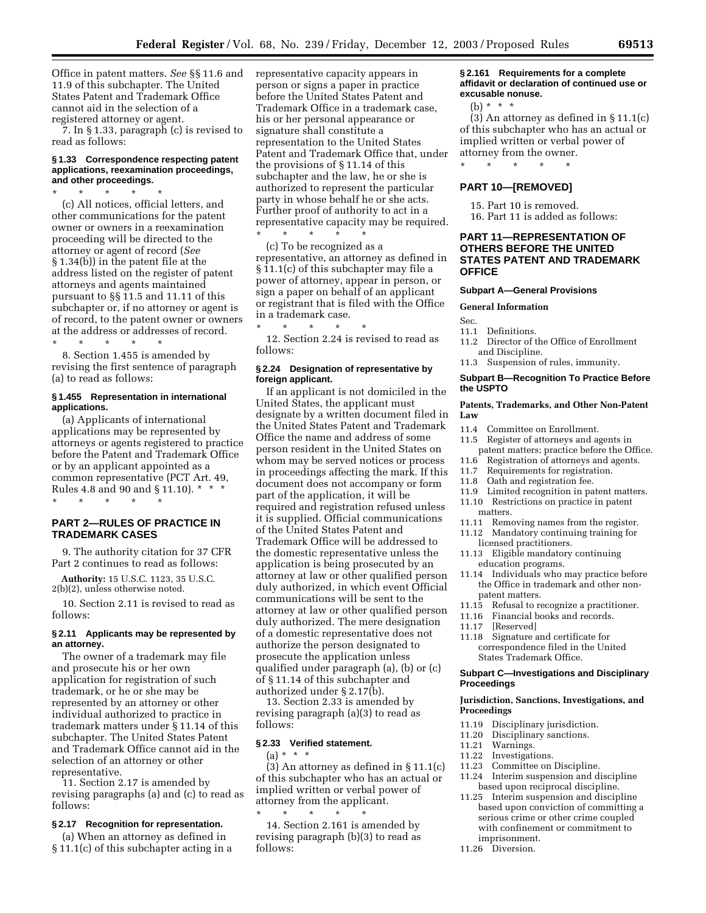Office in patent matters. *See* §§ 11.6 and 11.9 of this subchapter. The United States Patent and Trademark Office cannot aid in the selection of a registered attorney or agent.

7. In § 1.33, paragraph (c) is revised to read as follows:

#### § 1.33 Correspondence respecting patent applications, reexamination proceedings, and other proceedings.

\* \* \* \* \*

(c) All notices, official letters, and other communications for the patent owner or owners in a reexamination proceeding will be directed to the attorney or agent of record (*See* § 1.34(b)) in the patent file at the address listed on the register of patent attorneys and agents maintained pursuant to §§ 11.5 and 11.11 of this subchapter or, if no attorney or agent is of record, to the patent owner or owners at the address or addresses of record.

\* \* \* \* \*

8. Section 1.455 is amended by revising the first sentence of paragraph (a) to read as follows:

#### § 1.455 Representation in international applications.

(a) Applicants of international applications may be represented by attorneys or agents registered to practice before the Patent and Trademark Office or by an applicant appointed as a common representative (PCT Art. 49, Rules 4.8 and 90 and § 11.10). \* \* \*

\* \* \* \* \*

## PART 2—RULES OF PRACTICE IN TRADEMARK CASES

9. The authority citation for 37 CFR Part 2 continues to read as follows:

**Authority:** 15 U.S.C. 1123, 35 U.S.C. 2(b)(2), unless otherwise noted.

10. Section 2.11 is revised to read as follows:

#### § 2.11 Applicants may be represented by an attorney.

The owner of a trademark may file and prosecute his or her own application for registration of such trademark, or he or she may be represented by an attorney or other individual authorized to practice in trademark matters under § 11.14 of this subchapter. The United States Patent and Trademark Office cannot aid in the selection of an attorney or other representative.

11. Section 2.17 is amended by revising paragraphs (a) and (c) to read as follows:

#### § 2.17 Recognition for representation.

(a) When an attorney as defined in § 11.1(c) of this subchapter acting in a representative capacity appears in person or signs a paper in practice before the United States Patent and Trademark Office in a trademark case, his or her personal appearance or signature shall constitute a representation to the United States Patent and Trademark Office that, under the provisions of § 11.14 of this subchapter and the law, he or she is authorized to represent the particular party in whose behalf he or she acts. Further proof of authority to act in a representative capacity may be required.

\* \* \* \* \*

(c) To be recognized as a representative, an attorney as defined in § 11.1(c) of this subchapter may file a power of attorney, appear in person, or sign a paper on behalf of an applicant or registrant that is filed with the Office in a trademark case.

\* \* \* \* \*

12. Section 2.24 is revised to read as follows:

#### § 2.24 Designation of representative by foreign applicant.

If an applicant is not domiciled in the United States, the applicant must designate by a written document filed in the United States Patent and Trademark Office the name and address of some person resident in the United States on whom may be served notices or process in proceedings affecting the mark. If this document does not accompany or form part of the application, it will be required and registration refused unless it is supplied. Official communications of the United States Patent and Trademark Office will be addressed to the domestic representative unless the application is being prosecuted by an attorney at law or other qualified person duly authorized, in which event Official communications will be sent to the attorney at law or other qualified person duly authorized. The mere designation of a domestic representative does not authorize the person designated to prosecute the application unless qualified under paragraph (a), (b) or (c) of § 11.14 of this subchapter and authorized under § 2.17(b).

13. Section 2.33 is amended by revising paragraph (a)(3) to read as follows:

#### § 2.33 Verified statement.

(a) \* \* \*

(3) An attorney as defined in § 11.1(c) of this subchapter who has an actual or implied written or verbal power of attorney from the applicant.

\* \* \* \* \*

14. Section 2.161 is amended by revising paragraph (b)(3) to read as follows:

#### § 2.161 Requirements for a complete affidavit or declaration of continued use or excusable nonuse.

(b) \* \* \*

(3) An attorney as defined in § 11.1(c) of this subchapter who has an actual or implied written or verbal power of attorney from the owner.

\* \* \* \* \*

## PART 10—[REMOVED]

15. Part 10 is removed.

16. Part 11 is added as follows:

## PART 11—REPRESENTATION OF OTHERS BEFORE THE UNITED STATES PATENT AND TRADEMARK OFFICE

### Subpart A—General Provisions

**General Information**

Sec.
11.1 Definitions.
11.2 Director of the Office of Enrollment and Discipline.
11.3 Suspension of rules, immunity.

### Subpart B—Recognition To Practice Before the USPTO

**Patents, Trademarks, and Other Non-Patent Law**

11.4 Committee on Enrollment.
11.5 Register of attorneys and agents in patent matters; practice before the Office.
11.6 Registration of attorneys and agents.
11.7 Requirements for registration.
11.8 Oath and registration fee.
11.9 Limited recognition in patent matters.
11.10 Restrictions on practice in patent matters.
11.11 Removing names from the register.
11.12 Mandatory continuing training for licensed practitioners.
11.13 Eligible mandatory continuing education programs.
11.14 Individuals who may practice before the Office in trademark and other non-patent matters.
11.15 Refusal to recognize a practitioner.
11.16 Financial books and records.
11.17 [Reserved]
11.18 Signature and certificate for correspondence filed in the United States Trademark Office.

### Subpart C—Investigations and Disciplinary Proceedings

**Jurisdiction, Sanctions, Investigations, and Proceedings**

11.19 Disciplinary jurisdiction.
11.20 Disciplinary sanctions.
11.21 Warnings.
11.22 Investigations.
11.23 Committee on Discipline.
11.24 Interim suspension and discipline based upon reciprocal discipline.
11.25 Interim suspension and discipline based upon conviction of committing a serious crime or other crime coupled with confinement or commitment to imprisonment.
11.26 Diversion.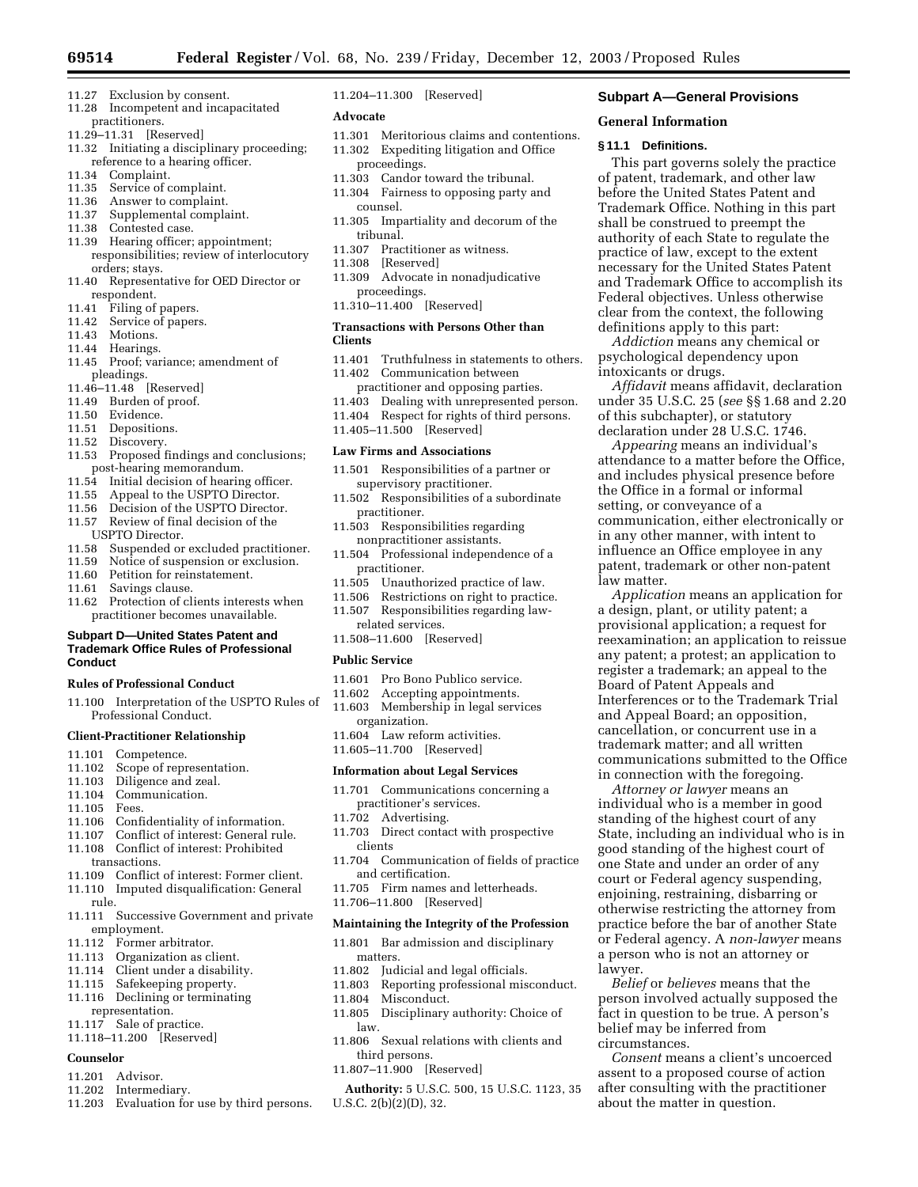11.27 Exclusion by consent.
11.28 Incompetent and incapacitated practitioners.
11.29–11.31 [Reserved]
11.32 Initiating a disciplinary proceeding; reference to a hearing officer.
11.34 Complaint.
11.35 Service of complaint.
11.36 Answer to complaint.
11.37 Supplemental complaint.
11.38 Contested case.
11.39 Hearing officer; appointment; responsibilities; review of interlocutory orders; stays.
11.40 Representative for OED Director or respondent.
11.41 Filing of papers.
11.42 Service of papers.
11.43 Motions.
11.44 Hearings.
11.45 Proof; variance; amendment of pleadings.
11.46–11.48 [Reserved]
11.49 Burden of proof.
11.50 Evidence.
11.51 Depositions.
11.52 Discovery.
11.53 Proposed findings and conclusions; post-hearing memorandum.
11.54 Initial decision of hearing officer.
11.55 Appeal to the USPTO Director.
11.56 Decision of the USPTO Director.
11.57 Review of final decision of the USPTO Director.
11.58 Suspended or excluded practitioner.
11.59 Notice of suspension or exclusion.
11.60 Petition for reinstatement.
11.61 Savings clause.
11.62 Protection of clients interests when practitioner becomes unavailable.

### Subpart D—United States Patent and Trademark Office Rules of Professional Conduct

#### Rules of Professional Conduct

11.100 Interpretation of the USPTO Rules of Professional Conduct.

#### Client-Practitioner Relationship

11.101 Competence.
11.102 Scope of representation.
11.103 Diligence and zeal.
11.104 Communication.
11.105 Fees.
11.106 Confidentiality of information.
11.107 Conflict of interest: General rule.
11.108 Conflict of interest: Prohibited transactions.
11.109 Conflict of interest: Former client.
11.110 Imputed disqualification: General rule.
11.111 Successive Government and private employment.
11.112 Former arbitrator.
11.113 Organization as client.
11.114 Client under a disability.
11.115 Safekeeping property.
11.116 Declining or terminating representation.
11.117 Sale of practice.
11.118–11.200 [Reserved]

#### Counselor

11.201 Advisor.
11.202 Intermediary.
11.203 Evaluation for use by third persons.
11.204–11.300 [Reserved]

#### Advocate

11.301 Meritorious claims and contentions.
11.302 Expediting litigation and Office proceedings.
11.303 Candor toward the tribunal.
11.304 Fairness to opposing party and counsel.
11.305 Impartiality and decorum of the tribunal.
11.307 Practitioner as witness.
11.308 [Reserved]
11.309 Advocate in nonadjudicative proceedings.
11.310–11.400 [Reserved]

#### Transactions with Persons Other than Clients

11.401 Truthfulness in statements to others.
11.402 Communication between practitioner and opposing parties.
11.403 Dealing with unrepresented person.
11.404 Respect for rights of third persons.
11.405–11.500 [Reserved]

#### Law Firms and Associations

11.501 Responsibilities of a partner or supervisory practitioner.
11.502 Responsibilities of a subordinate practitioner.
11.503 Responsibilities regarding nonpractitioner assistants.
11.504 Professional independence of a practitioner.
11.505 Unauthorized practice of law.
11.506 Restrictions on right to practice.
11.507 Responsibilities regarding law-related services.
11.508–11.600 [Reserved]

#### Public Service

11.601 Pro Bono Publico service.
11.602 Accepting appointments.
11.603 Membership in legal services organization.
11.604 Law reform activities.
11.605–11.700 [Reserved]

#### Information about Legal Services

11.701 Communications concerning a practitioner's services.
11.702 Advertising.
11.703 Direct contact with prospective clients
11.704 Communication of fields of practice and certification.
11.705 Firm names and letterheads.
11.706–11.800 [Reserved]

#### Maintaining the Integrity of the Profession

11.801 Bar admission and disciplinary matters.
11.802 Judicial and legal officials.
11.803 Reporting professional misconduct.
11.804 Misconduct.
11.805 Disciplinary authority: Choice of law.
11.806 Sexual relations with clients and third persons.
11.807–11.900 [Reserved]

**Authority:** 5 U.S.C. 500, 15 U.S.C. 1123, 35 U.S.C. 2(b)(2)(D), 32.

### Subpart A—General Provisions

#### General Information

#### § 11.1 Definitions.

This part governs solely the practice of patent, trademark, and other law before the United States Patent and Trademark Office. Nothing in this part shall be construed to preempt the authority of each State to regulate the practice of law, except to the extent necessary for the United States Patent and Trademark Office to accomplish its Federal objectives. Unless otherwise clear from the context, the following definitions apply to this part:

*Addiction* means any chemical or psychological dependency upon intoxicants or drugs.

*Affidavit* means affidavit, declaration under 35 U.S.C. 25 (*see* §§ 1.68 and 2.20 of this subchapter), or statutory declaration under 28 U.S.C. 1746.

*Appearing* means an individual's attendance to a matter before the Office, and includes physical presence before the Office in a formal or informal setting, or conveyance of a communication, either electronically or in any other manner, with intent to influence an Office employee in any patent, trademark or other non-patent law matter.

*Application* means an application for a design, plant, or utility patent; a provisional application; a request for reexamination; an application to reissue any patent; a protest; an application to register a trademark; an appeal to the Board of Patent Appeals and Interferences or to the Trademark Trial and Appeal Board; an opposition, cancellation, or concurrent use in a trademark matter; and all written communications submitted to the Office in connection with the foregoing.

*Attorney or lawyer* means an individual who is a member in good standing of the highest court of any State, including an individual who is in good standing of the highest court of one State and under an order of any court or Federal agency suspending, enjoining, restraining, disbarring or otherwise restricting the attorney from practice before the bar of another State or Federal agency. A *non-lawyer* means a person who is not an attorney or lawyer.

*Belief* or *believes* means that the person involved actually supposed the fact in question to be true. A person's belief may be inferred from circumstances.

*Consent* means a client's uncoerced assent to a proposed course of action after consulting with the practitioner about the matter in question.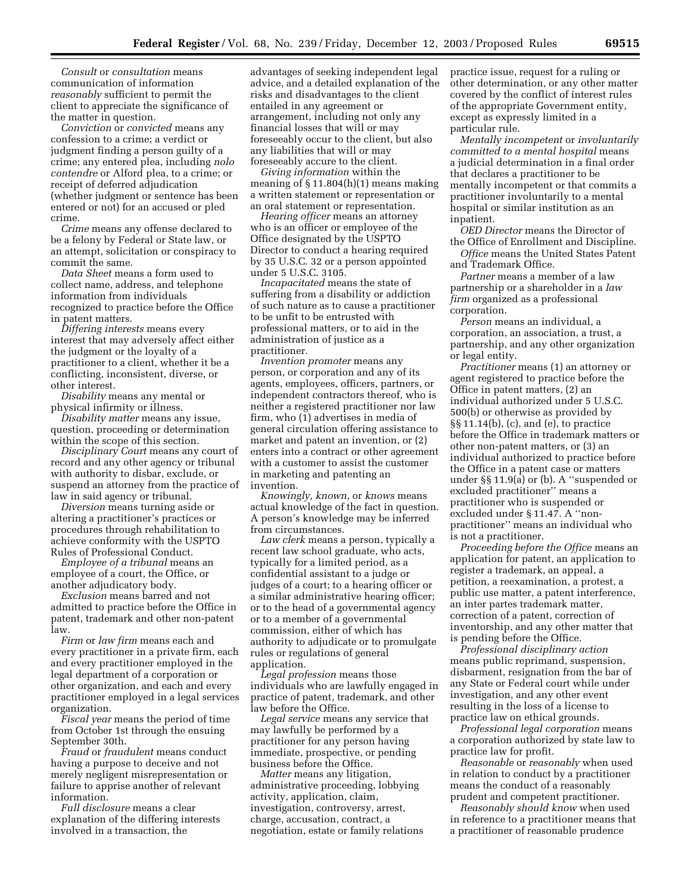*Consult* or *consultation* means communication of information *reasonably* sufficient to permit the client to appreciate the significance of the matter in question.

*Conviction* or *convicted* means any confession to a crime; a verdict or judgment finding a person guilty of a crime; any entered plea, including *nolo contendre* or Alford plea, to a crime; or receipt of deferred adjudication (whether judgment or sentence has been entered or not) for an accused or pled crime.

*Crime* means any offense declared to be a felony by Federal or State law, or an attempt, solicitation or conspiracy to commit the same.

*Data Sheet* means a form used to collect name, address, and telephone information from individuals recognized to practice before the Office in patent matters.

*Differing interests* means every interest that may adversely affect either the judgment or the loyalty of a practitioner to a client, whether it be a conflicting, inconsistent, diverse, or other interest.

*Disability* means any mental or physical infirmity or illness.

*Disability matter* means any issue, question, proceeding or determination within the scope of this section.

*Disciplinary Court* means any court of record and any other agency or tribunal with authority to disbar, exclude, or suspend an attorney from the practice of law in said agency or tribunal.

*Diversion* means turning aside or altering a practitioner's practices or procedures through rehabilitation to achieve conformity with the USPTO Rules of Professional Conduct.

*Employee of a tribunal* means an employee of a court, the Office, or another adjudicatory body.

*Exclusion* means barred and not admitted to practice before the Office in patent, trademark and other non-patent law.

*Firm* or *law firm* means each and every practitioner in a private firm, each and every practitioner employed in the legal department of a corporation or other organization, and each and every practitioner employed in a legal services organization.

*Fiscal year* means the period of time from October 1st through the ensuing September 30th.

*Fraud* or *fraudulent* means conduct having a purpose to deceive and not merely negligent misrepresentation or failure to apprise another of relevant information.

*Full disclosure* means a clear explanation of the differing interests involved in a transaction, the advantages of seeking independent legal advice, and a detailed explanation of the risks and disadvantages to the client entailed in any agreement or arrangement, including not only any financial losses that will or may foreseeably occur to the client, but also any liabilities that will or may foreseeably accure to the client.

*Giving information* within the meaning of § 11.804(h)(1) means making a written statement or representation or an oral statement or representation.

*Hearing officer* means an attorney who is an officer or employee of the Office designated by the USPTO Director to conduct a hearing required by 35 U.S.C. 32 or a person appointed under 5 U.S.C. 3105.

*Incapacitated* means the state of suffering from a disability or addiction of such nature as to cause a practitioner to be unfit to be entrusted with professional matters, or to aid in the administration of justice as a practitioner.

*Invention promoter* means any person, or corporation and any of its agents, employees, officers, partners, or independent contractors thereof, who is neither a registered practitioner nor law firm, who (1) advertises in media of general circulation offering assistance to market and patent an invention, or (2) enters into a contract or other agreement with a customer to assist the customer in marketing and patenting an invention.

*Knowingly, known,* or *knows* means actual knowledge of the fact in question. A person's knowledge may be inferred from circumstances.

*Law clerk* means a person, typically a recent law school graduate, who acts, typically for a limited period, as a confidential assistant to a judge or judges of a court; to a hearing officer or a similar administrative hearing officer; or to the head of a governmental agency or to a member of a governmental commission, either of which has authority to adjudicate or to promulgate rules or regulations of general application.

*Legal profession* means those individuals who are lawfully engaged in practice of patent, trademark, and other law before the Office.

*Legal service* means any service that may lawfully be performed by a practitioner for any person having immediate, prospective, or pending business before the Office.

*Matter* means any litigation, administrative proceeding, lobbying activity, application, claim, investigation, controversy, arrest, charge, accusation, contract, a negotiation, estate or family relations practice issue, request for a ruling or other determination, or any other matter covered by the conflict of interest rules of the appropriate Government entity, except as expressly limited in a particular rule.

*Mentally incompetent* or *involuntarily committed to a mental hospital* means a judicial determination in a final order that declares a practitioner to be mentally incompetent or that commits a practitioner involuntarily to a mental hospital or similar institution as an inpatient.

*OED Director* means the Director of the Office of Enrollment and Discipline.

*Office* means the United States Patent and Trademark Office.

*Partner* means a member of a law partnership or a shareholder in a *law firm* organized as a professional corporation.

*Person* means an individual, a corporation, an association, a trust, a partnership, and any other organization or legal entity.

*Practitioner* means (1) an attorney or agent registered to practice before the Office in patent matters, (2) an individual authorized under 5 U.S.C. 500(b) or otherwise as provided by §§ 11.14(b), (c), and (e), to practice before the Office in trademark matters or other non-patent matters, or (3) an individual authorized to practice before the Office in a patent case or matters under §§ 11.9(a) or (b). A ''suspended or excluded practitioner'' means a practitioner who is suspended or excluded under § 11.47. A ''non-practitioner'' means an individual who is not a practitioner.

*Proceeding before the Office* means an application for patent, an application to register a trademark, an appeal, a petition, a reexamination, a protest, a public use matter, a patent interference, an inter partes trademark matter, correction of a patent, correction of inventorship, and any other matter that is pending before the Office.

*Professional disciplinary action* means public reprimand, suspension, disbarment, resignation from the bar of any State or Federal court while under investigation, and any other event resulting in the loss of a license to practice law on ethical grounds.

*Professional legal corporation* means a corporation authorized by state law to practice law for profit.

*Reasonable* or *reasonably* when used in relation to conduct by a practitioner means the conduct of a reasonably prudent and competent practitioner.

*Reasonably should know* when used in reference to a practitioner means that a practitioner of reasonable prudence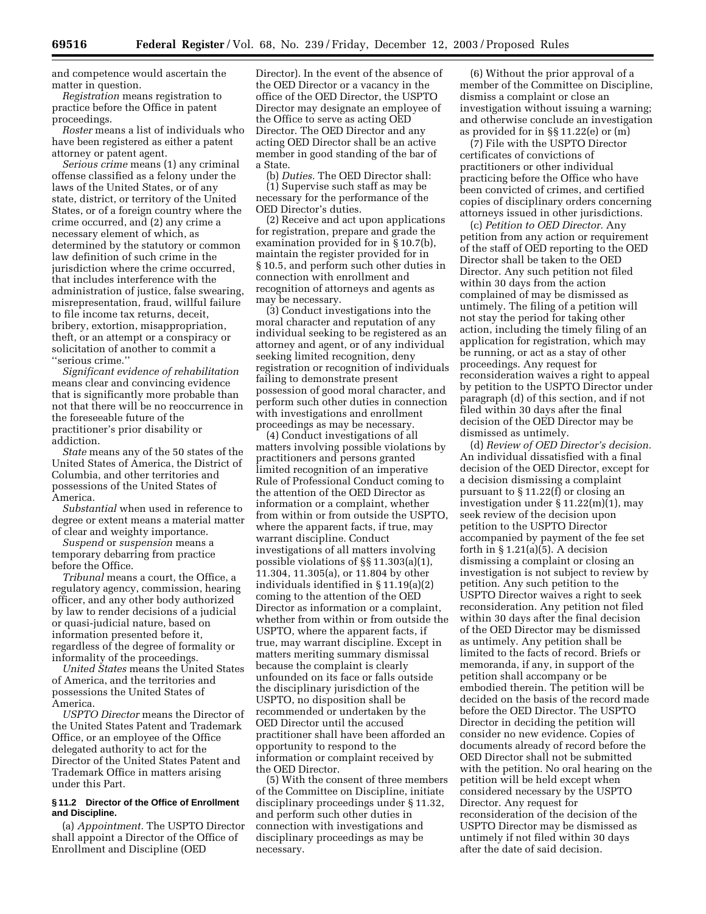and competence would ascertain the matter in question.

*Registration* means registration to practice before the Office in patent proceedings.

*Roster* means a list of individuals who have been registered as either a patent attorney or patent agent.

*Serious crime* means (1) any criminal offense classified as a felony under the laws of the United States, or of any state, district, or territory of the United States, or of a foreign country where the crime occurred, and (2) any crime a necessary element of which, as determined by the statutory or common law definition of such crime in the jurisdiction where the crime occurred, that includes interference with the administration of justice, false swearing, misrepresentation, fraud, willful failure to file income tax returns, deceit, bribery, extortion, misappropriation, theft, or an attempt or a conspiracy or solicitation of another to commit a ''serious crime.''

*Significant evidence of rehabilitation* means clear and convincing evidence that is significantly more probable than not that there will be no reoccurrence in the foreseeable future of the practitioner's prior disability or addiction.

*State* means any of the 50 states of the United States of America, the District of Columbia, and other territories and possessions of the United States of America.

*Substantial* when used in reference to degree or extent means a material matter of clear and weighty importance.

*Suspend* or *suspension* means a temporary debarring from practice before the Office.

*Tribunal* means a court, the Office, a regulatory agency, commission, hearing officer, and any other body authorized by law to render decisions of a judicial or quasi-judicial nature, based on information presented before it, regardless of the degree of formality or informality of the proceedings.

*United States* means the United States of America, and the territories and possessions the United States of America.

*USPTO Director* means the Director of the United States Patent and Trademark Office, or an employee of the Office delegated authority to act for the Director of the United States Patent and Trademark Office in matters arising under this Part.

### § 11.2 Director of the Office of Enrollment and Discipline.

(a) *Appointment.* The USPTO Director shall appoint a Director of the Office of Enrollment and Discipline (OED Director). In the event of the absence of the OED Director or a vacancy in the office of the OED Director, the USPTO Director may designate an employee of the Office to serve as acting OED Director. The OED Director and any acting OED Director shall be an active member in good standing of the bar of a State.

(b) *Duties.* The OED Director shall:

(1) Supervise such staff as may be necessary for the performance of the OED Director's duties.

(2) Receive and act upon applications for registration, prepare and grade the examination provided for in § 10.7(b), maintain the register provided for in § 10.5, and perform such other duties in connection with enrollment and recognition of attorneys and agents as may be necessary.

(3) Conduct investigations into the moral character and reputation of any individual seeking to be registered as an attorney and agent, or of any individual seeking limited recognition, deny registration or recognition of individuals failing to demonstrate present possession of good moral character, and perform such other duties in connection with investigations and enrollment proceedings as may be necessary.

(4) Conduct investigations of all matters involving possible violations by practitioners and persons granted limited recognition of an imperative Rule of Professional Conduct coming to the attention of the OED Director as information or a complaint, whether from within or from outside the USPTO, where the apparent facts, if true, may warrant discipline. Conduct investigations of all matters involving possible violations of §§ 11.303(a)(1), 11.304, 11.305(a), or 11.804 by other individuals identified in § 11.19(a)(2) coming to the attention of the OED Director as information or a complaint, whether from within or from outside the USPTO, where the apparent facts, if true, may warrant discipline. Except in matters meriting summary dismissal because the complaint is clearly unfounded on its face or falls outside the disciplinary jurisdiction of the USPTO, no disposition shall be recommended or undertaken by the OED Director until the accused practitioner shall have been afforded an opportunity to respond to the information or complaint received by the OED Director.

(5) With the consent of three members of the Committee on Discipline, initiate disciplinary proceedings under § 11.32, and perform such other duties in connection with investigations and disciplinary proceedings as may be necessary.

(6) Without the prior approval of a member of the Committee on Discipline, dismiss a complaint or close an investigation without issuing a warning; and otherwise conclude an investigation as provided for in §§ 11.22(e) or (m)

(7) File with the USPTO Director certificates of convictions of practitioners or other individual practicing before the Office who have been convicted of crimes, and certified copies of disciplinary orders concerning attorneys issued in other jurisdictions.

(c) *Petition to OED Director.* Any petition from any action or requirement of the staff of OED reporting to the OED Director shall be taken to the OED Director. Any such petition not filed within 30 days from the action complained of may be dismissed as untimely. The filing of a petition will not stay the period for taking other action, including the timely filing of an application for registration, which may be running, or act as a stay of other proceedings. Any request for reconsideration waives a right to appeal by petition to the USPTO Director under paragraph (d) of this section, and if not filed within 30 days after the final decision of the OED Director may be dismissed as untimely.

(d) *Review of OED Director's decision.* An individual dissatisfied with a final decision of the OED Director, except for a decision dismissing a complaint pursuant to § 11.22(f) or closing an investigation under § 11.22(m)(1), may seek review of the decision upon petition to the USPTO Director accompanied by payment of the fee set forth in § 1.21(a)(5). A decision dismissing a complaint or closing an investigation is not subject to review by petition. Any such petition to the USPTO Director waives a right to seek reconsideration. Any petition not filed within 30 days after the final decision of the OED Director may be dismissed as untimely. Any petition shall be limited to the facts of record. Briefs or memoranda, if any, in support of the petition shall accompany or be embodied therein. The petition will be decided on the basis of the record made before the OED Director. The USPTO Director in deciding the petition will consider no new evidence. Copies of documents already of record before the OED Director shall not be submitted with the petition. No oral hearing on the petition will be held except when considered necessary by the USPTO Director. Any request for reconsideration of the decision of the USPTO Director may be dismissed as untimely if not filed within 30 days after the date of said decision.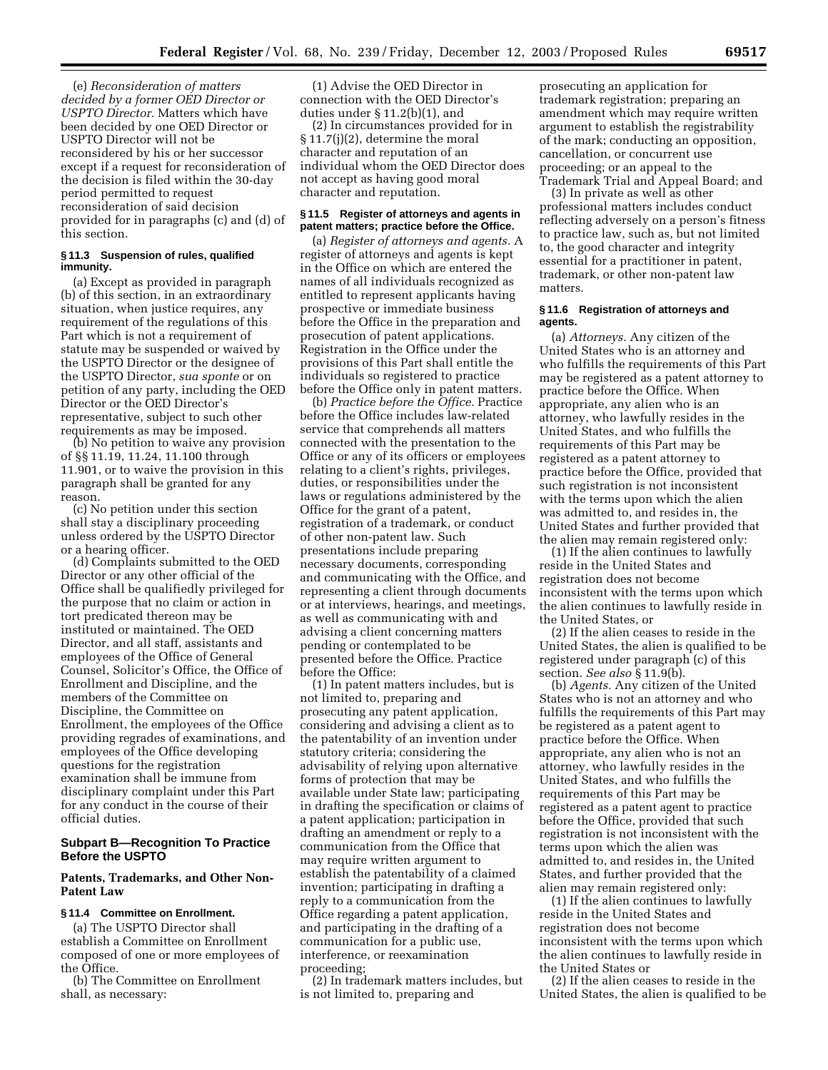(e) *Reconsideration of matters decided by a former OED Director or USPTO Director.* Matters which have been decided by one OED Director or USPTO Director will not be reconsidered by his or her successor except if a request for reconsideration of the decision is filed within the 30-day period permitted to request reconsideration of said decision provided for in paragraphs (c) and (d) of this section.

#### § 11.3 Suspension of rules, qualified immunity.

(a) Except as provided in paragraph (b) of this section, in an extraordinary situation, when justice requires, any requirement of the regulations of this Part which is not a requirement of statute may be suspended or waived by the USPTO Director or the designee of the USPTO Director, *sua sponte* or on petition of any party, including the OED Director or the OED Director's representative, subject to such other requirements as may be imposed.

(b) No petition to waive any provision of §§ 11.19, 11.24, 11.100 through 11.901, or to waive the provision in this paragraph shall be granted for any reason.

(c) No petition under this section shall stay a disciplinary proceeding unless ordered by the USPTO Director or a hearing officer.

(d) Complaints submitted to the OED Director or any other official of the Office shall be qualifiedly privileged for the purpose that no claim or action in tort predicated thereon may be instituted or maintained. The OED Director, and all staff, assistants and employees of the Office of General Counsel, Solicitor's Office, the Office of Enrollment and Discipline, and the members of the Committee on Discipline, the Committee on Enrollment, the employees of the Office providing regrades of examinations, and employees of the Office developing questions for the registration examination shall be immune from disciplinary complaint under this Part for any conduct in the course of their official duties.

### Subpart B—Recognition To Practice Before the USPTO

### Patents, Trademarks, and Other Non-Patent Law

#### § 11.4 Committee on Enrollment.

(a) The USPTO Director shall establish a Committee on Enrollment composed of one or more employees of the Office.

(b) The Committee on Enrollment shall, as necessary:

(1) Advise the OED Director in connection with the OED Director's duties under § 11.2(b)(1), and

(2) In circumstances provided for in § 11.7(j)(2), determine the moral character and reputation of an individual whom the OED Director does not accept as having good moral character and reputation.

#### § 11.5 Register of attorneys and agents in patent matters; practice before the Office.

(a) *Register of attorneys and agents.* A register of attorneys and agents is kept in the Office on which are entered the names of all individuals recognized as entitled to represent applicants having prospective or immediate business before the Office in the preparation and prosecution of patent applications. Registration in the Office under the provisions of this Part shall entitle the individuals so registered to practice before the Office only in patent matters.

(b) *Practice before the Office.* Practice before the Office includes law-related service that comprehends all matters connected with the presentation to the Office or any of its officers or employees relating to a client's rights, privileges, duties, or responsibilities under the laws or regulations administered by the Office for the grant of a patent, registration of a trademark, or conduct of other non-patent law. Such presentations include preparing necessary documents, corresponding and communicating with the Office, and representing a client through documents or at interviews, hearings, and meetings, as well as communicating with and advising a client concerning matters pending or contemplated to be presented before the Office. Practice before the Office:

(1) In patent matters includes, but is not limited to, preparing and prosecuting any patent application, considering and advising a client as to the patentability of an invention under statutory criteria; considering the advisability of relying upon alternative forms of protection that may be available under State law; participating in drafting the specification or claims of a patent application; participation in drafting an amendment or reply to a communication from the Office that may require written argument to establish the patentability of a claimed invention; participating in drafting a reply to a communication from the Office regarding a patent application, and participating in the drafting of a communication for a public use, interference, or reexamination proceeding;

(2) In trademark matters includes, but is not limited to, preparing and prosecuting an application for trademark registration; preparing an amendment which may require written argument to establish the registrability of the mark; conducting an opposition, cancellation, or concurrent use proceeding; or an appeal to the Trademark Trial and Appeal Board; and

(3) In private as well as other professional matters includes conduct reflecting adversely on a person's fitness to practice law, such as, but not limited to, the good character and integrity essential for a practitioner in patent, trademark, or other non-patent law matters.

#### § 11.6 Registration of attorneys and agents.

(a) *Attorneys.* Any citizen of the United States who is an attorney and who fulfills the requirements of this Part may be registered as a patent attorney to practice before the Office. When appropriate, any alien who is an attorney, who lawfully resides in the United States, and who fulfills the requirements of this Part may be registered as a patent attorney to practice before the Office, provided that such registration is not inconsistent with the terms upon which the alien was admitted to, and resides in, the United States and further provided that the alien may remain registered only:

(1) If the alien continues to lawfully reside in the United States and registration does not become inconsistent with the terms upon which the alien continues to lawfully reside in the United States, or

(2) If the alien ceases to reside in the United States, the alien is qualified to be registered under paragraph (c) of this section. *See also* § 11.9(b).

(b) *Agents.* Any citizen of the United States who is not an attorney and who fulfills the requirements of this Part may be registered as a patent agent to practice before the Office. When appropriate, any alien who is not an attorney, who lawfully resides in the United States, and who fulfills the requirements of this Part may be registered as a patent agent to practice before the Office, provided that such registration is not inconsistent with the terms upon which the alien was admitted to, and resides in, the United States, and further provided that the alien may remain registered only:

(1) If the alien continues to lawfully reside in the United States and registration does not become inconsistent with the terms upon which the alien continues to lawfully reside in the United States or

(2) If the alien ceases to reside in the United States, the alien is qualified to be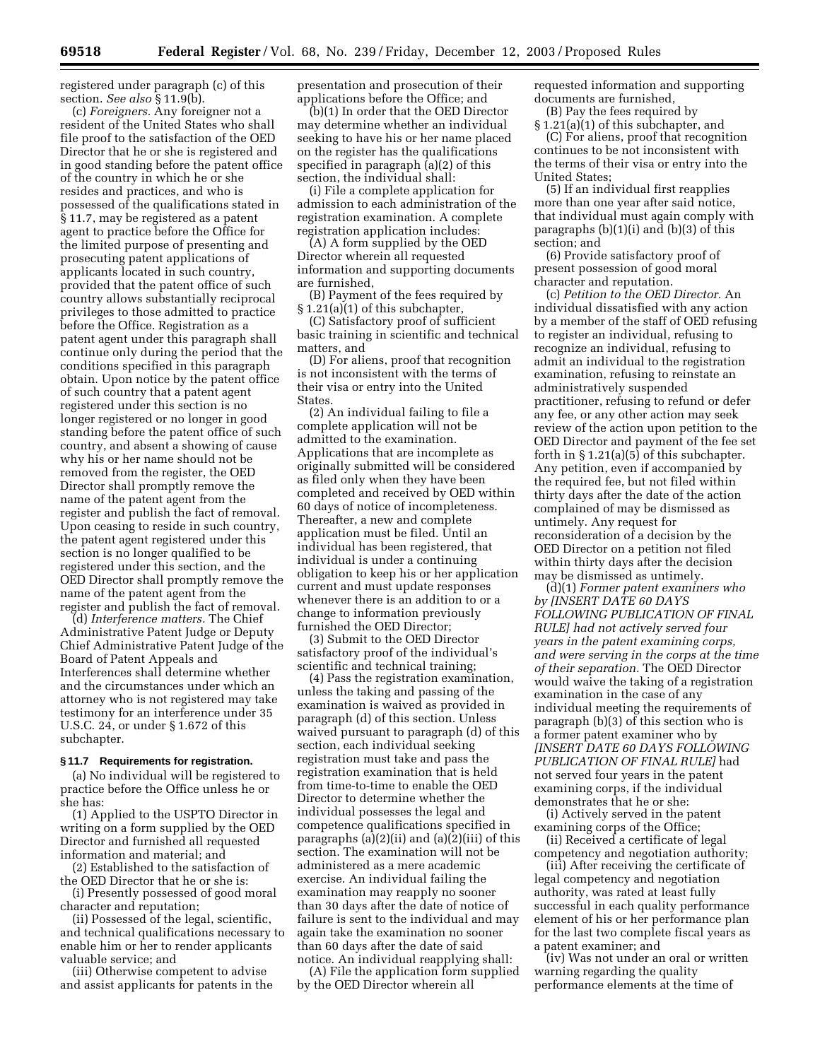registered under paragraph (c) of this section. *See also* § 11.9(b).

(c) *Foreigners.* Any foreigner not a resident of the United States who shall file proof to the satisfaction of the OED Director that he or she is registered and in good standing before the patent office of the country in which he or she resides and practices, and who is possessed of the qualifications stated in § 11.7, may be registered as a patent agent to practice before the Office for the limited purpose of presenting and prosecuting patent applications of applicants located in such country, provided that the patent office of such country allows substantially reciprocal privileges to those admitted to practice before the Office. Registration as a patent agent under this paragraph shall continue only during the period that the conditions specified in this paragraph obtain. Upon notice by the patent office of such country that a patent agent registered under this section is no longer registered or no longer in good standing before the patent office of such country, and absent a showing of cause why his or her name should not be removed from the register, the OED Director shall promptly remove the name of the patent agent from the register and publish the fact of removal. Upon ceasing to reside in such country, the patent agent registered under this section is no longer qualified to be registered under this section, and the OED Director shall promptly remove the name of the patent agent from the register and publish the fact of removal.

(d) *Interference matters.* The Chief Administrative Patent Judge or Deputy Chief Administrative Patent Judge of the Board of Patent Appeals and Interferences shall determine whether and the circumstances under which an attorney who is not registered may take testimony for an interference under 35 U.S.C. 24, or under § 1.672 of this subchapter.

**§ 11.7 Requirements for registration.**

(a) No individual will be registered to practice before the Office unless he or she has:

(1) Applied to the USPTO Director in writing on a form supplied by the OED Director and furnished all requested information and material; and

(2) Established to the satisfaction of the OED Director that he or she is:

(i) Presently possessed of good moral character and reputation;

(ii) Possessed of the legal, scientific, and technical qualifications necessary to enable him or her to render applicants valuable service; and

(iii) Otherwise competent to advise and assist applicants for patents in the presentation and prosecution of their applications before the Office; and

(b)(1) In order that the OED Director may determine whether an individual seeking to have his or her name placed on the register has the qualifications specified in paragraph (a)(2) of this section, the individual shall:

(i) File a complete application for admission to each administration of the registration examination. A complete registration application includes:

(A) A form supplied by the OED Director wherein all requested information and supporting documents are furnished,

(B) Payment of the fees required by § 1.21(a)(1) of this subchapter,

(C) Satisfactory proof of sufficient basic training in scientific and technical matters, and

(D) For aliens, proof that recognition is not inconsistent with the terms of their visa or entry into the United States.

(2) An individual failing to file a complete application will not be admitted to the examination. Applications that are incomplete as originally submitted will be considered as filed only when they have been completed and received by OED within 60 days of notice of incompleteness. Thereafter, a new and complete application must be filed. Until an individual has been registered, that individual is under a continuing obligation to keep his or her application current and must update responses whenever there is an addition to or a change to information previously furnished the OED Director;

(3) Submit to the OED Director satisfactory proof of the individual's scientific and technical training;

(4) Pass the registration examination, unless the taking and passing of the examination is waived as provided in paragraph (d) of this section. Unless waived pursuant to paragraph (d) of this section, each individual seeking registration must take and pass the registration examination that is held from time-to-time to enable the OED Director to determine whether the individual possesses the legal and competence qualifications specified in paragraphs (a)(2)(ii) and (a)(2)(iii) of this section. The examination will not be administered as a mere academic exercise. An individual failing the examination may reapply no sooner than 30 days after the date of notice of failure is sent to the individual and may again take the examination no sooner than 60 days after the date of said notice. An individual reapplying shall:

(A) File the application form supplied by the OED Director wherein all requested information and supporting documents are furnished,

(B) Pay the fees required by § 1.21(a)(1) of this subchapter, and

(C) For aliens, proof that recognition continues to be not inconsistent with the terms of their visa or entry into the United States;

(5) If an individual first reapplies more than one year after said notice, that individual must again comply with paragraphs (b)(1)(i) and (b)(3) of this section; and

(6) Provide satisfactory proof of present possession of good moral character and reputation.

(c) *Petition to the OED Director.* An individual dissatisfied with any action by a member of the staff of OED refusing to register an individual, refusing to recognize an individual, refusing to admit an individual to the registration examination, refusing to reinstate an administratively suspended practitioner, refusing to refund or defer any fee, or any other action may seek review of the action upon petition to the OED Director and payment of the fee set forth in § 1.21(a)(5) of this subchapter. Any petition, even if accompanied by the required fee, but not filed within thirty days after the date of the action complained of may be dismissed as untimely. Any request for reconsideration of a decision by the OED Director on a petition not filed within thirty days after the decision may be dismissed as untimely.

(d)(1) *Former patent examiners who by [INSERT DATE 60 DAYS FOLLOWING PUBLICATION OF FINAL RULE] had not actively served four years in the patent examining corps, and were serving in the corps at the time of their separation.* The OED Director would waive the taking of a registration examination in the case of any individual meeting the requirements of paragraph (b)(3) of this section who is a former patent examiner who by *[INSERT DATE 60 DAYS FOLLOWING PUBLICATION OF FINAL RULE]* had not served four years in the patent examining corps, if the individual demonstrates that he or she:

(i) Actively served in the patent examining corps of the Office;

(ii) Received a certificate of legal competency and negotiation authority;

(iii) After receiving the certificate of legal competency and negotiation authority, was rated at least fully successful in each quality performance element of his or her performance plan for the last two complete fiscal years as a patent examiner; and

(iv) Was not under an oral or written warning regarding the quality performance elements at the time of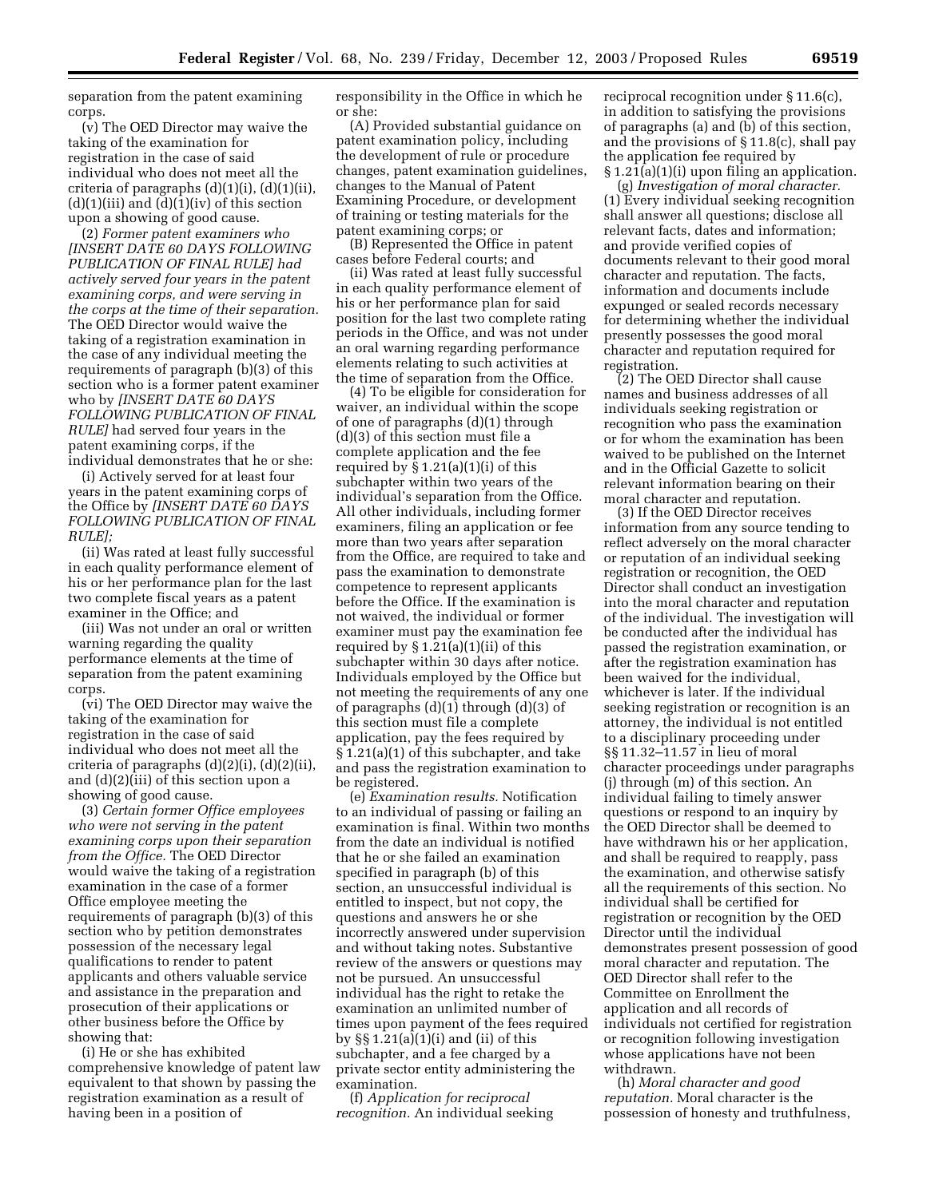separation from the patent examining corps.

(v) The OED Director may waive the taking of the examination for registration in the case of said individual who does not meet all the criteria of paragraphs (d)(1)(i), (d)(1)(ii), (d)(1)(iii) and (d)(1)(iv) of this section upon a showing of good cause.

(2) *Former patent examiners who [INSERT DATE 60 DAYS FOLLOWING PUBLICATION OF FINAL RULE] had actively served four years in the patent examining corps, and were serving in the corps at the time of their separation.* The OED Director would waive the taking of a registration examination in the case of any individual meeting the requirements of paragraph (b)(3) of this section who is a former patent examiner who by *[INSERT DATE 60 DAYS FOLLOWING PUBLICATION OF FINAL RULE]* had served four years in the patent examining corps, if the individual demonstrates that he or she:

(i) Actively served for at least four years in the patent examining corps of the Office by *[INSERT DATE 60 DAYS FOLLOWING PUBLICATION OF FINAL RULE]*;

(ii) Was rated at least fully successful in each quality performance element of his or her performance plan for the last two complete fiscal years as a patent examiner in the Office; and

(iii) Was not under an oral or written warning regarding the quality performance elements at the time of separation from the patent examining corps.

(vi) The OED Director may waive the taking of the examination for registration in the case of said individual who does not meet all the criteria of paragraphs (d)(2)(i), (d)(2)(ii), and (d)(2)(iii) of this section upon a showing of good cause.

(3) *Certain former Office employees who were not serving in the patent examining corps upon their separation from the Office.* The OED Director would waive the taking of a registration examination in the case of a former Office employee meeting the requirements of paragraph (b)(3) of this section who by petition demonstrates possession of the necessary legal qualifications to render to patent applicants and others valuable service and assistance in the preparation and prosecution of their applications or other business before the Office by showing that:

(i) He or she has exhibited comprehensive knowledge of patent law equivalent to that shown by passing the registration examination as a result of having been in a position of responsibility in the Office in which he or she:

(A) Provided substantial guidance on patent examination policy, including the development of rule or procedure changes, patent examination guidelines, changes to the Manual of Patent Examining Procedure, or development of training or testing materials for the patent examining corps; or

(B) Represented the Office in patent cases before Federal courts; and

(ii) Was rated at least fully successful in each quality performance element of his or her performance plan for said position for the last two complete rating periods in the Office, and was not under an oral warning regarding performance elements relating to such activities at the time of separation from the Office.

(4) To be eligible for consideration for waiver, an individual within the scope of one of paragraphs (d)(1) through (d)(3) of this section must file a complete application and the fee required by § 1.21(a)(1)(i) of this subchapter within two years of the individual's separation from the Office. All other individuals, including former examiners, filing an application or fee more than two years after separation from the Office, are required to take and pass the examination to demonstrate competence to represent applicants before the Office. If the examination is not waived, the individual or former examiner must pay the examination fee required by § 1.21(a)(1)(ii) of this subchapter within 30 days after notice. Individuals employed by the Office but not meeting the requirements of any one of paragraphs (d)(1) through (d)(3) of this section must file a complete application, pay the fees required by § 1.21(a)(1) of this subchapter, and take and pass the registration examination to be registered.

(e) *Examination results.* Notification to an individual of passing or failing an examination is final. Within two months from the date an individual is notified that he or she failed an examination specified in paragraph (b) of this section, an unsuccessful individual is entitled to inspect, but not copy, the questions and answers he or she incorrectly answered under supervision and without taking notes. Substantive review of the answers or questions may not be pursued. An unsuccessful individual has the right to retake the examination an unlimited number of times upon payment of the fees required by §§ 1.21(a)(1)(i) and (ii) of this subchapter, and a fee charged by a private sector entity administering the examination.

(f) *Application for reciprocal recognition.* An individual seeking reciprocal recognition under § 11.6(c), in addition to satisfying the provisions of paragraphs (a) and (b) of this section, and the provisions of § 11.8(c), shall pay the application fee required by § 1.21(a)(1)(i) upon filing an application.

(g) *Investigation of moral character.* (1) Every individual seeking recognition shall answer all questions; disclose all relevant facts, dates and information; and provide verified copies of documents relevant to their good moral character and reputation. The facts, information and documents include expunged or sealed records necessary for determining whether the individual presently possesses the good moral character and reputation required for registration.

(2) The OED Director shall cause names and business addresses of all individuals seeking registration or recognition who pass the examination or for whom the examination has been waived to be published on the Internet and in the Official Gazette to solicit relevant information bearing on their moral character and reputation.

(3) If the OED Director receives information from any source tending to reflect adversely on the moral character or reputation of an individual seeking registration or recognition, the OED Director shall conduct an investigation into the moral character and reputation of the individual. The investigation will be conducted after the individual has passed the registration examination, or after the registration examination has been waived for the individual, whichever is later. If the individual seeking registration or recognition is an attorney, the individual is not entitled to a disciplinary proceeding under §§ 11.32–11.57 in lieu of moral character proceedings under paragraphs (j) through (m) of this section. An individual failing to timely answer questions or respond to an inquiry by the OED Director shall be deemed to have withdrawn his or her application, and shall be required to reapply, pass the examination, and otherwise satisfy all the requirements of this section. No individual shall be certified for registration or recognition by the OED Director until the individual demonstrates present possession of good moral character and reputation. The OED Director shall refer to the Committee on Enrollment the application and all records of individuals not certified for registration or recognition following investigation whose applications have not been withdrawn.

(h) *Moral character and good reputation.* Moral character is the possession of honesty and truthfulness,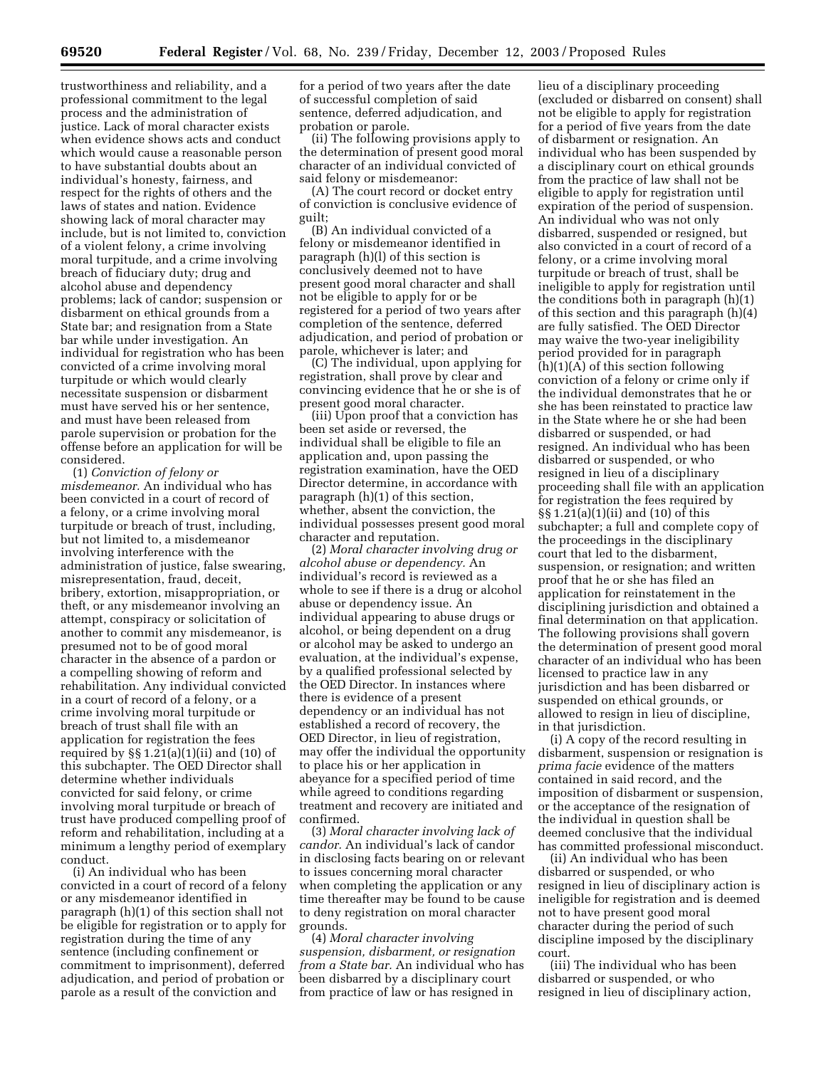trustworthiness and reliability, and a professional commitment to the legal process and the administration of justice. Lack of moral character exists when evidence shows acts and conduct which would cause a reasonable person to have substantial doubts about an individual's honesty, fairness, and respect for the rights of others and the laws of states and nation. Evidence showing lack of moral character may include, but is not limited to, conviction of a violent felony, a crime involving moral turpitude, and a crime involving breach of fiduciary duty; drug and alcohol abuse and dependency problems; lack of candor; suspension or disbarment on ethical grounds from a State bar; and resignation from a State bar while under investigation. An individual for registration who has been convicted of a crime involving moral turpitude or which would clearly necessitate suspension or disbarment must have served his or her sentence, and must have been released from parole supervision or probation for the offense before an application for will be considered.

(1) *Conviction of felony or misdemeanor.* An individual who has been convicted in a court of record of a felony, or a crime involving moral turpitude or breach of trust, including, but not limited to, a misdemeanor involving interference with the administration of justice, false swearing, misrepresentation, fraud, deceit, bribery, extortion, misappropriation, or theft, or any misdemeanor involving an attempt, conspiracy or solicitation of another to commit any misdemeanor, is presumed not to be of good moral character in the absence of a pardon or a compelling showing of reform and rehabilitation. Any individual convicted in a court of record of a felony, or a crime involving moral turpitude or breach of trust shall file with an application for registration the fees required by §§ 1.21(a)(1)(ii) and (10) of this subchapter. The OED Director shall determine whether individuals convicted for said felony, or crime involving moral turpitude or breach of trust have produced compelling proof of reform and rehabilitation, including at a minimum a lengthy period of exemplary conduct.

(i) An individual who has been convicted in a court of record of a felony or any misdemeanor identified in paragraph (h)(1) of this section shall not be eligible for registration or to apply for registration during the time of any sentence (including confinement or commitment to imprisonment), deferred adjudication, and period of probation or parole as a result of the conviction and for a period of two years after the date of successful completion of said sentence, deferred adjudication, and probation or parole.

(ii) The following provisions apply to the determination of present good moral character of an individual convicted of said felony or misdemeanor:

(A) The court record or docket entry of conviction is conclusive evidence of guilt;

(B) An individual convicted of a felony or misdemeanor identified in paragraph (h)(l) of this section is conclusively deemed not to have present good moral character and shall not be eligible to apply for or be registered for a period of two years after completion of the sentence, deferred adjudication, and period of probation or parole, whichever is later; and

(C) The individual, upon applying for registration, shall prove by clear and convincing evidence that he or she is of present good moral character.

(iii) Upon proof that a conviction has been set aside or reversed, the individual shall be eligible to file an application and, upon passing the registration examination, have the OED Director determine, in accordance with paragraph (h)(1) of this section, whether, absent the conviction, the individual possesses present good moral character and reputation.

(2) *Moral character involving drug or alcohol abuse or dependency.* An individual's record is reviewed as a whole to see if there is a drug or alcohol abuse or dependency issue. An individual appearing to abuse drugs or alcohol, or being dependent on a drug or alcohol may be asked to undergo an evaluation, at the individual's expense, by a qualified professional selected by the OED Director. In instances where there is evidence of a present dependency or an individual has not established a record of recovery, the OED Director, in lieu of registration, may offer the individual the opportunity to place his or her application in abeyance for a specified period of time while agreed to conditions regarding treatment and recovery are initiated and confirmed.

(3) *Moral character involving lack of candor.* An individual's lack of candor in disclosing facts bearing on or relevant to issues concerning moral character when completing the application or any time thereafter may be found to be cause to deny registration on moral character grounds.

(4) *Moral character involving suspension, disbarment, or resignation from a State bar.* An individual who has been disbarred by a disciplinary court from practice of law or has resigned in lieu of a disciplinary proceeding (excluded or disbarred on consent) shall not be eligible to apply for registration for a period of five years from the date of disbarment or resignation. An individual who has been suspended by a disciplinary court on ethical grounds from the practice of law shall not be eligible to apply for registration until expiration of the period of suspension. An individual who was not only disbarred, suspended or resigned, but also convicted in a court of record of a felony, or a crime involving moral turpitude or breach of trust, shall be ineligible to apply for registration until the conditions both in paragraph (h)(1) of this section and this paragraph (h)(4) are fully satisfied. The OED Director may waive the two-year ineligibility period provided for in paragraph (h)(1)(A) of this section following conviction of a felony or crime only if the individual demonstrates that he or she has been reinstated to practice law in the State where he or she had been disbarred or suspended, or had resigned. An individual who has been disbarred or suspended, or who resigned in lieu of a disciplinary proceeding shall file with an application for registration the fees required by §§ 1.21(a)(1)(ii) and (10) of this subchapter; a full and complete copy of the proceedings in the disciplinary court that led to the disbarment, suspension, or resignation; and written proof that he or she has filed an application for reinstatement in the disciplining jurisdiction and obtained a final determination on that application. The following provisions shall govern the determination of present good moral character of an individual who has been licensed to practice law in any jurisdiction and has been disbarred or suspended on ethical grounds, or allowed to resign in lieu of discipline, in that jurisdiction.

(i) A copy of the record resulting in disbarment, suspension or resignation is *prima facie* evidence of the matters contained in said record, and the imposition of disbarment or suspension, or the acceptance of the resignation of the individual in question shall be deemed conclusive that the individual has committed professional misconduct.

(ii) An individual who has been disbarred or suspended, or who resigned in lieu of disciplinary action is ineligible for registration and is deemed not to have present good moral character during the period of such discipline imposed by the disciplinary court.

(iii) The individual who has been disbarred or suspended, or who resigned in lieu of disciplinary action,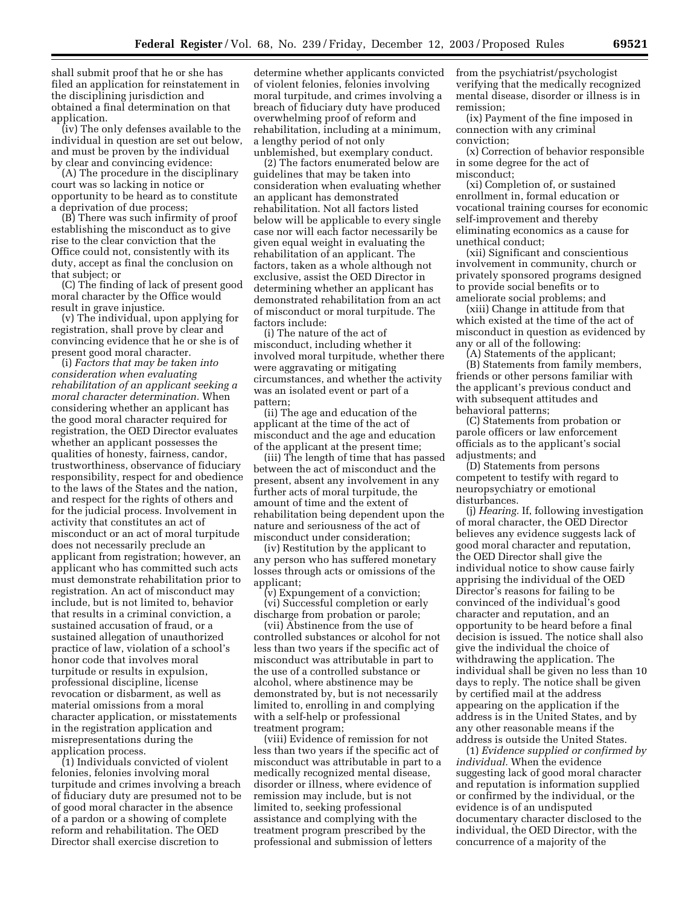shall submit proof that he or she has filed an application for reinstatement in the disciplining jurisdiction and obtained a final determination on that application.

(iv) The only defenses available to the individual in question are set out below, and must be proven by the individual by clear and convincing evidence:

(A) The procedure in the disciplinary court was so lacking in notice or opportunity to be heard as to constitute a deprivation of due process;

(B) There was such infirmity of proof establishing the misconduct as to give rise to the clear conviction that the Office could not, consistently with its duty, accept as final the conclusion on that subject; or

(C) The finding of lack of present good moral character by the Office would result in grave injustice.

(v) The individual, upon applying for registration, shall prove by clear and convincing evidence that he or she is of present good moral character.

(i) *Factors that may be taken into consideration when evaluating rehabilitation of an applicant seeking a moral character determination.* When considering whether an applicant has the good moral character required for registration, the OED Director evaluates whether an applicant possesses the qualities of honesty, fairness, candor, trustworthiness, observance of fiduciary responsibility, respect for and obedience to the laws of the States and the nation, and respect for the rights of others and for the judicial process. Involvement in activity that constitutes an act of misconduct or an act of moral turpitude does not necessarily preclude an applicant from registration; however, an applicant who has committed such acts must demonstrate rehabilitation prior to registration. An act of misconduct may include, but is not limited to, behavior that results in a criminal conviction, a sustained accusation of fraud, or a sustained allegation of unauthorized practice of law, violation of a school's honor code that involves moral turpitude or results in expulsion, professional discipline, license revocation or disbarment, as well as material omissions from a moral character application, or misstatements in the registration application and misrepresentations during the application process.

(1) Individuals convicted of violent felonies, felonies involving moral turpitude and crimes involving a breach of fiduciary duty are presumed not to be of good moral character in the absence of a pardon or a showing of complete reform and rehabilitation. The OED Director shall exercise discretion to determine whether applicants convicted of violent felonies, felonies involving moral turpitude, and crimes involving a breach of fiduciary duty have produced overwhelming proof of reform and rehabilitation, including at a minimum, a lengthy period of not only unblemished, but exemplary conduct.

(2) The factors enumerated below are guidelines that may be taken into consideration when evaluating whether an applicant has demonstrated rehabilitation. Not all factors listed below will be applicable to every single case nor will each factor necessarily be given equal weight in evaluating the rehabilitation of an applicant. The factors, taken as a whole although not exclusive, assist the OED Director in determining whether an applicant has demonstrated rehabilitation from an act of misconduct or moral turpitude. The factors include:

(i) The nature of the act of misconduct, including whether it involved moral turpitude, whether there were aggravating or mitigating circumstances, and whether the activity was an isolated event or part of a pattern;

(ii) The age and education of the applicant at the time of the act of misconduct and the age and education of the applicant at the present time;

(iii) The length of time that has passed between the act of misconduct and the present, absent any involvement in any further acts of moral turpitude, the amount of time and the extent of rehabilitation being dependent upon the nature and seriousness of the act of misconduct under consideration;

(iv) Restitution by the applicant to any person who has suffered monetary losses through acts or omissions of the applicant;

(v) Expungement of a conviction;

(vi) Successful completion or early discharge from probation or parole;

(vii) Abstinence from the use of controlled substances or alcohol for not less than two years if the specific act of misconduct was attributable in part to the use of a controlled substance or alcohol, where abstinence may be demonstrated by, but is not necessarily limited to, enrolling in and complying with a self-help or professional treatment program;

(viii) Evidence of remission for not less than two years if the specific act of misconduct was attributable in part to a medically recognized mental disease, disorder or illness, where evidence of remission may include, but is not limited to, seeking professional assistance and complying with the treatment program prescribed by the professional and submission of letters from the psychiatrist/psychologist verifying that the medically recognized mental disease, disorder or illness is in remission;

(ix) Payment of the fine imposed in connection with any criminal conviction;

(x) Correction of behavior responsible in some degree for the act of misconduct;

(xi) Completion of, or sustained enrollment in, formal education or vocational training courses for economic self-improvement and thereby eliminating economics as a cause for unethical conduct;

(xii) Significant and conscientious involvement in community, church or privately sponsored programs designed to provide social benefits or to ameliorate social problems; and

(xiii) Change in attitude from that which existed at the time of the act of misconduct in question as evidenced by any or all of the following:

(A) Statements of the applicant;

(B) Statements from family members, friends or other persons familiar with the applicant's previous conduct and with subsequent attitudes and behavioral patterns;

(C) Statements from probation or parole officers or law enforcement officials as to the applicant's social adjustments; and

(D) Statements from persons competent to testify with regard to neuropsychiatry or emotional disturbances.

(j) *Hearing.* If, following investigation of moral character, the OED Director believes any evidence suggests lack of good moral character and reputation, the OED Director shall give the individual notice to show cause fairly apprising the individual of the OED Director's reasons for failing to be convinced of the individual's good character and reputation, and an opportunity to be heard before a final decision is issued. The notice shall also give the individual the choice of withdrawing the application. The individual shall be given no less than 10 days to reply. The notice shall be given by certified mail at the address appearing on the application if the address is in the United States, and by any other reasonable means if the address is outside the United States.

(1) *Evidence supplied or confirmed by individual.* When the evidence suggesting lack of good moral character and reputation is information supplied or confirmed by the individual, or the evidence is of an undisputed documentary character disclosed to the individual, the OED Director, with the concurrence of a majority of the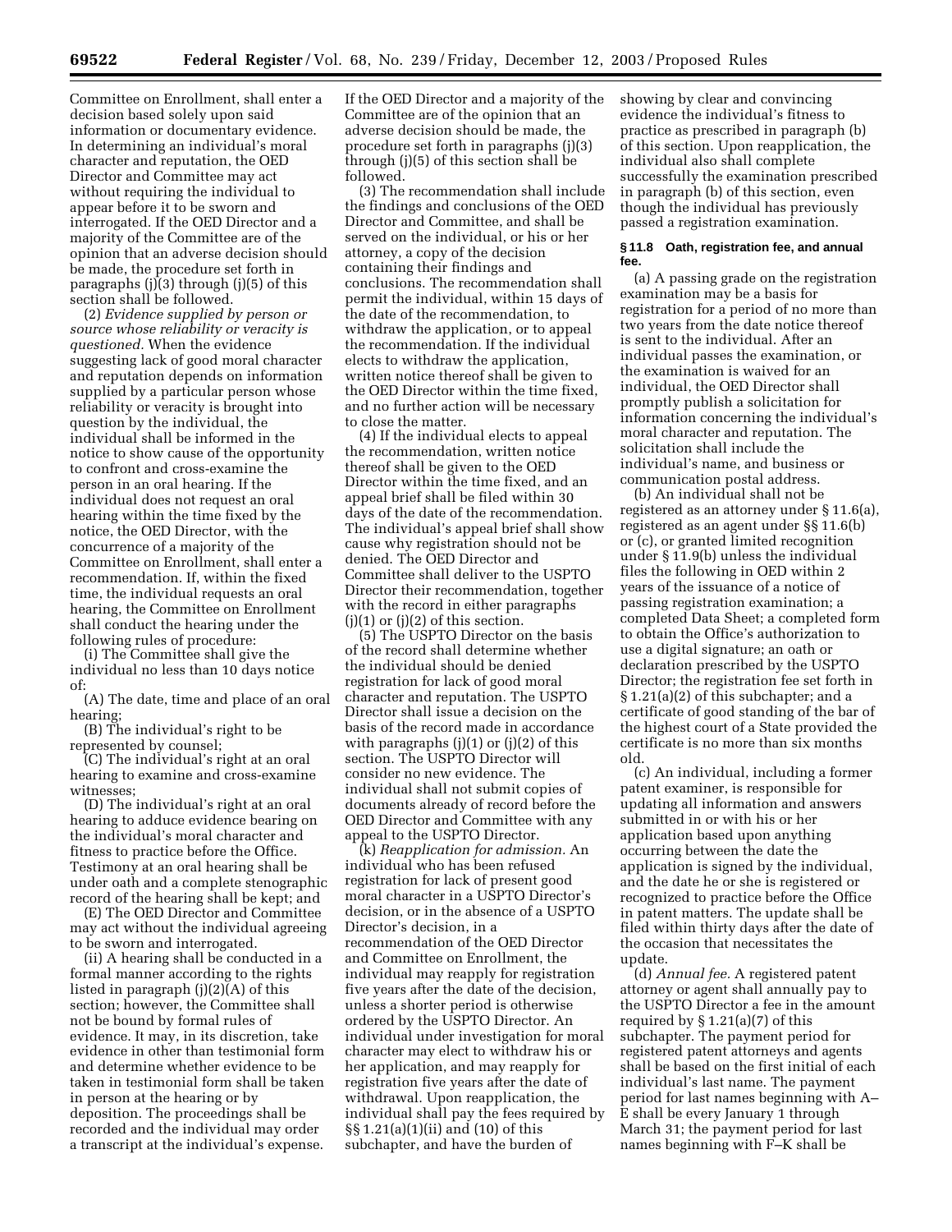Committee on Enrollment, shall enter a decision based solely upon said information or documentary evidence. In determining an individual's moral character and reputation, the OED Director and Committee may act without requiring the individual to appear before it to be sworn and interrogated. If the OED Director and a majority of the Committee are of the opinion that an adverse decision should be made, the procedure set forth in paragraphs (j)(3) through (j)(5) of this section shall be followed.

(2) *Evidence supplied by person or source whose reliability or veracity is questioned.* When the evidence suggesting lack of good moral character and reputation depends on information supplied by a particular person whose reliability or veracity is brought into question by the individual, the individual shall be informed in the notice to show cause of the opportunity to confront and cross-examine the person in an oral hearing. If the individual does not request an oral hearing within the time fixed by the notice, the OED Director, with the concurrence of a majority of the Committee on Enrollment, shall enter a recommendation. If, within the fixed time, the individual requests an oral hearing, the Committee on Enrollment shall conduct the hearing under the following rules of procedure:

(i) The Committee shall give the individual no less than 10 days notice of:

(A) The date, time and place of an oral hearing;

(B) The individual's right to be represented by counsel;

(C) The individual's right at an oral hearing to examine and cross-examine witnesses;

(D) The individual's right at an oral hearing to adduce evidence bearing on the individual's moral character and fitness to practice before the Office. Testimony at an oral hearing shall be under oath and a complete stenographic record of the hearing shall be kept; and

(E) The OED Director and Committee may act without the individual agreeing to be sworn and interrogated.

(ii) A hearing shall be conducted in a formal manner according to the rights listed in paragraph (j)(2)(A) of this section; however, the Committee shall not be bound by formal rules of evidence. It may, in its discretion, take evidence in other than testimonial form and determine whether evidence to be taken in testimonial form shall be taken in person at the hearing or by deposition. The proceedings shall be recorded and the individual may order a transcript at the individual's expense. If the OED Director and a majority of the Committee are of the opinion that an adverse decision should be made, the procedure set forth in paragraphs (j)(3) through (j)(5) of this section shall be followed.

(3) The recommendation shall include the findings and conclusions of the OED Director and Committee, and shall be served on the individual, or his or her attorney, a copy of the decision containing their findings and conclusions. The recommendation shall permit the individual, within 15 days of the date of the recommendation, to withdraw the application, or to appeal the recommendation. If the individual elects to withdraw the application, written notice thereof shall be given to the OED Director within the time fixed, and no further action will be necessary to close the matter.

(4) If the individual elects to appeal the recommendation, written notice thereof shall be given to the OED Director within the time fixed, and an appeal brief shall be filed within 30 days of the date of the recommendation. The individual's appeal brief shall show cause why registration should not be denied. The OED Director and Committee shall deliver to the USPTO Director their recommendation, together with the record in either paragraphs (j)(1) or (j)(2) of this section.

(5) The USPTO Director on the basis of the record shall determine whether the individual should be denied registration for lack of good moral character and reputation. The USPTO Director shall issue a decision on the basis of the record made in accordance with paragraphs (j)(1) or (j)(2) of this section. The USPTO Director will consider no new evidence. The individual shall not submit copies of documents already of record before the OED Director and Committee with any appeal to the USPTO Director.

(k) *Reapplication for admission.* An individual who has been refused registration for lack of present good moral character in a USPTO Director's decision, or in the absence of a USPTO Director's decision, in a recommendation of the OED Director and Committee on Enrollment, the individual may reapply for registration five years after the date of the decision, unless a shorter period is otherwise ordered by the USPTO Director. An individual under investigation for moral character may elect to withdraw his or her application, and may reapply for registration five years after the date of withdrawal. Upon reapplication, the individual shall pay the fees required by §§ 1.21(a)(1)(ii) and (10) of this subchapter, and have the burden of showing by clear and convincing evidence the individual's fitness to practice as prescribed in paragraph (b) of this section. Upon reapplication, the individual also shall complete successfully the examination prescribed in paragraph (b) of this section, even though the individual has previously passed a registration examination.

**§ 11.8 Oath, registration fee, and annual fee.**

(a) A passing grade on the registration examination may be a basis for registration for a period of no more than two years from the date notice thereof is sent to the individual. After an individual passes the examination, or the examination is waived for an individual, the OED Director shall promptly publish a solicitation for information concerning the individual's moral character and reputation. The solicitation shall include the individual's name, and business or communication postal address.

(b) An individual shall not be registered as an attorney under § 11.6(a), registered as an agent under §§ 11.6(b) or (c), or granted limited recognition under § 11.9(b) unless the individual files the following in OED within 2 years of the issuance of a notice of passing registration examination; a completed Data Sheet; a completed form to obtain the Office's authorization to use a digital signature; an oath or declaration prescribed by the USPTO Director; the registration fee set forth in § 1.21(a)(2) of this subchapter; and a certificate of good standing of the bar of the highest court of a State provided the certificate is no more than six months old.

(c) An individual, including a former patent examiner, is responsible for updating all information and answers submitted in or with his or her application based upon anything occurring between the date the application is signed by the individual, and the date he or she is registered or recognized to practice before the Office in patent matters. The update shall be filed within thirty days after the date of the occasion that necessitates the update.

(d) *Annual fee.* A registered patent attorney or agent shall annually pay to the USPTO Director a fee in the amount required by § 1.21(a)(7) of this subchapter. The payment period for registered patent attorneys and agents shall be based on the first initial of each individual's last name. The payment period for last names beginning with A–E shall be every January 1 through March 31; the payment period for last names beginning with F–K shall be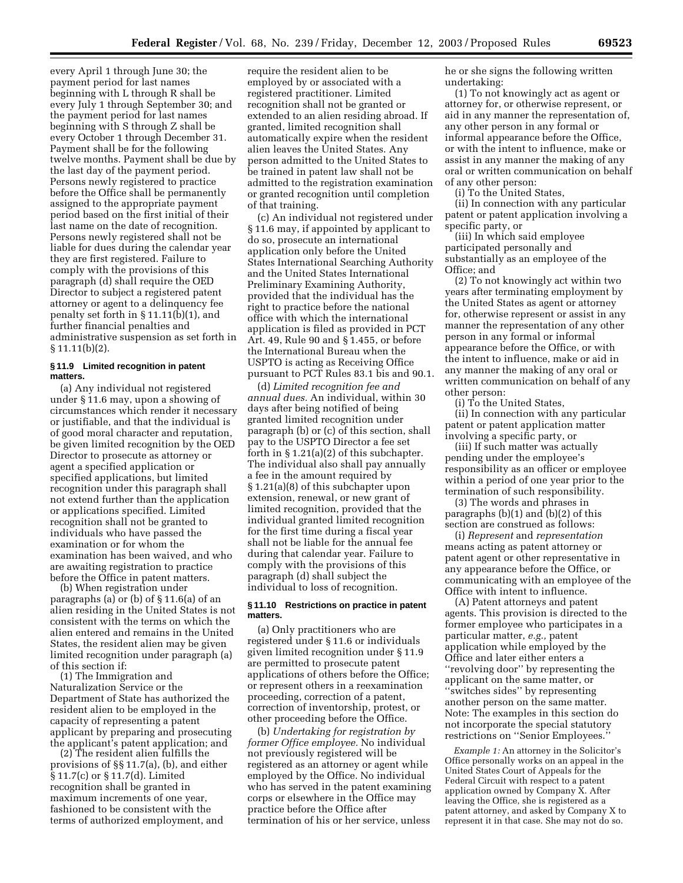every April 1 through June 30; the payment period for last names beginning with L through R shall be every July 1 through September 30; and the payment period for last names beginning with S through Z shall be every October 1 through December 31. Payment shall be for the following twelve months. Payment shall be due by the last day of the payment period. Persons newly registered to practice before the Office shall be permanently assigned to the appropriate payment period based on the first initial of their last name on the date of recognition. Persons newly registered shall not be liable for dues during the calendar year they are first registered. Failure to comply with the provisions of this paragraph (d) shall require the OED Director to subject a registered patent attorney or agent to a delinquency fee penalty set forth in § 11.11(b)(1), and further financial penalties and administrative suspension as set forth in § 11.11(b)(2).

### § 11.9 Limited recognition in patent matters.

(a) Any individual not registered under § 11.6 may, upon a showing of circumstances which render it necessary or justifiable, and that the individual is of good moral character and reputation, be given limited recognition by the OED Director to prosecute as attorney or agent a specified application or specified applications, but limited recognition under this paragraph shall not extend further than the application or applications specified. Limited recognition shall not be granted to individuals who have passed the examination or for whom the examination has been waived, and who are awaiting registration to practice before the Office in patent matters.

(b) When registration under paragraphs (a) or (b) of § 11.6(a) of an alien residing in the United States is not consistent with the terms on which the alien entered and remains in the United States, the resident alien may be given limited recognition under paragraph (a) of this section if:

(1) The Immigration and Naturalization Service or the Department of State has authorized the resident alien to be employed in the capacity of representing a patent applicant by preparing and prosecuting the applicant's patent application; and

(2) The resident alien fulfills the provisions of §§ 11.7(a), (b), and either § 11.7(c) or § 11.7(d). Limited recognition shall be granted in maximum increments of one year, fashioned to be consistent with the terms of authorized employment, and require the resident alien to be employed by or associated with a registered practitioner. Limited recognition shall not be granted or extended to an alien residing abroad. If granted, limited recognition shall automatically expire when the resident alien leaves the United States. Any person admitted to the United States to be trained in patent law shall not be admitted to the registration examination or granted recognition until completion of that training.

(c) An individual not registered under § 11.6 may, if appointed by applicant to do so, prosecute an international application only before the United States International Searching Authority and the United States International Preliminary Examining Authority, provided that the individual has the right to practice before the national office with which the international application is filed as provided in PCT Art. 49, Rule 90 and § 1.455, or before the International Bureau when the USPTO is acting as Receiving Office pursuant to PCT Rules 83.1 bis and 90.1.

(d) *Limited recognition fee and annual dues.* An individual, within 30 days after being notified of being granted limited recognition under paragraph (b) or (c) of this section, shall pay to the USPTO Director a fee set forth in § 1.21(a)(2) of this subchapter. The individual also shall pay annually a fee in the amount required by § 1.21(a)(8) of this subchapter upon extension, renewal, or new grant of limited recognition, provided that the individual granted limited recognition for the first time during a fiscal year shall not be liable for the annual fee during that calendar year. Failure to comply with the provisions of this paragraph (d) shall subject the individual to loss of recognition.

### § 11.10 Restrictions on practice in patent matters.

(a) Only practitioners who are registered under § 11.6 or individuals given limited recognition under § 11.9 are permitted to prosecute patent applications of others before the Office; or represent others in a reexamination proceeding, correction of a patent, correction of inventorship, protest, or other proceeding before the Office.

(b) *Undertaking for registration by former Office employee.* No individual not previously registered will be registered as an attorney or agent while employed by the Office. No individual who has served in the patent examining corps or elsewhere in the Office may practice before the Office after termination of his or her service, unless he or she signs the following written undertaking:

(1) To not knowingly act as agent or attorney for, or otherwise represent, or aid in any manner the representation of, any other person in any formal or informal appearance before the Office, or with the intent to influence, make or assist in any manner the making of any oral or written communication on behalf of any other person:

(i) To the United States,

(ii) In connection with any particular patent or patent application involving a specific party, or

(iii) In which said employee participated personally and substantially as an employee of the Office; and

(2) To not knowingly act within two years after terminating employment by the United States as agent or attorney for, otherwise represent or assist in any manner the representation of any other person in any formal or informal appearance before the Office, or with the intent to influence, make or aid in any manner the making of any oral or written communication on behalf of any other person:

(i) To the United States,

(ii) In connection with any particular patent or patent application matter involving a specific party, or

(iii) If such matter was actually pending under the employee's responsibility as an officer or employee within a period of one year prior to the termination of such responsibility.

(3) The words and phrases in paragraphs (b)(1) and (b)(2) of this section are construed as follows:

(i) *Represent* and *representation* means acting as patent attorney or patent agent or other representative in any appearance before the Office, or communicating with an employee of the Office with intent to influence.

(A) Patent attorneys and patent agents. This provision is directed to the former employee who participates in a particular matter, *e.g.,* patent application while employed by the Office and later either enters a ''revolving door'' by representing the applicant on the same matter, or ''switches sides'' by representing another person on the same matter. Note: The examples in this section do not incorporate the special statutory restrictions on ''Senior Employees.''

*Example 1:* An attorney in the Solicitor's Office personally works on an appeal in the United States Court of Appeals for the Federal Circuit with respect to a patent application owned by Company X. After leaving the Office, she is registered as a patent attorney, and asked by Company X to represent it in that case. She may not do so.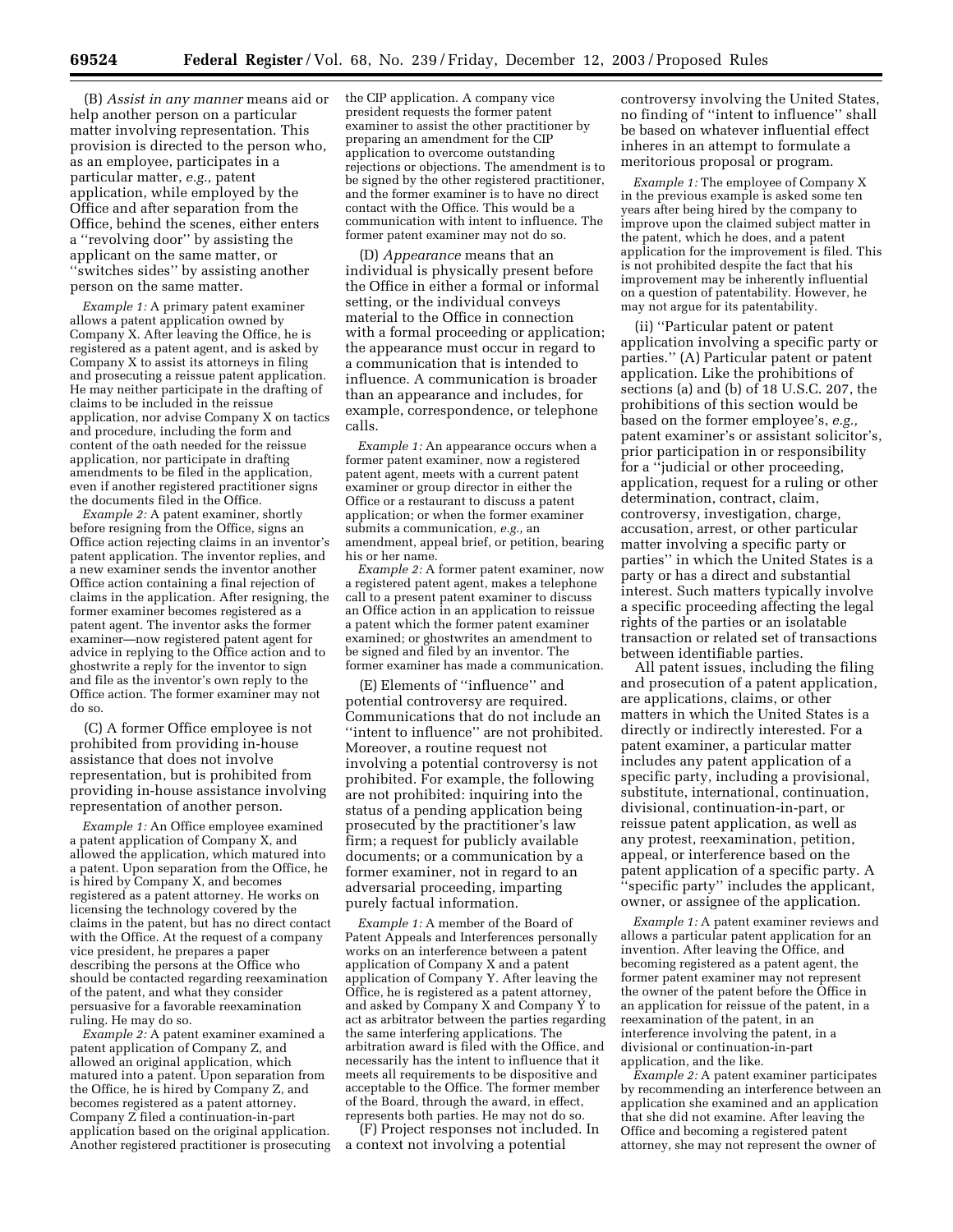(B) *Assist in any manner* means aid or help another person on a particular matter involving representation. This provision is directed to the person who, as an employee, participates in a particular matter, *e.g.,* patent application, while employed by the Office and after separation from the Office, behind the scenes, either enters a ''revolving door'' by assisting the applicant on the same matter, or ''switches sides'' by assisting another person on the same matter.

*Example 1:* A primary patent examiner allows a patent application owned by Company X. After leaving the Office, he is registered as a patent agent, and is asked by Company X to assist its attorneys in filing and prosecuting a reissue patent application. He may neither participate in the drafting of claims to be included in the reissue application, nor advise Company X on tactics and procedure, including the form and content of the oath needed for the reissue application, nor participate in drafting amendments to be filed in the application, even if another registered practitioner signs the documents filed in the Office.

*Example 2:* A patent examiner, shortly before resigning from the Office, signs an Office action rejecting claims in an inventor's patent application. The inventor replies, and a new examiner sends the inventor another Office action containing a final rejection of claims in the application. After resigning, the former examiner becomes registered as a patent agent. The inventor asks the former examiner—now registered patent agent for advice in replying to the Office action and to ghostwrite a reply for the inventor to sign and file as the inventor's own reply to the Office action. The former examiner may not do so.

(C) A former Office employee is not prohibited from providing in-house assistance that does not involve representation, but is prohibited from providing in-house assistance involving representation of another person.

*Example 1:* An Office employee examined a patent application of Company X, and allowed the application, which matured into a patent. Upon separation from the Office, he is hired by Company X, and becomes registered as a patent attorney. He works on licensing the technology covered by the claims in the patent, but has no direct contact with the Office. At the request of a company vice president, he prepares a paper describing the persons at the Office who should be contacted regarding reexamination of the patent, and what they consider persuasive for a favorable reexamination ruling. He may do so.

*Example 2:* A patent examiner examined a patent application of Company Z, and allowed an original application, which matured into a patent. Upon separation from the Office, he is hired by Company Z, and becomes registered as a patent attorney. Company Z filed a continuation-in-part application based on the original application. Another registered practitioner is prosecuting the CIP application. A company vice president requests the former patent examiner to assist the other practitioner by preparing an amendment for the CIP application to overcome outstanding rejections or objections. The amendment is to be signed by the other registered practitioner, and the former examiner is to have no direct contact with the Office. This would be a communication with intent to influence. The former patent examiner may not do so.

(D) *Appearance* means that an individual is physically present before the Office in either a formal or informal setting, or the individual conveys material to the Office in connection with a formal proceeding or application; the appearance must occur in regard to a communication that is intended to influence. A communication is broader than an appearance and includes, for example, correspondence, or telephone calls.

*Example 1:* An appearance occurs when a former patent examiner, now a registered patent agent, meets with a current patent examiner or group director in either the Office or a restaurant to discuss a patent application; or when the former examiner submits a communication, *e.g.,* an amendment, appeal brief, or petition, bearing his or her name.

*Example 2:* A former patent examiner, now a registered patent agent, makes a telephone call to a present patent examiner to discuss an Office action in an application to reissue a patent which the former patent examiner examined; or ghostwrites an amendment to be signed and filed by an inventor. The former examiner has made a communication.

(E) Elements of ''influence'' and potential controversy are required. Communications that do not include an ''intent to influence'' are not prohibited. Moreover, a routine request not involving a potential controversy is not prohibited. For example, the following are not prohibited: inquiring into the status of a pending application being prosecuted by the practitioner's law firm; a request for publicly available documents; or a communication by a former examiner, not in regard to an adversarial proceeding, imparting purely factual information.

*Example 1:* A member of the Board of Patent Appeals and Interferences personally works on an interference between a patent application of Company X and a patent application of Company Y. After leaving the Office, he is registered as a patent attorney, and asked by Company X and Company Y to act as arbitrator between the parties regarding the same interfering applications. The arbitration award is filed with the Office, and necessarily has the intent to influence that it meets all requirements to be dispositive and acceptable to the Office. The former member of the Board, through the award, in effect, represents both parties. He may not do so.

(F) Project responses not included. In a context not involving a potential controversy involving the United States, no finding of ''intent to influence'' shall be based on whatever influential effect inheres in an attempt to formulate a meritorious proposal or program.

*Example 1:* The employee of Company X in the previous example is asked some ten years after being hired by the company to improve upon the claimed subject matter in the patent, which he does, and a patent application for the improvement is filed. This is not prohibited despite the fact that his improvement may be inherently influential on a question of patentability. However, he may not argue for its patentability.

(ii) ''Particular patent or patent application involving a specific party or parties.'' (A) Particular patent or patent application. Like the prohibitions of sections (a) and (b) of 18 U.S.C. 207, the prohibitions of this section would be based on the former employee's, *e.g.,* patent examiner's or assistant solicitor's, prior participation in or responsibility for a ''judicial or other proceeding, application, request for a ruling or other determination, contract, claim, controversy, investigation, charge, accusation, arrest, or other particular matter involving a specific party or parties'' in which the United States is a party or has a direct and substantial interest. Such matters typically involve a specific proceeding affecting the legal rights of the parties or an isolatable transaction or related set of transactions between identifiable parties.

All patent issues, including the filing and prosecution of a patent application, are applications, claims, or other matters in which the United States is a directly or indirectly interested. For a patent examiner, a particular matter includes any patent application of a specific party, including a provisional, substitute, international, continuation, divisional, continuation-in-part, or reissue patent application, as well as any protest, reexamination, petition, appeal, or interference based on the patent application of a specific party. A ''specific party'' includes the applicant, owner, or assignee of the application.

*Example 1:* A patent examiner reviews and allows a particular patent application for an invention. After leaving the Office, and becoming registered as a patent agent, the former patent examiner may not represent the owner of the patent before the Office in an application for reissue of the patent, in a reexamination of the patent, in an interference involving the patent, in a divisional or continuation-in-part application, and the like.

*Example 2:* A patent examiner participates by recommending an interference between an application she examined and an application that she did not examine. After leaving the Office and becoming a registered patent attorney, she may not represent the owner of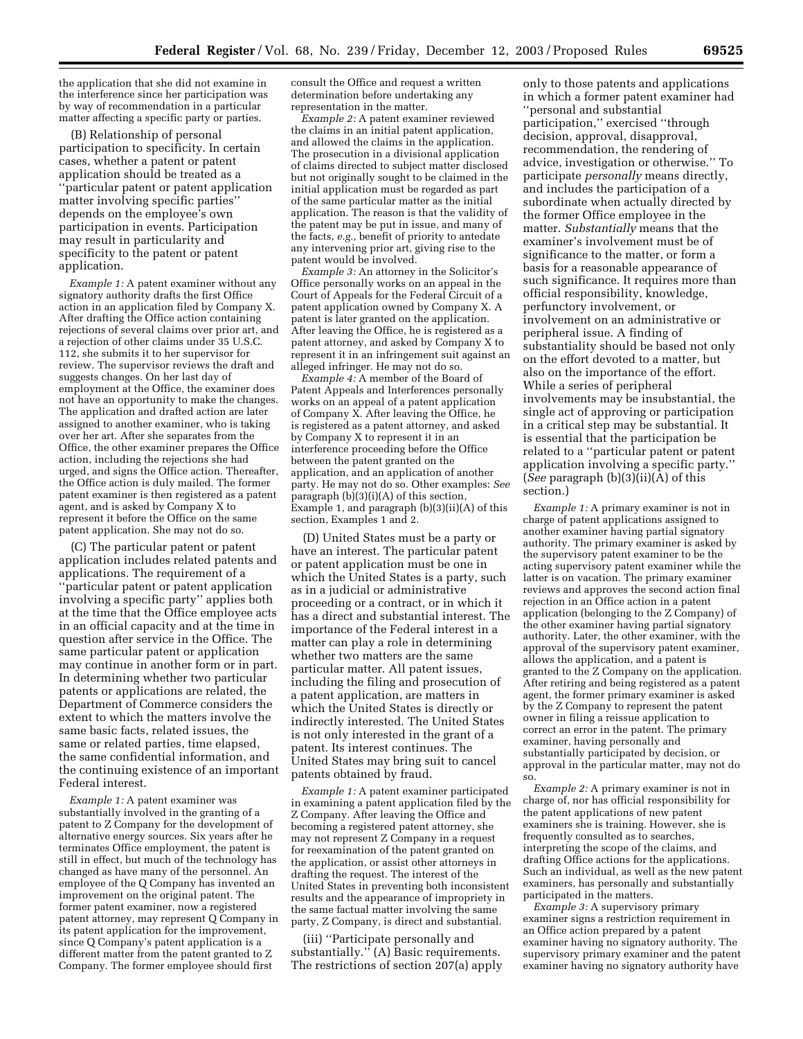the application that she did not examine in the interference since her participation was by way of recommendation in a particular matter affecting a specific party or parties.

(B) Relationship of personal participation to specificity. In certain cases, whether a patent or patent application should be treated as a ''particular patent or patent application matter involving specific parties'' depends on the employee's own participation in events. Participation may result in particularity and specificity to the patent or patent application.

*Example 1:* A patent examiner without any signatory authority drafts the first Office action in an application filed by Company X. After drafting the Office action containing rejections of several claims over prior art, and a rejection of other claims under 35 U.S.C. 112, she submits it to her supervisor for review. The supervisor reviews the draft and suggests changes. On her last day of employment at the Office, the examiner does not have an opportunity to make the changes. The application and drafted action are later assigned to another examiner, who is taking over her art. After she separates from the Office, the other examiner prepares the Office action, including the rejections she had urged, and signs the Office action. Thereafter, the Office action is duly mailed. The former patent examiner is then registered as a patent agent, and is asked by Company X to represent it before the Office on the same patent application. She may not do so.

(C) The particular patent or patent application includes related patents and applications. The requirement of a ''particular patent or patent application involving a specific party'' applies both at the time that the Office employee acts in an official capacity and at the time in question after service in the Office. The same particular patent or application may continue in another form or in part. In determining whether two particular patents or applications are related, the Department of Commerce considers the extent to which the matters involve the same basic facts, related issues, the same or related parties, time elapsed, the same confidential information, and the continuing existence of an important Federal interest.

*Example 1:* A patent examiner was substantially involved in the granting of a patent to Z Company for the development of alternative energy sources. Six years after he terminates Office employment, the patent is still in effect, but much of the technology has changed as have many of the personnel. An employee of the Q Company has invented an improvement on the original patent. The former patent examiner, now a registered patent attorney, may represent Q Company in its patent application for the improvement, since Q Company's patent application is a different matter from the patent granted to Z Company. The former employee should first consult the Office and request a written determination before undertaking any representation in the matter.

*Example 2:* A patent examiner reviewed the claims in an initial patent application, and allowed the claims in the application. The prosecution in a divisional application of claims directed to subject matter disclosed but not originally sought to be claimed in the initial application must be regarded as part of the same particular matter as the initial application. The reason is that the validity of the patent may be put in issue, and many of the facts, *e.g.,* benefit of priority to antedate any intervening prior art, giving rise to the patent would be involved.

*Example 3:* An attorney in the Solicitor's Office personally works on an appeal in the Court of Appeals for the Federal Circuit of a patent application owned by Company X. A patent is later granted on the application. After leaving the Office, he is registered as a patent attorney, and asked by Company X to represent it in an infringement suit against an alleged infringer. He may not do so.

*Example 4:* A member of the Board of Patent Appeals and Interferences personally works on an appeal of a patent application of Company X. After leaving the Office, he is registered as a patent attorney, and asked by Company X to represent it in an interference proceeding before the Office between the patent granted on the application, and an application of another party. He may not do so. Other examples: *See* paragraph (b)(3)(i)(A) of this section, Example 1, and paragraph (b)(3)(ii)(A) of this section, Examples 1 and 2.

(D) United States must be a party or have an interest. The particular patent or patent application must be one in which the United States is a party, such as in a judicial or administrative proceeding or a contract, or in which it has a direct and substantial interest. The importance of the Federal interest in a matter can play a role in determining whether two matters are the same particular matter. All patent issues, including the filing and prosecution of a patent application, are matters in which the United States is directly or indirectly interested. The United States is not only interested in the grant of a patent. Its interest continues. The United States may bring suit to cancel patents obtained by fraud.

*Example 1:* A patent examiner participated in examining a patent application filed by the Z Company. After leaving the Office and becoming a registered patent attorney, she may not represent Z Company in a request for reexamination of the patent granted on the application, or assist other attorneys in drafting the request. The interest of the United States in preventing both inconsistent results and the appearance of impropriety in the same factual matter involving the same party, Z Company, is direct and substantial.

(iii) ''Participate personally and substantially.'' (A) Basic requirements. The restrictions of section 207(a) apply only to those patents and applications in which a former patent examiner had ''personal and substantial participation,'' exercised ''through decision, approval, disapproval, recommendation, the rendering of advice, investigation or otherwise.'' To participate *personally* means directly, and includes the participation of a subordinate when actually directed by the former Office employee in the matter. *Substantially* means that the examiner's involvement must be of significance to the matter, or form a basis for a reasonable appearance of such significance. It requires more than official responsibility, knowledge, perfunctory involvement, or involvement on an administrative or peripheral issue. A finding of substantiality should be based not only on the effort devoted to a matter, but also on the importance of the effort. While a series of peripheral involvements may be insubstantial, the single act of approving or participation in a critical step may be substantial. It is essential that the participation be related to a ''particular patent or patent application involving a specific party.'' (*See* paragraph (b)(3)(ii)(A) of this section.)

*Example 1:* A primary examiner is not in charge of patent applications assigned to another examiner having partial signatory authority. The primary examiner is asked by the supervisory patent examiner to be the acting supervisory patent examiner while the latter is on vacation. The primary examiner reviews and approves the second action final rejection in an Office action in a patent application (belonging to the Z Company) of the other examiner having partial signatory authority. Later, the other examiner, with the approval of the supervisory patent examiner, allows the application, and a patent is granted to the Z Company on the application. After retiring and being registered as a patent agent, the former primary examiner is asked by the Z Company to represent the patent owner in filing a reissue application to correct an error in the patent. The primary examiner, having personally and substantially participated by decision, or approval in the particular matter, may not do so.

*Example 2:* A primary examiner is not in charge of, nor has official responsibility for the patent applications of new patent examiners she is training. However, she is frequently consulted as to searches, interpreting the scope of the claims, and drafting Office actions for the applications. Such an individual, as well as the new patent examiners, has personally and substantially participated in the matters.

*Example 3:* A supervisory primary examiner signs a restriction requirement in an Office action prepared by a patent examiner having no signatory authority. The supervisory primary examiner and the patent examiner having no signatory authority have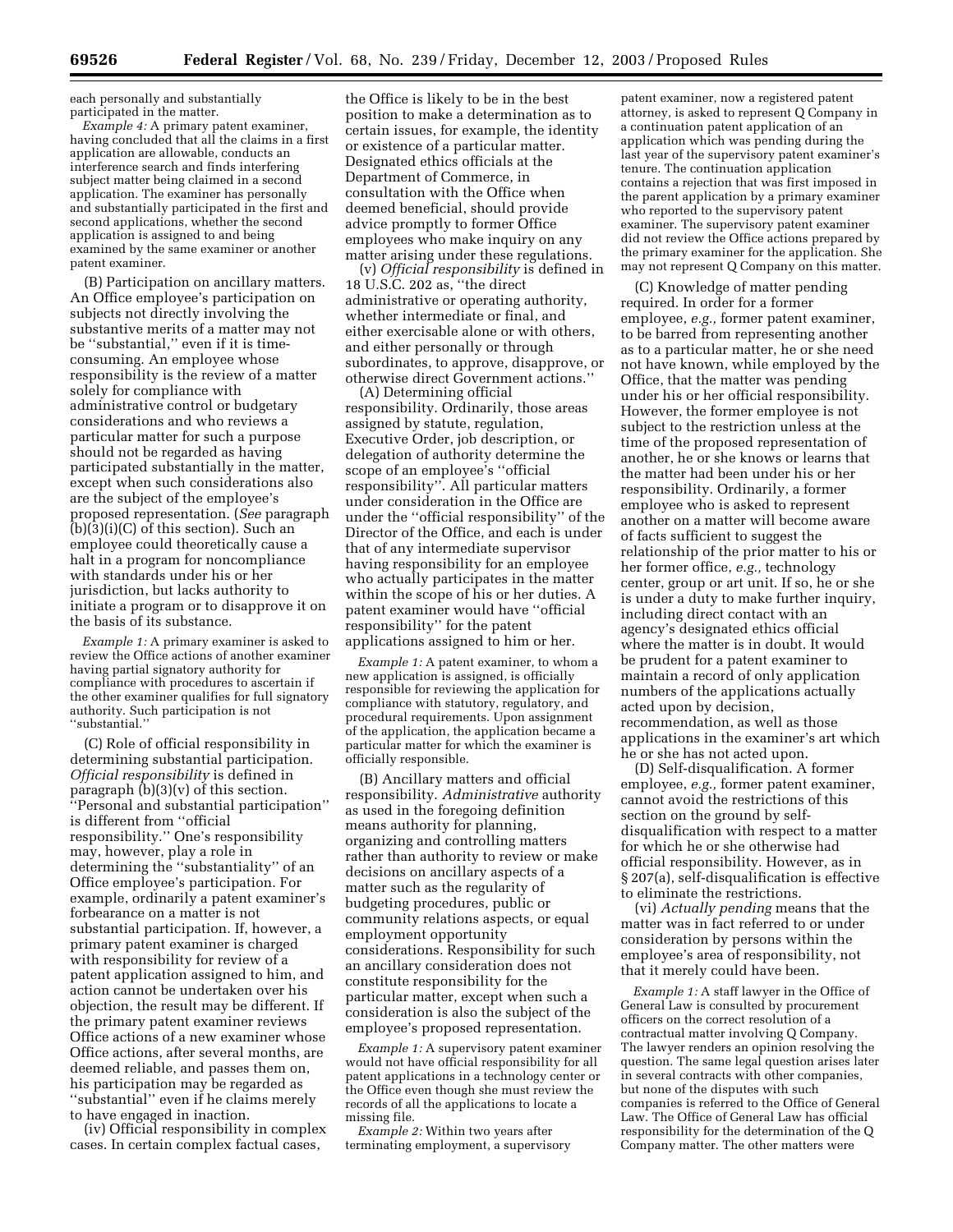each personally and substantially participated in the matter.

*Example 4:* A primary patent examiner, having concluded that all the claims in a first application are allowable, conducts an interference search and finds interfering subject matter being claimed in a second application. The examiner has personally and substantially participated in the first and second applications, whether the second application is assigned to and being examined by the same examiner or another patent examiner.

(B) Participation on ancillary matters. An Office employee's participation on subjects not directly involving the substantive merits of a matter may not be "substantial," even if it is time-consuming. An employee whose responsibility is the review of a matter solely for compliance with administrative control or budgetary considerations and who reviews a particular matter for such a purpose should not be regarded as having participated substantially in the matter, except when such considerations also are the subject of the employee's proposed representation. (*See* paragraph (b)(3)(i)(C) of this section). Such an employee could theoretically cause a halt in a program for noncompliance with standards under his or her jurisdiction, but lacks authority to initiate a program or to disapprove it on the basis of its substance.

*Example 1:* A primary examiner is asked to review the Office actions of another examiner having partial signatory authority for compliance with procedures to ascertain if the other examiner qualifies for full signatory authority. Such participation is not "substantial."

(C) Role of official responsibility in determining substantial participation. *Official responsibility* is defined in paragraph (b)(3)(v) of this section. "Personal and substantial participation" is different from "official responsibility." One's responsibility may, however, play a role in determining the "substantiality" of an Office employee's participation. For example, ordinarily a patent examiner's forbearance on a matter is not substantial participation. If, however, a primary patent examiner is charged with responsibility for review of a patent application assigned to him, and action cannot be undertaken over his objection, the result may be different. If the primary patent examiner reviews Office actions of a new examiner whose Office actions, after several months, are deemed reliable, and passes them on, his participation may be regarded as "substantial" even if he claims merely to have engaged in inaction.

(iv) Official responsibility in complex cases. In certain complex factual cases, the Office is likely to be in the best position to make a determination as to certain issues, for example, the identity or existence of a particular matter. Designated ethics officials at the Department of Commerce, in consultation with the Office when deemed beneficial, should provide advice promptly to former Office employees who make inquiry on any matter arising under these regulations.

(v) *Official responsibility* is defined in 18 U.S.C. 202 as, "the direct administrative or operating authority, whether intermediate or final, and either exercisable alone or with others, and either personally or through subordinates, to approve, disapprove, or otherwise direct Government actions."

(A) Determining official responsibility. Ordinarily, those areas assigned by statute, regulation, Executive Order, job description, or delegation of authority determine the scope of an employee's "official responsibility". All particular matters under consideration in the Office are under the "official responsibility" of the Director of the Office, and each is under that of any intermediate supervisor having responsibility for an employee who actually participates in the matter within the scope of his or her duties. A patent examiner would have "official responsibility" for the patent applications assigned to him or her.

*Example 1:* A patent examiner, to whom a new application is assigned, is officially responsible for reviewing the application for compliance with statutory, regulatory, and procedural requirements. Upon assignment of the application, the application became a particular matter for which the examiner is officially responsible.

(B) Ancillary matters and official responsibility. *Administrative* authority as used in the foregoing definition means authority for planning, organizing and controlling matters rather than authority to review or make decisions on ancillary aspects of a matter such as the regularity of budgeting procedures, public or community relations aspects, or equal employment opportunity considerations. Responsibility for such an ancillary consideration does not constitute responsibility for the particular matter, except when such a consideration is also the subject of the employee's proposed representation.

*Example 1:* A supervisory patent examiner would not have official responsibility for all patent applications in a technology center or the Office even though she must review the records of all the applications to locate a missing file.

*Example 2:* Within two years after terminating employment, a supervisory patent examiner, now a registered patent attorney, is asked to represent Q Company in a continuation patent application of an application which was pending during the last year of the supervisory patent examiner's tenure. The continuation application contains a rejection that was first imposed in the parent application by a primary examiner who reported to the supervisory patent examiner. The supervisory patent examiner did not review the Office actions prepared by the primary examiner for the application. She may not represent Q Company on this matter.

(C) Knowledge of matter pending required. In order for a former employee, *e.g.,* former patent examiner, to be barred from representing another as to a particular matter, he or she need not have known, while employed by the Office, that the matter was pending under his or her official responsibility. However, the former employee is not subject to the restriction unless at the time of the proposed representation of another, he or she knows or learns that the matter had been under his or her responsibility. Ordinarily, a former employee who is asked to represent another on a matter will become aware of facts sufficient to suggest the relationship of the prior matter to his or her former office, *e.g.,* technology center, group or art unit. If so, he or she is under a duty to make further inquiry, including direct contact with an agency's designated ethics official where the matter is in doubt. It would be prudent for a patent examiner to maintain a record of only application numbers of the applications actually acted upon by decision, recommendation, as well as those applications in the examiner's art which he or she has not acted upon.

(D) Self-disqualification. A former employee, *e.g.,* former patent examiner, cannot avoid the restrictions of this section on the ground by self-disqualification with respect to a matter for which he or she otherwise had official responsibility. However, as in § 207(a), self-disqualification is effective to eliminate the restrictions.

(vi) *Actually pending* means that the matter was in fact referred to or under consideration by persons within the employee's area of responsibility, not that it merely could have been.

*Example 1:* A staff lawyer in the Office of General Law is consulted by procurement officers on the correct resolution of a contractual matter involving Q Company. The lawyer renders an opinion resolving the question. The same legal question arises later in several contracts with other companies, but none of the disputes with such companies is referred to the Office of General Law. The Office of General Law has official responsibility for the determination of the Q Company matter. The other matters were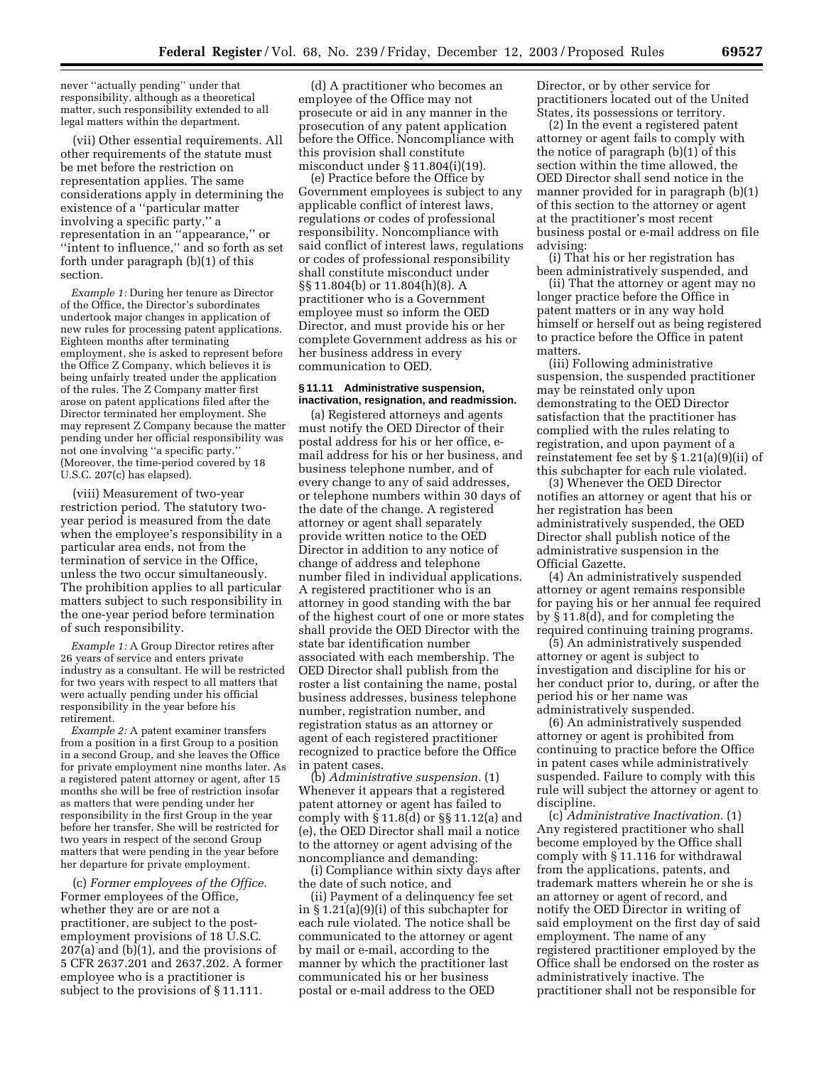never "actually pending" under that responsibility, although as a theoretical matter, such responsibility extended to all legal matters within the department.

(vii) Other essential requirements. All other requirements of the statute must be met before the restriction on representation applies. The same considerations apply in determining the existence of a "particular matter involving a specific party," a representation in an "appearance," or "intent to influence," and so forth as set forth under paragraph (b)(1) of this section.

*Example 1:* During her tenure as Director of the Office, the Director's subordinates undertook major changes in application of new rules for processing patent applications. Eighteen months after terminating employment, she is asked to represent before the Office Z Company, which believes it is being unfairly treated under the application of the rules. The Z Company matter first arose on patent applications filed after the Director terminated her employment. She may represent Z Company because the matter pending under her official responsibility was not one involving "a specific party." (Moreover, the time-period covered by 18 U.S.C. 207(c) has elapsed).

(viii) Measurement of two-year restriction period. The statutory two-year period is measured from the date when the employee's responsibility in a particular area ends, not from the termination of service in the Office, unless the two occur simultaneously. The prohibition applies to all particular matters subject to such responsibility in the one-year period before termination of such responsibility.

*Example 1:* A Group Director retires after 26 years of service and enters private industry as a consultant. He will be restricted for two years with respect to all matters that were actually pending under his official responsibility in the year before his retirement.

*Example 2:* A patent examiner transfers from a position in a first Group to a position in a second Group, and she leaves the Office for private employment nine months later. As a registered patent attorney or agent, after 15 months she will be free of restriction insofar as matters that were pending under her responsibility in the first Group in the year before her transfer. She will be restricted for two years in respect of the second Group matters that were pending in the year before her departure for private employment.

(c) *Former employees of the Office.* Former employees of the Office, whether they are or are not a practitioner, are subject to the post-employment provisions of 18 U.S.C. 207(a) and (b)(1), and the provisions of 5 CFR 2637.201 and 2637.202. A former employee who is a practitioner is subject to the provisions of § 11.111.

(d) A practitioner who becomes an employee of the Office may not prosecute or aid in any manner in the prosecution of any patent application before the Office. Noncompliance with this provision shall constitute misconduct under § 11.804(i)(19).

(e) Practice before the Office by Government employees is subject to any applicable conflict of interest laws, regulations or codes of professional responsibility. Noncompliance with said conflict of interest laws, regulations or codes of professional responsibility shall constitute misconduct under §§ 11.804(b) or 11.804(h)(8). A practitioner who is a Government employee must so inform the OED Director, and must provide his or her complete Government address as his or her business address in every communication to OED.

#### § 11.11 Administrative suspension, inactivation, resignation, and readmission.

(a) Registered attorneys and agents must notify the OED Director of their postal address for his or her office, e-mail address for his or her business, and business telephone number, and of every change to any of said addresses, or telephone numbers within 30 days of the date of the change. A registered attorney or agent shall separately provide written notice to the OED Director in addition to any notice of change of address and telephone number filed in individual applications. A registered practitioner who is an attorney in good standing with the bar of the highest court of one or more states shall provide the OED Director with the state bar identification number associated with each membership. The OED Director shall publish from the roster a list containing the name, postal business addresses, business telephone number, registration number, and registration status as an attorney or agent of each registered practitioner recognized to practice before the Office in patent cases.

(b) *Administrative suspension.* (1) Whenever it appears that a registered patent attorney or agent has failed to comply with § 11.8(d) or §§ 11.12(a) and (e), the OED Director shall mail a notice to the attorney or agent advising of the noncompliance and demanding:

(i) Compliance within sixty days after the date of such notice, and

(ii) Payment of a delinquency fee set in § 1.21(a)(9)(i) of this subchapter for each rule violated. The notice shall be communicated to the attorney or agent by mail or e-mail, according to the manner by which the practitioner last communicated his or her business postal or e-mail address to the OED Director, or by other service for practitioners located out of the United States, its possessions or territory.

(2) In the event a registered patent attorney or agent fails to comply with the notice of paragraph (b)(1) of this section within the time allowed, the OED Director shall send notice in the manner provided for in paragraph (b)(1) of this section to the attorney or agent at the practitioner's most recent business postal or e-mail address on file advising:

(i) That his or her registration has been administratively suspended, and

(ii) That the attorney or agent may no longer practice before the Office in patent matters or in any way hold himself or herself out as being registered to practice before the Office in patent matters.

(iii) Following administrative suspension, the suspended practitioner may be reinstated only upon demonstrating to the OED Director satisfaction that the practitioner has complied with the rules relating to registration, and upon payment of a reinstatement fee set by § 1.21(a)(9)(ii) of this subchapter for each rule violated.

(3) Whenever the OED Director notifies an attorney or agent that his or her registration has been administratively suspended, the OED Director shall publish notice of the administrative suspension in the Official Gazette.

(4) An administratively suspended attorney or agent remains responsible for paying his or her annual fee required by § 11.8(d), and for completing the required continuing training programs.

(5) An administratively suspended attorney or agent is subject to investigation and discipline for his or her conduct prior to, during, or after the period his or her name was administratively suspended.

(6) An administratively suspended attorney or agent is prohibited from continuing to practice before the Office in patent cases while administratively suspended. Failure to comply with this rule will subject the attorney or agent to discipline.

(c) *Administrative Inactivation.* (1) Any registered practitioner who shall become employed by the Office shall comply with § 11.116 for withdrawal from the applications, patents, and trademark matters wherein he or she is an attorney or agent of record, and notify the OED Director in writing of said employment on the first day of said employment. The name of any registered practitioner employed by the Office shall be endorsed on the roster as administratively inactive. The practitioner shall not be responsible for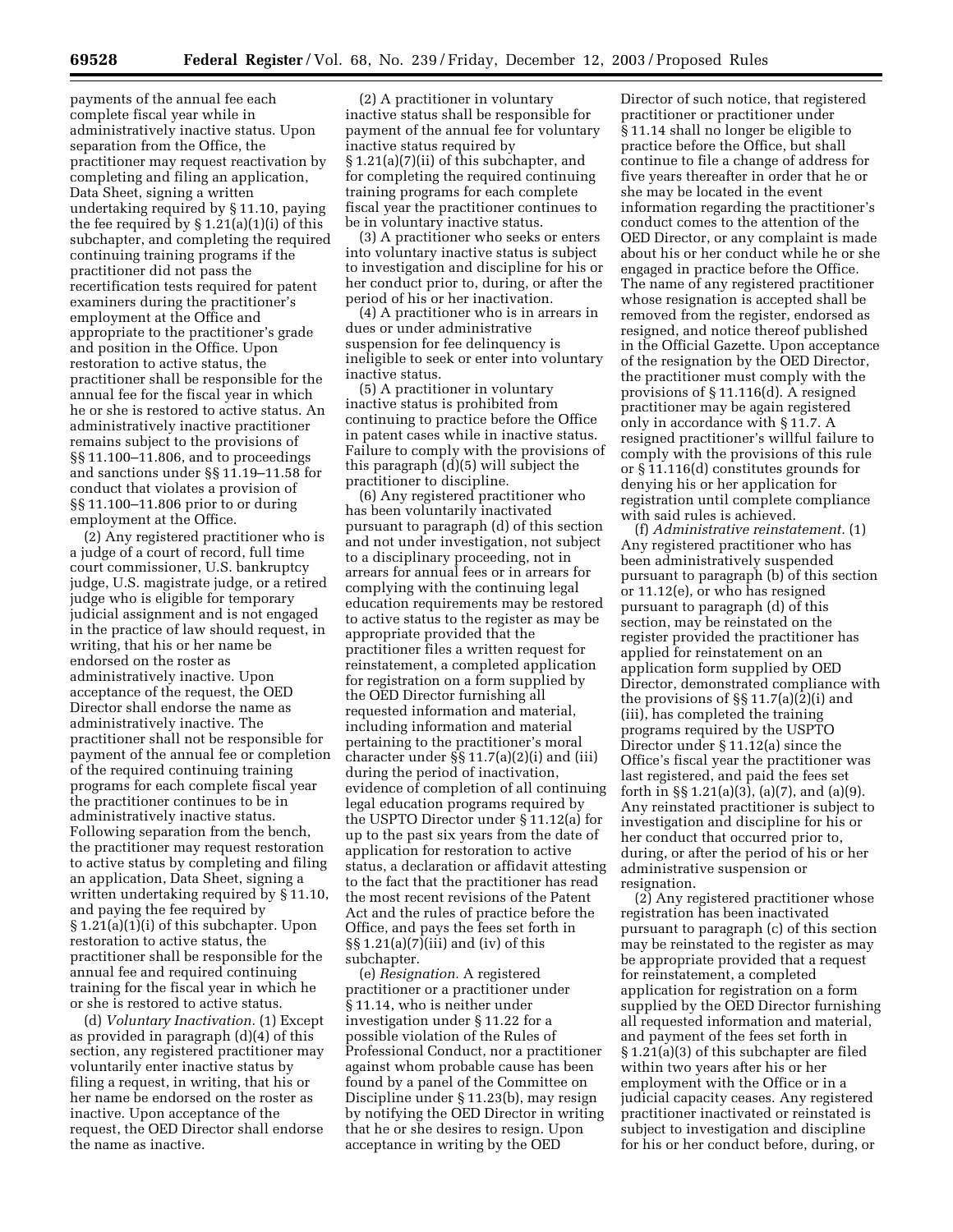payments of the annual fee each complete fiscal year while in administratively inactive status. Upon separation from the Office, the practitioner may request reactivation by completing and filing an application, Data Sheet, signing a written undertaking required by § 11.10, paying the fee required by § 1.21(a)(1)(i) of this subchapter, and completing the required continuing training programs if the practitioner did not pass the recertification tests required for patent examiners during the practitioner's employment at the Office and appropriate to the practitioner's grade and position in the Office. Upon restoration to active status, the practitioner shall be responsible for the annual fee for the fiscal year in which he or she is restored to active status. An administratively inactive practitioner remains subject to the provisions of §§ 11.100–11.806, and to proceedings and sanctions under §§ 11.19–11.58 for conduct that violates a provision of §§ 11.100–11.806 prior to or during employment at the Office.

(2) Any registered practitioner who is a judge of a court of record, full time court commissioner, U.S. bankruptcy judge, U.S. magistrate judge, or a retired judge who is eligible for temporary judicial assignment and is not engaged in the practice of law should request, in writing, that his or her name be endorsed on the roster as administratively inactive. Upon acceptance of the request, the OED Director shall endorse the name as administratively inactive. The practitioner shall not be responsible for payment of the annual fee or completion of the required continuing training programs for each complete fiscal year the practitioner continues to be in administratively inactive status. Following separation from the bench, the practitioner may request restoration to active status by completing and filing an application, Data Sheet, signing a written undertaking required by § 11.10, and paying the fee required by § 1.21(a)(1)(i) of this subchapter. Upon restoration to active status, the practitioner shall be responsible for the annual fee and required continuing training for the fiscal year in which he or she is restored to active status.

(d) *Voluntary Inactivation.* (1) Except as provided in paragraph (d)(4) of this section, any registered practitioner may voluntarily enter inactive status by filing a request, in writing, that his or her name be endorsed on the roster as inactive. Upon acceptance of the request, the OED Director shall endorse the name as inactive.

(2) A practitioner in voluntary inactive status shall be responsible for payment of the annual fee for voluntary inactive status required by § 1.21(a)(7)(ii) of this subchapter, and for completing the required continuing training programs for each complete fiscal year the practitioner continues to be in voluntary inactive status.

(3) A practitioner who seeks or enters into voluntary inactive status is subject to investigation and discipline for his or her conduct prior to, during, or after the period of his or her inactivation.

(4) A practitioner who is in arrears in dues or under administrative suspension for fee delinquency is ineligible to seek or enter into voluntary inactive status.

(5) A practitioner in voluntary inactive status is prohibited from continuing to practice before the Office in patent cases while in inactive status. Failure to comply with the provisions of this paragraph (d)(5) will subject the practitioner to discipline.

(6) Any registered practitioner who has been voluntarily inactivated pursuant to paragraph (d) of this section and not under investigation, not subject to a disciplinary proceeding, not in arrears for annual fees or in arrears for complying with the continuing legal education requirements may be restored to active status to the register as may be appropriate provided that the practitioner files a written request for reinstatement, a completed application for registration on a form supplied by the OED Director furnishing all requested information and material, including information and material pertaining to the practitioner's moral character under §§ 11.7(a)(2)(i) and (iii) during the period of inactivation, evidence of completion of all continuing legal education programs required by the USPTO Director under § 11.12(a) for up to the past six years from the date of application for restoration to active status, a declaration or affidavit attesting to the fact that the practitioner has read the most recent revisions of the Patent Act and the rules of practice before the Office, and pays the fees set forth in §§ 1.21(a)(7)(iii) and (iv) of this subchapter.

(e) *Resignation.* A registered practitioner or a practitioner under § 11.14, who is neither under investigation under § 11.22 for a possible violation of the Rules of Professional Conduct, nor a practitioner against whom probable cause has been found by a panel of the Committee on Discipline under § 11.23(b), may resign by notifying the OED Director in writing that he or she desires to resign. Upon acceptance in writing by the OED Director of such notice, that registered practitioner or practitioner under § 11.14 shall no longer be eligible to practice before the Office, but shall continue to file a change of address for five years thereafter in order that he or she may be located in the event information regarding the practitioner's conduct comes to the attention of the OED Director, or any complaint is made about his or her conduct while he or she engaged in practice before the Office. The name of any registered practitioner whose resignation is accepted shall be removed from the register, endorsed as resigned, and notice thereof published in the Official Gazette. Upon acceptance of the resignation by the OED Director, the practitioner must comply with the provisions of § 11.116(d). A resigned practitioner may be again registered only in accordance with § 11.7. A resigned practitioner's willful failure to comply with the provisions of this rule or § 11.116(d) constitutes grounds for denying his or her application for registration until complete compliance with said rules is achieved.

(f) *Administrative reinstatement.* (1) Any registered practitioner who has been administratively suspended pursuant to paragraph (b) of this section or 11.12(e), or who has resigned pursuant to paragraph (d) of this section, may be reinstated on the register provided the practitioner has applied for reinstatement on an application form supplied by OED Director, demonstrated compliance with the provisions of §§ 11.7(a)(2)(i) and (iii), has completed the training programs required by the USPTO Director under § 11.12(a) since the Office's fiscal year the practitioner was last registered, and paid the fees set forth in §§ 1.21(a)(3), (a)(7), and (a)(9). Any reinstated practitioner is subject to investigation and discipline for his or her conduct that occurred prior to, during, or after the period of his or her administrative suspension or resignation.

(2) Any registered practitioner whose registration has been inactivated pursuant to paragraph (c) of this section may be reinstated to the register as may be appropriate provided that a request for reinstatement, a completed application for registration on a form supplied by the OED Director furnishing all requested information and material, and payment of the fees set forth in § 1.21(a)(3) of this subchapter are filed within two years after his or her employment with the Office or in a judicial capacity ceases. Any registered practitioner inactivated or reinstated is subject to investigation and discipline for his or her conduct before, during, or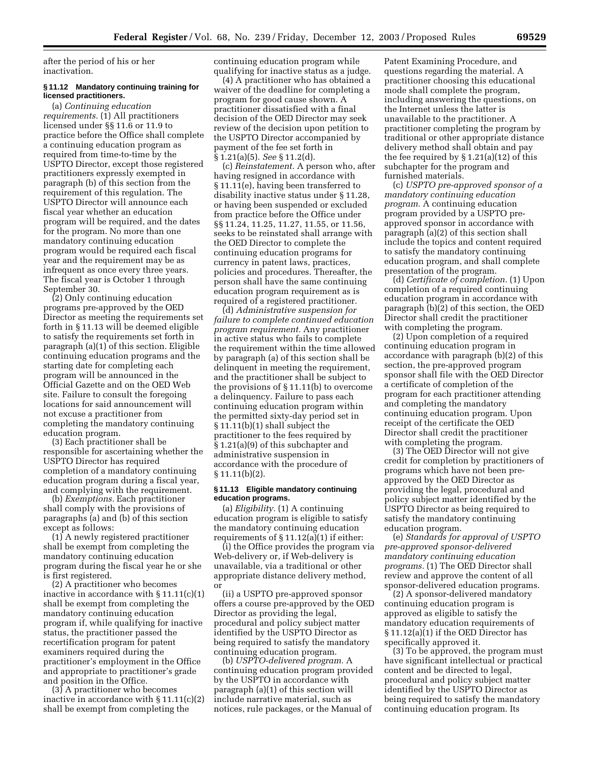after the period of his or her inactivation.

**§ 11.12 Mandatory continuing training for licensed practitioners.**

(a) *Continuing education requirements.* (1) All practitioners licensed under §§ 11.6 or 11.9 to practice before the Office shall complete a continuing education program as required from time-to-time by the USPTO Director, except those registered practitioners expressly exempted in paragraph (b) of this section from the requirement of this regulation. The USPTO Director will announce each fiscal year whether an education program will be required, and the dates for the program. No more than one mandatory continuing education program would be required each fiscal year and the requirement may be as infrequent as once every three years. The fiscal year is October 1 through September 30.

(2) Only continuing education programs pre-approved by the OED Director as meeting the requirements set forth in § 11.13 will be deemed eligible to satisfy the requirements set forth in paragraph (a)(1) of this section. Eligible continuing education programs and the starting date for completing each program will be announced in the Official Gazette and on the OED Web site. Failure to consult the foregoing locations for said announcement will not excuse a practitioner from completing the mandatory continuing education program.

(3) Each practitioner shall be responsible for ascertaining whether the USPTO Director has required completion of a mandatory continuing education program during a fiscal year, and complying with the requirement.

(b) *Exemptions.* Each practitioner shall comply with the provisions of paragraphs (a) and (b) of this section except as follows:

(1) A newly registered practitioner shall be exempt from completing the mandatory continuing education program during the fiscal year he or she is first registered.

(2) A practitioner who becomes inactive in accordance with § 11.11(c)(1) shall be exempt from completing the mandatory continuing education program if, while qualifying for inactive status, the practitioner passed the recertification program for patent examiners required during the practitioner's employment in the Office and appropriate to practitioner's grade and position in the Office.

(3) A practitioner who becomes inactive in accordance with § 11.11(c)(2) shall be exempt from completing the continuing education program while qualifying for inactive status as a judge.

(4) A practitioner who has obtained a waiver of the deadline for completing a program for good cause shown. A practitioner dissatisfied with a final decision of the OED Director may seek review of the decision upon petition to the USPTO Director accompanied by payment of the fee set forth in § 1.21(a)(5). *See* § 11.2(d).

(c) *Reinstatement.* A person who, after having resigned in accordance with § 11.11(e), having been transferred to disability inactive status under § 11.28, or having been suspended or excluded from practice before the Office under §§ 11.24, 11.25, 11.27, 11.55, or 11.56, seeks to be reinstated shall arrange with the OED Director to complete the continuing education programs for currency in patent laws, practices, policies and procedures. Thereafter, the person shall have the same continuing education program requirement as is required of a registered practitioner.

(d) *Administrative suspension for failure to complete continued education program requirement.* Any practitioner in active status who fails to complete the requirement within the time allowed by paragraph (a) of this section shall be delinquent in meeting the requirement, and the practitioner shall be subject to the provisions of § 11.11(b) to overcome a delinquency. Failure to pass each continuing education program within the permitted sixty-day period set in § 11.11(b)(1) shall subject the practitioner to the fees required by § 1.21(a)(9) of this subchapter and administrative suspension in accordance with the procedure of § 11.11(b)(2).

**§ 11.13 Eligible mandatory continuing education programs.**

(a) *Eligibility.* (1) A continuing education program is eligible to satisfy the mandatory continuing education requirements of § 11.12(a)(1) if either:

(i) the Office provides the program via Web-delivery or, if Web-delivery is unavailable, via a traditional or other appropriate distance delivery method, or

(ii) a USPTO pre-approved sponsor offers a course pre-approved by the OED Director as providing the legal, procedural and policy subject matter identified by the USPTO Director as being required to satisfy the mandatory continuing education program.

(b) *USPTO-delivered program.* A continuing education program provided by the USPTO in accordance with paragraph (a)(1) of this section will include narrative material, such as notices, rule packages, or the Manual of Patent Examining Procedure, and questions regarding the material. A practitioner choosing this educational mode shall complete the program, including answering the questions, on the Internet unless the latter is unavailable to the practitioner. A practitioner completing the program by traditional or other appropriate distance delivery method shall obtain and pay the fee required by § 1.21(a)(12) of this subchapter for the program and furnished materials.

(c) *USPTO pre-approved sponsor of a mandatory continuing education program.* A continuing education program provided by a USPTO pre-approved sponsor in accordance with paragraph (a)(2) of this section shall include the topics and content required to satisfy the mandatory continuing education program, and shall complete presentation of the program.

(d) *Certificate of completion.* (1) Upon completion of a required continuing education program in accordance with paragraph (b)(2) of this section, the OED Director shall credit the practitioner with completing the program.

(2) Upon completion of a required continuing education program in accordance with paragraph (b)(2) of this section, the pre-approved program sponsor shall file with the OED Director a certificate of completion of the program for each practitioner attending and completing the mandatory continuing education program. Upon receipt of the certificate the OED Director shall credit the practitioner with completing the program.

(3) The OED Director will not give credit for completion by practitioners of programs which have not been pre-approved by the OED Director as providing the legal, procedural and policy subject matter identified by the USPTO Director as being required to satisfy the mandatory continuing education program.

(e) *Standards for approval of USPTO pre-approved sponsor-delivered mandatory continuing education programs.* (1) The OED Director shall review and approve the content of all sponsor-delivered education programs.

(2) A sponsor-delivered mandatory continuing education program is approved as eligible to satisfy the mandatory education requirements of § 11.12(a)(1) if the OED Director has specifically approved it.

(3) To be approved, the program must have significant intellectual or practical content and be directed to legal, procedural and policy subject matter identified by the USPTO Director as being required to satisfy the mandatory continuing education program. Its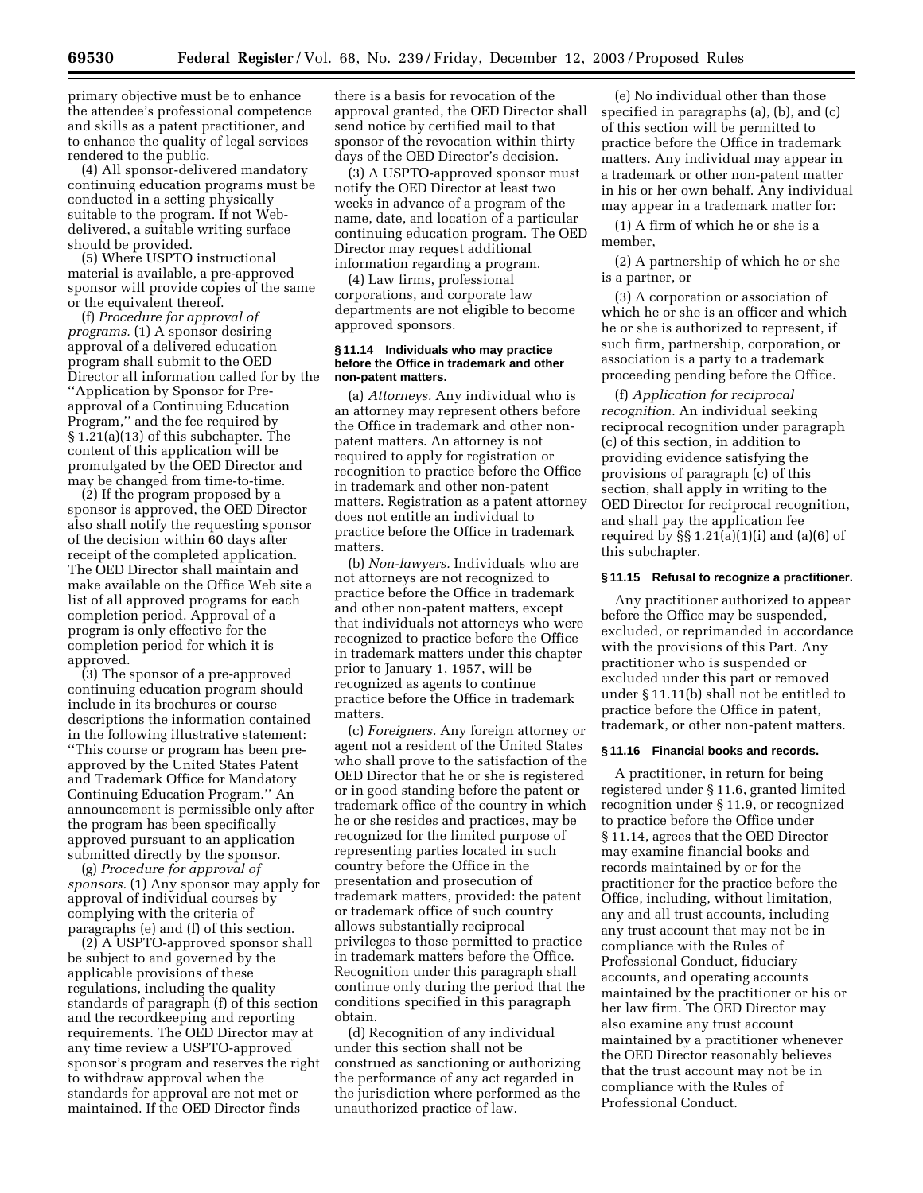primary objective must be to enhance the attendee's professional competence and skills as a patent practitioner, and to enhance the quality of legal services rendered to the public.

(4) All sponsor-delivered mandatory continuing education programs must be conducted in a setting physically suitable to the program. If not Web-delivered, a suitable writing surface should be provided.

(5) Where USPTO instructional material is available, a pre-approved sponsor will provide copies of the same or the equivalent thereof.

(f) *Procedure for approval of programs.* (1) A sponsor desiring approval of a delivered education program shall submit to the OED Director all information called for by the ''Application by Sponsor for Pre-approval of a Continuing Education Program,'' and the fee required by § 1.21(a)(13) of this subchapter. The content of this application will be promulgated by the OED Director and may be changed from time-to-time.

(2) If the program proposed by a sponsor is approved, the OED Director also shall notify the requesting sponsor of the decision within 60 days after receipt of the completed application. The OED Director shall maintain and make available on the Office Web site a list of all approved programs for each completion period. Approval of a program is only effective for the completion period for which it is approved.

(3) The sponsor of a pre-approved continuing education program should include in its brochures or course descriptions the information contained in the following illustrative statement: ''This course or program has been pre-approved by the United States Patent and Trademark Office for Mandatory Continuing Education Program.'' An announcement is permissible only after the program has been specifically approved pursuant to an application submitted directly by the sponsor.

(g) *Procedure for approval of sponsors.* (1) Any sponsor may apply for approval of individual courses by complying with the criteria of paragraphs (e) and (f) of this section.

(2) A USPTO-approved sponsor shall be subject to and governed by the applicable provisions of these regulations, including the quality standards of paragraph (f) of this section and the recordkeeping and reporting requirements. The OED Director may at any time review a USPTO-approved sponsor's program and reserves the right to withdraw approval when the standards for approval are not met or maintained. If the OED Director finds there is a basis for revocation of the approval granted, the OED Director shall send notice by certified mail to that sponsor of the revocation within thirty days of the OED Director's decision.

(3) A USPTO-approved sponsor must notify the OED Director at least two weeks in advance of a program of the name, date, and location of a particular continuing education program. The OED Director may request additional information regarding a program.

(4) Law firms, professional corporations, and corporate law departments are not eligible to become approved sponsors.

#### § 11.14 Individuals who may practice before the Office in trademark and other non-patent matters.

(a) *Attorneys.* Any individual who is an attorney may represent others before the Office in trademark and other non-patent matters. An attorney is not required to apply for registration or recognition to practice before the Office in trademark and other non-patent matters. Registration as a patent attorney does not entitle an individual to practice before the Office in trademark matters.

(b) *Non-lawyers.* Individuals who are not attorneys are not recognized to practice before the Office in trademark and other non-patent matters, except that individuals not attorneys who were recognized to practice before the Office in trademark matters under this chapter prior to January 1, 1957, will be recognized as agents to continue practice before the Office in trademark matters.

(c) *Foreigners.* Any foreign attorney or agent not a resident of the United States who shall prove to the satisfaction of the OED Director that he or she is registered or in good standing before the patent or trademark office of the country in which he or she resides and practices, may be recognized for the limited purpose of representing parties located in such country before the Office in the presentation and prosecution of trademark matters, provided: the patent or trademark office of such country allows substantially reciprocal privileges to those permitted to practice in trademark matters before the Office. Recognition under this paragraph shall continue only during the period that the conditions specified in this paragraph obtain.

(d) Recognition of any individual under this section shall not be construed as sanctioning or authorizing the performance of any act regarded in the jurisdiction where performed as the unauthorized practice of law.

(e) No individual other than those specified in paragraphs (a), (b), and (c) of this section will be permitted to practice before the Office in trademark matters. Any individual may appear in a trademark or other non-patent matter in his or her own behalf. Any individual may appear in a trademark matter for:

(1) A firm of which he or she is a member,

(2) A partnership of which he or she is a partner, or

(3) A corporation or association of which he or she is an officer and which he or she is authorized to represent, if such firm, partnership, corporation, or association is a party to a trademark proceeding pending before the Office.

(f) *Application for reciprocal recognition.* An individual seeking reciprocal recognition under paragraph (c) of this section, in addition to providing evidence satisfying the provisions of paragraph (c) of this section, shall apply in writing to the OED Director for reciprocal recognition, and shall pay the application fee required by §§ 1.21(a)(1)(i) and (a)(6) of this subchapter.

#### § 11.15 Refusal to recognize a practitioner.

Any practitioner authorized to appear before the Office may be suspended, excluded, or reprimanded in accordance with the provisions of this Part. Any practitioner who is suspended or excluded under this part or removed under § 11.11(b) shall not be entitled to practice before the Office in patent, trademark, or other non-patent matters.

#### § 11.16 Financial books and records.

A practitioner, in return for being registered under § 11.6, granted limited recognition under § 11.9, or recognized to practice before the Office under § 11.14, agrees that the OED Director may examine financial books and records maintained by or for the practitioner for the practice before the Office, including, without limitation, any and all trust accounts, including any trust account that may not be in compliance with the Rules of Professional Conduct, fiduciary accounts, and operating accounts maintained by the practitioner or his or her law firm. The OED Director may also examine any trust account maintained by a practitioner whenever the OED Director reasonably believes that the trust account may not be in compliance with the Rules of Professional Conduct.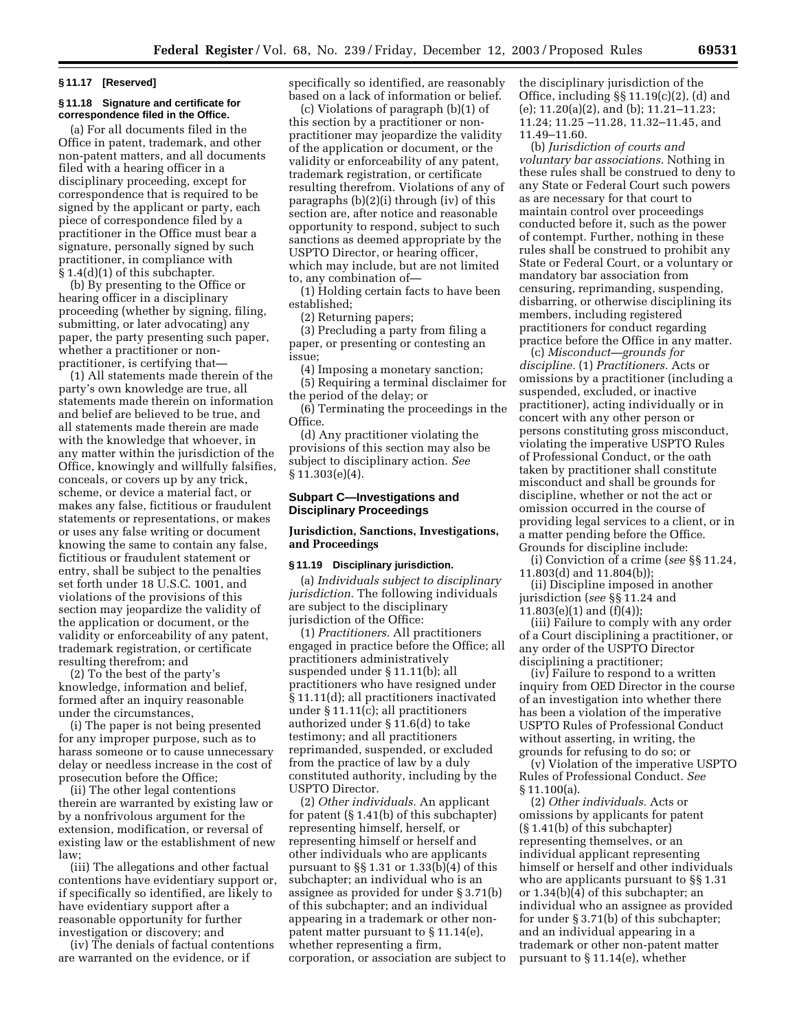**§ 11.17 [Reserved]**

**§ 11.18 Signature and certificate for correspondence filed in the Office.**

(a) For all documents filed in the Office in patent, trademark, and other non-patent matters, and all documents filed with a hearing officer in a disciplinary proceeding, except for correspondence that is required to be signed by the applicant or party, each piece of correspondence filed by a practitioner in the Office must bear a signature, personally signed by such practitioner, in compliance with § 1.4(d)(1) of this subchapter.

(b) By presenting to the Office or hearing officer in a disciplinary proceeding (whether by signing, filing, submitting, or later advocating) any paper, the party presenting such paper, whether a practitioner or non-practitioner, is certifying that—

(1) All statements made therein of the party's own knowledge are true, all statements made therein on information and belief are believed to be true, and all statements made therein are made with the knowledge that whoever, in any matter within the jurisdiction of the Office, knowingly and willfully falsifies, conceals, or covers up by any trick, scheme, or device a material fact, or makes any false, fictitious or fraudulent statements or representations, or makes or uses any false writing or document knowing the same to contain any false, fictitious or fraudulent statement or entry, shall be subject to the penalties set forth under 18 U.S.C. 1001, and violations of the provisions of this section may jeopardize the validity of the application or document, or the validity or enforceability of any patent, trademark registration, or certificate resulting therefrom; and

(2) To the best of the party's knowledge, information and belief, formed after an inquiry reasonable under the circumstances,

(i) The paper is not being presented for any improper purpose, such as to harass someone or to cause unnecessary delay or needless increase in the cost of prosecution before the Office;

(ii) The other legal contentions therein are warranted by existing law or by a nonfrivolous argument for the extension, modification, or reversal of existing law or the establishment of new law;

(iii) The allegations and other factual contentions have evidentiary support or, if specifically so identified, are likely to have evidentiary support after a reasonable opportunity for further investigation or discovery; and

(iv) The denials of factual contentions are warranted on the evidence, or if specifically so identified, are reasonably based on a lack of information or belief.

(c) Violations of paragraph (b)(1) of this section by a practitioner or non-practitioner may jeopardize the validity of the application or document, or the validity or enforceability of any patent, trademark registration, or certificate resulting therefrom. Violations of any of paragraphs (b)(2)(i) through (iv) of this section are, after notice and reasonable opportunity to respond, subject to such sanctions as deemed appropriate by the USPTO Director, or hearing officer, which may include, but are not limited to, any combination of—

(1) Holding certain facts to have been established;

(2) Returning papers;

(3) Precluding a party from filing a paper, or presenting or contesting an issue;

(4) Imposing a monetary sanction;

(5) Requiring a terminal disclaimer for the period of the delay; or

(6) Terminating the proceedings in the Office.

(d) Any practitioner violating the provisions of this section may also be subject to disciplinary action. *See* § 11.303(e)(4).

## Subpart C—Investigations and Disciplinary Proceedings

### Jurisdiction, Sanctions, Investigations, and Proceedings

**§ 11.19 Disciplinary jurisdiction.**

(a) *Individuals subject to disciplinary jurisdiction.* The following individuals are subject to the disciplinary jurisdiction of the Office:

(1) *Practitioners.* All practitioners engaged in practice before the Office; all practitioners administratively suspended under § 11.11(b); all practitioners who have resigned under § 11.11(d); all practitioners inactivated under § 11.11(c); all practitioners authorized under § 11.6(d) to take testimony; and all practitioners reprimanded, suspended, or excluded from the practice of law by a duly constituted authority, including by the USPTO Director.

(2) *Other individuals.* An applicant for patent (§ 1.41(b) of this subchapter) representing himself, herself, or representing himself or herself and other individuals who are applicants pursuant to §§ 1.31 or 1.33(b)(4) of this subchapter; an individual who is an assignee as provided for under § 3.71(b) of this subchapter; and an individual appearing in a trademark or other non-patent matter pursuant to § 11.14(e), whether representing a firm, corporation, or association are subject to the disciplinary jurisdiction of the Office, including §§ 11.19(c)(2), (d) and (e); 11.20(a)(2), and (b); 11.21–11.23; 11.24; 11.25 –11.28, 11.32–11.45, and 11.49–11.60.

(b) *Jurisdiction of courts and voluntary bar associations.* Nothing in these rules shall be construed to deny to any State or Federal Court such powers as are necessary for that court to maintain control over proceedings conducted before it, such as the power of contempt. Further, nothing in these rules shall be construed to prohibit any State or Federal Court, or a voluntary or mandatory bar association from censuring, reprimanding, suspending, disbarring, or otherwise disciplining its members, including registered practitioners for conduct regarding practice before the Office in any matter.

(c) *Misconduct—grounds for discipline.* (1) *Practitioners.* Acts or omissions by a practitioner (including a suspended, excluded, or inactive practitioner), acting individually or in concert with any other person or persons constituting gross misconduct, violating the imperative USPTO Rules of Professional Conduct, or the oath taken by practitioner shall constitute misconduct and shall be grounds for discipline, whether or not the act or omission occurred in the course of providing legal services to a client, or in a matter pending before the Office. Grounds for discipline include:

(i) Conviction of a crime (*see* §§ 11.24, 11.803(d) and 11.804(b));

(ii) Discipline imposed in another jurisdiction (*see* §§ 11.24 and 11.803(e)(1) and (f)(4));

(iii) Failure to comply with any order of a Court disciplining a practitioner, or any order of the USPTO Director disciplining a practitioner;

(iv) Failure to respond to a written inquiry from OED Director in the course of an investigation into whether there has been a violation of the imperative USPTO Rules of Professional Conduct without asserting, in writing, the grounds for refusing to do so; or

(v) Violation of the imperative USPTO Rules of Professional Conduct. *See* § 11.100(a).

(2) *Other individuals.* Acts or omissions by applicants for patent (§ 1.41(b) of this subchapter) representing themselves, or an individual applicant representing himself or herself and other individuals who are applicants pursuant to §§ 1.31 or 1.34(b)(4) of this subchapter; an individual who an assignee as provided for under § 3.71(b) of this subchapter; and an individual appearing in a trademark or other non-patent matter pursuant to § 11.14(e), whether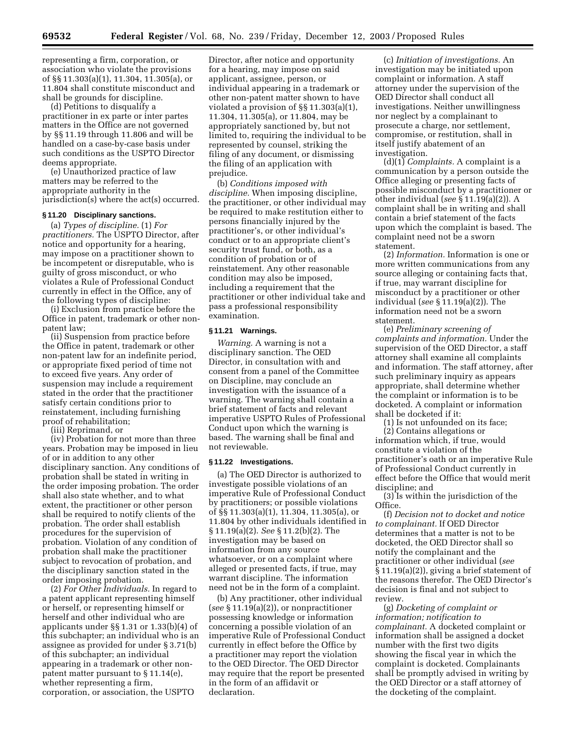representing a firm, corporation, or association who violate the provisions of §§ 11.303(a)(1), 11.304, 11.305(a), or 11.804 shall constitute misconduct and shall be grounds for discipline.

(d) Petitions to disqualify a practitioner in ex parte or inter partes matters in the Office are not governed by §§ 11.19 through 11.806 and will be handled on a case-by-case basis under such conditions as the USPTO Director deems appropriate.

(e) Unauthorized practice of law matters may be referred to the appropriate authority in the jurisdiction(s) where the act(s) occurred.

### § 11.20 Disciplinary sanctions.

(a) *Types of discipline.* (1) *For practitioners.* The USPTO Director, after notice and opportunity for a hearing, may impose on a practitioner shown to be incompetent or disreputable, who is guilty of gross misconduct, or who violates a Rule of Professional Conduct currently in effect in the Office, any of the following types of discipline:

(i) Exclusion from practice before the Office in patent, trademark or other non-patent law;

(ii) Suspension from practice before the Office in patent, trademark or other non-patent law for an indefinite period, or appropriate fixed period of time not to exceed five years. Any order of suspension may include a requirement stated in the order that the practitioner satisfy certain conditions prior to reinstatement, including furnishing proof of rehabilitation;

(iii) Reprimand, or

(iv) Probation for not more than three years. Probation may be imposed in lieu of or in addition to any other disciplinary sanction. Any conditions of probation shall be stated in writing in the order imposing probation. The order shall also state whether, and to what extent, the practitioner or other person shall be required to notify clients of the probation. The order shall establish procedures for the supervision of probation. Violation of any condition of probation shall make the practitioner subject to revocation of probation, and the disciplinary sanction stated in the order imposing probation.

(2) *For Other Individuals.* In regard to a patent applicant representing himself or herself, or representing himself or herself and other individual who are applicants under §§ 1.31 or 1.33(b)(4) of this subchapter; an individual who is an assignee as provided for under § 3.71(b) of this subchapter; an individual appearing in a trademark or other non-patent matter pursuant to § 11.14(e), whether representing a firm, corporation, or association, the USPTO Director, after notice and opportunity for a hearing, may impose on said applicant, assignee, person, or individual appearing in a trademark or other non-patent matter shown to have violated a provision of §§ 11.303(a)(1), 11.304, 11.305(a), or 11.804, may be appropriately sanctioned by, but not limited to, requiring the individual to be represented by counsel, striking the filing of any document, or dismissing the filing of an application with prejudice.

(b) *Conditions imposed with discipline.* When imposing discipline, the practitioner, or other individual may be required to make restitution either to persons financially injured by the practitioner's, or other individual's conduct or to an appropriate client's security trust fund, or both, as a condition of probation or of reinstatement. Any other reasonable condition may also be imposed, including a requirement that the practitioner or other individual take and pass a professional responsibility examination.

### § 11.21 Warnings.

*Warning.* A warning is not a disciplinary sanction. The OED Director, in consultation with and consent from a panel of the Committee on Discipline, may conclude an investigation with the issuance of a warning. The warning shall contain a brief statement of facts and relevant imperative USPTO Rules of Professional Conduct upon which the warning is based. The warning shall be final and not reviewable.

### § 11.22 Investigations.

(a) The OED Director is authorized to investigate possible violations of an imperative Rule of Professional Conduct by practitioners; or possible violations of §§ 11.303(a)(1), 11.304, 11.305(a), or 11.804 by other individuals identified in § 11.19(a)(2). *See* § 11.2(b)(2). The investigation may be based on information from any source whatsoever, or on a complaint where alleged or presented facts, if true, may warrant discipline. The information need not be in the form of a complaint.

(b) Any practitioner, other individual (*see* § 11.19(a)(2)), or nonpractitioner possessing knowledge or information concerning a possible violation of an imperative Rule of Professional Conduct currently in effect before the Office by a practitioner may report the violation to the OED Director. The OED Director may require that the report be presented in the form of an affidavit or declaration.

(c) *Initiation of investigations.* An investigation may be initiated upon complaint or information. A staff attorney under the supervision of the OED Director shall conduct all investigations. Neither unwillingness nor neglect by a complainant to prosecute a charge, nor settlement, compromise, or restitution, shall in itself justify abatement of an investigation.

(d)(1) *Complaints.* A complaint is a communication by a person outside the Office alleging or presenting facts of possible misconduct by a practitioner or other individual (*see* § 11.19(a)(2)). A complaint shall be in writing and shall contain a brief statement of the facts upon which the complaint is based. The complaint need not be a sworn statement.

(2) *Information.* Information is one or more written communications from any source alleging or containing facts that, if true, may warrant discipline for misconduct by a practitioner or other individual (*see* § 11.19(a)(2)). The information need not be a sworn statement.

(e) *Preliminary screening of complaints and information.* Under the supervision of the OED Director, a staff attorney shall examine all complaints and information. The staff attorney, after such preliminary inquiry as appears appropriate, shall determine whether the complaint or information is to be docketed. A complaint or information shall be docketed if it:

(1) Is not unfounded on its face;

(2) Contains allegations or information which, if true, would constitute a violation of the practitioner's oath or an imperative Rule of Professional Conduct currently in effect before the Office that would merit discipline; and

(3) Is within the jurisdiction of the Office.

(f) *Decision not to docket and notice to complainant.* If OED Director determines that a matter is not to be docketed, the OED Director shall so notify the complainant and the practitioner or other individual (*see* § 11.19(a)(2)), giving a brief statement of the reasons therefor. The OED Director's decision is final and not subject to review.

(g) *Docketing of complaint or information; notification to complainant.* A docketed complaint or information shall be assigned a docket number with the first two digits showing the fiscal year in which the complaint is docketed. Complainants shall be promptly advised in writing by the OED Director or a staff attorney of the docketing of the complaint.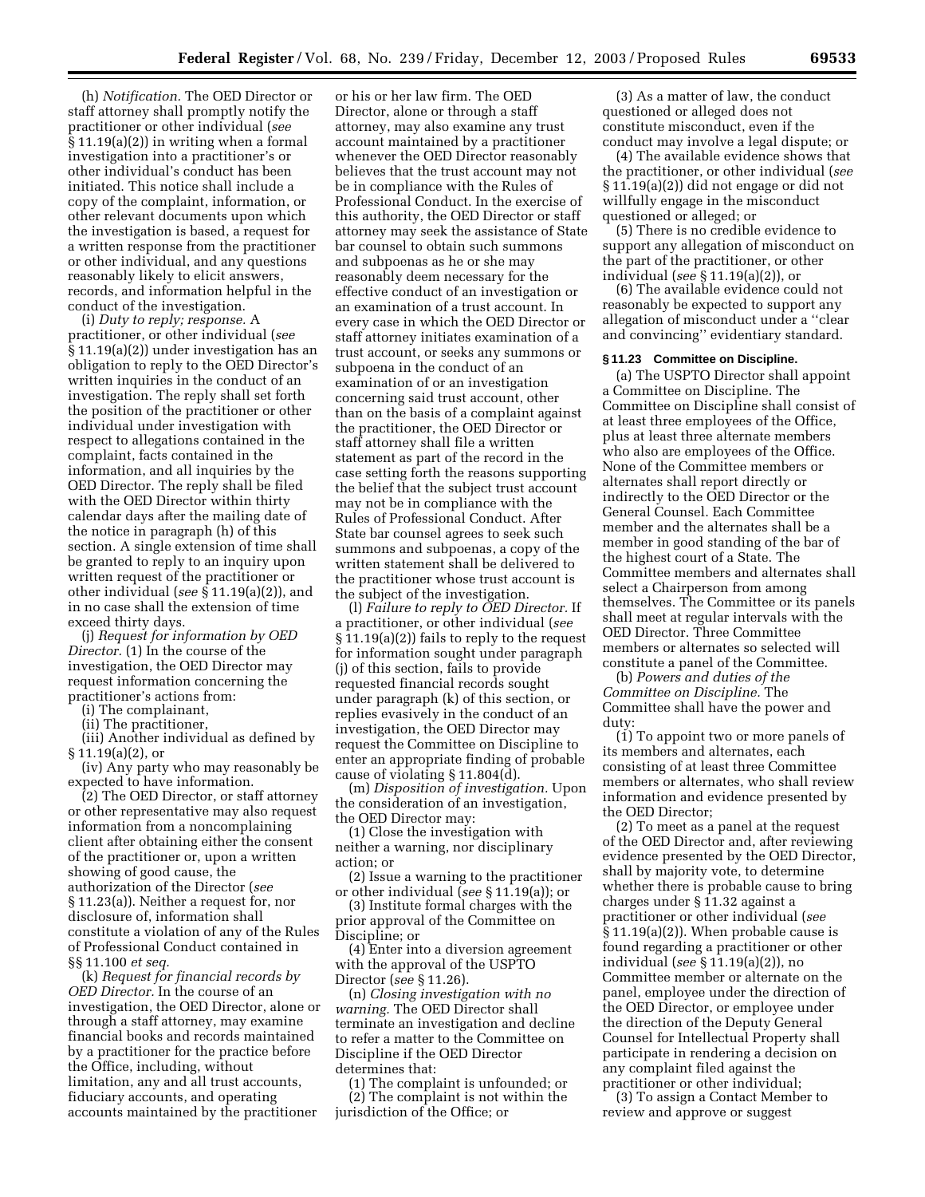(h) *Notification.* The OED Director or staff attorney shall promptly notify the practitioner or other individual (*see* § 11.19(a)(2)) in writing when a formal investigation into a practitioner's or other individual's conduct has been initiated. This notice shall include a copy of the complaint, information, or other relevant documents upon which the investigation is based, a request for a written response from the practitioner or other individual, and any questions reasonably likely to elicit answers, records, and information helpful in the conduct of the investigation.

(i) *Duty to reply; response.* A practitioner, or other individual (*see* § 11.19(a)(2)) under investigation has an obligation to reply to the OED Director's written inquiries in the conduct of an investigation. The reply shall set forth the position of the practitioner or other individual under investigation with respect to allegations contained in the complaint, facts contained in the information, and all inquiries by the OED Director. The reply shall be filed with the OED Director within thirty calendar days after the mailing date of the notice in paragraph (h) of this section. A single extension of time shall be granted to reply to an inquiry upon written request of the practitioner or other individual (*see* § 11.19(a)(2)), and in no case shall the extension of time exceed thirty days.

(j) *Request for information by OED Director.* (1) In the course of the investigation, the OED Director may request information concerning the practitioner's actions from:

(i) The complainant,

(ii) The practitioner,

(iii) Another individual as defined by § 11.19(a)(2), or

(iv) Any party who may reasonably be expected to have information.

(2) The OED Director, or staff attorney or other representative may also request information from a noncomplaining client after obtaining either the consent of the practitioner or, upon a written showing of good cause, the authorization of the Director (*see* § 11.23(a)). Neither a request for, nor disclosure of, information shall constitute a violation of any of the Rules of Professional Conduct contained in §§ 11.100 *et seq.*

(k) *Request for financial records by OED Director.* In the course of an investigation, the OED Director, alone or through a staff attorney, may examine financial books and records maintained by a practitioner for the practice before the Office, including, without limitation, any and all trust accounts, fiduciary accounts, and operating accounts maintained by the practitioner or his or her law firm. The OED Director, alone or through a staff attorney, may also examine any trust account maintained by a practitioner whenever the OED Director reasonably believes that the trust account may not be in compliance with the Rules of Professional Conduct. In the exercise of this authority, the OED Director or staff attorney may seek the assistance of State bar counsel to obtain such summons and subpoenas as he or she may reasonably deem necessary for the effective conduct of an investigation or an examination of a trust account. In every case in which the OED Director or staff attorney initiates examination of a trust account, or seeks any summons or subpoena in the conduct of an examination of or an investigation concerning said trust account, other than on the basis of a complaint against the practitioner, the OED Director or staff attorney shall file a written statement as part of the record in the case setting forth the reasons supporting the belief that the subject trust account may not be in compliance with the Rules of Professional Conduct. After State bar counsel agrees to seek such summons and subpoenas, a copy of the written statement shall be delivered to the practitioner whose trust account is the subject of the investigation.

(l) *Failure to reply to OED Director.* If a practitioner, or other individual (*see* § 11.19(a)(2)) fails to reply to the request for information sought under paragraph (j) of this section, fails to provide requested financial records sought under paragraph (k) of this section, or replies evasively in the conduct of an investigation, the OED Director may request the Committee on Discipline to enter an appropriate finding of probable cause of violating § 11.804(d).

(m) *Disposition of investigation.* Upon the consideration of an investigation, the OED Director may:

(1) Close the investigation with neither a warning, nor disciplinary action; or

(2) Issue a warning to the practitioner or other individual (*see* § 11.19(a)); or

(3) Institute formal charges with the prior approval of the Committee on Discipline; or

(4) Enter into a diversion agreement with the approval of the USPTO Director (*see* § 11.26).

(n) *Closing investigation with no warning.* The OED Director shall terminate an investigation and decline to refer a matter to the Committee on Discipline if the OED Director determines that:

(1) The complaint is unfounded; or

(2) The complaint is not within the jurisdiction of the Office; or

(3) As a matter of law, the conduct questioned or alleged does not constitute misconduct, even if the conduct may involve a legal dispute; or

(4) The available evidence shows that the practitioner, or other individual (*see* § 11.19(a)(2)) did not engage or did not willfully engage in the misconduct questioned or alleged; or

(5) There is no credible evidence to support any allegation of misconduct on the part of the practitioner, or other individual (*see* § 11.19(a)(2)), or

(6) The available evidence could not reasonably be expected to support any allegation of misconduct under a ''clear and convincing'' evidentiary standard.

**§ 11.23 Committee on Discipline.**

(a) The USPTO Director shall appoint a Committee on Discipline. The Committee on Discipline shall consist of at least three employees of the Office, plus at least three alternate members who also are employees of the Office. None of the Committee members or alternates shall report directly or indirectly to the OED Director or the General Counsel. Each Committee member and the alternates shall be a member in good standing of the bar of the highest court of a State. The Committee members and alternates shall select a Chairperson from among themselves. The Committee or its panels shall meet at regular intervals with the OED Director. Three Committee members or alternates so selected will constitute a panel of the Committee.

(b) *Powers and duties of the Committee on Discipline.* The Committee shall have the power and duty:

(1) To appoint two or more panels of its members and alternates, each consisting of at least three Committee members or alternates, who shall review information and evidence presented by the OED Director;

(2) To meet as a panel at the request of the OED Director and, after reviewing evidence presented by the OED Director, shall by majority vote, to determine whether there is probable cause to bring charges under § 11.32 against a practitioner or other individual (*see* § 11.19(a)(2)). When probable cause is found regarding a practitioner or other individual (*see* § 11.19(a)(2)), no Committee member or alternate on the panel, employee under the direction of the OED Director, or employee under the direction of the Deputy General Counsel for Intellectual Property shall participate in rendering a decision on any complaint filed against the practitioner or other individual;

(3) To assign a Contact Member to review and approve or suggest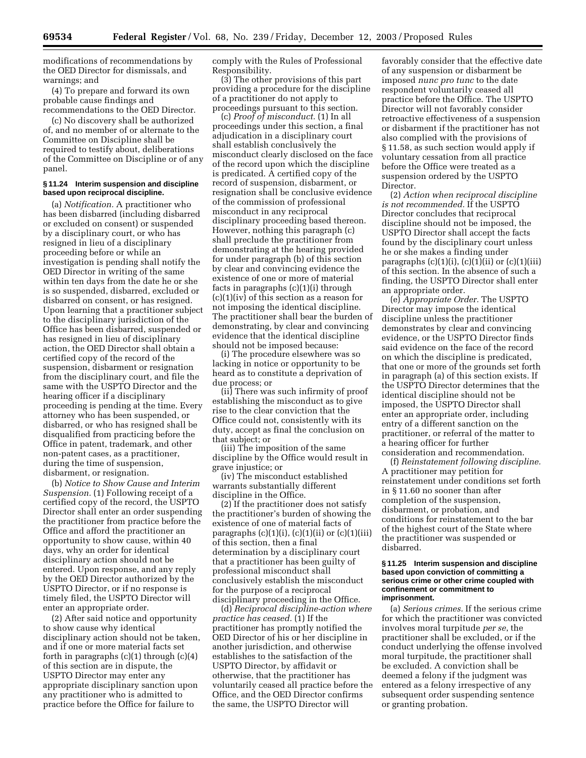modifications of recommendations by the OED Director for dismissals, and warnings; and

(4) To prepare and forward its own probable cause findings and recommendations to the OED Director.

(c) No discovery shall be authorized of, and no member of or alternate to the Committee on Discipline shall be required to testify about, deliberations of the Committee on Discipline or of any panel.

#### § 11.24 Interim suspension and discipline based upon reciprocal discipline.

(a) *Notification.* A practitioner who has been disbarred (including disbarred or excluded on consent) or suspended by a disciplinary court, or who has resigned in lieu of a disciplinary proceeding before or while an investigation is pending shall notify the OED Director in writing of the same within ten days from the date he or she is so suspended, disbarred, excluded or disbarred on consent, or has resigned. Upon learning that a practitioner subject to the disciplinary jurisdiction of the Office has been disbarred, suspended or has resigned in lieu of disciplinary action, the OED Director shall obtain a certified copy of the record of the suspension, disbarment or resignation from the disciplinary court, and file the same with the USPTO Director and the hearing officer if a disciplinary proceeding is pending at the time. Every attorney who has been suspended, or disbarred, or who has resigned shall be disqualified from practicing before the Office in patent, trademark, and other non-patent cases, as a practitioner, during the time of suspension, disbarment, or resignation.

(b) *Notice to Show Cause and Interim Suspension.* (1) Following receipt of a certified copy of the record, the USPTO Director shall enter an order suspending the practitioner from practice before the Office and afford the practitioner an opportunity to show cause, within 40 days, why an order for identical disciplinary action should not be entered. Upon response, and any reply by the OED Director authorized by the USPTO Director, or if no response is timely filed, the USPTO Director will enter an appropriate order.

(2) After said notice and opportunity to show cause why identical disciplinary action should not be taken, and if one or more material facts set forth in paragraphs (c)(1) through (c)(4) of this section are in dispute, the USPTO Director may enter any appropriate disciplinary sanction upon any practitioner who is admitted to practice before the Office for failure to comply with the Rules of Professional Responsibility.

(3) The other provisions of this part providing a procedure for the discipline of a practitioner do not apply to proceedings pursuant to this section.

(c) *Proof of misconduct.* (1) In all proceedings under this section, a final adjudication in a disciplinary court shall establish conclusively the misconduct clearly disclosed on the face of the record upon which the discipline is predicated. A certified copy of the record of suspension, disbarment, or resignation shall be conclusive evidence of the commission of professional misconduct in any reciprocal disciplinary proceeding based thereon. However, nothing this paragraph (c) shall preclude the practitioner from demonstrating at the hearing provided for under paragraph (b) of this section by clear and convincing evidence the existence of one or more of material facts in paragraphs (c)(1)(i) through (c)(1)(iv) of this section as a reason for not imposing the identical discipline. The practitioner shall bear the burden of demonstrating, by clear and convincing evidence that the identical discipline should not be imposed because:

(i) The procedure elsewhere was so lacking in notice or opportunity to be heard as to constitute a deprivation of due process; or

(ii) There was such infirmity of proof establishing the misconduct as to give rise to the clear conviction that the Office could not, consistently with its duty, accept as final the conclusion on that subject; or

(iii) The imposition of the same discipline by the Office would result in grave injustice; or

(iv) The misconduct established warrants substantially different discipline in the Office.

(2) If the practitioner does not satisfy the practitioner's burden of showing the existence of one of material facts of paragraphs (c)(1)(i), (c)(1)(ii) or (c)(1)(iii) of this section, then a final determination by a disciplinary court that a practitioner has been guilty of professional misconduct shall conclusively establish the misconduct for the purpose of a reciprocal disciplinary proceeding in the Office.

(d) *Reciprocal discipline-action where practice has ceased.* (1) If the practitioner has promptly notified the OED Director of his or her discipline in another jurisdiction, and otherwise establishes to the satisfaction of the USPTO Director, by affidavit or otherwise, that the practitioner has voluntarily ceased all practice before the Office, and the OED Director confirms the same, the USPTO Director will favorably consider that the effective date of any suspension or disbarment be imposed *nunc pro tunc* to the date respondent voluntarily ceased all practice before the Office. The USPTO Director will not favorably consider retroactive effectiveness of a suspension or disbarment if the practitioner has not also complied with the provisions of § 11.58, as such section would apply if voluntary cessation from all practice before the Office were treated as a suspension ordered by the USPTO Director.

(2) *Action when reciprocal discipline is not recommended.* If the USPTO Director concludes that reciprocal discipline should not be imposed, the USPTO Director shall accept the facts found by the disciplinary court unless he or she makes a finding under paragraphs (c)(1)(i), (c)(1)(ii) or (c)(1)(iii) of this section. In the absence of such a finding, the USPTO Director shall enter an appropriate order.

(e) *Appropriate Order.* The USPTO Director may impose the identical discipline unless the practitioner demonstrates by clear and convincing evidence, or the USPTO Director finds said evidence on the face of the record on which the discipline is predicated, that one or more of the grounds set forth in paragraph (a) of this section exists. If the USPTO Director determines that the identical discipline should not be imposed, the USPTO Director shall enter an appropriate order, including entry of a different sanction on the practitioner, or referral of the matter to a hearing officer for further consideration and recommendation.

(f) *Reinstatement following discipline.* A practitioner may petition for reinstatement under conditions set forth in § 11.60 no sooner than after completion of the suspension, disbarment, or probation, and conditions for reinstatement to the bar of the highest court of the State where the practitioner was suspended or disbarred.

#### § 11.25 Interim suspension and discipline based upon conviction of committing a serious crime or other crime coupled with confinement or commitment to imprisonment.

(a) *Serious crimes.* If the serious crime for which the practitioner was convicted involves moral turpitude *per se*, the practitioner shall be excluded, or if the conduct underlying the offense involved moral turpitude, the practitioner shall be excluded. A conviction shall be deemed a felony if the judgment was entered as a felony irrespective of any subsequent order suspending sentence or granting probation.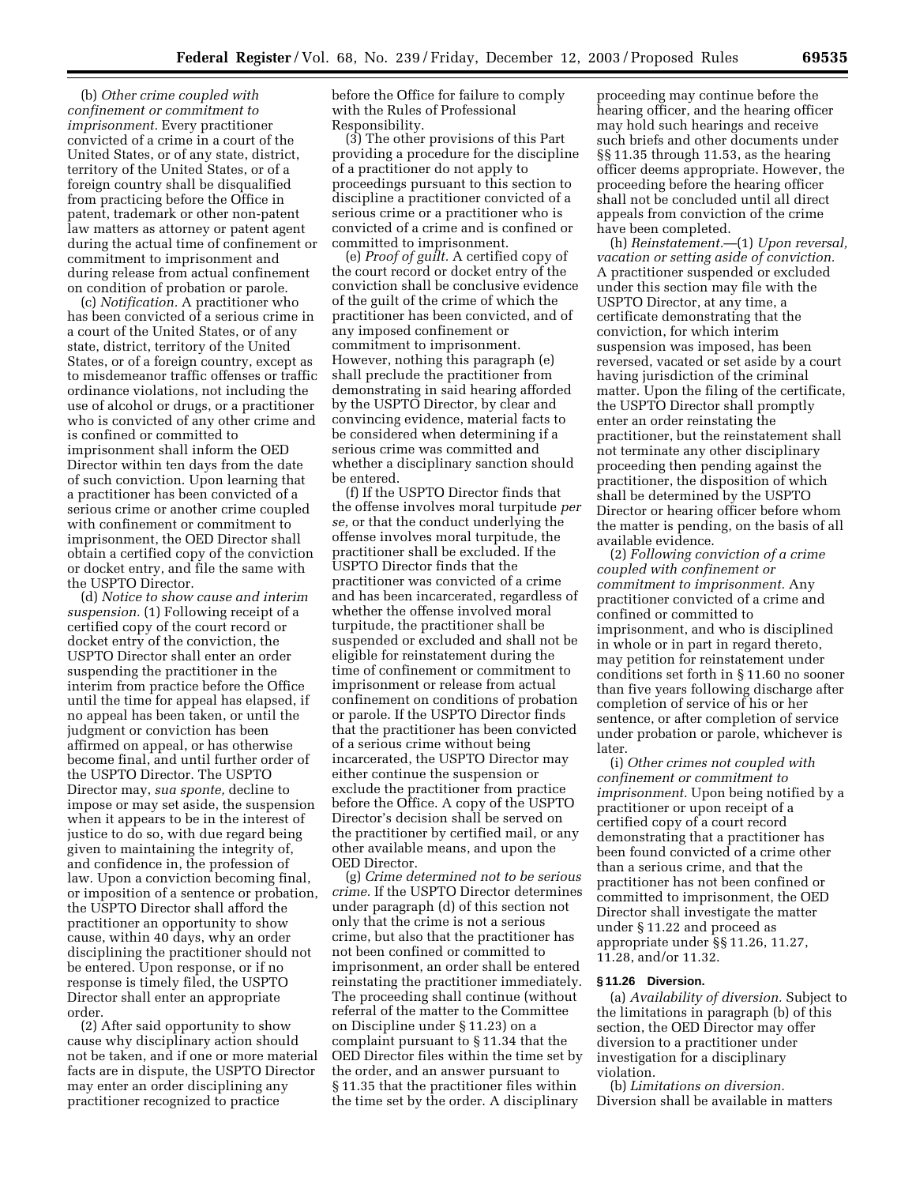(b) *Other crime coupled with confinement or commitment to imprisonment.* Every practitioner convicted of a crime in a court of the United States, or of any state, district, territory of the United States, or of a foreign country shall be disqualified from practicing before the Office in patent, trademark or other non-patent law matters as attorney or patent agent during the actual time of confinement or commitment to imprisonment and during release from actual confinement on condition of probation or parole.

(c) *Notification.* A practitioner who has been convicted of a serious crime in a court of the United States, or of any state, district, territory of the United States, or of a foreign country, except as to misdemeanor traffic offenses or traffic ordinance violations, not including the use of alcohol or drugs, or a practitioner who is convicted of any other crime and is confined or committed to imprisonment shall inform the OED Director within ten days from the date of such conviction. Upon learning that a practitioner has been convicted of a serious crime or another crime coupled with confinement or commitment to imprisonment, the OED Director shall obtain a certified copy of the conviction or docket entry, and file the same with the USPTO Director.

(d) *Notice to show cause and interim suspension.* (1) Following receipt of a certified copy of the court record or docket entry of the conviction, the USPTO Director shall enter an order suspending the practitioner in the interim from practice before the Office until the time for appeal has elapsed, if no appeal has been taken, or until the judgment or conviction has been affirmed on appeal, or has otherwise become final, and until further order of the USPTO Director. The USPTO Director may, *sua sponte,* decline to impose or may set aside, the suspension when it appears to be in the interest of justice to do so, with due regard being given to maintaining the integrity of, and confidence in, the profession of law. Upon a conviction becoming final, or imposition of a sentence or probation, the USPTO Director shall afford the practitioner an opportunity to show cause, within 40 days, why an order disciplining the practitioner should not be entered. Upon response, or if no response is timely filed, the USPTO Director shall enter an appropriate order.

(2) After said opportunity to show cause why disciplinary action should not be taken, and if one or more material facts are in dispute, the USPTO Director may enter an order disciplining any practitioner recognized to practice before the Office for failure to comply with the Rules of Professional Responsibility.

(3) The other provisions of this Part providing a procedure for the discipline of a practitioner do not apply to proceedings pursuant to this section to discipline a practitioner convicted of a serious crime or a practitioner who is convicted of a crime and is confined or committed to imprisonment.

(e) *Proof of guilt.* A certified copy of the court record or docket entry of the conviction shall be conclusive evidence of the guilt of the crime of which the practitioner has been convicted, and of any imposed confinement or commitment to imprisonment. However, nothing this paragraph (e) shall preclude the practitioner from demonstrating in said hearing afforded by the USPTO Director, by clear and convincing evidence, material facts to be considered when determining if a serious crime was committed and whether a disciplinary sanction should be entered.

(f) If the USPTO Director finds that the offense involves moral turpitude *per se,* or that the conduct underlying the offense involves moral turpitude, the practitioner shall be excluded. If the USPTO Director finds that the practitioner was convicted of a crime and has been incarcerated, regardless of whether the offense involved moral turpitude, the practitioner shall be suspended or excluded and shall not be eligible for reinstatement during the time of confinement or commitment to imprisonment or release from actual confinement on conditions of probation or parole. If the USPTO Director finds that the practitioner has been convicted of a serious crime without being incarcerated, the USPTO Director may either continue the suspension or exclude the practitioner from practice before the Office. A copy of the USPTO Director's decision shall be served on the practitioner by certified mail, or any other available means, and upon the OED Director.

(g) *Crime determined not to be serious crime.* If the USPTO Director determines under paragraph (d) of this section not only that the crime is not a serious crime, but also that the practitioner has not been confined or committed to imprisonment, an order shall be entered reinstating the practitioner immediately. The proceeding shall continue (without referral of the matter to the Committee on Discipline under § 11.23) on a complaint pursuant to § 11.34 that the OED Director files within the time set by the order, and an answer pursuant to § 11.35 that the practitioner files within the time set by the order. A disciplinary proceeding may continue before the hearing officer, and the hearing officer may hold such hearings and receive such briefs and other documents under §§ 11.35 through 11.53, as the hearing officer deems appropriate. However, the proceeding before the hearing officer shall not be concluded until all direct appeals from conviction of the crime have been completed.

(h) *Reinstatement.*—(1) *Upon reversal, vacation or setting aside of conviction.* A practitioner suspended or excluded under this section may file with the USPTO Director, at any time, a certificate demonstrating that the conviction, for which interim suspension was imposed, has been reversed, vacated or set aside by a court having jurisdiction of the criminal matter. Upon the filing of the certificate, the USPTO Director shall promptly enter an order reinstating the practitioner, but the reinstatement shall not terminate any other disciplinary proceeding then pending against the practitioner, the disposition of which shall be determined by the USPTO Director or hearing officer before whom the matter is pending, on the basis of all available evidence.

(2) *Following conviction of a crime coupled with confinement or commitment to imprisonment.* Any practitioner convicted of a crime and confined or committed to imprisonment, and who is disciplined in whole or in part in regard thereto, may petition for reinstatement under conditions set forth in § 11.60 no sooner than five years following discharge after completion of service of his or her sentence, or after completion of service under probation or parole, whichever is later.

(i) *Other crimes not coupled with confinement or commitment to imprisonment.* Upon being notified by a practitioner or upon receipt of a certified copy of a court record demonstrating that a practitioner has been found convicted of a crime other than a serious crime, and that the practitioner has not been confined or committed to imprisonment, the OED Director shall investigate the matter under § 11.22 and proceed as appropriate under §§ 11.26, 11.27, 11.28, and/or 11.32.

**§ 11.26 Diversion.**

(a) *Availability of diversion.* Subject to the limitations in paragraph (b) of this section, the OED Director may offer diversion to a practitioner under investigation for a disciplinary violation.

(b) *Limitations on diversion.* Diversion shall be available in matters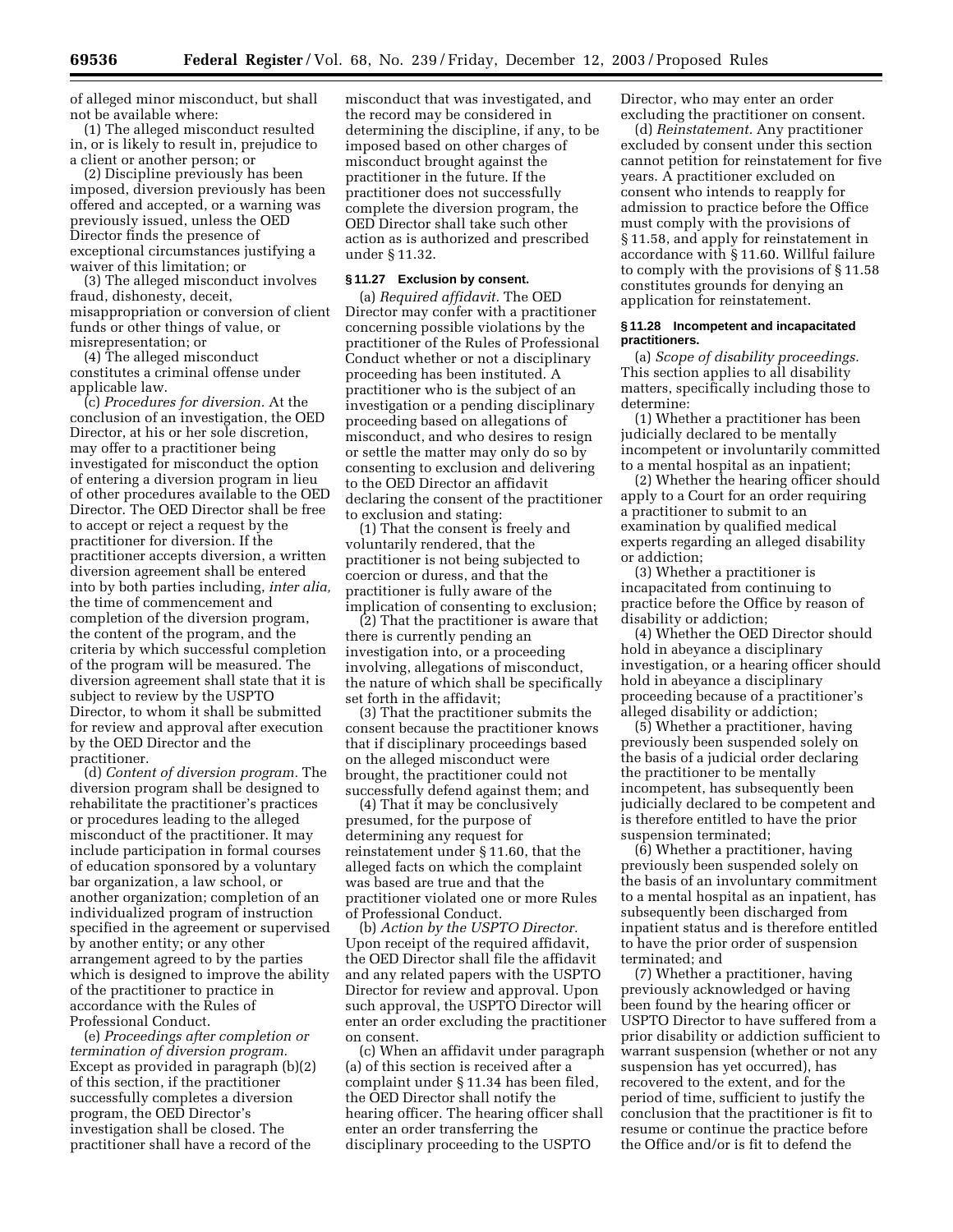of alleged minor misconduct, but shall not be available where:

(1) The alleged misconduct resulted in, or is likely to result in, prejudice to a client or another person; or

(2) Discipline previously has been imposed, diversion previously has been offered and accepted, or a warning was previously issued, unless the OED Director finds the presence of exceptional circumstances justifying a waiver of this limitation; or

(3) The alleged misconduct involves fraud, dishonesty, deceit, misappropriation or conversion of client funds or other things of value, or misrepresentation; or

(4) The alleged misconduct constitutes a criminal offense under applicable law.

(c) *Procedures for diversion.* At the conclusion of an investigation, the OED Director, at his or her sole discretion, may offer to a practitioner being investigated for misconduct the option of entering a diversion program in lieu of other procedures available to the OED Director. The OED Director shall be free to accept or reject a request by the practitioner for diversion. If the practitioner accepts diversion, a written diversion agreement shall be entered into by both parties including, *inter alia,* the time of commencement and completion of the diversion program, the content of the program, and the criteria by which successful completion of the program will be measured. The diversion agreement shall state that it is subject to review by the USPTO Director, to whom it shall be submitted for review and approval after execution by the OED Director and the practitioner.

(d) *Content of diversion program.* The diversion program shall be designed to rehabilitate the practitioner's practices or procedures leading to the alleged misconduct of the practitioner. It may include participation in formal courses of education sponsored by a voluntary bar organization, a law school, or another organization; completion of an individualized program of instruction specified in the agreement or supervised by another entity; or any other arrangement agreed to by the parties which is designed to improve the ability of the practitioner to practice in accordance with the Rules of Professional Conduct.

(e) *Proceedings after completion or termination of diversion program.* Except as provided in paragraph (b)(2) of this section, if the practitioner successfully completes a diversion program, the OED Director's investigation shall be closed. The practitioner shall have a record of the misconduct that was investigated, and the record may be considered in determining the discipline, if any, to be imposed based on other charges of misconduct brought against the practitioner in the future. If the practitioner does not successfully complete the diversion program, the OED Director shall take such other action as is authorized and prescribed under § 11.32.

### § 11.27 Exclusion by consent.

(a) *Required affidavit.* The OED Director may confer with a practitioner concerning possible violations by the practitioner of the Rules of Professional Conduct whether or not a disciplinary proceeding has been instituted. A practitioner who is the subject of an investigation or a pending disciplinary proceeding based on allegations of misconduct, and who desires to resign or settle the matter may only do so by consenting to exclusion and delivering to the OED Director an affidavit declaring the consent of the practitioner to exclusion and stating:

(1) That the consent is freely and voluntarily rendered, that the practitioner is not being subjected to coercion or duress, and that the practitioner is fully aware of the implication of consenting to exclusion;

(2) That the practitioner is aware that there is currently pending an investigation into, or a proceeding involving, allegations of misconduct, the nature of which shall be specifically set forth in the affidavit;

(3) That the practitioner submits the consent because the practitioner knows that if disciplinary proceedings based on the alleged misconduct were brought, the practitioner could not successfully defend against them; and

(4) That it may be conclusively presumed, for the purpose of determining any request for reinstatement under § 11.60, that the alleged facts on which the complaint was based are true and that the practitioner violated one or more Rules of Professional Conduct.

(b) *Action by the USPTO Director.* Upon receipt of the required affidavit, the OED Director shall file the affidavit and any related papers with the USPTO Director for review and approval. Upon such approval, the USPTO Director will enter an order excluding the practitioner on consent.

(c) When an affidavit under paragraph (a) of this section is received after a complaint under § 11.34 has been filed, the OED Director shall notify the hearing officer. The hearing officer shall enter an order transferring the disciplinary proceeding to the USPTO Director, who may enter an order excluding the practitioner on consent.

(d) *Reinstatement.* Any practitioner excluded by consent under this section cannot petition for reinstatement for five years. A practitioner excluded on consent who intends to reapply for admission to practice before the Office must comply with the provisions of § 11.58, and apply for reinstatement in accordance with § 11.60. Willful failure to comply with the provisions of § 11.58 constitutes grounds for denying an application for reinstatement.

### § 11.28 Incompetent and incapacitated practitioners.

(a) *Scope of disability proceedings.* This section applies to all disability matters, specifically including those to determine:

(1) Whether a practitioner has been judicially declared to be mentally incompetent or involuntarily committed to a mental hospital as an inpatient;

(2) Whether the hearing officer should apply to a Court for an order requiring a practitioner to submit to an examination by qualified medical experts regarding an alleged disability or addiction;

(3) Whether a practitioner is incapacitated from continuing to practice before the Office by reason of disability or addiction;

(4) Whether the OED Director should hold in abeyance a disciplinary investigation, or a hearing officer should hold in abeyance a disciplinary proceeding because of a practitioner's alleged disability or addiction;

(5) Whether a practitioner, having previously been suspended solely on the basis of a judicial order declaring the practitioner to be mentally incompetent, has subsequently been judicially declared to be competent and is therefore entitled to have the prior suspension terminated;

(6) Whether a practitioner, having previously been suspended solely on the basis of an involuntary commitment to a mental hospital as an inpatient, has subsequently been discharged from inpatient status and is therefore entitled to have the prior order of suspension terminated; and

(7) Whether a practitioner, having previously acknowledged or having been found by the hearing officer or USPTO Director to have suffered from a prior disability or addiction sufficient to warrant suspension (whether or not any suspension has yet occurred), has recovered to the extent, and for the period of time, sufficient to justify the conclusion that the practitioner is fit to resume or continue the practice before the Office and/or is fit to defend the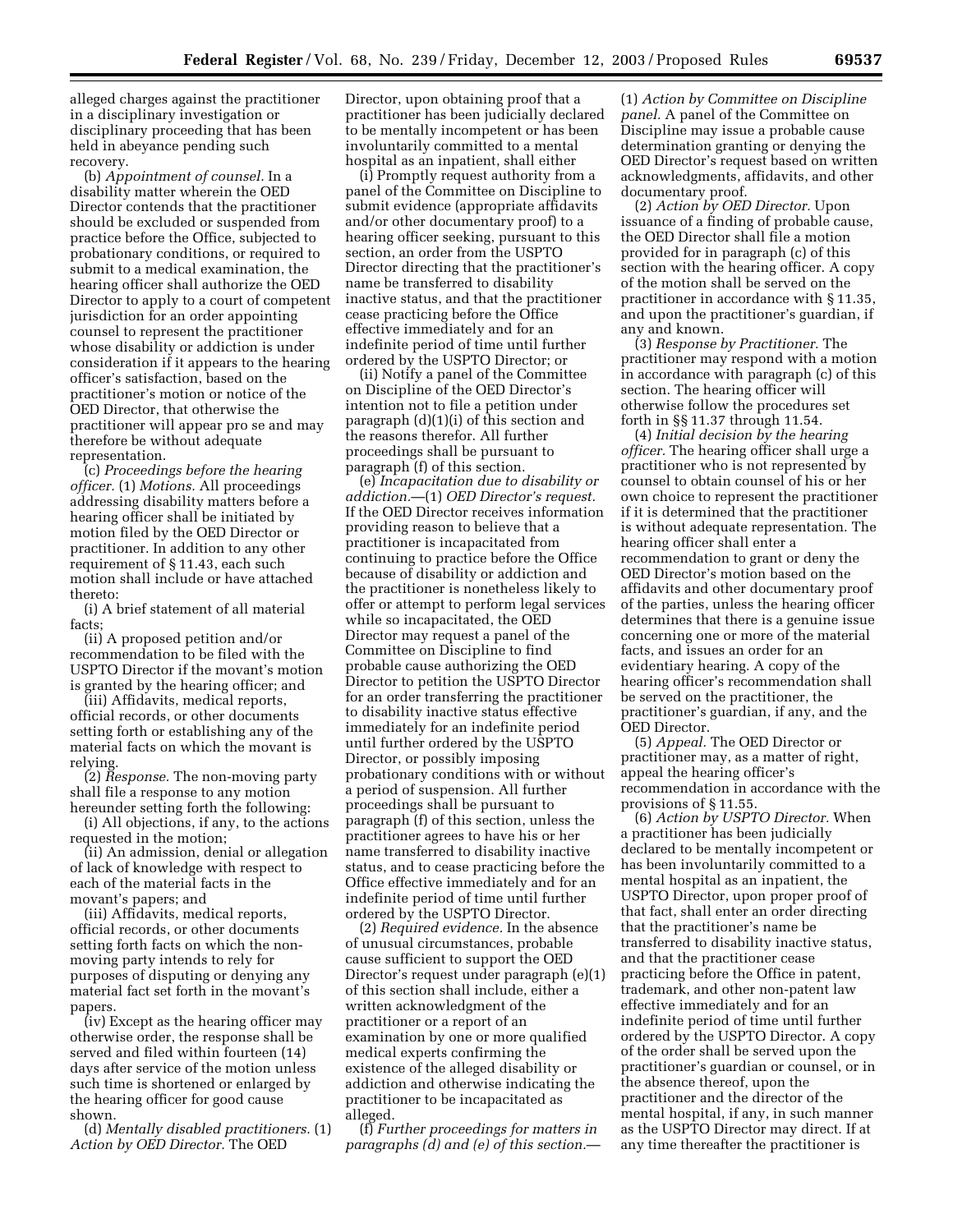alleged charges against the practitioner in a disciplinary investigation or disciplinary proceeding that has been held in abeyance pending such recovery.

(b) *Appointment of counsel.* In a disability matter wherein the OED Director contends that the practitioner should be excluded or suspended from practice before the Office, subjected to probationary conditions, or required to submit to a medical examination, the hearing officer shall authorize the OED Director to apply to a court of competent jurisdiction for an order appointing counsel to represent the practitioner whose disability or addiction is under consideration if it appears to the hearing officer's satisfaction, based on the practitioner's motion or notice of the OED Director, that otherwise the practitioner will appear pro se and may therefore be without adequate representation.

(c) *Proceedings before the hearing officer.* (1) *Motions.* All proceedings addressing disability matters before a hearing officer shall be initiated by motion filed by the OED Director or practitioner. In addition to any other requirement of § 11.43, each such motion shall include or have attached thereto:

(i) A brief statement of all material facts;

(ii) A proposed petition and/or recommendation to be filed with the USPTO Director if the movant's motion is granted by the hearing officer; and

(iii) Affidavits, medical reports, official records, or other documents setting forth or establishing any of the material facts on which the movant is relying.

(2) *Response.* The non-moving party shall file a response to any motion hereunder setting forth the following:

(i) All objections, if any, to the actions requested in the motion;

(ii) An admission, denial or allegation of lack of knowledge with respect to each of the material facts in the movant's papers; and

(iii) Affidavits, medical reports, official records, or other documents setting forth facts on which the non-moving party intends to rely for purposes of disputing or denying any material fact set forth in the movant's papers.

(iv) Except as the hearing officer may otherwise order, the response shall be served and filed within fourteen (14) days after service of the motion unless such time is shortened or enlarged by the hearing officer for good cause shown.

(d) *Mentally disabled practitioners.* (1) *Action by OED Director.* The OED Director, upon obtaining proof that a practitioner has been judicially declared to be mentally incompetent or has been involuntarily committed to a mental hospital as an inpatient, shall either

(i) Promptly request authority from a panel of the Committee on Discipline to submit evidence (appropriate affidavits and/or other documentary proof) to a hearing officer seeking, pursuant to this section, an order from the USPTO Director directing that the practitioner's name be transferred to disability inactive status, and that the practitioner cease practicing before the Office effective immediately and for an indefinite period of time until further ordered by the USPTO Director; or

(ii) Notify a panel of the Committee on Discipline of the OED Director's intention not to file a petition under paragraph (d)(1)(i) of this section and the reasons therefor. All further proceedings shall be pursuant to paragraph (f) of this section.

(e) *Incapacitation due to disability or addiction.*—(1) *OED Director's request.* If the OED Director receives information providing reason to believe that a practitioner is incapacitated from continuing to practice before the Office because of disability or addiction and the practitioner is nonetheless likely to offer or attempt to perform legal services while so incapacitated, the OED Director may request a panel of the Committee on Discipline to find probable cause authorizing the OED Director to petition the USPTO Director for an order transferring the practitioner to disability inactive status effective immediately for an indefinite period until further ordered by the USPTO Director, or possibly imposing probationary conditions with or without a period of suspension. All further proceedings shall be pursuant to paragraph (f) of this section, unless the practitioner agrees to have his or her name transferred to disability inactive status, and to cease practicing before the Office effective immediately and for an indefinite period of time until further ordered by the USPTO Director.

(2) *Required evidence.* In the absence of unusual circumstances, probable cause sufficient to support the OED Director's request under paragraph (e)(1) of this section shall include, either a written acknowledgment of the practitioner or a report of an examination by one or more qualified medical experts confirming the existence of the alleged disability or addiction and otherwise indicating the practitioner to be incapacitated as alleged.

(f) *Further proceedings for matters in paragraphs (d) and (e) of this section.*—(1) *Action by Committee on Discipline panel.* A panel of the Committee on Discipline may issue a probable cause determination granting or denying the OED Director's request based on written acknowledgments, affidavits, and other documentary proof.

(2) *Action by OED Director.* Upon issuance of a finding of probable cause, the OED Director shall file a motion provided for in paragraph (c) of this section with the hearing officer. A copy of the motion shall be served on the practitioner in accordance with § 11.35, and upon the practitioner's guardian, if any and known.

(3) *Response by Practitioner.* The practitioner may respond with a motion in accordance with paragraph (c) of this section. The hearing officer will otherwise follow the procedures set forth in §§ 11.37 through 11.54.

(4) *Initial decision by the hearing officer.* The hearing officer shall urge a practitioner who is not represented by counsel to obtain counsel of his or her own choice to represent the practitioner if it is determined that the practitioner is without adequate representation. The hearing officer shall enter a recommendation to grant or deny the OED Director's motion based on the affidavits and other documentary proof of the parties, unless the hearing officer determines that there is a genuine issue concerning one or more of the material facts, and issues an order for an evidentiary hearing. A copy of the hearing officer's recommendation shall be served on the practitioner, the practitioner's guardian, if any, and the OED Director.

(5) *Appeal.* The OED Director or practitioner may, as a matter of right, appeal the hearing officer's recommendation in accordance with the provisions of § 11.55.

(6) *Action by USPTO Director.* When a practitioner has been judicially declared to be mentally incompetent or has been involuntarily committed to a mental hospital as an inpatient, the USPTO Director, upon proper proof of that fact, shall enter an order directing that the practitioner's name be transferred to disability inactive status, and that the practitioner cease practicing before the Office in patent, trademark, and other non-patent law effective immediately and for an indefinite period of time until further ordered by the USPTO Director. A copy of the order shall be served upon the practitioner's guardian or counsel, or in the absence thereof, upon the practitioner and the director of the mental hospital, if any, in such manner as the USPTO Director may direct. If at any time thereafter the practitioner is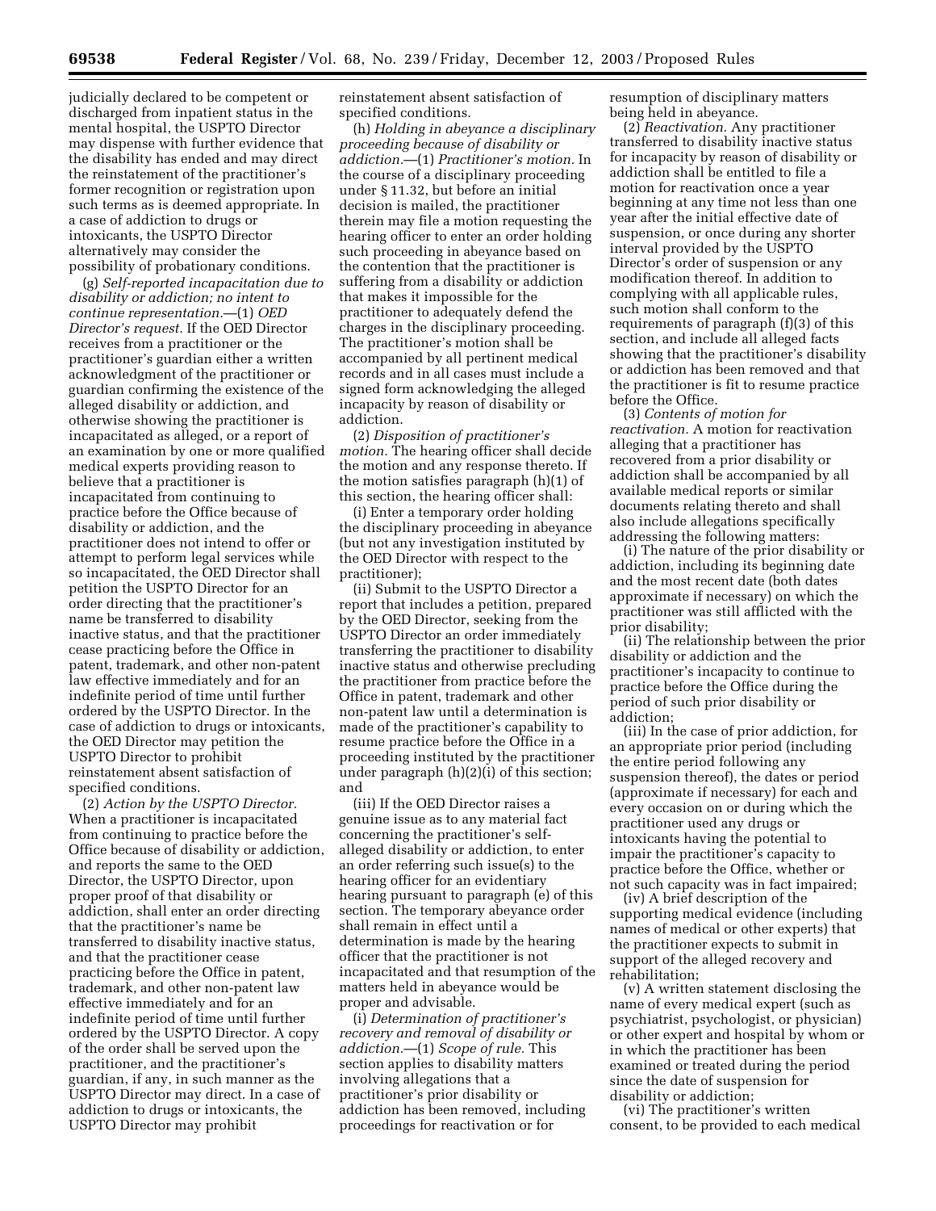judicially declared to be competent or discharged from inpatient status in the mental hospital, the USPTO Director may dispense with further evidence that the disability has ended and may direct the reinstatement of the practitioner's former recognition or registration upon such terms as is deemed appropriate. In a case of addiction to drugs or intoxicants, the USPTO Director alternatively may consider the possibility of probationary conditions.

(g) *Self-reported incapacitation due to disability or addiction; no intent to continue representation.*—(1) *OED Director's request.* If the OED Director receives from a practitioner or the practitioner's guardian either a written acknowledgment of the practitioner or guardian confirming the existence of the alleged disability or addiction, and otherwise showing the practitioner is incapacitated as alleged, or a report of an examination by one or more qualified medical experts providing reason to believe that a practitioner is incapacitated from continuing to practice before the Office because of disability or addiction, and the practitioner does not intend to offer or attempt to perform legal services while so incapacitated, the OED Director shall petition the USPTO Director for an order directing that the practitioner's name be transferred to disability inactive status, and that the practitioner cease practicing before the Office in patent, trademark, and other non-patent law effective immediately and for an indefinite period of time until further ordered by the USPTO Director. In the case of addiction to drugs or intoxicants, the OED Director may petition the USPTO Director to prohibit reinstatement absent satisfaction of specified conditions.

(2) *Action by the USPTO Director.* When a practitioner is incapacitated from continuing to practice before the Office because of disability or addiction, and reports the same to the OED Director, the USPTO Director, upon proper proof of that disability or addiction, shall enter an order directing that the practitioner's name be transferred to disability inactive status, and that the practitioner cease practicing before the Office in patent, trademark, and other non-patent law effective immediately and for an indefinite period of time until further ordered by the USPTO Director. A copy of the order shall be served upon the practitioner, and the practitioner's guardian, if any, in such manner as the USPTO Director may direct. In a case of addiction to drugs or intoxicants, the USPTO Director may prohibit reinstatement absent satisfaction of specified conditions.

(h) *Holding in abeyance a disciplinary proceeding because of disability or addiction.*—(1) *Practitioner's motion.* In the course of a disciplinary proceeding under § 11.32, but before an initial decision is mailed, the practitioner therein may file a motion requesting the hearing officer to enter an order holding such proceeding in abeyance based on the contention that the practitioner is suffering from a disability or addiction that makes it impossible for the practitioner to adequately defend the charges in the disciplinary proceeding. The practitioner's motion shall be accompanied by all pertinent medical records and in all cases must include a signed form acknowledging the alleged incapacity by reason of disability or addiction.

(2) *Disposition of practitioner's motion.* The hearing officer shall decide the motion and any response thereto. If the motion satisfies paragraph (h)(1) of this section, the hearing officer shall:

(i) Enter a temporary order holding the disciplinary proceeding in abeyance (but not any investigation instituted by the OED Director with respect to the practitioner);

(ii) Submit to the USPTO Director a report that includes a petition, prepared by the OED Director, seeking from the USPTO Director an order immediately transferring the practitioner to disability inactive status and otherwise precluding the practitioner from practice before the Office in patent, trademark and other non-patent law until a determination is made of the practitioner's capability to resume practice before the Office in a proceeding instituted by the practitioner under paragraph (h)(2)(i) of this section; and

(iii) If the OED Director raises a genuine issue as to any material fact concerning the practitioner's self-alleged disability or addiction, to enter an order referring such issue(s) to the hearing officer for an evidentiary hearing pursuant to paragraph (e) of this section. The temporary abeyance order shall remain in effect until a determination is made by the hearing officer that the practitioner is not incapacitated and that resumption of the matters held in abeyance would be proper and advisable.

(i) *Determination of practitioner's recovery and removal of disability or addiction.*—(1) *Scope of rule.* This section applies to disability matters involving allegations that a practitioner's prior disability or addiction has been removed, including proceedings for reactivation or for resumption of disciplinary matters being held in abeyance.

(2) *Reactivation.* Any practitioner transferred to disability inactive status for incapacity by reason of disability or addiction shall be entitled to file a motion for reactivation once a year beginning at any time not less than one year after the initial effective date of suspension, or once during any shorter interval provided by the USPTO Director's order of suspension or any modification thereof. In addition to complying with all applicable rules, such motion shall conform to the requirements of paragraph (f)(3) of this section, and include all alleged facts showing that the practitioner's disability or addiction has been removed and that the practitioner is fit to resume practice before the Office.

(3) *Contents of motion for reactivation.* A motion for reactivation alleging that a practitioner has recovered from a prior disability or addiction shall be accompanied by all available medical reports or similar documents relating thereto and shall also include allegations specifically addressing the following matters:

(i) The nature of the prior disability or addiction, including its beginning date and the most recent date (both dates approximate if necessary) on which the practitioner was still afflicted with the prior disability;

(ii) The relationship between the prior disability or addiction and the practitioner's incapacity to continue to practice before the Office during the period of such prior disability or addiction;

(iii) In the case of prior addiction, for an appropriate prior period (including the entire period following any suspension thereof), the dates or period (approximate if necessary) for each and every occasion on or during which the practitioner used any drugs or intoxicants having the potential to impair the practitioner's capacity to practice before the Office, whether or not such capacity was in fact impaired;

(iv) A brief description of the supporting medical evidence (including names of medical or other experts) that the practitioner expects to submit in support of the alleged recovery and rehabilitation;

(v) A written statement disclosing the name of every medical expert (such as psychiatrist, psychologist, or physician) or other expert and hospital by whom or in which the practitioner has been examined or treated during the period since the date of suspension for disability or addiction;

(vi) The practitioner's written consent, to be provided to each medical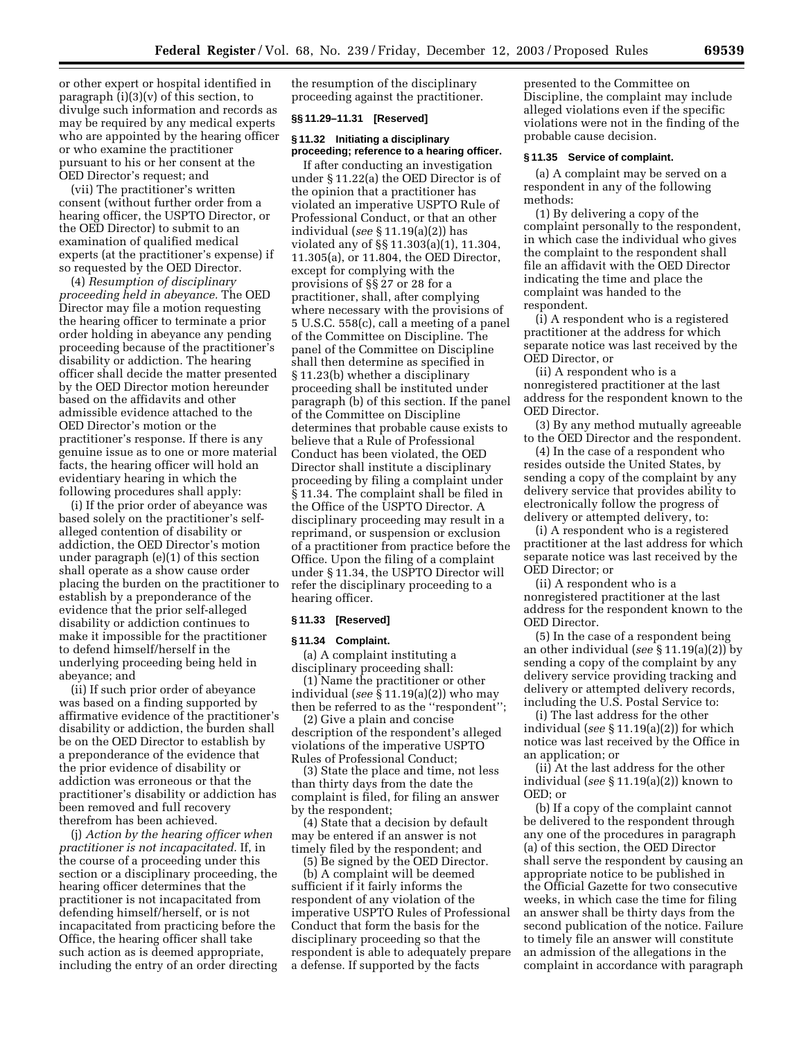or other expert or hospital identified in paragraph (i)(3)(v) of this section, to divulge such information and records as may be required by any medical experts who are appointed by the hearing officer or who examine the practitioner pursuant to his or her consent at the OED Director's request; and

(vii) The practitioner's written consent (without further order from a hearing officer, the USPTO Director, or the OED Director) to submit to an examination of qualified medical experts (at the practitioner's expense) if so requested by the OED Director.

(4) *Resumption of disciplinary proceeding held in abeyance.* The OED Director may file a motion requesting the hearing officer to terminate a prior order holding in abeyance any pending proceeding because of the practitioner's disability or addiction. The hearing officer shall decide the matter presented by the OED Director motion hereunder based on the affidavits and other admissible evidence attached to the OED Director's motion or the practitioner's response. If there is any genuine issue as to one or more material facts, the hearing officer will hold an evidentiary hearing in which the following procedures shall apply:

(i) If the prior order of abeyance was based solely on the practitioner's self-alleged contention of disability or addiction, the OED Director's motion under paragraph (e)(1) of this section shall operate as a show cause order placing the burden on the practitioner to establish by a preponderance of the evidence that the prior self-alleged disability or addiction continues to make it impossible for the practitioner to defend himself/herself in the underlying proceeding being held in abeyance; and

(ii) If such prior order of abeyance was based on a finding supported by affirmative evidence of the practitioner's disability or addiction, the burden shall be on the OED Director to establish by a preponderance of the evidence that the prior evidence of disability or addiction was erroneous or that the practitioner's disability or addiction has been removed and full recovery therefrom has been achieved.

(j) *Action by the hearing officer when practitioner is not incapacitated.* If, in the course of a proceeding under this section or a disciplinary proceeding, the hearing officer determines that the practitioner is not incapacitated from defending himself/herself, or is not incapacitated from practicing before the Office, the hearing officer shall take such action as is deemed appropriate, including the entry of an order directing the resumption of the disciplinary proceeding against the practitioner.

**§§ 11.29–11.31 [Reserved]**

**§ 11.32 Initiating a disciplinary proceeding; reference to a hearing officer.**

If after conducting an investigation under § 11.22(a) the OED Director is of the opinion that a practitioner has violated an imperative USPTO Rule of Professional Conduct, or that an other individual (*see* § 11.19(a)(2)) has violated any of §§ 11.303(a)(1), 11.304, 11.305(a), or 11.804, the OED Director, except for complying with the provisions of §§ 27 or 28 for a practitioner, shall, after complying where necessary with the provisions of 5 U.S.C. 558(c), call a meeting of a panel of the Committee on Discipline. The panel of the Committee on Discipline shall then determine as specified in § 11.23(b) whether a disciplinary proceeding shall be instituted under paragraph (b) of this section. If the panel of the Committee on Discipline determines that probable cause exists to believe that a Rule of Professional Conduct has been violated, the OED Director shall institute a disciplinary proceeding by filing a complaint under § 11.34. The complaint shall be filed in the Office of the USPTO Director. A disciplinary proceeding may result in a reprimand, or suspension or exclusion of a practitioner from practice before the Office. Upon the filing of a complaint under § 11.34, the USPTO Director will refer the disciplinary proceeding to a hearing officer.

**§ 11.33 [Reserved]**

**§ 11.34 Complaint.**

(a) A complaint instituting a disciplinary proceeding shall:

(1) Name the practitioner or other individual (*see* § 11.19(a)(2)) who may then be referred to as the ''respondent'';

(2) Give a plain and concise description of the respondent's alleged violations of the imperative USPTO Rules of Professional Conduct;

(3) State the place and time, not less than thirty days from the date the complaint is filed, for filing an answer by the respondent;

(4) State that a decision by default may be entered if an answer is not timely filed by the respondent; and

(5) Be signed by the OED Director.

(b) A complaint will be deemed sufficient if it fairly informs the respondent of any violation of the imperative USPTO Rules of Professional Conduct that form the basis for the disciplinary proceeding so that the respondent is able to adequately prepare a defense. If supported by the facts presented to the Committee on Discipline, the complaint may include alleged violations even if the specific violations were not in the finding of the probable cause decision.

**§ 11.35 Service of complaint.**

(a) A complaint may be served on a respondent in any of the following methods:

(1) By delivering a copy of the complaint personally to the respondent, in which case the individual who gives the complaint to the respondent shall file an affidavit with the OED Director indicating the time and place the complaint was handed to the respondent.

(i) A respondent who is a registered practitioner at the address for which separate notice was last received by the OED Director, or

(ii) A respondent who is a nonregistered practitioner at the last address for the respondent known to the OED Director.

(3) By any method mutually agreeable to the OED Director and the respondent.

(4) In the case of a respondent who resides outside the United States, by sending a copy of the complaint by any delivery service that provides ability to electronically follow the progress of delivery or attempted delivery, to:

(i) A respondent who is a registered practitioner at the last address for which separate notice was last received by the OED Director; or

(ii) A respondent who is a nonregistered practitioner at the last address for the respondent known to the OED Director.

(5) In the case of a respondent being an other individual (*see* § 11.19(a)(2)) by sending a copy of the complaint by any delivery service providing tracking and delivery or attempted delivery records, including the U.S. Postal Service to:

(i) The last address for the other individual (*see* § 11.19(a)(2)) for which notice was last received by the Office in an application; or

(ii) At the last address for the other individual (*see* § 11.19(a)(2)) known to OED; or

(b) If a copy of the complaint cannot be delivered to the respondent through any one of the procedures in paragraph (a) of this section, the OED Director shall serve the respondent by causing an appropriate notice to be published in the Official Gazette for two consecutive weeks, in which case the time for filing an answer shall be thirty days from the second publication of the notice. Failure to timely file an answer will constitute an admission of the allegations in the complaint in accordance with paragraph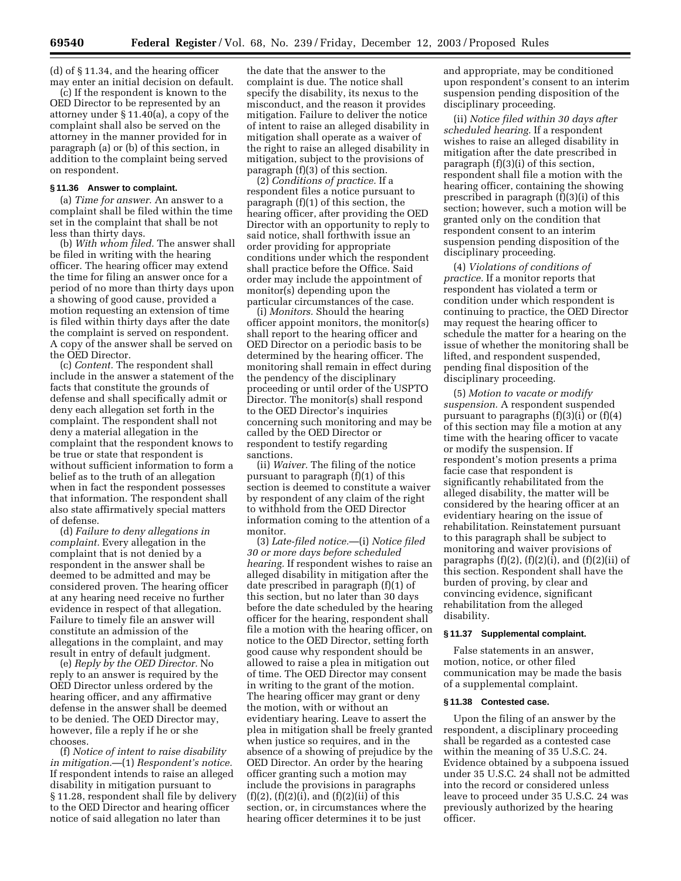(d) of § 11.34, and the hearing officer may enter an initial decision on default.

(c) If the respondent is known to the OED Director to be represented by an attorney under § 11.40(a), a copy of the complaint shall also be served on the attorney in the manner provided for in paragraph (a) or (b) of this section, in addition to the complaint being served on respondent.

### § 11.36 Answer to complaint.

(a) *Time for answer.* An answer to a complaint shall be filed within the time set in the complaint that shall be not less than thirty days.

(b) *With whom filed.* The answer shall be filed in writing with the hearing officer. The hearing officer may extend the time for filing an answer once for a period of no more than thirty days upon a showing of good cause, provided a motion requesting an extension of time is filed within thirty days after the date the complaint is served on respondent. A copy of the answer shall be served on the OED Director.

(c) *Content.* The respondent shall include in the answer a statement of the facts that constitute the grounds of defense and shall specifically admit or deny each allegation set forth in the complaint. The respondent shall not deny a material allegation in the complaint that the respondent knows to be true or state that respondent is without sufficient information to form a belief as to the truth of an allegation when in fact the respondent possesses that information. The respondent shall also state affirmatively special matters of defense.

(d) *Failure to deny allegations in complaint.* Every allegation in the complaint that is not denied by a respondent in the answer shall be deemed to be admitted and may be considered proven. The hearing officer at any hearing need receive no further evidence in respect of that allegation. Failure to timely file an answer will constitute an admission of the allegations in the complaint, and may result in entry of default judgment.

(e) *Reply by the OED Director.* No reply to an answer is required by the OED Director unless ordered by the hearing officer, and any affirmative defense in the answer shall be deemed to be denied. The OED Director may, however, file a reply if he or she chooses.

(f) *Notice of intent to raise disability in mitigation.*—(1) *Respondent's notice.* If respondent intends to raise an alleged disability in mitigation pursuant to § 11.28, respondent shall file by delivery to the OED Director and hearing officer notice of said allegation no later than the date that the answer to the complaint is due. The notice shall specify the disability, its nexus to the misconduct, and the reason it provides mitigation. Failure to deliver the notice of intent to raise an alleged disability in mitigation shall operate as a waiver of the right to raise an alleged disability in mitigation, subject to the provisions of paragraph (f)(3) of this section.

(2) *Conditions of practice.* If a respondent files a notice pursuant to paragraph (f)(1) of this section, the hearing officer, after providing the OED Director with an opportunity to reply to said notice, shall forthwith issue an order providing for appropriate conditions under which the respondent shall practice before the Office. Said order may include the appointment of monitor(s) depending upon the particular circumstances of the case.

(i) *Monitors.* Should the hearing officer appoint monitors, the monitor(s) shall report to the hearing officer and OED Director on a periodic basis to be determined by the hearing officer. The monitoring shall remain in effect during the pendency of the disciplinary proceeding or until order of the USPTO Director. The monitor(s) shall respond to the OED Director's inquiries concerning such monitoring and may be called by the OED Director or respondent to testify regarding sanctions.

(ii) *Waiver.* The filing of the notice pursuant to paragraph (f)(1) of this section is deemed to constitute a waiver by respondent of any claim of the right to withhold from the OED Director information coming to the attention of a monitor.

(3) *Late-filed notice.*—(i) *Notice filed 30 or more days before scheduled hearing.* If respondent wishes to raise an alleged disability in mitigation after the date prescribed in paragraph (f)(1) of this section, but no later than 30 days before the date scheduled by the hearing officer for the hearing, respondent shall file a motion with the hearing officer, on notice to the OED Director, setting forth good cause why respondent should be allowed to raise a plea in mitigation out of time. The OED Director may consent in writing to the grant of the motion. The hearing officer may grant or deny the motion, with or without an evidentiary hearing. Leave to assert the plea in mitigation shall be freely granted when justice so requires, and in the absence of a showing of prejudice by the OED Director. An order by the hearing officer granting such a motion may include the provisions in paragraphs (f)(2), (f)(2)(i), and (f)(2)(ii) of this section, or, in circumstances where the hearing officer determines it to be just and appropriate, may be conditioned upon respondent's consent to an interim suspension pending disposition of the disciplinary proceeding.

(ii) *Notice filed within 30 days after scheduled hearing.* If a respondent wishes to raise an alleged disability in mitigation after the date prescribed in paragraph (f)(3)(i) of this section, respondent shall file a motion with the hearing officer, containing the showing prescribed in paragraph (f)(3)(i) of this section; however, such a motion will be granted only on the condition that respondent consent to an interim suspension pending disposition of the disciplinary proceeding.

(4) *Violations of conditions of practice.* If a monitor reports that respondent has violated a term or condition under which respondent is continuing to practice, the OED Director may request the hearing officer to schedule the matter for a hearing on the issue of whether the monitoring shall be lifted, and respondent suspended, pending final disposition of the disciplinary proceeding.

(5) *Motion to vacate or modify suspension.* A respondent suspended pursuant to paragraphs (f)(3)(i) or (f)(4) of this section may file a motion at any time with the hearing officer to vacate or modify the suspension. If respondent's motion presents a prima facie case that respondent is significantly rehabilitated from the alleged disability, the matter will be considered by the hearing officer at an evidentiary hearing on the issue of rehabilitation. Reinstatement pursuant to this paragraph shall be subject to monitoring and waiver provisions of paragraphs (f)(2), (f)(2)(i), and (f)(2)(ii) of this section. Respondent shall have the burden of proving, by clear and convincing evidence, significant rehabilitation from the alleged disability.

### § 11.37 Supplemental complaint.

False statements in an answer, motion, notice, or other filed communication may be made the basis of a supplemental complaint.

### § 11.38 Contested case.

Upon the filing of an answer by the respondent, a disciplinary proceeding shall be regarded as a contested case within the meaning of 35 U.S.C. 24. Evidence obtained by a subpoena issued under 35 U.S.C. 24 shall not be admitted into the record or considered unless leave to proceed under 35 U.S.C. 24 was previously authorized by the hearing officer.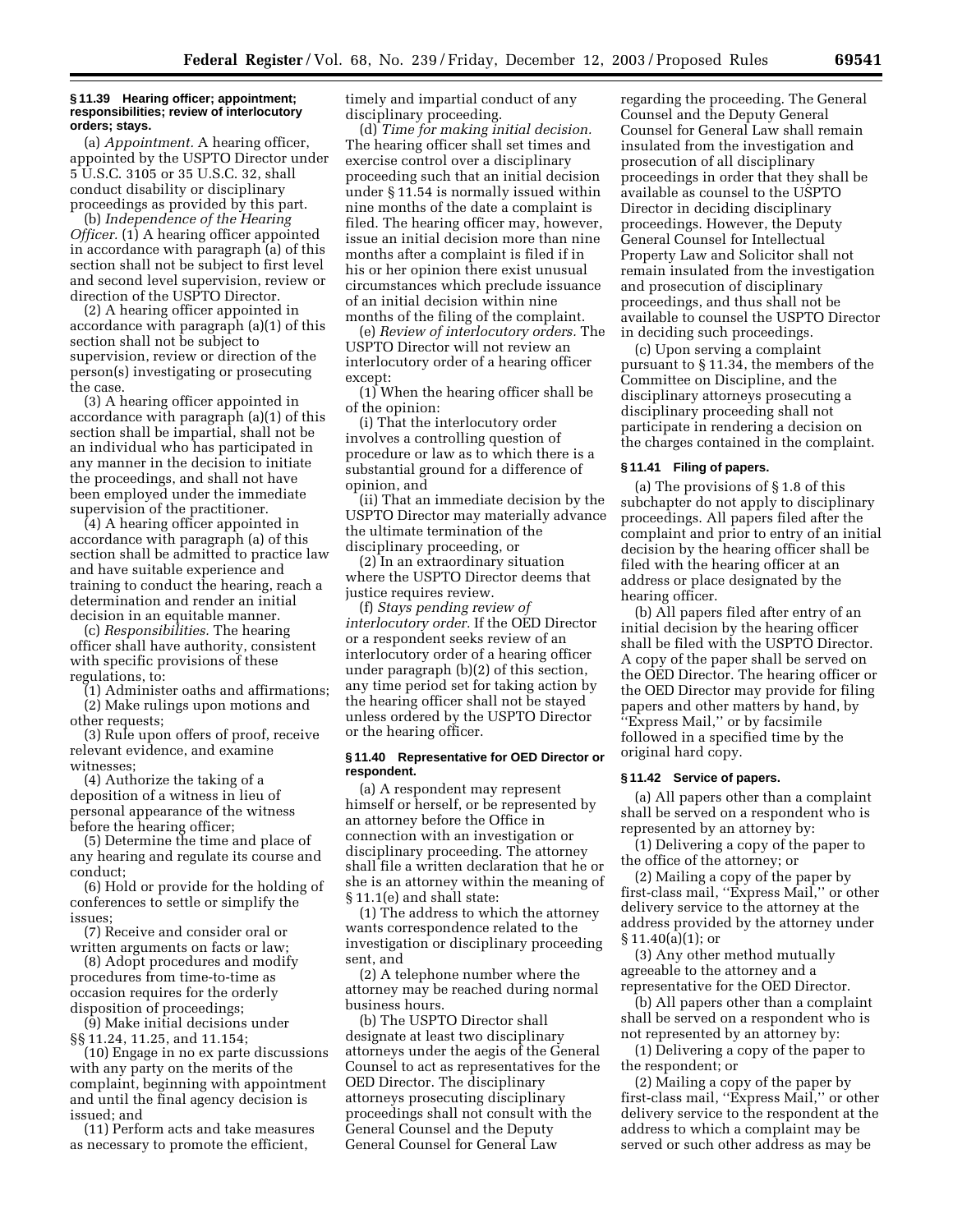**§ 11.39 Hearing officer; appointment; responsibilities; review of interlocutory orders; stays.**

(a) *Appointment.* A hearing officer, appointed by the USPTO Director under 5 U.S.C. 3105 or 35 U.S.C. 32, shall conduct disability or disciplinary proceedings as provided by this part.

(b) *Independence of the Hearing Officer.* (1) A hearing officer appointed in accordance with paragraph (a) of this section shall not be subject to first level and second level supervision, review or direction of the USPTO Director.

(2) A hearing officer appointed in accordance with paragraph (a)(1) of this section shall not be subject to supervision, review or direction of the person(s) investigating or prosecuting the case.

(3) A hearing officer appointed in accordance with paragraph (a)(1) of this section shall be impartial, shall not be an individual who has participated in any manner in the decision to initiate the proceedings, and shall not have been employed under the immediate supervision of the practitioner.

(4) A hearing officer appointed in accordance with paragraph (a) of this section shall be admitted to practice law and have suitable experience and training to conduct the hearing, reach a determination and render an initial decision in an equitable manner.

(c) *Responsibilities.* The hearing officer shall have authority, consistent with specific provisions of these regulations, to:

(1) Administer oaths and affirmations;

(2) Make rulings upon motions and other requests;

(3) Rule upon offers of proof, receive relevant evidence, and examine witnesses;

(4) Authorize the taking of a deposition of a witness in lieu of personal appearance of the witness before the hearing officer;

(5) Determine the time and place of any hearing and regulate its course and conduct;

(6) Hold or provide for the holding of conferences to settle or simplify the issues;

(7) Receive and consider oral or written arguments on facts or law;

(8) Adopt procedures and modify procedures from time-to-time as occasion requires for the orderly disposition of proceedings;

(9) Make initial decisions under §§ 11.24, 11.25, and 11.154;

(10) Engage in no ex parte discussions with any party on the merits of the complaint, beginning with appointment and until the final agency decision is issued; and

(11) Perform acts and take measures as necessary to promote the efficient, timely and impartial conduct of any disciplinary proceeding.

(d) *Time for making initial decision.* The hearing officer shall set times and exercise control over a disciplinary proceeding such that an initial decision under § 11.54 is normally issued within nine months of the date a complaint is filed. The hearing officer may, however, issue an initial decision more than nine months after a complaint is filed if in his or her opinion there exist unusual circumstances which preclude issuance of an initial decision within nine months of the filing of the complaint.

(e) *Review of interlocutory orders.* The USPTO Director will not review an interlocutory order of a hearing officer except:

(1) When the hearing officer shall be of the opinion:

(i) That the interlocutory order involves a controlling question of procedure or law as to which there is a substantial ground for a difference of opinion, and

(ii) That an immediate decision by the USPTO Director may materially advance the ultimate termination of the disciplinary proceeding, or

(2) In an extraordinary situation where the USPTO Director deems that justice requires review.

(f) *Stays pending review of interlocutory order.* If the OED Director or a respondent seeks review of an interlocutory order of a hearing officer under paragraph (b)(2) of this section, any time period set for taking action by the hearing officer shall not be stayed unless ordered by the USPTO Director or the hearing officer.

**§ 11.40 Representative for OED Director or respondent.**

(a) A respondent may represent himself or herself, or be represented by an attorney before the Office in connection with an investigation or disciplinary proceeding. The attorney shall file a written declaration that he or she is an attorney within the meaning of § 11.1(e) and shall state:

(1) The address to which the attorney wants correspondence related to the investigation or disciplinary proceeding sent, and

(2) A telephone number where the attorney may be reached during normal business hours.

(b) The USPTO Director shall designate at least two disciplinary attorneys under the aegis of the General Counsel to act as representatives for the OED Director. The disciplinary attorneys prosecuting disciplinary proceedings shall not consult with the General Counsel and the Deputy General Counsel for General Law regarding the proceeding. The General Counsel and the Deputy General Counsel for General Law shall remain insulated from the investigation and prosecution of all disciplinary proceedings in order that they shall be available as counsel to the USPTO Director in deciding disciplinary proceedings. However, the Deputy General Counsel for Intellectual Property Law and Solicitor shall not remain insulated from the investigation and prosecution of disciplinary proceedings, and thus shall not be available to counsel the USPTO Director in deciding such proceedings.

(c) Upon serving a complaint pursuant to § 11.34, the members of the Committee on Discipline, and the disciplinary attorneys prosecuting a disciplinary proceeding shall not participate in rendering a decision on the charges contained in the complaint.

**§ 11.41 Filing of papers.**

(a) The provisions of § 1.8 of this subchapter do not apply to disciplinary proceedings. All papers filed after the complaint and prior to entry of an initial decision by the hearing officer shall be filed with the hearing officer at an address or place designated by the hearing officer.

(b) All papers filed after entry of an initial decision by the hearing officer shall be filed with the USPTO Director. A copy of the paper shall be served on the OED Director. The hearing officer or the OED Director may provide for filing papers and other matters by hand, by "Express Mail," or by facsimile followed in a specified time by the original hard copy.

**§ 11.42 Service of papers.**

(a) All papers other than a complaint shall be served on a respondent who is represented by an attorney by:

(1) Delivering a copy of the paper to the office of the attorney; or

(2) Mailing a copy of the paper by first-class mail, "Express Mail," or other delivery service to the attorney at the address provided by the attorney under § 11.40(a)(1); or

(3) Any other method mutually agreeable to the attorney and a representative for the OED Director.

(b) All papers other than a complaint shall be served on a respondent who is not represented by an attorney by:

(1) Delivering a copy of the paper to the respondent; or

(2) Mailing a copy of the paper by first-class mail, "Express Mail," or other delivery service to the respondent at the address to which a complaint may be served or such other address as may be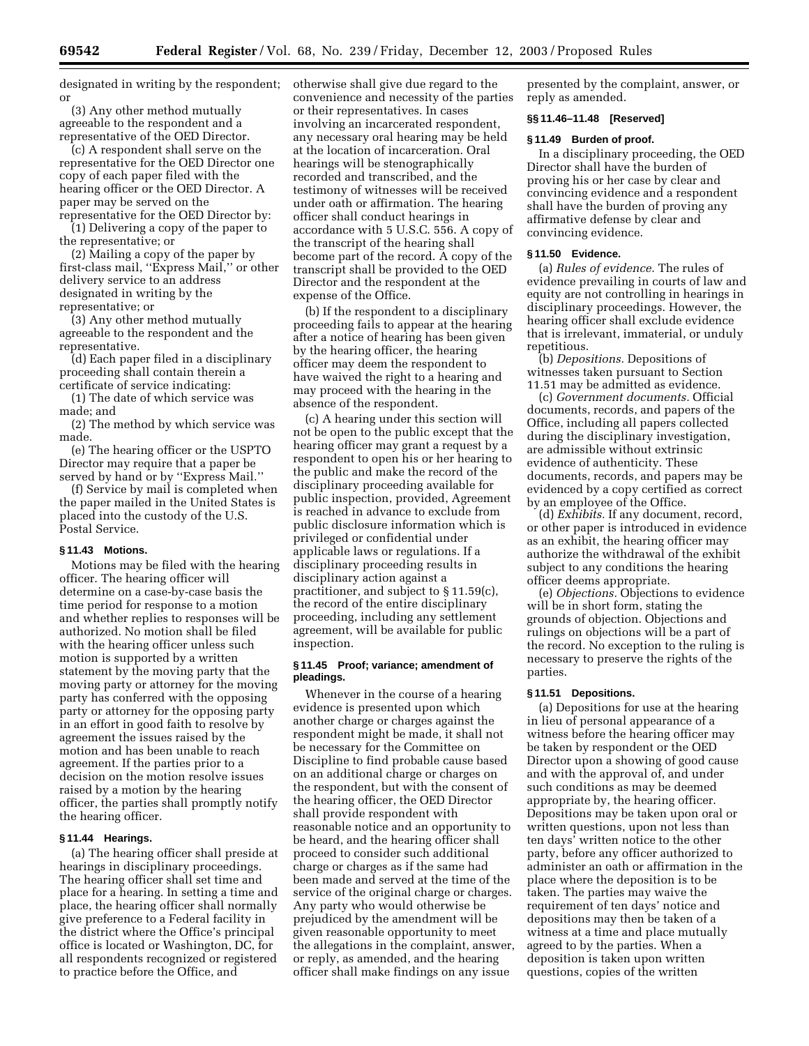designated in writing by the respondent; or

(3) Any other method mutually agreeable to the respondent and a representative of the OED Director.

(c) A respondent shall serve on the representative for the OED Director one copy of each paper filed with the hearing officer or the OED Director. A paper may be served on the representative for the OED Director by:

(1) Delivering a copy of the paper to the representative; or

(2) Mailing a copy of the paper by first-class mail, ''Express Mail,'' or other delivery service to an address designated in writing by the representative; or

(3) Any other method mutually agreeable to the respondent and the representative.

(d) Each paper filed in a disciplinary proceeding shall contain therein a certificate of service indicating:

(1) The date of which service was made; and

(2) The method by which service was made.

(e) The hearing officer or the USPTO Director may require that a paper be served by hand or by ''Express Mail.''

(f) Service by mail is completed when the paper mailed in the United States is placed into the custody of the U.S. Postal Service.

### § 11.43 Motions.

Motions may be filed with the hearing officer. The hearing officer will determine on a case-by-case basis the time period for response to a motion and whether replies to responses will be authorized. No motion shall be filed with the hearing officer unless such motion is supported by a written statement by the moving party that the moving party or attorney for the moving party has conferred with the opposing party or attorney for the opposing party in an effort in good faith to resolve by agreement the issues raised by the motion and has been unable to reach agreement. If the parties prior to a decision on the motion resolve issues raised by a motion by the hearing officer, the parties shall promptly notify the hearing officer.

### § 11.44 Hearings.

(a) The hearing officer shall preside at hearings in disciplinary proceedings. The hearing officer shall set time and place for a hearing. In setting a time and place, the hearing officer shall normally give preference to a Federal facility in the district where the Office's principal office is located or Washington, DC, for all respondents recognized or registered to practice before the Office, and otherwise shall give due regard to the convenience and necessity of the parties or their representatives. In cases involving an incarcerated respondent, any necessary oral hearing may be held at the location of incarceration. Oral hearings will be stenographically recorded and transcribed, and the testimony of witnesses will be received under oath or affirmation. The hearing officer shall conduct hearings in accordance with 5 U.S.C. 556. A copy of the transcript of the hearing shall become part of the record. A copy of the transcript shall be provided to the OED Director and the respondent at the expense of the Office.

(b) If the respondent to a disciplinary proceeding fails to appear at the hearing after a notice of hearing has been given by the hearing officer, the hearing officer may deem the respondent to have waived the right to a hearing and may proceed with the hearing in the absence of the respondent.

(c) A hearing under this section will not be open to the public except that the hearing officer may grant a request by a respondent to open his or her hearing to the public and make the record of the disciplinary proceeding available for public inspection, provided, Agreement is reached in advance to exclude from public disclosure information which is privileged or confidential under applicable laws or regulations. If a disciplinary proceeding results in disciplinary action against a practitioner, and subject to § 11.59(c), the record of the entire disciplinary proceeding, including any settlement agreement, will be available for public inspection.

### § 11.45 Proof; variance; amendment of pleadings.

Whenever in the course of a hearing evidence is presented upon which another charge or charges against the respondent might be made, it shall not be necessary for the Committee on Discipline to find probable cause based on an additional charge or charges on the respondent, but with the consent of the hearing officer, the OED Director shall provide respondent with reasonable notice and an opportunity to be heard, and the hearing officer shall proceed to consider such additional charge or charges as if the same had been made and served at the time of the service of the original charge or charges. Any party who would otherwise be prejudiced by the amendment will be given reasonable opportunity to meet the allegations in the complaint, answer, or reply, as amended, and the hearing officer shall make findings on any issue presented by the complaint, answer, or reply as amended.

### §§ 11.46–11.48 [Reserved]

### § 11.49 Burden of proof.

In a disciplinary proceeding, the OED Director shall have the burden of proving his or her case by clear and convincing evidence and a respondent shall have the burden of proving any affirmative defense by clear and convincing evidence.

### § 11.50 Evidence.

(a) *Rules of evidence.* The rules of evidence prevailing in courts of law and equity are not controlling in hearings in disciplinary proceedings. However, the hearing officer shall exclude evidence that is irrelevant, immaterial, or unduly repetitious.

(b) *Depositions.* Depositions of witnesses taken pursuant to Section 11.51 may be admitted as evidence.

(c) *Government documents.* Official documents, records, and papers of the Office, including all papers collected during the disciplinary investigation, are admissible without extrinsic evidence of authenticity. These documents, records, and papers may be evidenced by a copy certified as correct by an employee of the Office.

(d) *Exhibits.* If any document, record, or other paper is introduced in evidence as an exhibit, the hearing officer may authorize the withdrawal of the exhibit subject to any conditions the hearing officer deems appropriate.

(e) *Objections.* Objections to evidence will be in short form, stating the grounds of objection. Objections and rulings on objections will be a part of the record. No exception to the ruling is necessary to preserve the rights of the parties.

### § 11.51 Depositions.

(a) Depositions for use at the hearing in lieu of personal appearance of a witness before the hearing officer may be taken by respondent or the OED Director upon a showing of good cause and with the approval of, and under such conditions as may be deemed appropriate by, the hearing officer. Depositions may be taken upon oral or written questions, upon not less than ten days' written notice to the other party, before any officer authorized to administer an oath or affirmation in the place where the deposition is to be taken. The parties may waive the requirement of ten days' notice and depositions may then be taken of a witness at a time and place mutually agreed to by the parties. When a deposition is taken upon written questions, copies of the written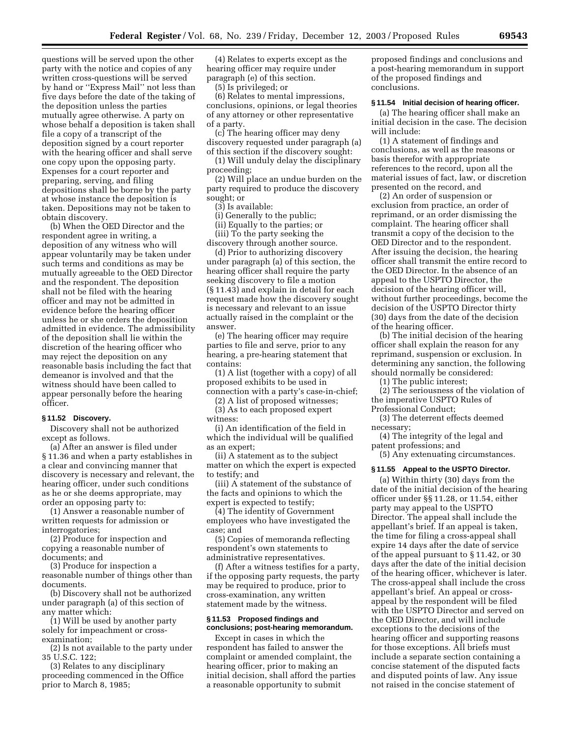questions will be served upon the other party with the notice and copies of any written cross-questions will be served by hand or "Express Mail" not less than five days before the date of the taking of the deposition unless the parties mutually agree otherwise. A party on whose behalf a deposition is taken shall file a copy of a transcript of the deposition signed by a court reporter with the hearing officer and shall serve one copy upon the opposing party. Expenses for a court reporter and preparing, serving, and filing depositions shall be borne by the party at whose instance the deposition is taken. Depositions may not be taken to obtain discovery.

(b) When the OED Director and the respondent agree in writing, a deposition of any witness who will appear voluntarily may be taken under such terms and conditions as may be mutually agreeable to the OED Director and the respondent. The deposition shall not be filed with the hearing officer and may not be admitted in evidence before the hearing officer unless he or she orders the deposition admitted in evidence. The admissibility of the deposition shall lie within the discretion of the hearing officer who may reject the deposition on any reasonable basis including the fact that demeanor is involved and that the witness should have been called to appear personally before the hearing officer.

### § 11.52 Discovery.

Discovery shall not be authorized except as follows.

(a) After an answer is filed under § 11.36 and when a party establishes in a clear and convincing manner that discovery is necessary and relevant, the hearing officer, under such conditions as he or she deems appropriate, may order an opposing party to:

(1) Answer a reasonable number of written requests for admission or interrogatories;

(2) Produce for inspection and copying a reasonable number of documents; and

(3) Produce for inspection a reasonable number of things other than documents.

(b) Discovery shall not be authorized under paragraph (a) of this section of any matter which:

(1) Will be used by another party solely for impeachment or cross-examination;

(2) Is not available to the party under 35 U.S.C. 122;

(3) Relates to any disciplinary proceeding commenced in the Office prior to March 8, 1985;

(4) Relates to experts except as the hearing officer may require under paragraph (e) of this section.

(5) Is privileged; or

(6) Relates to mental impressions, conclusions, opinions, or legal theories of any attorney or other representative of a party.

(c) The hearing officer may deny discovery requested under paragraph (a) of this section if the discovery sought:

(1) Will unduly delay the disciplinary proceeding;

(2) Will place an undue burden on the party required to produce the discovery sought; or

(3) Is available:

(i) Generally to the public;

(ii) Equally to the parties; or

(iii) To the party seeking the discovery through another source.

(d) Prior to authorizing discovery under paragraph (a) of this section, the hearing officer shall require the party seeking discovery to file a motion (§ 11.43) and explain in detail for each request made how the discovery sought is necessary and relevant to an issue actually raised in the complaint or the answer.

(e) The hearing officer may require parties to file and serve, prior to any hearing, a pre-hearing statement that contains:

(1) A list (together with a copy) of all proposed exhibits to be used in connection with a party's case-in-chief;

(2) A list of proposed witnesses;

(3) As to each proposed expert witness:

(i) An identification of the field in which the individual will be qualified as an expert;

(ii) A statement as to the subject matter on which the expert is expected to testify; and

(iii) A statement of the substance of the facts and opinions to which the expert is expected to testify;

(4) The identity of Government employees who have investigated the case; and

(5) Copies of memoranda reflecting respondent's own statements to administrative representatives.

(f) After a witness testifies for a party, if the opposing party requests, the party may be required to produce, prior to cross-examination, any written statement made by the witness.

### § 11.53 Proposed findings and conclusions; post-hearing memorandum.

Except in cases in which the respondent has failed to answer the complaint or amended complaint, the hearing officer, prior to making an initial decision, shall afford the parties a reasonable opportunity to submit proposed findings and conclusions and a post-hearing memorandum in support of the proposed findings and conclusions.

### § 11.54 Initial decision of hearing officer.

(a) The hearing officer shall make an initial decision in the case. The decision will include:

(1) A statement of findings and conclusions, as well as the reasons or basis therefor with appropriate references to the record, upon all the material issues of fact, law, or discretion presented on the record, and

(2) An order of suspension or exclusion from practice, an order of reprimand, or an order dismissing the complaint. The hearing officer shall transmit a copy of the decision to the OED Director and to the respondent. After issuing the decision, the hearing officer shall transmit the entire record to the OED Director. In the absence of an appeal to the USPTO Director, the decision of the hearing officer will, without further proceedings, become the decision of the USPTO Director thirty (30) days from the date of the decision of the hearing officer.

(b) The initial decision of the hearing officer shall explain the reason for any reprimand, suspension or exclusion. In determining any sanction, the following should normally be considered:

(1) The public interest;

(2) The seriousness of the violation of the imperative USPTO Rules of Professional Conduct;

(3) The deterrent effects deemed necessary;

(4) The integrity of the legal and patent professions; and

(5) Any extenuating circumstances.

### § 11.55 Appeal to the USPTO Director.

(a) Within thirty (30) days from the date of the initial decision of the hearing officer under §§ 11.28, or 11.54, either party may appeal to the USPTO Director. The appeal shall include the appellant's brief. If an appeal is taken, the time for filing a cross-appeal shall expire 14 days after the date of service of the appeal pursuant to § 11.42, or 30 days after the date of the initial decision of the hearing officer, whichever is later. The cross-appeal shall include the cross appellant's brief. An appeal or cross-appeal by the respondent will be filed with the USPTO Director and served on the OED Director, and will include exceptions to the decisions of the hearing officer and supporting reasons for those exceptions. All briefs must include a separate section containing a concise statement of the disputed facts and disputed points of law. Any issue not raised in the concise statement of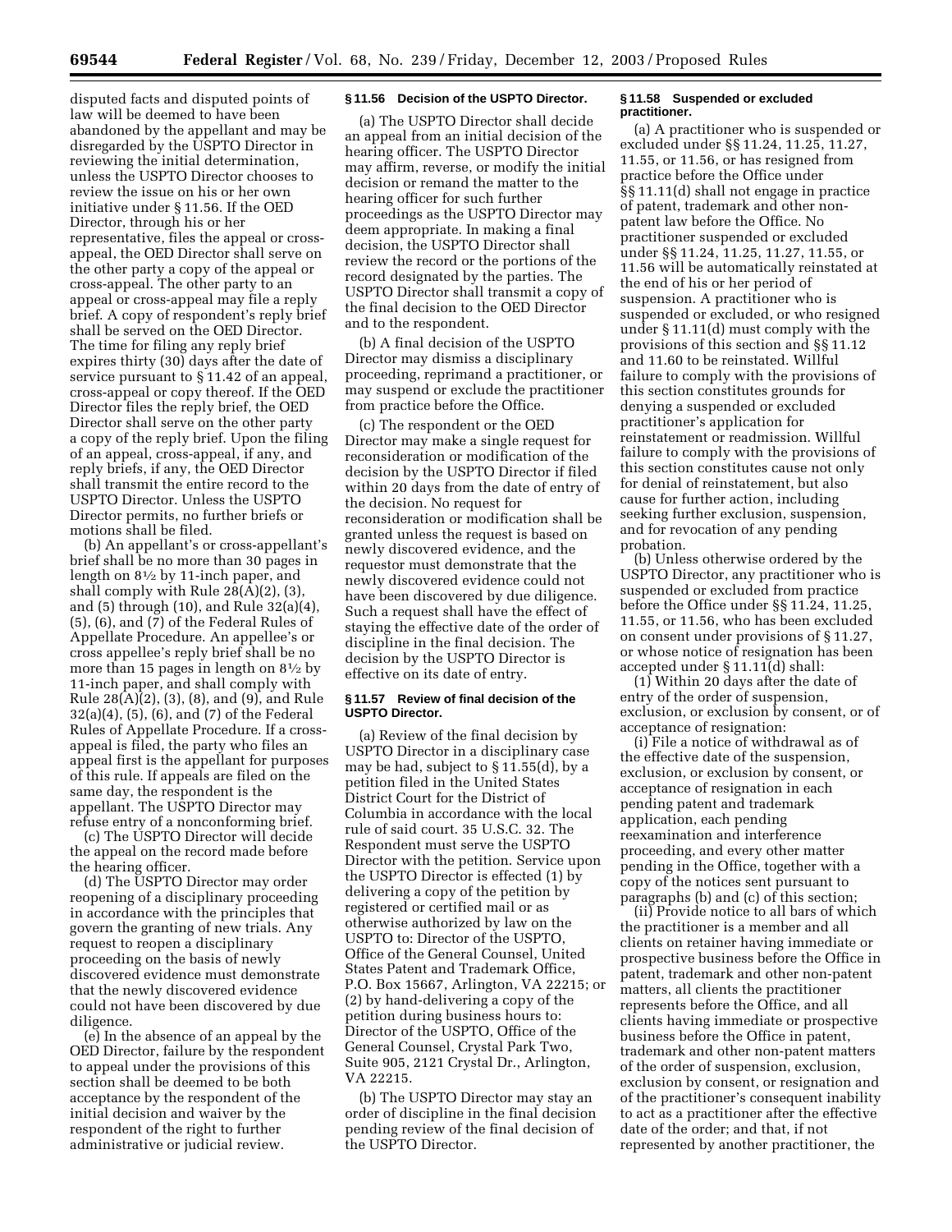disputed facts and disputed points of law will be deemed to have been abandoned by the appellant and may be disregarded by the USPTO Director in reviewing the initial determination, unless the USPTO Director chooses to review the issue on his or her own initiative under § 11.56. If the OED Director, through his or her representative, files the appeal or cross-appeal, the OED Director shall serve on the other party a copy of the appeal or cross-appeal. The other party to an appeal or cross-appeal may file a reply brief. A copy of respondent's reply brief shall be served on the OED Director. The time for filing any reply brief expires thirty (30) days after the date of service pursuant to § 11.42 of an appeal, cross-appeal or copy thereof. If the OED Director files the reply brief, the OED Director shall serve on the other party a copy of the reply brief. Upon the filing of an appeal, cross-appeal, if any, and reply briefs, if any, the OED Director shall transmit the entire record to the USPTO Director. Unless the USPTO Director permits, no further briefs or motions shall be filed.

(b) An appellant's or cross-appellant's brief shall be no more than 30 pages in length on 8½ by 11-inch paper, and shall comply with Rule 28(A)(2), (3), and (5) through (10), and Rule 32(a)(4), (5), (6), and (7) of the Federal Rules of Appellate Procedure. An appellee's or cross appellee's reply brief shall be no more than 15 pages in length on 8½ by 11-inch paper, and shall comply with Rule 28(A)(2), (3), (8), and (9), and Rule 32(a)(4), (5), (6), and (7) of the Federal Rules of Appellate Procedure. If a cross-appeal is filed, the party who files an appeal first is the appellant for purposes of this rule. If appeals are filed on the same day, the respondent is the appellant. The USPTO Director may refuse entry of a nonconforming brief.

(c) The USPTO Director will decide the appeal on the record made before the hearing officer.

(d) The USPTO Director may order reopening of a disciplinary proceeding in accordance with the principles that govern the granting of new trials. Any request to reopen a disciplinary proceeding on the basis of newly discovered evidence must demonstrate that the newly discovered evidence could not have been discovered by due diligence.

(e) In the absence of an appeal by the OED Director, failure by the respondent to appeal under the provisions of this section shall be deemed to be both acceptance by the respondent of the initial decision and waiver by the respondent of the right to further administrative or judicial review.

**§ 11.56 Decision of the USPTO Director.**

(a) The USPTO Director shall decide an appeal from an initial decision of the hearing officer. The USPTO Director may affirm, reverse, or modify the initial decision or remand the matter to the hearing officer for such further proceedings as the USPTO Director may deem appropriate. In making a final decision, the USPTO Director shall review the record or the portions of the record designated by the parties. The USPTO Director shall transmit a copy of the final decision to the OED Director and to the respondent.

(b) A final decision of the USPTO Director may dismiss a disciplinary proceeding, reprimand a practitioner, or may suspend or exclude the practitioner from practice before the Office.

(c) The respondent or the OED Director may make a single request for reconsideration or modification of the decision by the USPTO Director if filed within 20 days from the date of entry of the decision. No request for reconsideration or modification shall be granted unless the request is based on newly discovered evidence, and the requestor must demonstrate that the newly discovered evidence could not have been discovered by due diligence. Such a request shall have the effect of staying the effective date of the order of discipline in the final decision. The decision by the USPTO Director is effective on its date of entry.

**§ 11.57 Review of final decision of the USPTO Director.**

(a) Review of the final decision by USPTO Director in a disciplinary case may be had, subject to § 11.55(d), by a petition filed in the United States District Court for the District of Columbia in accordance with the local rule of said court. 35 U.S.C. 32. The Respondent must serve the USPTO Director with the petition. Service upon the USPTO Director is effected (1) by delivering a copy of the petition by registered or certified mail or as otherwise authorized by law on the USPTO to: Director of the USPTO, Office of the General Counsel, United States Patent and Trademark Office, P.O. Box 15667, Arlington, VA 22215; or (2) by hand-delivering a copy of the petition during business hours to: Director of the USPTO, Office of the General Counsel, Crystal Park Two, Suite 905, 2121 Crystal Dr., Arlington, VA 22215.

(b) The USPTO Director may stay an order of discipline in the final decision pending review of the final decision of the USPTO Director.

**§ 11.58 Suspended or excluded practitioner.**

(a) A practitioner who is suspended or excluded under §§ 11.24, 11.25, 11.27, 11.55, or 11.56, or has resigned from practice before the Office under §§ 11.11(d) shall not engage in practice of patent, trademark and other non-patent law before the Office. No practitioner suspended or excluded under §§ 11.24, 11.25, 11.27, 11.55, or 11.56 will be automatically reinstated at the end of his or her period of suspension. A practitioner who is suspended or excluded, or who resigned under § 11.11(d) must comply with the provisions of this section and §§ 11.12 and 11.60 to be reinstated. Willful failure to comply with the provisions of this section constitutes grounds for denying a suspended or excluded practitioner's application for reinstatement or readmission. Willful failure to comply with the provisions of this section constitutes cause not only for denial of reinstatement, but also cause for further action, including seeking further exclusion, suspension, and for revocation of any pending probation.

(b) Unless otherwise ordered by the USPTO Director, any practitioner who is suspended or excluded from practice before the Office under §§ 11.24, 11.25, 11.55, or 11.56, who has been excluded on consent under provisions of § 11.27, or whose notice of resignation has been accepted under § 11.11(d) shall:

(1) Within 20 days after the date of entry of the order of suspension, exclusion, or exclusion by consent, or of acceptance of resignation:

(i) File a notice of withdrawal as of the effective date of the suspension, exclusion, or exclusion by consent, or acceptance of resignation in each pending patent and trademark application, each pending reexamination and interference proceeding, and every other matter pending in the Office, together with a copy of the notices sent pursuant to paragraphs (b) and (c) of this section;

(ii) Provide notice to all bars of which the practitioner is a member and all clients on retainer having immediate or prospective business before the Office in patent, trademark and other non-patent matters, all clients the practitioner represents before the Office, and all clients having immediate or prospective business before the Office in patent, trademark and other non-patent matters of the order of suspension, exclusion, exclusion by consent, or resignation and of the practitioner's consequent inability to act as a practitioner after the effective date of the order; and that, if not represented by another practitioner, the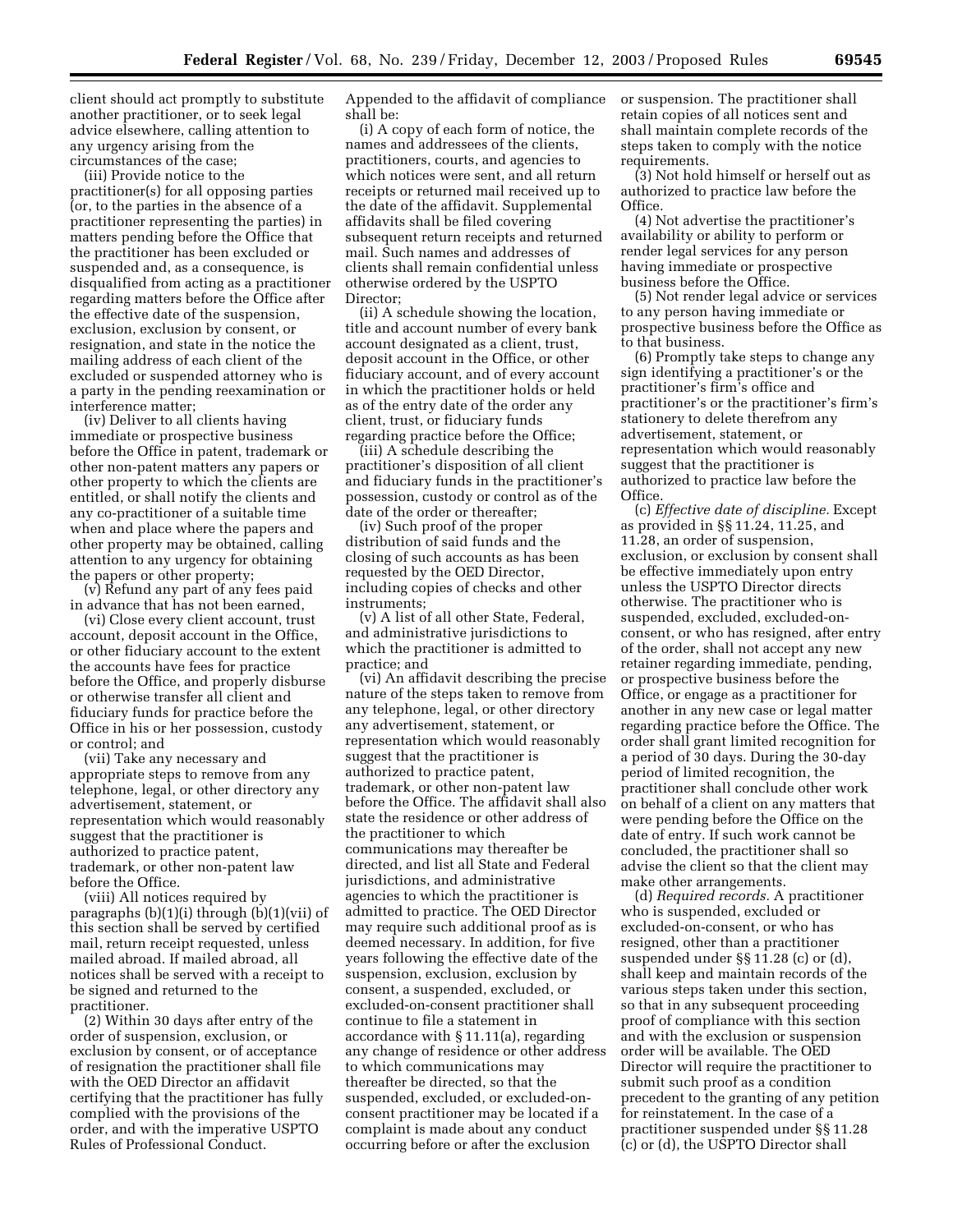client should act promptly to substitute another practitioner, or to seek legal advice elsewhere, calling attention to any urgency arising from the circumstances of the case;

(iii) Provide notice to the practitioner(s) for all opposing parties (or, to the parties in the absence of a practitioner representing the parties) in matters pending before the Office that the practitioner has been excluded or suspended and, as a consequence, is disqualified from acting as a practitioner regarding matters before the Office after the effective date of the suspension, exclusion, exclusion by consent, or resignation, and state in the notice the mailing address of each client of the excluded or suspended attorney who is a party in the pending reexamination or interference matter;

(iv) Deliver to all clients having immediate or prospective business before the Office in patent, trademark or other non-patent matters any papers or other property to which the clients are entitled, or shall notify the clients and any co-practitioner of a suitable time when and place where the papers and other property may be obtained, calling attention to any urgency for obtaining the papers or other property;

(v) Refund any part of any fees paid in advance that has not been earned,

(vi) Close every client account, trust account, deposit account in the Office, or other fiduciary account to the extent the accounts have fees for practice before the Office, and properly disburse or otherwise transfer all client and fiduciary funds for practice before the Office in his or her possession, custody or control; and

(vii) Take any necessary and appropriate steps to remove from any telephone, legal, or other directory any advertisement, statement, or representation which would reasonably suggest that the practitioner is authorized to practice patent, trademark, or other non-patent law before the Office.

(viii) All notices required by paragraphs (b)(1)(i) through (b)(1)(vii) of this section shall be served by certified mail, return receipt requested, unless mailed abroad. If mailed abroad, all notices shall be served with a receipt to be signed and returned to the practitioner.

(2) Within 30 days after entry of the order of suspension, exclusion, or exclusion by consent, or of acceptance of resignation the practitioner shall file with the OED Director an affidavit certifying that the practitioner has fully complied with the provisions of the order, and with the imperative USPTO Rules of Professional Conduct. Appended to the affidavit of compliance shall be:

(i) A copy of each form of notice, the names and addressees of the clients, practitioners, courts, and agencies to which notices were sent, and all return receipts or returned mail received up to the date of the affidavit. Supplemental affidavits shall be filed covering subsequent return receipts and returned mail. Such names and addresses of clients shall remain confidential unless otherwise ordered by the USPTO Director;

(ii) A schedule showing the location, title and account number of every bank account designated as a client, trust, deposit account in the Office, or other fiduciary account, and of every account in which the practitioner holds or held as of the entry date of the order any client, trust, or fiduciary funds regarding practice before the Office;

(iii) A schedule describing the practitioner's disposition of all client and fiduciary funds in the practitioner's possession, custody or control as of the date of the order or thereafter;

(iv) Such proof of the proper distribution of said funds and the closing of such accounts as has been requested by the OED Director, including copies of checks and other instruments;

(v) A list of all other State, Federal, and administrative jurisdictions to which the practitioner is admitted to practice; and

(vi) An affidavit describing the precise nature of the steps taken to remove from any telephone, legal, or other directory any advertisement, statement, or representation which would reasonably suggest that the practitioner is authorized to practice patent, trademark, or other non-patent law before the Office. The affidavit shall also state the residence or other address of the practitioner to which communications may thereafter be directed, and list all State and Federal jurisdictions, and administrative agencies to which the practitioner is admitted to practice. The OED Director may require such additional proof as is deemed necessary. In addition, for five years following the effective date of the suspension, exclusion, exclusion by consent, a suspended, excluded, or excluded-on-consent practitioner shall continue to file a statement in accordance with § 11.11(a), regarding any change of residence or other address to which communications may thereafter be directed, so that the suspended, excluded, or excluded-on-consent practitioner may be located if a complaint is made about any conduct occurring before or after the exclusion or suspension. The practitioner shall retain copies of all notices sent and shall maintain complete records of the steps taken to comply with the notice requirements.

(3) Not hold himself or herself out as authorized to practice law before the Office.

(4) Not advertise the practitioner's availability or ability to perform or render legal services for any person having immediate or prospective business before the Office.

(5) Not render legal advice or services to any person having immediate or prospective business before the Office as to that business.

(6) Promptly take steps to change any sign identifying a practitioner's or the practitioner's firm's office and practitioner's or the practitioner's firm's stationery to delete therefrom any advertisement, statement, or representation which would reasonably suggest that the practitioner is authorized to practice law before the Office.

(c) *Effective date of discipline.* Except as provided in §§ 11.24, 11.25, and 11.28, an order of suspension, exclusion, or exclusion by consent shall be effective immediately upon entry unless the USPTO Director directs otherwise. The practitioner who is suspended, excluded, excluded-on-consent, or who has resigned, after entry of the order, shall not accept any new retainer regarding immediate, pending, or prospective business before the Office, or engage as a practitioner for another in any new case or legal matter regarding practice before the Office. The order shall grant limited recognition for a period of 30 days. During the 30-day period of limited recognition, the practitioner shall conclude other work on behalf of a client on any matters that were pending before the Office on the date of entry. If such work cannot be concluded, the practitioner shall so advise the client so that the client may make other arrangements.

(d) *Required records.* A practitioner who is suspended, excluded or excluded-on-consent, or who has resigned, other than a practitioner suspended under §§ 11.28 (c) or (d), shall keep and maintain records of the various steps taken under this section, so that in any subsequent proceeding proof of compliance with this section and with the exclusion or suspension order will be available. The OED Director will require the practitioner to submit such proof as a condition precedent to the granting of any petition for reinstatement. In the case of a practitioner suspended under §§ 11.28 (c) or (d), the USPTO Director shall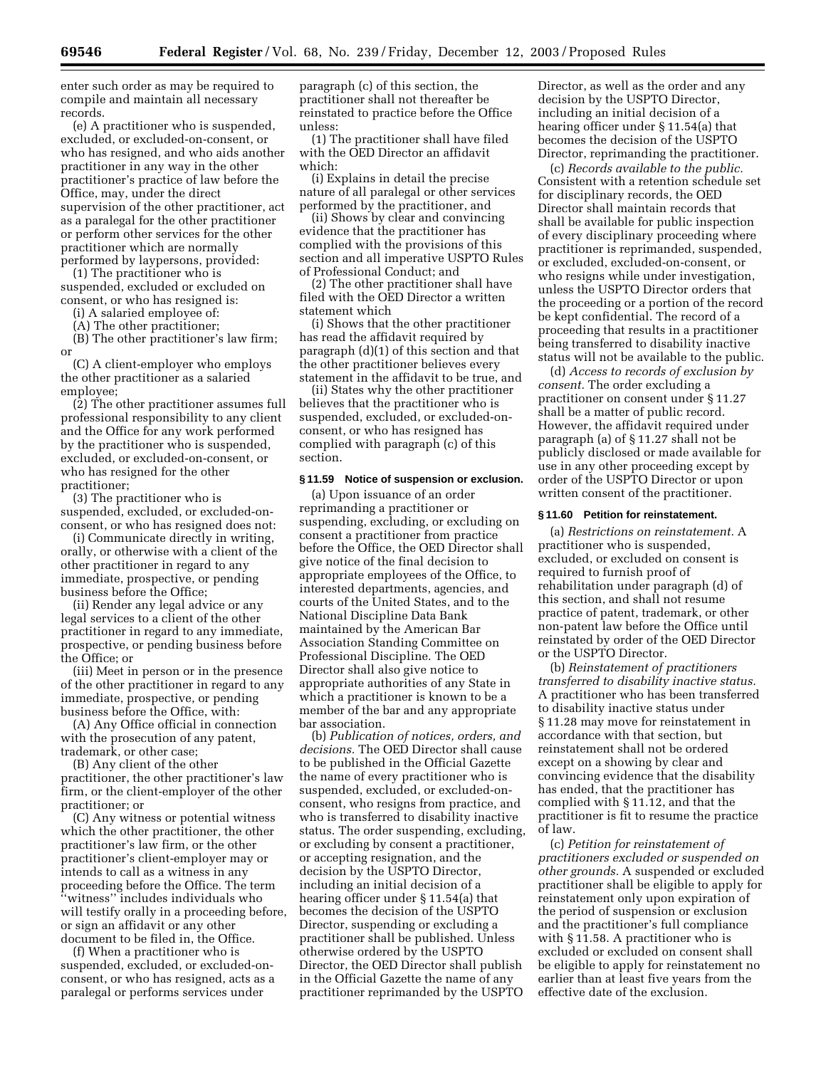enter such order as may be required to compile and maintain all necessary records.

(e) A practitioner who is suspended, excluded, or excluded-on-consent, or who has resigned, and who aids another practitioner in any way in the other practitioner's practice of law before the Office, may, under the direct supervision of the other practitioner, act as a paralegal for the other practitioner or perform other services for the other practitioner which are normally performed by laypersons, provided:

(1) The practitioner who is suspended, excluded or excluded on consent, or who has resigned is:

(i) A salaried employee of:

(A) The other practitioner;

(B) The other practitioner's law firm; or

(C) A client-employer who employs the other practitioner as a salaried employee;

(2) The other practitioner assumes full professional responsibility to any client and the Office for any work performed by the practitioner who is suspended, excluded, or excluded-on-consent, or who has resigned for the other practitioner;

(3) The practitioner who is suspended, excluded, or excluded-on-consent, or who has resigned does not:

(i) Communicate directly in writing, orally, or otherwise with a client of the other practitioner in regard to any immediate, prospective, or pending business before the Office;

(ii) Render any legal advice or any legal services to a client of the other practitioner in regard to any immediate, prospective, or pending business before the Office; or

(iii) Meet in person or in the presence of the other practitioner in regard to any immediate, prospective, or pending business before the Office, with:

(A) Any Office official in connection with the prosecution of any patent, trademark, or other case;

(B) Any client of the other practitioner, the other practitioner's law firm, or the client-employer of the other practitioner; or

(C) Any witness or potential witness which the other practitioner, the other practitioner's law firm, or the other practitioner's client-employer may or intends to call as a witness in any proceeding before the Office. The term "witness" includes individuals who will testify orally in a proceeding before, or sign an affidavit or any other document to be filed in, the Office.

(f) When a practitioner who is suspended, excluded, or excluded-on-consent, or who has resigned, acts as a paralegal or performs services under paragraph (c) of this section, the practitioner shall not thereafter be reinstated to practice before the Office unless:

(1) The practitioner shall have filed with the OED Director an affidavit which:

(i) Explains in detail the precise nature of all paralegal or other services performed by the practitioner, and

(ii) Shows by clear and convincing evidence that the practitioner has complied with the provisions of this section and all imperative USPTO Rules of Professional Conduct; and

(2) The other practitioner shall have filed with the OED Director a written statement which

(i) Shows that the other practitioner has read the affidavit required by paragraph (d)(1) of this section and that the other practitioner believes every statement in the affidavit to be true, and

(ii) States why the other practitioner believes that the practitioner who is suspended, excluded, or excluded-on-consent, or who has resigned has complied with paragraph (c) of this section.

#### § 11.59 Notice of suspension or exclusion.

(a) Upon issuance of an order reprimanding a practitioner or suspending, excluding, or excluding on consent a practitioner from practice before the Office, the OED Director shall give notice of the final decision to appropriate employees of the Office, to interested departments, agencies, and courts of the United States, and to the National Discipline Data Bank maintained by the American Bar Association Standing Committee on Professional Discipline. The OED Director shall also give notice to appropriate authorities of any State in which a practitioner is known to be a member of the bar and any appropriate bar association.

(b) *Publication of notices, orders, and decisions.* The OED Director shall cause to be published in the Official Gazette the name of every practitioner who is suspended, excluded, or excluded-on-consent, who resigns from practice, and who is transferred to disability inactive status. The order suspending, excluding, or excluding by consent a practitioner, or accepting resignation, and the decision by the USPTO Director, including an initial decision of a hearing officer under § 11.54(a) that becomes the decision of the USPTO Director, suspending or excluding a practitioner shall be published. Unless otherwise ordered by the USPTO Director, the OED Director shall publish in the Official Gazette the name of any practitioner reprimanded by the USPTO Director, as well as the order and any decision by the USPTO Director, including an initial decision of a hearing officer under § 11.54(a) that becomes the decision of the USPTO Director, reprimanding the practitioner.

(c) *Records available to the public.* Consistent with a retention schedule set for disciplinary records, the OED Director shall maintain records that shall be available for public inspection of every disciplinary proceeding where practitioner is reprimanded, suspended, or excluded, excluded-on-consent, or who resigns while under investigation, unless the USPTO Director orders that the proceeding or a portion of the record be kept confidential. The record of a proceeding that results in a practitioner being transferred to disability inactive status will not be available to the public.

(d) *Access to records of exclusion by consent.* The order excluding a practitioner on consent under § 11.27 shall be a matter of public record. However, the affidavit required under paragraph (a) of § 11.27 shall not be publicly disclosed or made available for use in any other proceeding except by order of the USPTO Director or upon written consent of the practitioner.

#### § 11.60 Petition for reinstatement.

(a) *Restrictions on reinstatement.* A practitioner who is suspended, excluded, or excluded on consent is required to furnish proof of rehabilitation under paragraph (d) of this section, and shall not resume practice of patent, trademark, or other non-patent law before the Office until reinstated by order of the OED Director or the USPTO Director.

(b) *Reinstatement of practitioners transferred to disability inactive status.* A practitioner who has been transferred to disability inactive status under § 11.28 may move for reinstatement in accordance with that section, but reinstatement shall not be ordered except on a showing by clear and convincing evidence that the disability has ended, that the practitioner has complied with § 11.12, and that the practitioner is fit to resume the practice of law.

(c) *Petition for reinstatement of practitioners excluded or suspended on other grounds.* A suspended or excluded practitioner shall be eligible to apply for reinstatement only upon expiration of the period of suspension or exclusion and the practitioner's full compliance with § 11.58. A practitioner who is excluded or excluded on consent shall be eligible to apply for reinstatement no earlier than at least five years from the effective date of the exclusion.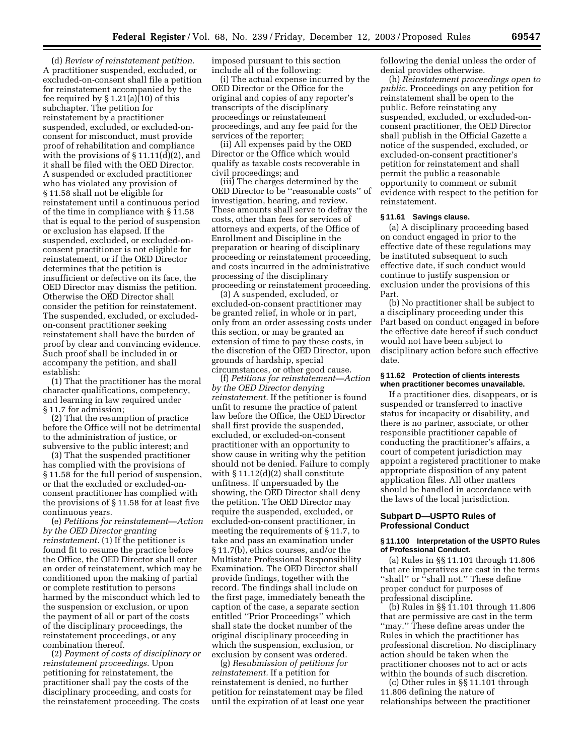(d) *Review of reinstatement petition.* A practitioner suspended, excluded, or excluded-on-consent shall file a petition for reinstatement accompanied by the fee required by § 1.21(a)(10) of this subchapter. The petition for reinstatement by a practitioner suspended, excluded, or excluded-on-consent for misconduct, must provide proof of rehabilitation and compliance with the provisions of § 11.11(d)(2), and it shall be filed with the OED Director. A suspended or excluded practitioner who has violated any provision of § 11.58 shall not be eligible for reinstatement until a continuous period of the time in compliance with § 11.58 that is equal to the period of suspension or exclusion has elapsed. If the suspended, excluded, or excluded-on-consent practitioner is not eligible for reinstatement, or if the OED Director determines that the petition is insufficient or defective on its face, the OED Director may dismiss the petition. Otherwise the OED Director shall consider the petition for reinstatement. The suspended, excluded, or excluded-on-consent practitioner seeking reinstatement shall have the burden of proof by clear and convincing evidence. Such proof shall be included in or accompany the petition, and shall establish:

(1) That the practitioner has the moral character qualifications, competency, and learning in law required under § 11.7 for admission;

(2) That the resumption of practice before the Office will not be detrimental to the administration of justice, or subversive to the public interest; and

(3) That the suspended practitioner has complied with the provisions of § 11.58 for the full period of suspension, or that the excluded or excluded-on-consent practitioner has complied with the provisions of § 11.58 for at least five continuous years.

(e) *Petitions for reinstatement—Action by the OED Director granting reinstatement.* (1) If the petitioner is found fit to resume the practice before the Office, the OED Director shall enter an order of reinstatement, which may be conditioned upon the making of partial or complete restitution to persons harmed by the misconduct which led to the suspension or exclusion, or upon the payment of all or part of the costs of the disciplinary proceedings, the reinstatement proceedings, or any combination thereof.

(2) *Payment of costs of disciplinary or reinstatement proceedings.* Upon petitioning for reinstatement, the practitioner shall pay the costs of the disciplinary proceeding, and costs for the reinstatement proceeding. The costs imposed pursuant to this section include all of the following:

(i) The actual expense incurred by the OED Director or the Office for the original and copies of any reporter's transcripts of the disciplinary proceedings or reinstatement proceedings, and any fee paid for the services of the reporter;

(ii) All expenses paid by the OED Director or the Office which would qualify as taxable costs recoverable in civil proceedings; and

(iii) The charges determined by the OED Director to be "reasonable costs" of investigation, hearing, and review. These amounts shall serve to defray the costs, other than fees for services of attorneys and experts, of the Office of Enrollment and Discipline in the preparation or hearing of disciplinary proceeding or reinstatement proceeding, and costs incurred in the administrative processing of the disciplinary proceeding or reinstatement proceeding.

(3) A suspended, excluded, or excluded-on-consent practitioner may be granted relief, in whole or in part, only from an order assessing costs under this section, or may be granted an extension of time to pay these costs, in the discretion of the OED Director, upon grounds of hardship, special circumstances, or other good cause.

(f) *Petitions for reinstatement—Action by the OED Director denying reinstatement.* If the petitioner is found unfit to resume the practice of patent law before the Office, the OED Director shall first provide the suspended, excluded, or excluded-on-consent practitioner with an opportunity to show cause in writing why the petition should not be denied. Failure to comply with § 11.12(d)(2) shall constitute unfitness. If unpersuaded by the showing, the OED Director shall deny the petition. The OED Director may require the suspended, excluded, or excluded-on-consent practitioner, in meeting the requirements of § 11.7, to take and pass an examination under § 11.7(b), ethics courses, and/or the Multistate Professional Responsibility Examination. The OED Director shall provide findings, together with the record. The findings shall include on the first page, immediately beneath the caption of the case, a separate section entitled "Prior Proceedings" which shall state the docket number of the original disciplinary proceeding in which the suspension, exclusion, or exclusion by consent was ordered.

(g) *Resubmission of petitions for reinstatement.* If a petition for reinstatement is denied, no further petition for reinstatement may be filed until the expiration of at least one year following the denial unless the order of denial provides otherwise.

(h) *Reinstatement proceedings open to public.* Proceedings on any petition for reinstatement shall be open to the public. Before reinstating any suspended, excluded, or excluded-on-consent practitioner, the OED Director shall publish in the Official Gazette a notice of the suspended, excluded, or excluded-on-consent practitioner's petition for reinstatement and shall permit the public a reasonable opportunity to comment or submit evidence with respect to the petition for reinstatement.

#### § 11.61 Savings clause.

(a) A disciplinary proceeding based on conduct engaged in prior to the effective date of these regulations may be instituted subsequent to such effective date, if such conduct would continue to justify suspension or exclusion under the provisions of this Part.

(b) No practitioner shall be subject to a disciplinary proceeding under this Part based on conduct engaged in before the effective date hereof if such conduct would not have been subject to disciplinary action before such effective date.

#### § 11.62 Protection of clients interests when practitioner becomes unavailable.

If a practitioner dies, disappears, or is suspended or transferred to inactive status for incapacity or disability, and there is no partner, associate, or other responsible practitioner capable of conducting the practitioner's affairs, a court of competent jurisdiction may appoint a registered practitioner to make appropriate disposition of any patent application files. All other matters should be handled in accordance with the laws of the local jurisdiction.

### Subpart D—USPTO Rules of Professional Conduct

#### § 11.100 Interpretation of the USPTO Rules of Professional Conduct.

(a) Rules in §§ 11.101 through 11.806 that are imperatives are cast in the terms "shall" or "shall not." These define proper conduct for purposes of professional discipline.

(b) Rules in §§ 11.101 through 11.806 that are permissive are cast in the term "may." These define areas under the Rules in which the practitioner has professional discretion. No disciplinary action should be taken when the practitioner chooses not to act or acts within the bounds of such discretion.

(c) Other rules in §§ 11.101 through 11.806 defining the nature of relationships between the practitioner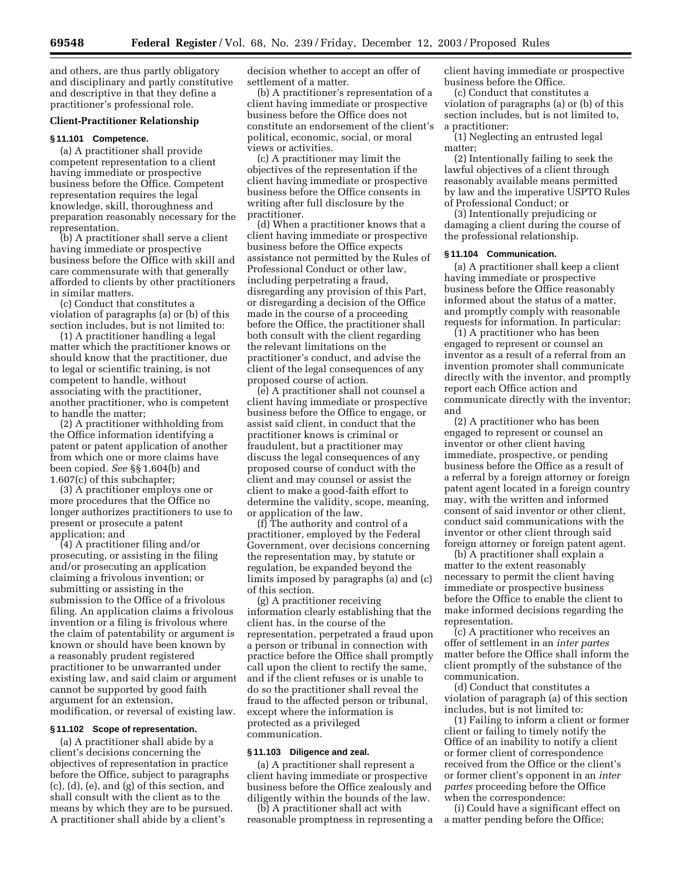and others, are thus partly obligatory and disciplinary and partly constitutive and descriptive in that they define a practitioner's professional role.

**Client-Practitioner Relationship**

**§ 11.101 Competence.**

(a) A practitioner shall provide competent representation to a client having immediate or prospective business before the Office. Competent representation requires the legal knowledge, skill, thoroughness and preparation reasonably necessary for the representation.

(b) A practitioner shall serve a client having immediate or prospective business before the Office with skill and care commensurate with that generally afforded to clients by other practitioners in similar matters.

(c) Conduct that constitutes a violation of paragraphs (a) or (b) of this section includes, but is not limited to:

(1) A practitioner handling a legal matter which the practitioner knows or should know that the practitioner, due to legal or scientific training, is not competent to handle, without associating with the practitioner, another practitioner, who is competent to handle the matter;

(2) A practitioner withholding from the Office information identifying a patent or patent application of another from which one or more claims have been copied. *See* §§ 1.604(b) and 1.607(c) of this subchapter;

(3) A practitioner employs one or more procedures that the Office no longer authorizes practitioners to use to present or prosecute a patent application; and

(4) A practitioner filing and/or prosecuting, or assisting in the filing and/or prosecuting an application claiming a frivolous invention; or submitting or assisting in the submission to the Office of a frivolous filing. An application claims a frivolous invention or a filing is frivolous where the claim of patentability or argument is known or should have been known by a reasonably prudent registered practitioner to be unwarranted under existing law, and said claim or argument cannot be supported by good faith argument for an extension, modification, or reversal of existing law.

**§ 11.102 Scope of representation.**

(a) A practitioner shall abide by a client's decisions concerning the objectives of representation in practice before the Office, subject to paragraphs (c), (d), (e), and (g) of this section, and shall consult with the client as to the means by which they are to be pursued. A practitioner shall abide by a client's decision whether to accept an offer of settlement of a matter.

(b) A practitioner's representation of a client having immediate or prospective business before the Office does not constitute an endorsement of the client's political, economic, social, or moral views or activities.

(c) A practitioner may limit the objectives of the representation if the client having immediate or prospective business before the Office consents in writing after full disclosure by the practitioner.

(d) When a practitioner knows that a client having immediate or prospective business before the Office expects assistance not permitted by the Rules of Professional Conduct or other law, including perpetrating a fraud, disregarding any provision of this Part, or disregarding a decision of the Office made in the course of a proceeding before the Office, the practitioner shall both consult with the client regarding the relevant limitations on the practitioner's conduct, and advise the client of the legal consequences of any proposed course of action.

(e) A practitioner shall not counsel a client having immediate or prospective business before the Office to engage, or assist said client, in conduct that the practitioner knows is criminal or fraudulent, but a practitioner may discuss the legal consequences of any proposed course of conduct with the client and may counsel or assist the client to make a good-faith effort to determine the validity, scope, meaning, or application of the law.

(f) The authority and control of a practitioner, employed by the Federal Government, over decisions concerning the representation may, by statute or regulation, be expanded beyond the limits imposed by paragraphs (a) and (c) of this section.

(g) A practitioner receiving information clearly establishing that the client has, in the course of the representation, perpetrated a fraud upon a person or tribunal in connection with practice before the Office shall promptly call upon the client to rectify the same, and if the client refuses or is unable to do so the practitioner shall reveal the fraud to the affected person or tribunal, except where the information is protected as a privileged communication.

**§ 11.103 Diligence and zeal.**

(a) A practitioner shall represent a client having immediate or prospective business before the Office zealously and diligently within the bounds of the law.

(b) A practitioner shall act with reasonable promptness in representing a client having immediate or prospective business before the Office.

(c) Conduct that constitutes a violation of paragraphs (a) or (b) of this section includes, but is not limited to, a practitioner:

(1) Neglecting an entrusted legal matter;

(2) Intentionally failing to seek the lawful objectives of a client through reasonably available means permitted by law and the imperative USPTO Rules of Professional Conduct; or

(3) Intentionally prejudicing or damaging a client during the course of the professional relationship.

**§ 11.104 Communication.**

(a) A practitioner shall keep a client having immediate or prospective business before the Office reasonably informed about the status of a matter, and promptly comply with reasonable requests for information. In particular:

(1) A practitioner who has been engaged to represent or counsel an inventor as a result of a referral from an invention promoter shall communicate directly with the inventor, and promptly report each Office action and communicate directly with the inventor; and

(2) A practitioner who has been engaged to represent or counsel an inventor or other client having immediate, prospective, or pending business before the Office as a result of a referral by a foreign attorney or foreign patent agent located in a foreign country may, with the written and informed consent of said inventor or other client, conduct said communications with the inventor or other client through said foreign attorney or foreign patent agent.

(b) A practitioner shall explain a matter to the extent reasonably necessary to permit the client having immediate or prospective business before the Office to enable the client to make informed decisions regarding the representation.

(c) A practitioner who receives an offer of settlement in an *inter partes* matter before the Office shall inform the client promptly of the substance of the communication.

(d) Conduct that constitutes a violation of paragraph (a) of this section includes, but is not limited to:

(1) Failing to inform a client or former client or failing to timely notify the Office of an inability to notify a client or former client of correspondence received from the Office or the client's or former client's opponent in an *inter partes* proceeding before the Office when the correspondence:

(i) Could have a significant effect on a matter pending before the Office;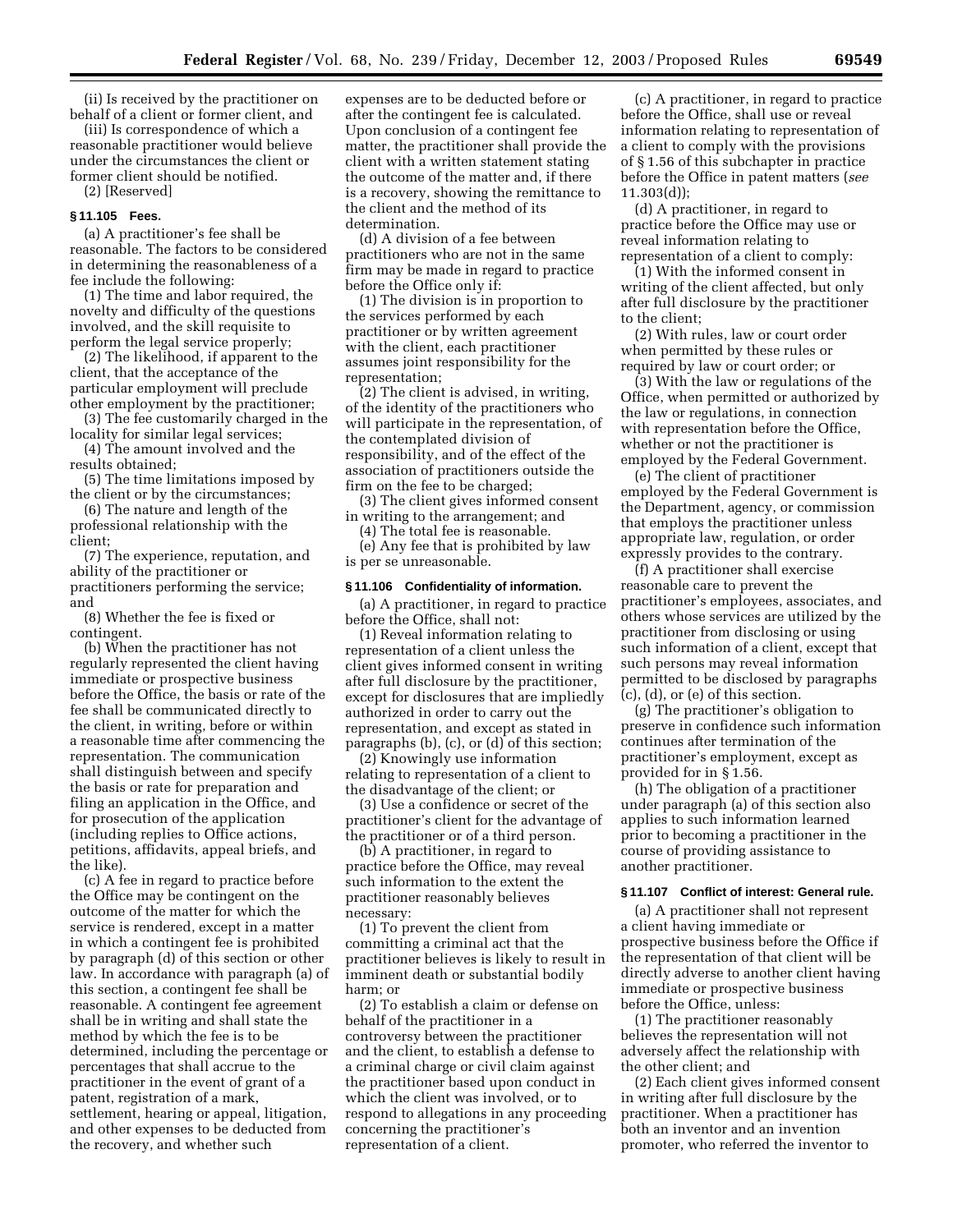(ii) Is received by the practitioner on behalf of a client or former client, and

(iii) Is correspondence of which a reasonable practitioner would believe under the circumstances the client or former client should be notified.

(2) [Reserved]

### § 11.105 Fees.

(a) A practitioner's fee shall be reasonable. The factors to be considered in determining the reasonableness of a fee include the following:

(1) The time and labor required, the novelty and difficulty of the questions involved, and the skill requisite to perform the legal service properly;

(2) The likelihood, if apparent to the client, that the acceptance of the particular employment will preclude other employment by the practitioner;

(3) The fee customarily charged in the locality for similar legal services;

(4) The amount involved and the results obtained;

(5) The time limitations imposed by the client or by the circumstances;

(6) The nature and length of the professional relationship with the client;

(7) The experience, reputation, and ability of the practitioner or practitioners performing the service; and

(8) Whether the fee is fixed or contingent.

(b) When the practitioner has not regularly represented the client having immediate or prospective business before the Office, the basis or rate of the fee shall be communicated directly to the client, in writing, before or within a reasonable time after commencing the representation. The communication shall distinguish between and specify the basis or rate for preparation and filing an application in the Office, and for prosecution of the application (including replies to Office actions, petitions, affidavits, appeal briefs, and the like).

(c) A fee in regard to practice before the Office may be contingent on the outcome of the matter for which the service is rendered, except in a matter in which a contingent fee is prohibited by paragraph (d) of this section or other law. In accordance with paragraph (a) of this section, a contingent fee shall be reasonable. A contingent fee agreement shall be in writing and shall state the method by which the fee is to be determined, including the percentage or percentages that shall accrue to the practitioner in the event of grant of a patent, registration of a mark, settlement, hearing or appeal, litigation, and other expenses to be deducted from the recovery, and whether such expenses are to be deducted before or after the contingent fee is calculated. Upon conclusion of a contingent fee matter, the practitioner shall provide the client with a written statement stating the outcome of the matter and, if there is a recovery, showing the remittance to the client and the method of its determination.

(d) A division of a fee between practitioners who are not in the same firm may be made in regard to practice before the Office only if:

(1) The division is in proportion to the services performed by each practitioner or by written agreement with the client, each practitioner assumes joint responsibility for the representation;

(2) The client is advised, in writing, of the identity of the practitioners who will participate in the representation, of the contemplated division of responsibility, and of the effect of the association of practitioners outside the firm on the fee to be charged;

(3) The client gives informed consent in writing to the arrangement; and

(4) The total fee is reasonable.

(e) Any fee that is prohibited by law is per se unreasonable.

### § 11.106 Confidentiality of information.

(a) A practitioner, in regard to practice before the Office, shall not:

(1) Reveal information relating to representation of a client unless the client gives informed consent in writing after full disclosure by the practitioner, except for disclosures that are impliedly authorized in order to carry out the representation, and except as stated in paragraphs (b), (c), or (d) of this section;

(2) Knowingly use information relating to representation of a client to the disadvantage of the client; or

(3) Use a confidence or secret of the practitioner's client for the advantage of the practitioner or of a third person.

(b) A practitioner, in regard to practice before the Office, may reveal such information to the extent the practitioner reasonably believes necessary:

(1) To prevent the client from committing a criminal act that the practitioner believes is likely to result in imminent death or substantial bodily harm; or

(2) To establish a claim or defense on behalf of the practitioner in a controversy between the practitioner and the client, to establish a defense to a criminal charge or civil claim against the practitioner based upon conduct in which the client was involved, or to respond to allegations in any proceeding concerning the practitioner's representation of a client.

(c) A practitioner, in regard to practice before the Office, shall use or reveal information relating to representation of a client to comply with the provisions of § 1.56 of this subchapter in practice before the Office in patent matters (*see* 11.303(d));

(d) A practitioner, in regard to practice before the Office may use or reveal information relating to representation of a client to comply:

(1) With the informed consent in writing of the client affected, but only after full disclosure by the practitioner to the client;

(2) With rules, law or court order when permitted by these rules or required by law or court order; or

(3) With the law or regulations of the Office, when permitted or authorized by the law or regulations, in connection with representation before the Office, whether or not the practitioner is employed by the Federal Government.

(e) The client of practitioner employed by the Federal Government is the Department, agency, or commission that employs the practitioner unless appropriate law, regulation, or order expressly provides to the contrary.

(f) A practitioner shall exercise reasonable care to prevent the practitioner's employees, associates, and others whose services are utilized by the practitioner from disclosing or using such information of a client, except that such persons may reveal information permitted to be disclosed by paragraphs (c), (d), or (e) of this section.

(g) The practitioner's obligation to preserve in confidence such information continues after termination of the practitioner's employment, except as provided for in § 1.56.

(h) The obligation of a practitioner under paragraph (a) of this section also applies to such information learned prior to becoming a practitioner in the course of providing assistance to another practitioner.

### § 11.107 Conflict of interest: General rule.

(a) A practitioner shall not represent a client having immediate or prospective business before the Office if the representation of that client will be directly adverse to another client having immediate or prospective business before the Office, unless:

(1) The practitioner reasonably believes the representation will not adversely affect the relationship with the other client; and

(2) Each client gives informed consent in writing after full disclosure by the practitioner. When a practitioner has both an inventor and an invention promoter, who referred the inventor to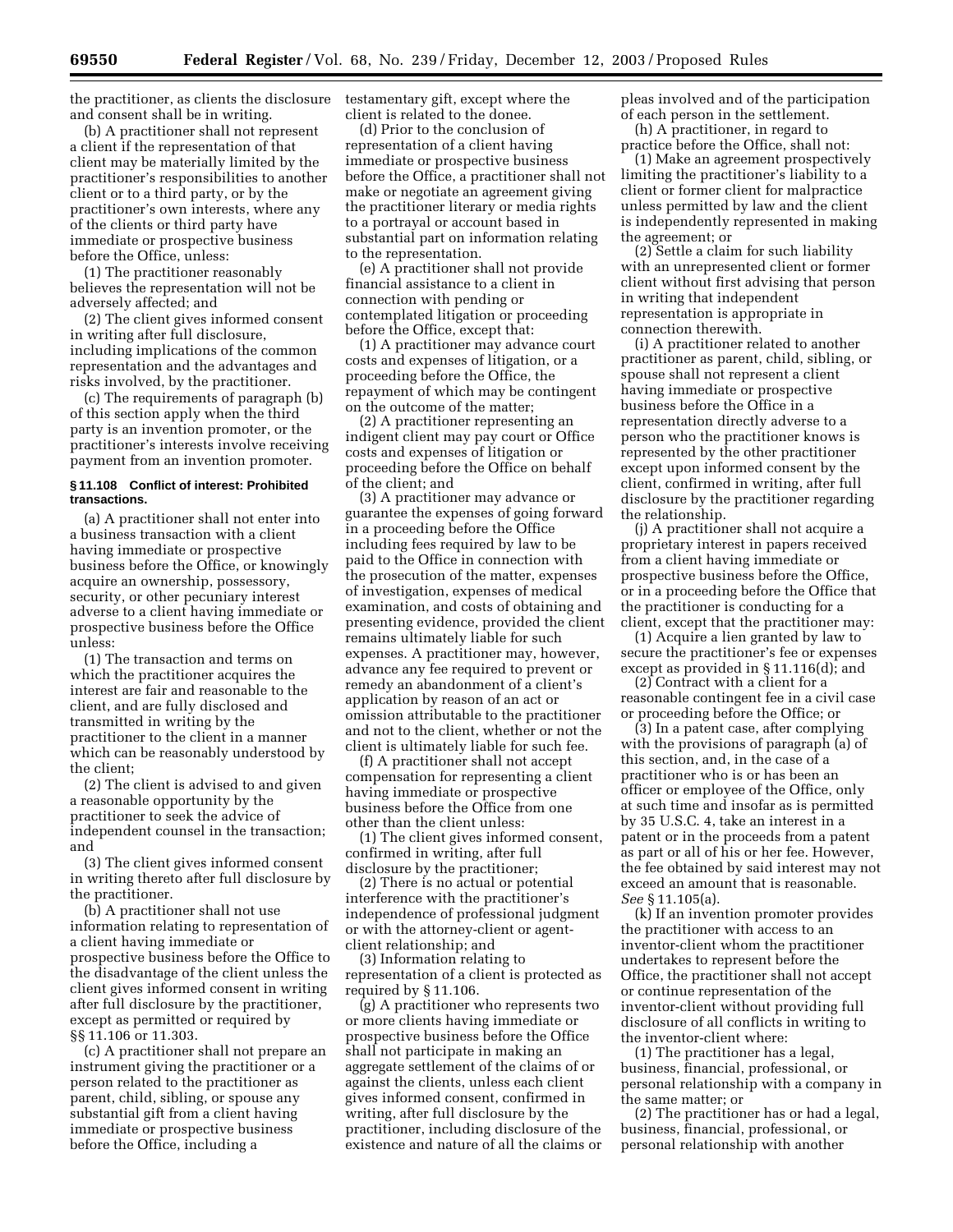the practitioner, as clients the disclosure and consent shall be in writing.

(b) A practitioner shall not represent a client if the representation of that client may be materially limited by the practitioner's responsibilities to another client or to a third party, or by the practitioner's own interests, where any of the clients or third party have immediate or prospective business before the Office, unless:

(1) The practitioner reasonably believes the representation will not be adversely affected; and

(2) The client gives informed consent in writing after full disclosure, including implications of the common representation and the advantages and risks involved, by the practitioner.

(c) The requirements of paragraph (b) of this section apply when the third party is an invention promoter, or the practitioner's interests involve receiving payment from an invention promoter.

### § 11.108 Conflict of interest: Prohibited transactions.

(a) A practitioner shall not enter into a business transaction with a client having immediate or prospective business before the Office, or knowingly acquire an ownership, possessory, security, or other pecuniary interest adverse to a client having immediate or prospective business before the Office unless:

(1) The transaction and terms on which the practitioner acquires the interest are fair and reasonable to the client, and are fully disclosed and transmitted in writing by the practitioner to the client in a manner which can be reasonably understood by the client;

(2) The client is advised to and given a reasonable opportunity by the practitioner to seek the advice of independent counsel in the transaction; and

(3) The client gives informed consent in writing thereto after full disclosure by the practitioner.

(b) A practitioner shall not use information relating to representation of a client having immediate or prospective business before the Office to the disadvantage of the client unless the client gives informed consent in writing after full disclosure by the practitioner, except as permitted or required by §§ 11.106 or 11.303.

(c) A practitioner shall not prepare an instrument giving the practitioner or a person related to the practitioner as parent, child, sibling, or spouse any substantial gift from a client having immediate or prospective business before the Office, including a testamentary gift, except where the client is related to the donee.

(d) Prior to the conclusion of representation of a client having immediate or prospective business before the Office, a practitioner shall not make or negotiate an agreement giving the practitioner literary or media rights to a portrayal or account based in substantial part on information relating to the representation.

(e) A practitioner shall not provide financial assistance to a client in connection with pending or contemplated litigation or proceeding before the Office, except that:

(1) A practitioner may advance court costs and expenses of litigation, or a proceeding before the Office, the repayment of which may be contingent on the outcome of the matter;

(2) A practitioner representing an indigent client may pay court or Office costs and expenses of litigation or proceeding before the Office on behalf of the client; and

(3) A practitioner may advance or guarantee the expenses of going forward in a proceeding before the Office including fees required by law to be paid to the Office in connection with the prosecution of the matter, expenses of investigation, expenses of medical examination, and costs of obtaining and presenting evidence, provided the client remains ultimately liable for such expenses. A practitioner may, however, advance any fee required to prevent or remedy an abandonment of a client's application by reason of an act or omission attributable to the practitioner and not to the client, whether or not the client is ultimately liable for such fee.

(f) A practitioner shall not accept compensation for representing a client having immediate or prospective business before the Office from one other than the client unless:

(1) The client gives informed consent, confirmed in writing, after full disclosure by the practitioner;

(2) There is no actual or potential interference with the practitioner's independence of professional judgment or with the attorney-client or agent-client relationship; and

(3) Information relating to representation of a client is protected as required by § 11.106.

(g) A practitioner who represents two or more clients having immediate or prospective business before the Office shall not participate in making an aggregate settlement of the claims of or against the clients, unless each client gives informed consent, confirmed in writing, after full disclosure by the practitioner, including disclosure of the existence and nature of all the claims or pleas involved and of the participation of each person in the settlement.

(h) A practitioner, in regard to practice before the Office, shall not:

(1) Make an agreement prospectively limiting the practitioner's liability to a client or former client for malpractice unless permitted by law and the client is independently represented in making the agreement; or

(2) Settle a claim for such liability with an unrepresented client or former client without first advising that person in writing that independent representation is appropriate in connection therewith.

(i) A practitioner related to another practitioner as parent, child, sibling, or spouse shall not represent a client having immediate or prospective business before the Office in a representation directly adverse to a person who the practitioner knows is represented by the other practitioner except upon informed consent by the client, confirmed in writing, after full disclosure by the practitioner regarding the relationship.

(j) A practitioner shall not acquire a proprietary interest in papers received from a client having immediate or prospective business before the Office, or in a proceeding before the Office that the practitioner is conducting for a client, except that the practitioner may:

(1) Acquire a lien granted by law to secure the practitioner's fee or expenses except as provided in § 11.116(d); and

(2) Contract with a client for a reasonable contingent fee in a civil case or proceeding before the Office; or

(3) In a patent case, after complying with the provisions of paragraph (a) of this section, and, in the case of a practitioner who is or has been an officer or employee of the Office, only at such time and insofar as is permitted by 35 U.S.C. 4, take an interest in a patent or in the proceeds from a patent as part or all of his or her fee. However, the fee obtained by said interest may not exceed an amount that is reasonable. *See* § 11.105(a).

(k) If an invention promoter provides the practitioner with access to an inventor-client whom the practitioner undertakes to represent before the Office, the practitioner shall not accept or continue representation of the inventor-client without providing full disclosure of all conflicts in writing to the inventor-client where:

(1) The practitioner has a legal, business, financial, professional, or personal relationship with a company in the same matter; or

(2) The practitioner has or had a legal, business, financial, professional, or personal relationship with another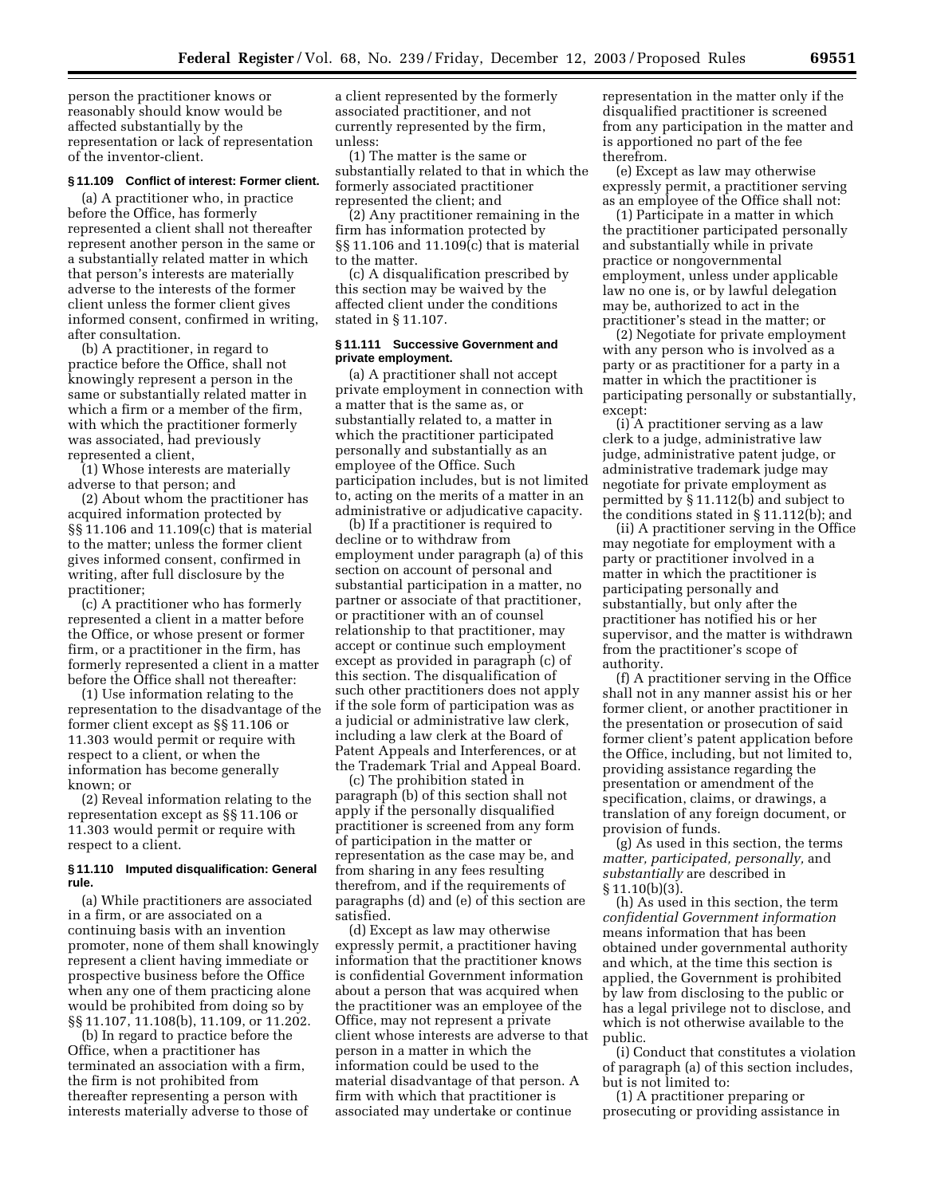person the practitioner knows or reasonably should know would be affected substantially by the representation or lack of representation of the inventor-client.

**§ 11.109 Conflict of interest: Former client.**

(a) A practitioner who, in practice before the Office, has formerly represented a client shall not thereafter represent another person in the same or a substantially related matter in which that person's interests are materially adverse to the interests of the former client unless the former client gives informed consent, confirmed in writing, after consultation.

(b) A practitioner, in regard to practice before the Office, shall not knowingly represent a person in the same or substantially related matter in which a firm or a member of the firm, with which the practitioner formerly was associated, had previously represented a client,

(1) Whose interests are materially adverse to that person; and

(2) About whom the practitioner has acquired information protected by §§ 11.106 and 11.109(c) that is material to the matter; unless the former client gives informed consent, confirmed in writing, after full disclosure by the practitioner;

(c) A practitioner who has formerly represented a client in a matter before the Office, or whose present or former firm, or a practitioner in the firm, has formerly represented a client in a matter before the Office shall not thereafter:

(1) Use information relating to the representation to the disadvantage of the former client except as §§ 11.106 or 11.303 would permit or require with respect to a client, or when the information has become generally known; or

(2) Reveal information relating to the representation except as §§ 11.106 or 11.303 would permit or require with respect to a client.

**§ 11.110 Imputed disqualification: General rule.**

(a) While practitioners are associated in a firm, or are associated on a continuing basis with an invention promoter, none of them shall knowingly represent a client having immediate or prospective business before the Office when any one of them practicing alone would be prohibited from doing so by §§ 11.107, 11.108(b), 11.109, or 11.202.

(b) In regard to practice before the Office, when a practitioner has terminated an association with a firm, the firm is not prohibited from thereafter representing a person with interests materially adverse to those of a client represented by the formerly associated practitioner, and not currently represented by the firm, unless:

(1) The matter is the same or substantially related to that in which the formerly associated practitioner represented the client; and

(2) Any practitioner remaining in the firm has information protected by §§ 11.106 and 11.109(c) that is material to the matter.

(c) A disqualification prescribed by this section may be waived by the affected client under the conditions stated in § 11.107.

**§ 11.111 Successive Government and private employment.**

(a) A practitioner shall not accept private employment in connection with a matter that is the same as, or substantially related to, a matter in which the practitioner participated personally and substantially as an employee of the Office. Such participation includes, but is not limited to, acting on the merits of a matter in an administrative or adjudicative capacity.

(b) If a practitioner is required to decline or to withdraw from employment under paragraph (a) of this section on account of personal and substantial participation in a matter, no partner or associate of that practitioner, or practitioner with an of counsel relationship to that practitioner, may accept or continue such employment except as provided in paragraph (c) of this section. The disqualification of such other practitioners does not apply if the sole form of participation was as a judicial or administrative law clerk, including a law clerk at the Board of Patent Appeals and Interferences, or at the Trademark Trial and Appeal Board.

(c) The prohibition stated in paragraph (b) of this section shall not apply if the personally disqualified practitioner is screened from any form of participation in the matter or representation as the case may be, and from sharing in any fees resulting therefrom, and if the requirements of paragraphs (d) and (e) of this section are satisfied.

(d) Except as law may otherwise expressly permit, a practitioner having information that the practitioner knows is confidential Government information about a person that was acquired when the practitioner was an employee of the Office, may not represent a private client whose interests are adverse to that person in a matter in which the information could be used to the material disadvantage of that person. A firm with which that practitioner is associated may undertake or continue representation in the matter only if the disqualified practitioner is screened from any participation in the matter and is apportioned no part of the fee therefrom.

(e) Except as law may otherwise expressly permit, a practitioner serving as an employee of the Office shall not:

(1) Participate in a matter in which the practitioner participated personally and substantially while in private practice or nongovernmental employment, unless under applicable law no one is, or by lawful delegation may be, authorized to act in the practitioner's stead in the matter; or

(2) Negotiate for private employment with any person who is involved as a party or as practitioner for a party in a matter in which the practitioner is participating personally or substantially, except:

(i) A practitioner serving as a law clerk to a judge, administrative law judge, administrative patent judge, or administrative trademark judge may negotiate for private employment as permitted by § 11.112(b) and subject to the conditions stated in § 11.112(b); and

(ii) A practitioner serving in the Office may negotiate for employment with a party or practitioner involved in a matter in which the practitioner is participating personally and substantially, but only after the practitioner has notified his or her supervisor, and the matter is withdrawn from the practitioner's scope of authority.

(f) A practitioner serving in the Office shall not in any manner assist his or her former client, or another practitioner in the presentation or prosecution of said former client's patent application before the Office, including, but not limited to, providing assistance regarding the presentation or amendment of the specification, claims, or drawings, a translation of any foreign document, or provision of funds.

(g) As used in this section, the terms *matter, participated, personally,* and *substantially* are described in § 11.10(b)(3).

(h) As used in this section, the term *confidential Government information* means information that has been obtained under governmental authority and which, at the time this section is applied, the Government is prohibited by law from disclosing to the public or has a legal privilege not to disclose, and which is not otherwise available to the public.

(i) Conduct that constitutes a violation of paragraph (a) of this section includes, but is not limited to:

(1) A practitioner preparing or prosecuting or providing assistance in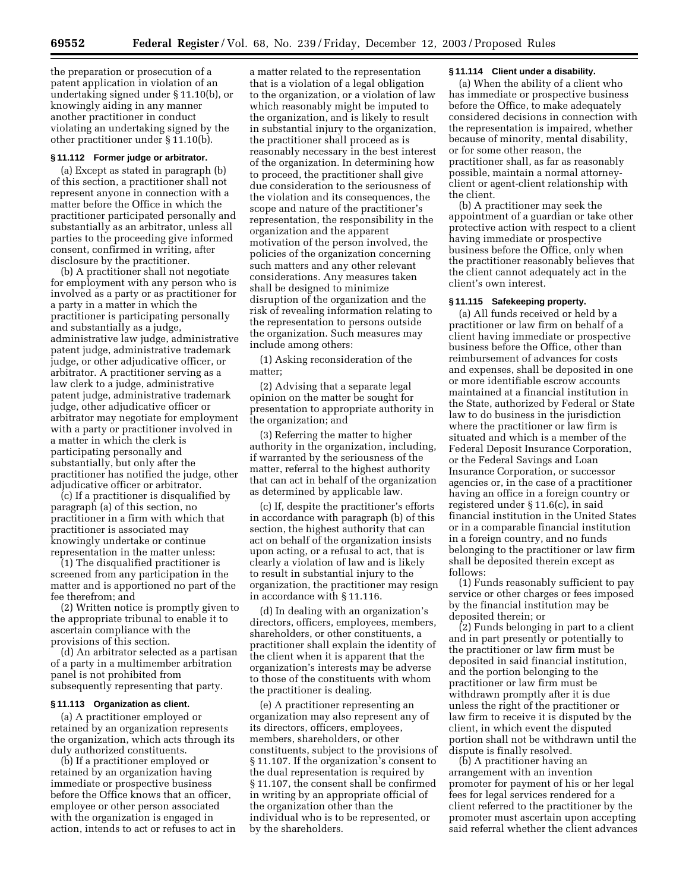the preparation or prosecution of a patent application in violation of an undertaking signed under § 11.10(b), or knowingly aiding in any manner another practitioner in conduct violating an undertaking signed by the other practitioner under § 11.10(b).

### § 11.112 Former judge or arbitrator.

(a) Except as stated in paragraph (b) of this section, a practitioner shall not represent anyone in connection with a matter before the Office in which the practitioner participated personally and substantially as an arbitrator, unless all parties to the proceeding give informed consent, confirmed in writing, after disclosure by the practitioner.

(b) A practitioner shall not negotiate for employment with any person who is involved as a party or as practitioner for a party in a matter in which the practitioner is participating personally and substantially as a judge, administrative law judge, administrative patent judge, administrative trademark judge, or other adjudicative officer, or arbitrator. A practitioner serving as a law clerk to a judge, administrative patent judge, administrative trademark judge, other adjudicative officer or arbitrator may negotiate for employment with a party or practitioner involved in a matter in which the clerk is participating personally and substantially, but only after the practitioner has notified the judge, other adjudicative officer or arbitrator.

(c) If a practitioner is disqualified by paragraph (a) of this section, no practitioner in a firm with which that practitioner is associated may knowingly undertake or continue representation in the matter unless:

(1) The disqualified practitioner is screened from any participation in the matter and is apportioned no part of the fee therefrom; and

(2) Written notice is promptly given to the appropriate tribunal to enable it to ascertain compliance with the provisions of this section.

(d) An arbitrator selected as a partisan of a party in a multimember arbitration panel is not prohibited from subsequently representing that party.

### § 11.113 Organization as client.

(a) A practitioner employed or retained by an organization represents the organization, which acts through its duly authorized constituents.

(b) If a practitioner employed or retained by an organization having immediate or prospective business before the Office knows that an officer, employee or other person associated with the organization is engaged in action, intends to act or refuses to act in a matter related to the representation that is a violation of a legal obligation to the organization, or a violation of law which reasonably might be imputed to the organization, and is likely to result in substantial injury to the organization, the practitioner shall proceed as is reasonably necessary in the best interest of the organization. In determining how to proceed, the practitioner shall give due consideration to the seriousness of the violation and its consequences, the scope and nature of the practitioner's representation, the responsibility in the organization and the apparent motivation of the person involved, the policies of the organization concerning such matters and any other relevant considerations. Any measures taken shall be designed to minimize disruption of the organization and the risk of revealing information relating to the representation to persons outside the organization. Such measures may include among others:

(1) Asking reconsideration of the matter;

(2) Advising that a separate legal opinion on the matter be sought for presentation to appropriate authority in the organization; and

(3) Referring the matter to higher authority in the organization, including, if warranted by the seriousness of the matter, referral to the highest authority that can act in behalf of the organization as determined by applicable law.

(c) If, despite the practitioner's efforts in accordance with paragraph (b) of this section, the highest authority that can act on behalf of the organization insists upon acting, or a refusal to act, that is clearly a violation of law and is likely to result in substantial injury to the organization, the practitioner may resign in accordance with § 11.116.

(d) In dealing with an organization's directors, officers, employees, members, shareholders, or other constituents, a practitioner shall explain the identity of the client when it is apparent that the organization's interests may be adverse to those of the constituents with whom the practitioner is dealing.

(e) A practitioner representing an organization may also represent any of its directors, officers, employees, members, shareholders, or other constituents, subject to the provisions of § 11.107. If the organization's consent to the dual representation is required by § 11.107, the consent shall be confirmed in writing by an appropriate official of the organization other than the individual who is to be represented, or by the shareholders.

### § 11.114 Client under a disability.

(a) When the ability of a client who has immediate or prospective business before the Office, to make adequately considered decisions in connection with the representation is impaired, whether because of minority, mental disability, or for some other reason, the practitioner shall, as far as reasonably possible, maintain a normal attorney-client or agent-client relationship with the client.

(b) A practitioner may seek the appointment of a guardian or take other protective action with respect to a client having immediate or prospective business before the Office, only when the practitioner reasonably believes that the client cannot adequately act in the client's own interest.

### § 11.115 Safekeeping property.

(a) All funds received or held by a practitioner or law firm on behalf of a client having immediate or prospective business before the Office, other than reimbursement of advances for costs and expenses, shall be deposited in one or more identifiable escrow accounts maintained at a financial institution in the State, authorized by Federal or State law to do business in the jurisdiction where the practitioner or law firm is situated and which is a member of the Federal Deposit Insurance Corporation, or the Federal Savings and Loan Insurance Corporation, or successor agencies or, in the case of a practitioner having an office in a foreign country or registered under § 11.6(c), in said financial institution in the United States or in a comparable financial institution in a foreign country, and no funds belonging to the practitioner or law firm shall be deposited therein except as follows:

(1) Funds reasonably sufficient to pay service or other charges or fees imposed by the financial institution may be deposited therein; or

(2) Funds belonging in part to a client and in part presently or potentially to the practitioner or law firm must be deposited in said financial institution, and the portion belonging to the practitioner or law firm must be withdrawn promptly after it is due unless the right of the practitioner or law firm to receive it is disputed by the client, in which event the disputed portion shall not be withdrawn until the dispute is finally resolved.

(b) A practitioner having an arrangement with an invention promoter for payment of his or her legal fees for legal services rendered for a client referred to the practitioner by the promoter must ascertain upon accepting said referral whether the client advances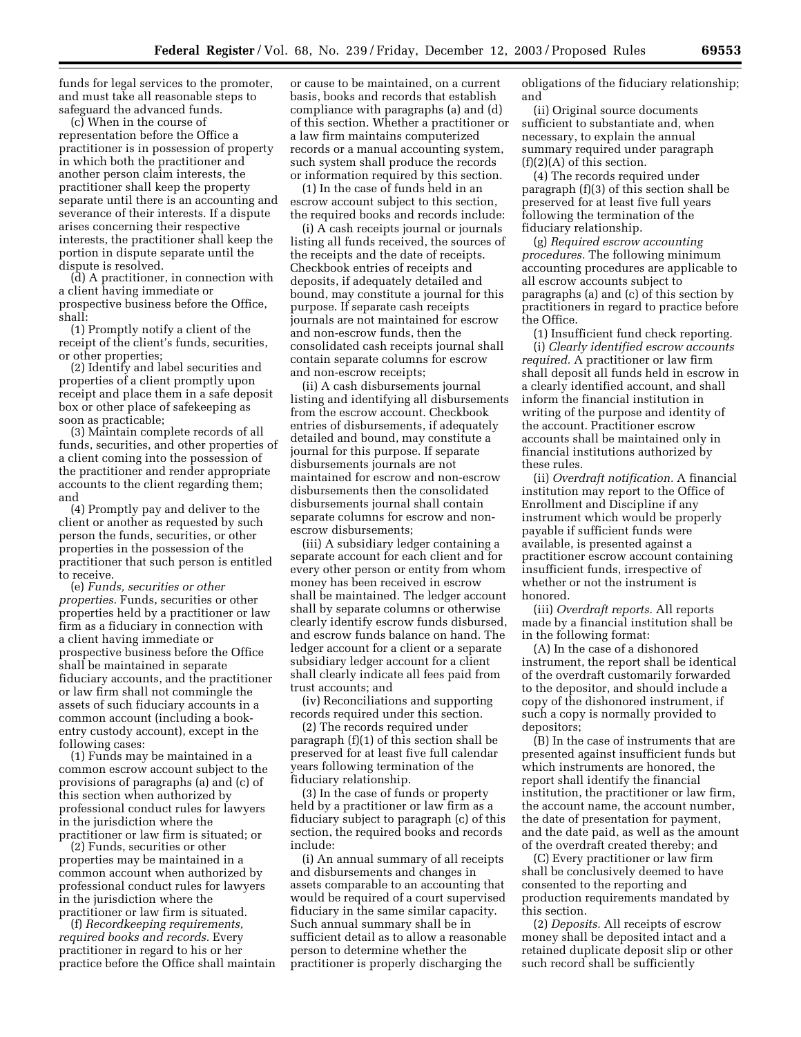funds for legal services to the promoter, and must take all reasonable steps to safeguard the advanced funds.

(c) When in the course of representation before the Office a practitioner is in possession of property in which both the practitioner and another person claim interests, the practitioner shall keep the property separate until there is an accounting and severance of their interests. If a dispute arises concerning their respective interests, the practitioner shall keep the portion in dispute separate until the dispute is resolved.

(d) A practitioner, in connection with a client having immediate or prospective business before the Office, shall:

(1) Promptly notify a client of the receipt of the client's funds, securities, or other properties;

(2) Identify and label securities and properties of a client promptly upon receipt and place them in a safe deposit box or other place of safekeeping as soon as practicable;

(3) Maintain complete records of all funds, securities, and other properties of a client coming into the possession of the practitioner and render appropriate accounts to the client regarding them; and

(4) Promptly pay and deliver to the client or another as requested by such person the funds, securities, or other properties in the possession of the practitioner that such person is entitled to receive.

(e) *Funds, securities or other properties.* Funds, securities or other properties held by a practitioner or law firm as a fiduciary in connection with a client having immediate or prospective business before the Office shall be maintained in separate fiduciary accounts, and the practitioner or law firm shall not commingle the assets of such fiduciary accounts in a common account (including a book-entry custody account), except in the following cases:

(1) Funds may be maintained in a common escrow account subject to the provisions of paragraphs (a) and (c) of this section when authorized by professional conduct rules for lawyers in the jurisdiction where the practitioner or law firm is situated; or

(2) Funds, securities or other properties may be maintained in a common account when authorized by professional conduct rules for lawyers in the jurisdiction where the practitioner or law firm is situated.

(f) *Recordkeeping requirements, required books and records.* Every practitioner in regard to his or her practice before the Office shall maintain or cause to be maintained, on a current basis, books and records that establish compliance with paragraphs (a) and (d) of this section. Whether a practitioner or a law firm maintains computerized records or a manual accounting system, such system shall produce the records or information required by this section.

(1) In the case of funds held in an escrow account subject to this section, the required books and records include:

(i) A cash receipts journal or journals listing all funds received, the sources of the receipts and the date of receipts. Checkbook entries of receipts and deposits, if adequately detailed and bound, may constitute a journal for this purpose. If separate cash receipts journals are not maintained for escrow and non-escrow funds, then the consolidated cash receipts journal shall contain separate columns for escrow and non-escrow receipts;

(ii) A cash disbursements journal listing and identifying all disbursements from the escrow account. Checkbook entries of disbursements, if adequately detailed and bound, may constitute a journal for this purpose. If separate disbursements journals are not maintained for escrow and non-escrow disbursements then the consolidated disbursements journal shall contain separate columns for escrow and non-escrow disbursements;

(iii) A subsidiary ledger containing a separate account for each client and for every other person or entity from whom money has been received in escrow shall be maintained. The ledger account shall by separate columns or otherwise clearly identify escrow funds disbursed, and escrow funds balance on hand. The ledger account for a client or a separate subsidiary ledger account for a client shall clearly indicate all fees paid from trust accounts; and

(iv) Reconciliations and supporting records required under this section.

(2) The records required under paragraph (f)(1) of this section shall be preserved for at least five full calendar years following termination of the fiduciary relationship.

(3) In the case of funds or property held by a practitioner or law firm as a fiduciary subject to paragraph (c) of this section, the required books and records include:

(i) An annual summary of all receipts and disbursements and changes in assets comparable to an accounting that would be required of a court supervised fiduciary in the same similar capacity. Such annual summary shall be in sufficient detail as to allow a reasonable person to determine whether the practitioner is properly discharging the obligations of the fiduciary relationship; and

(ii) Original source documents sufficient to substantiate and, when necessary, to explain the annual summary required under paragraph (f)(2)(A) of this section.

(4) The records required under paragraph (f)(3) of this section shall be preserved for at least five full years following the termination of the fiduciary relationship.

(g) *Required escrow accounting procedures.* The following minimum accounting procedures are applicable to all escrow accounts subject to paragraphs (a) and (c) of this section by practitioners in regard to practice before the Office.

(1) Insufficient fund check reporting.

(i) *Clearly identified escrow accounts required.* A practitioner or law firm shall deposit all funds held in escrow in a clearly identified account, and shall inform the financial institution in writing of the purpose and identity of the account. Practitioner escrow accounts shall be maintained only in financial institutions authorized by these rules.

(ii) *Overdraft notification.* A financial institution may report to the Office of Enrollment and Discipline if any instrument which would be properly payable if sufficient funds were available, is presented against a practitioner escrow account containing insufficient funds, irrespective of whether or not the instrument is honored.

(iii) *Overdraft reports.* All reports made by a financial institution shall be in the following format:

(A) In the case of a dishonored instrument, the report shall be identical of the overdraft customarily forwarded to the depositor, and should include a copy of the dishonored instrument, if such a copy is normally provided to depositors;

(B) In the case of instruments that are presented against insufficient funds but which instruments are honored, the report shall identify the financial institution, the practitioner or law firm, the account name, the account number, the date of presentation for payment, and the date paid, as well as the amount of the overdraft created thereby; and

(C) Every practitioner or law firm shall be conclusively deemed to have consented to the reporting and production requirements mandated by this section.

(2) *Deposits.* All receipts of escrow money shall be deposited intact and a retained duplicate deposit slip or other such record shall be sufficiently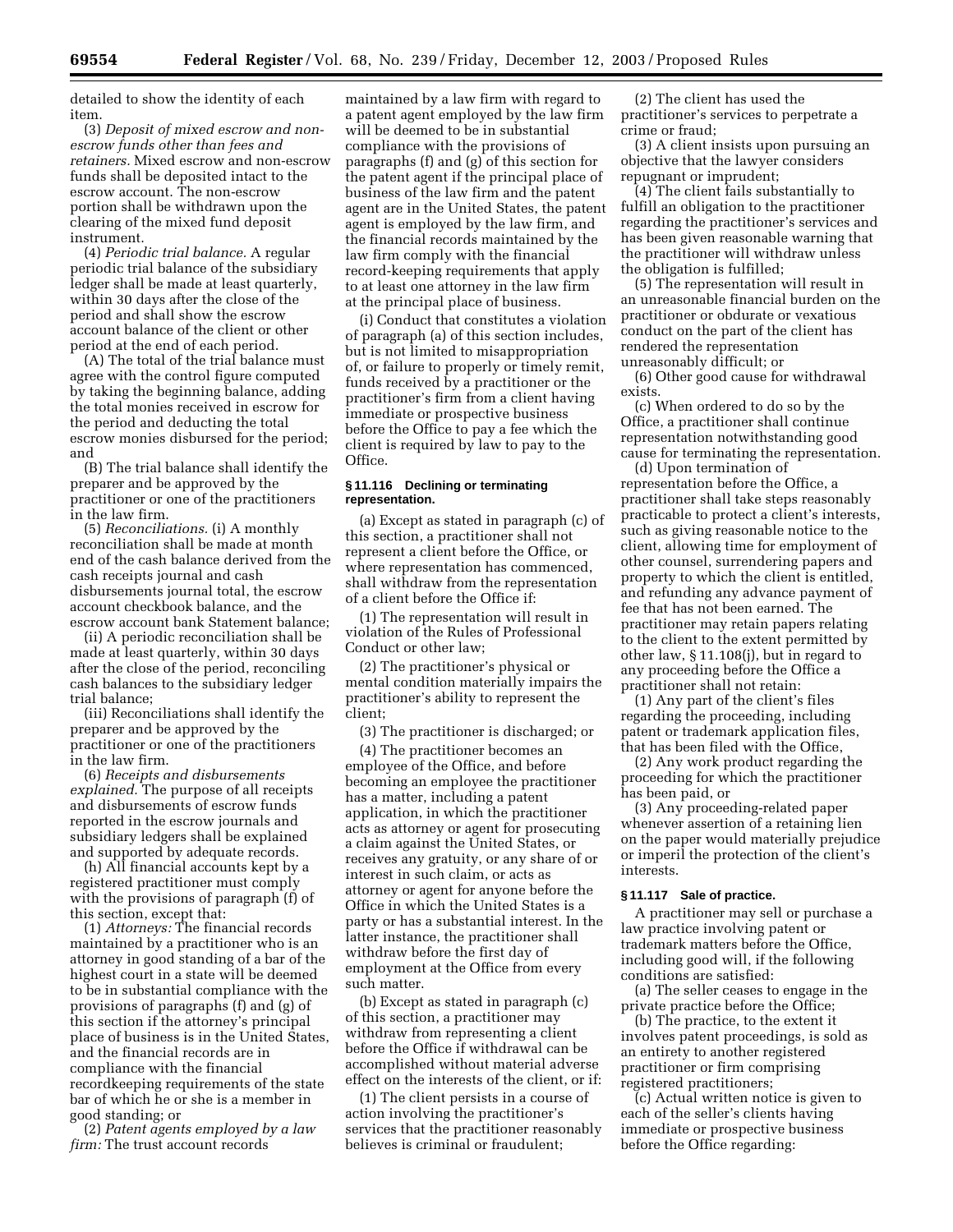detailed to show the identity of each item.

(3) *Deposit of mixed escrow and non-escrow funds other than fees and retainers.* Mixed escrow and non-escrow funds shall be deposited intact to the escrow account. The non-escrow portion shall be withdrawn upon the clearing of the mixed fund deposit instrument.

(4) *Periodic trial balance.* A regular periodic trial balance of the subsidiary ledger shall be made at least quarterly, within 30 days after the close of the period and shall show the escrow account balance of the client or other period at the end of each period.

(A) The total of the trial balance must agree with the control figure computed by taking the beginning balance, adding the total monies received in escrow for the period and deducting the total escrow monies disbursed for the period; and

(B) The trial balance shall identify the preparer and be approved by the practitioner or one of the practitioners in the law firm.

(5) *Reconciliations.* (i) A monthly reconciliation shall be made at month end of the cash balance derived from the cash receipts journal and cash disbursements journal total, the escrow account checkbook balance, and the escrow account bank Statement balance;

(ii) A periodic reconciliation shall be made at least quarterly, within 30 days after the close of the period, reconciling cash balances to the subsidiary ledger trial balance;

(iii) Reconciliations shall identify the preparer and be approved by the practitioner or one of the practitioners in the law firm.

(6) *Receipts and disbursements explained.* The purpose of all receipts and disbursements of escrow funds reported in the escrow journals and subsidiary ledgers shall be explained and supported by adequate records.

(h) All financial accounts kept by a registered practitioner must comply with the provisions of paragraph (f) of this section, except that:

(1) *Attorneys:* The financial records maintained by a practitioner who is an attorney in good standing of a bar of the highest court in a state will be deemed to be in substantial compliance with the provisions of paragraphs (f) and (g) of this section if the attorney's principal place of business is in the United States, and the financial records are in compliance with the financial recordkeeping requirements of the state bar of which he or she is a member in good standing; or

(2) *Patent agents employed by a law firm:* The trust account records maintained by a law firm with regard to a patent agent employed by the law firm will be deemed to be in substantial compliance with the provisions of paragraphs (f) and (g) of this section for the patent agent if the principal place of business of the law firm and the patent agent are in the United States, the patent agent is employed by the law firm, and the financial records maintained by the law firm comply with the financial record-keeping requirements that apply to at least one attorney in the law firm at the principal place of business.

(i) Conduct that constitutes a violation of paragraph (a) of this section includes, but is not limited to misappropriation of, or failure to properly or timely remit, funds received by a practitioner or the practitioner's firm from a client having immediate or prospective business before the Office to pay a fee which the client is required by law to pay to the Office.

### § 11.116 Declining or terminating representation.

(a) Except as stated in paragraph (c) of this section, a practitioner shall not represent a client before the Office, or where representation has commenced, shall withdraw from the representation of a client before the Office if:

(1) The representation will result in violation of the Rules of Professional Conduct or other law;

(2) The practitioner's physical or mental condition materially impairs the practitioner's ability to represent the client;

(3) The practitioner is discharged; or

(4) The practitioner becomes an employee of the Office, and before becoming an employee the practitioner has a matter, including a patent application, in which the practitioner acts as attorney or agent for prosecuting a claim against the United States, or receives any gratuity, or any share of or interest in such claim, or acts as attorney or agent for anyone before the Office in which the United States is a party or has a substantial interest. In the latter instance, the practitioner shall withdraw before the first day of employment at the Office from every such matter.

(b) Except as stated in paragraph (c) of this section, a practitioner may withdraw from representing a client before the Office if withdrawal can be accomplished without material adverse effect on the interests of the client, or if:

(1) The client persists in a course of action involving the practitioner's services that the practitioner reasonably believes is criminal or fraudulent;

(2) The client has used the practitioner's services to perpetrate a crime or fraud;

(3) A client insists upon pursuing an objective that the lawyer considers repugnant or imprudent;

(4) The client fails substantially to fulfill an obligation to the practitioner regarding the practitioner's services and has been given reasonable warning that the practitioner will withdraw unless the obligation is fulfilled;

(5) The representation will result in an unreasonable financial burden on the practitioner or obdurate or vexatious conduct on the part of the client has rendered the representation unreasonably difficult; or

(6) Other good cause for withdrawal exists.

(c) When ordered to do so by the Office, a practitioner shall continue representation notwithstanding good cause for terminating the representation.

(d) Upon termination of representation before the Office, a practitioner shall take steps reasonably practicable to protect a client's interests, such as giving reasonable notice to the client, allowing time for employment of other counsel, surrendering papers and property to which the client is entitled, and refunding any advance payment of fee that has not been earned. The practitioner may retain papers relating to the client to the extent permitted by other law, § 11.108(j), but in regard to any proceeding before the Office a practitioner shall not retain:

(1) Any part of the client's files regarding the proceeding, including patent or trademark application files, that has been filed with the Office,

(2) Any work product regarding the proceeding for which the practitioner has been paid, or

(3) Any proceeding-related paper whenever assertion of a retaining lien on the paper would materially prejudice or imperil the protection of the client's interests.

### § 11.117 Sale of practice.

A practitioner may sell or purchase a law practice involving patent or trademark matters before the Office, including good will, if the following conditions are satisfied:

(a) The seller ceases to engage in the private practice before the Office;

(b) The practice, to the extent it involves patent proceedings, is sold as an entirety to another registered practitioner or firm comprising registered practitioners;

(c) Actual written notice is given to each of the seller's clients having immediate or prospective business before the Office regarding: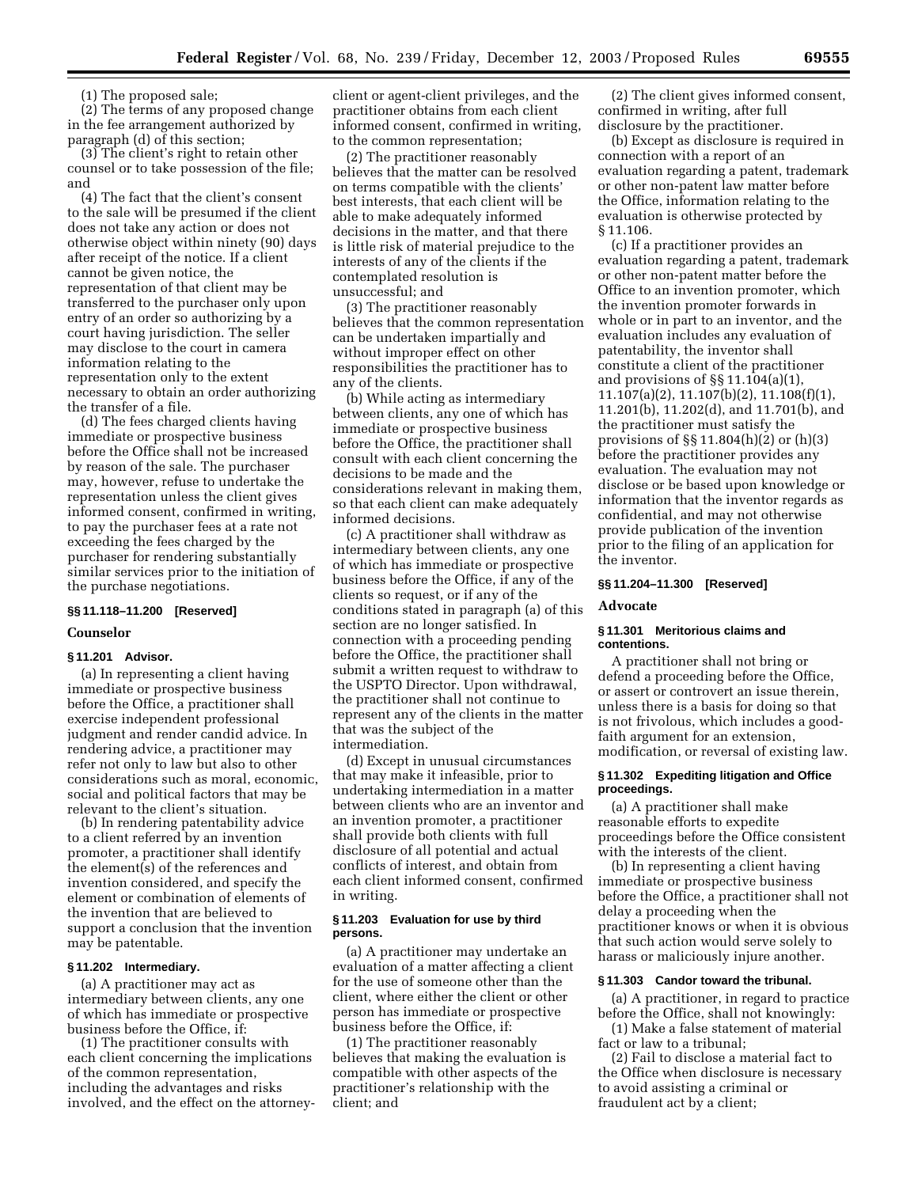(1) The proposed sale;

(2) The terms of any proposed change in the fee arrangement authorized by paragraph (d) of this section;

(3) The client's right to retain other counsel or to take possession of the file; and

(4) The fact that the client's consent to the sale will be presumed if the client does not take any action or does not otherwise object within ninety (90) days after receipt of the notice. If a client cannot be given notice, the representation of that client may be transferred to the purchaser only upon entry of an order so authorizing by a court having jurisdiction. The seller may disclose to the court in camera information relating to the representation only to the extent necessary to obtain an order authorizing the transfer of a file.

(d) The fees charged clients having immediate or prospective business before the Office shall not be increased by reason of the sale. The purchaser may, however, refuse to undertake the representation unless the client gives informed consent, confirmed in writing, to pay the purchaser fees at a rate not exceeding the fees charged by the purchaser for rendering substantially similar services prior to the initiation of the purchase negotiations.

#### §§ 11.118–11.200 [Reserved]

### Counselor

#### § 11.201 Advisor.

(a) In representing a client having immediate or prospective business before the Office, a practitioner shall exercise independent professional judgment and render candid advice. In rendering advice, a practitioner may refer not only to law but also to other considerations such as moral, economic, social and political factors that may be relevant to the client's situation.

(b) In rendering patentability advice to a client referred by an invention promoter, a practitioner shall identify the element(s) of the references and invention considered, and specify the element or combination of elements of the invention that are believed to support a conclusion that the invention may be patentable.

#### § 11.202 Intermediary.

(a) A practitioner may act as intermediary between clients, any one of which has immediate or prospective business before the Office, if:

(1) The practitioner consults with each client concerning the implications of the common representation, including the advantages and risks involved, and the effect on the attorney-client or agent-client privileges, and the practitioner obtains from each client informed consent, confirmed in writing, to the common representation;

(2) The practitioner reasonably believes that the matter can be resolved on terms compatible with the clients' best interests, that each client will be able to make adequately informed decisions in the matter, and that there is little risk of material prejudice to the interests of any of the clients if the contemplated resolution is unsuccessful; and

(3) The practitioner reasonably believes that the common representation can be undertaken impartially and without improper effect on other responsibilities the practitioner has to any of the clients.

(b) While acting as intermediary between clients, any one of which has immediate or prospective business before the Office, the practitioner shall consult with each client concerning the decisions to be made and the considerations relevant in making them, so that each client can make adequately informed decisions.

(c) A practitioner shall withdraw as intermediary between clients, any one of which has immediate or prospective business before the Office, if any of the clients so request, or if any of the conditions stated in paragraph (a) of this section are no longer satisfied. In connection with a proceeding pending before the Office, the practitioner shall submit a written request to withdraw to the USPTO Director. Upon withdrawal, the practitioner shall not continue to represent any of the clients in the matter that was the subject of the intermediation.

(d) Except in unusual circumstances that may make it infeasible, prior to undertaking intermediation in a matter between clients who are an inventor and an invention promoter, a practitioner shall provide both clients with full disclosure of all potential and actual conflicts of interest, and obtain from each client informed consent, confirmed in writing.

#### § 11.203 Evaluation for use by third persons.

(a) A practitioner may undertake an evaluation of a matter affecting a client for the use of someone other than the client, where either the client or other person has immediate or prospective business before the Office, if:

(1) The practitioner reasonably believes that making the evaluation is compatible with other aspects of the practitioner's relationship with the client; and

(2) The client gives informed consent, confirmed in writing, after full disclosure by the practitioner.

(b) Except as disclosure is required in connection with a report of an evaluation regarding a patent, trademark or other non-patent law matter before the Office, information relating to the evaluation is otherwise protected by § 11.106.

(c) If a practitioner provides an evaluation regarding a patent, trademark or other non-patent matter before the Office to an invention promoter, which the invention promoter forwards in whole or in part to an inventor, and the evaluation includes any evaluation of patentability, the inventor shall constitute a client of the practitioner and provisions of §§ 11.104(a)(1), 11.107(a)(2), 11.107(b)(2), 11.108(f)(1), 11.201(b), 11.202(d), and 11.701(b), and the practitioner must satisfy the provisions of §§ 11.804(h)(2) or (h)(3) before the practitioner provides any evaluation. The evaluation may not disclose or be based upon knowledge or information that the inventor regards as confidential, and may not otherwise provide publication of the invention prior to the filing of an application for the inventor.

#### §§ 11.204–11.300 [Reserved]

### Advocate

#### § 11.301 Meritorious claims and contentions.

A practitioner shall not bring or defend a proceeding before the Office, or assert or controvert an issue therein, unless there is a basis for doing so that is not frivolous, which includes a good-faith argument for an extension, modification, or reversal of existing law.

#### § 11.302 Expediting litigation and Office proceedings.

(a) A practitioner shall make reasonable efforts to expedite proceedings before the Office consistent with the interests of the client.

(b) In representing a client having immediate or prospective business before the Office, a practitioner shall not delay a proceeding when the practitioner knows or when it is obvious that such action would serve solely to harass or maliciously injure another.

#### § 11.303 Candor toward the tribunal.

(a) A practitioner, in regard to practice before the Office, shall not knowingly:

(1) Make a false statement of material fact or law to a tribunal;

(2) Fail to disclose a material fact to the Office when disclosure is necessary to avoid assisting a criminal or fraudulent act by a client;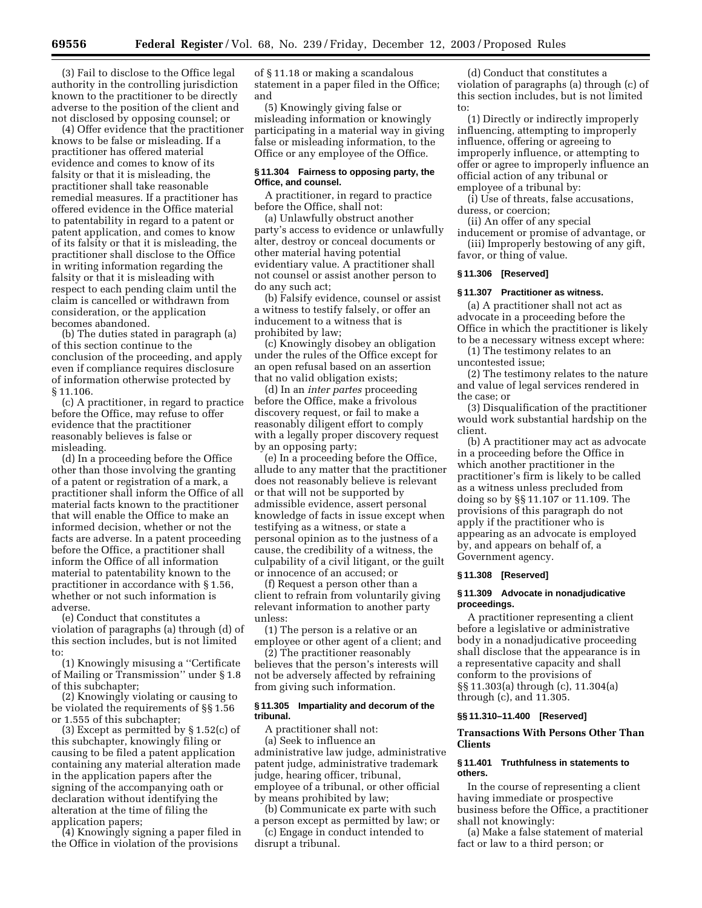(3) Fail to disclose to the Office legal authority in the controlling jurisdiction known to the practitioner to be directly adverse to the position of the client and not disclosed by opposing counsel; or

(4) Offer evidence that the practitioner knows to be false or misleading. If a practitioner has offered material evidence and comes to know of its falsity or that it is misleading, the practitioner shall take reasonable remedial measures. If a practitioner has offered evidence in the Office material to patentability in regard to a patent or patent application, and comes to know of its falsity or that it is misleading, the practitioner shall disclose to the Office in writing information regarding the falsity or that it is misleading with respect to each pending claim until the claim is cancelled or withdrawn from consideration, or the application becomes abandoned.

(b) The duties stated in paragraph (a) of this section continue to the conclusion of the proceeding, and apply even if compliance requires disclosure of information otherwise protected by § 11.106.

(c) A practitioner, in regard to practice before the Office, may refuse to offer evidence that the practitioner reasonably believes is false or misleading.

(d) In a proceeding before the Office other than those involving the granting of a patent or registration of a mark, a practitioner shall inform the Office of all material facts known to the practitioner that will enable the Office to make an informed decision, whether or not the facts are adverse. In a patent proceeding before the Office, a practitioner shall inform the Office of all information material to patentability known to the practitioner in accordance with § 1.56, whether or not such information is adverse.

(e) Conduct that constitutes a violation of paragraphs (a) through (d) of this section includes, but is not limited to:

(1) Knowingly misusing a "Certificate of Mailing or Transmission" under § 1.8 of this subchapter;

(2) Knowingly violating or causing to be violated the requirements of §§ 1.56 or 1.555 of this subchapter;

(3) Except as permitted by § 1.52(c) of this subchapter, knowingly filing or causing to be filed a patent application containing any material alteration made in the application papers after the signing of the accompanying oath or declaration without identifying the alteration at the time of filing the application papers;

(4) Knowingly signing a paper filed in the Office in violation of the provisions of § 11.18 or making a scandalous statement in a paper filed in the Office; and

(5) Knowingly giving false or misleading information or knowingly participating in a material way in giving false or misleading information, to the Office or any employee of the Office.

#### § 11.304 Fairness to opposing party, the Office, and counsel.

A practitioner, in regard to practice before the Office, shall not:

(a) Unlawfully obstruct another party's access to evidence or unlawfully alter, destroy or conceal documents or other material having potential evidentiary value. A practitioner shall not counsel or assist another person to do any such act;

(b) Falsify evidence, counsel or assist a witness to testify falsely, or offer an inducement to a witness that is prohibited by law;

(c) Knowingly disobey an obligation under the rules of the Office except for an open refusal based on an assertion that no valid obligation exists;

(d) In an *inter partes* proceeding before the Office, make a frivolous discovery request, or fail to make a reasonably diligent effort to comply with a legally proper discovery request by an opposing party;

(e) In a proceeding before the Office, allude to any matter that the practitioner does not reasonably believe is relevant or that will not be supported by admissible evidence, assert personal knowledge of facts in issue except when testifying as a witness, or state a personal opinion as to the justness of a cause, the credibility of a witness, the culpability of a civil litigant, or the guilt or innocence of an accused; or

(f) Request a person other than a client to refrain from voluntarily giving relevant information to another party unless:

(1) The person is a relative or an employee or other agent of a client; and

(2) The practitioner reasonably believes that the person's interests will not be adversely affected by refraining from giving such information.

#### § 11.305 Impartiality and decorum of the tribunal.

A practitioner shall not:

(a) Seek to influence an administrative law judge, administrative patent judge, administrative trademark judge, hearing officer, tribunal, employee of a tribunal, or other official by means prohibited by law;

(b) Communicate ex parte with such a person except as permitted by law; or

(c) Engage in conduct intended to disrupt a tribunal.

(d) Conduct that constitutes a violation of paragraphs (a) through (c) of this section includes, but is not limited to:

(1) Directly or indirectly improperly influencing, attempting to improperly influence, offering or agreeing to improperly influence, or attempting to offer or agree to improperly influence an official action of any tribunal or employee of a tribunal by:

(i) Use of threats, false accusations, duress, or coercion;

(ii) An offer of any special inducement or promise of advantage, or

(iii) Improperly bestowing of any gift, favor, or thing of value.

#### § 11.306 [Reserved]

#### § 11.307 Practitioner as witness.

(a) A practitioner shall not act as advocate in a proceeding before the Office in which the practitioner is likely to be a necessary witness except where:

(1) The testimony relates to an uncontested issue;

(2) The testimony relates to the nature and value of legal services rendered in the case; or

(3) Disqualification of the practitioner would work substantial hardship on the client.

(b) A practitioner may act as advocate in a proceeding before the Office in which another practitioner in the practitioner's firm is likely to be called as a witness unless precluded from doing so by §§ 11.107 or 11.109. The provisions of this paragraph do not apply if the practitioner who is appearing as an advocate is employed by, and appears on behalf of, a Government agency.

#### § 11.308 [Reserved]

#### § 11.309 Advocate in nonadjudicative proceedings.

A practitioner representing a client before a legislative or administrative body in a nonadjudicative proceeding shall disclose that the appearance is in a representative capacity and shall conform to the provisions of §§ 11.303(a) through (c), 11.304(a) through (c), and 11.305.

#### §§ 11.310–11.400 [Reserved]

### Transactions With Persons Other Than Clients

#### § 11.401 Truthfulness in statements to others.

In the course of representing a client having immediate or prospective business before the Office, a practitioner shall not knowingly:

(a) Make a false statement of material fact or law to a third person; or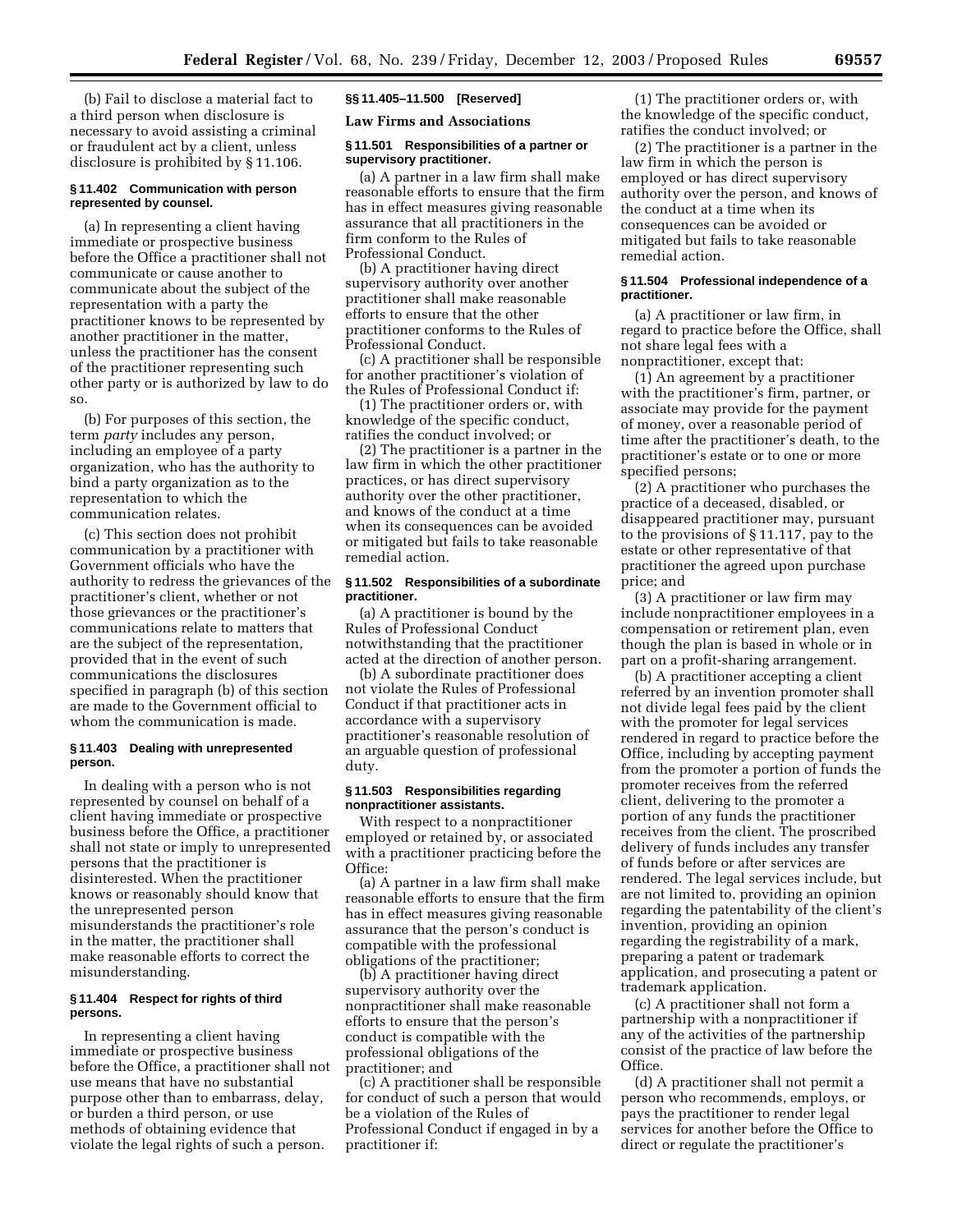(b) Fail to disclose a material fact to a third person when disclosure is necessary to avoid assisting a criminal or fraudulent act by a client, unless disclosure is prohibited by § 11.106.

#### § 11.402 Communication with person represented by counsel.

(a) In representing a client having immediate or prospective business before the Office a practitioner shall not communicate or cause another to communicate about the subject of the representation with a party the practitioner knows to be represented by another practitioner in the matter, unless the practitioner has the consent of the practitioner representing such other party or is authorized by law to do so.

(b) For purposes of this section, the term *party* includes any person, including an employee of a party organization, who has the authority to bind a party organization as to the representation to which the communication relates.

(c) This section does not prohibit communication by a practitioner with Government officials who have the authority to redress the grievances of the practitioner's client, whether or not those grievances or the practitioner's communications relate to matters that are the subject of the representation, provided that in the event of such communications the disclosures specified in paragraph (b) of this section are made to the Government official to whom the communication is made.

#### § 11.403 Dealing with unrepresented person.

In dealing with a person who is not represented by counsel on behalf of a client having immediate or prospective business before the Office, a practitioner shall not state or imply to unrepresented persons that the practitioner is disinterested. When the practitioner knows or reasonably should know that the unrepresented person misunderstands the practitioner's role in the matter, the practitioner shall make reasonable efforts to correct the misunderstanding.

#### § 11.404 Respect for rights of third persons.

In representing a client having immediate or prospective business before the Office, a practitioner shall not use means that have no substantial purpose other than to embarrass, delay, or burden a third person, or use methods of obtaining evidence that violate the legal rights of such a person.

#### §§ 11.405–11.500 [Reserved]

### Law Firms and Associations

#### § 11.501 Responsibilities of a partner or supervisory practitioner.

(a) A partner in a law firm shall make reasonable efforts to ensure that the firm has in effect measures giving reasonable assurance that all practitioners in the firm conform to the Rules of Professional Conduct.

(b) A practitioner having direct supervisory authority over another practitioner shall make reasonable efforts to ensure that the other practitioner conforms to the Rules of Professional Conduct.

(c) A practitioner shall be responsible for another practitioner's violation of the Rules of Professional Conduct if:

(1) The practitioner orders or, with knowledge of the specific conduct, ratifies the conduct involved; or

(2) The practitioner is a partner in the law firm in which the other practitioner practices, or has direct supervisory authority over the other practitioner, and knows of the conduct at a time when its consequences can be avoided or mitigated but fails to take reasonable remedial action.

#### § 11.502 Responsibilities of a subordinate practitioner.

(a) A practitioner is bound by the Rules of Professional Conduct notwithstanding that the practitioner acted at the direction of another person.

(b) A subordinate practitioner does not violate the Rules of Professional Conduct if that practitioner acts in accordance with a supervisory practitioner's reasonable resolution of an arguable question of professional duty.

#### § 11.503 Responsibilities regarding nonpractitioner assistants.

With respect to a nonpractitioner employed or retained by, or associated with a practitioner practicing before the Office:

(a) A partner in a law firm shall make reasonable efforts to ensure that the firm has in effect measures giving reasonable assurance that the person's conduct is compatible with the professional obligations of the practitioner;

(b) A practitioner having direct supervisory authority over the nonpractitioner shall make reasonable efforts to ensure that the person's conduct is compatible with the professional obligations of the practitioner; and

(c) A practitioner shall be responsible for conduct of such a person that would be a violation of the Rules of Professional Conduct if engaged in by a practitioner if:

(1) The practitioner orders or, with the knowledge of the specific conduct, ratifies the conduct involved; or

(2) The practitioner is a partner in the law firm in which the person is employed or has direct supervisory authority over the person, and knows of the conduct at a time when its consequences can be avoided or mitigated but fails to take reasonable remedial action.

#### § 11.504 Professional independence of a practitioner.

(a) A practitioner or law firm, in regard to practice before the Office, shall not share legal fees with a nonpractitioner, except that:

(1) An agreement by a practitioner with the practitioner's firm, partner, or associate may provide for the payment of money, over a reasonable period of time after the practitioner's death, to the practitioner's estate or to one or more specified persons;

(2) A practitioner who purchases the practice of a deceased, disabled, or disappeared practitioner may, pursuant to the provisions of § 11.117, pay to the estate or other representative of that practitioner the agreed upon purchase price; and

(3) A practitioner or law firm may include nonpractitioner employees in a compensation or retirement plan, even though the plan is based in whole or in part on a profit-sharing arrangement.

(b) A practitioner accepting a client referred by an invention promoter shall not divide legal fees paid by the client with the promoter for legal services rendered in regard to practice before the Office, including by accepting payment from the promoter a portion of funds the promoter receives from the referred client, delivering to the promoter a portion of any funds the practitioner receives from the client. The proscribed delivery of funds includes any transfer of funds before or after services are rendered. The legal services include, but are not limited to, providing an opinion regarding the patentability of the client's invention, providing an opinion regarding the registrability of a mark, preparing a patent or trademark application, and prosecuting a patent or trademark application.

(c) A practitioner shall not form a partnership with a nonpractitioner if any of the activities of the partnership consist of the practice of law before the Office.

(d) A practitioner shall not permit a person who recommends, employs, or pays the practitioner to render legal services for another before the Office to direct or regulate the practitioner's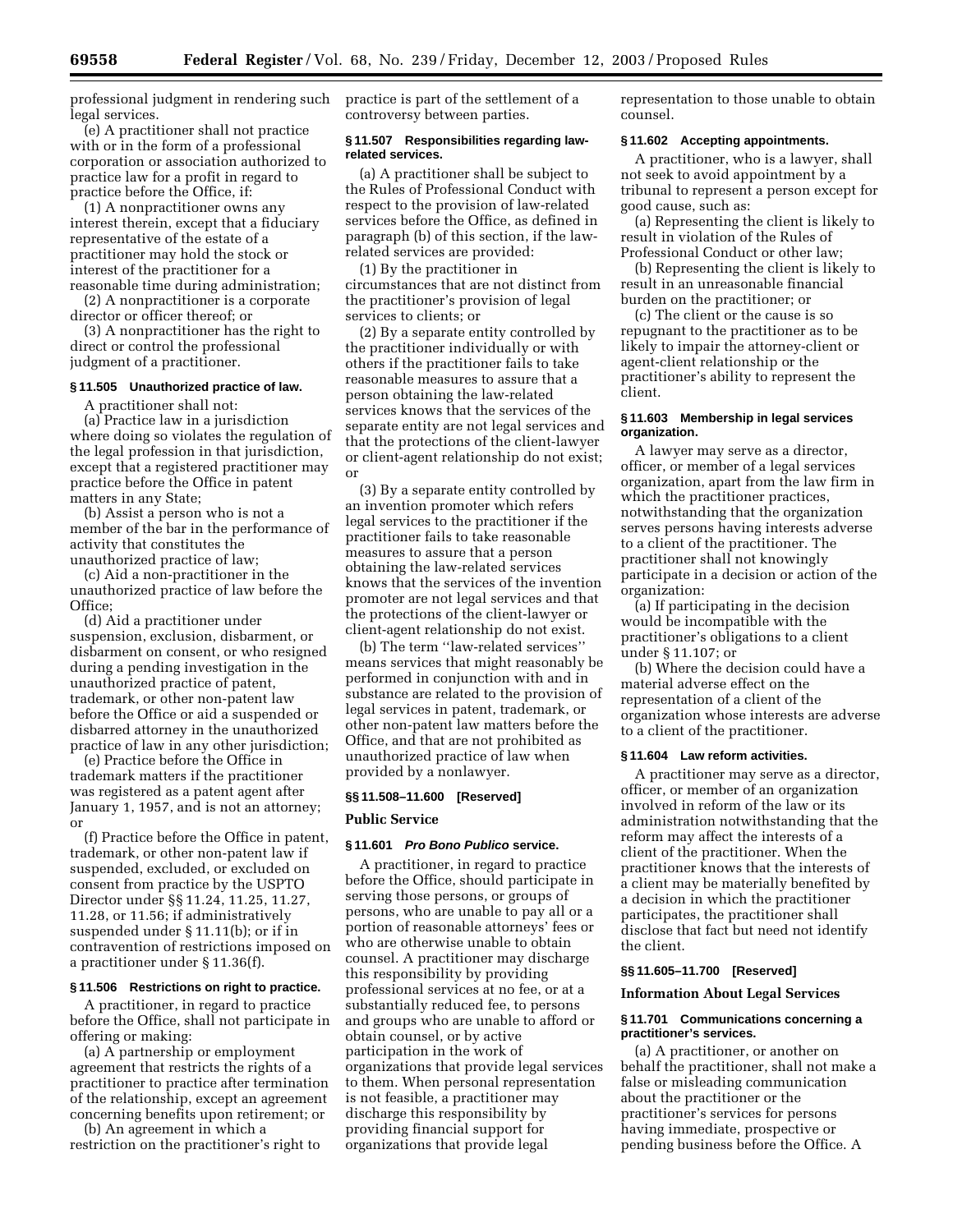professional judgment in rendering such legal services.

(e) A practitioner shall not practice with or in the form of a professional corporation or association authorized to practice law for a profit in regard to practice before the Office, if:

(1) A nonpractitioner owns any interest therein, except that a fiduciary representative of the estate of a practitioner may hold the stock or interest of the practitioner for a reasonable time during administration;

(2) A nonpractitioner is a corporate director or officer thereof; or

(3) A nonpractitioner has the right to direct or control the professional judgment of a practitioner.

### § 11.505 Unauthorized practice of law.

A practitioner shall not:

(a) Practice law in a jurisdiction where doing so violates the regulation of the legal profession in that jurisdiction, except that a registered practitioner may practice before the Office in patent matters in any State;

(b) Assist a person who is not a member of the bar in the performance of activity that constitutes the unauthorized practice of law;

(c) Aid a non-practitioner in the unauthorized practice of law before the Office;

(d) Aid a practitioner under suspension, exclusion, disbarment, or disbarment on consent, or who resigned during a pending investigation in the unauthorized practice of patent, trademark, or other non-patent law before the Office or aid a suspended or disbarred attorney in the unauthorized practice of law in any other jurisdiction;

(e) Practice before the Office in trademark matters if the practitioner was registered as a patent agent after January 1, 1957, and is not an attorney; or

(f) Practice before the Office in patent, trademark, or other non-patent law if suspended, excluded, or excluded on consent from practice by the USPTO Director under §§ 11.24, 11.25, 11.27, 11.28, or 11.56; if administratively suspended under § 11.11(b); or if in contravention of restrictions imposed on a practitioner under § 11.36(f).

### § 11.506 Restrictions on right to practice.

A practitioner, in regard to practice before the Office, shall not participate in offering or making:

(a) A partnership or employment agreement that restricts the rights of a practitioner to practice after termination of the relationship, except an agreement concerning benefits upon retirement; or

(b) An agreement in which a restriction on the practitioner's right to practice is part of the settlement of a controversy between parties.

### § 11.507 Responsibilities regarding law-related services.

(a) A practitioner shall be subject to the Rules of Professional Conduct with respect to the provision of law-related services before the Office, as defined in paragraph (b) of this section, if the law-related services are provided:

(1) By the practitioner in circumstances that are not distinct from the practitioner's provision of legal services to clients; or

(2) By a separate entity controlled by the practitioner individually or with others if the practitioner fails to take reasonable measures to assure that a person obtaining the law-related services knows that the services of the separate entity are not legal services and that the protections of the client-lawyer or client-agent relationship do not exist; or

(3) By a separate entity controlled by an invention promoter which refers legal services to the practitioner if the practitioner fails to take reasonable measures to assure that a person obtaining the law-related services knows that the services of the invention promoter are not legal services and that the protections of the client-lawyer or client-agent relationship do not exist.

(b) The term "law-related services" means services that might reasonably be performed in conjunction with and in substance are related to the provision of legal services in patent, trademark, or other non-patent law matters before the Office, and that are not prohibited as unauthorized practice of law when provided by a nonlawyer.

### §§ 11.508–11.600 [Reserved]

## Public Service

### § 11.601 *Pro Bono Publico* service.

A practitioner, in regard to practice before the Office, should participate in serving those persons, or groups of persons, who are unable to pay all or a portion of reasonable attorneys' fees or who are otherwise unable to obtain counsel. A practitioner may discharge this responsibility by providing professional services at no fee, or at a substantially reduced fee, to persons and groups who are unable to afford or obtain counsel, or by active participation in the work of organizations that provide legal services to them. When personal representation is not feasible, a practitioner may discharge this responsibility by providing financial support for organizations that provide legal representation to those unable to obtain counsel.

### § 11.602 Accepting appointments.

A practitioner, who is a lawyer, shall not seek to avoid appointment by a tribunal to represent a person except for good cause, such as:

(a) Representing the client is likely to result in violation of the Rules of Professional Conduct or other law;

(b) Representing the client is likely to result in an unreasonable financial burden on the practitioner; or

(c) The client or the cause is so repugnant to the practitioner as to be likely to impair the attorney-client or agent-client relationship or the practitioner's ability to represent the client.

### § 11.603 Membership in legal services organization.

A lawyer may serve as a director, officer, or member of a legal services organization, apart from the law firm in which the practitioner practices, notwithstanding that the organization serves persons having interests adverse to a client of the practitioner. The practitioner shall not knowingly participate in a decision or action of the organization:

(a) If participating in the decision would be incompatible with the practitioner's obligations to a client under § 11.107; or

(b) Where the decision could have a material adverse effect on the representation of a client of the organization whose interests are adverse to a client of the practitioner.

### § 11.604 Law reform activities.

A practitioner may serve as a director, officer, or member of an organization involved in reform of the law or its administration notwithstanding that the reform may affect the interests of a client of the practitioner. When the practitioner knows that the interests of a client may be materially benefited by a decision in which the practitioner participates, the practitioner shall disclose that fact but need not identify the client.

### §§ 11.605–11.700 [Reserved]

## Information About Legal Services

### § 11.701 Communications concerning a practitioner's services.

(a) A practitioner, or another on behalf the practitioner, shall not make a false or misleading communication about the practitioner or the practitioner's services for persons having immediate, prospective or pending business before the Office. A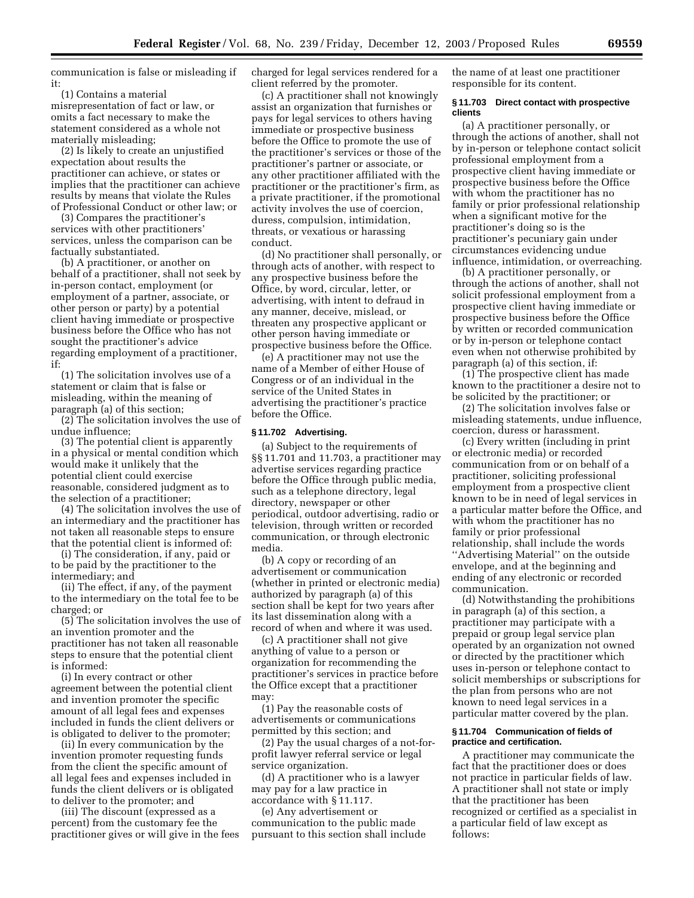communication is false or misleading if it:

(1) Contains a material misrepresentation of fact or law, or omits a fact necessary to make the statement considered as a whole not materially misleading;

(2) Is likely to create an unjustified expectation about results the practitioner can achieve, or states or implies that the practitioner can achieve results by means that violate the Rules of Professional Conduct or other law; or

(3) Compares the practitioner's services with other practitioners' services, unless the comparison can be factually substantiated.

(b) A practitioner, or another on behalf of a practitioner, shall not seek by in-person contact, employment (or employment of a partner, associate, or other person or party) by a potential client having immediate or prospective business before the Office who has not sought the practitioner's advice regarding employment of a practitioner, if:

(1) The solicitation involves use of a statement or claim that is false or misleading, within the meaning of paragraph (a) of this section;

(2) The solicitation involves the use of undue influence;

(3) The potential client is apparently in a physical or mental condition which would make it unlikely that the potential client could exercise reasonable, considered judgment as to the selection of a practitioner;

(4) The solicitation involves the use of an intermediary and the practitioner has not taken all reasonable steps to ensure that the potential client is informed of:

(i) The consideration, if any, paid or to be paid by the practitioner to the intermediary; and

(ii) The effect, if any, of the payment to the intermediary on the total fee to be charged; or

(5) The solicitation involves the use of an invention promoter and the practitioner has not taken all reasonable steps to ensure that the potential client is informed:

(i) In every contract or other agreement between the potential client and invention promoter the specific amount of all legal fees and expenses included in funds the client delivers or is obligated to deliver to the promoter;

(ii) In every communication by the invention promoter requesting funds from the client the specific amount of all legal fees and expenses included in funds the client delivers or is obligated to deliver to the promoter; and

(iii) The discount (expressed as a percent) from the customary fee the practitioner gives or will give in the fees charged for legal services rendered for a client referred by the promoter.

(c) A practitioner shall not knowingly assist an organization that furnishes or pays for legal services to others having immediate or prospective business before the Office to promote the use of the practitioner's services or those of the practitioner's partner or associate, or any other practitioner affiliated with the practitioner or the practitioner's firm, as a private practitioner, if the promotional activity involves the use of coercion, duress, compulsion, intimidation, threats, or vexatious or harassing conduct.

(d) No practitioner shall personally, or through acts of another, with respect to any prospective business before the Office, by word, circular, letter, or advertising, with intent to defraud in any manner, deceive, mislead, or threaten any prospective applicant or other person having immediate or prospective business before the Office.

(e) A practitioner may not use the name of a Member of either House of Congress or of an individual in the service of the United States in advertising the practitioner's practice before the Office.

### § 11.702 Advertising.

(a) Subject to the requirements of §§ 11.701 and 11.703, a practitioner may advertise services regarding practice before the Office through public media, such as a telephone directory, legal directory, newspaper or other periodical, outdoor advertising, radio or television, through written or recorded communication, or through electronic media.

(b) A copy or recording of an advertisement or communication (whether in printed or electronic media) authorized by paragraph (a) of this section shall be kept for two years after its last dissemination along with a record of when and where it was used.

(c) A practitioner shall not give anything of value to a person or organization for recommending the practitioner's services in practice before the Office except that a practitioner may:

(1) Pay the reasonable costs of advertisements or communications permitted by this section; and

(2) Pay the usual charges of a not-for-profit lawyer referral service or legal service organization.

(d) A practitioner who is a lawyer may pay for a law practice in accordance with § 11.117.

(e) Any advertisement or communication to the public made pursuant to this section shall include the name of at least one practitioner responsible for its content.

### § 11.703 Direct contact with prospective clients

(a) A practitioner personally, or through the actions of another, shall not by in-person or telephone contact solicit professional employment from a prospective client having immediate or prospective business before the Office with whom the practitioner has no family or prior professional relationship when a significant motive for the practitioner's doing so is the practitioner's pecuniary gain under circumstances evidencing undue influence, intimidation, or overreaching.

(b) A practitioner personally, or through the actions of another, shall not solicit professional employment from a prospective client having immediate or prospective business before the Office by written or recorded communication or by in-person or telephone contact even when not otherwise prohibited by paragraph (a) of this section, if:

(1) The prospective client has made known to the practitioner a desire not to be solicited by the practitioner; or

(2) The solicitation involves false or misleading statements, undue influence, coercion, duress or harassment.

(c) Every written (including in print or electronic media) or recorded communication from or on behalf of a practitioner, soliciting professional employment from a prospective client known to be in need of legal services in a particular matter before the Office, and with whom the practitioner has no family or prior professional relationship, shall include the words "Advertising Material" on the outside envelope, and at the beginning and ending of any electronic or recorded communication.

(d) Notwithstanding the prohibitions in paragraph (a) of this section, a practitioner may participate with a prepaid or group legal service plan operated by an organization not owned or directed by the practitioner which uses in-person or telephone contact to solicit memberships or subscriptions for the plan from persons who are not known to need legal services in a particular matter covered by the plan.

### § 11.704 Communication of fields of practice and certification.

A practitioner may communicate the fact that the practitioner does or does not practice in particular fields of law. A practitioner shall not state or imply that the practitioner has been recognized or certified as a specialist in a particular field of law except as follows: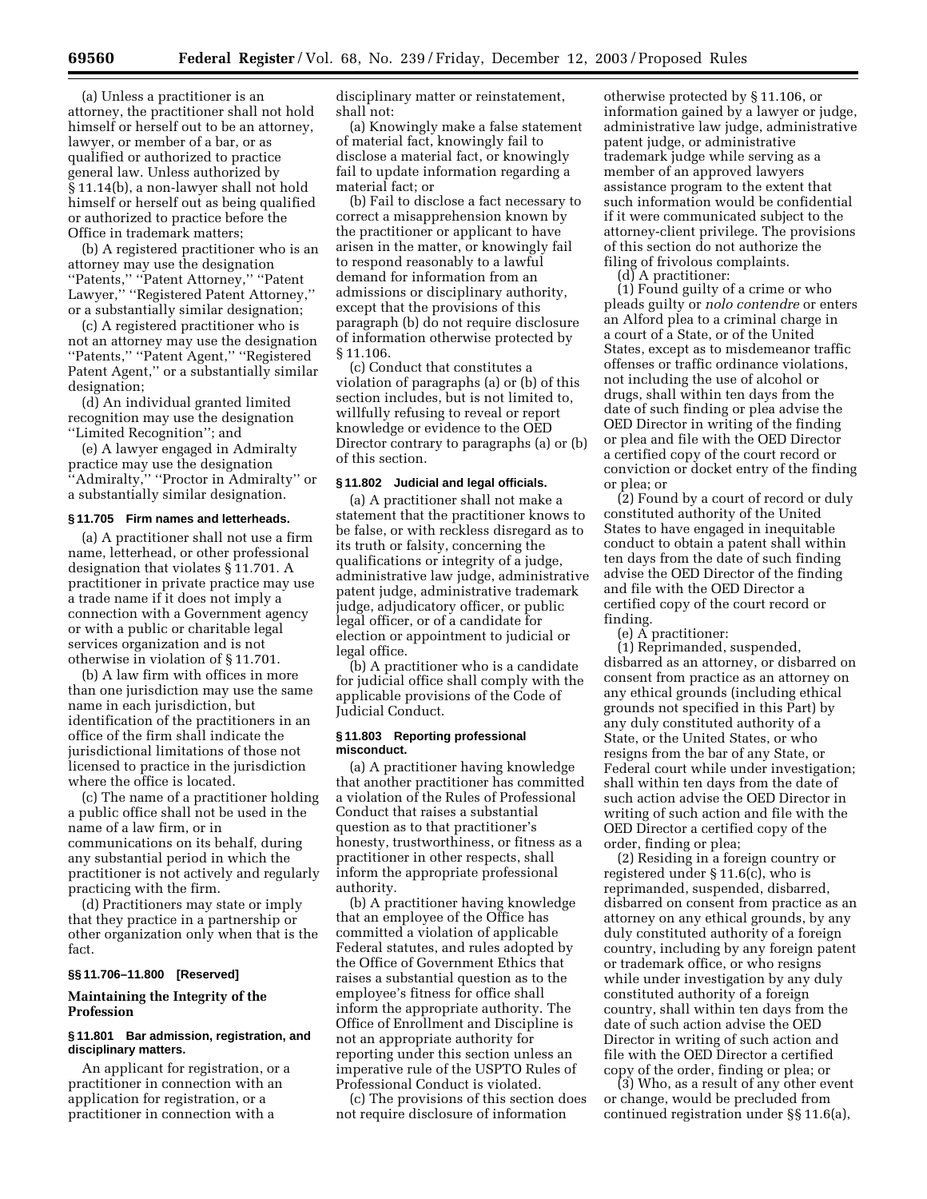(a) Unless a practitioner is an attorney, the practitioner shall not hold himself or herself out to be an attorney, lawyer, or member of a bar, or as qualified or authorized to practice general law. Unless authorized by § 11.14(b), a non-lawyer shall not hold himself or herself out as being qualified or authorized to practice before the Office in trademark matters;

(b) A registered practitioner who is an attorney may use the designation "Patents," "Patent Attorney," "Patent Lawyer," "Registered Patent Attorney," or a substantially similar designation;

(c) A registered practitioner who is not an attorney may use the designation "Patents," "Patent Agent," "Registered Patent Agent," or a substantially similar designation;

(d) An individual granted limited recognition may use the designation "Limited Recognition"; and

(e) A lawyer engaged in Admiralty practice may use the designation "Admiralty," "Proctor in Admiralty" or a substantially similar designation.

#### § 11.705 Firm names and letterheads.

(a) A practitioner shall not use a firm name, letterhead, or other professional designation that violates § 11.701. A practitioner in private practice may use a trade name if it does not imply a connection with a Government agency or with a public or charitable legal services organization and is not otherwise in violation of § 11.701.

(b) A law firm with offices in more than one jurisdiction may use the same name in each jurisdiction, but identification of the practitioners in an office of the firm shall indicate the jurisdictional limitations of those not licensed to practice in the jurisdiction where the office is located.

(c) The name of a practitioner holding a public office shall not be used in the name of a law firm, or in communications on its behalf, during any substantial period in which the practitioner is not actively and regularly practicing with the firm.

(d) Practitioners may state or imply that they practice in a partnership or other organization only when that is the fact.

#### §§ 11.706–11.800 [Reserved]

### Maintaining the Integrity of the Profession

#### § 11.801 Bar admission, registration, and disciplinary matters.

An applicant for registration, or a practitioner in connection with an application for registration, or a practitioner in connection with a disciplinary matter or reinstatement, shall not:

(a) Knowingly make a false statement of material fact, knowingly fail to disclose a material fact, or knowingly fail to update information regarding a material fact; or

(b) Fail to disclose a fact necessary to correct a misapprehension known by the practitioner or applicant to have arisen in the matter, or knowingly fail to respond reasonably to a lawful demand for information from an admissions or disciplinary authority, except that the provisions of this paragraph (b) do not require disclosure of information otherwise protected by § 11.106.

(c) Conduct that constitutes a violation of paragraphs (a) or (b) of this section includes, but is not limited to, willfully refusing to reveal or report knowledge or evidence to the OED Director contrary to paragraphs (a) or (b) of this section.

#### § 11.802 Judicial and legal officials.

(a) A practitioner shall not make a statement that the practitioner knows to be false, or with reckless disregard as to its truth or falsity, concerning the qualifications or integrity of a judge, administrative law judge, administrative patent judge, administrative trademark judge, adjudicatory officer, or public legal officer, or of a candidate for election or appointment to judicial or legal office.

(b) A practitioner who is a candidate for judicial office shall comply with the applicable provisions of the Code of Judicial Conduct.

#### § 11.803 Reporting professional misconduct.

(a) A practitioner having knowledge that another practitioner has committed a violation of the Rules of Professional Conduct that raises a substantial question as to that practitioner's honesty, trustworthiness, or fitness as a practitioner in other respects, shall inform the appropriate professional authority.

(b) A practitioner having knowledge that an employee of the Office has committed a violation of applicable Federal statutes, and rules adopted by the Office of Government Ethics that raises a substantial question as to the employee's fitness for office shall inform the appropriate authority. The Office of Enrollment and Discipline is not an appropriate authority for reporting under this section unless an imperative rule of the USPTO Rules of Professional Conduct is violated.

(c) The provisions of this section does not require disclosure of information otherwise protected by § 11.106, or information gained by a lawyer or judge, administrative law judge, administrative patent judge, or administrative trademark judge while serving as a member of an approved lawyers assistance program to the extent that such information would be confidential if it were communicated subject to the attorney-client privilege. The provisions of this section do not authorize the filing of frivolous complaints.

(d) A practitioner:

(1) Found guilty of a crime or who pleads guilty or *nolo contendre* or enters an Alford plea to a criminal charge in a court of a State, or of the United States, except as to misdemeanor traffic offenses or traffic ordinance violations, not including the use of alcohol or drugs, shall within ten days from the date of such finding or plea advise the OED Director in writing of the finding or plea and file with the OED Director a certified copy of the court record or conviction or docket entry of the finding or plea; or

(2) Found by a court of record or duly constituted authority of the United States to have engaged in inequitable conduct to obtain a patent shall within ten days from the date of such finding advise the OED Director of the finding and file with the OED Director a certified copy of the court record or finding.

(e) A practitioner:

(1) Reprimanded, suspended, disbarred as an attorney, or disbarred on consent from practice as an attorney on any ethical grounds (including ethical grounds not specified in this Part) by any duly constituted authority of a State, or the United States, or who resigns from the bar of any State, or Federal court while under investigation; shall within ten days from the date of such action advise the OED Director in writing of such action and file with the OED Director a certified copy of the order, finding or plea;

(2) Residing in a foreign country or registered under § 11.6(c), who is reprimanded, suspended, disbarred, disbarred on consent from practice as an attorney on any ethical grounds, by any duly constituted authority of a foreign country, including by any foreign patent or trademark office, or who resigns while under investigation by any duly constituted authority of a foreign country, shall within ten days from the date of such action advise the OED Director in writing of such action and file with the OED Director a certified copy of the order, finding or plea; or

(3) Who, as a result of any other event or change, would be precluded from continued registration under §§ 11.6(a),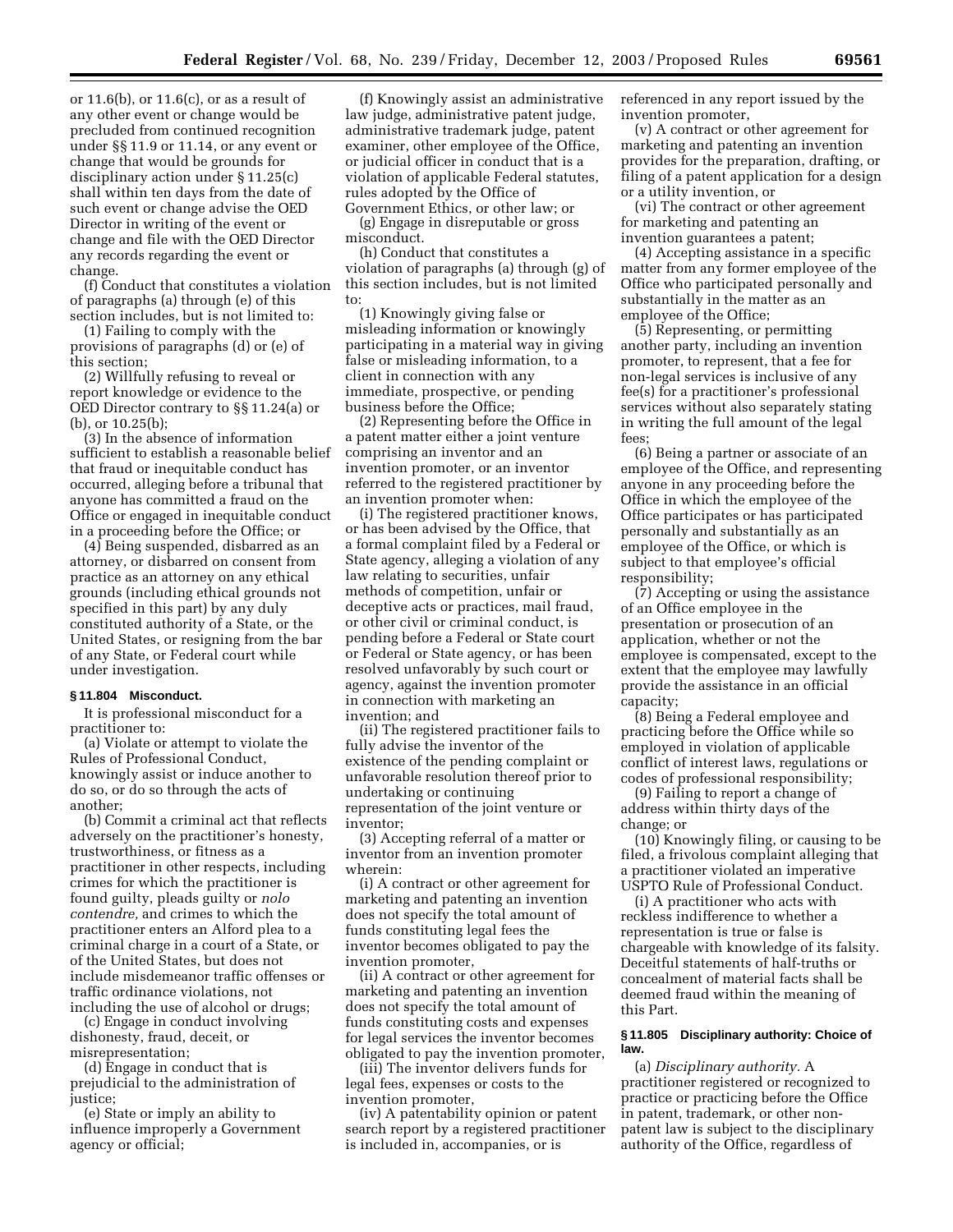or 11.6(b), or 11.6(c), or as a result of any other event or change would be precluded from continued recognition under §§ 11.9 or 11.14, or any event or change that would be grounds for disciplinary action under § 11.25(c) shall within ten days from the date of such event or change advise the OED Director in writing of the event or change and file with the OED Director any records regarding the event or change.

(f) Conduct that constitutes a violation of paragraphs (a) through (e) of this section includes, but is not limited to:

(1) Failing to comply with the provisions of paragraphs (d) or (e) of this section;

(2) Willfully refusing to reveal or report knowledge or evidence to the OED Director contrary to §§ 11.24(a) or (b), or 10.25(b);

(3) In the absence of information sufficient to establish a reasonable belief that fraud or inequitable conduct has occurred, alleging before a tribunal that anyone has committed a fraud on the Office or engaged in inequitable conduct in a proceeding before the Office; or

(4) Being suspended, disbarred as an attorney, or disbarred on consent from practice as an attorney on any ethical grounds (including ethical grounds not specified in this part) by any duly constituted authority of a State, or the United States, or resigning from the bar of any State, or Federal court while under investigation.

### § 11.804 Misconduct.

It is professional misconduct for a practitioner to:

(a) Violate or attempt to violate the Rules of Professional Conduct, knowingly assist or induce another to do so, or do so through the acts of another;

(b) Commit a criminal act that reflects adversely on the practitioner's honesty, trustworthiness, or fitness as a practitioner in other respects, including crimes for which the practitioner is found guilty, pleads guilty or *nolo contendre,* and crimes to which the practitioner enters an Alford plea to a criminal charge in a court of a State, or of the United States, but does not include misdemeanor traffic offenses or traffic ordinance violations, not including the use of alcohol or drugs;

(c) Engage in conduct involving dishonesty, fraud, deceit, or misrepresentation;

(d) Engage in conduct that is prejudicial to the administration of justice;

(e) State or imply an ability to influence improperly a Government agency or official;

(f) Knowingly assist an administrative law judge, administrative patent judge, administrative trademark judge, patent examiner, other employee of the Office, or judicial officer in conduct that is a violation of applicable Federal statutes, rules adopted by the Office of Government Ethics, or other law; or

(g) Engage in disreputable or gross misconduct.

(h) Conduct that constitutes a violation of paragraphs (a) through (g) of this section includes, but is not limited to:

(1) Knowingly giving false or misleading information or knowingly participating in a material way in giving false or misleading information, to a client in connection with any immediate, prospective, or pending business before the Office;

(2) Representing before the Office in a patent matter either a joint venture comprising an inventor and an invention promoter, or an inventor referred to the registered practitioner by an invention promoter when:

(i) The registered practitioner knows, or has been advised by the Office, that a formal complaint filed by a Federal or State agency, alleging a violation of any law relating to securities, unfair methods of competition, unfair or deceptive acts or practices, mail fraud, or other civil or criminal conduct, is pending before a Federal or State court or Federal or State agency, or has been resolved unfavorably by such court or agency, against the invention promoter in connection with marketing an invention; and

(ii) The registered practitioner fails to fully advise the inventor of the existence of the pending complaint or unfavorable resolution thereof prior to undertaking or continuing representation of the joint venture or inventor;

(3) Accepting referral of a matter or inventor from an invention promoter wherein:

(i) A contract or other agreement for marketing and patenting an invention does not specify the total amount of funds constituting legal fees the inventor becomes obligated to pay the invention promoter,

(ii) A contract or other agreement for marketing and patenting an invention does not specify the total amount of funds constituting costs and expenses for legal services the inventor becomes obligated to pay the invention promoter,

(iii) The inventor delivers funds for legal fees, expenses or costs to the invention promoter,

(iv) A patentability opinion or patent search report by a registered practitioner is included in, accompanies, or is referenced in any report issued by the invention promoter,

(v) A contract or other agreement for marketing and patenting an invention provides for the preparation, drafting, or filing of a patent application for a design or a utility invention, or

(vi) The contract or other agreement for marketing and patenting an invention guarantees a patent;

(4) Accepting assistance in a specific matter from any former employee of the Office who participated personally and substantially in the matter as an employee of the Office;

(5) Representing, or permitting another party, including an invention promoter, to represent, that a fee for non-legal services is inclusive of any fee(s) for a practitioner's professional services without also separately stating in writing the full amount of the legal fees;

(6) Being a partner or associate of an employee of the Office, and representing anyone in any proceeding before the Office in which the employee of the Office participates or has participated personally and substantially as an employee of the Office, or which is subject to that employee's official responsibility;

(7) Accepting or using the assistance of an Office employee in the presentation or prosecution of an application, whether or not the employee is compensated, except to the extent that the employee may lawfully provide the assistance in an official capacity;

(8) Being a Federal employee and practicing before the Office while so employed in violation of applicable conflict of interest laws, regulations or codes of professional responsibility;

(9) Failing to report a change of address within thirty days of the change; or

(10) Knowingly filing, or causing to be filed, a frivolous complaint alleging that a practitioner violated an imperative USPTO Rule of Professional Conduct.

(i) A practitioner who acts with reckless indifference to whether a representation is true or false is chargeable with knowledge of its falsity. Deceitful statements of half-truths or concealment of material facts shall be deemed fraud within the meaning of this Part.

### § 11.805 Disciplinary authority: Choice of law.

(a) *Disciplinary authority.* A practitioner registered or recognized to practice or practicing before the Office in patent, trademark, or other non-patent law is subject to the disciplinary authority of the Office, regardless of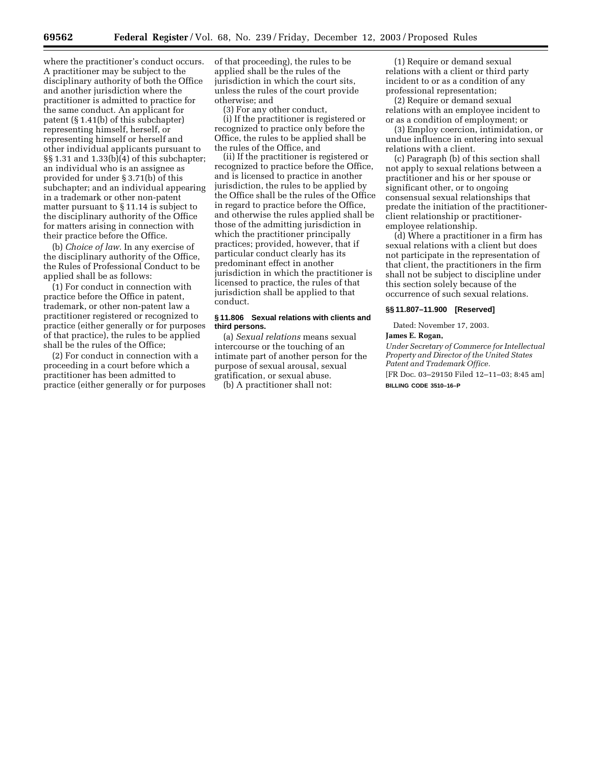where the practitioner's conduct occurs. A practitioner may be subject to the disciplinary authority of both the Office and another jurisdiction where the practitioner is admitted to practice for the same conduct. An applicant for patent (§ 1.41(b) of this subchapter) representing himself, herself, or representing himself or herself and other individual applicants pursuant to §§ 1.31 and 1.33(b)(4) of this subchapter; an individual who is an assignee as provided for under § 3.71(b) of this subchapter; and an individual appearing in a trademark or other non-patent matter pursuant to § 11.14 is subject to the disciplinary authority of the Office for matters arising in connection with their practice before the Office.

(b) *Choice of law.* In any exercise of the disciplinary authority of the Office, the Rules of Professional Conduct to be applied shall be as follows:

(1) For conduct in connection with practice before the Office in patent, trademark, or other non-patent law a practitioner registered or recognized to practice (either generally or for purposes of that practice), the rules to be applied shall be the rules of the Office;

(2) For conduct in connection with a proceeding in a court before which a practitioner has been admitted to practice (either generally or for purposes of that proceeding), the rules to be applied shall be the rules of the jurisdiction in which the court sits, unless the rules of the court provide otherwise; and

(3) For any other conduct,

(i) If the practitioner is registered or recognized to practice only before the Office, the rules to be applied shall be the rules of the Office, and

(ii) If the practitioner is registered or recognized to practice before the Office, and is licensed to practice in another jurisdiction, the rules to be applied by the Office shall be the rules of the Office in regard to practice before the Office, and otherwise the rules applied shall be those of the admitting jurisdiction in which the practitioner principally practices; provided, however, that if particular conduct clearly has its predominant effect in another jurisdiction in which the practitioner is licensed to practice, the rules of that jurisdiction shall be applied to that conduct.

### § 11.806 Sexual relations with clients and third persons.

(a) *Sexual relations* means sexual intercourse or the touching of an intimate part of another person for the purpose of sexual arousal, sexual gratification, or sexual abuse.

(b) A practitioner shall not:

(1) Require or demand sexual relations with a client or third party incident to or as a condition of any professional representation;

(2) Require or demand sexual relations with an employee incident to or as a condition of employment; or

(3) Employ coercion, intimidation, or undue influence in entering into sexual relations with a client.

(c) Paragraph (b) of this section shall not apply to sexual relations between a practitioner and his or her spouse or significant other, or to ongoing consensual sexual relationships that predate the initiation of the practitioner-client relationship or practitioner-employee relationship.

(d) Where a practitioner in a firm has sexual relations with a client but does not participate in the representation of that client, the practitioners in the firm shall not be subject to discipline under this section solely because of the occurrence of such sexual relations.

### §§ 11.807–11.900 [Reserved]

Dated: November 17, 2003.

**James E. Rogan,**

*Under Secretary of Commerce for Intellectual Property and Director of the United States Patent and Trademark Office.*

[FR Doc. 03–29150 Filed 12–11–03; 8:45 am]

BILLING CODE 3510–16–P